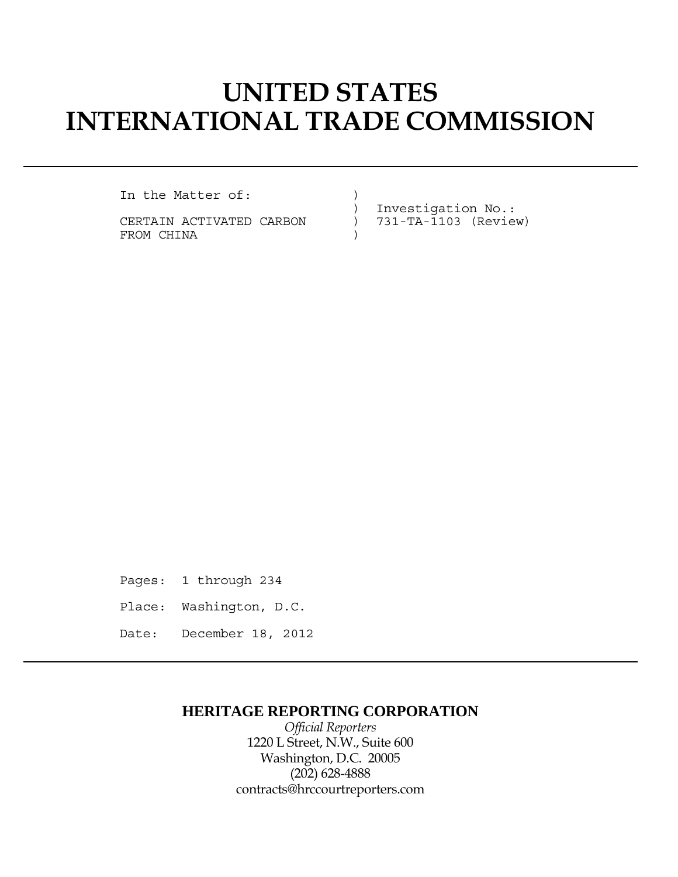# UNITED STATES INTERNATIONAL TRADE COMMISSION

```
In the Matter of:              )
                               )  Investigation No.:
CERTAIN ACTIVATED CARBON       )  731-TA-1103 (Review)
FROM CHINA                     )
```

Pages: 1 through 234

Place: Washington, D.C.

Date: December 18, 2012

**HERITAGE REPORTING CORPORATION**

*Official Reporters*

1220 L Street, N.W., Suite 600

Washington, D.C. 20005

(202) 628-4888

contracts@hrccourtreporters.com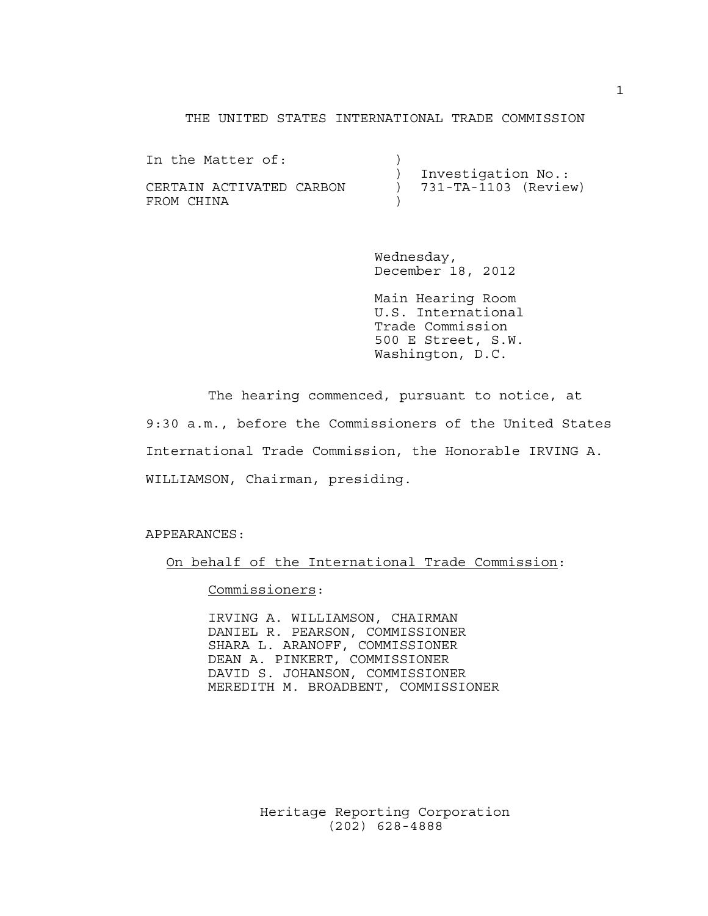THE UNITED STATES INTERNATIONAL TRADE COMMISSION

```
In the Matter of:            )
                             )  Investigation No.:
CERTAIN ACTIVATED CARBON     )  731-TA-1103 (Review)
FROM CHINA                   )
```

Wednesday,
December 18, 2012

Main Hearing Room
U.S. International
Trade Commission
500 E Street, S.W.
Washington, D.C.

The hearing commenced, pursuant to notice, at 9:30 a.m., before the Commissioners of the United States International Trade Commission, the Honorable IRVING A. WILLIAMSON, Chairman, presiding.

APPEARANCES:

On behalf of the International Trade Commission:

Commissioners:

IRVING A. WILLIAMSON, CHAIRMAN
DANIEL R. PEARSON, COMMISSIONER
SHARA L. ARANOFF, COMMISSIONER
DEAN A. PINKERT, COMMISSIONER
DAVID S. JOHANSON, COMMISSIONER
MEREDITH M. BROADBENT, COMMISSIONER

Heritage Reporting Corporation
(202) 628-4888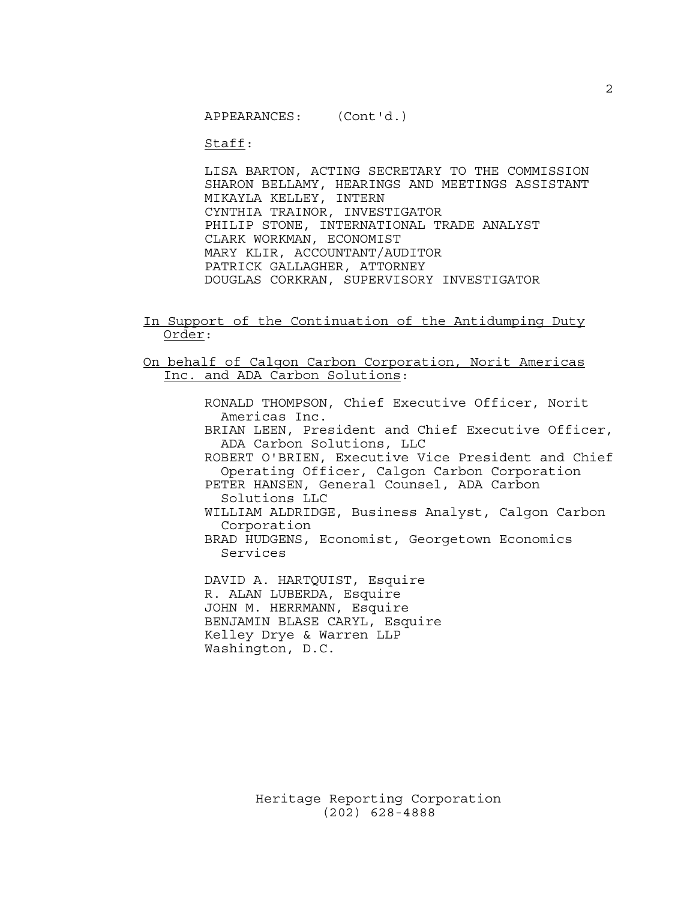APPEARANCES: (Cont'd.)

Staff:

LISA BARTON, ACTING SECRETARY TO THE COMMISSION
SHARON BELLAMY, HEARINGS AND MEETINGS ASSISTANT
MIKAYLA KELLEY, INTERN
CYNTHIA TRAINOR, INVESTIGATOR
PHILIP STONE, INTERNATIONAL TRADE ANALYST
CLARK WORKMAN, ECONOMIST
MARY KLIR, ACCOUNTANT/AUDITOR
PATRICK GALLAGHER, ATTORNEY
DOUGLAS CORKRAN, SUPERVISORY INVESTIGATOR

In Support of the Continuation of the Antidumping Duty Order:

On behalf of Calgon Carbon Corporation, Norit Americas Inc. and ADA Carbon Solutions:

RONALD THOMPSON, Chief Executive Officer, Norit Americas Inc.
BRIAN LEEN, President and Chief Executive Officer, ADA Carbon Solutions, LLC
ROBERT O'BRIEN, Executive Vice President and Chief Operating Officer, Calgon Carbon Corporation
PETER HANSEN, General Counsel, ADA Carbon Solutions LLC
WILLIAM ALDRIDGE, Business Analyst, Calgon Carbon Corporation
BRAD HUDGENS, Economist, Georgetown Economics Services

DAVID A. HARTQUIST, Esquire
R. ALAN LUBERDA, Esquire
JOHN M. HERRMANN, Esquire
BENJAMIN BLASE CARYL, Esquire
Kelley Drye & Warren LLP
Washington, D.C.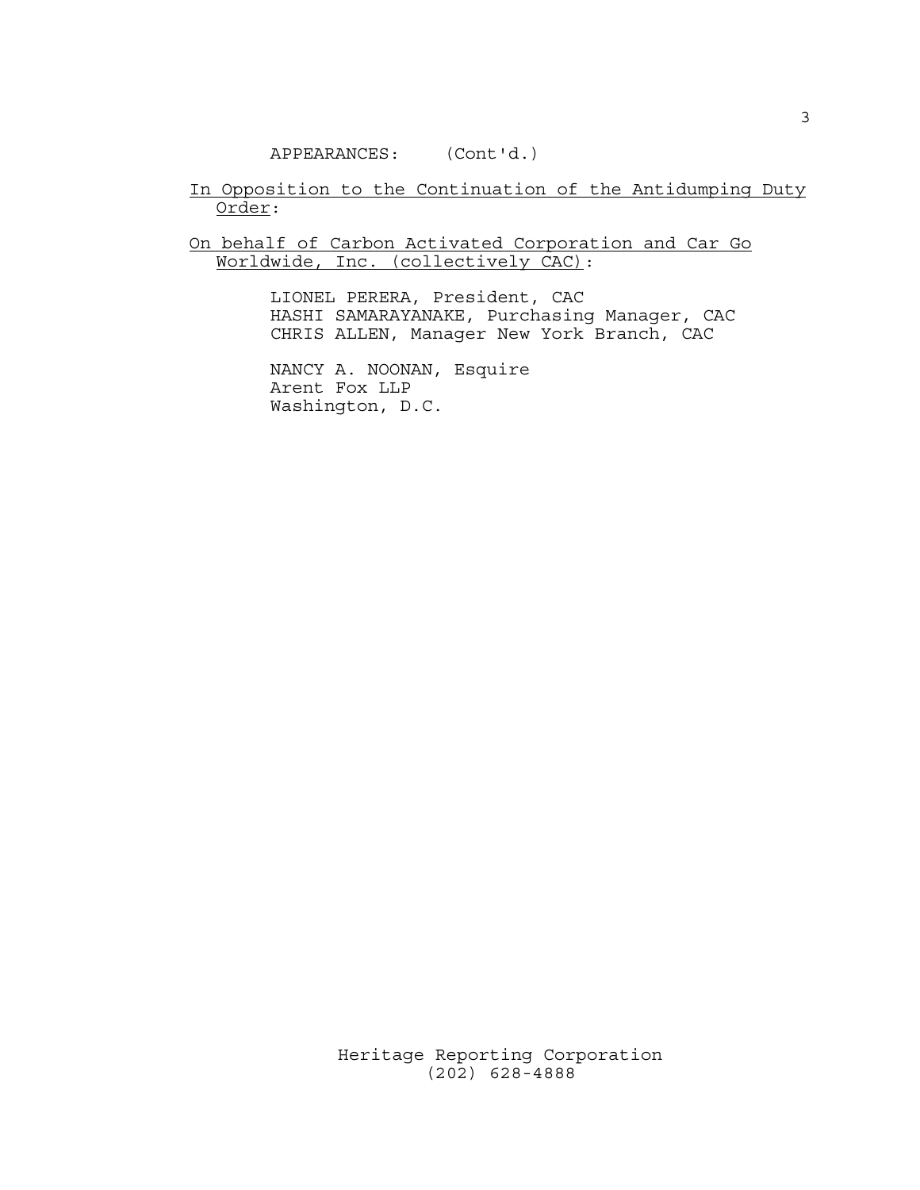APPEARANCES: (Cont'd.)

<u>In Opposition to the Continuation of the Antidumping Duty Order</u>:

<u>On behalf of Carbon Activated Corporation and Car Go Worldwide, Inc. (collectively CAC)</u>:

LIONEL PERERA, President, CAC
HASHI SAMARAYANAKE, Purchasing Manager, CAC
CHRIS ALLEN, Manager New York Branch, CAC

NANCY A. NOONAN, Esquire
Arent Fox LLP
Washington, D.C.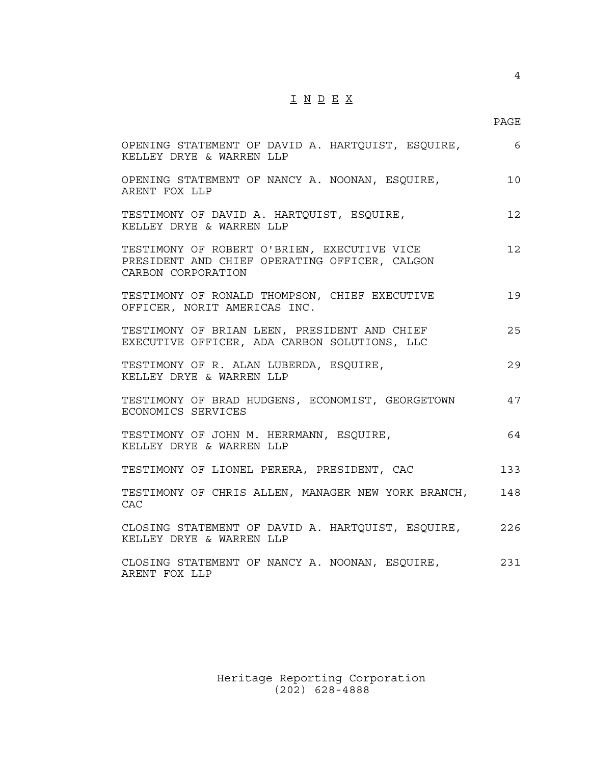# I N D E X

| | PAGE |
|---|---|
| OPENING STATEMENT OF DAVID A. HARTQUIST, ESQUIRE, KELLEY DRYE & WARREN LLP | 6 |
| OPENING STATEMENT OF NANCY A. NOONAN, ESQUIRE, ARENT FOX LLP | 10 |
| TESTIMONY OF DAVID A. HARTQUIST, ESQUIRE, KELLEY DRYE & WARREN LLP | 12 |
| TESTIMONY OF ROBERT O'BRIEN, EXECUTIVE VICE PRESIDENT AND CHIEF OPERATING OFFICER, CALGON CARBON CORPORATION | 12 |
| TESTIMONY OF RONALD THOMPSON, CHIEF EXECUTIVE OFFICER, NORIT AMERICAS INC. | 19 |
| TESTIMONY OF BRIAN LEEN, PRESIDENT AND CHIEF EXECUTIVE OFFICER, ADA CARBON SOLUTIONS, LLC | 25 |
| TESTIMONY OF R. ALAN LUBERDA, ESQUIRE, KELLEY DRYE & WARREN LLP | 29 |
| TESTIMONY OF BRAD HUDGENS, ECONOMIST, GEORGETOWN ECONOMICS SERVICES | 47 |
| TESTIMONY OF JOHN M. HERRMANN, ESQUIRE, KELLEY DRYE & WARREN LLP | 64 |
| TESTIMONY OF LIONEL PERERA, PRESIDENT, CAC | 133 |
| TESTIMONY OF CHRIS ALLEN, MANAGER NEW YORK BRANCH, CAC | 148 |
| CLOSING STATEMENT OF DAVID A. HARTQUIST, ESQUIRE, KELLEY DRYE & WARREN LLP | 226 |
| CLOSING STATEMENT OF NANCY A. NOONAN, ESQUIRE, ARENT FOX LLP | 231 |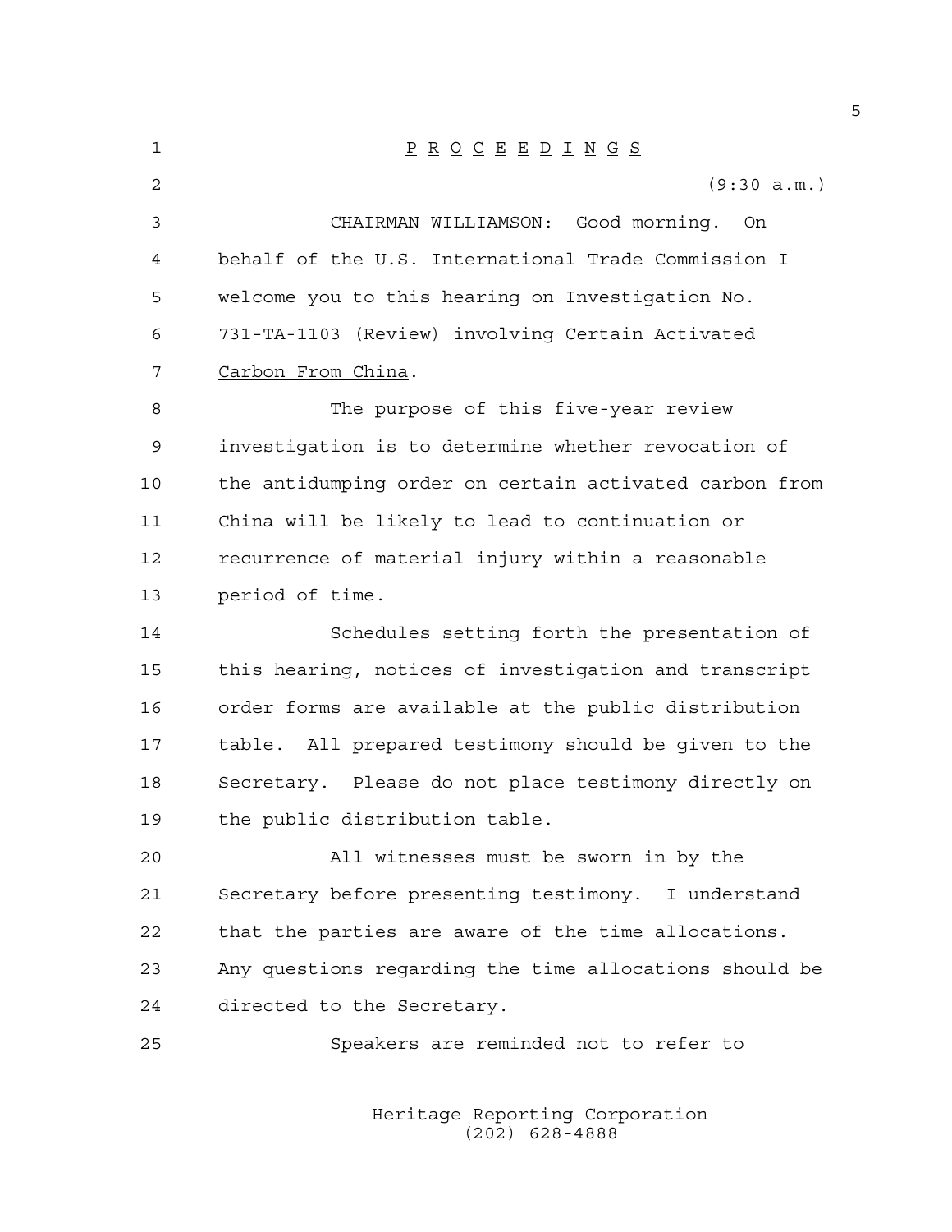P R O C E E D I N G S

(9:30 a.m.)

CHAIRMAN WILLIAMSON: Good morning. On behalf of the U.S. International Trade Commission I welcome you to this hearing on Investigation No. 731-TA-1103 (Review) involving Certain Activated Carbon From China.

The purpose of this five-year review investigation is to determine whether revocation of the antidumping order on certain activated carbon from China will be likely to lead to continuation or recurrence of material injury within a reasonable period of time.

Schedules setting forth the presentation of this hearing, notices of investigation and transcript order forms are available at the public distribution table. All prepared testimony should be given to the Secretary. Please do not place testimony directly on the public distribution table.

All witnesses must be sworn in by the Secretary before presenting testimony. I understand that the parties are aware of the time allocations. Any questions regarding the time allocations should be directed to the Secretary.

Speakers are reminded not to refer to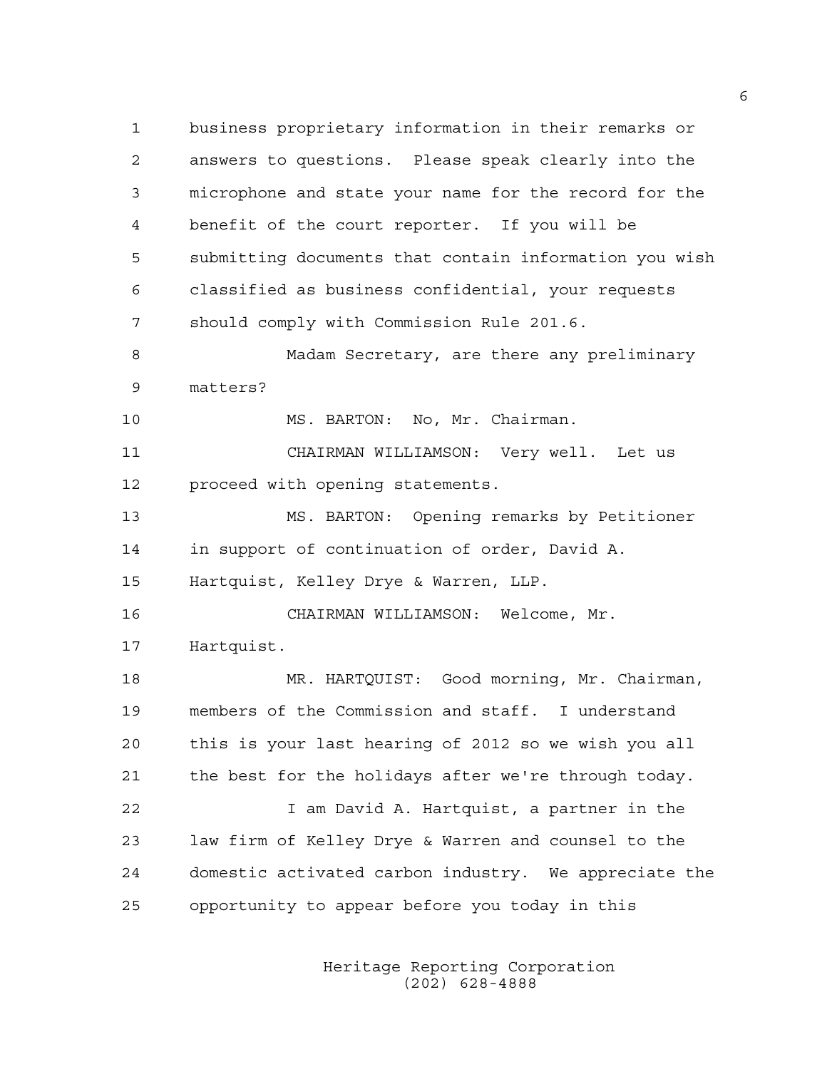business proprietary information in their remarks or answers to questions. Please speak clearly into the microphone and state your name for the record for the benefit of the court reporter. If you will be submitting documents that contain information you wish classified as business confidential, your requests should comply with Commission Rule 201.6.

Madam Secretary, are there any preliminary matters?

MS. BARTON: No, Mr. Chairman.

CHAIRMAN WILLIAMSON: Very well. Let us proceed with opening statements.

MS. BARTON: Opening remarks by Petitioner in support of continuation of order, David A. Hartquist, Kelley Drye & Warren, LLP.

CHAIRMAN WILLIAMSON: Welcome, Mr. Hartquist.

MR. HARTQUIST: Good morning, Mr. Chairman, members of the Commission and staff. I understand this is your last hearing of 2012 so we wish you all the best for the holidays after we're through today.

I am David A. Hartquist, a partner in the law firm of Kelley Drye & Warren and counsel to the domestic activated carbon industry. We appreciate the opportunity to appear before you today in this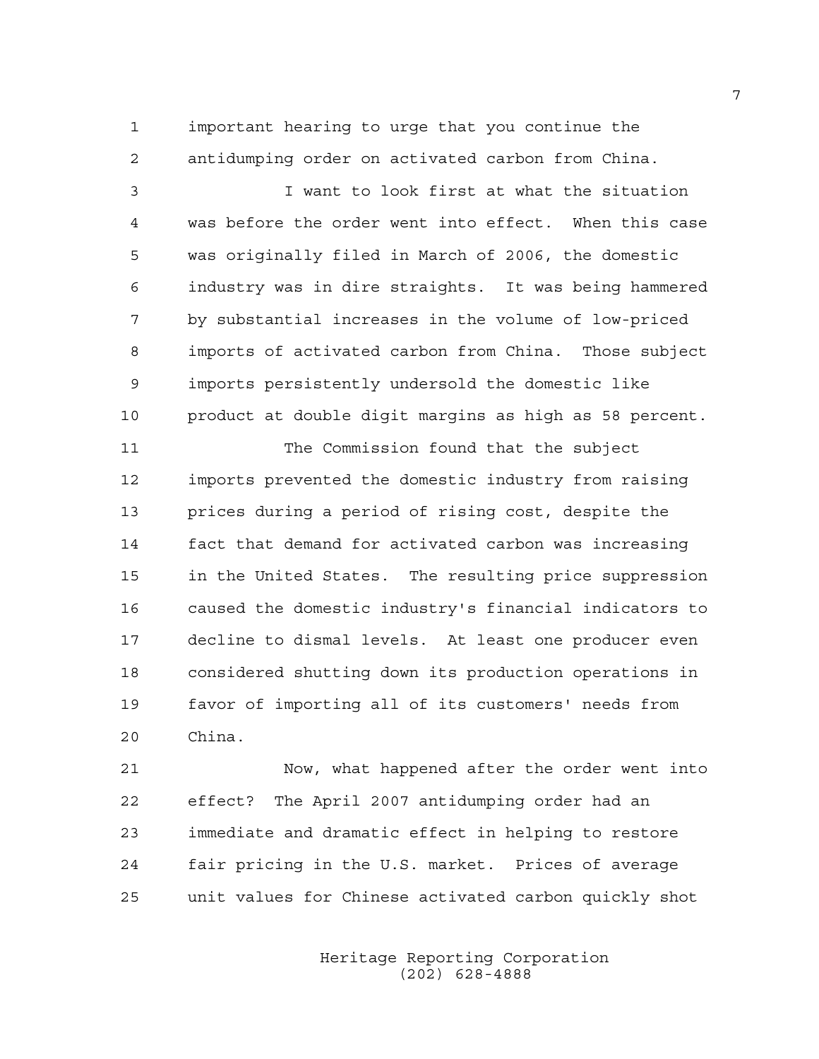important hearing to urge that you continue the antidumping order on activated carbon from China.

I want to look first at what the situation was before the order went into effect. When this case was originally filed in March of 2006, the domestic industry was in dire straights. It was being hammered by substantial increases in the volume of low-priced imports of activated carbon from China. Those subject imports persistently undersold the domestic like product at double digit margins as high as 58 percent.

The Commission found that the subject imports prevented the domestic industry from raising prices during a period of rising cost, despite the fact that demand for activated carbon was increasing in the United States. The resulting price suppression caused the domestic industry's financial indicators to decline to dismal levels. At least one producer even considered shutting down its production operations in favor of importing all of its customers' needs from China.

Now, what happened after the order went into effect? The April 2007 antidumping order had an immediate and dramatic effect in helping to restore fair pricing in the U.S. market. Prices of average unit values for Chinese activated carbon quickly shot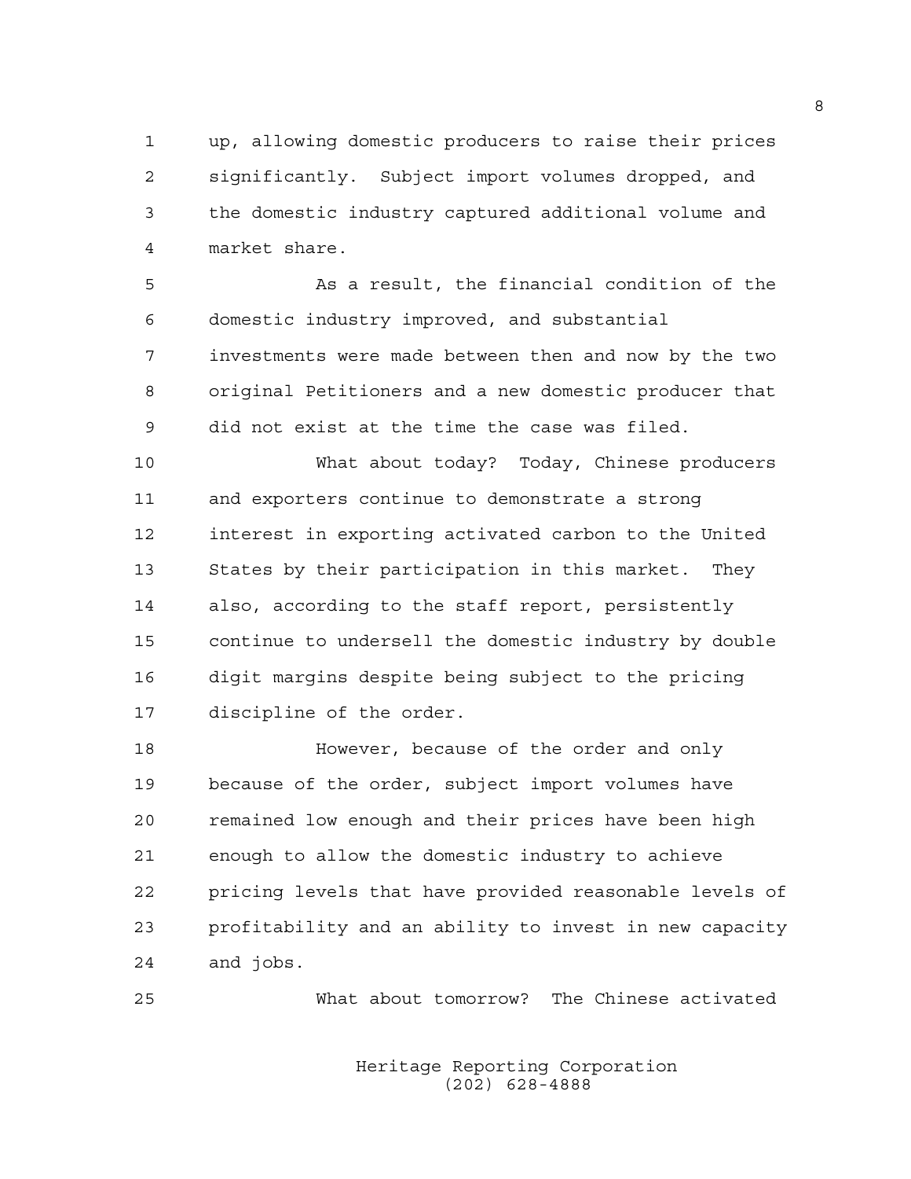up, allowing domestic producers to raise their prices significantly. Subject import volumes dropped, and the domestic industry captured additional volume and market share.

As a result, the financial condition of the domestic industry improved, and substantial investments were made between then and now by the two original Petitioners and a new domestic producer that did not exist at the time the case was filed.

What about today? Today, Chinese producers and exporters continue to demonstrate a strong interest in exporting activated carbon to the United States by their participation in this market. They also, according to the staff report, persistently continue to undersell the domestic industry by double digit margins despite being subject to the pricing discipline of the order.

However, because of the order and only because of the order, subject import volumes have remained low enough and their prices have been high enough to allow the domestic industry to achieve pricing levels that have provided reasonable levels of profitability and an ability to invest in new capacity and jobs.

What about tomorrow? The Chinese activated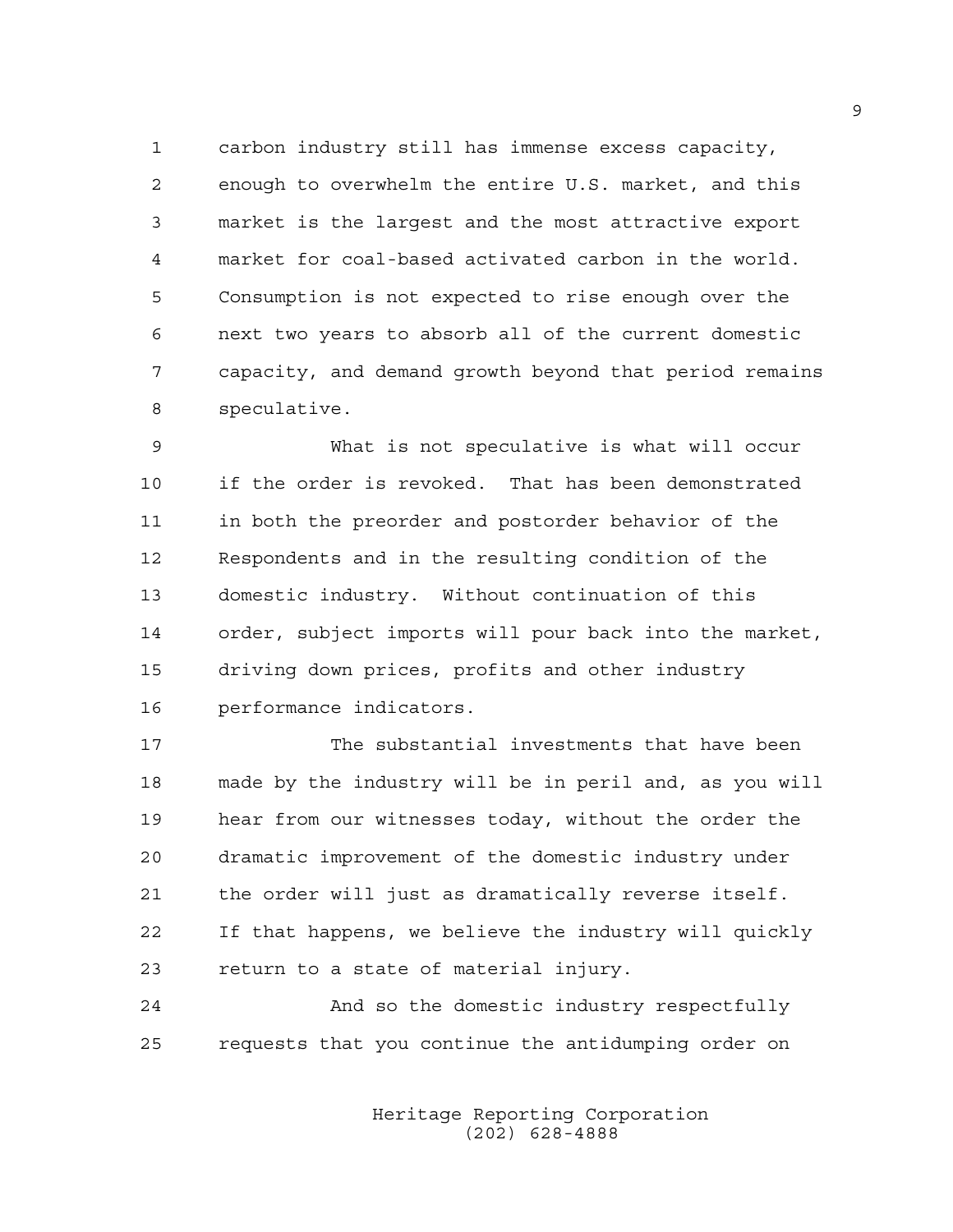carbon industry still has immense excess capacity, enough to overwhelm the entire U.S. market, and this market is the largest and the most attractive export market for coal-based activated carbon in the world. Consumption is not expected to rise enough over the next two years to absorb all of the current domestic capacity, and demand growth beyond that period remains speculative.

What is not speculative is what will occur if the order is revoked. That has been demonstrated in both the preorder and postorder behavior of the Respondents and in the resulting condition of the domestic industry. Without continuation of this order, subject imports will pour back into the market, driving down prices, profits and other industry performance indicators.

The substantial investments that have been made by the industry will be in peril and, as you will hear from our witnesses today, without the order the dramatic improvement of the domestic industry under the order will just as dramatically reverse itself. If that happens, we believe the industry will quickly return to a state of material injury.

And so the domestic industry respectfully requests that you continue the antidumping order on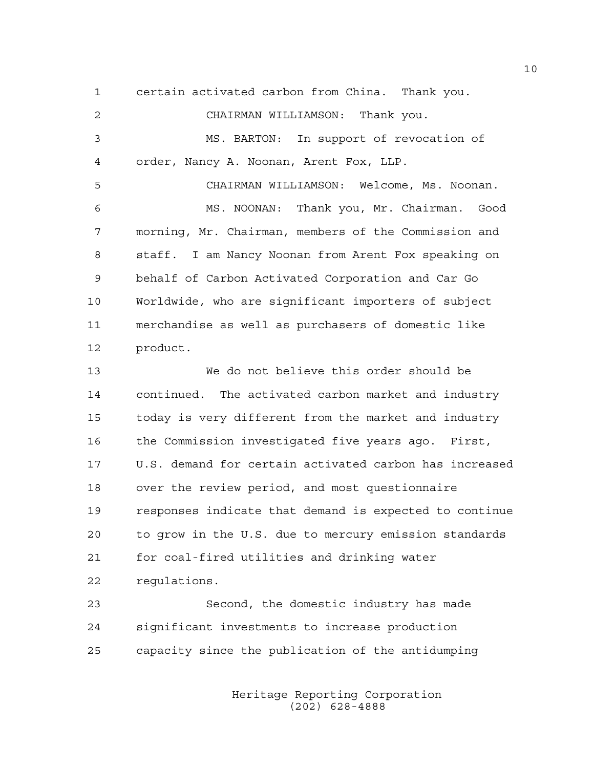certain activated carbon from China. Thank you.

CHAIRMAN WILLIAMSON: Thank you.

MS. BARTON: In support of revocation of order, Nancy A. Noonan, Arent Fox, LLP.

CHAIRMAN WILLIAMSON: Welcome, Ms. Noonan.

MS. NOONAN: Thank you, Mr. Chairman. Good morning, Mr. Chairman, members of the Commission and staff. I am Nancy Noonan from Arent Fox speaking on behalf of Carbon Activated Corporation and Car Go Worldwide, who are significant importers of subject merchandise as well as purchasers of domestic like product.

We do not believe this order should be continued. The activated carbon market and industry today is very different from the market and industry the Commission investigated five years ago. First, U.S. demand for certain activated carbon has increased over the review period, and most questionnaire responses indicate that demand is expected to continue to grow in the U.S. due to mercury emission standards for coal-fired utilities and drinking water regulations.

Second, the domestic industry has made significant investments to increase production capacity since the publication of the antidumping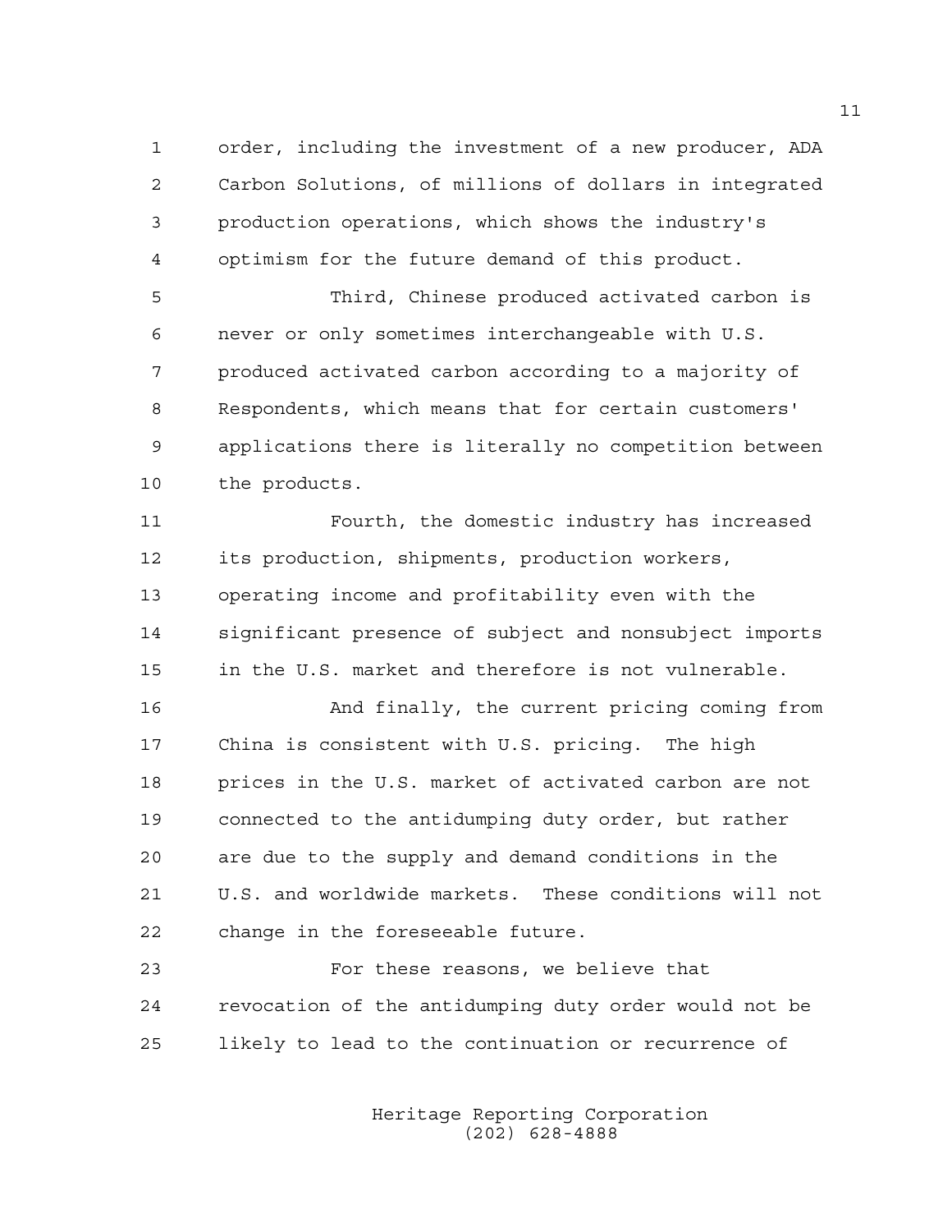order, including the investment of a new producer, ADA Carbon Solutions, of millions of dollars in integrated production operations, which shows the industry's optimism for the future demand of this product.

Third, Chinese produced activated carbon is never or only sometimes interchangeable with U.S. produced activated carbon according to a majority of Respondents, which means that for certain customers' applications there is literally no competition between the products.

Fourth, the domestic industry has increased its production, shipments, production workers, operating income and profitability even with the significant presence of subject and nonsubject imports in the U.S. market and therefore is not vulnerable.

And finally, the current pricing coming from China is consistent with U.S. pricing. The high prices in the U.S. market of activated carbon are not connected to the antidumping duty order, but rather are due to the supply and demand conditions in the U.S. and worldwide markets. These conditions will not change in the foreseeable future.

For these reasons, we believe that revocation of the antidumping duty order would not be likely to lead to the continuation or recurrence of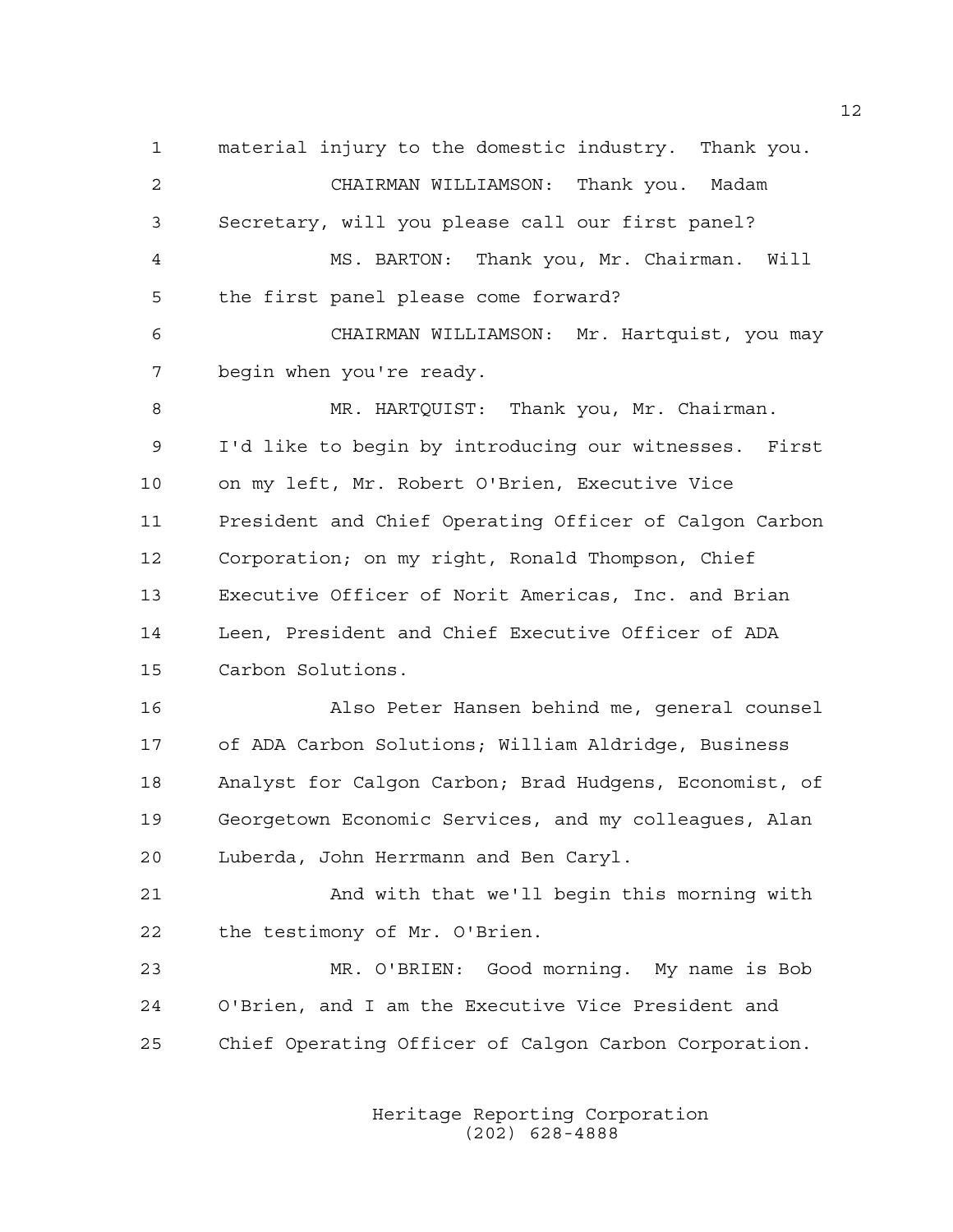material injury to the domestic industry. Thank you.

CHAIRMAN WILLIAMSON: Thank you. Madam Secretary, will you please call our first panel?

MS. BARTON: Thank you, Mr. Chairman. Will the first panel please come forward?

CHAIRMAN WILLIAMSON: Mr. Hartquist, you may begin when you're ready.

MR. HARTQUIST: Thank you, Mr. Chairman. I'd like to begin by introducing our witnesses. First on my left, Mr. Robert O'Brien, Executive Vice President and Chief Operating Officer of Calgon Carbon Corporation; on my right, Ronald Thompson, Chief Executive Officer of Norit Americas, Inc. and Brian Leen, President and Chief Executive Officer of ADA Carbon Solutions.

Also Peter Hansen behind me, general counsel of ADA Carbon Solutions; William Aldridge, Business Analyst for Calgon Carbon; Brad Hudgens, Economist, of Georgetown Economic Services, and my colleagues, Alan Luberda, John Herrmann and Ben Caryl.

And with that we'll begin this morning with the testimony of Mr. O'Brien.

MR. O'BRIEN: Good morning. My name is Bob O'Brien, and I am the Executive Vice President and Chief Operating Officer of Calgon Carbon Corporation.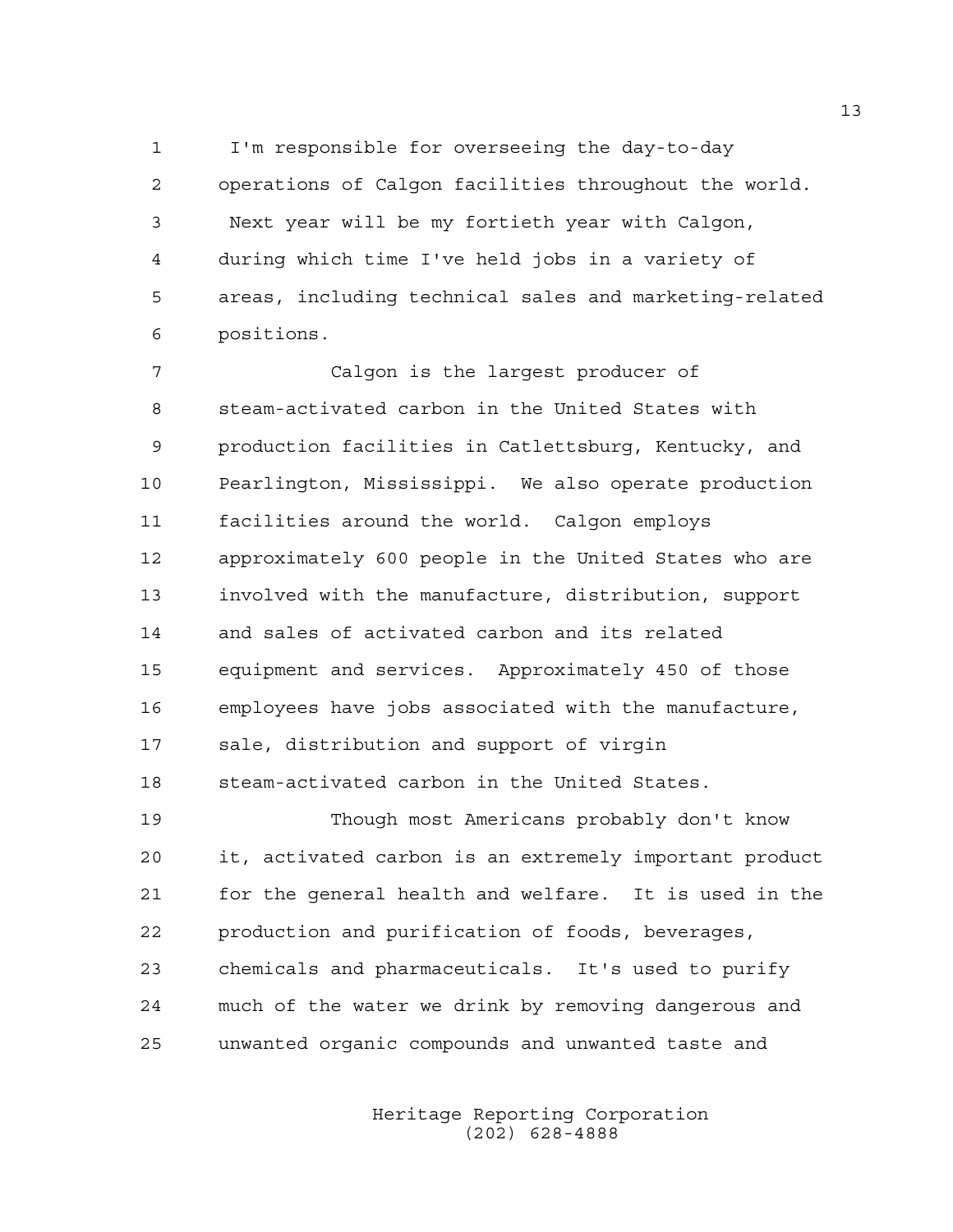I'm responsible for overseeing the day-to-day operations of Calgon facilities throughout the world. Next year will be my fortieth year with Calgon, during which time I've held jobs in a variety of areas, including technical sales and marketing-related positions.

Calgon is the largest producer of steam-activated carbon in the United States with production facilities in Catlettsburg, Kentucky, and Pearlington, Mississippi. We also operate production facilities around the world. Calgon employs approximately 600 people in the United States who are involved with the manufacture, distribution, support and sales of activated carbon and its related equipment and services. Approximately 450 of those employees have jobs associated with the manufacture, sale, distribution and support of virgin steam-activated carbon in the United States.

Though most Americans probably don't know it, activated carbon is an extremely important product for the general health and welfare. It is used in the production and purification of foods, beverages, chemicals and pharmaceuticals. It's used to purify much of the water we drink by removing dangerous and unwanted organic compounds and unwanted taste and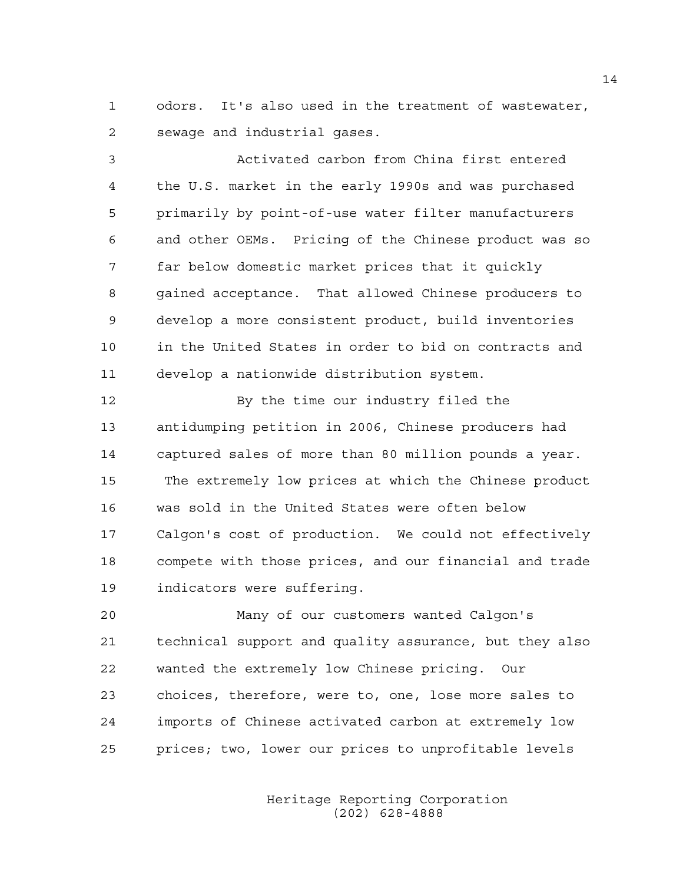odors. It's also used in the treatment of wastewater, sewage and industrial gases.

Activated carbon from China first entered the U.S. market in the early 1990s and was purchased primarily by point-of-use water filter manufacturers and other OEMs. Pricing of the Chinese product was so far below domestic market prices that it quickly gained acceptance. That allowed Chinese producers to develop a more consistent product, build inventories in the United States in order to bid on contracts and develop a nationwide distribution system.

By the time our industry filed the antidumping petition in 2006, Chinese producers had captured sales of more than 80 million pounds a year. The extremely low prices at which the Chinese product was sold in the United States were often below Calgon's cost of production. We could not effectively compete with those prices, and our financial and trade indicators were suffering.

Many of our customers wanted Calgon's technical support and quality assurance, but they also wanted the extremely low Chinese pricing. Our choices, therefore, were to, one, lose more sales to imports of Chinese activated carbon at extremely low prices; two, lower our prices to unprofitable levels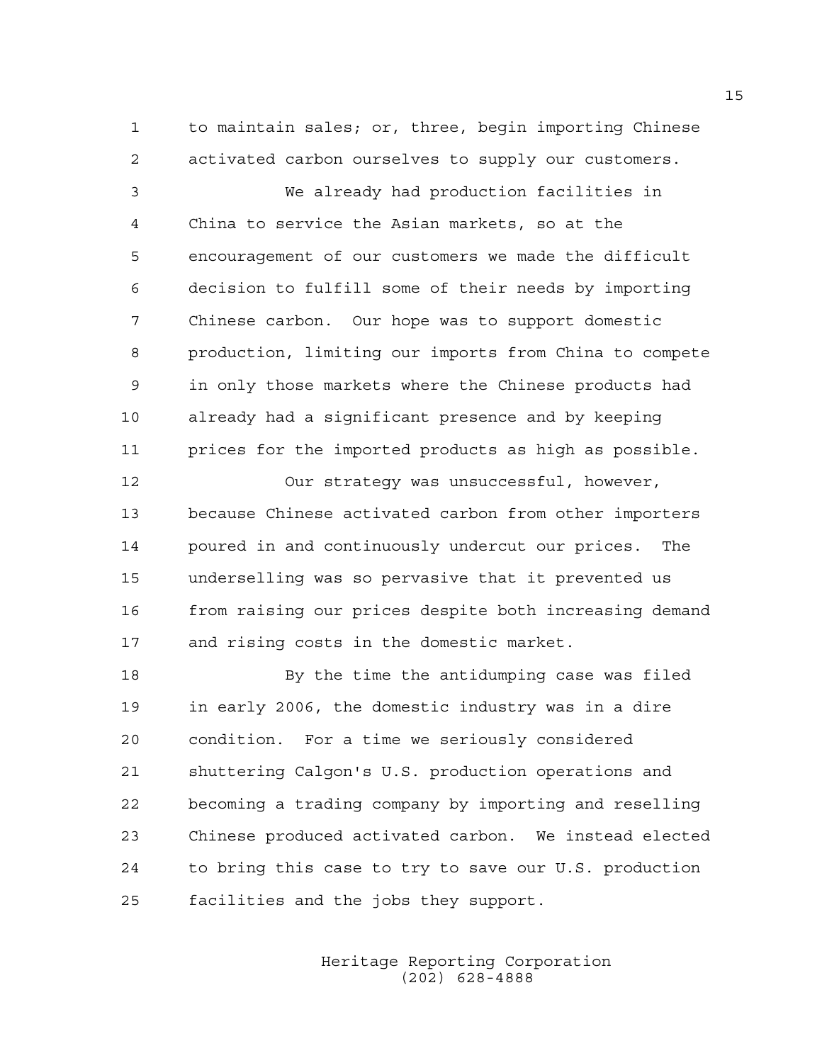to maintain sales; or, three, begin importing Chinese activated carbon ourselves to supply our customers.

We already had production facilities in China to service the Asian markets, so at the encouragement of our customers we made the difficult decision to fulfill some of their needs by importing Chinese carbon. Our hope was to support domestic production, limiting our imports from China to compete in only those markets where the Chinese products had already had a significant presence and by keeping prices for the imported products as high as possible.

Our strategy was unsuccessful, however, because Chinese activated carbon from other importers poured in and continuously undercut our prices. The underselling was so pervasive that it prevented us from raising our prices despite both increasing demand and rising costs in the domestic market.

By the time the antidumping case was filed in early 2006, the domestic industry was in a dire condition. For a time we seriously considered shuttering Calgon's U.S. production operations and becoming a trading company by importing and reselling Chinese produced activated carbon. We instead elected to bring this case to try to save our U.S. production facilities and the jobs they support.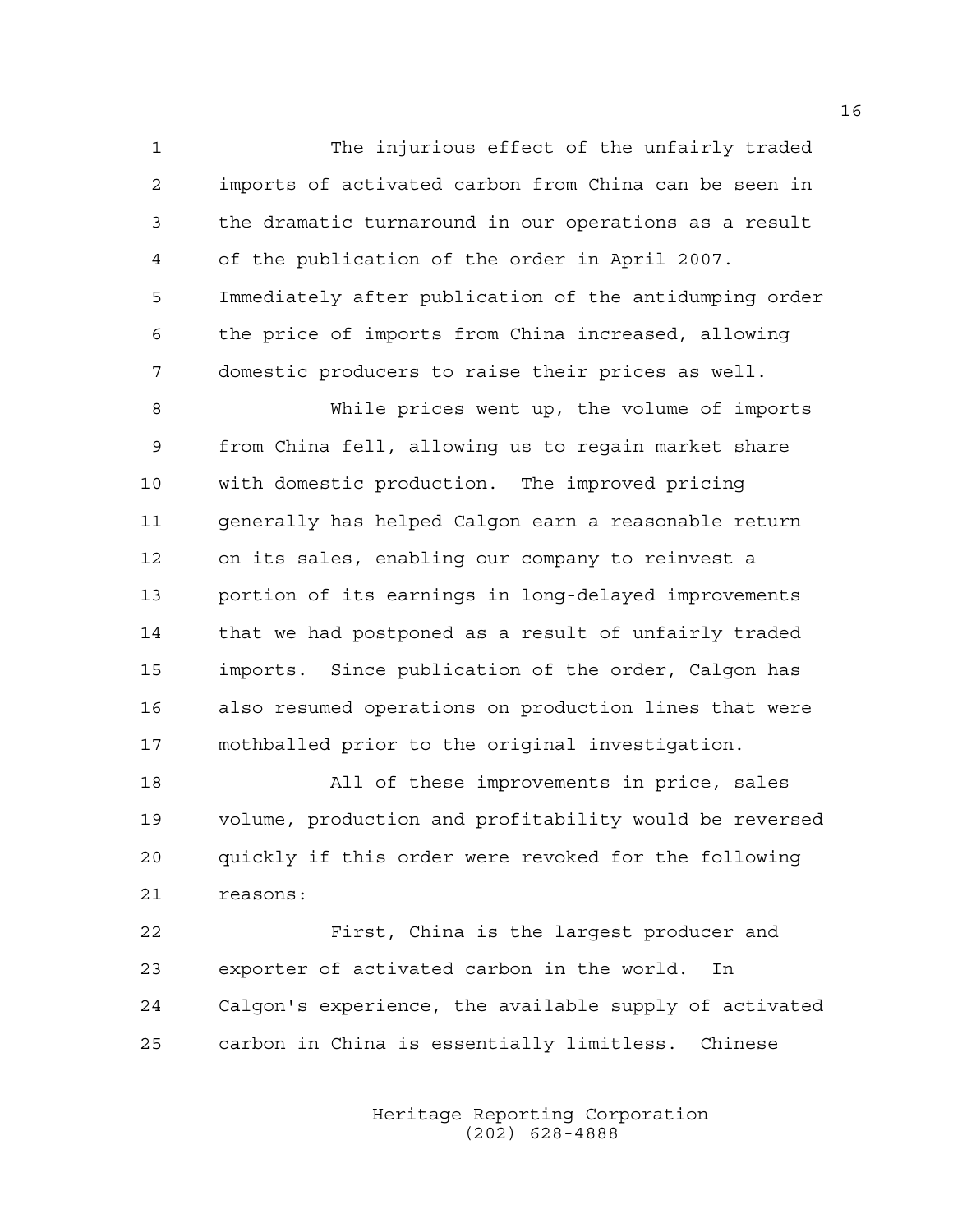The injurious effect of the unfairly traded imports of activated carbon from China can be seen in the dramatic turnaround in our operations as a result of the publication of the order in April 2007. Immediately after publication of the antidumping order the price of imports from China increased, allowing domestic producers to raise their prices as well.

While prices went up, the volume of imports from China fell, allowing us to regain market share with domestic production. The improved pricing generally has helped Calgon earn a reasonable return on its sales, enabling our company to reinvest a portion of its earnings in long-delayed improvements that we had postponed as a result of unfairly traded imports. Since publication of the order, Calgon has also resumed operations on production lines that were mothballed prior to the original investigation.

All of these improvements in price, sales volume, production and profitability would be reversed quickly if this order were revoked for the following reasons:

First, China is the largest producer and exporter of activated carbon in the world. In Calgon's experience, the available supply of activated carbon in China is essentially limitless. Chinese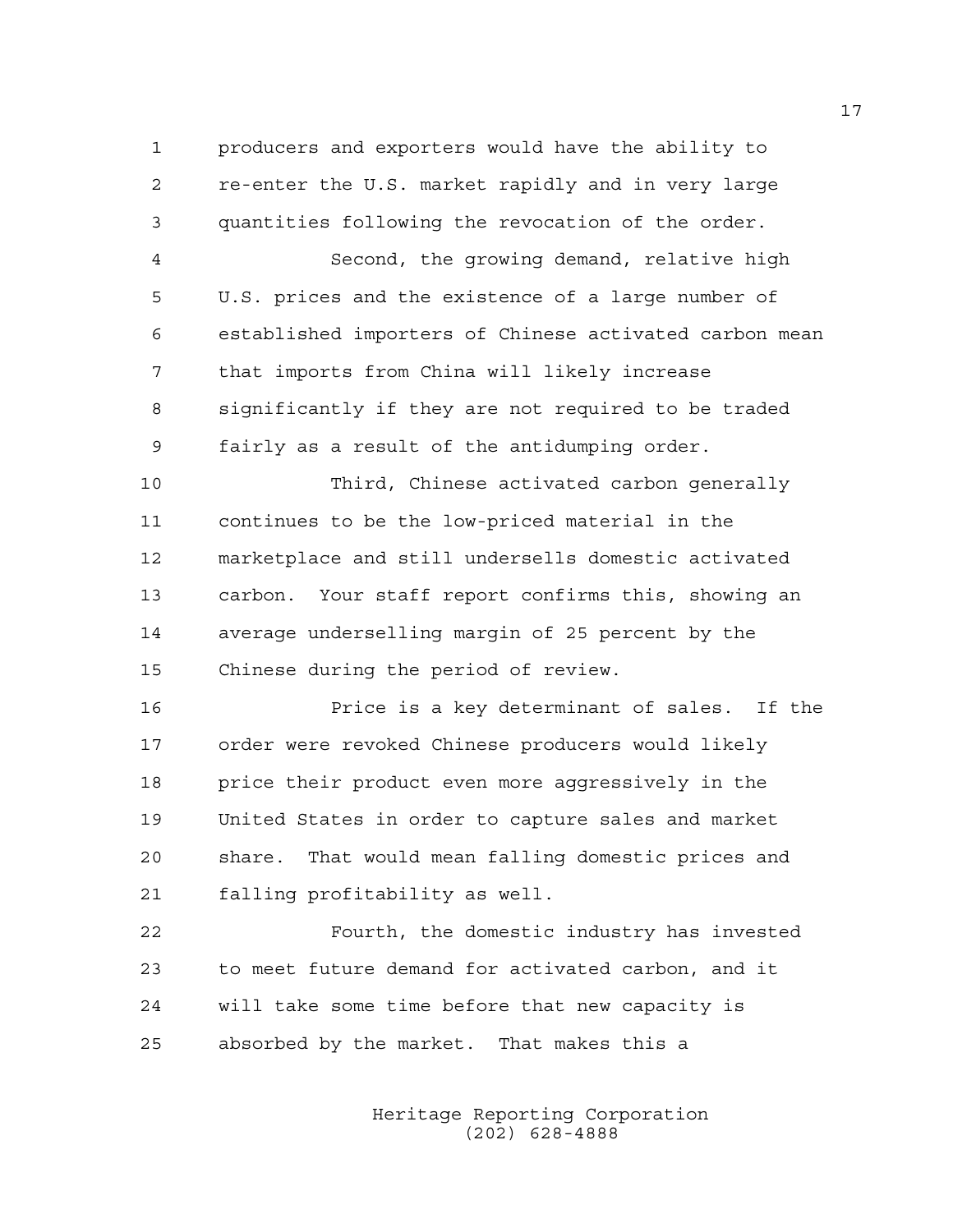producers and exporters would have the ability to re-enter the U.S. market rapidly and in very large quantities following the revocation of the order.

Second, the growing demand, relative high U.S. prices and the existence of a large number of established importers of Chinese activated carbon mean that imports from China will likely increase significantly if they are not required to be traded fairly as a result of the antidumping order.

Third, Chinese activated carbon generally continues to be the low-priced material in the marketplace and still undersells domestic activated carbon. Your staff report confirms this, showing an average underselling margin of 25 percent by the Chinese during the period of review.

Price is a key determinant of sales. If the order were revoked Chinese producers would likely price their product even more aggressively in the United States in order to capture sales and market share. That would mean falling domestic prices and falling profitability as well.

Fourth, the domestic industry has invested to meet future demand for activated carbon, and it will take some time before that new capacity is absorbed by the market. That makes this a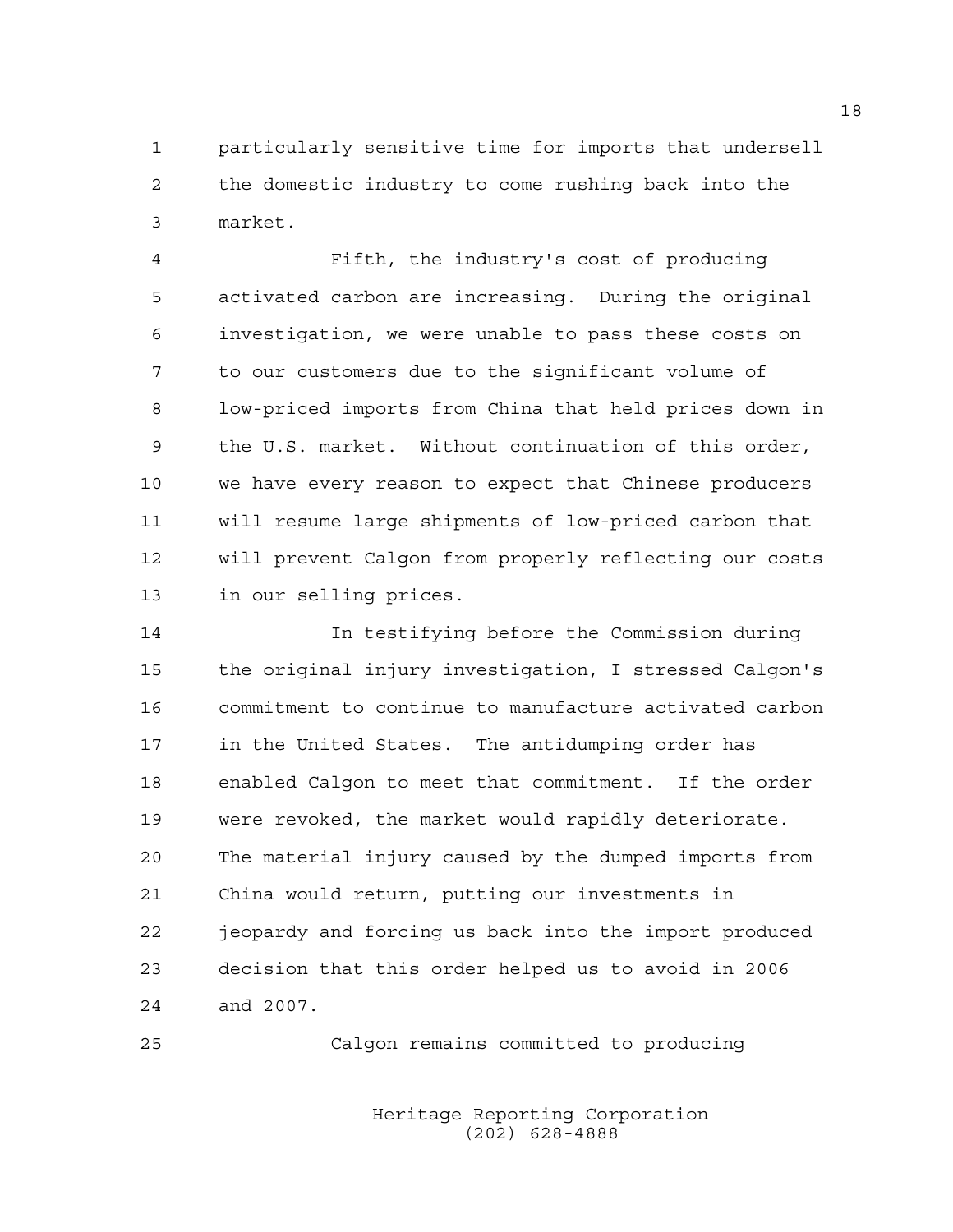particularly sensitive time for imports that undersell the domestic industry to come rushing back into the market.

Fifth, the industry's cost of producing activated carbon are increasing. During the original investigation, we were unable to pass these costs on to our customers due to the significant volume of low-priced imports from China that held prices down in the U.S. market. Without continuation of this order, we have every reason to expect that Chinese producers will resume large shipments of low-priced carbon that will prevent Calgon from properly reflecting our costs in our selling prices.

In testifying before the Commission during the original injury investigation, I stressed Calgon's commitment to continue to manufacture activated carbon in the United States. The antidumping order has enabled Calgon to meet that commitment. If the order were revoked, the market would rapidly deteriorate. The material injury caused by the dumped imports from China would return, putting our investments in jeopardy and forcing us back into the import produced decision that this order helped us to avoid in 2006 and 2007.

Calgon remains committed to producing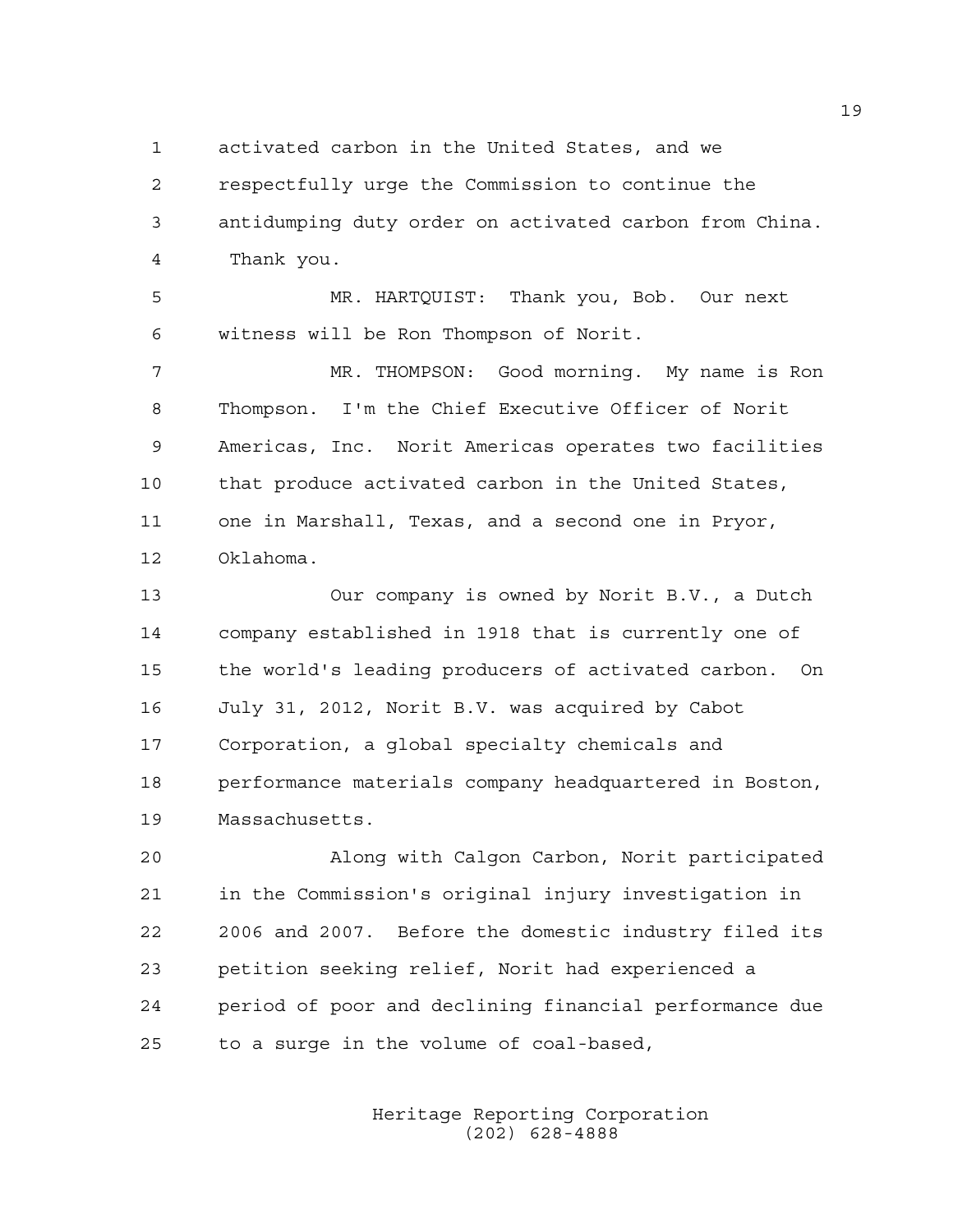activated carbon in the United States, and we respectfully urge the Commission to continue the antidumping duty order on activated carbon from China. Thank you.

MR. HARTQUIST: Thank you, Bob. Our next witness will be Ron Thompson of Norit.

MR. THOMPSON: Good morning. My name is Ron Thompson. I'm the Chief Executive Officer of Norit Americas, Inc. Norit Americas operates two facilities that produce activated carbon in the United States, one in Marshall, Texas, and a second one in Pryor, Oklahoma.

Our company is owned by Norit B.V., a Dutch company established in 1918 that is currently one of the world's leading producers of activated carbon. On July 31, 2012, Norit B.V. was acquired by Cabot Corporation, a global specialty chemicals and performance materials company headquartered in Boston, Massachusetts.

Along with Calgon Carbon, Norit participated in the Commission's original injury investigation in 2006 and 2007. Before the domestic industry filed its petition seeking relief, Norit had experienced a period of poor and declining financial performance due to a surge in the volume of coal-based,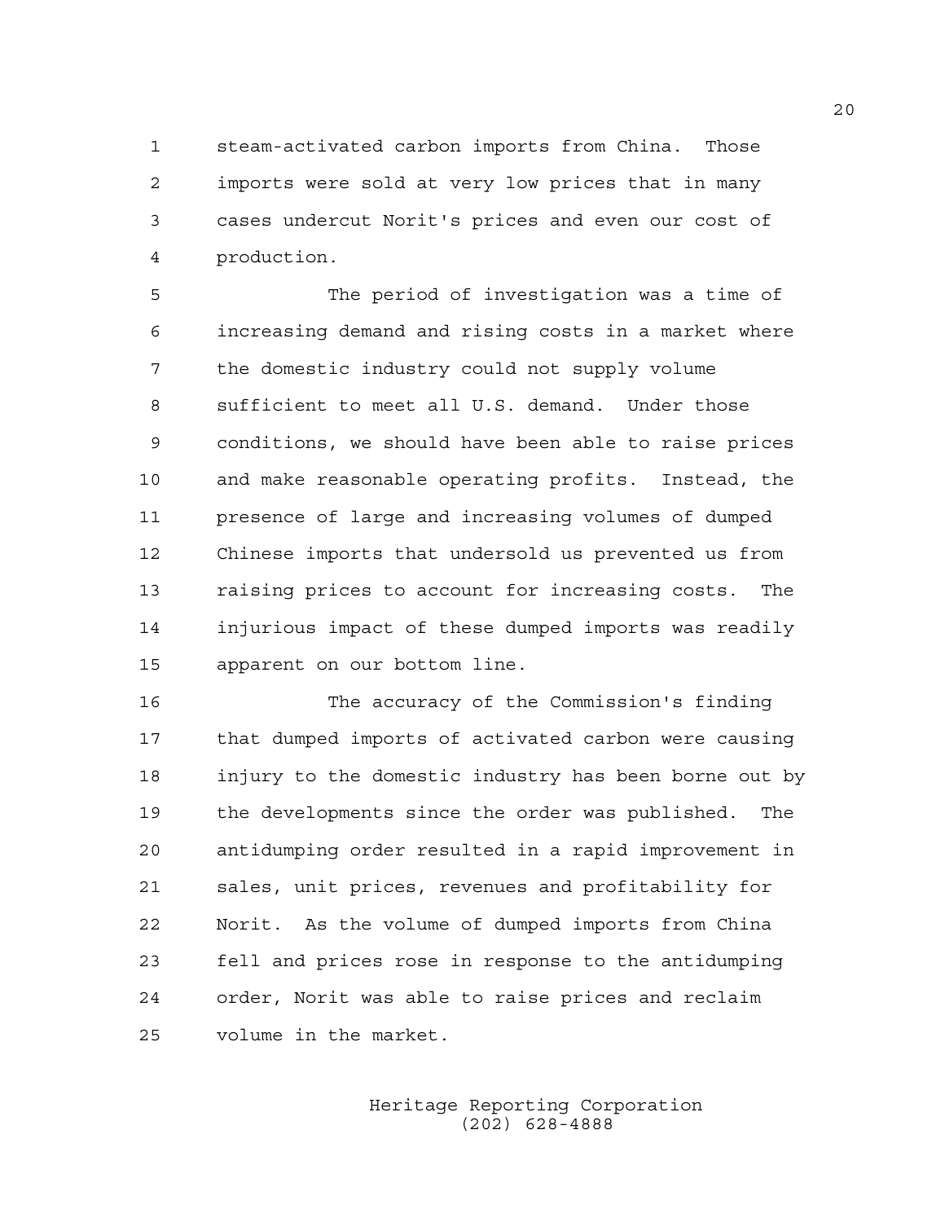steam-activated carbon imports from China. Those imports were sold at very low prices that in many cases undercut Norit's prices and even our cost of production.

The period of investigation was a time of increasing demand and rising costs in a market where the domestic industry could not supply volume sufficient to meet all U.S. demand. Under those conditions, we should have been able to raise prices and make reasonable operating profits. Instead, the presence of large and increasing volumes of dumped Chinese imports that undersold us prevented us from raising prices to account for increasing costs. The injurious impact of these dumped imports was readily apparent on our bottom line.

The accuracy of the Commission's finding that dumped imports of activated carbon were causing injury to the domestic industry has been borne out by the developments since the order was published. The antidumping order resulted in a rapid improvement in sales, unit prices, revenues and profitability for Norit. As the volume of dumped imports from China fell and prices rose in response to the antidumping order, Norit was able to raise prices and reclaim volume in the market.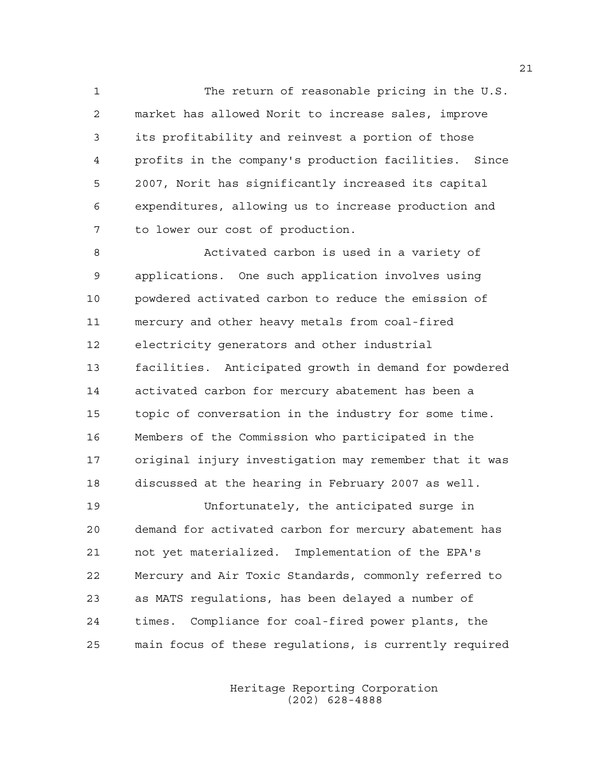The return of reasonable pricing in the U.S. market has allowed Norit to increase sales, improve its profitability and reinvest a portion of those profits in the company's production facilities. Since 2007, Norit has significantly increased its capital expenditures, allowing us to increase production and to lower our cost of production.

Activated carbon is used in a variety of applications. One such application involves using powdered activated carbon to reduce the emission of mercury and other heavy metals from coal-fired electricity generators and other industrial facilities. Anticipated growth in demand for powdered activated carbon for mercury abatement has been a topic of conversation in the industry for some time. Members of the Commission who participated in the original injury investigation may remember that it was discussed at the hearing in February 2007 as well.

Unfortunately, the anticipated surge in demand for activated carbon for mercury abatement has not yet materialized. Implementation of the EPA's Mercury and Air Toxic Standards, commonly referred to as MATS regulations, has been delayed a number of times. Compliance for coal-fired power plants, the main focus of these regulations, is currently required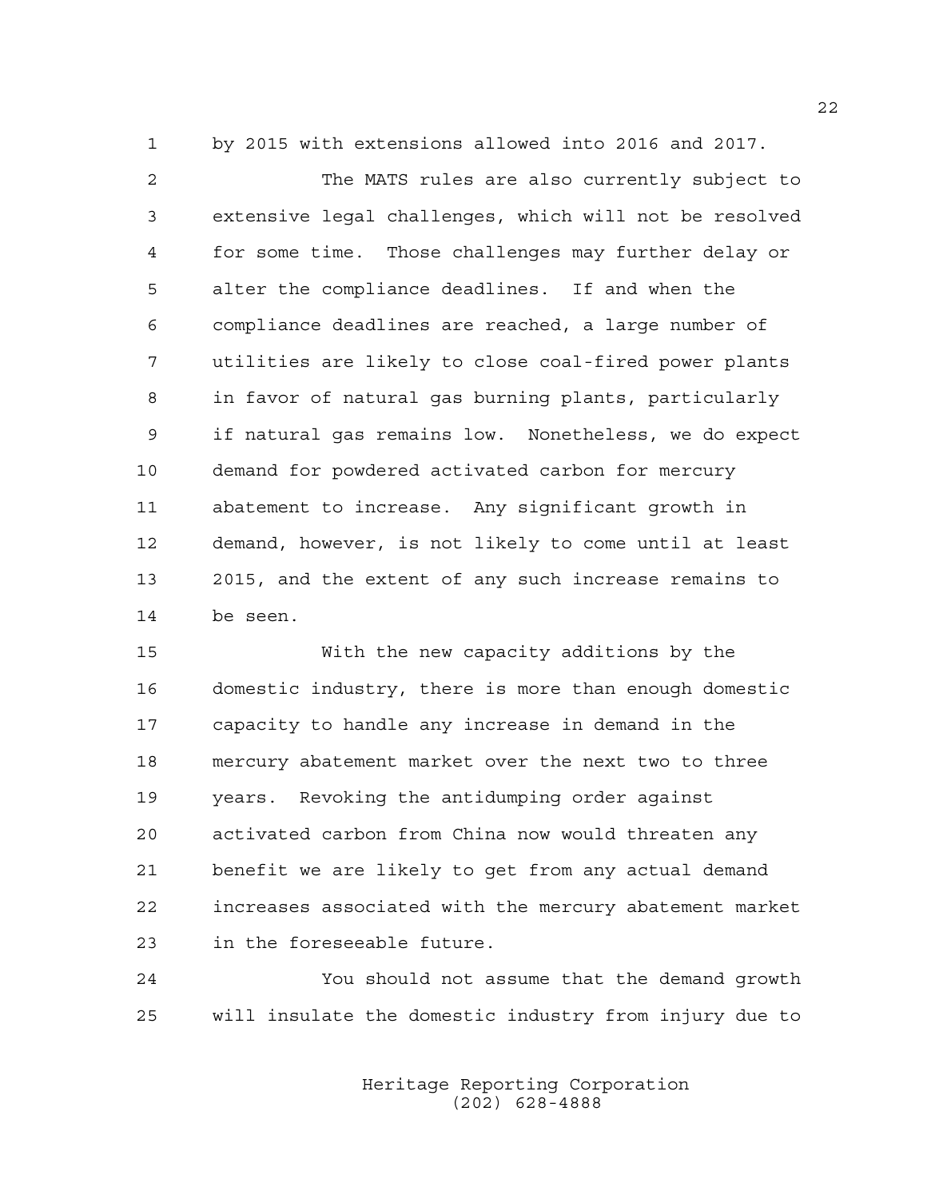by 2015 with extensions allowed into 2016 and 2017.

The MATS rules are also currently subject to extensive legal challenges, which will not be resolved for some time. Those challenges may further delay or alter the compliance deadlines. If and when the compliance deadlines are reached, a large number of utilities are likely to close coal-fired power plants in favor of natural gas burning plants, particularly if natural gas remains low. Nonetheless, we do expect demand for powdered activated carbon for mercury abatement to increase. Any significant growth in demand, however, is not likely to come until at least 2015, and the extent of any such increase remains to be seen.

With the new capacity additions by the domestic industry, there is more than enough domestic capacity to handle any increase in demand in the mercury abatement market over the next two to three years. Revoking the antidumping order against activated carbon from China now would threaten any benefit we are likely to get from any actual demand increases associated with the mercury abatement market in the foreseeable future.

You should not assume that the demand growth will insulate the domestic industry from injury due to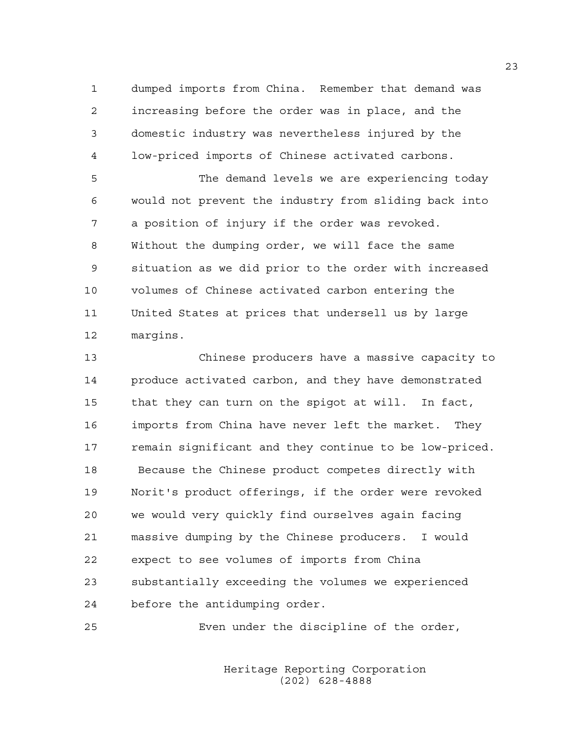dumped imports from China. Remember that demand was increasing before the order was in place, and the domestic industry was nevertheless injured by the low-priced imports of Chinese activated carbons.

The demand levels we are experiencing today would not prevent the industry from sliding back into a position of injury if the order was revoked. Without the dumping order, we will face the same situation as we did prior to the order with increased volumes of Chinese activated carbon entering the United States at prices that undersell us by large margins.

Chinese producers have a massive capacity to produce activated carbon, and they have demonstrated that they can turn on the spigot at will. In fact, imports from China have never left the market. They remain significant and they continue to be low-priced. Because the Chinese product competes directly with Norit's product offerings, if the order were revoked we would very quickly find ourselves again facing massive dumping by the Chinese producers. I would expect to see volumes of imports from China substantially exceeding the volumes we experienced before the antidumping order.

Even under the discipline of the order,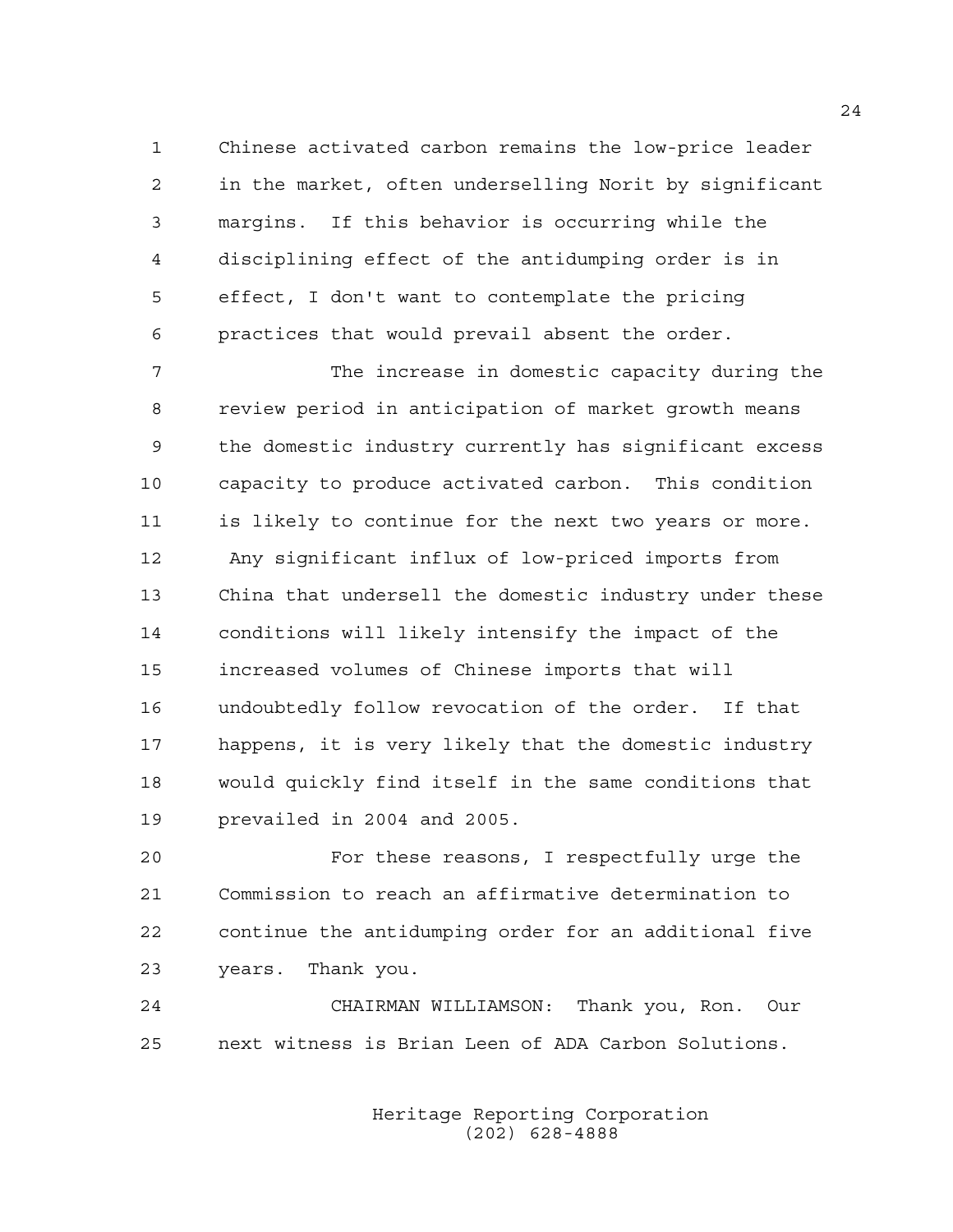Chinese activated carbon remains the low-price leader in the market, often underselling Norit by significant margins. If this behavior is occurring while the disciplining effect of the antidumping order is in effect, I don't want to contemplate the pricing practices that would prevail absent the order.

The increase in domestic capacity during the review period in anticipation of market growth means the domestic industry currently has significant excess capacity to produce activated carbon. This condition is likely to continue for the next two years or more. Any significant influx of low-priced imports from China that undersell the domestic industry under these conditions will likely intensify the impact of the increased volumes of Chinese imports that will undoubtedly follow revocation of the order. If that happens, it is very likely that the domestic industry would quickly find itself in the same conditions that prevailed in 2004 and 2005.

For these reasons, I respectfully urge the Commission to reach an affirmative determination to continue the antidumping order for an additional five years. Thank you.

CHAIRMAN WILLIAMSON: Thank you, Ron. Our next witness is Brian Leen of ADA Carbon Solutions.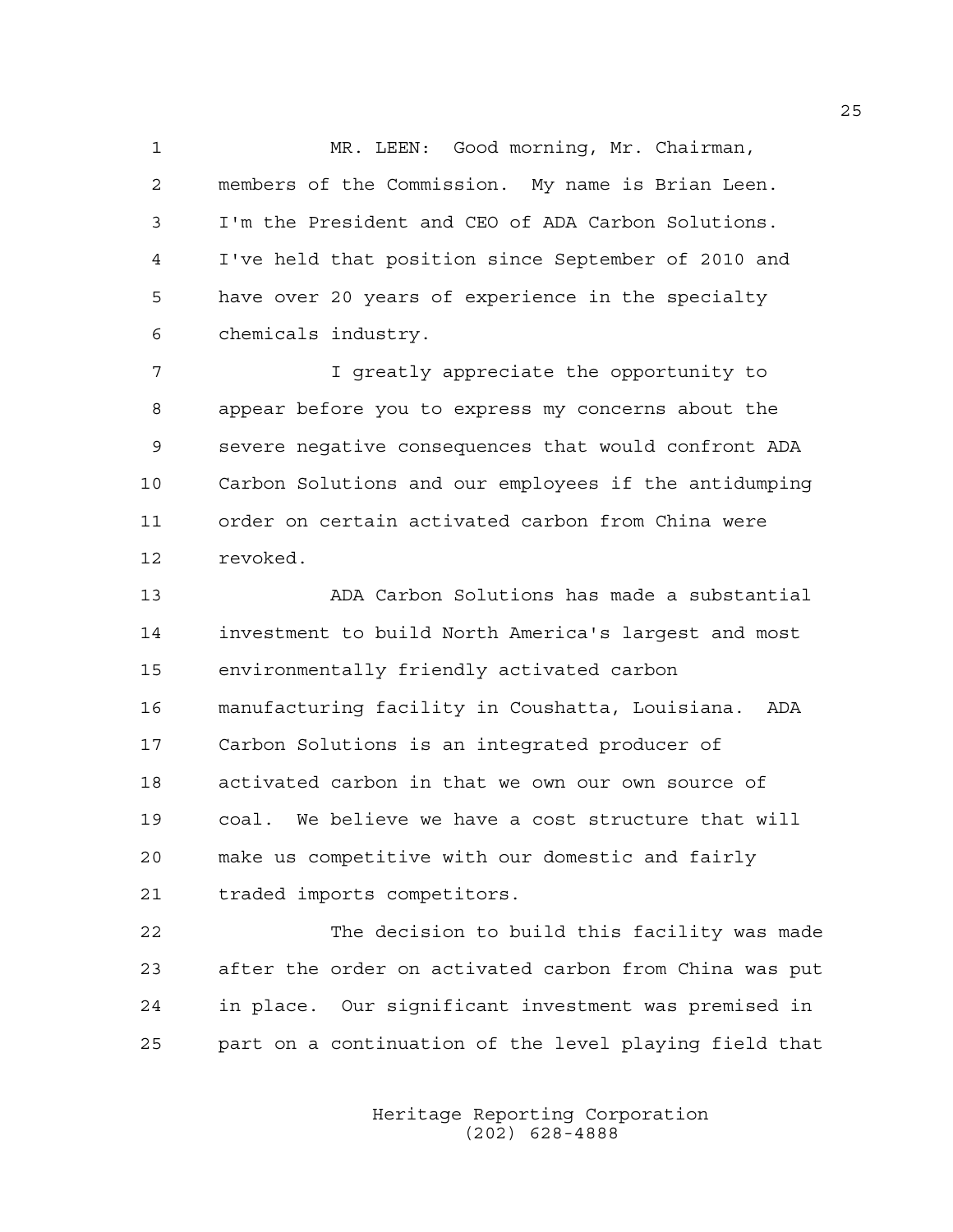MR. LEEN: Good morning, Mr. Chairman, members of the Commission. My name is Brian Leen. I'm the President and CEO of ADA Carbon Solutions. I've held that position since September of 2010 and have over 20 years of experience in the specialty chemicals industry.

I greatly appreciate the opportunity to appear before you to express my concerns about the severe negative consequences that would confront ADA Carbon Solutions and our employees if the antidumping order on certain activated carbon from China were revoked.

ADA Carbon Solutions has made a substantial investment to build North America's largest and most environmentally friendly activated carbon manufacturing facility in Coushatta, Louisiana. ADA Carbon Solutions is an integrated producer of activated carbon in that we own our own source of coal. We believe we have a cost structure that will make us competitive with our domestic and fairly traded imports competitors.

The decision to build this facility was made after the order on activated carbon from China was put in place. Our significant investment was premised in part on a continuation of the level playing field that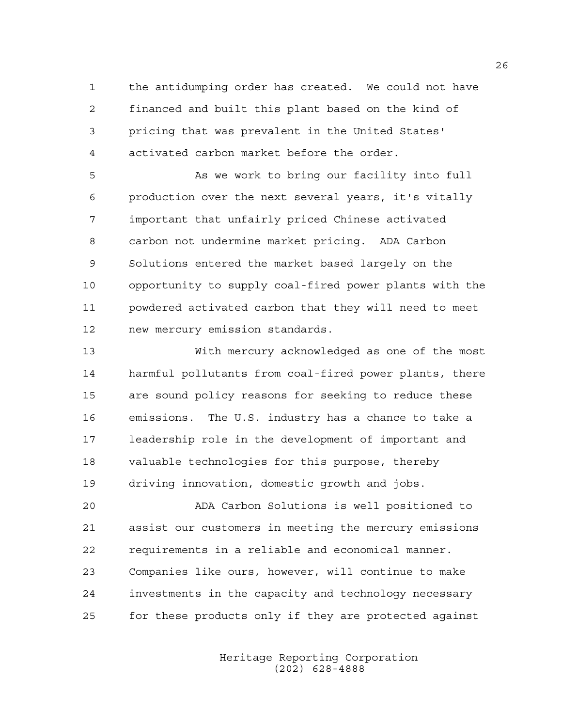the antidumping order has created. We could not have financed and built this plant based on the kind of pricing that was prevalent in the United States' activated carbon market before the order.

As we work to bring our facility into full production over the next several years, it's vitally important that unfairly priced Chinese activated carbon not undermine market pricing. ADA Carbon Solutions entered the market based largely on the opportunity to supply coal-fired power plants with the powdered activated carbon that they will need to meet new mercury emission standards.

With mercury acknowledged as one of the most harmful pollutants from coal-fired power plants, there are sound policy reasons for seeking to reduce these emissions. The U.S. industry has a chance to take a leadership role in the development of important and valuable technologies for this purpose, thereby driving innovation, domestic growth and jobs.

ADA Carbon Solutions is well positioned to assist our customers in meeting the mercury emissions requirements in a reliable and economical manner. Companies like ours, however, will continue to make investments in the capacity and technology necessary for these products only if they are protected against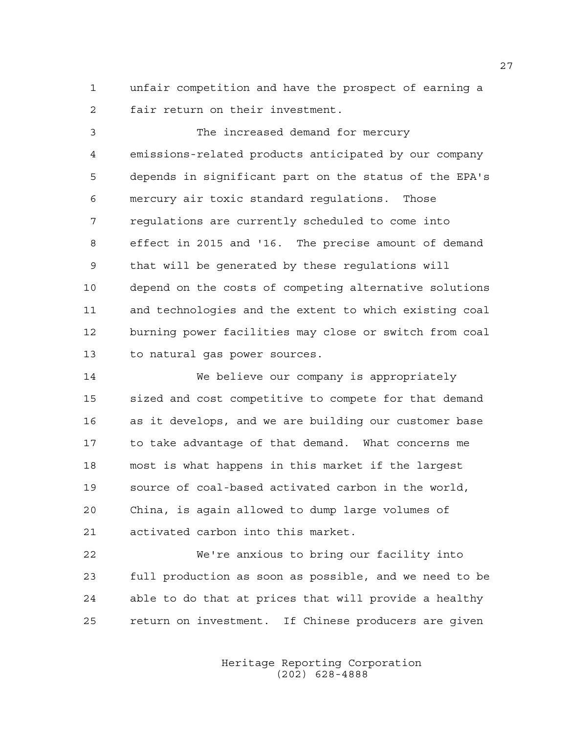unfair competition and have the prospect of earning a fair return on their investment.

The increased demand for mercury emissions-related products anticipated by our company depends in significant part on the status of the EPA's mercury air toxic standard regulations. Those regulations are currently scheduled to come into effect in 2015 and '16. The precise amount of demand that will be generated by these regulations will depend on the costs of competing alternative solutions and technologies and the extent to which existing coal burning power facilities may close or switch from coal to natural gas power sources.

We believe our company is appropriately sized and cost competitive to compete for that demand as it develops, and we are building our customer base to take advantage of that demand. What concerns me most is what happens in this market if the largest source of coal-based activated carbon in the world, China, is again allowed to dump large volumes of activated carbon into this market.

We're anxious to bring our facility into full production as soon as possible, and we need to be able to do that at prices that will provide a healthy return on investment. If Chinese producers are given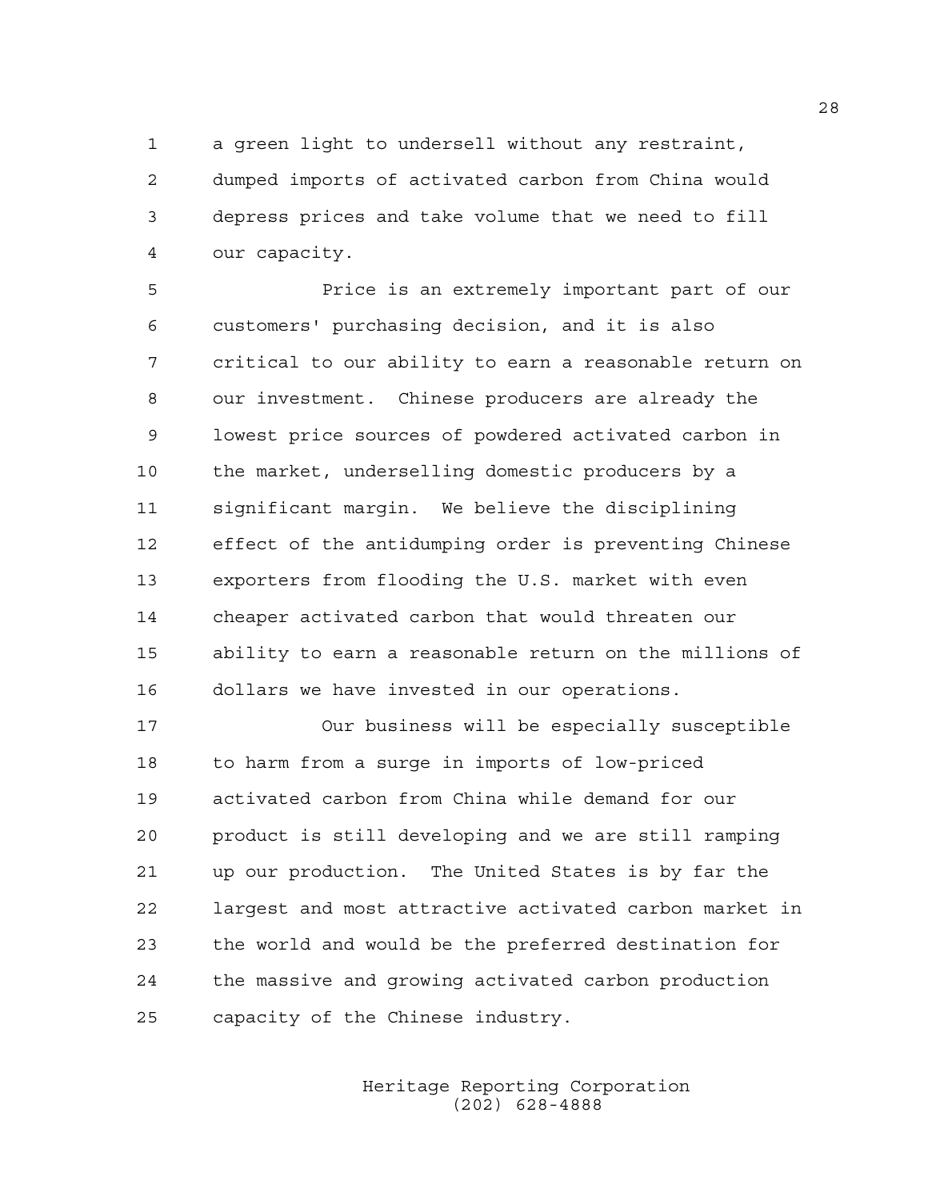a green light to undersell without any restraint, dumped imports of activated carbon from China would depress prices and take volume that we need to fill our capacity.

Price is an extremely important part of our customers' purchasing decision, and it is also critical to our ability to earn a reasonable return on our investment. Chinese producers are already the lowest price sources of powdered activated carbon in the market, underselling domestic producers by a significant margin. We believe the disciplining effect of the antidumping order is preventing Chinese exporters from flooding the U.S. market with even cheaper activated carbon that would threaten our ability to earn a reasonable return on the millions of dollars we have invested in our operations.

Our business will be especially susceptible to harm from a surge in imports of low-priced activated carbon from China while demand for our product is still developing and we are still ramping up our production. The United States is by far the largest and most attractive activated carbon market in the world and would be the preferred destination for the massive and growing activated carbon production capacity of the Chinese industry.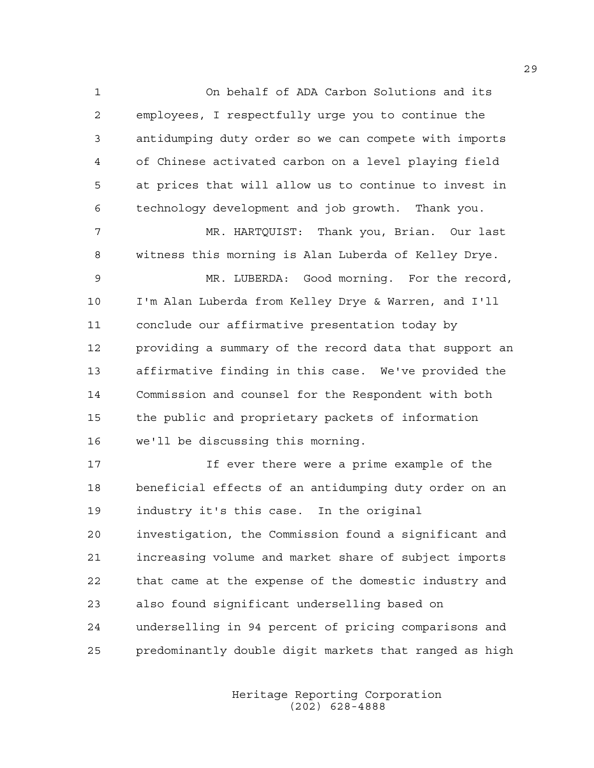On behalf of ADA Carbon Solutions and its employees, I respectfully urge you to continue the antidumping duty order so we can compete with imports of Chinese activated carbon on a level playing field at prices that will allow us to continue to invest in technology development and job growth. Thank you.

MR. HARTQUIST: Thank you, Brian. Our last witness this morning is Alan Luberda of Kelley Drye.

MR. LUBERDA: Good morning. For the record, I'm Alan Luberda from Kelley Drye & Warren, and I'll conclude our affirmative presentation today by providing a summary of the record data that support an affirmative finding in this case. We've provided the Commission and counsel for the Respondent with both the public and proprietary packets of information we'll be discussing this morning.

If ever there were a prime example of the beneficial effects of an antidumping duty order on an industry it's this case. In the original investigation, the Commission found a significant and increasing volume and market share of subject imports that came at the expense of the domestic industry and also found significant underselling based on underselling in 94 percent of pricing comparisons and predominantly double digit markets that ranged as high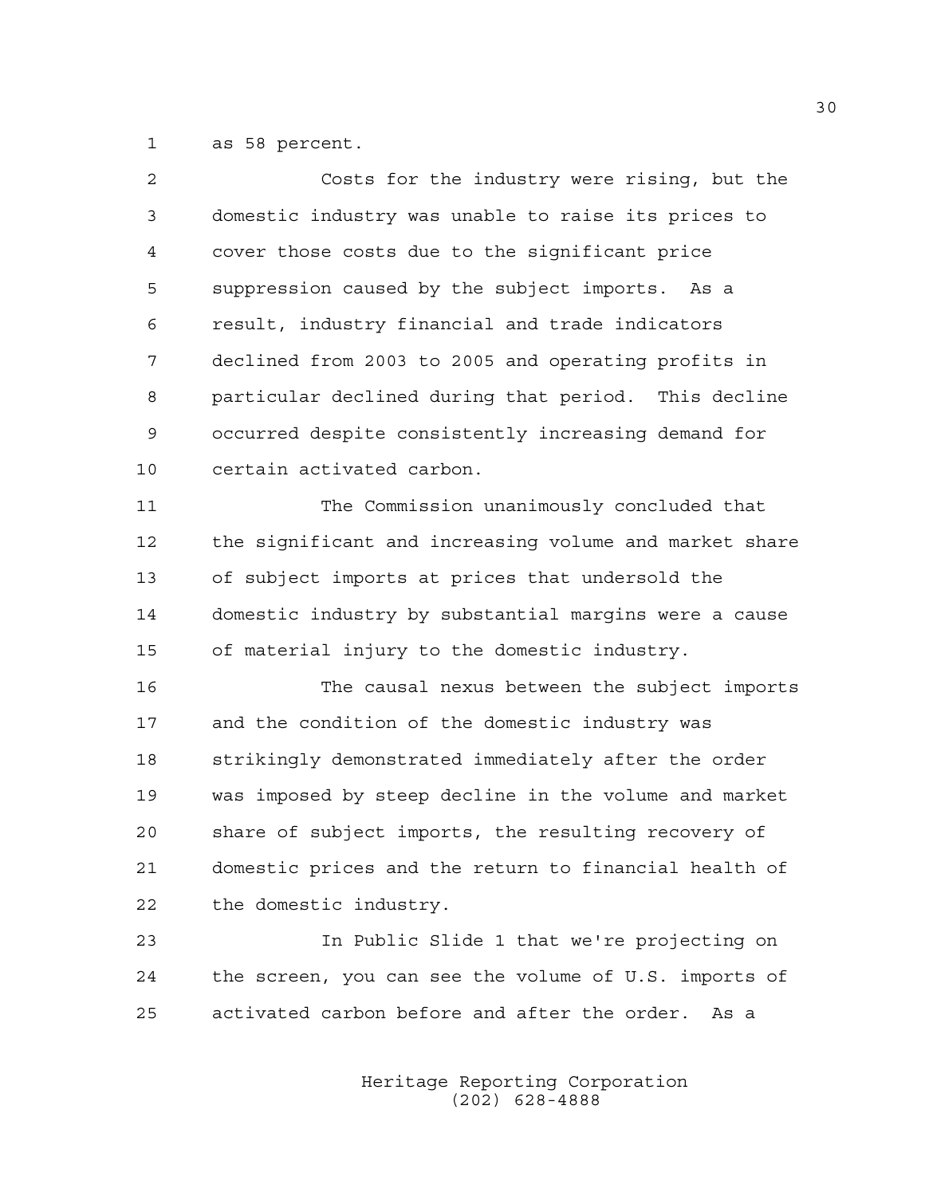as 58 percent.

Costs for the industry were rising, but the domestic industry was unable to raise its prices to cover those costs due to the significant price suppression caused by the subject imports. As a result, industry financial and trade indicators declined from 2003 to 2005 and operating profits in particular declined during that period. This decline occurred despite consistently increasing demand for certain activated carbon.

The Commission unanimously concluded that the significant and increasing volume and market share of subject imports at prices that undersold the domestic industry by substantial margins were a cause of material injury to the domestic industry.

The causal nexus between the subject imports and the condition of the domestic industry was strikingly demonstrated immediately after the order was imposed by steep decline in the volume and market share of subject imports, the resulting recovery of domestic prices and the return to financial health of the domestic industry.

In Public Slide 1 that we're projecting on the screen, you can see the volume of U.S. imports of activated carbon before and after the order. As a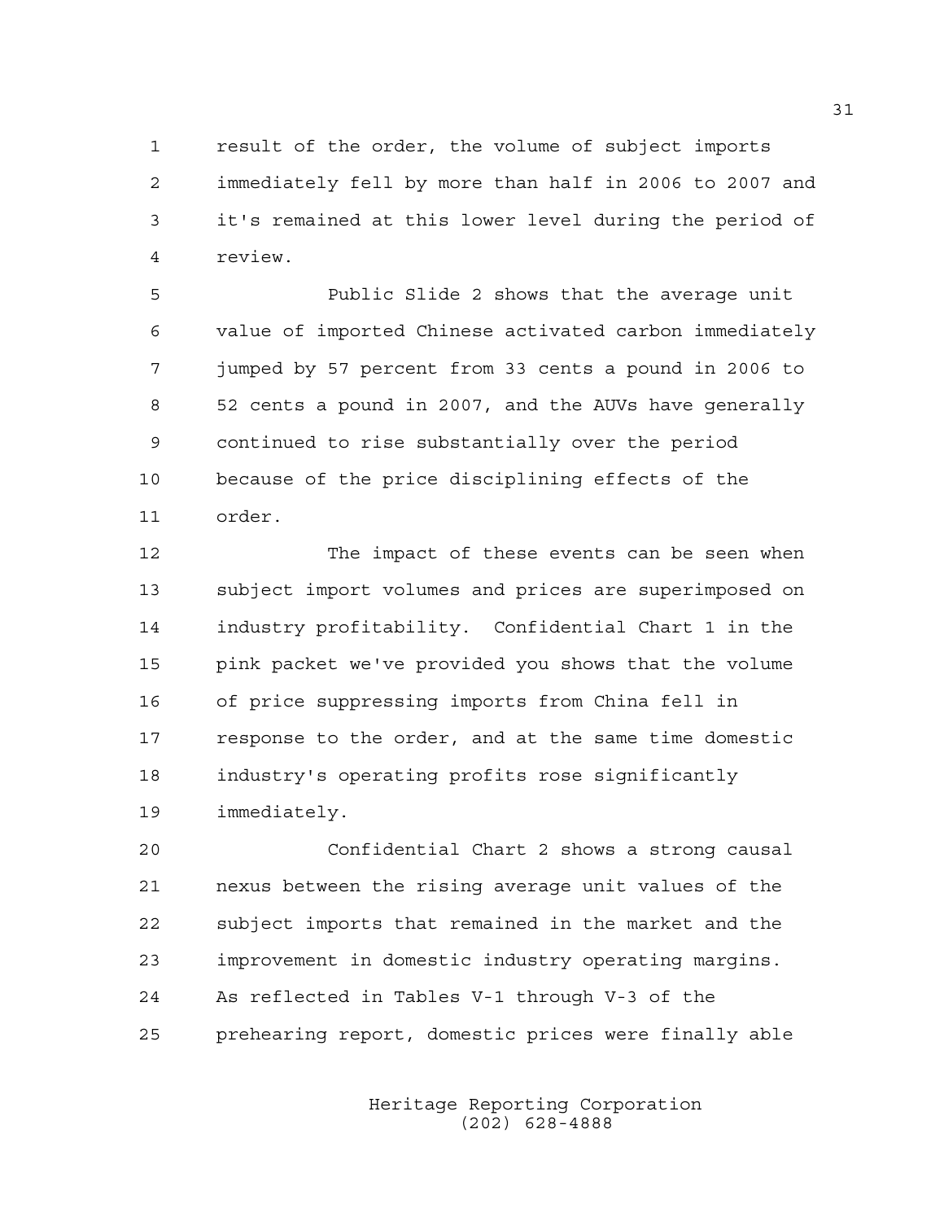result of the order, the volume of subject imports immediately fell by more than half in 2006 to 2007 and it's remained at this lower level during the period of review.

Public Slide 2 shows that the average unit value of imported Chinese activated carbon immediately jumped by 57 percent from 33 cents a pound in 2006 to 52 cents a pound in 2007, and the AUVs have generally continued to rise substantially over the period because of the price disciplining effects of the order.

The impact of these events can be seen when subject import volumes and prices are superimposed on industry profitability. Confidential Chart 1 in the pink packet we've provided you shows that the volume of price suppressing imports from China fell in response to the order, and at the same time domestic industry's operating profits rose significantly immediately.

Confidential Chart 2 shows a strong causal nexus between the rising average unit values of the subject imports that remained in the market and the improvement in domestic industry operating margins. As reflected in Tables V-1 through V-3 of the prehearing report, domestic prices were finally able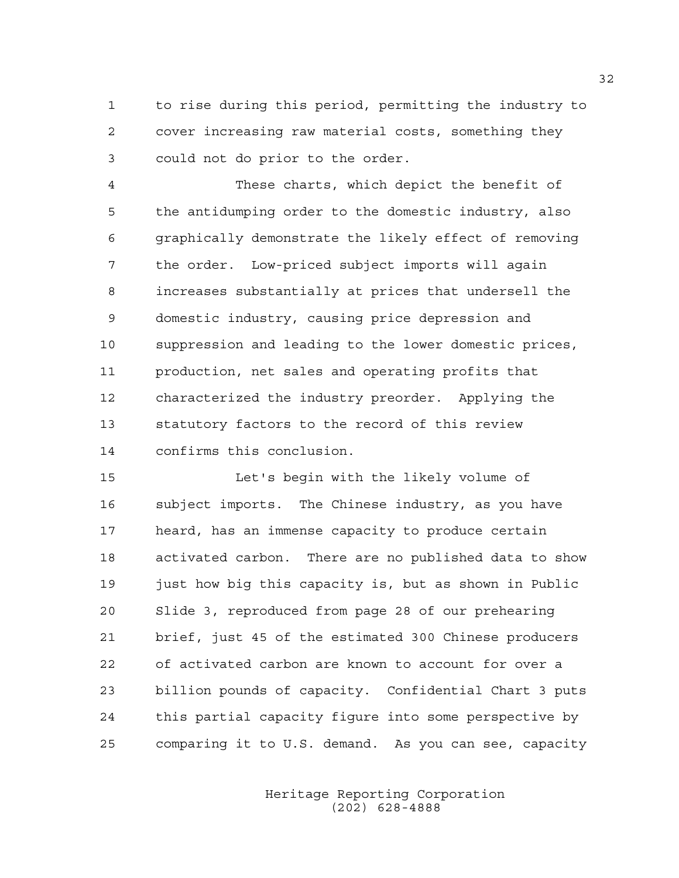to rise during this period, permitting the industry to cover increasing raw material costs, something they could not do prior to the order.

These charts, which depict the benefit of the antidumping order to the domestic industry, also graphically demonstrate the likely effect of removing the order. Low-priced subject imports will again increases substantially at prices that undersell the domestic industry, causing price depression and suppression and leading to the lower domestic prices, production, net sales and operating profits that characterized the industry preorder. Applying the statutory factors to the record of this review confirms this conclusion.

Let's begin with the likely volume of subject imports. The Chinese industry, as you have heard, has an immense capacity to produce certain activated carbon. There are no published data to show just how big this capacity is, but as shown in Public Slide 3, reproduced from page 28 of our prehearing brief, just 45 of the estimated 300 Chinese producers of activated carbon are known to account for over a billion pounds of capacity. Confidential Chart 3 puts this partial capacity figure into some perspective by comparing it to U.S. demand. As you can see, capacity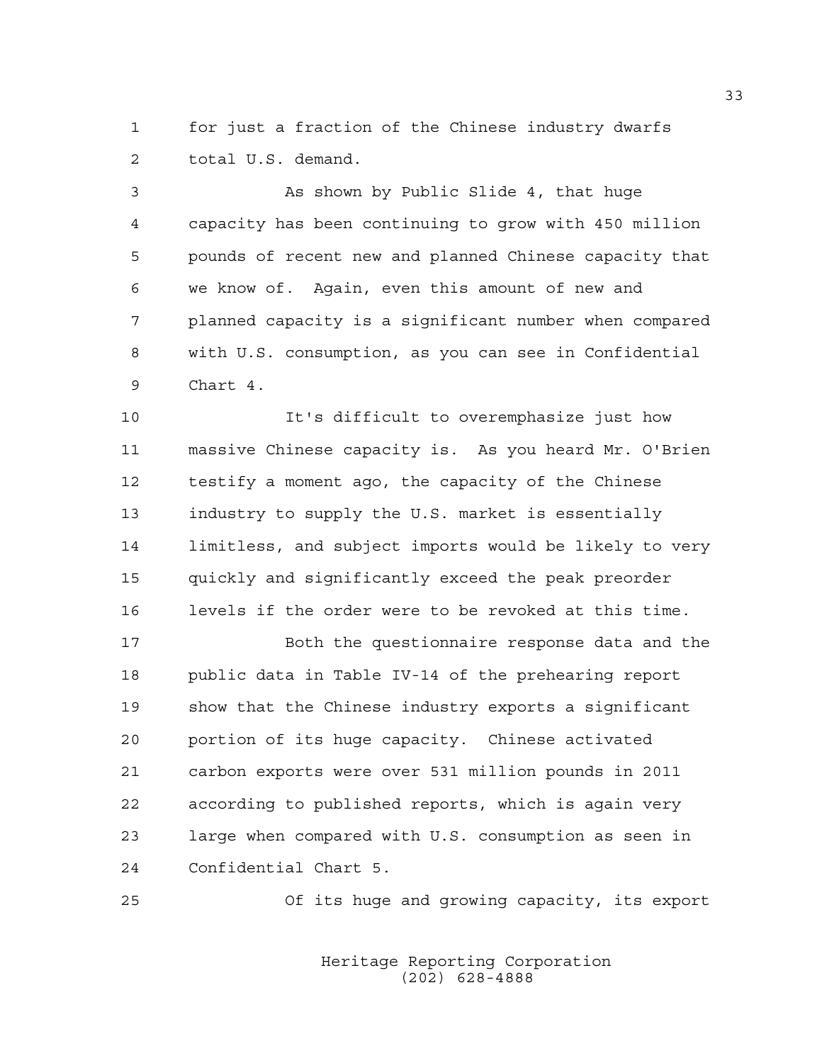for just a fraction of the Chinese industry dwarfs total U.S. demand.

As shown by Public Slide 4, that huge capacity has been continuing to grow with 450 million pounds of recent new and planned Chinese capacity that we know of. Again, even this amount of new and planned capacity is a significant number when compared with U.S. consumption, as you can see in Confidential Chart 4.

It's difficult to overemphasize just how massive Chinese capacity is. As you heard Mr. O'Brien testify a moment ago, the capacity of the Chinese industry to supply the U.S. market is essentially limitless, and subject imports would be likely to very quickly and significantly exceed the peak preorder levels if the order were to be revoked at this time.

Both the questionnaire response data and the public data in Table IV-14 of the prehearing report show that the Chinese industry exports a significant portion of its huge capacity. Chinese activated carbon exports were over 531 million pounds in 2011 according to published reports, which is again very large when compared with U.S. consumption as seen in Confidential Chart 5.

Of its huge and growing capacity, its export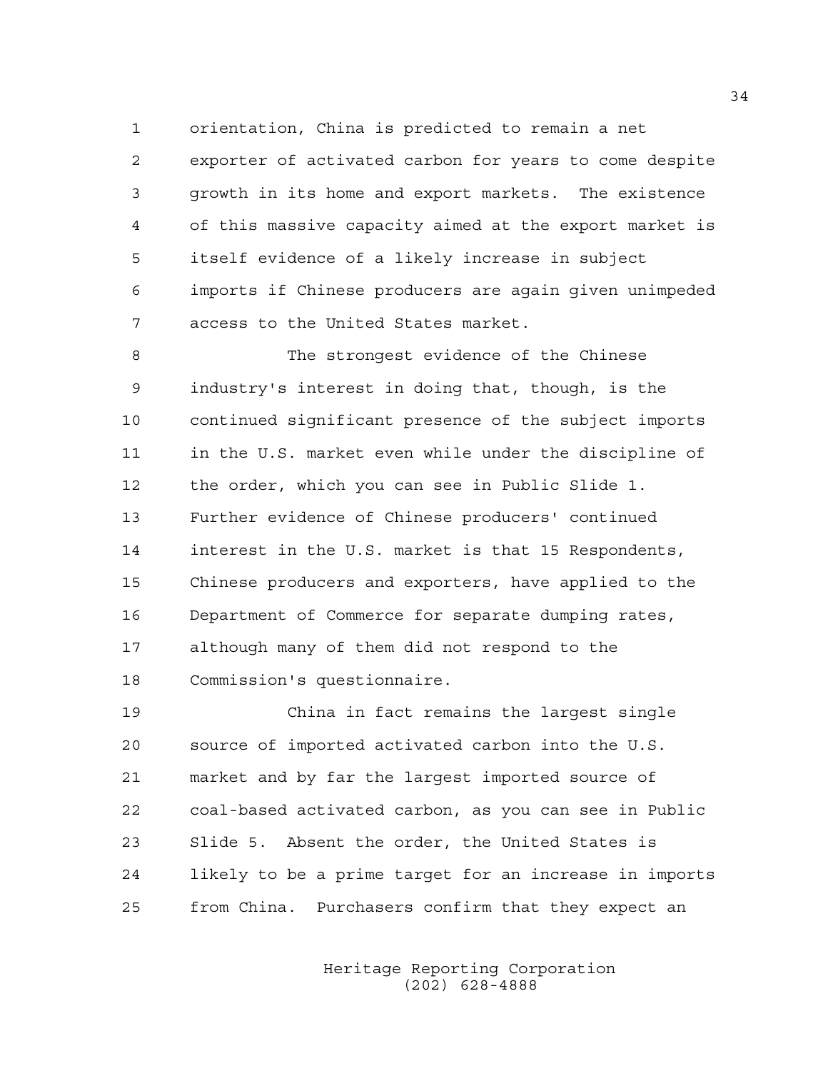orientation, China is predicted to remain a net exporter of activated carbon for years to come despite growth in its home and export markets. The existence of this massive capacity aimed at the export market is itself evidence of a likely increase in subject imports if Chinese producers are again given unimpeded access to the United States market.

The strongest evidence of the Chinese industry's interest in doing that, though, is the continued significant presence of the subject imports in the U.S. market even while under the discipline of the order, which you can see in Public Slide 1. Further evidence of Chinese producers' continued interest in the U.S. market is that 15 Respondents, Chinese producers and exporters, have applied to the Department of Commerce for separate dumping rates, although many of them did not respond to the Commission's questionnaire.

China in fact remains the largest single source of imported activated carbon into the U.S. market and by far the largest imported source of coal-based activated carbon, as you can see in Public Slide 5. Absent the order, the United States is likely to be a prime target for an increase in imports from China. Purchasers confirm that they expect an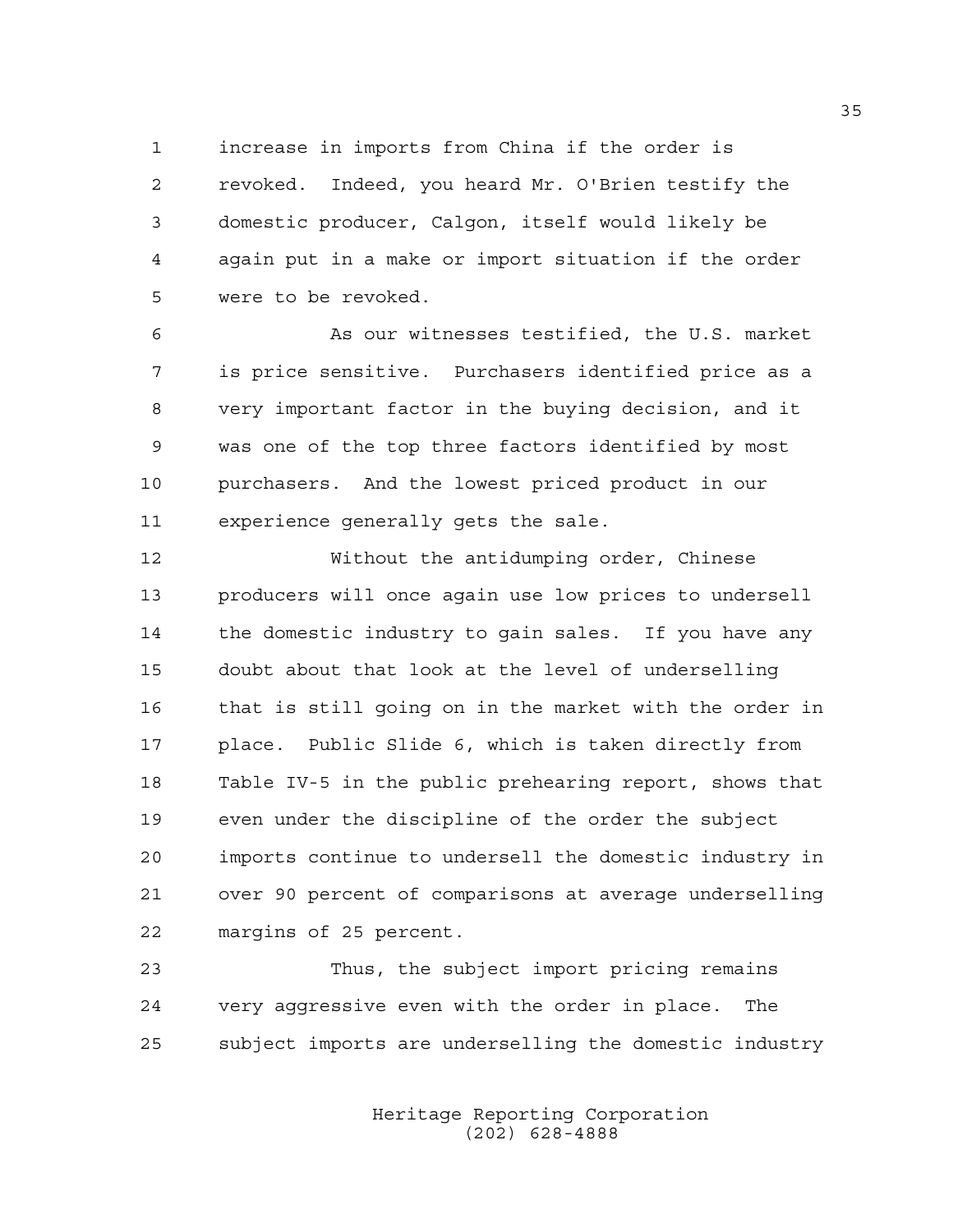increase in imports from China if the order is revoked. Indeed, you heard Mr. O'Brien testify the domestic producer, Calgon, itself would likely be again put in a make or import situation if the order were to be revoked.

As our witnesses testified, the U.S. market is price sensitive. Purchasers identified price as a very important factor in the buying decision, and it was one of the top three factors identified by most purchasers. And the lowest priced product in our experience generally gets the sale.

Without the antidumping order, Chinese producers will once again use low prices to undersell the domestic industry to gain sales. If you have any doubt about that look at the level of underselling that is still going on in the market with the order in place. Public Slide 6, which is taken directly from Table IV-5 in the public prehearing report, shows that even under the discipline of the order the subject imports continue to undersell the domestic industry in over 90 percent of comparisons at average underselling margins of 25 percent.

Thus, the subject import pricing remains very aggressive even with the order in place. The subject imports are underselling the domestic industry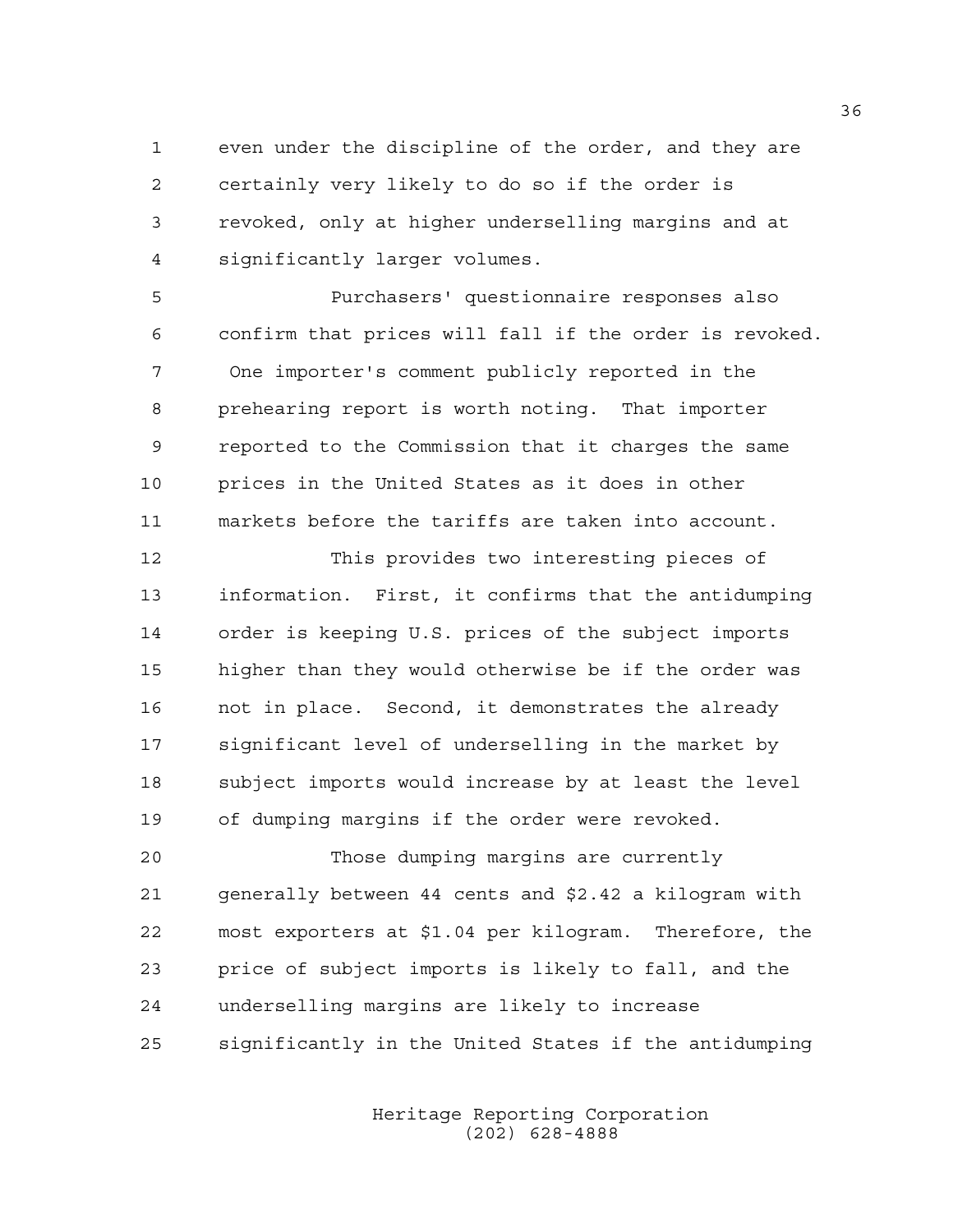even under the discipline of the order, and they are certainly very likely to do so if the order is revoked, only at higher underselling margins and at significantly larger volumes.

Purchasers' questionnaire responses also confirm that prices will fall if the order is revoked. One importer's comment publicly reported in the prehearing report is worth noting. That importer reported to the Commission that it charges the same prices in the United States as it does in other markets before the tariffs are taken into account.

This provides two interesting pieces of information. First, it confirms that the antidumping order is keeping U.S. prices of the subject imports higher than they would otherwise be if the order was not in place. Second, it demonstrates the already significant level of underselling in the market by subject imports would increase by at least the level of dumping margins if the order were revoked.

Those dumping margins are currently generally between 44 cents and $2.42 a kilogram with most exporters at $1.04 per kilogram. Therefore, the price of subject imports is likely to fall, and the underselling margins are likely to increase significantly in the United States if the antidumping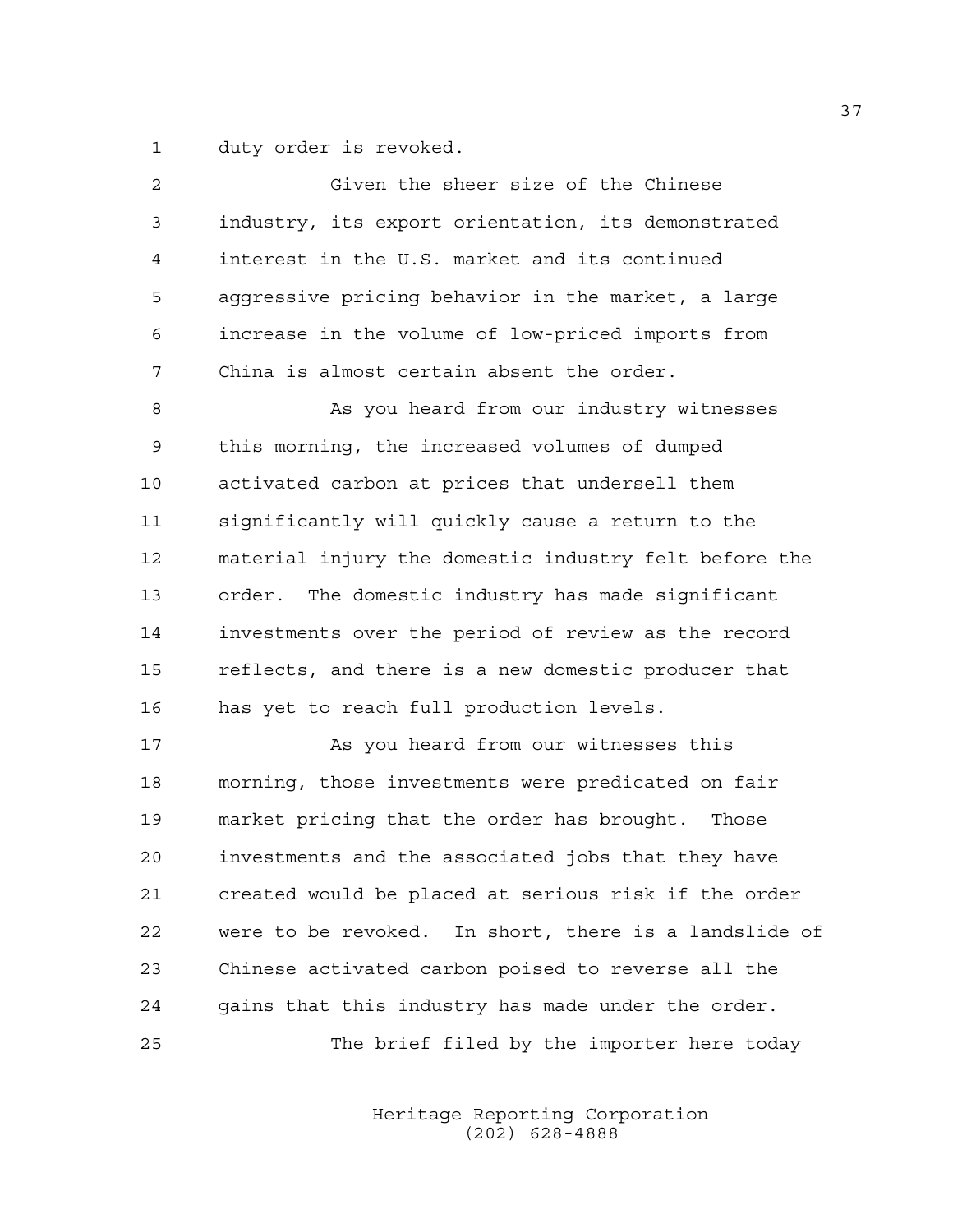duty order is revoked.

Given the sheer size of the Chinese industry, its export orientation, its demonstrated interest in the U.S. market and its continued aggressive pricing behavior in the market, a large increase in the volume of low-priced imports from China is almost certain absent the order.

As you heard from our industry witnesses this morning, the increased volumes of dumped activated carbon at prices that undersell them significantly will quickly cause a return to the material injury the domestic industry felt before the order. The domestic industry has made significant investments over the period of review as the record reflects, and there is a new domestic producer that has yet to reach full production levels.

As you heard from our witnesses this morning, those investments were predicated on fair market pricing that the order has brought. Those investments and the associated jobs that they have created would be placed at serious risk if the order were to be revoked. In short, there is a landslide of Chinese activated carbon poised to reverse all the gains that this industry has made under the order.

The brief filed by the importer here today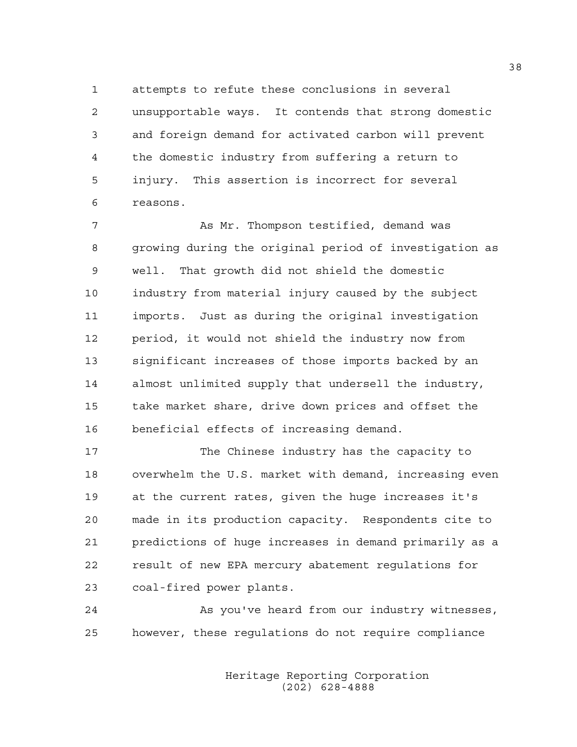attempts to refute these conclusions in several unsupportable ways. It contends that strong domestic and foreign demand for activated carbon will prevent the domestic industry from suffering a return to injury. This assertion is incorrect for several reasons.

As Mr. Thompson testified, demand was growing during the original period of investigation as well. That growth did not shield the domestic industry from material injury caused by the subject imports. Just as during the original investigation period, it would not shield the industry now from significant increases of those imports backed by an almost unlimited supply that undersell the industry, take market share, drive down prices and offset the beneficial effects of increasing demand.

The Chinese industry has the capacity to overwhelm the U.S. market with demand, increasing even at the current rates, given the huge increases it's made in its production capacity. Respondents cite to predictions of huge increases in demand primarily as a result of new EPA mercury abatement regulations for coal-fired power plants.

As you've heard from our industry witnesses, however, these regulations do not require compliance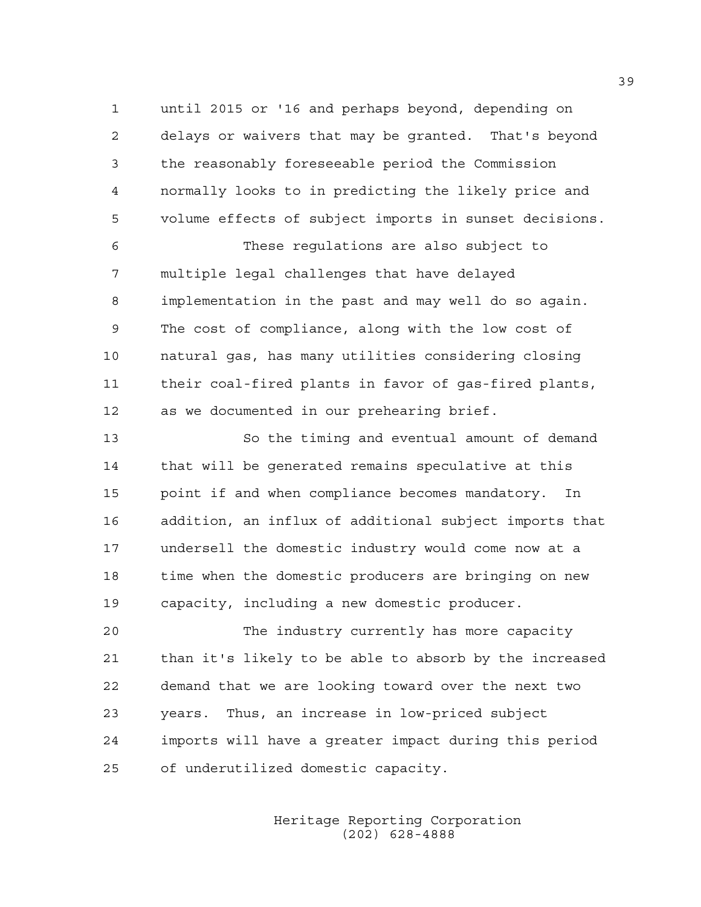until 2015 or '16 and perhaps beyond, depending on delays or waivers that may be granted. That's beyond the reasonably foreseeable period the Commission normally looks to in predicting the likely price and volume effects of subject imports in sunset decisions.

These regulations are also subject to multiple legal challenges that have delayed implementation in the past and may well do so again. The cost of compliance, along with the low cost of natural gas, has many utilities considering closing their coal-fired plants in favor of gas-fired plants, as we documented in our prehearing brief.

So the timing and eventual amount of demand that will be generated remains speculative at this point if and when compliance becomes mandatory. In addition, an influx of additional subject imports that undersell the domestic industry would come now at a time when the domestic producers are bringing on new capacity, including a new domestic producer.

The industry currently has more capacity than it's likely to be able to absorb by the increased demand that we are looking toward over the next two years. Thus, an increase in low-priced subject imports will have a greater impact during this period of underutilized domestic capacity.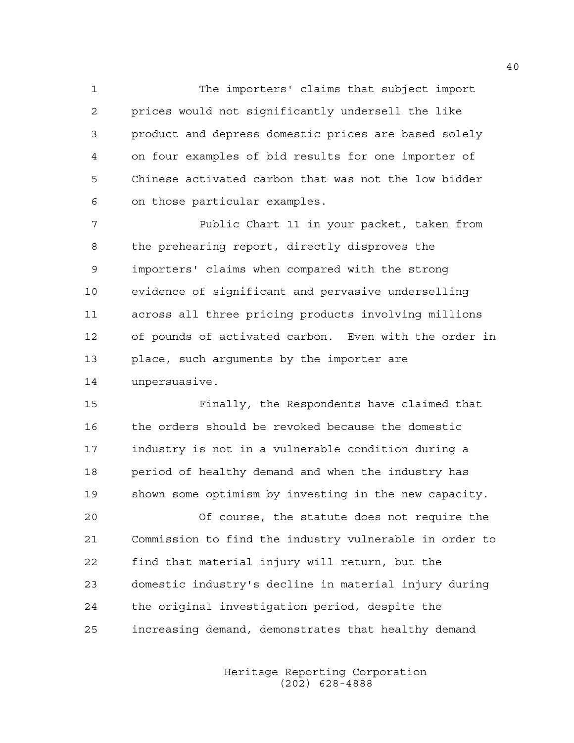The importers' claims that subject import prices would not significantly undersell the like product and depress domestic prices are based solely on four examples of bid results for one importer of Chinese activated carbon that was not the low bidder on those particular examples.

Public Chart 11 in your packet, taken from the prehearing report, directly disproves the importers' claims when compared with the strong evidence of significant and pervasive underselling across all three pricing products involving millions of pounds of activated carbon. Even with the order in place, such arguments by the importer are unpersuasive.

Finally, the Respondents have claimed that the orders should be revoked because the domestic industry is not in a vulnerable condition during a period of healthy demand and when the industry has shown some optimism by investing in the new capacity.

Of course, the statute does not require the Commission to find the industry vulnerable in order to find that material injury will return, but the domestic industry's decline in material injury during the original investigation period, despite the increasing demand, demonstrates that healthy demand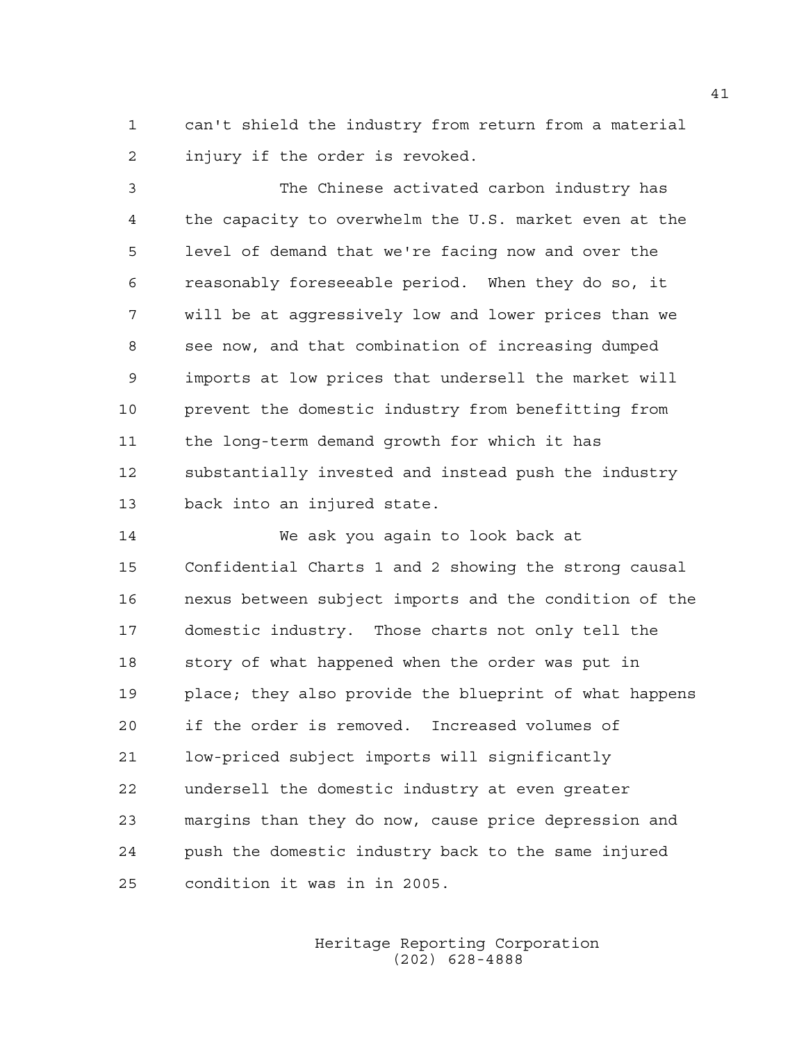can't shield the industry from return from a material injury if the order is revoked.

The Chinese activated carbon industry has the capacity to overwhelm the U.S. market even at the level of demand that we're facing now and over the reasonably foreseeable period. When they do so, it will be at aggressively low and lower prices than we see now, and that combination of increasing dumped imports at low prices that undersell the market will prevent the domestic industry from benefitting from the long-term demand growth for which it has substantially invested and instead push the industry back into an injured state.

We ask you again to look back at Confidential Charts 1 and 2 showing the strong causal nexus between subject imports and the condition of the domestic industry. Those charts not only tell the story of what happened when the order was put in place; they also provide the blueprint of what happens if the order is removed. Increased volumes of low-priced subject imports will significantly undersell the domestic industry at even greater margins than they do now, cause price depression and push the domestic industry back to the same injured condition it was in in 2005.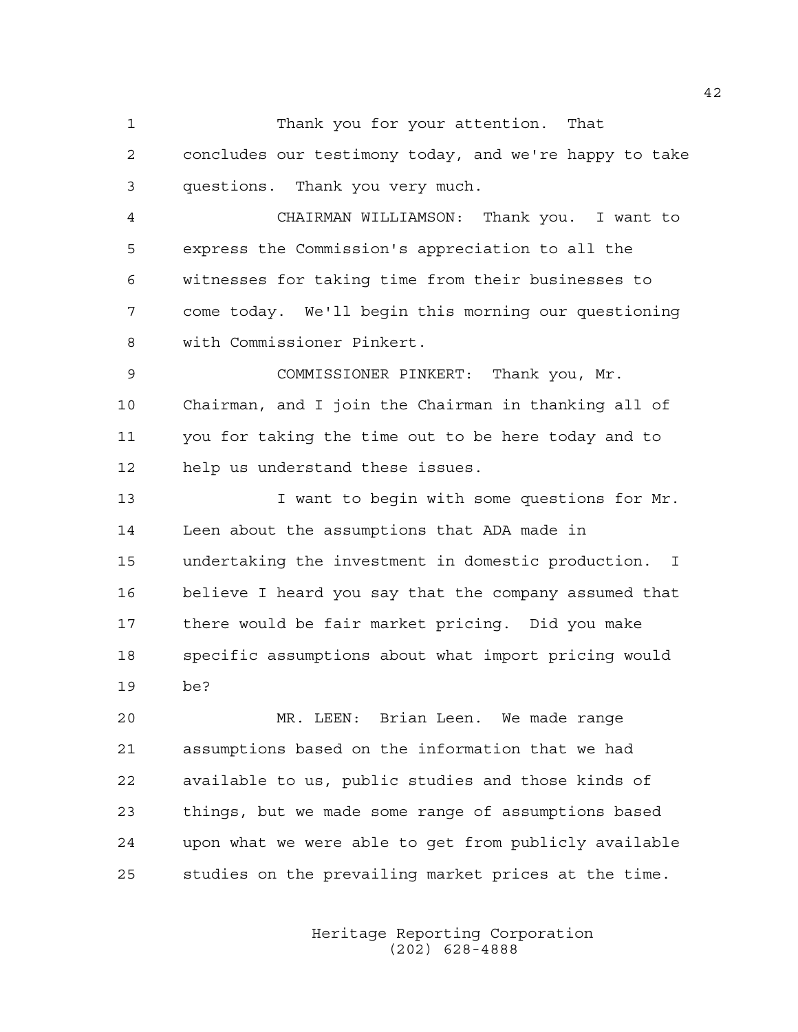Thank you for your attention. That concludes our testimony today, and we're happy to take questions. Thank you very much.

CHAIRMAN WILLIAMSON: Thank you. I want to express the Commission's appreciation to all the witnesses for taking time from their businesses to come today. We'll begin this morning our questioning with Commissioner Pinkert.

COMMISSIONER PINKERT: Thank you, Mr. Chairman, and I join the Chairman in thanking all of you for taking the time out to be here today and to help us understand these issues.

I want to begin with some questions for Mr. Leen about the assumptions that ADA made in undertaking the investment in domestic production. I believe I heard you say that the company assumed that there would be fair market pricing. Did you make specific assumptions about what import pricing would be?

MR. LEEN: Brian Leen. We made range assumptions based on the information that we had available to us, public studies and those kinds of things, but we made some range of assumptions based upon what we were able to get from publicly available studies on the prevailing market prices at the time.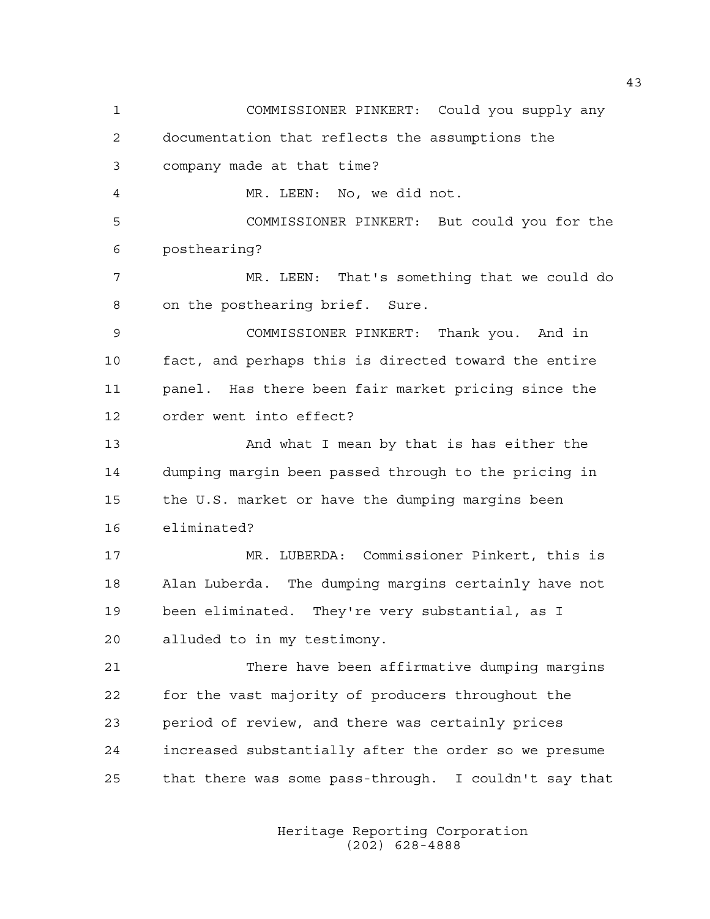COMMISSIONER PINKERT: Could you supply any documentation that reflects the assumptions the company made at that time?

MR. LEEN: No, we did not.

COMMISSIONER PINKERT: But could you for the posthearing?

MR. LEEN: That's something that we could do on the posthearing brief. Sure.

COMMISSIONER PINKERT: Thank you. And in fact, and perhaps this is directed toward the entire panel. Has there been fair market pricing since the order went into effect?

And what I mean by that is has either the dumping margin been passed through to the pricing in the U.S. market or have the dumping margins been eliminated?

MR. LUBERDA: Commissioner Pinkert, this is Alan Luberda. The dumping margins certainly have not been eliminated. They're very substantial, as I alluded to in my testimony.

There have been affirmative dumping margins for the vast majority of producers throughout the period of review, and there was certainly prices increased substantially after the order so we presume that there was some pass-through. I couldn't say that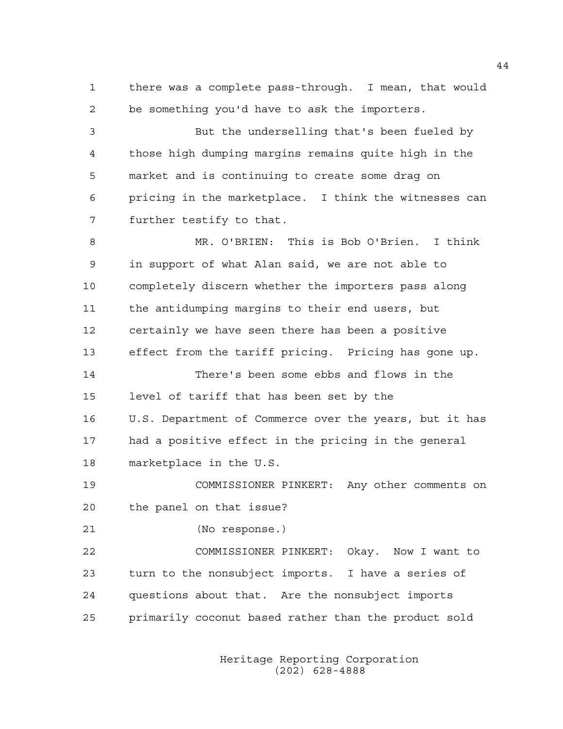there was a complete pass-through. I mean, that would be something you'd have to ask the importers.

But the underselling that's been fueled by those high dumping margins remains quite high in the market and is continuing to create some drag on pricing in the marketplace. I think the witnesses can further testify to that.

MR. O'BRIEN: This is Bob O'Brien. I think in support of what Alan said, we are not able to completely discern whether the importers pass along the antidumping margins to their end users, but certainly we have seen there has been a positive effect from the tariff pricing. Pricing has gone up.

There's been some ebbs and flows in the level of tariff that has been set by the U.S. Department of Commerce over the years, but it has had a positive effect in the pricing in the general marketplace in the U.S.

COMMISSIONER PINKERT: Any other comments on the panel on that issue?

(No response.)

COMMISSIONER PINKERT: Okay. Now I want to turn to the nonsubject imports. I have a series of questions about that. Are the nonsubject imports primarily coconut based rather than the product sold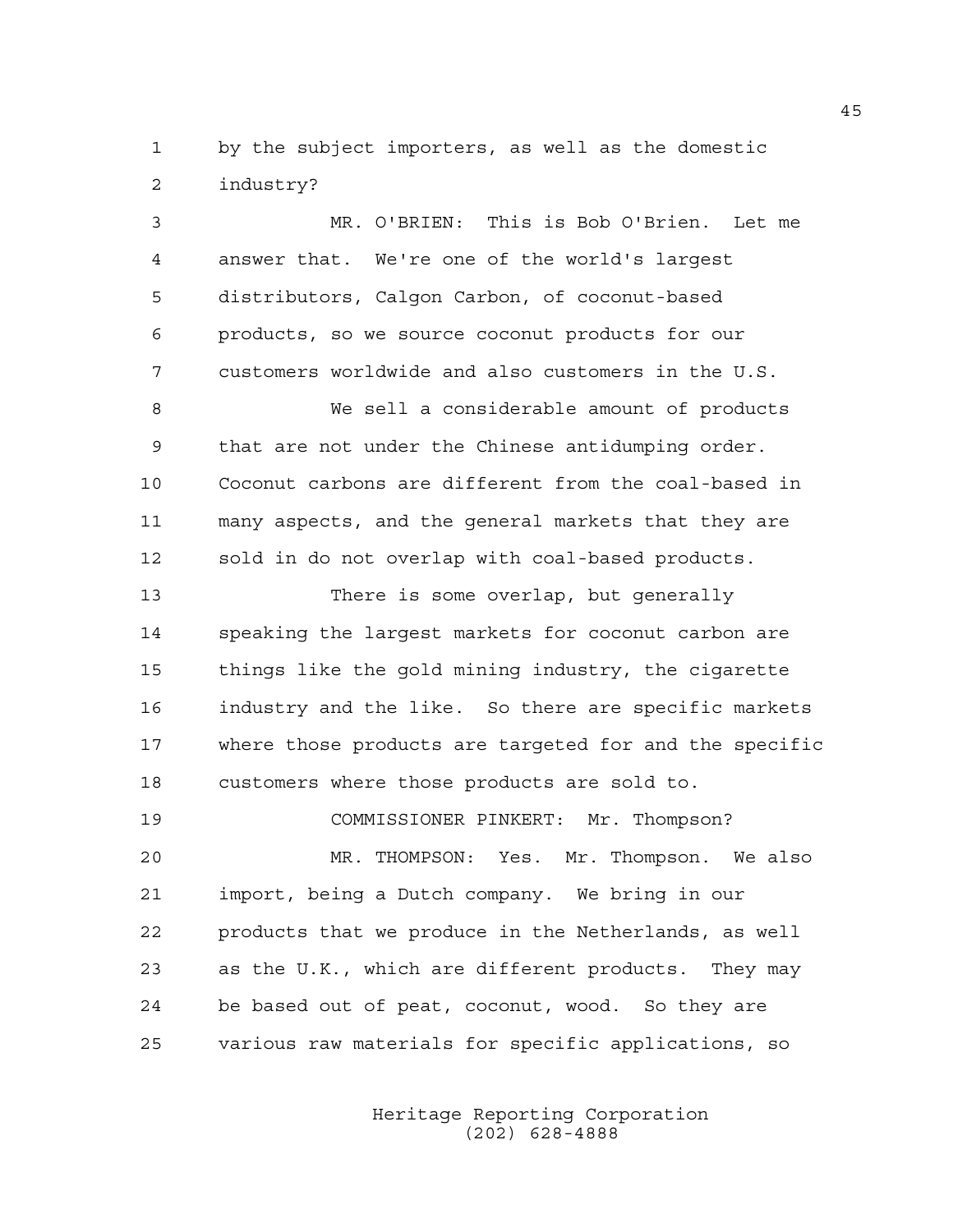by the subject importers, as well as the domestic industry?

MR. O'BRIEN: This is Bob O'Brien. Let me answer that. We're one of the world's largest distributors, Calgon Carbon, of coconut-based products, so we source coconut products for our customers worldwide and also customers in the U.S.

We sell a considerable amount of products that are not under the Chinese antidumping order. Coconut carbons are different from the coal-based in many aspects, and the general markets that they are sold in do not overlap with coal-based products.

There is some overlap, but generally speaking the largest markets for coconut carbon are things like the gold mining industry, the cigarette industry and the like. So there are specific markets where those products are targeted for and the specific customers where those products are sold to.

COMMISSIONER PINKERT: Mr. Thompson?

MR. THOMPSON: Yes. Mr. Thompson. We also import, being a Dutch company. We bring in our products that we produce in the Netherlands, as well as the U.K., which are different products. They may be based out of peat, coconut, wood. So they are various raw materials for specific applications, so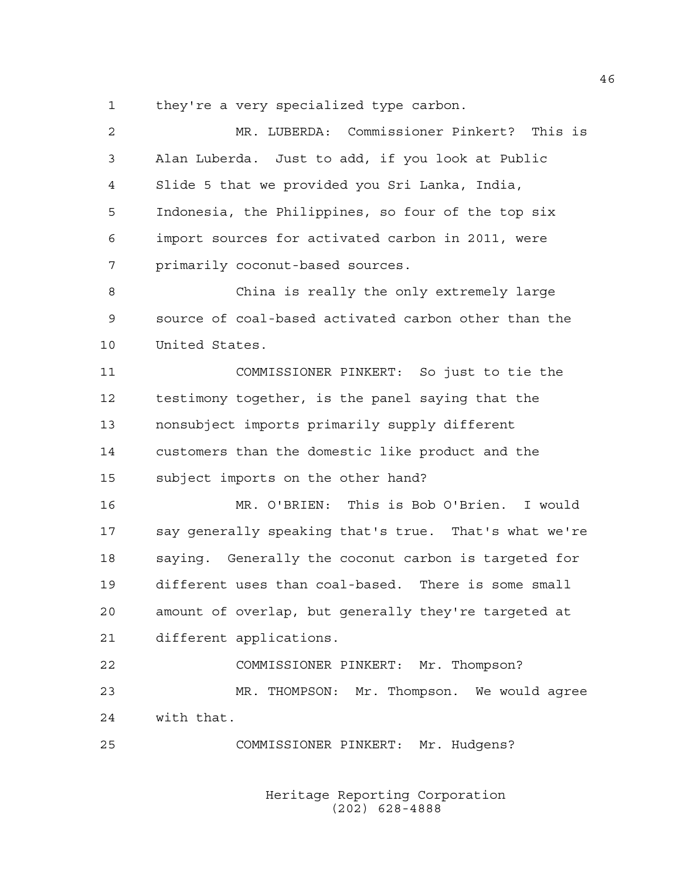they're a very specialized type carbon.

MR. LUBERDA: Commissioner Pinkert? This is Alan Luberda. Just to add, if you look at Public Slide 5 that we provided you Sri Lanka, India, Indonesia, the Philippines, so four of the top six import sources for activated carbon in 2011, were primarily coconut-based sources.

China is really the only extremely large source of coal-based activated carbon other than the United States.

COMMISSIONER PINKERT: So just to tie the testimony together, is the panel saying that the nonsubject imports primarily supply different customers than the domestic like product and the subject imports on the other hand?

MR. O'BRIEN: This is Bob O'Brien. I would say generally speaking that's true. That's what we're saying. Generally the coconut carbon is targeted for different uses than coal-based. There is some small amount of overlap, but generally they're targeted at different applications.

COMMISSIONER PINKERT: Mr. Thompson?

MR. THOMPSON: Mr. Thompson. We would agree with that.

COMMISSIONER PINKERT: Mr. Hudgens?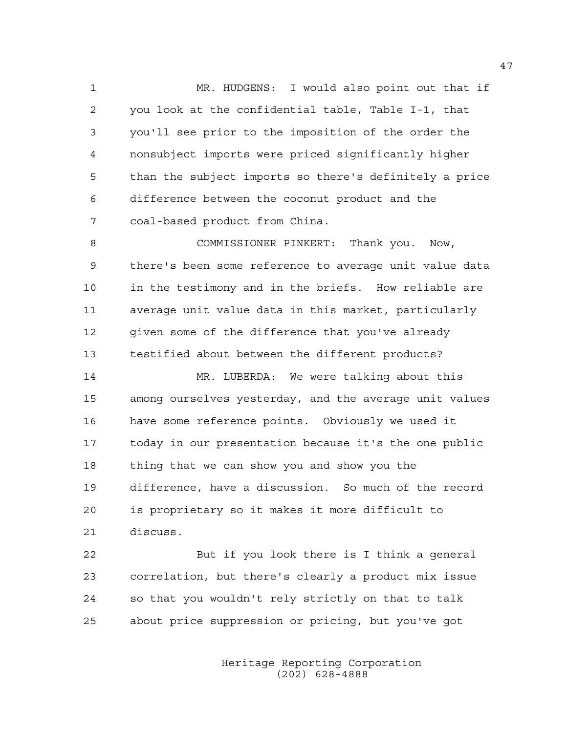MR. HUDGENS: I would also point out that if you look at the confidential table, Table I-1, that you'll see prior to the imposition of the order the nonsubject imports were priced significantly higher than the subject imports so there's definitely a price difference between the coconut product and the coal-based product from China.

COMMISSIONER PINKERT: Thank you. Now, there's been some reference to average unit value data in the testimony and in the briefs. How reliable are average unit value data in this market, particularly given some of the difference that you've already testified about between the different products?

MR. LUBERDA: We were talking about this among ourselves yesterday, and the average unit values have some reference points. Obviously we used it today in our presentation because it's the one public thing that we can show you and show you the difference, have a discussion. So much of the record is proprietary so it makes it more difficult to discuss.

But if you look there is I think a general correlation, but there's clearly a product mix issue so that you wouldn't rely strictly on that to talk about price suppression or pricing, but you've got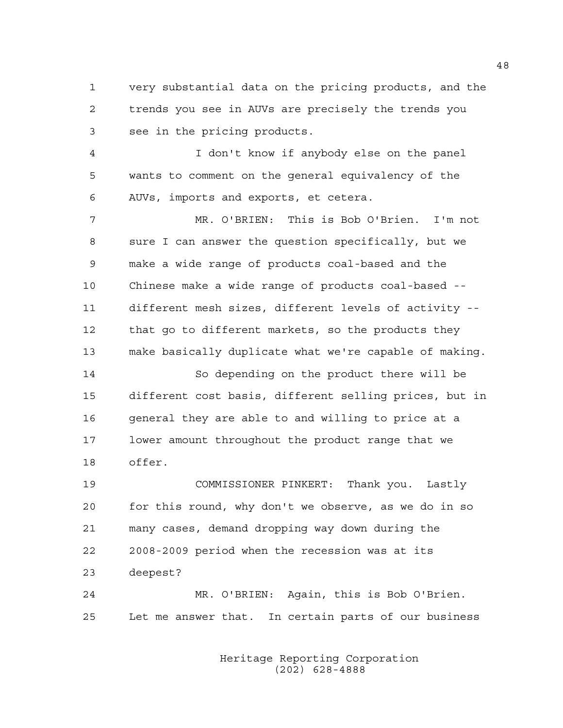very substantial data on the pricing products, and the trends you see in AUVs are precisely the trends you see in the pricing products.

I don't know if anybody else on the panel wants to comment on the general equivalency of the AUVs, imports and exports, et cetera.

MR. O'BRIEN: This is Bob O'Brien. I'm not sure I can answer the question specifically, but we make a wide range of products coal-based and the Chinese make a wide range of products coal-based -- different mesh sizes, different levels of activity -- that go to different markets, so the products they make basically duplicate what we're capable of making.

So depending on the product there will be different cost basis, different selling prices, but in general they are able to and willing to price at a lower amount throughout the product range that we offer.

COMMISSIONER PINKERT: Thank you. Lastly for this round, why don't we observe, as we do in so many cases, demand dropping way down during the 2008-2009 period when the recession was at its deepest?

MR. O'BRIEN: Again, this is Bob O'Brien. Let me answer that. In certain parts of our business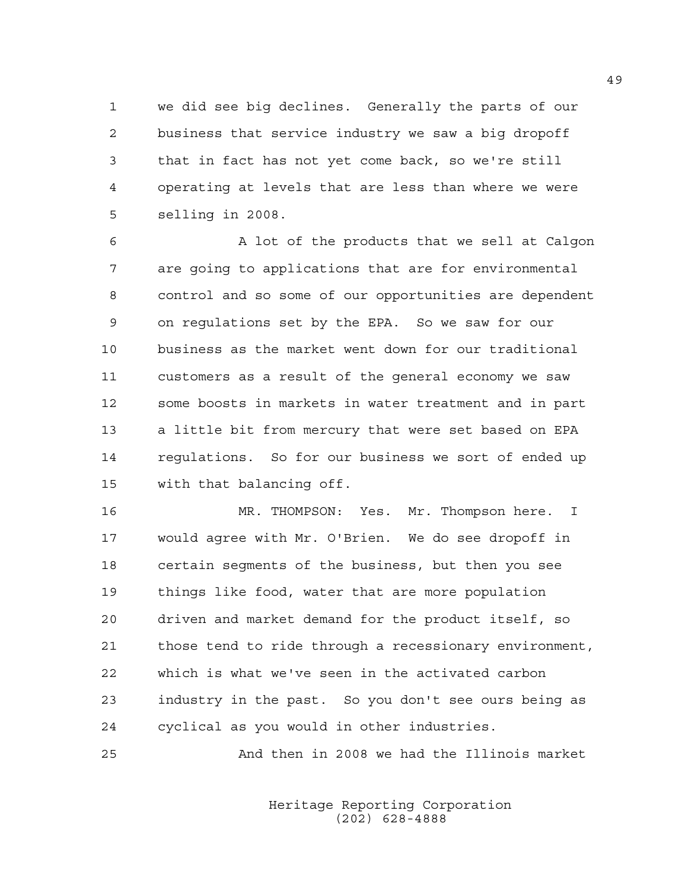we did see big declines. Generally the parts of our business that service industry we saw a big dropoff that in fact has not yet come back, so we're still operating at levels that are less than where we were selling in 2008.

A lot of the products that we sell at Calgon are going to applications that are for environmental control and so some of our opportunities are dependent on regulations set by the EPA. So we saw for our business as the market went down for our traditional customers as a result of the general economy we saw some boosts in markets in water treatment and in part a little bit from mercury that were set based on EPA regulations. So for our business we sort of ended up with that balancing off.

MR. THOMPSON: Yes. Mr. Thompson here. I would agree with Mr. O'Brien. We do see dropoff in certain segments of the business, but then you see things like food, water that are more population driven and market demand for the product itself, so those tend to ride through a recessionary environment, which is what we've seen in the activated carbon industry in the past. So you don't see ours being as cyclical as you would in other industries.

And then in 2008 we had the Illinois market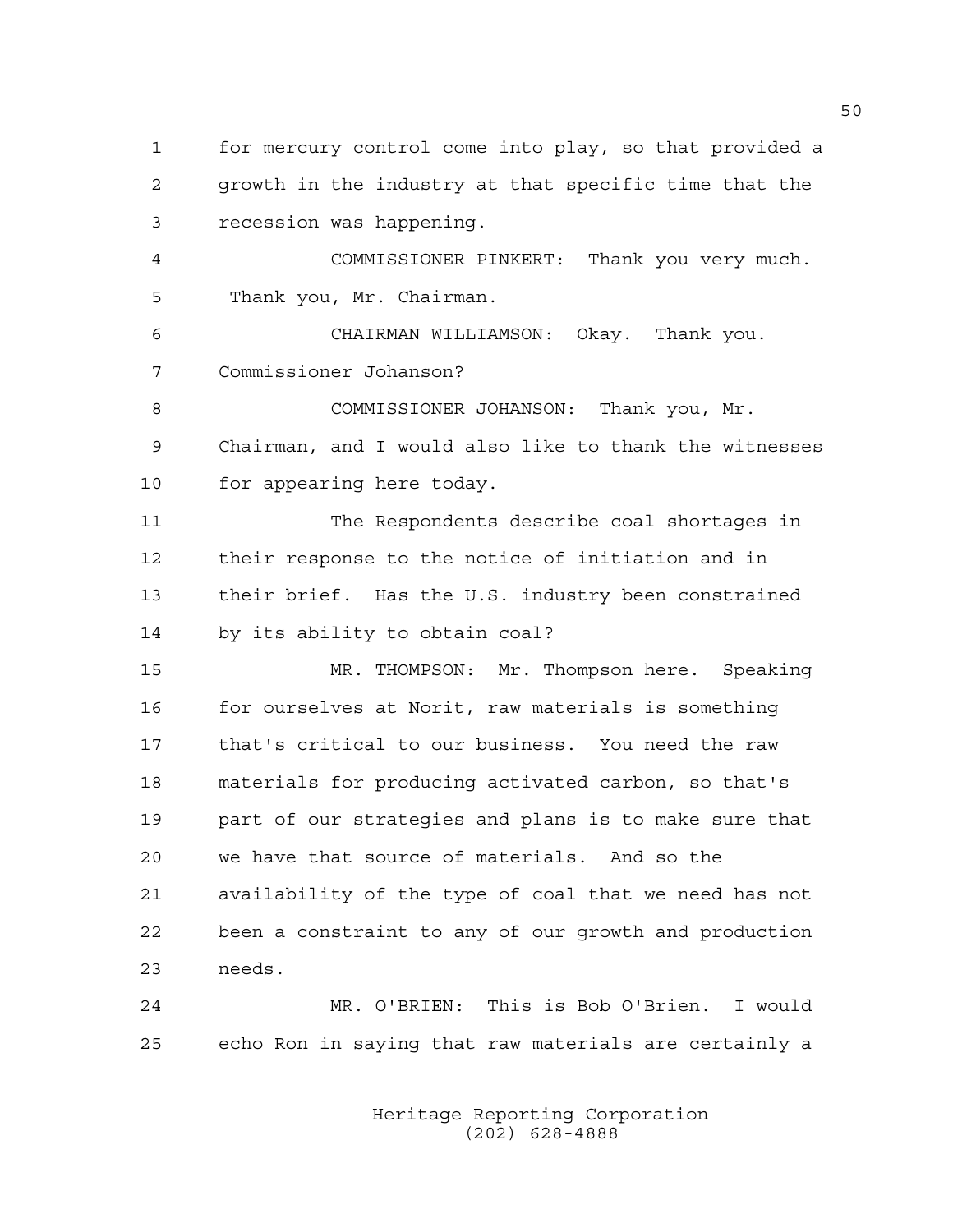for mercury control come into play, so that provided a growth in the industry at that specific time that the recession was happening.

COMMISSIONER PINKERT: Thank you very much. Thank you, Mr. Chairman.

CHAIRMAN WILLIAMSON: Okay. Thank you. Commissioner Johanson?

COMMISSIONER JOHANSON: Thank you, Mr. Chairman, and I would also like to thank the witnesses for appearing here today.

The Respondents describe coal shortages in their response to the notice of initiation and in their brief. Has the U.S. industry been constrained by its ability to obtain coal?

MR. THOMPSON: Mr. Thompson here. Speaking for ourselves at Norit, raw materials is something that's critical to our business. You need the raw materials for producing activated carbon, so that's part of our strategies and plans is to make sure that we have that source of materials. And so the availability of the type of coal that we need has not been a constraint to any of our growth and production needs.

MR. O'BRIEN: This is Bob O'Brien. I would echo Ron in saying that raw materials are certainly a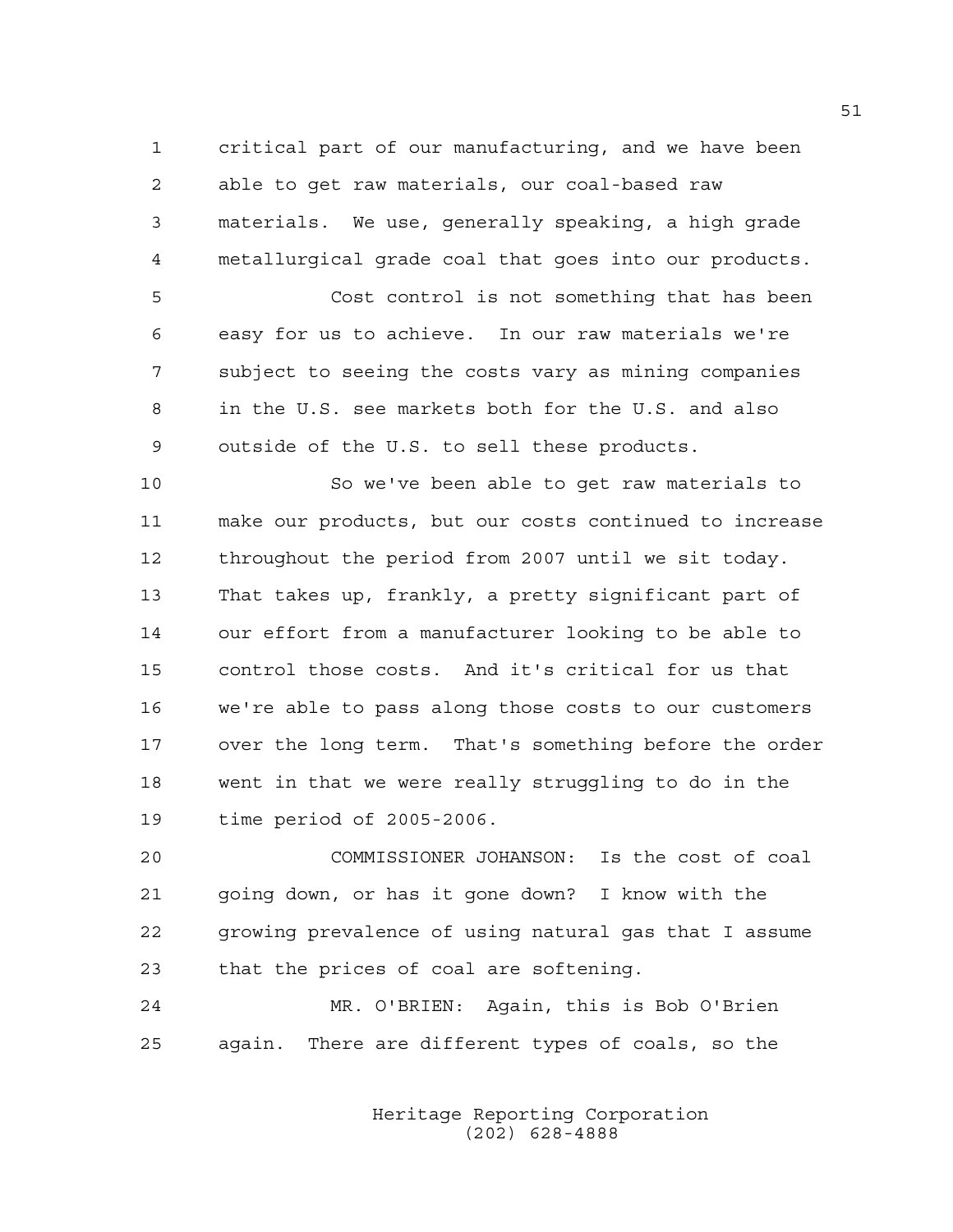critical part of our manufacturing, and we have been able to get raw materials, our coal-based raw materials. We use, generally speaking, a high grade metallurgical grade coal that goes into our products.

Cost control is not something that has been easy for us to achieve. In our raw materials we're subject to seeing the costs vary as mining companies in the U.S. see markets both for the U.S. and also outside of the U.S. to sell these products.

So we've been able to get raw materials to make our products, but our costs continued to increase throughout the period from 2007 until we sit today. That takes up, frankly, a pretty significant part of our effort from a manufacturer looking to be able to control those costs. And it's critical for us that we're able to pass along those costs to our customers over the long term. That's something before the order went in that we were really struggling to do in the time period of 2005-2006.

COMMISSIONER JOHANSON: Is the cost of coal going down, or has it gone down? I know with the growing prevalence of using natural gas that I assume that the prices of coal are softening.

MR. O'BRIEN: Again, this is Bob O'Brien again. There are different types of coals, so the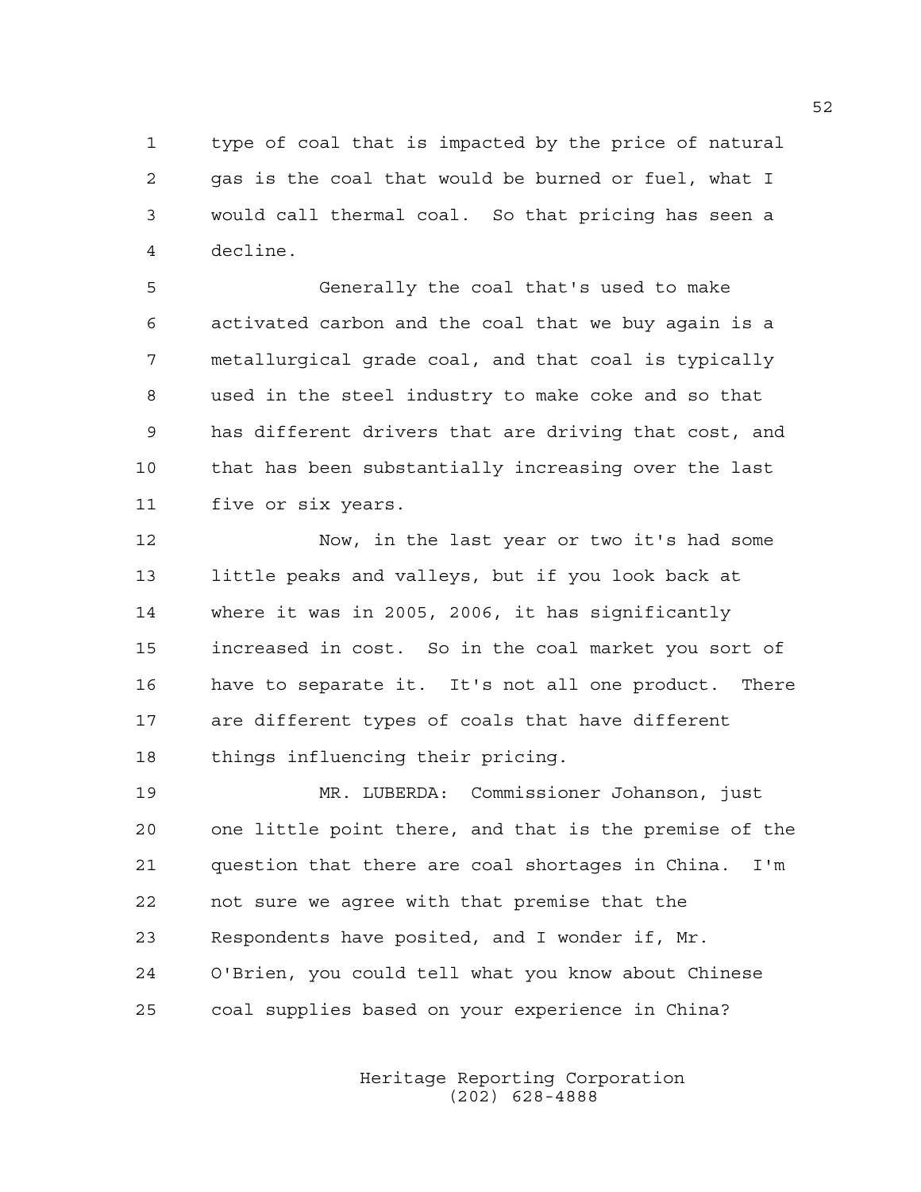type of coal that is impacted by the price of natural gas is the coal that would be burned or fuel, what I would call thermal coal. So that pricing has seen a decline.

Generally the coal that's used to make activated carbon and the coal that we buy again is a metallurgical grade coal, and that coal is typically used in the steel industry to make coke and so that has different drivers that are driving that cost, and that has been substantially increasing over the last five or six years.

Now, in the last year or two it's had some little peaks and valleys, but if you look back at where it was in 2005, 2006, it has significantly increased in cost. So in the coal market you sort of have to separate it. It's not all one product. There are different types of coals that have different things influencing their pricing.

MR. LUBERDA: Commissioner Johanson, just one little point there, and that is the premise of the question that there are coal shortages in China. I'm not sure we agree with that premise that the Respondents have posited, and I wonder if, Mr. O'Brien, you could tell what you know about Chinese coal supplies based on your experience in China?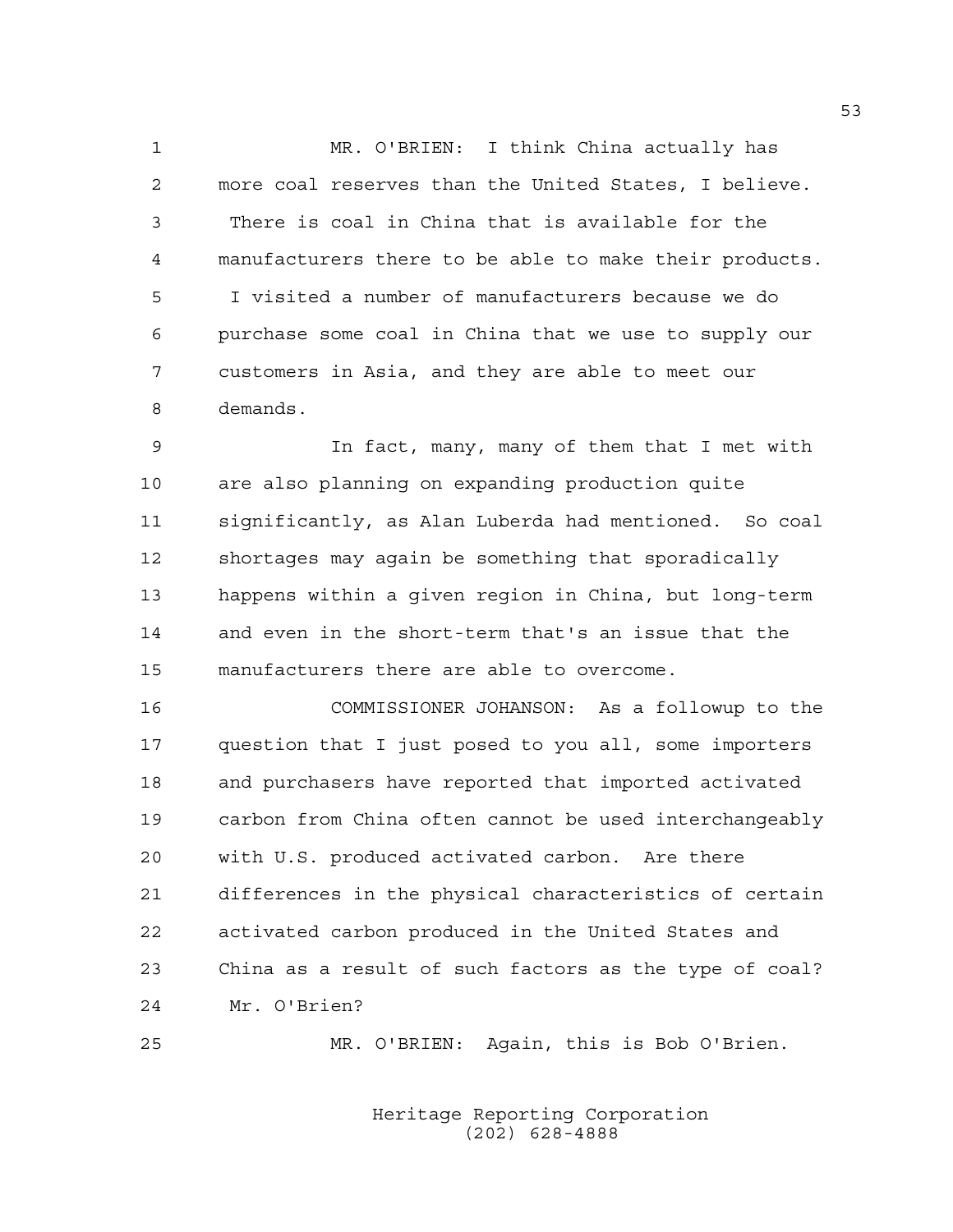MR. O'BRIEN: I think China actually has more coal reserves than the United States, I believe. There is coal in China that is available for the manufacturers there to be able to make their products. I visited a number of manufacturers because we do purchase some coal in China that we use to supply our customers in Asia, and they are able to meet our demands.

In fact, many, many of them that I met with are also planning on expanding production quite significantly, as Alan Luberda had mentioned. So coal shortages may again be something that sporadically happens within a given region in China, but long-term and even in the short-term that's an issue that the manufacturers there are able to overcome.

COMMISSIONER JOHANSON: As a followup to the question that I just posed to you all, some importers and purchasers have reported that imported activated carbon from China often cannot be used interchangeably with U.S. produced activated carbon. Are there differences in the physical characteristics of certain activated carbon produced in the United States and China as a result of such factors as the type of coal? Mr. O'Brien?

MR. O'BRIEN: Again, this is Bob O'Brien.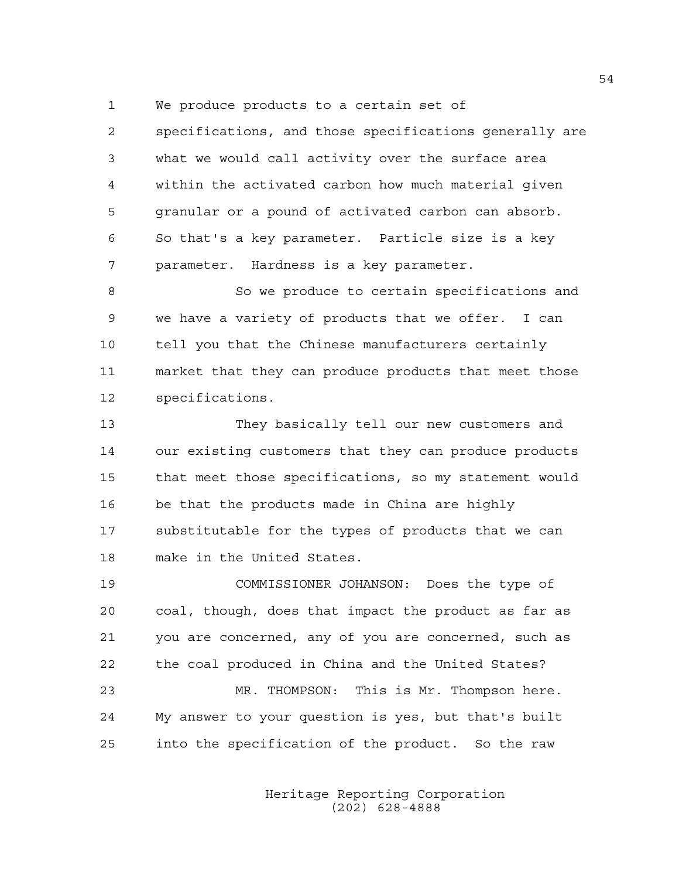We produce products to a certain set of specifications, and those specifications generally are what we would call activity over the surface area within the activated carbon how much material given granular or a pound of activated carbon can absorb. So that's a key parameter. Particle size is a key parameter. Hardness is a key parameter.

So we produce to certain specifications and we have a variety of products that we offer. I can tell you that the Chinese manufacturers certainly market that they can produce products that meet those specifications.

They basically tell our new customers and our existing customers that they can produce products that meet those specifications, so my statement would be that the products made in China are highly substitutable for the types of products that we can make in the United States.

COMMISSIONER JOHANSON: Does the type of coal, though, does that impact the product as far as you are concerned, any of you are concerned, such as the coal produced in China and the United States?

MR. THOMPSON: This is Mr. Thompson here. My answer to your question is yes, but that's built into the specification of the product. So the raw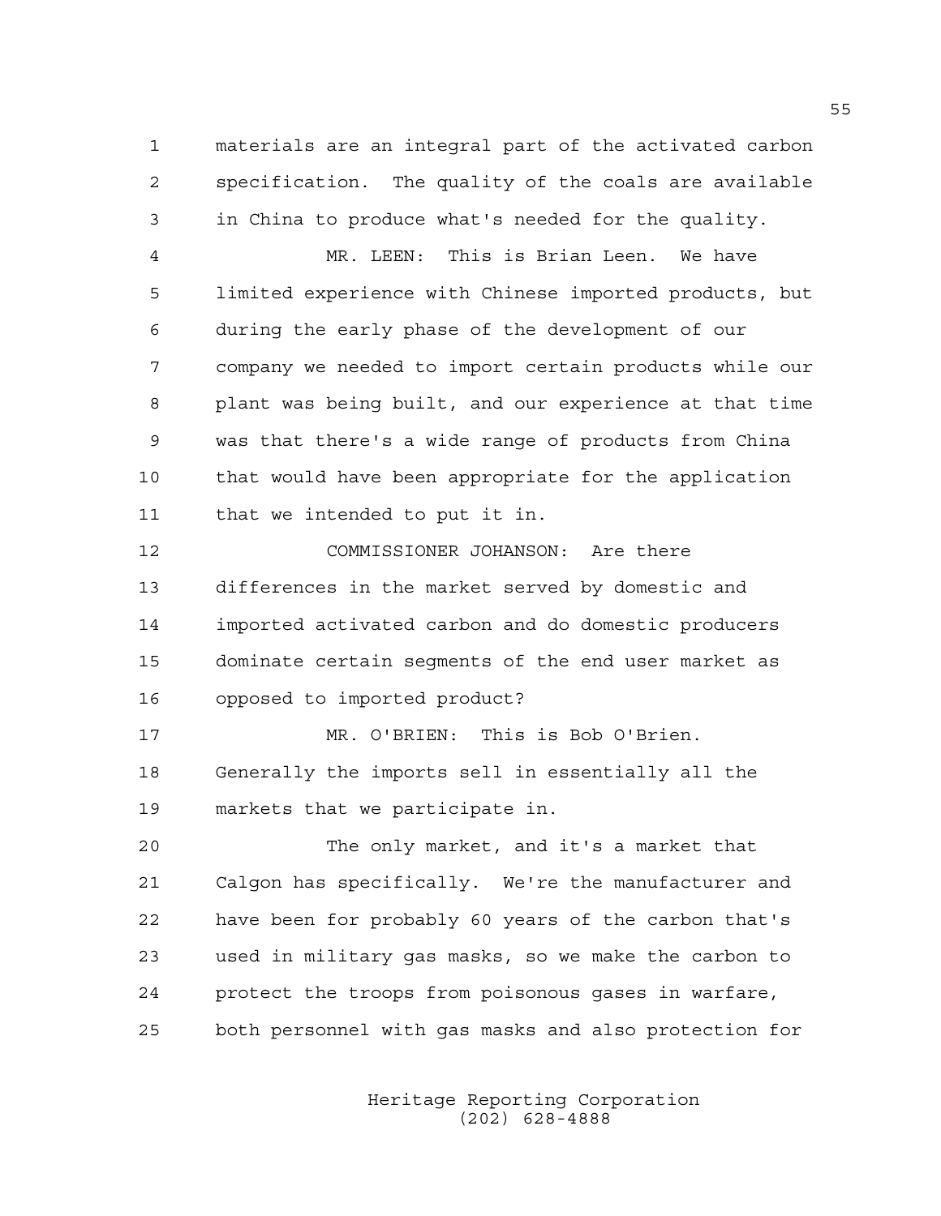materials are an integral part of the activated carbon specification. The quality of the coals are available in China to produce what's needed for the quality.

MR. LEEN: This is Brian Leen. We have limited experience with Chinese imported products, but during the early phase of the development of our company we needed to import certain products while our plant was being built, and our experience at that time was that there's a wide range of products from China that would have been appropriate for the application that we intended to put it in.

COMMISSIONER JOHANSON: Are there differences in the market served by domestic and imported activated carbon and do domestic producers dominate certain segments of the end user market as opposed to imported product?

MR. O'BRIEN: This is Bob O'Brien. Generally the imports sell in essentially all the markets that we participate in.

The only market, and it's a market that Calgon has specifically. We're the manufacturer and have been for probably 60 years of the carbon that's used in military gas masks, so we make the carbon to protect the troops from poisonous gases in warfare, both personnel with gas masks and also protection for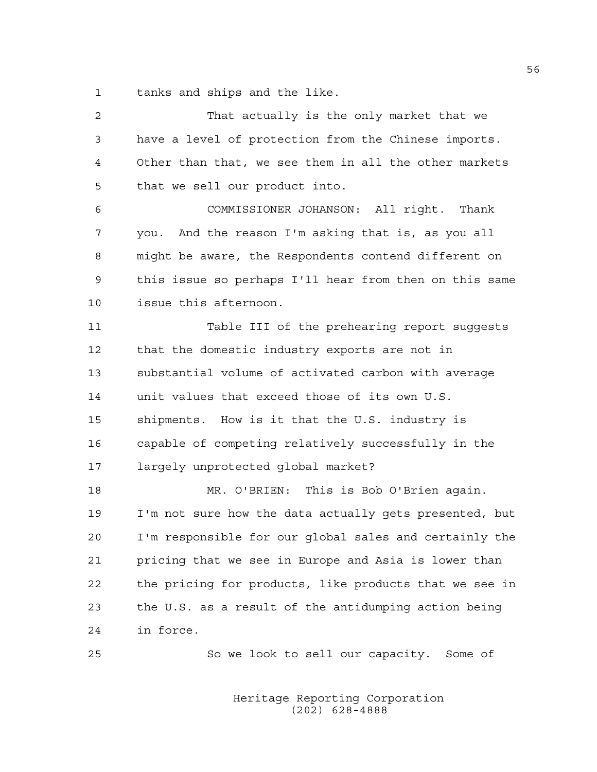tanks and ships and the like.

That actually is the only market that we have a level of protection from the Chinese imports. Other than that, we see them in all the other markets that we sell our product into.

COMMISSIONER JOHANSON: All right. Thank you. And the reason I'm asking that is, as you all might be aware, the Respondents contend different on this issue so perhaps I'll hear from then on this same issue this afternoon.

Table III of the prehearing report suggests that the domestic industry exports are not in substantial volume of activated carbon with average unit values that exceed those of its own U.S. shipments. How is it that the U.S. industry is capable of competing relatively successfully in the largely unprotected global market?

MR. O'BRIEN: This is Bob O'Brien again. I'm not sure how the data actually gets presented, but I'm responsible for our global sales and certainly the pricing that we see in Europe and Asia is lower than the pricing for products, like products that we see in the U.S. as a result of the antidumping action being in force.

So we look to sell our capacity. Some of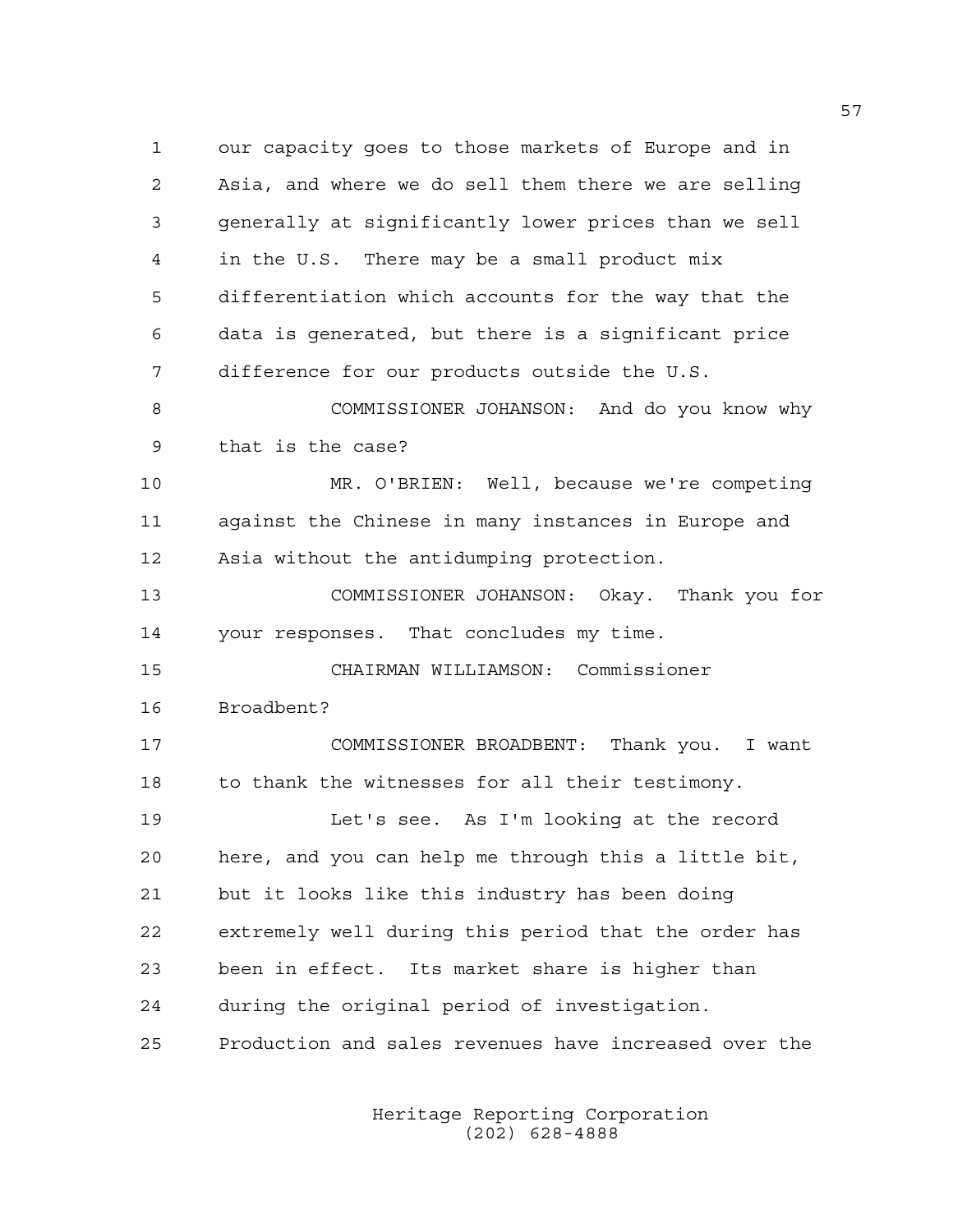our capacity goes to those markets of Europe and in Asia, and where we do sell them there we are selling generally at significantly lower prices than we sell in the U.S. There may be a small product mix differentiation which accounts for the way that the data is generated, but there is a significant price difference for our products outside the U.S.

COMMISSIONER JOHANSON: And do you know why that is the case?

MR. O'BRIEN: Well, because we're competing against the Chinese in many instances in Europe and Asia without the antidumping protection.

COMMISSIONER JOHANSON: Okay. Thank you for your responses. That concludes my time.

CHAIRMAN WILLIAMSON: Commissioner Broadbent?

COMMISSIONER BROADBENT: Thank you. I want to thank the witnesses for all their testimony.

Let's see. As I'm looking at the record here, and you can help me through this a little bit, but it looks like this industry has been doing extremely well during this period that the order has been in effect. Its market share is higher than during the original period of investigation. Production and sales revenues have increased over the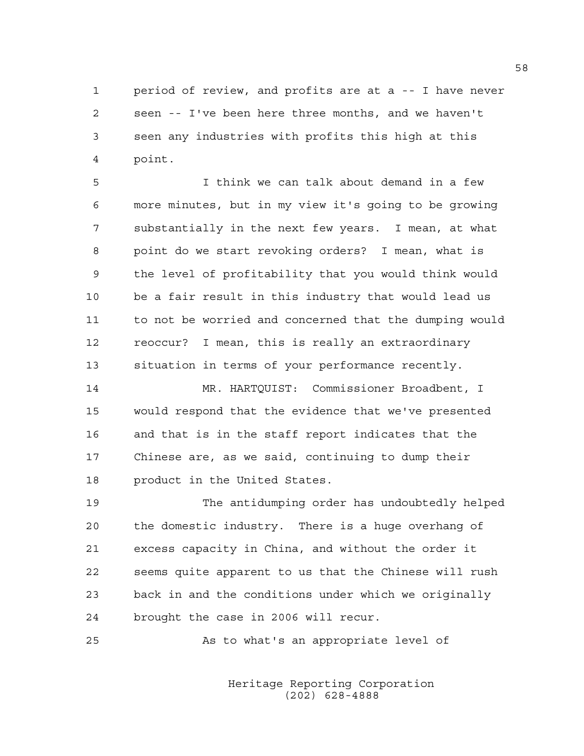period of review, and profits are at a -- I have never seen -- I've been here three months, and we haven't seen any industries with profits this high at this point.

I think we can talk about demand in a few more minutes, but in my view it's going to be growing substantially in the next few years. I mean, at what point do we start revoking orders? I mean, what is the level of profitability that you would think would be a fair result in this industry that would lead us to not be worried and concerned that the dumping would reoccur? I mean, this is really an extraordinary situation in terms of your performance recently.

MR. HARTQUIST: Commissioner Broadbent, I would respond that the evidence that we've presented and that is in the staff report indicates that the Chinese are, as we said, continuing to dump their product in the United States.

The antidumping order has undoubtedly helped the domestic industry. There is a huge overhang of excess capacity in China, and without the order it seems quite apparent to us that the Chinese will rush back in and the conditions under which we originally brought the case in 2006 will recur.

As to what's an appropriate level of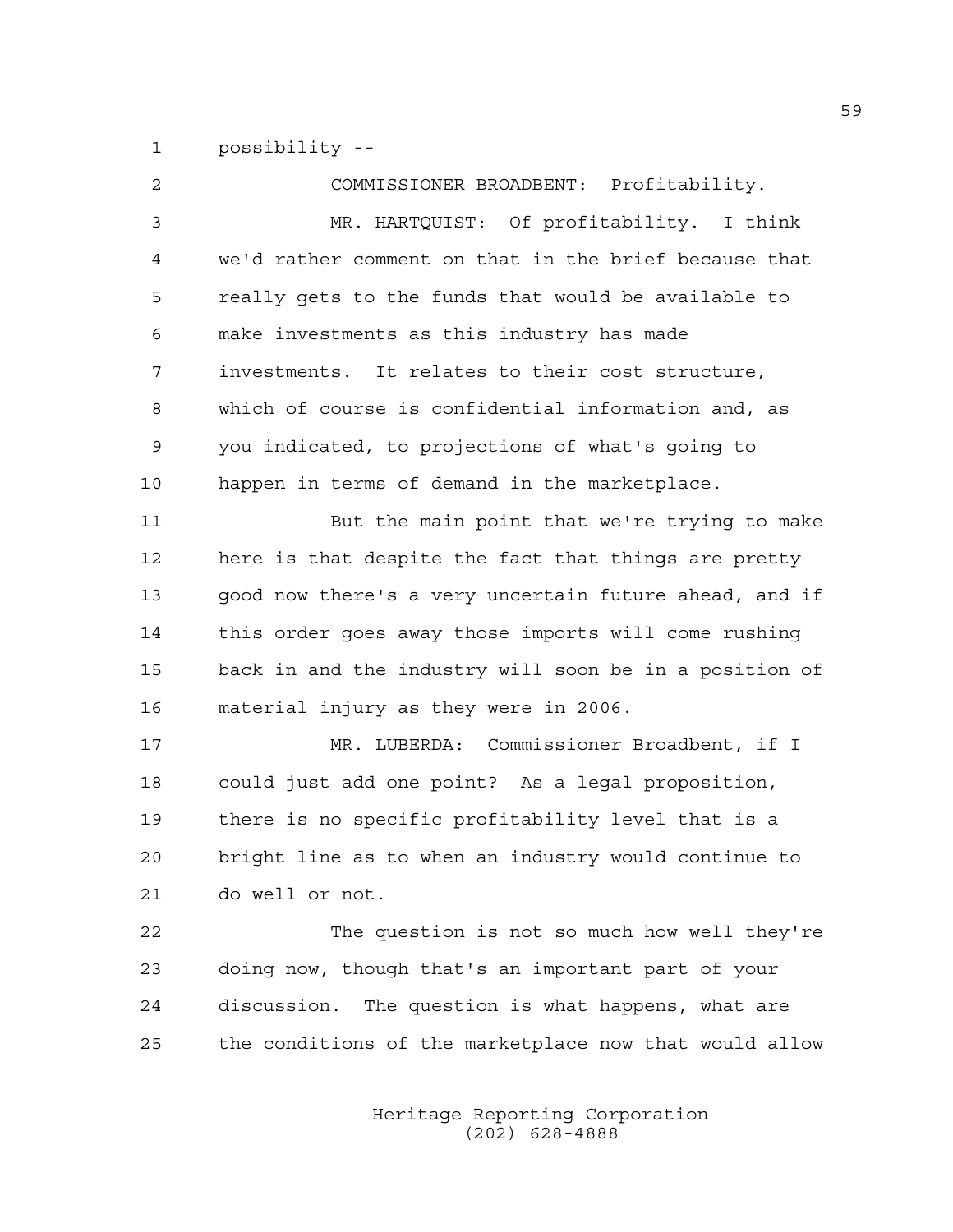possibility --

COMMISSIONER BROADBENT: Profitability.

MR. HARTQUIST: Of profitability. I think we'd rather comment on that in the brief because that really gets to the funds that would be available to make investments as this industry has made investments. It relates to their cost structure, which of course is confidential information and, as you indicated, to projections of what's going to happen in terms of demand in the marketplace.

But the main point that we're trying to make here is that despite the fact that things are pretty good now there's a very uncertain future ahead, and if this order goes away those imports will come rushing back in and the industry will soon be in a position of material injury as they were in 2006.

MR. LUBERDA: Commissioner Broadbent, if I could just add one point? As a legal proposition, there is no specific profitability level that is a bright line as to when an industry would continue to do well or not.

The question is not so much how well they're doing now, though that's an important part of your discussion. The question is what happens, what are the conditions of the marketplace now that would allow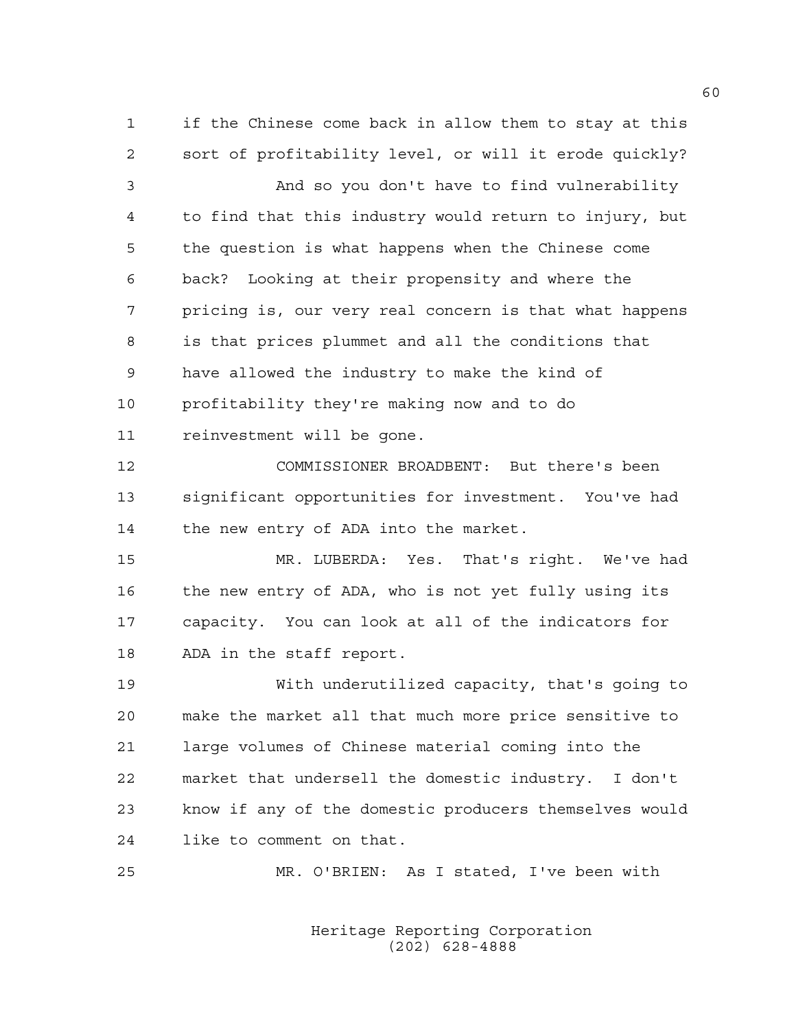if the Chinese come back in allow them to stay at this sort of profitability level, or will it erode quickly?

And so you don't have to find vulnerability to find that this industry would return to injury, but the question is what happens when the Chinese come back? Looking at their propensity and where the pricing is, our very real concern is that what happens is that prices plummet and all the conditions that have allowed the industry to make the kind of profitability they're making now and to do reinvestment will be gone.

COMMISSIONER BROADBENT: But there's been significant opportunities for investment. You've had the new entry of ADA into the market.

MR. LUBERDA: Yes. That's right. We've had the new entry of ADA, who is not yet fully using its capacity. You can look at all of the indicators for ADA in the staff report.

With underutilized capacity, that's going to make the market all that much more price sensitive to large volumes of Chinese material coming into the market that undersell the domestic industry. I don't know if any of the domestic producers themselves would like to comment on that.

MR. O'BRIEN: As I stated, I've been with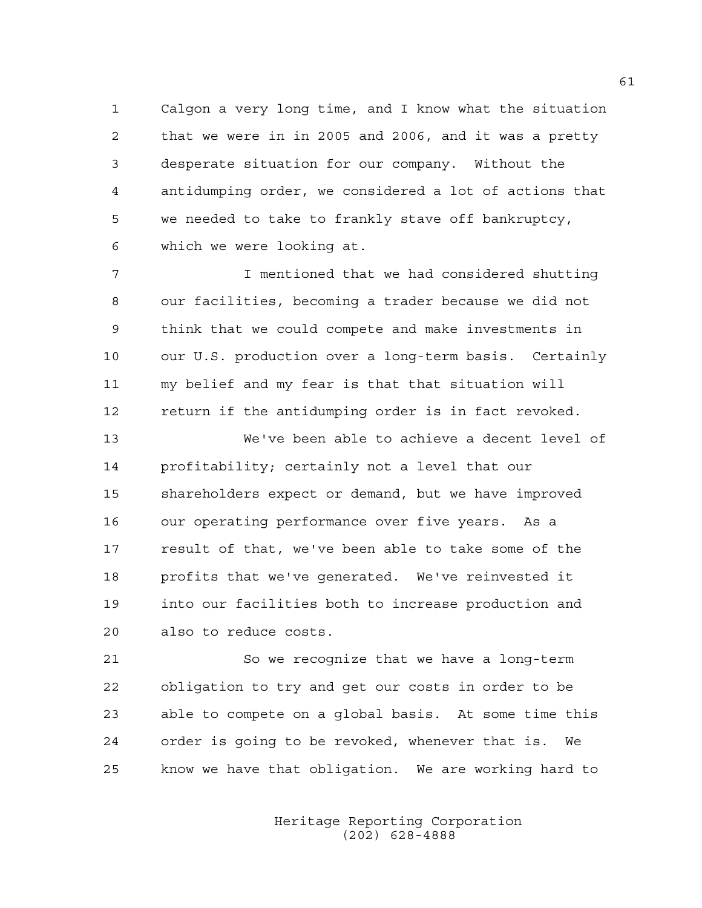Calgon a very long time, and I know what the situation that we were in in 2005 and 2006, and it was a pretty desperate situation for our company. Without the antidumping order, we considered a lot of actions that we needed to take to frankly stave off bankruptcy, which we were looking at.

I mentioned that we had considered shutting our facilities, becoming a trader because we did not think that we could compete and make investments in our U.S. production over a long-term basis. Certainly my belief and my fear is that that situation will return if the antidumping order is in fact revoked.

We've been able to achieve a decent level of profitability; certainly not a level that our shareholders expect or demand, but we have improved our operating performance over five years. As a result of that, we've been able to take some of the profits that we've generated. We've reinvested it into our facilities both to increase production and also to reduce costs.

So we recognize that we have a long-term obligation to try and get our costs in order to be able to compete on a global basis. At some time this order is going to be revoked, whenever that is. We know we have that obligation. We are working hard to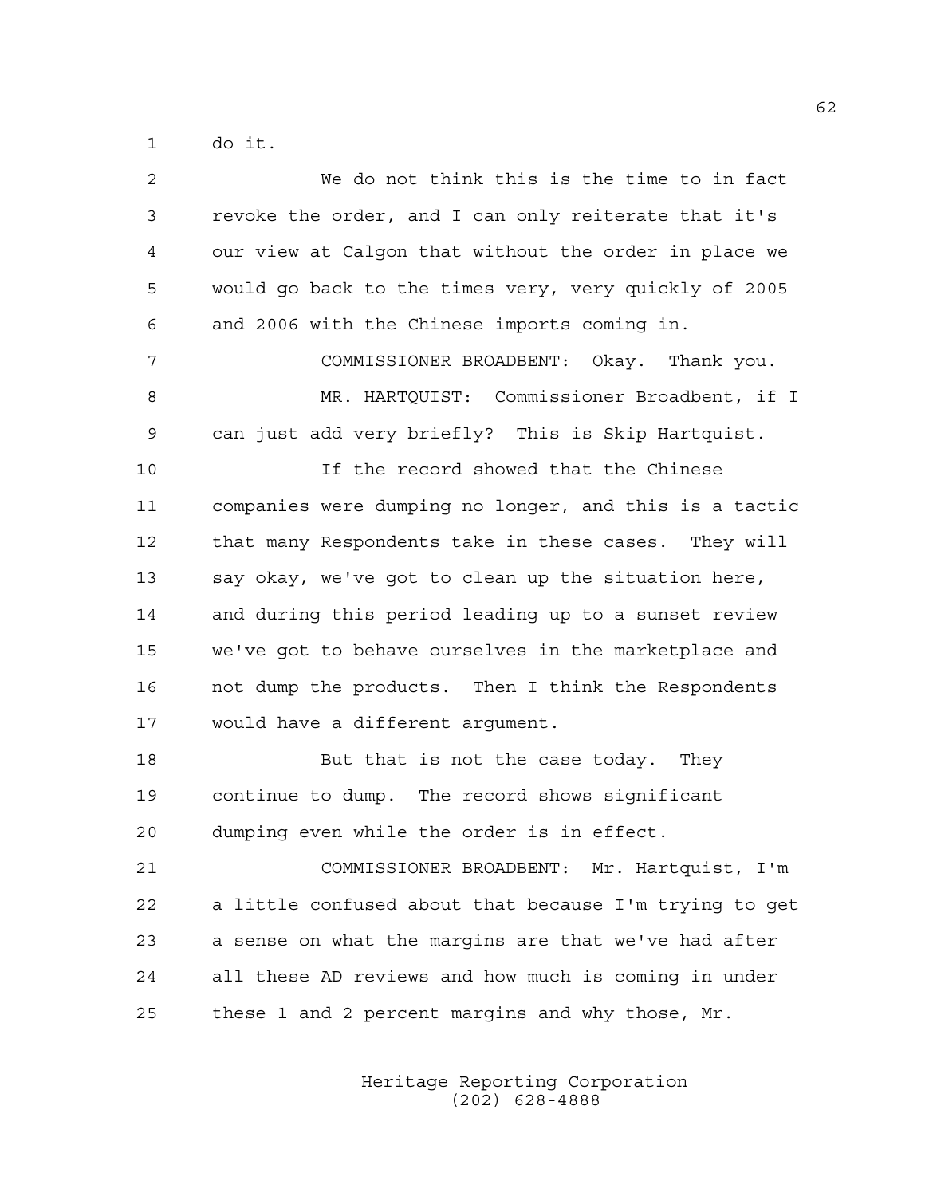do it.

We do not think this is the time to in fact revoke the order, and I can only reiterate that it's our view at Calgon that without the order in place we would go back to the times very, very quickly of 2005 and 2006 with the Chinese imports coming in.

COMMISSIONER BROADBENT: Okay. Thank you.

MR. HARTQUIST: Commissioner Broadbent, if I can just add very briefly? This is Skip Hartquist.

If the record showed that the Chinese companies were dumping no longer, and this is a tactic that many Respondents take in these cases. They will say okay, we've got to clean up the situation here, and during this period leading up to a sunset review we've got to behave ourselves in the marketplace and not dump the products. Then I think the Respondents would have a different argument.

But that is not the case today. They continue to dump. The record shows significant dumping even while the order is in effect.

COMMISSIONER BROADBENT: Mr. Hartquist, I'm a little confused about that because I'm trying to get a sense on what the margins are that we've had after all these AD reviews and how much is coming in under these 1 and 2 percent margins and why those, Mr.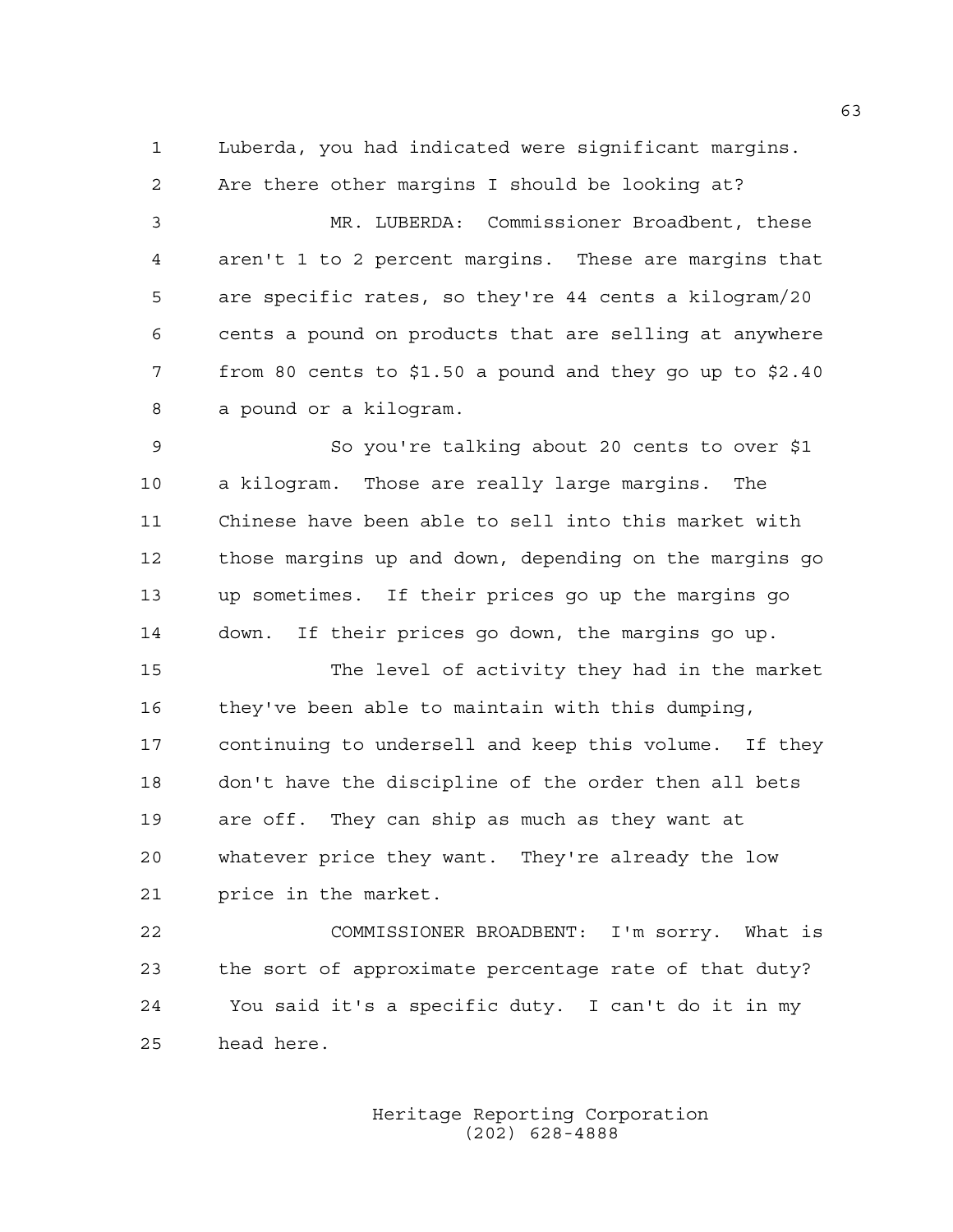Luberda, you had indicated were significant margins. Are there other margins I should be looking at?

MR. LUBERDA: Commissioner Broadbent, these aren't 1 to 2 percent margins. These are margins that are specific rates, so they're 44 cents a kilogram/20 cents a pound on products that are selling at anywhere from 80 cents to $1.50 a pound and they go up to $2.40 a pound or a kilogram.

So you're talking about 20 cents to over $1 a kilogram. Those are really large margins. The Chinese have been able to sell into this market with those margins up and down, depending on the margins go up sometimes. If their prices go up the margins go down. If their prices go down, the margins go up.

The level of activity they had in the market they've been able to maintain with this dumping, continuing to undersell and keep this volume. If they don't have the discipline of the order then all bets are off. They can ship as much as they want at whatever price they want. They're already the low price in the market.

COMMISSIONER BROADBENT: I'm sorry. What is the sort of approximate percentage rate of that duty? You said it's a specific duty. I can't do it in my head here.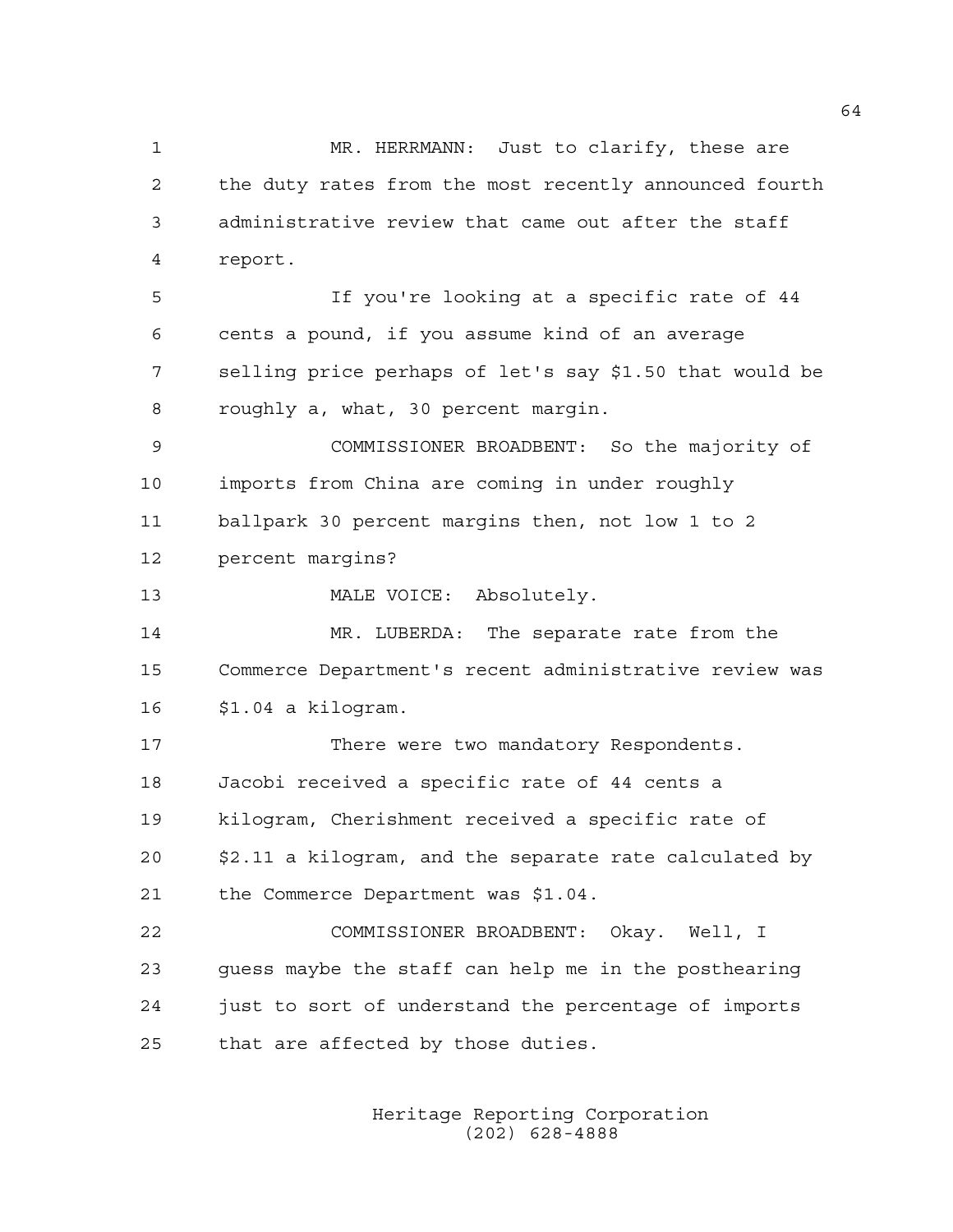MR. HERRMANN: Just to clarify, these are the duty rates from the most recently announced fourth administrative review that came out after the staff report.

If you're looking at a specific rate of 44 cents a pound, if you assume kind of an average selling price perhaps of let's say $1.50 that would be roughly a, what, 30 percent margin.

COMMISSIONER BROADBENT: So the majority of imports from China are coming in under roughly ballpark 30 percent margins then, not low 1 to 2 percent margins?

MALE VOICE: Absolutely.

MR. LUBERDA: The separate rate from the Commerce Department's recent administrative review was $1.04 a kilogram.

There were two mandatory Respondents. Jacobi received a specific rate of 44 cents a kilogram, Cherishment received a specific rate of $2.11 a kilogram, and the separate rate calculated by the Commerce Department was $1.04.

COMMISSIONER BROADBENT: Okay. Well, I guess maybe the staff can help me in the posthearing just to sort of understand the percentage of imports that are affected by those duties.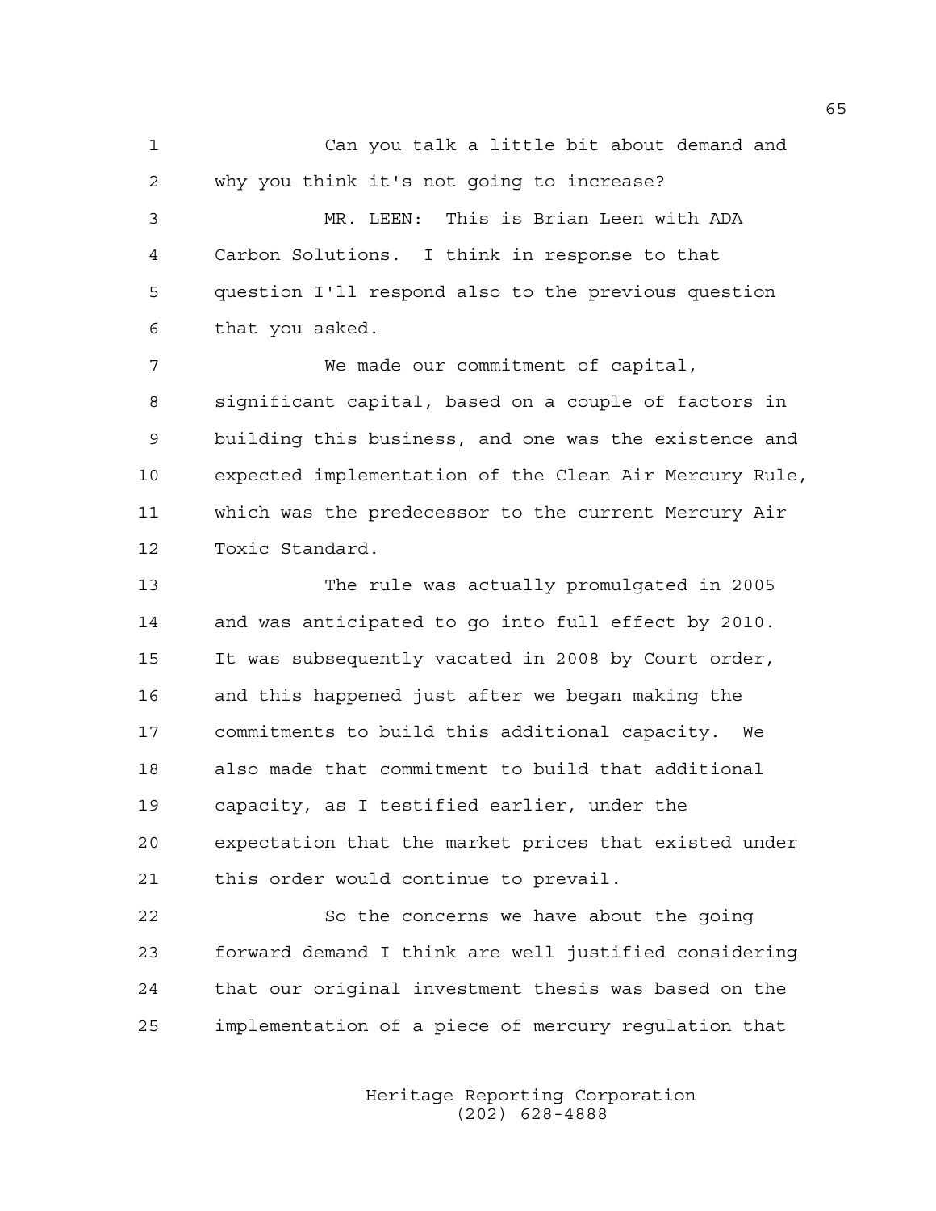Can you talk a little bit about demand and why you think it's not going to increase?

MR. LEEN: This is Brian Leen with ADA Carbon Solutions. I think in response to that question I'll respond also to the previous question that you asked.

We made our commitment of capital, significant capital, based on a couple of factors in building this business, and one was the existence and expected implementation of the Clean Air Mercury Rule, which was the predecessor to the current Mercury Air Toxic Standard.

The rule was actually promulgated in 2005 and was anticipated to go into full effect by 2010. It was subsequently vacated in 2008 by Court order, and this happened just after we began making the commitments to build this additional capacity. We also made that commitment to build that additional capacity, as I testified earlier, under the expectation that the market prices that existed under this order would continue to prevail.

So the concerns we have about the going forward demand I think are well justified considering that our original investment thesis was based on the implementation of a piece of mercury regulation that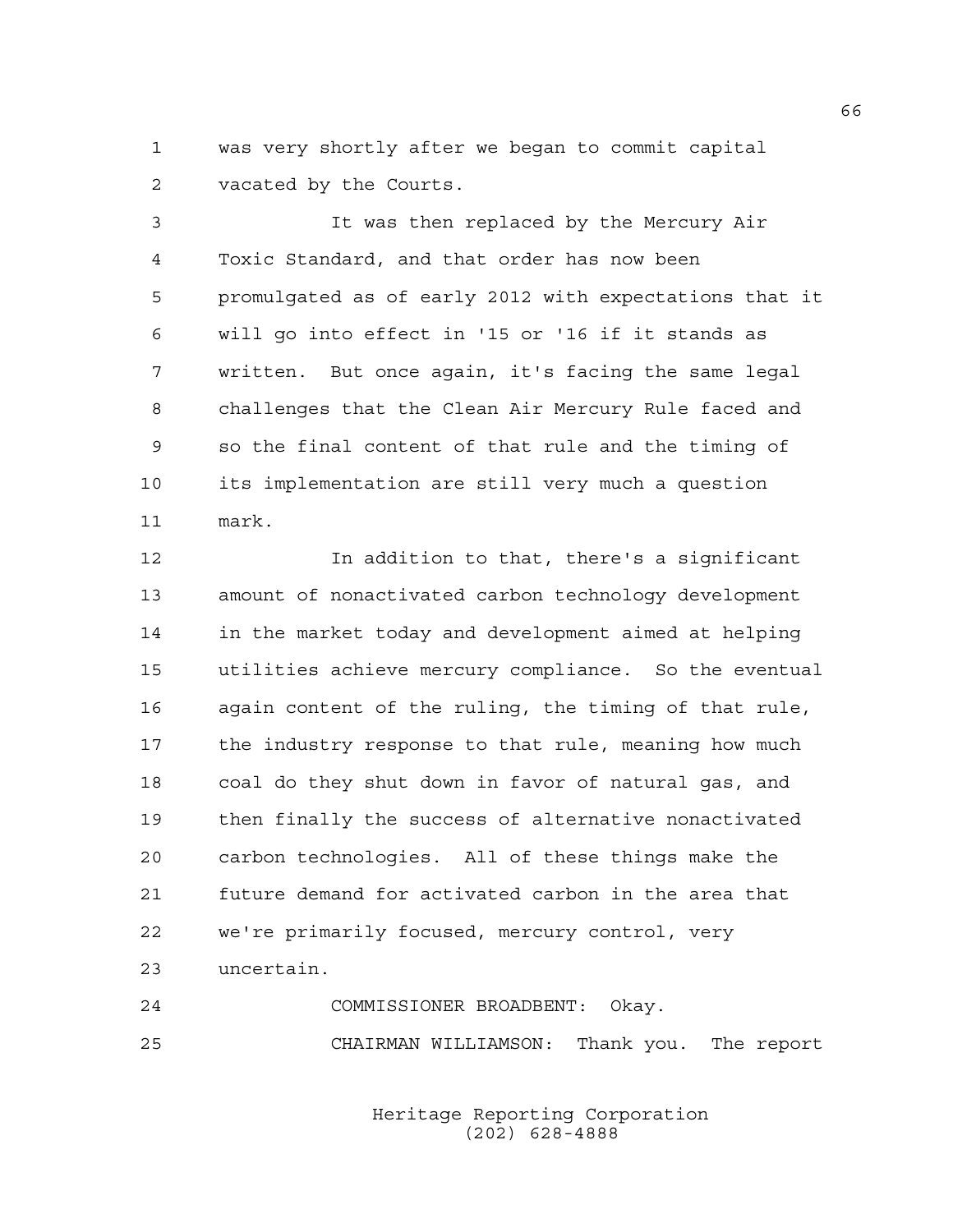was very shortly after we began to commit capital vacated by the Courts.

It was then replaced by the Mercury Air Toxic Standard, and that order has now been promulgated as of early 2012 with expectations that it will go into effect in '15 or '16 if it stands as written. But once again, it's facing the same legal challenges that the Clean Air Mercury Rule faced and so the final content of that rule and the timing of its implementation are still very much a question mark.

In addition to that, there's a significant amount of nonactivated carbon technology development in the market today and development aimed at helping utilities achieve mercury compliance. So the eventual again content of the ruling, the timing of that rule, the industry response to that rule, meaning how much coal do they shut down in favor of natural gas, and then finally the success of alternative nonactivated carbon technologies. All of these things make the future demand for activated carbon in the area that we're primarily focused, mercury control, very uncertain.

COMMISSIONER BROADBENT: Okay.

CHAIRMAN WILLIAMSON: Thank you. The report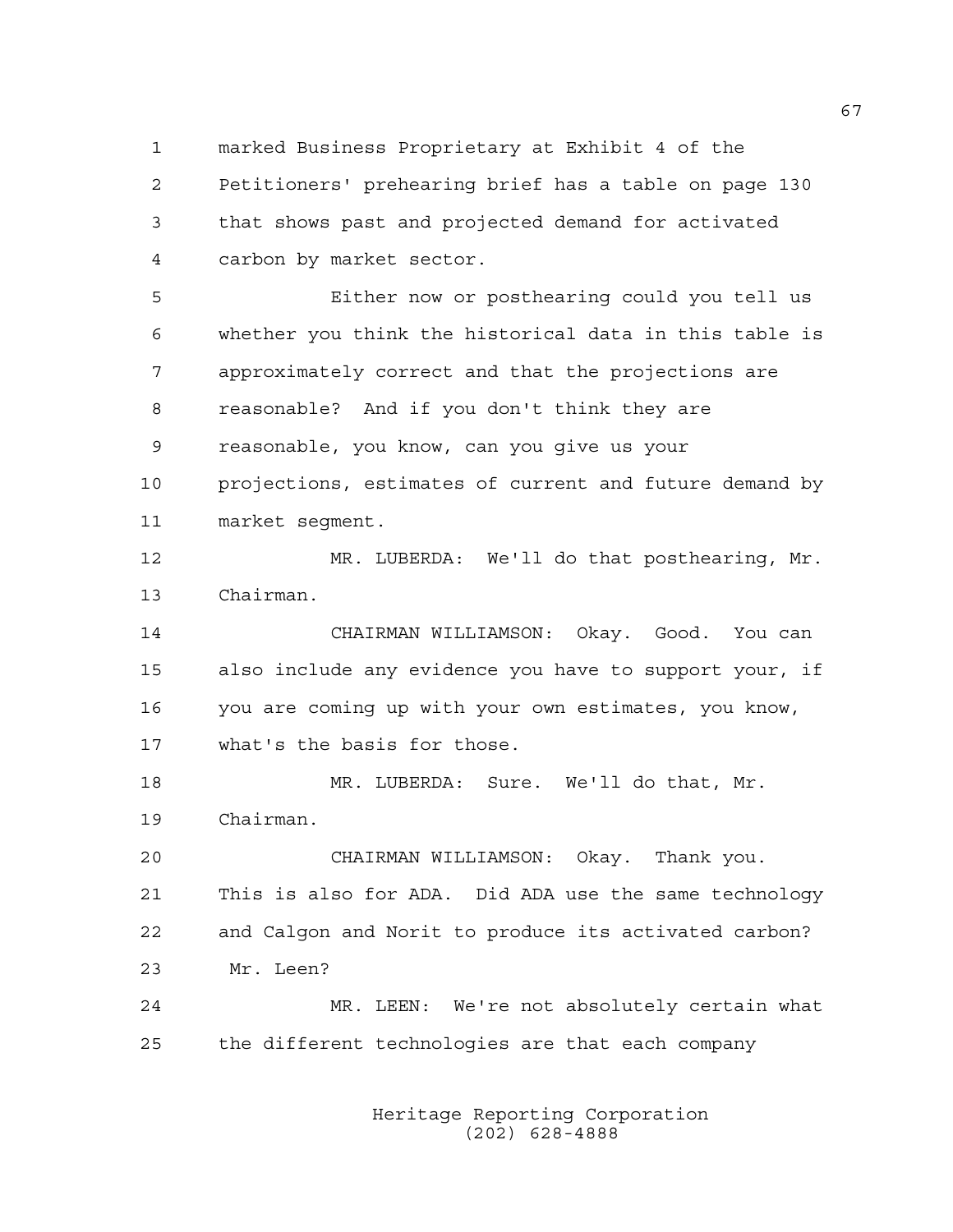marked Business Proprietary at Exhibit 4 of the Petitioners' prehearing brief has a table on page 130 that shows past and projected demand for activated carbon by market sector.

Either now or posthearing could you tell us whether you think the historical data in this table is approximately correct and that the projections are reasonable? And if you don't think they are reasonable, you know, can you give us your projections, estimates of current and future demand by market segment.

MR. LUBERDA: We'll do that posthearing, Mr. Chairman.

CHAIRMAN WILLIAMSON: Okay. Good. You can also include any evidence you have to support your, if you are coming up with your own estimates, you know, what's the basis for those.

MR. LUBERDA: Sure. We'll do that, Mr. Chairman.

CHAIRMAN WILLIAMSON: Okay. Thank you. This is also for ADA. Did ADA use the same technology and Calgon and Norit to produce its activated carbon? Mr. Leen?

MR. LEEN: We're not absolutely certain what the different technologies are that each company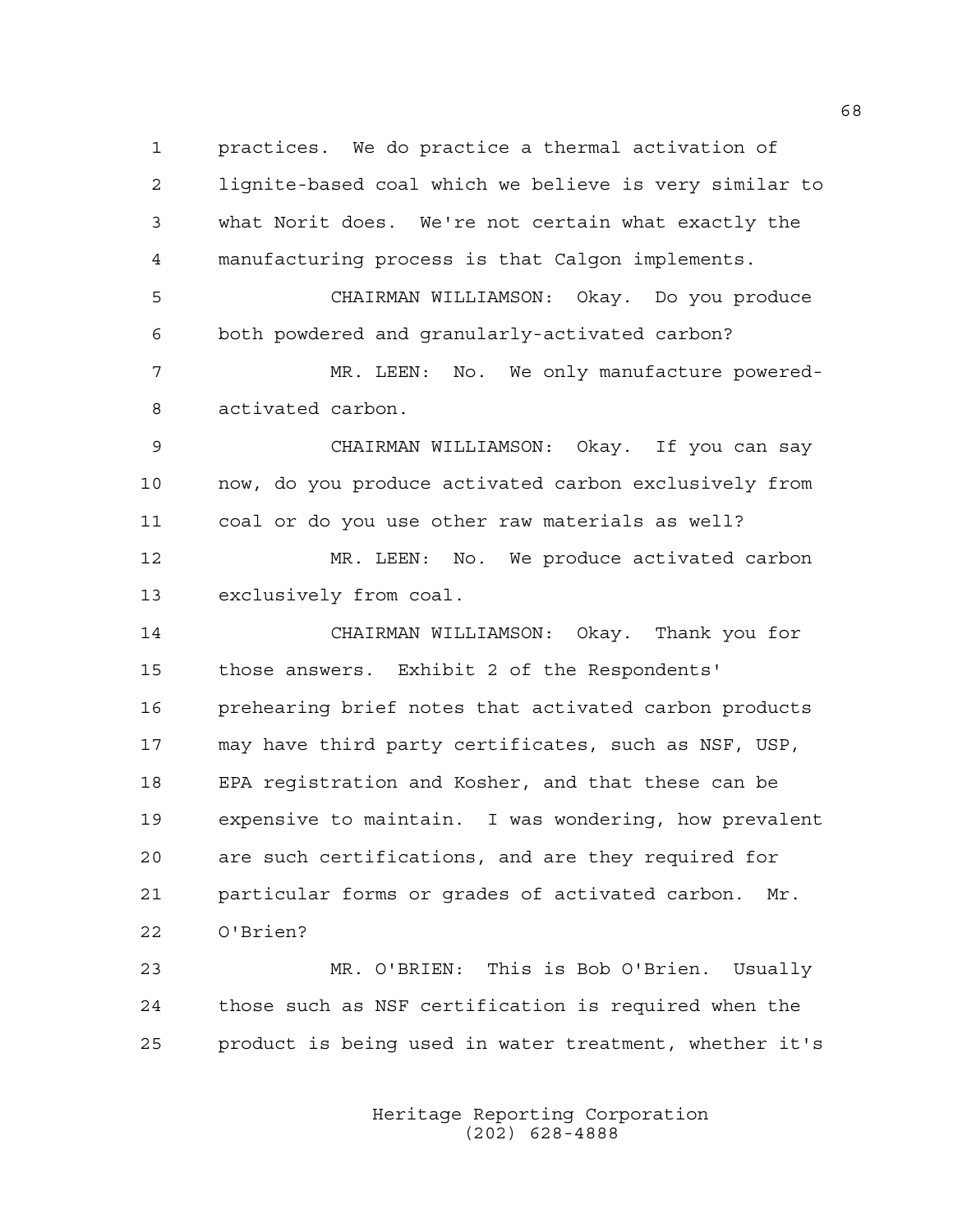practices. We do practice a thermal activation of lignite-based coal which we believe is very similar to what Norit does. We're not certain what exactly the manufacturing process is that Calgon implements.

CHAIRMAN WILLIAMSON: Okay. Do you produce both powdered and granularly-activated carbon?

MR. LEEN: No. We only manufacture powered-activated carbon.

CHAIRMAN WILLIAMSON: Okay. If you can say now, do you produce activated carbon exclusively from coal or do you use other raw materials as well?

MR. LEEN: No. We produce activated carbon exclusively from coal.

CHAIRMAN WILLIAMSON: Okay. Thank you for those answers. Exhibit 2 of the Respondents' prehearing brief notes that activated carbon products may have third party certificates, such as NSF, USP, EPA registration and Kosher, and that these can be expensive to maintain. I was wondering, how prevalent are such certifications, and are they required for particular forms or grades of activated carbon. Mr. O'Brien?

MR. O'BRIEN: This is Bob O'Brien. Usually those such as NSF certification is required when the product is being used in water treatment, whether it's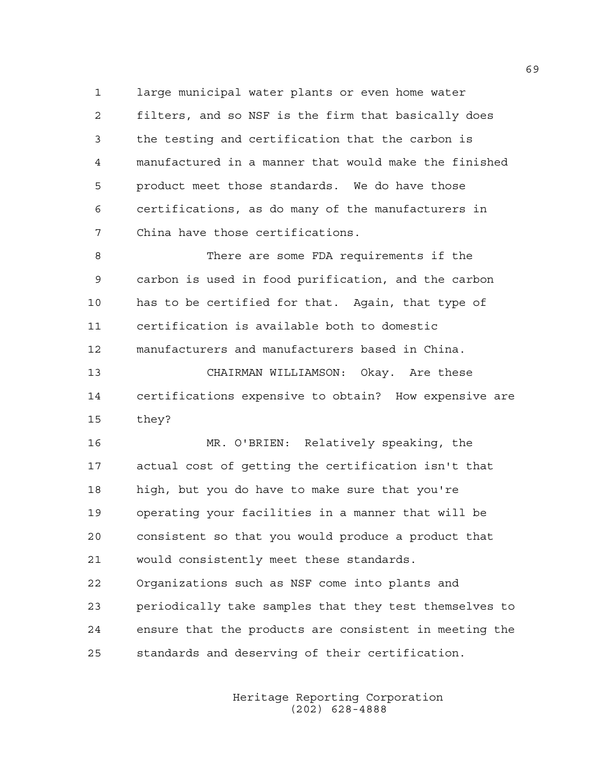large municipal water plants or even home water filters, and so NSF is the firm that basically does the testing and certification that the carbon is manufactured in a manner that would make the finished product meet those standards. We do have those certifications, as do many of the manufacturers in China have those certifications.

There are some FDA requirements if the carbon is used in food purification, and the carbon has to be certified for that. Again, that type of certification is available both to domestic manufacturers and manufacturers based in China.

CHAIRMAN WILLIAMSON: Okay. Are these certifications expensive to obtain? How expensive are they?

MR. O'BRIEN: Relatively speaking, the actual cost of getting the certification isn't that high, but you do have to make sure that you're operating your facilities in a manner that will be consistent so that you would produce a product that would consistently meet these standards. Organizations such as NSF come into plants and periodically take samples that they test themselves to ensure that the products are consistent in meeting the standards and deserving of their certification.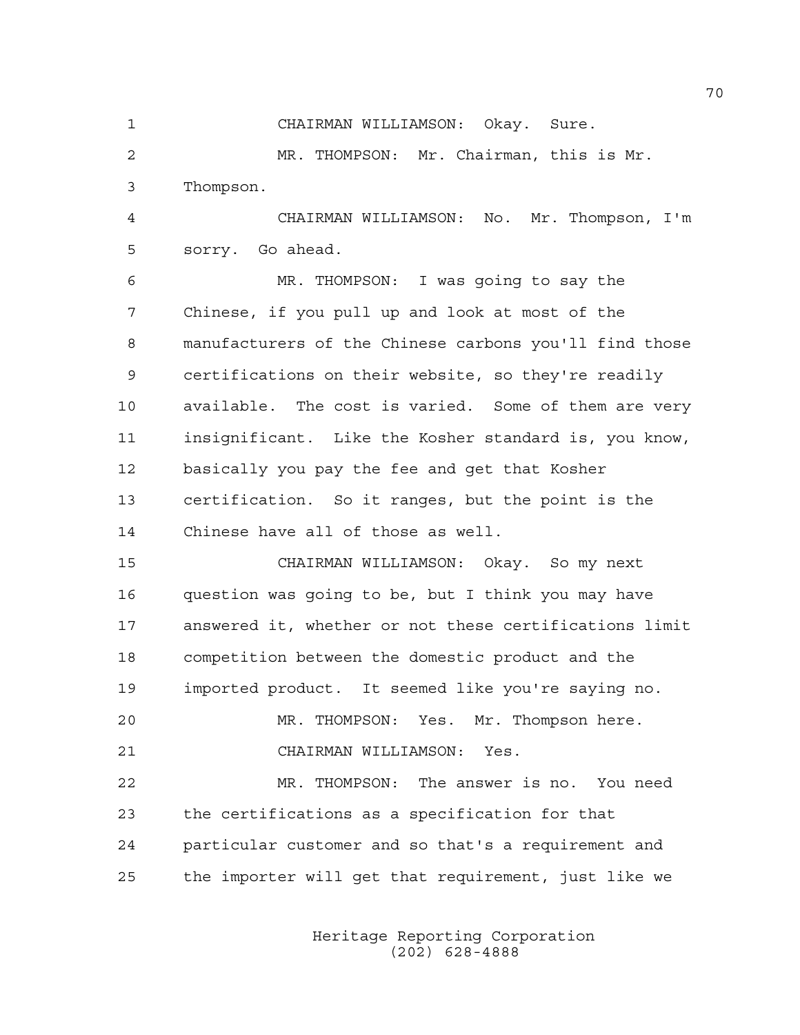CHAIRMAN WILLIAMSON: Okay. Sure.

MR. THOMPSON: Mr. Chairman, this is Mr. Thompson.

CHAIRMAN WILLIAMSON: No. Mr. Thompson, I'm sorry. Go ahead.

MR. THOMPSON: I was going to say the Chinese, if you pull up and look at most of the manufacturers of the Chinese carbons you'll find those certifications on their website, so they're readily available. The cost is varied. Some of them are very insignificant. Like the Kosher standard is, you know, basically you pay the fee and get that Kosher certification. So it ranges, but the point is the Chinese have all of those as well.

CHAIRMAN WILLIAMSON: Okay. So my next question was going to be, but I think you may have answered it, whether or not these certifications limit competition between the domestic product and the imported product. It seemed like you're saying no.

MR. THOMPSON: Yes. Mr. Thompson here.

CHAIRMAN WILLIAMSON: Yes.

MR. THOMPSON: The answer is no. You need the certifications as a specification for that particular customer and so that's a requirement and the importer will get that requirement, just like we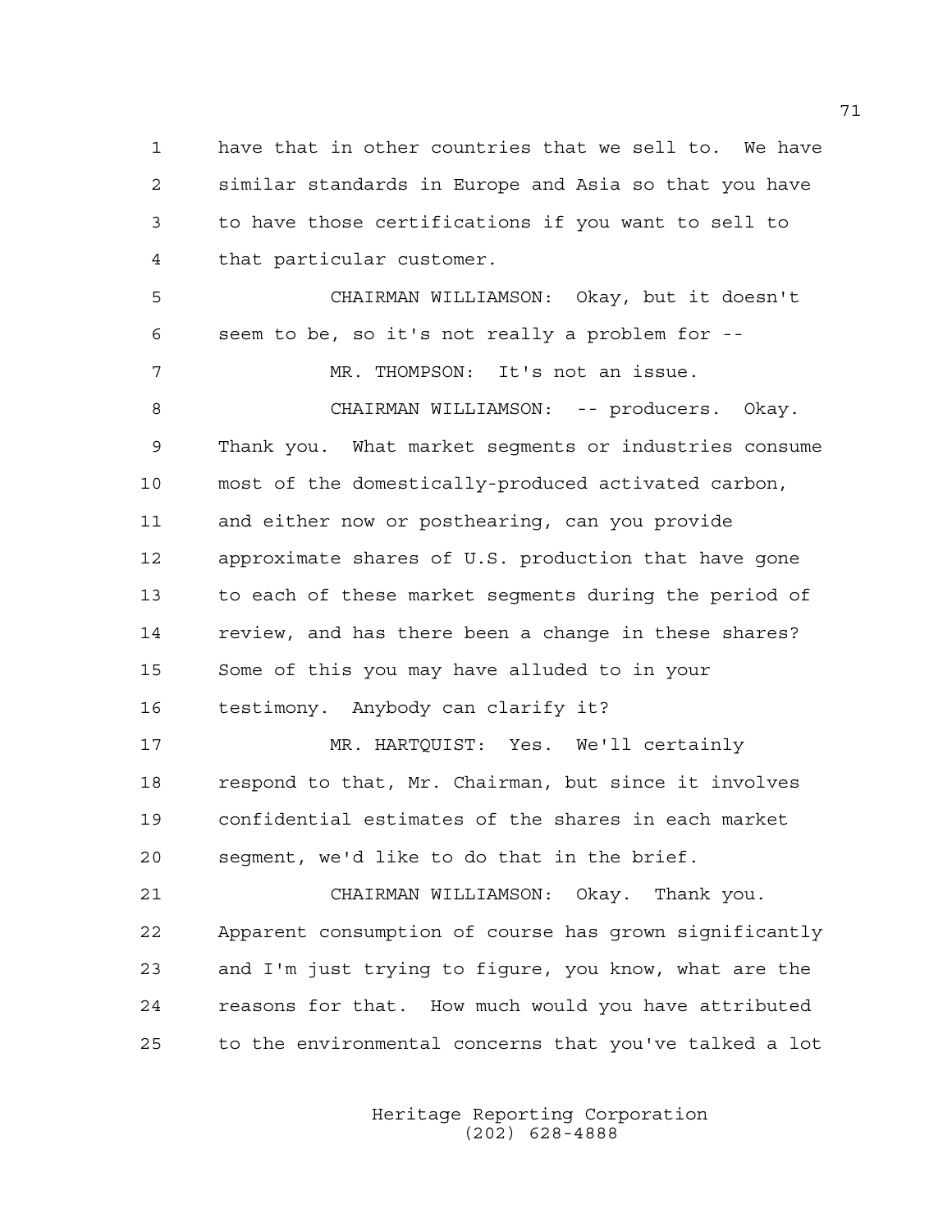have that in other countries that we sell to. We have similar standards in Europe and Asia so that you have to have those certifications if you want to sell to that particular customer.

CHAIRMAN WILLIAMSON: Okay, but it doesn't seem to be, so it's not really a problem for --

MR. THOMPSON: It's not an issue.

CHAIRMAN WILLIAMSON: -- producers. Okay. Thank you. What market segments or industries consume most of the domestically-produced activated carbon, and either now or posthearing, can you provide approximate shares of U.S. production that have gone to each of these market segments during the period of review, and has there been a change in these shares? Some of this you may have alluded to in your testimony. Anybody can clarify it?

MR. HARTQUIST: Yes. We'll certainly respond to that, Mr. Chairman, but since it involves confidential estimates of the shares in each market segment, we'd like to do that in the brief.

CHAIRMAN WILLIAMSON: Okay. Thank you. Apparent consumption of course has grown significantly and I'm just trying to figure, you know, what are the reasons for that. How much would you have attributed to the environmental concerns that you've talked a lot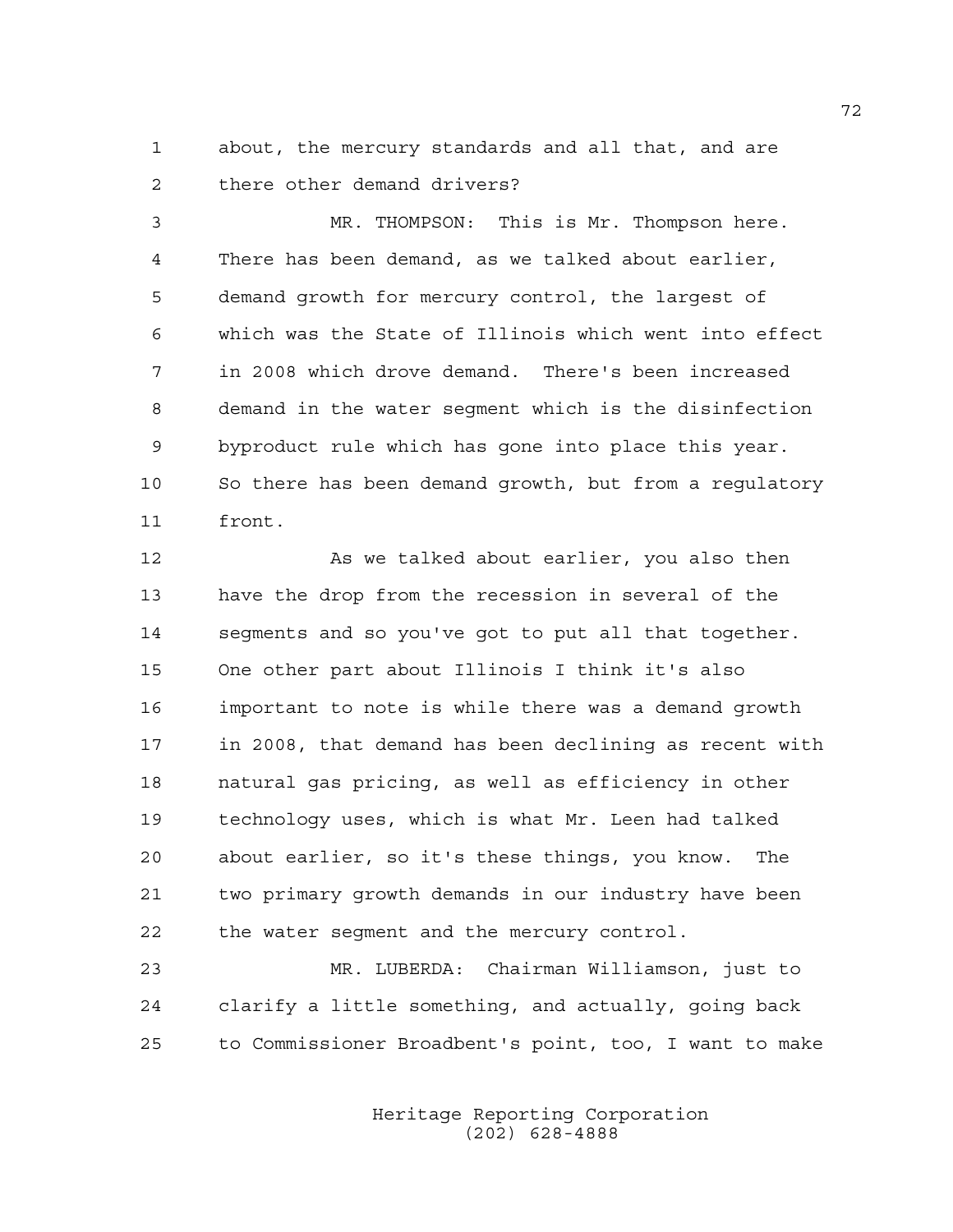about, the mercury standards and all that, and are there other demand drivers?

MR. THOMPSON: This is Mr. Thompson here. There has been demand, as we talked about earlier, demand growth for mercury control, the largest of which was the State of Illinois which went into effect in 2008 which drove demand. There's been increased demand in the water segment which is the disinfection byproduct rule which has gone into place this year. So there has been demand growth, but from a regulatory front.

As we talked about earlier, you also then have the drop from the recession in several of the segments and so you've got to put all that together. One other part about Illinois I think it's also important to note is while there was a demand growth in 2008, that demand has been declining as recent with natural gas pricing, as well as efficiency in other technology uses, which is what Mr. Leen had talked about earlier, so it's these things, you know. The two primary growth demands in our industry have been the water segment and the mercury control.

MR. LUBERDA: Chairman Williamson, just to clarify a little something, and actually, going back to Commissioner Broadbent's point, too, I want to make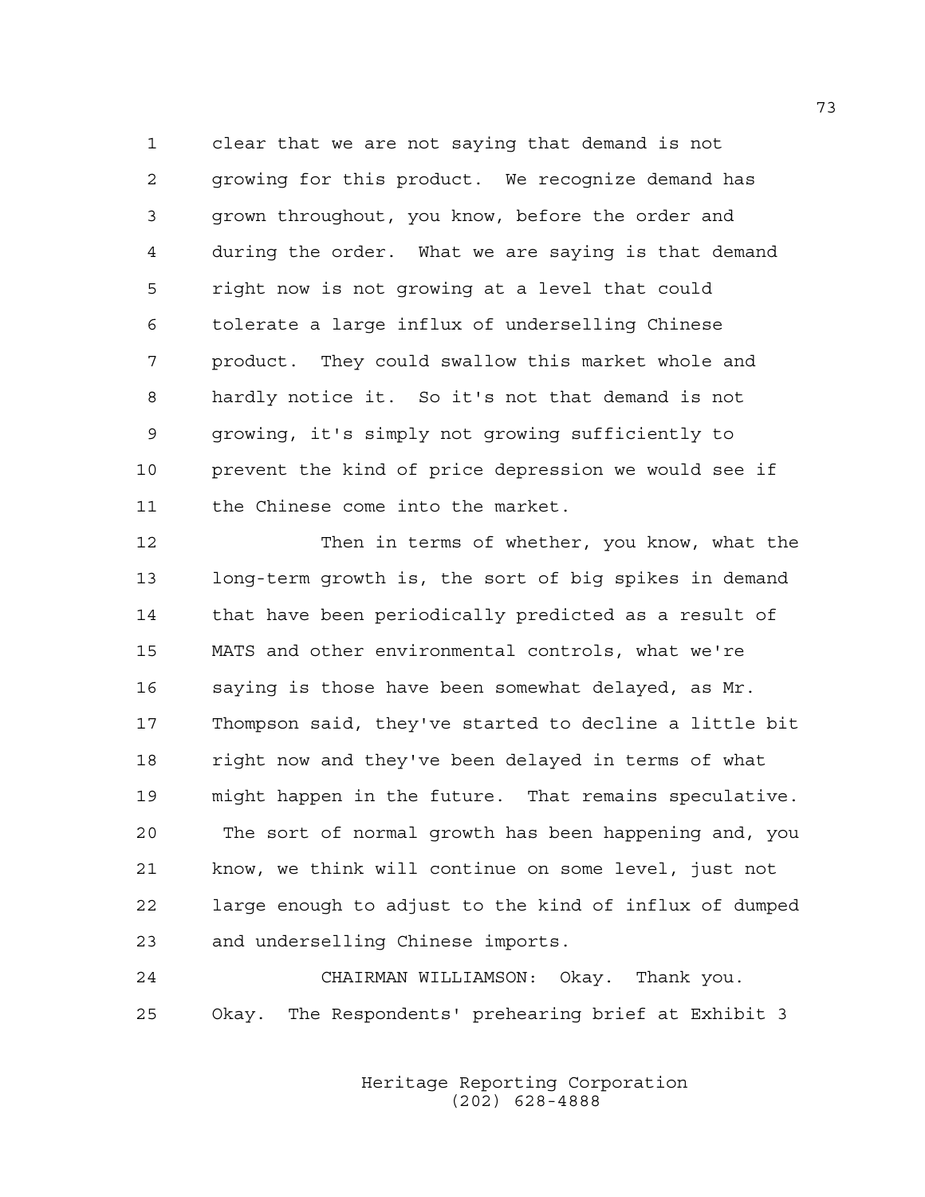clear that we are not saying that demand is not growing for this product. We recognize demand has grown throughout, you know, before the order and during the order. What we are saying is that demand right now is not growing at a level that could tolerate a large influx of underselling Chinese product. They could swallow this market whole and hardly notice it. So it's not that demand is not growing, it's simply not growing sufficiently to prevent the kind of price depression we would see if the Chinese come into the market.

Then in terms of whether, you know, what the long-term growth is, the sort of big spikes in demand that have been periodically predicted as a result of MATS and other environmental controls, what we're saying is those have been somewhat delayed, as Mr. Thompson said, they've started to decline a little bit right now and they've been delayed in terms of what might happen in the future. That remains speculative. The sort of normal growth has been happening and, you know, we think will continue on some level, just not large enough to adjust to the kind of influx of dumped and underselling Chinese imports.

CHAIRMAN WILLIAMSON: Okay. Thank you. Okay. The Respondents' prehearing brief at Exhibit 3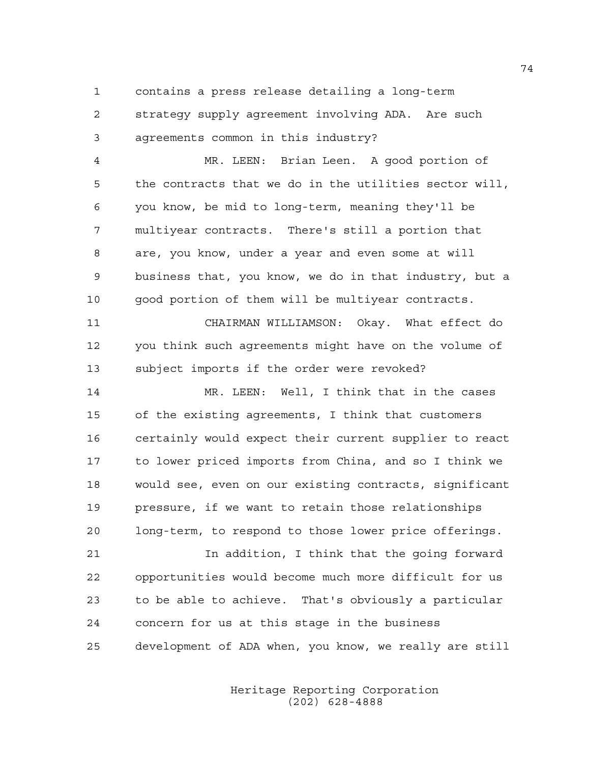contains a press release detailing a long-term strategy supply agreement involving ADA. Are such agreements common in this industry?

MR. LEEN: Brian Leen. A good portion of the contracts that we do in the utilities sector will, you know, be mid to long-term, meaning they'll be multiyear contracts. There's still a portion that are, you know, under a year and even some at will business that, you know, we do in that industry, but a good portion of them will be multiyear contracts.

CHAIRMAN WILLIAMSON: Okay. What effect do you think such agreements might have on the volume of subject imports if the order were revoked?

MR. LEEN: Well, I think that in the cases of the existing agreements, I think that customers certainly would expect their current supplier to react to lower priced imports from China, and so I think we would see, even on our existing contracts, significant pressure, if we want to retain those relationships long-term, to respond to those lower price offerings.

In addition, I think that the going forward opportunities would become much more difficult for us to be able to achieve. That's obviously a particular concern for us at this stage in the business development of ADA when, you know, we really are still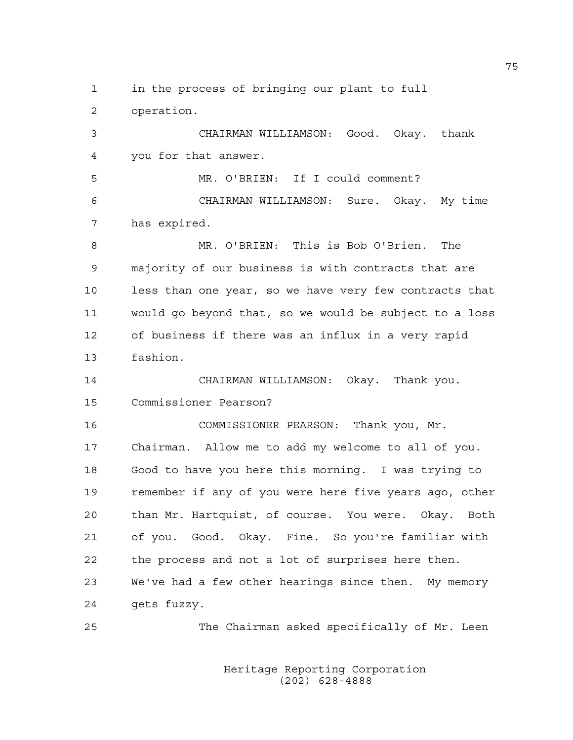in the process of bringing our plant to full operation.

CHAIRMAN WILLIAMSON: Good. Okay. thank you for that answer.

MR. O'BRIEN: If I could comment?

CHAIRMAN WILLIAMSON: Sure. Okay. My time has expired.

MR. O'BRIEN: This is Bob O'Brien. The majority of our business is with contracts that are less than one year, so we have very few contracts that would go beyond that, so we would be subject to a loss of business if there was an influx in a very rapid fashion.

CHAIRMAN WILLIAMSON: Okay. Thank you. Commissioner Pearson?

COMMISSIONER PEARSON: Thank you, Mr. Chairman. Allow me to add my welcome to all of you. Good to have you here this morning. I was trying to remember if any of you were here five years ago, other than Mr. Hartquist, of course. You were. Okay. Both of you. Good. Okay. Fine. So you're familiar with the process and not a lot of surprises here then. We've had a few other hearings since then. My memory gets fuzzy.

The Chairman asked specifically of Mr. Leen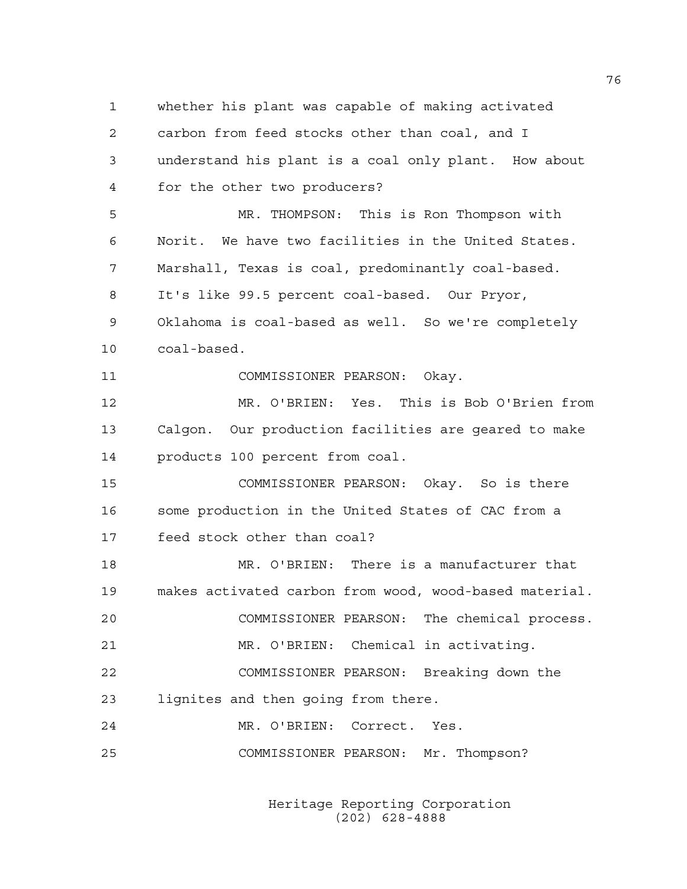1 whether his plant was capable of making activated
2 carbon from feed stocks other than coal, and I
3 understand his plant is a coal only plant. How about
4 for the other two producers?
5 MR. THOMPSON: This is Ron Thompson with
6 Norit. We have two facilities in the United States.
7 Marshall, Texas is coal, predominantly coal-based.
8 It's like 99.5 percent coal-based. Our Pryor,
9 Oklahoma is coal-based as well. So we're completely
10 coal-based.
11 COMMISSIONER PEARSON: Okay.
12 MR. O'BRIEN: Yes. This is Bob O'Brien from
13 Calgon. Our production facilities are geared to make
14 products 100 percent from coal.
15 COMMISSIONER PEARSON: Okay. So is there
16 some production in the United States of CAC from a
17 feed stock other than coal?
18 MR. O'BRIEN: There is a manufacturer that
19 makes activated carbon from wood, wood-based material.
20 COMMISSIONER PEARSON: The chemical process.
21 MR. O'BRIEN: Chemical in activating.
22 COMMISSIONER PEARSON: Breaking down the
23 lignites and then going from there.
24 MR. O'BRIEN: Correct. Yes.
25 COMMISSIONER PEARSON: Mr. Thompson?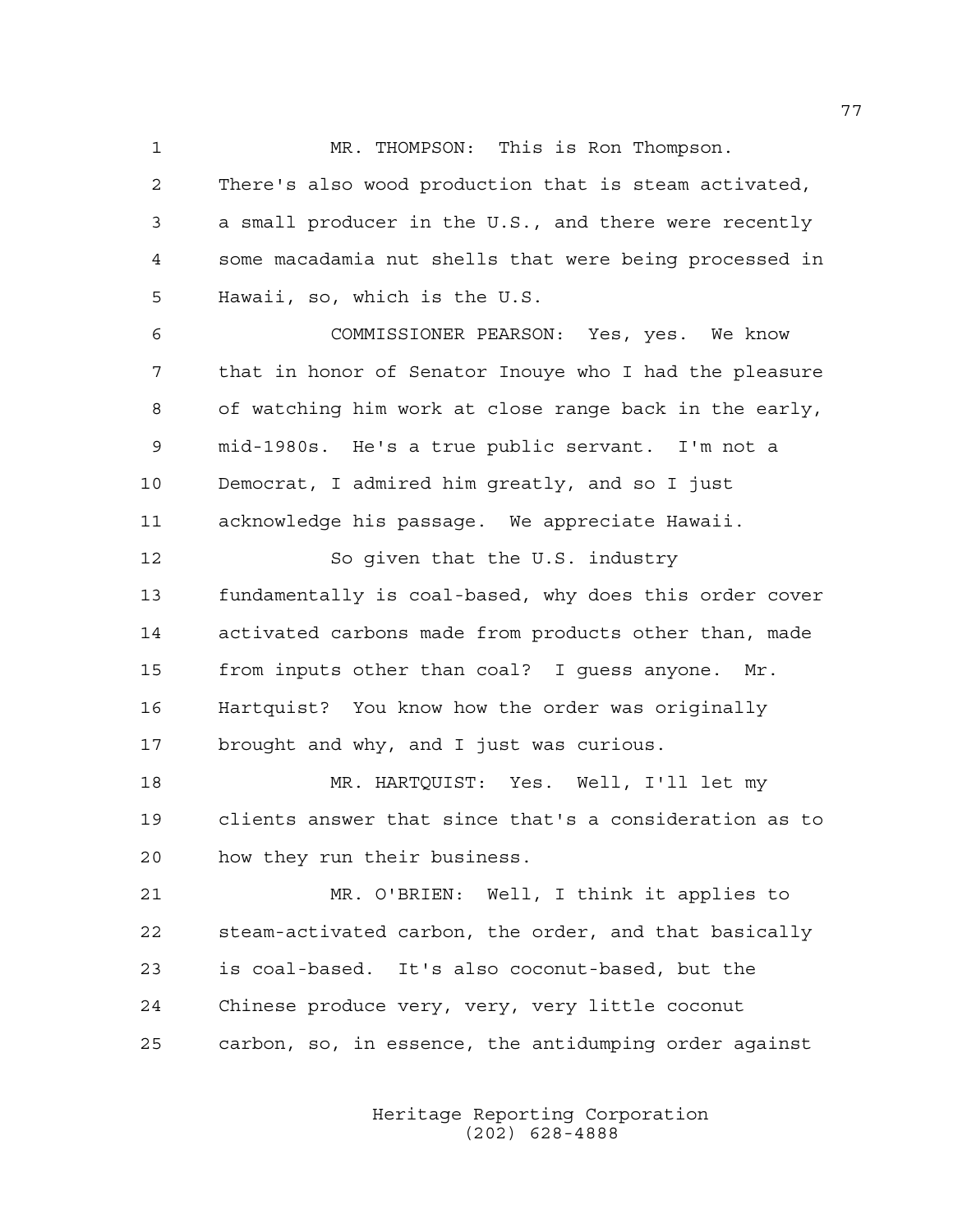MR. THOMPSON: This is Ron Thompson. There's also wood production that is steam activated, a small producer in the U.S., and there were recently some macadamia nut shells that were being processed in Hawaii, so, which is the U.S.

COMMISSIONER PEARSON: Yes, yes. We know that in honor of Senator Inouye who I had the pleasure of watching him work at close range back in the early, mid-1980s. He's a true public servant. I'm not a Democrat, I admired him greatly, and so I just acknowledge his passage. We appreciate Hawaii.

So given that the U.S. industry fundamentally is coal-based, why does this order cover activated carbons made from products other than, made from inputs other than coal? I guess anyone. Mr. Hartquist? You know how the order was originally brought and why, and I just was curious.

MR. HARTQUIST: Yes. Well, I'll let my clients answer that since that's a consideration as to how they run their business.

MR. O'BRIEN: Well, I think it applies to steam-activated carbon, the order, and that basically is coal-based. It's also coconut-based, but the Chinese produce very, very, very little coconut carbon, so, in essence, the antidumping order against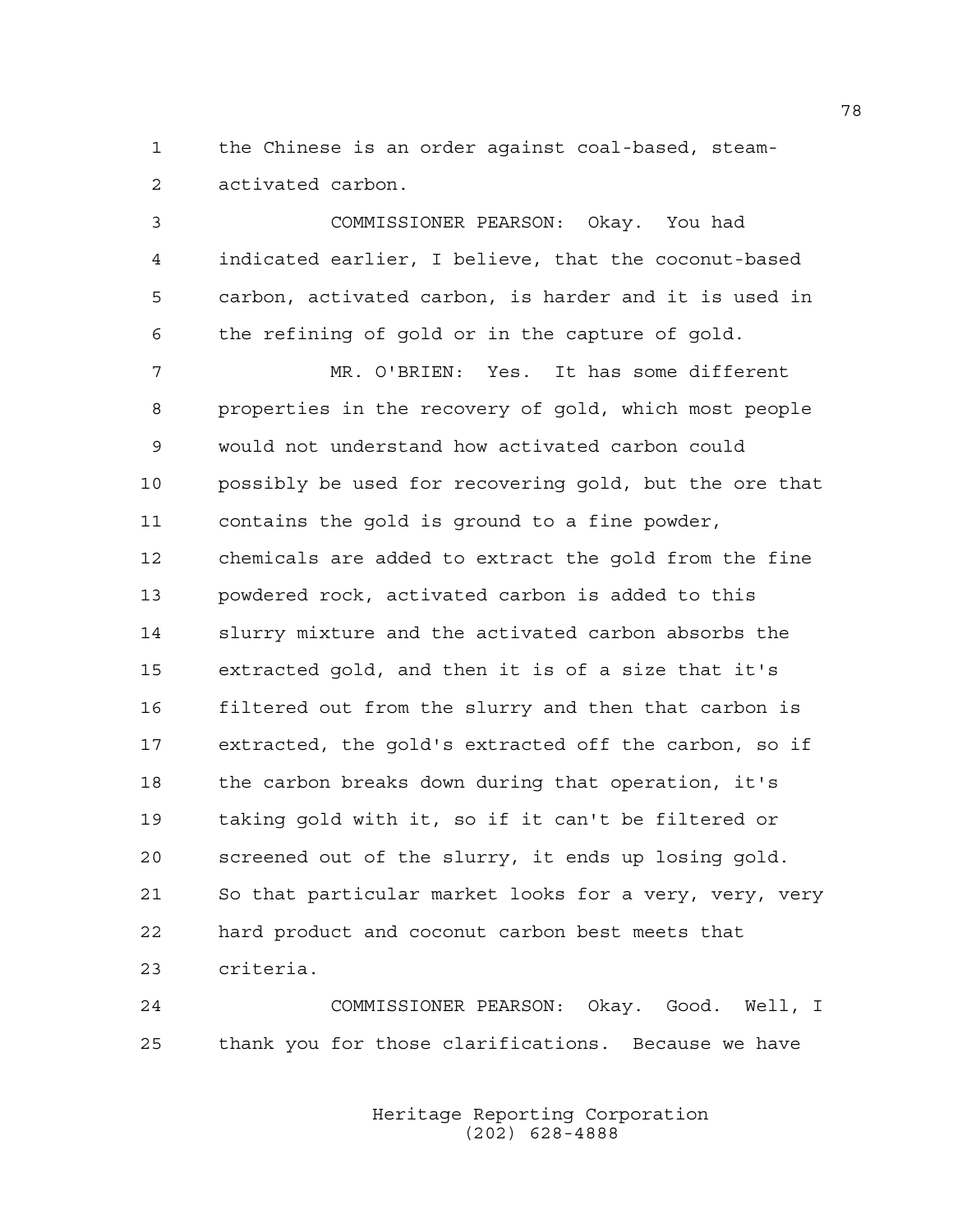the Chinese is an order against coal-based, steam-activated carbon.

COMMISSIONER PEARSON: Okay. You had indicated earlier, I believe, that the coconut-based carbon, activated carbon, is harder and it is used in the refining of gold or in the capture of gold.

MR. O'BRIEN: Yes. It has some different properties in the recovery of gold, which most people would not understand how activated carbon could possibly be used for recovering gold, but the ore that contains the gold is ground to a fine powder, chemicals are added to extract the gold from the fine powdered rock, activated carbon is added to this slurry mixture and the activated carbon absorbs the extracted gold, and then it is of a size that it's filtered out from the slurry and then that carbon is extracted, the gold's extracted off the carbon, so if the carbon breaks down during that operation, it's taking gold with it, so if it can't be filtered or screened out of the slurry, it ends up losing gold. So that particular market looks for a very, very, very hard product and coconut carbon best meets that criteria.

COMMISSIONER PEARSON: Okay. Good. Well, I thank you for those clarifications. Because we have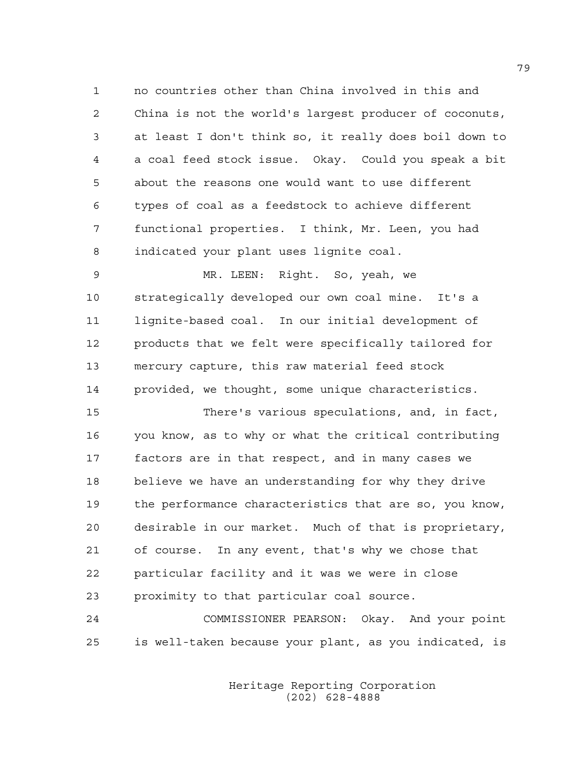no countries other than China involved in this and China is not the world's largest producer of coconuts, at least I don't think so, it really does boil down to a coal feed stock issue. Okay. Could you speak a bit about the reasons one would want to use different types of coal as a feedstock to achieve different functional properties. I think, Mr. Leen, you had indicated your plant uses lignite coal.

MR. LEEN: Right. So, yeah, we strategically developed our own coal mine. It's a lignite-based coal. In our initial development of products that we felt were specifically tailored for mercury capture, this raw material feed stock provided, we thought, some unique characteristics.

There's various speculations, and, in fact, you know, as to why or what the critical contributing factors are in that respect, and in many cases we believe we have an understanding for why they drive the performance characteristics that are so, you know, desirable in our market. Much of that is proprietary, of course. In any event, that's why we chose that particular facility and it was we were in close proximity to that particular coal source.

COMMISSIONER PEARSON: Okay. And your point is well-taken because your plant, as you indicated, is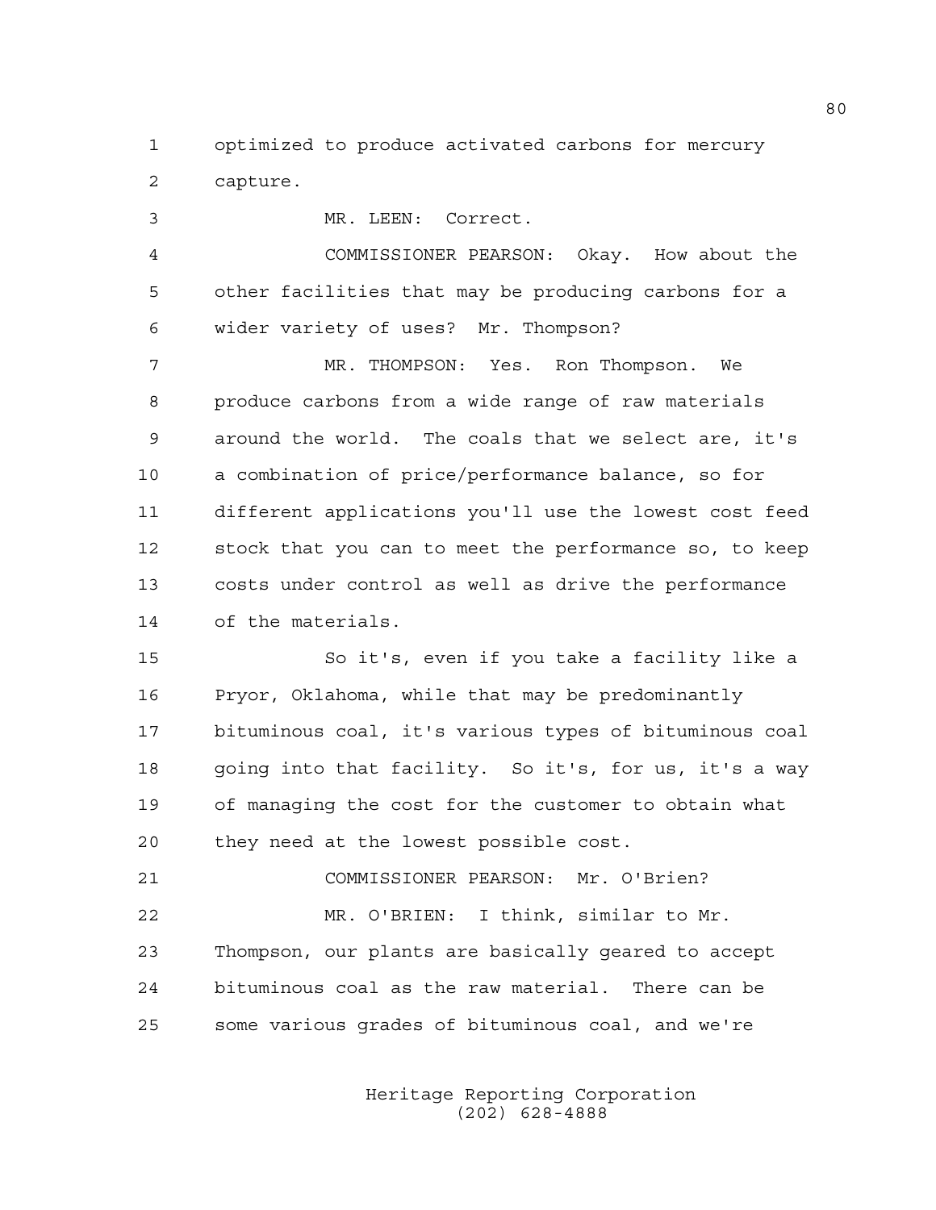optimized to produce activated carbons for mercury capture.

MR. LEEN: Correct.

COMMISSIONER PEARSON: Okay. How about the other facilities that may be producing carbons for a wider variety of uses? Mr. Thompson?

MR. THOMPSON: Yes. Ron Thompson. We produce carbons from a wide range of raw materials around the world. The coals that we select are, it's a combination of price/performance balance, so for different applications you'll use the lowest cost feed stock that you can to meet the performance so, to keep costs under control as well as drive the performance of the materials.

So it's, even if you take a facility like a Pryor, Oklahoma, while that may be predominantly bituminous coal, it's various types of bituminous coal going into that facility. So it's, for us, it's a way of managing the cost for the customer to obtain what they need at the lowest possible cost.

COMMISSIONER PEARSON: Mr. O'Brien?

MR. O'BRIEN: I think, similar to Mr. Thompson, our plants are basically geared to accept bituminous coal as the raw material. There can be some various grades of bituminous coal, and we're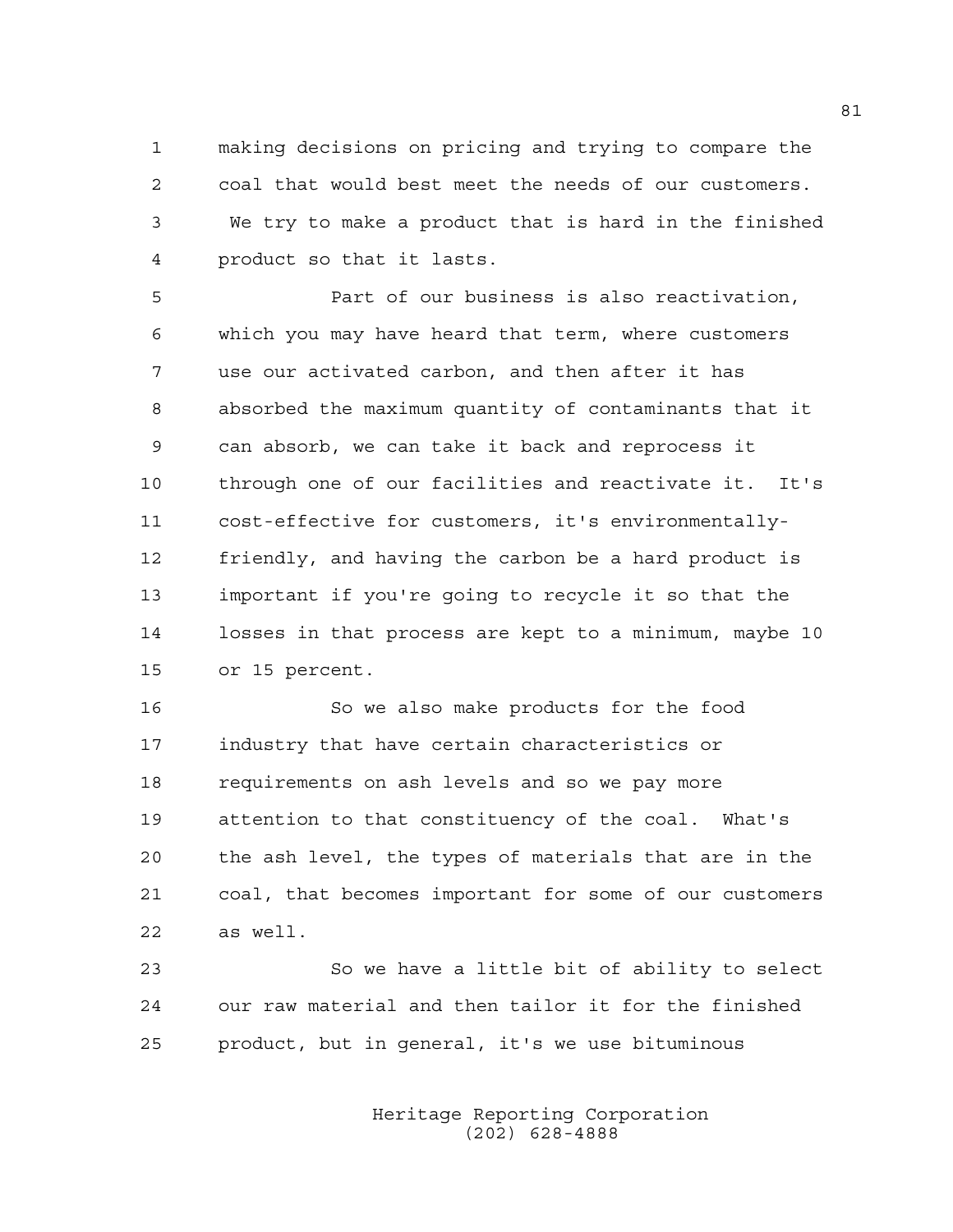making decisions on pricing and trying to compare the coal that would best meet the needs of our customers. We try to make a product that is hard in the finished product so that it lasts.

Part of our business is also reactivation, which you may have heard that term, where customers use our activated carbon, and then after it has absorbed the maximum quantity of contaminants that it can absorb, we can take it back and reprocess it through one of our facilities and reactivate it. It's cost-effective for customers, it's environmentally-friendly, and having the carbon be a hard product is important if you're going to recycle it so that the losses in that process are kept to a minimum, maybe 10 or 15 percent.

So we also make products for the food industry that have certain characteristics or requirements on ash levels and so we pay more attention to that constituency of the coal. What's the ash level, the types of materials that are in the coal, that becomes important for some of our customers as well.

So we have a little bit of ability to select our raw material and then tailor it for the finished product, but in general, it's we use bituminous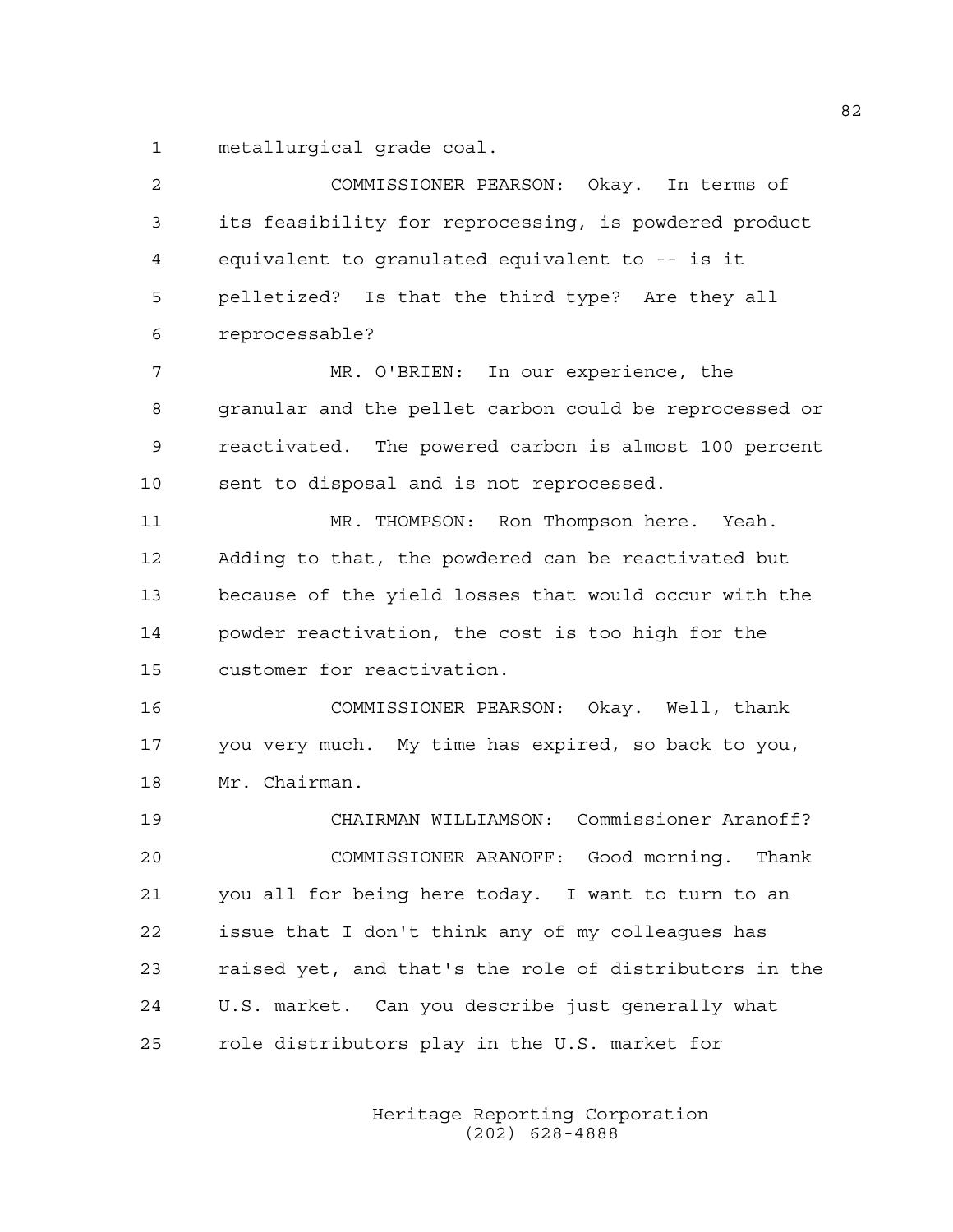metallurgical grade coal.

COMMISSIONER PEARSON: Okay. In terms of its feasibility for reprocessing, is powdered product equivalent to granulated equivalent to -- is it pelletized? Is that the third type? Are they all reprocessable?

MR. O'BRIEN: In our experience, the granular and the pellet carbon could be reprocessed or reactivated. The powered carbon is almost 100 percent sent to disposal and is not reprocessed.

MR. THOMPSON: Ron Thompson here. Yeah. Adding to that, the powdered can be reactivated but because of the yield losses that would occur with the powder reactivation, the cost is too high for the customer for reactivation.

COMMISSIONER PEARSON: Okay. Well, thank you very much. My time has expired, so back to you, Mr. Chairman.

CHAIRMAN WILLIAMSON: Commissioner Aranoff?

COMMISSIONER ARANOFF: Good morning. Thank you all for being here today. I want to turn to an issue that I don't think any of my colleagues has raised yet, and that's the role of distributors in the U.S. market. Can you describe just generally what role distributors play in the U.S. market for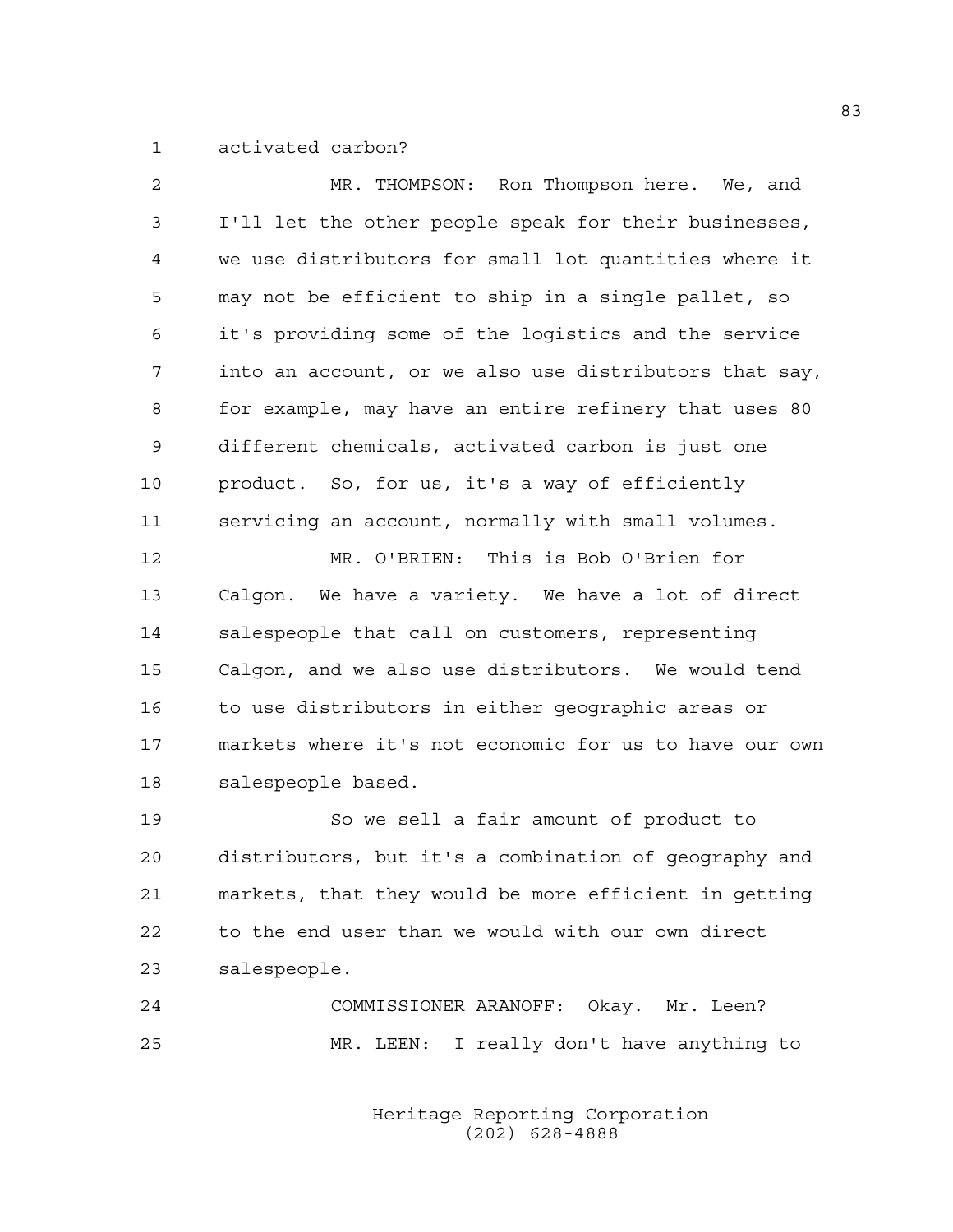activated carbon?

MR. THOMPSON: Ron Thompson here. We, and I'll let the other people speak for their businesses, we use distributors for small lot quantities where it may not be efficient to ship in a single pallet, so it's providing some of the logistics and the service into an account, or we also use distributors that say, for example, may have an entire refinery that uses 80 different chemicals, activated carbon is just one product. So, for us, it's a way of efficiently servicing an account, normally with small volumes.

MR. O'BRIEN: This is Bob O'Brien for Calgon. We have a variety. We have a lot of direct salespeople that call on customers, representing Calgon, and we also use distributors. We would tend to use distributors in either geographic areas or markets where it's not economic for us to have our own salespeople based.

So we sell a fair amount of product to distributors, but it's a combination of geography and markets, that they would be more efficient in getting to the end user than we would with our own direct salespeople.

COMMISSIONER ARANOFF: Okay. Mr. Leen?

MR. LEEN: I really don't have anything to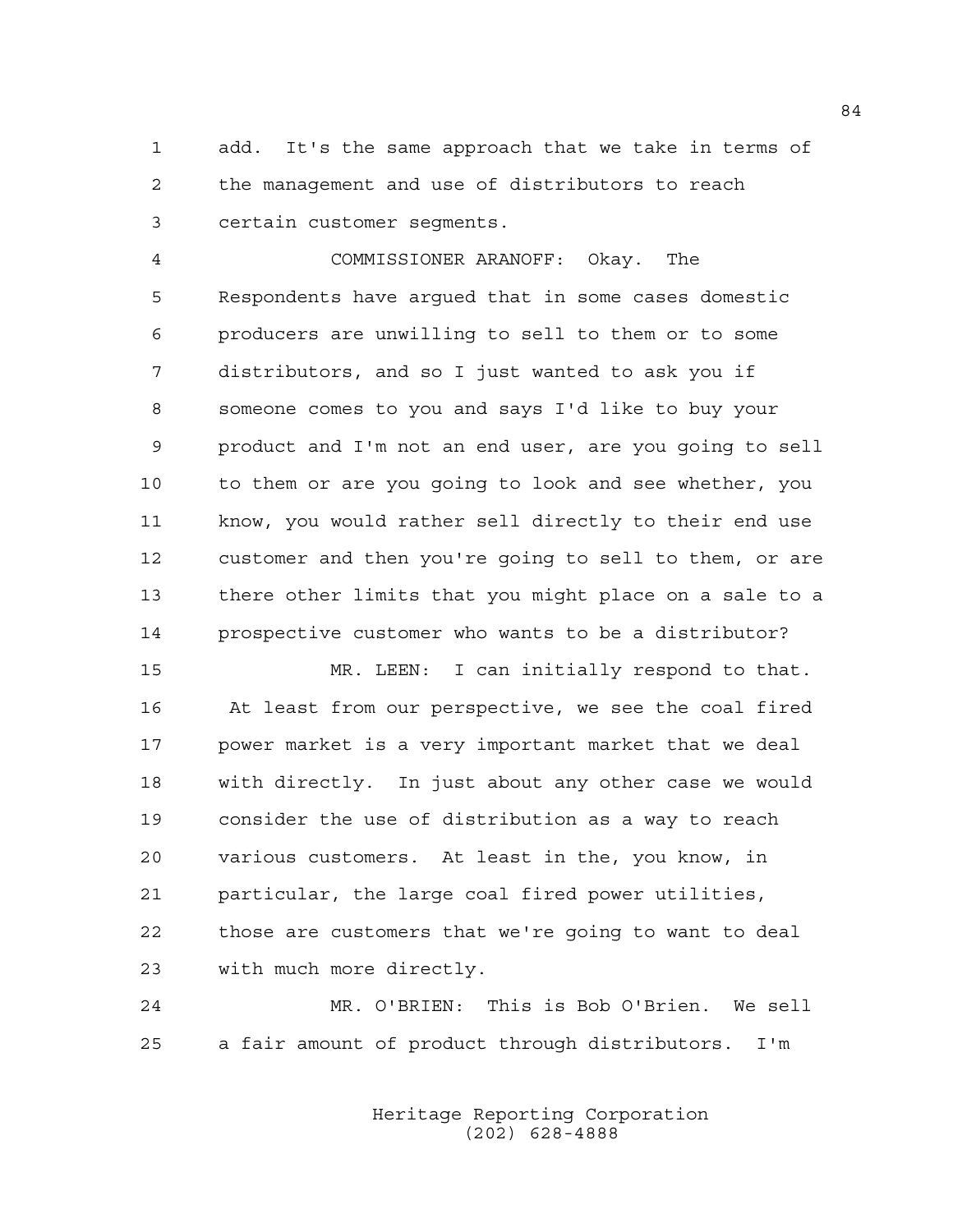add. It's the same approach that we take in terms of the management and use of distributors to reach certain customer segments.

COMMISSIONER ARANOFF: Okay. The Respondents have argued that in some cases domestic producers are unwilling to sell to them or to some distributors, and so I just wanted to ask you if someone comes to you and says I'd like to buy your product and I'm not an end user, are you going to sell to them or are you going to look and see whether, you know, you would rather sell directly to their end use customer and then you're going to sell to them, or are there other limits that you might place on a sale to a prospective customer who wants to be a distributor?

MR. LEEN: I can initially respond to that. At least from our perspective, we see the coal fired power market is a very important market that we deal with directly. In just about any other case we would consider the use of distribution as a way to reach various customers. At least in the, you know, in particular, the large coal fired power utilities, those are customers that we're going to want to deal with much more directly.

MR. O'BRIEN: This is Bob O'Brien. We sell a fair amount of product through distributors. I'm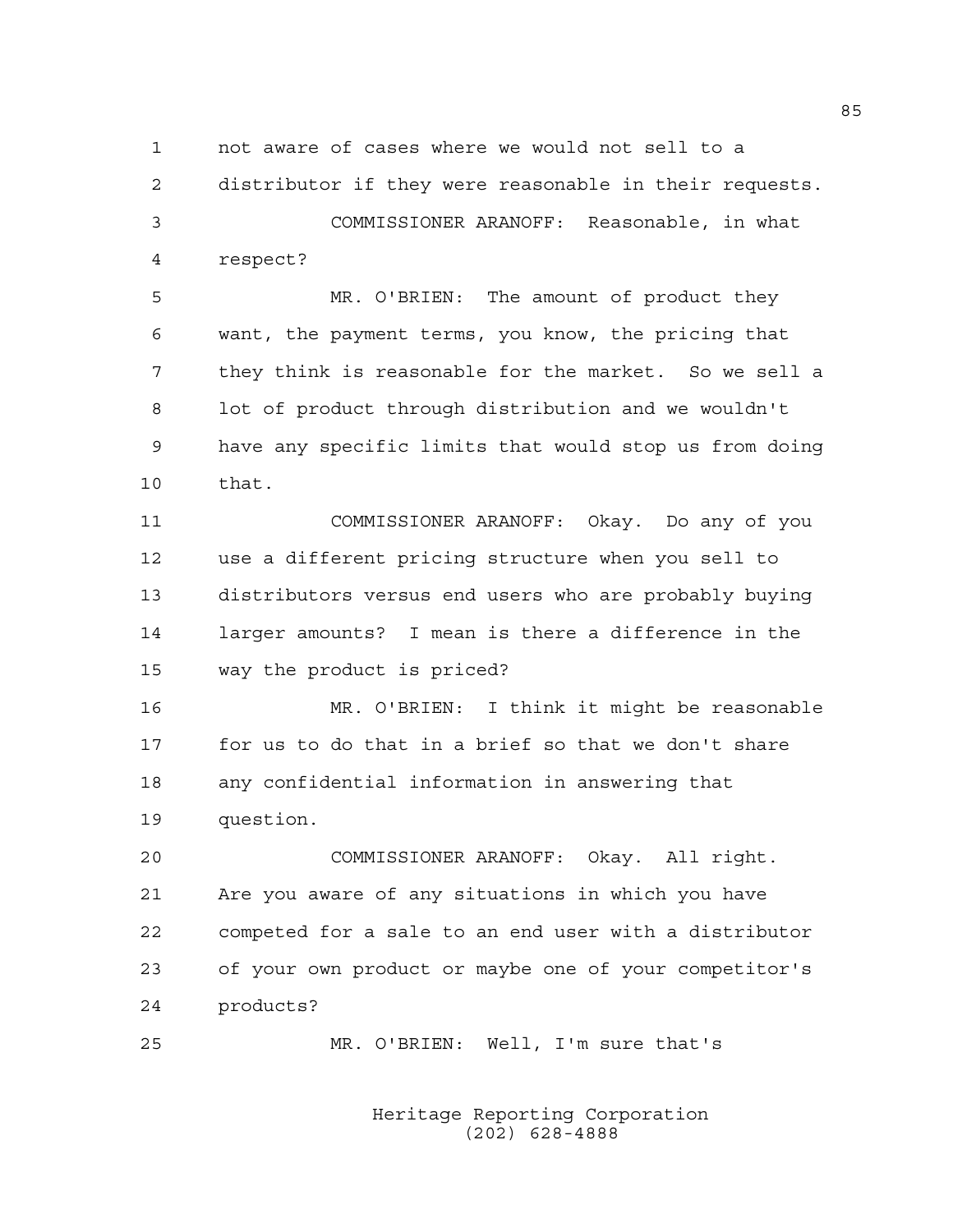not aware of cases where we would not sell to a distributor if they were reasonable in their requests.

COMMISSIONER ARANOFF: Reasonable, in what respect?

MR. O'BRIEN: The amount of product they want, the payment terms, you know, the pricing that they think is reasonable for the market. So we sell a lot of product through distribution and we wouldn't have any specific limits that would stop us from doing that.

COMMISSIONER ARANOFF: Okay. Do any of you use a different pricing structure when you sell to distributors versus end users who are probably buying larger amounts? I mean is there a difference in the way the product is priced?

MR. O'BRIEN: I think it might be reasonable for us to do that in a brief so that we don't share any confidential information in answering that question.

COMMISSIONER ARANOFF: Okay. All right. Are you aware of any situations in which you have competed for a sale to an end user with a distributor of your own product or maybe one of your competitor's products?

MR. O'BRIEN: Well, I'm sure that's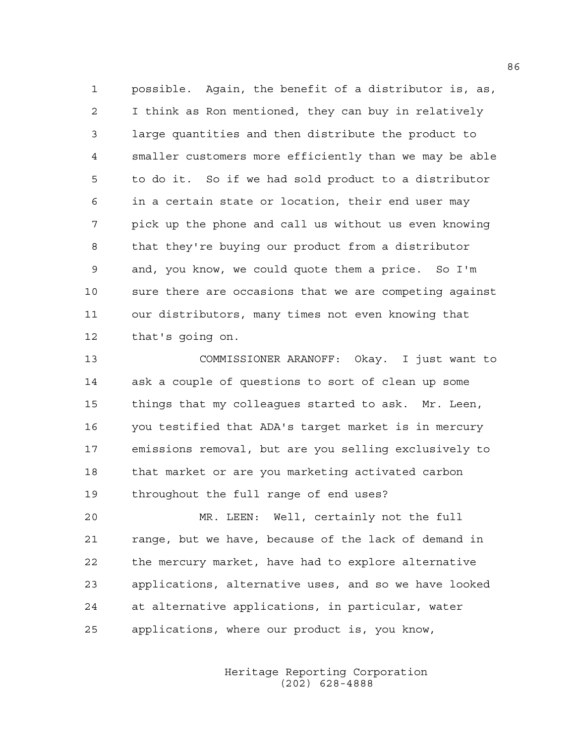possible. Again, the benefit of a distributor is, as, I think as Ron mentioned, they can buy in relatively large quantities and then distribute the product to smaller customers more efficiently than we may be able to do it. So if we had sold product to a distributor in a certain state or location, their end user may pick up the phone and call us without us even knowing that they're buying our product from a distributor and, you know, we could quote them a price. So I'm sure there are occasions that we are competing against our distributors, many times not even knowing that that's going on.

COMMISSIONER ARANOFF: Okay. I just want to ask a couple of questions to sort of clean up some things that my colleagues started to ask. Mr. Leen, you testified that ADA's target market is in mercury emissions removal, but are you selling exclusively to that market or are you marketing activated carbon throughout the full range of end uses?

MR. LEEN: Well, certainly not the full range, but we have, because of the lack of demand in the mercury market, have had to explore alternative applications, alternative uses, and so we have looked at alternative applications, in particular, water applications, where our product is, you know,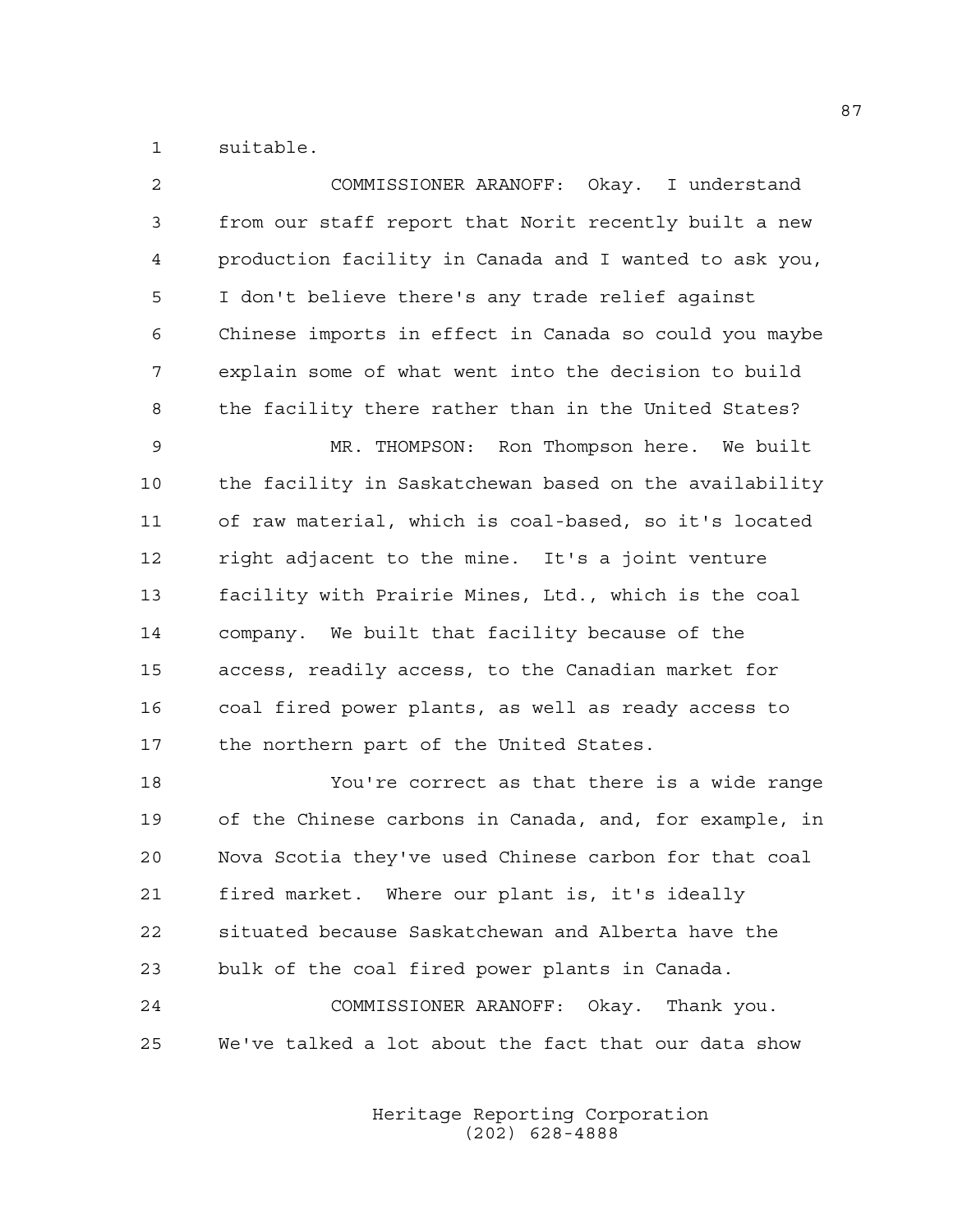suitable.

COMMISSIONER ARANOFF: Okay. I understand from our staff report that Norit recently built a new production facility in Canada and I wanted to ask you, I don't believe there's any trade relief against Chinese imports in effect in Canada so could you maybe explain some of what went into the decision to build the facility there rather than in the United States?

MR. THOMPSON: Ron Thompson here. We built the facility in Saskatchewan based on the availability of raw material, which is coal-based, so it's located right adjacent to the mine. It's a joint venture facility with Prairie Mines, Ltd., which is the coal company. We built that facility because of the access, readily access, to the Canadian market for coal fired power plants, as well as ready access to the northern part of the United States.

You're correct as that there is a wide range of the Chinese carbons in Canada, and, for example, in Nova Scotia they've used Chinese carbon for that coal fired market. Where our plant is, it's ideally situated because Saskatchewan and Alberta have the bulk of the coal fired power plants in Canada.

COMMISSIONER ARANOFF: Okay. Thank you. We've talked a lot about the fact that our data show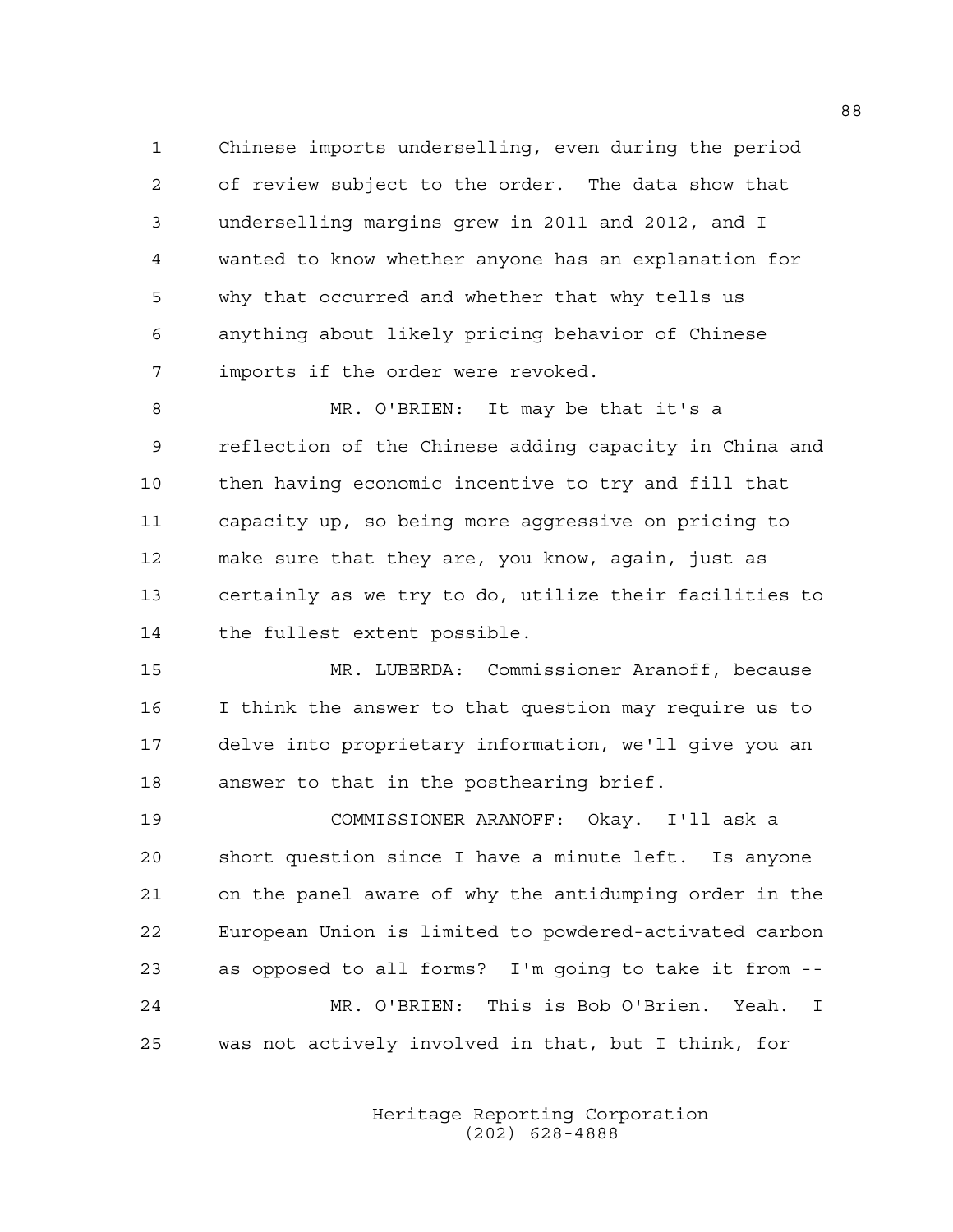Chinese imports underselling, even during the period of review subject to the order. The data show that underselling margins grew in 2011 and 2012, and I wanted to know whether anyone has an explanation for why that occurred and whether that why tells us anything about likely pricing behavior of Chinese imports if the order were revoked.

MR. O'BRIEN: It may be that it's a reflection of the Chinese adding capacity in China and then having economic incentive to try and fill that capacity up, so being more aggressive on pricing to make sure that they are, you know, again, just as certainly as we try to do, utilize their facilities to the fullest extent possible.

MR. LUBERDA: Commissioner Aranoff, because I think the answer to that question may require us to delve into proprietary information, we'll give you an answer to that in the posthearing brief.

COMMISSIONER ARANOFF: Okay. I'll ask a short question since I have a minute left. Is anyone on the panel aware of why the antidumping order in the European Union is limited to powdered-activated carbon as opposed to all forms? I'm going to take it from --

MR. O'BRIEN: This is Bob O'Brien. Yeah. I was not actively involved in that, but I think, for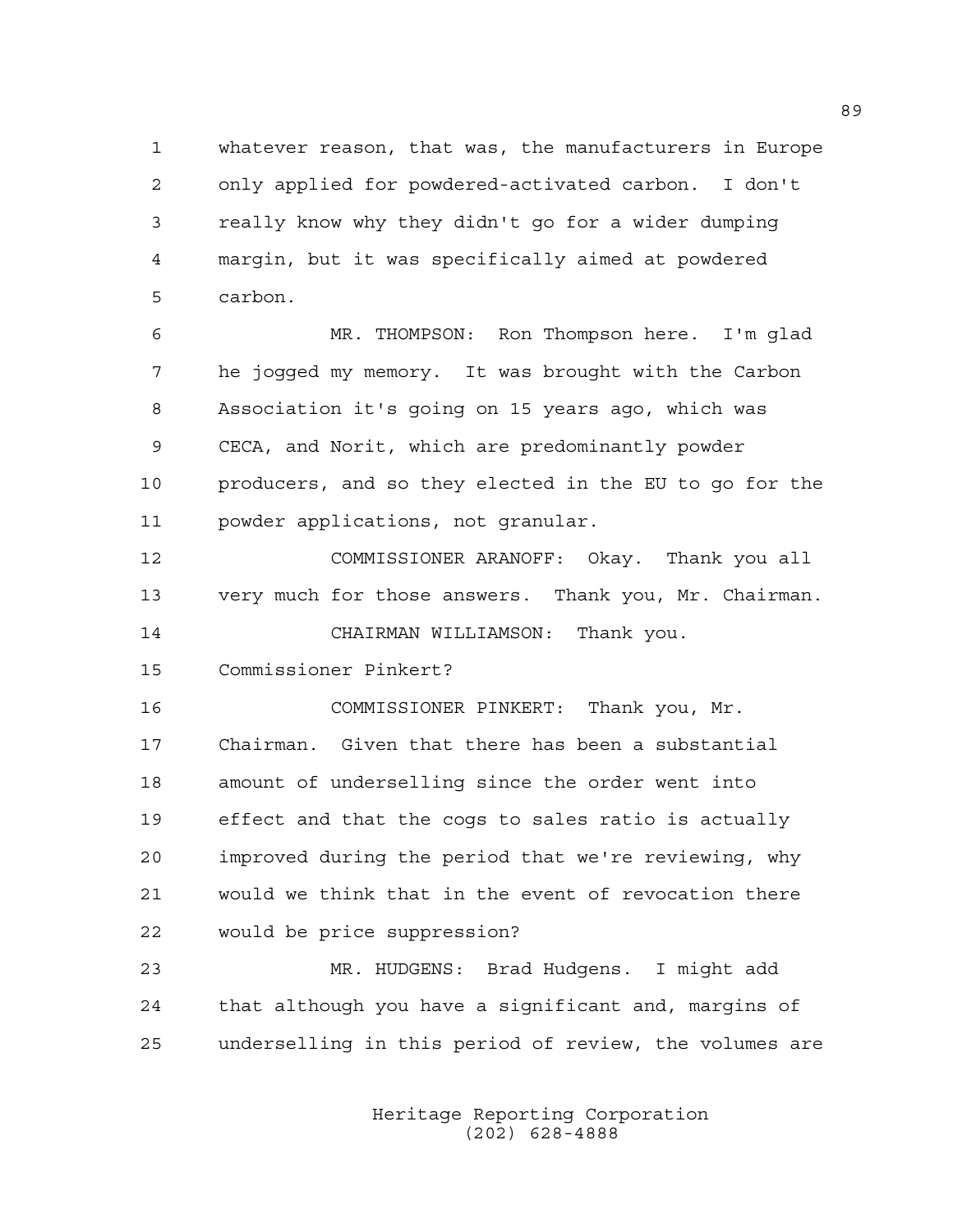whatever reason, that was, the manufacturers in Europe only applied for powdered-activated carbon. I don't really know why they didn't go for a wider dumping margin, but it was specifically aimed at powdered carbon.

MR. THOMPSON: Ron Thompson here. I'm glad he jogged my memory. It was brought with the Carbon Association it's going on 15 years ago, which was CECA, and Norit, which are predominantly powder producers, and so they elected in the EU to go for the powder applications, not granular.

COMMISSIONER ARANOFF: Okay. Thank you all very much for those answers. Thank you, Mr. Chairman.

CHAIRMAN WILLIAMSON: Thank you. Commissioner Pinkert?

COMMISSIONER PINKERT: Thank you, Mr. Chairman. Given that there has been a substantial amount of underselling since the order went into effect and that the cogs to sales ratio is actually improved during the period that we're reviewing, why would we think that in the event of revocation there would be price suppression?

MR. HUDGENS: Brad Hudgens. I might add that although you have a significant and, margins of underselling in this period of review, the volumes are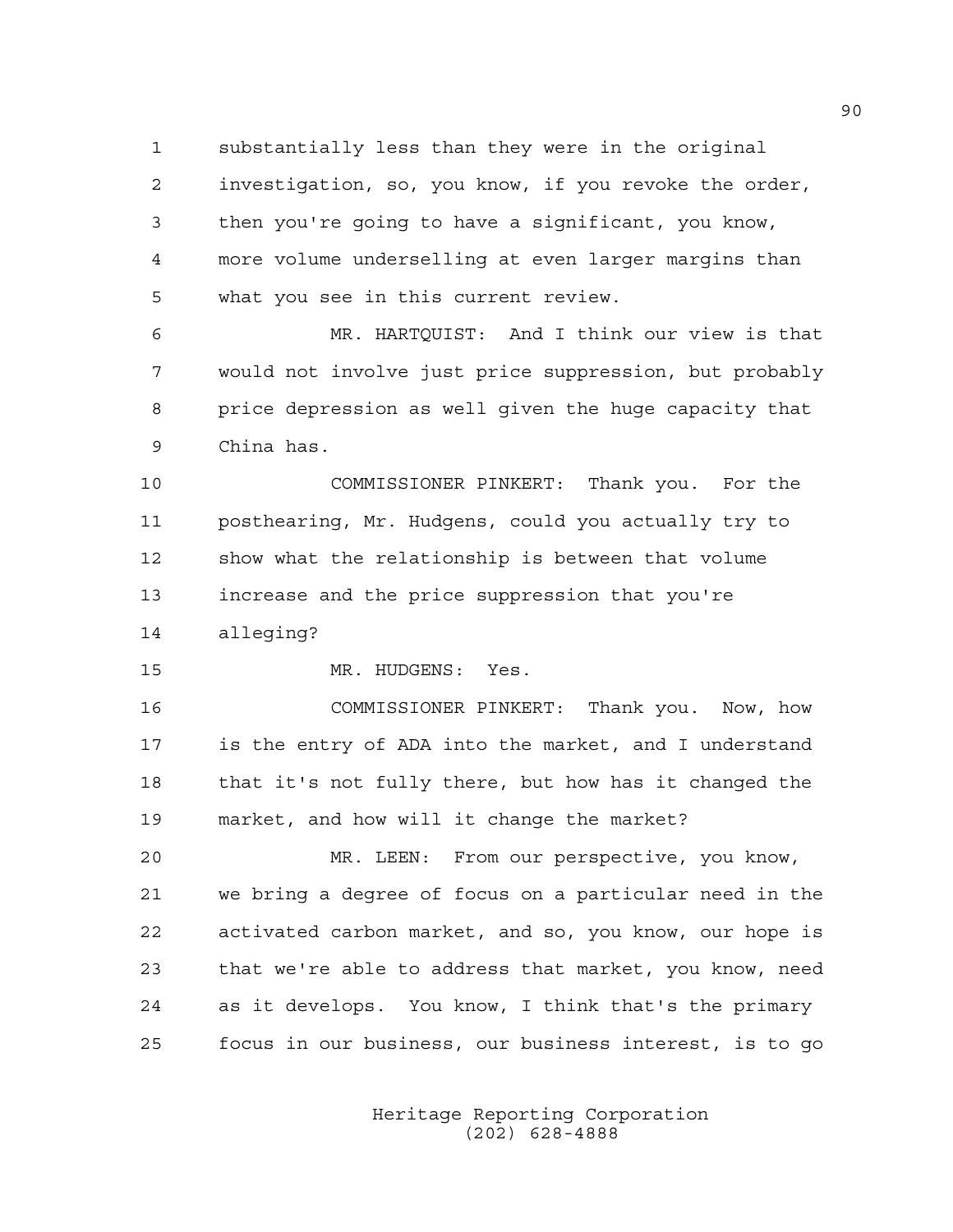substantially less than they were in the original investigation, so, you know, if you revoke the order, then you're going to have a significant, you know, more volume underselling at even larger margins than what you see in this current review.

MR. HARTQUIST: And I think our view is that would not involve just price suppression, but probably price depression as well given the huge capacity that China has.

COMMISSIONER PINKERT: Thank you. For the posthearing, Mr. Hudgens, could you actually try to show what the relationship is between that volume increase and the price suppression that you're alleging?

MR. HUDGENS: Yes.

COMMISSIONER PINKERT: Thank you. Now, how is the entry of ADA into the market, and I understand that it's not fully there, but how has it changed the market, and how will it change the market?

MR. LEEN: From our perspective, you know, we bring a degree of focus on a particular need in the activated carbon market, and so, you know, our hope is that we're able to address that market, you know, need as it develops. You know, I think that's the primary focus in our business, our business interest, is to go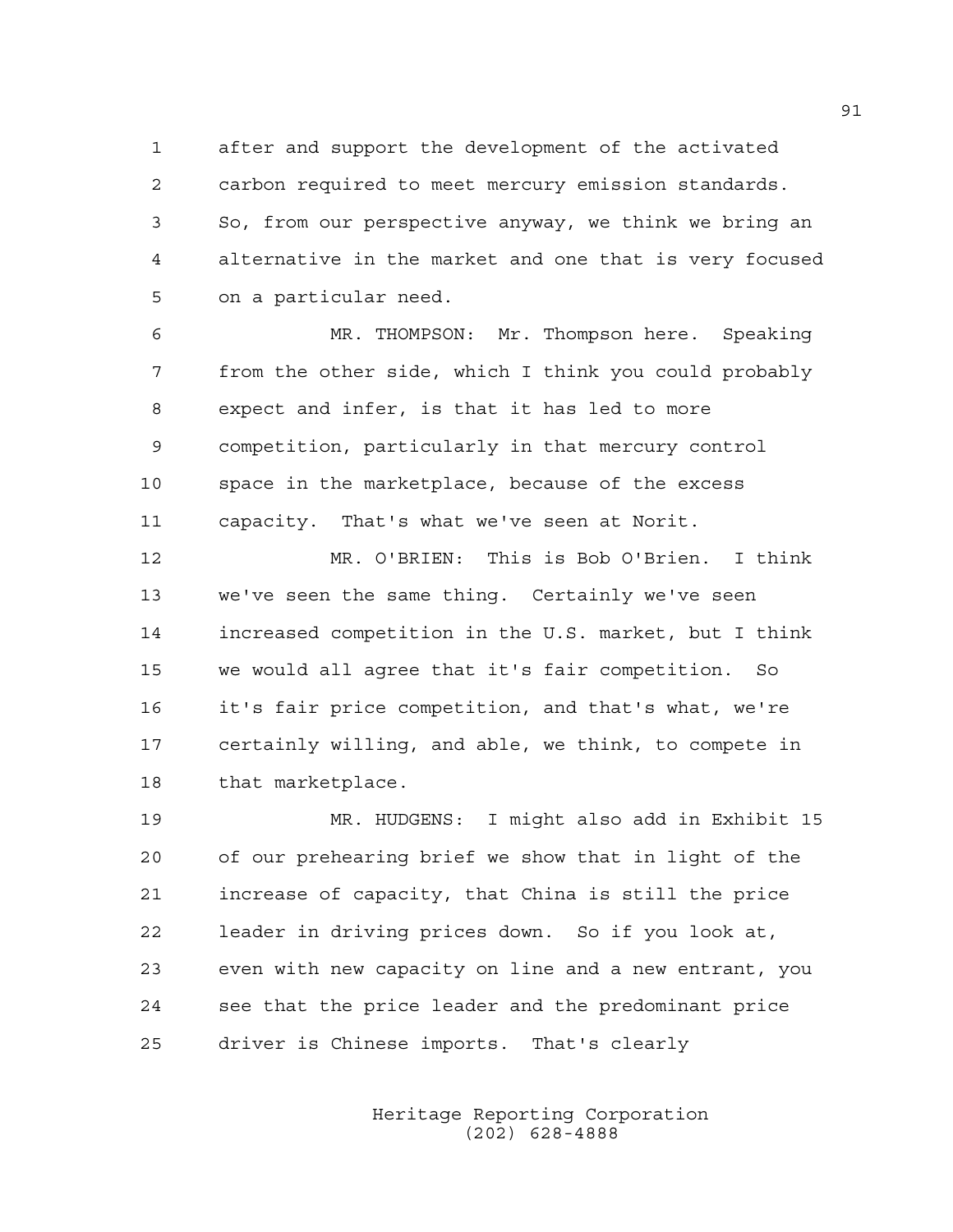after and support the development of the activated carbon required to meet mercury emission standards. So, from our perspective anyway, we think we bring an alternative in the market and one that is very focused on a particular need.

MR. THOMPSON: Mr. Thompson here. Speaking from the other side, which I think you could probably expect and infer, is that it has led to more competition, particularly in that mercury control space in the marketplace, because of the excess capacity. That's what we've seen at Norit.

MR. O'BRIEN: This is Bob O'Brien. I think we've seen the same thing. Certainly we've seen increased competition in the U.S. market, but I think we would all agree that it's fair competition. So it's fair price competition, and that's what, we're certainly willing, and able, we think, to compete in that marketplace.

MR. HUDGENS: I might also add in Exhibit 15 of our prehearing brief we show that in light of the increase of capacity, that China is still the price leader in driving prices down. So if you look at, even with new capacity on line and a new entrant, you see that the price leader and the predominant price driver is Chinese imports. That's clearly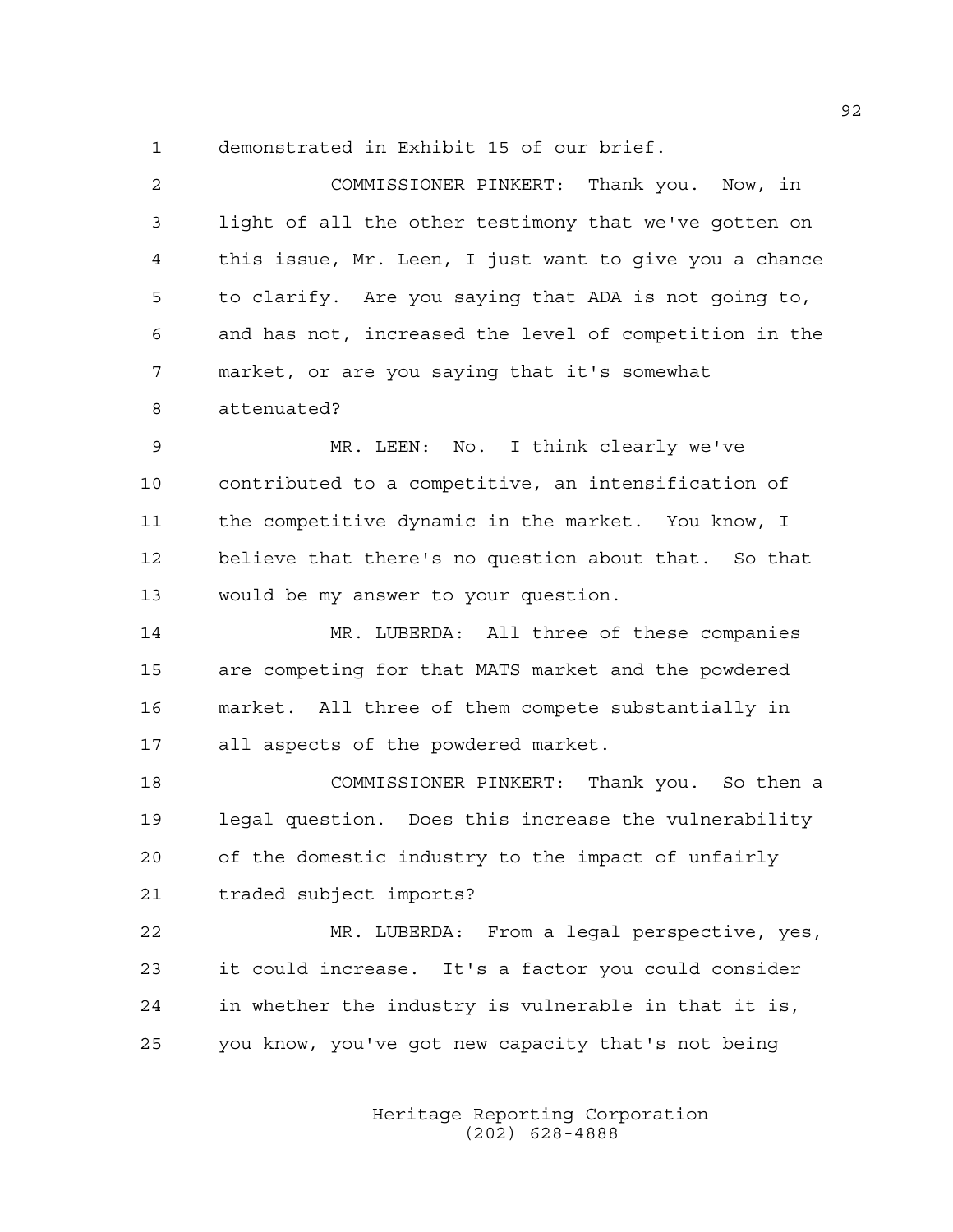demonstrated in Exhibit 15 of our brief.

COMMISSIONER PINKERT: Thank you. Now, in light of all the other testimony that we've gotten on this issue, Mr. Leen, I just want to give you a chance to clarify. Are you saying that ADA is not going to, and has not, increased the level of competition in the market, or are you saying that it's somewhat attenuated?

MR. LEEN: No. I think clearly we've contributed to a competitive, an intensification of the competitive dynamic in the market. You know, I believe that there's no question about that. So that would be my answer to your question.

MR. LUBERDA: All three of these companies are competing for that MATS market and the powdered market. All three of them compete substantially in all aspects of the powdered market.

COMMISSIONER PINKERT: Thank you. So then a legal question. Does this increase the vulnerability of the domestic industry to the impact of unfairly traded subject imports?

MR. LUBERDA: From a legal perspective, yes, it could increase. It's a factor you could consider in whether the industry is vulnerable in that it is, you know, you've got new capacity that's not being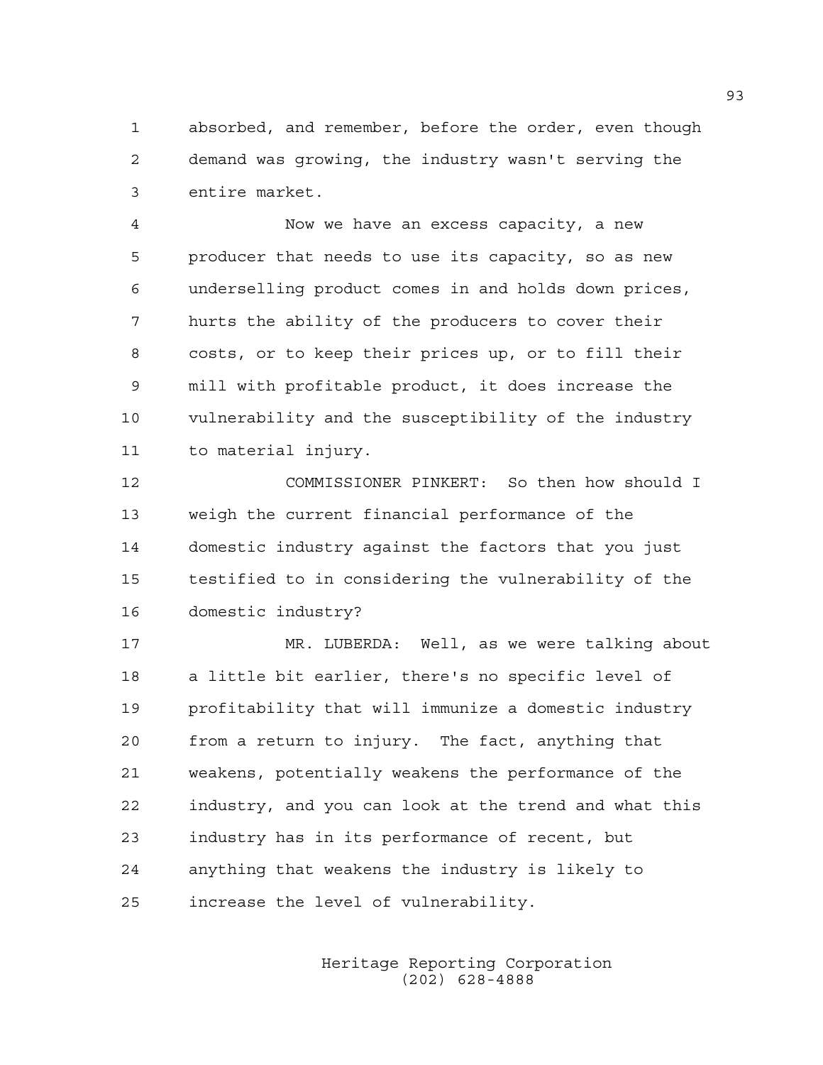absorbed, and remember, before the order, even though demand was growing, the industry wasn't serving the entire market.

Now we have an excess capacity, a new producer that needs to use its capacity, so as new underselling product comes in and holds down prices, hurts the ability of the producers to cover their costs, or to keep their prices up, or to fill their mill with profitable product, it does increase the vulnerability and the susceptibility of the industry to material injury.

COMMISSIONER PINKERT: So then how should I weigh the current financial performance of the domestic industry against the factors that you just testified to in considering the vulnerability of the domestic industry?

MR. LUBERDA: Well, as we were talking about a little bit earlier, there's no specific level of profitability that will immunize a domestic industry from a return to injury. The fact, anything that weakens, potentially weakens the performance of the industry, and you can look at the trend and what this industry has in its performance of recent, but anything that weakens the industry is likely to increase the level of vulnerability.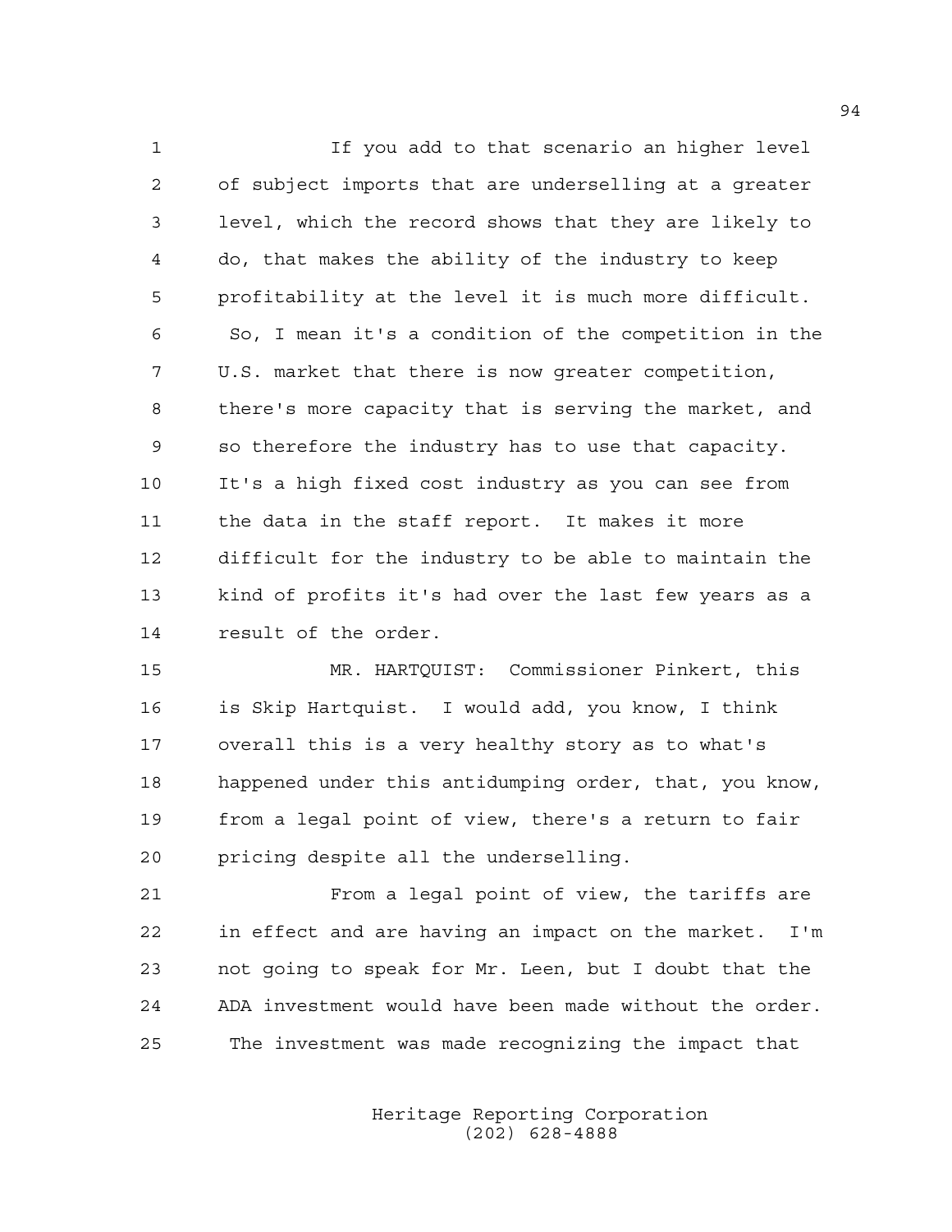If you add to that scenario an higher level of subject imports that are underselling at a greater level, which the record shows that they are likely to do, that makes the ability of the industry to keep profitability at the level it is much more difficult. So, I mean it's a condition of the competition in the U.S. market that there is now greater competition, there's more capacity that is serving the market, and so therefore the industry has to use that capacity. It's a high fixed cost industry as you can see from the data in the staff report. It makes it more difficult for the industry to be able to maintain the kind of profits it's had over the last few years as a result of the order.

MR. HARTQUIST: Commissioner Pinkert, this is Skip Hartquist. I would add, you know, I think overall this is a very healthy story as to what's happened under this antidumping order, that, you know, from a legal point of view, there's a return to fair pricing despite all the underselling.

From a legal point of view, the tariffs are in effect and are having an impact on the market. I'm not going to speak for Mr. Leen, but I doubt that the ADA investment would have been made without the order. The investment was made recognizing the impact that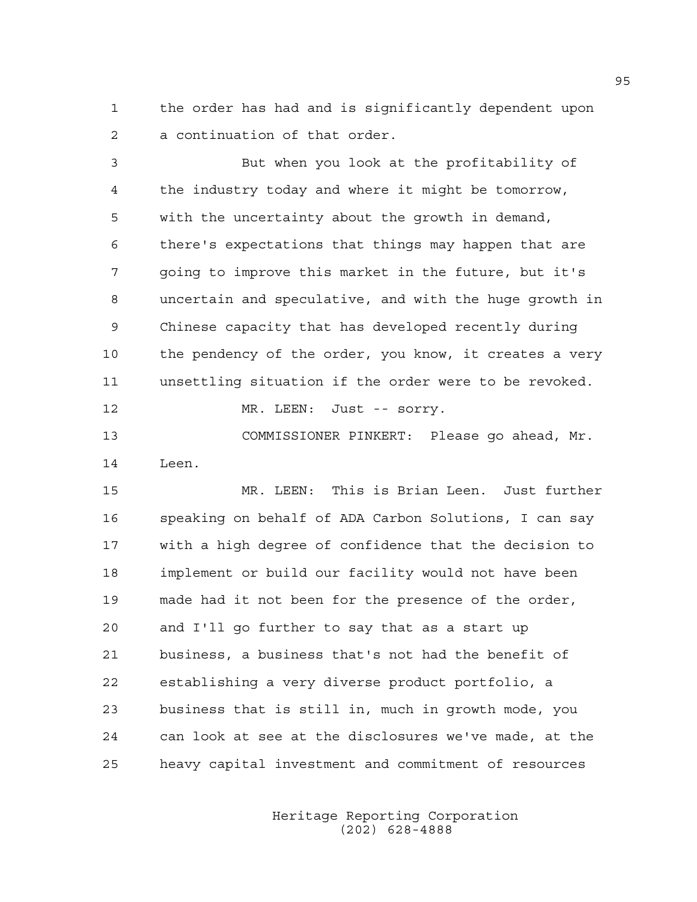the order has had and is significantly dependent upon a continuation of that order.

But when you look at the profitability of the industry today and where it might be tomorrow, with the uncertainty about the growth in demand, there's expectations that things may happen that are going to improve this market in the future, but it's uncertain and speculative, and with the huge growth in Chinese capacity that has developed recently during the pendency of the order, you know, it creates a very unsettling situation if the order were to be revoked.

MR. LEEN: Just -- sorry.

COMMISSIONER PINKERT: Please go ahead, Mr. Leen.

MR. LEEN: This is Brian Leen. Just further speaking on behalf of ADA Carbon Solutions, I can say with a high degree of confidence that the decision to implement or build our facility would not have been made had it not been for the presence of the order, and I'll go further to say that as a start up business, a business that's not had the benefit of establishing a very diverse product portfolio, a business that is still in, much in growth mode, you can look at see at the disclosures we've made, at the heavy capital investment and commitment of resources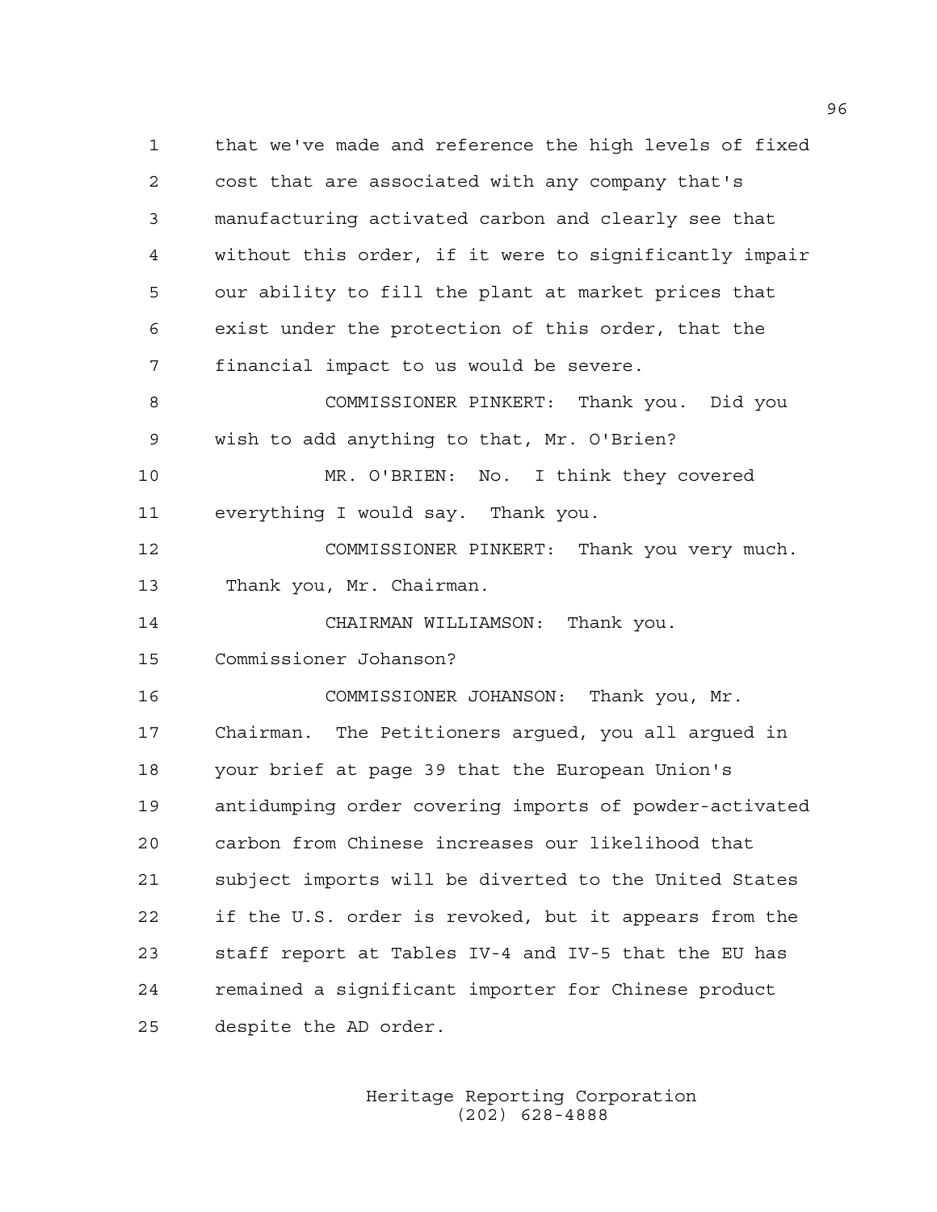that we've made and reference the high levels of fixed cost that are associated with any company that's manufacturing activated carbon and clearly see that without this order, if it were to significantly impair our ability to fill the plant at market prices that exist under the protection of this order, that the financial impact to us would be severe.

COMMISSIONER PINKERT: Thank you. Did you wish to add anything to that, Mr. O'Brien?

MR. O'BRIEN: No. I think they covered everything I would say. Thank you.

COMMISSIONER PINKERT: Thank you very much. Thank you, Mr. Chairman.

CHAIRMAN WILLIAMSON: Thank you. Commissioner Johanson?

COMMISSIONER JOHANSON: Thank you, Mr. Chairman. The Petitioners argued, you all argued in your brief at page 39 that the European Union's antidumping order covering imports of powder-activated carbon from Chinese increases our likelihood that subject imports will be diverted to the United States if the U.S. order is revoked, but it appears from the staff report at Tables IV-4 and IV-5 that the EU has remained a significant importer for Chinese product despite the AD order.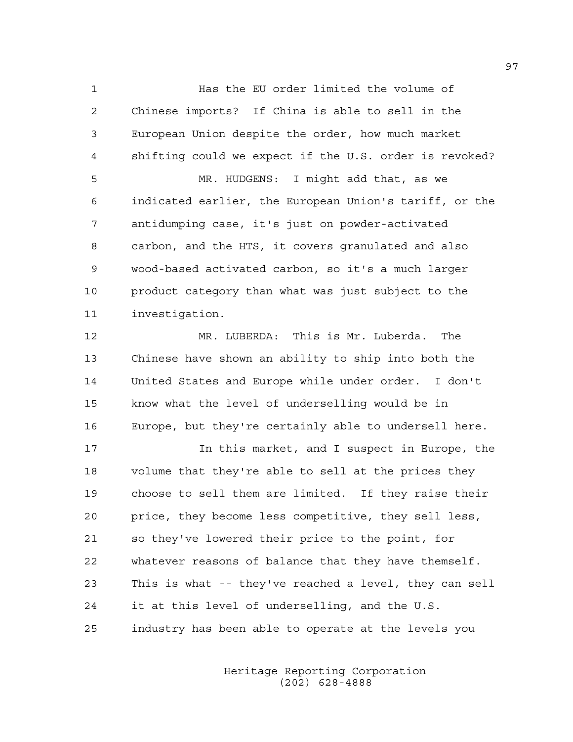Has the EU order limited the volume of Chinese imports? If China is able to sell in the European Union despite the order, how much market shifting could we expect if the U.S. order is revoked?

MR. HUDGENS: I might add that, as we indicated earlier, the European Union's tariff, or the antidumping case, it's just on powder-activated carbon, and the HTS, it covers granulated and also wood-based activated carbon, so it's a much larger product category than what was just subject to the investigation.

MR. LUBERDA: This is Mr. Luberda. The Chinese have shown an ability to ship into both the United States and Europe while under order. I don't know what the level of underselling would be in Europe, but they're certainly able to undersell here.

In this market, and I suspect in Europe, the volume that they're able to sell at the prices they choose to sell them are limited. If they raise their price, they become less competitive, they sell less, so they've lowered their price to the point, for whatever reasons of balance that they have themself. This is what -- they've reached a level, they can sell it at this level of underselling, and the U.S. industry has been able to operate at the levels you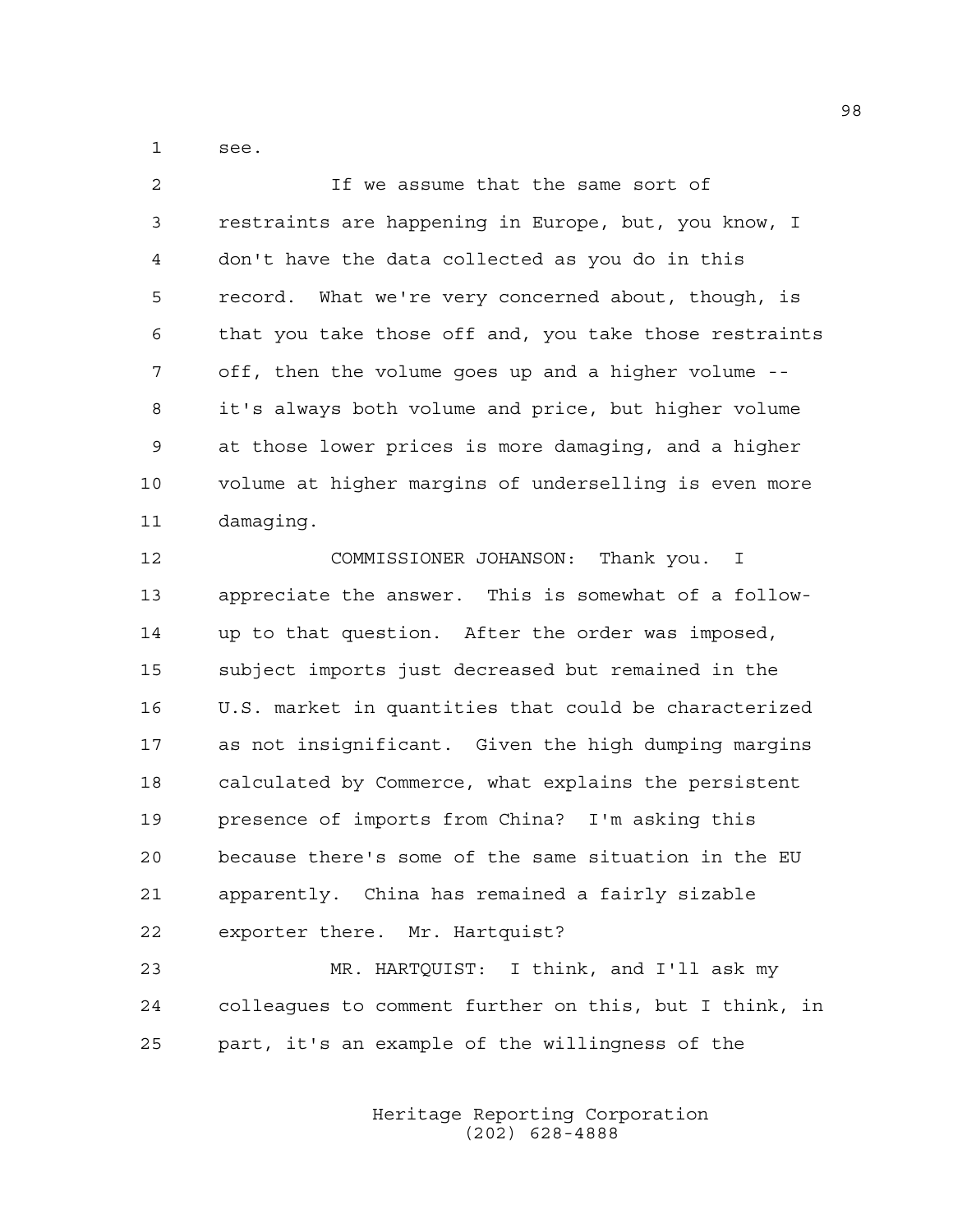see.

If we assume that the same sort of restraints are happening in Europe, but, you know, I don't have the data collected as you do in this record. What we're very concerned about, though, is that you take those off and, you take those restraints off, then the volume goes up and a higher volume -- it's always both volume and price, but higher volume at those lower prices is more damaging, and a higher volume at higher margins of underselling is even more damaging.

COMMISSIONER JOHANSON: Thank you. I appreciate the answer. This is somewhat of a follow-up to that question. After the order was imposed, subject imports just decreased but remained in the U.S. market in quantities that could be characterized as not insignificant. Given the high dumping margins calculated by Commerce, what explains the persistent presence of imports from China? I'm asking this because there's some of the same situation in the EU apparently. China has remained a fairly sizable exporter there. Mr. Hartquist?

MR. HARTQUIST: I think, and I'll ask my colleagues to comment further on this, but I think, in part, it's an example of the willingness of the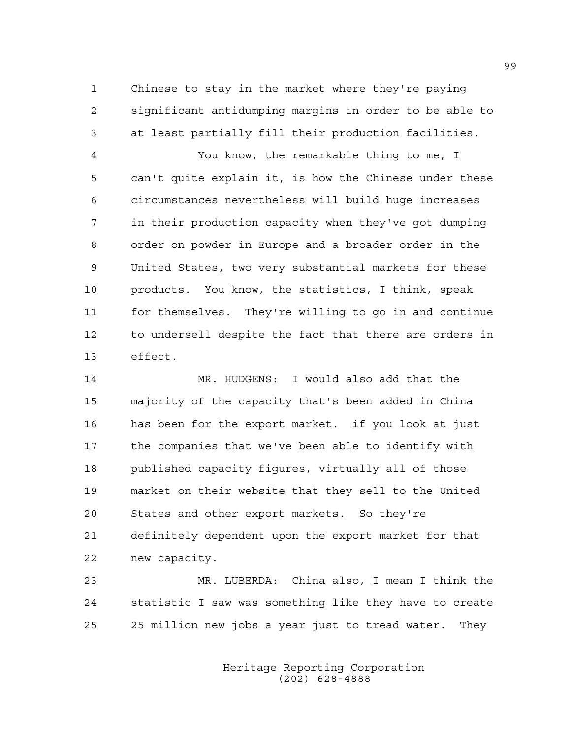Chinese to stay in the market where they're paying significant antidumping margins in order to be able to at least partially fill their production facilities.

You know, the remarkable thing to me, I can't quite explain it, is how the Chinese under these circumstances nevertheless will build huge increases in their production capacity when they've got dumping order on powder in Europe and a broader order in the United States, two very substantial markets for these products. You know, the statistics, I think, speak for themselves. They're willing to go in and continue to undersell despite the fact that there are orders in effect.

MR. HUDGENS: I would also add that the majority of the capacity that's been added in China has been for the export market. if you look at just the companies that we've been able to identify with published capacity figures, virtually all of those market on their website that they sell to the United States and other export markets. So they're definitely dependent upon the export market for that new capacity.

MR. LUBERDA: China also, I mean I think the statistic I saw was something like they have to create 25 million new jobs a year just to tread water. They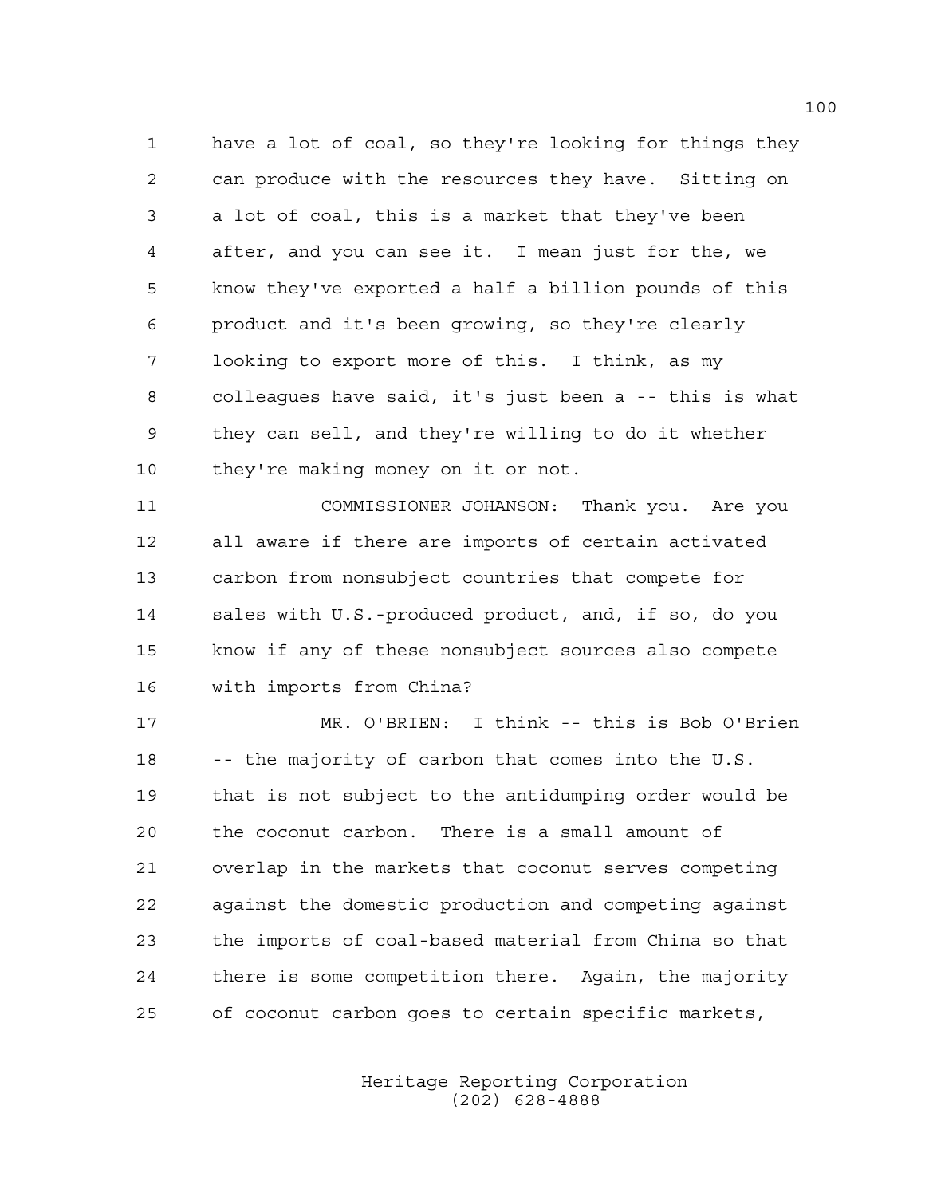have a lot of coal, so they're looking for things they can produce with the resources they have. Sitting on a lot of coal, this is a market that they've been after, and you can see it. I mean just for the, we know they've exported a half a billion pounds of this product and it's been growing, so they're clearly looking to export more of this. I think, as my colleagues have said, it's just been a -- this is what they can sell, and they're willing to do it whether they're making money on it or not.

COMMISSIONER JOHANSON: Thank you. Are you all aware if there are imports of certain activated carbon from nonsubject countries that compete for sales with U.S.-produced product, and, if so, do you know if any of these nonsubject sources also compete with imports from China?

MR. O'BRIEN: I think -- this is Bob O'Brien -- the majority of carbon that comes into the U.S. that is not subject to the antidumping order would be the coconut carbon. There is a small amount of overlap in the markets that coconut serves competing against the domestic production and competing against the imports of coal-based material from China so that there is some competition there. Again, the majority of coconut carbon goes to certain specific markets,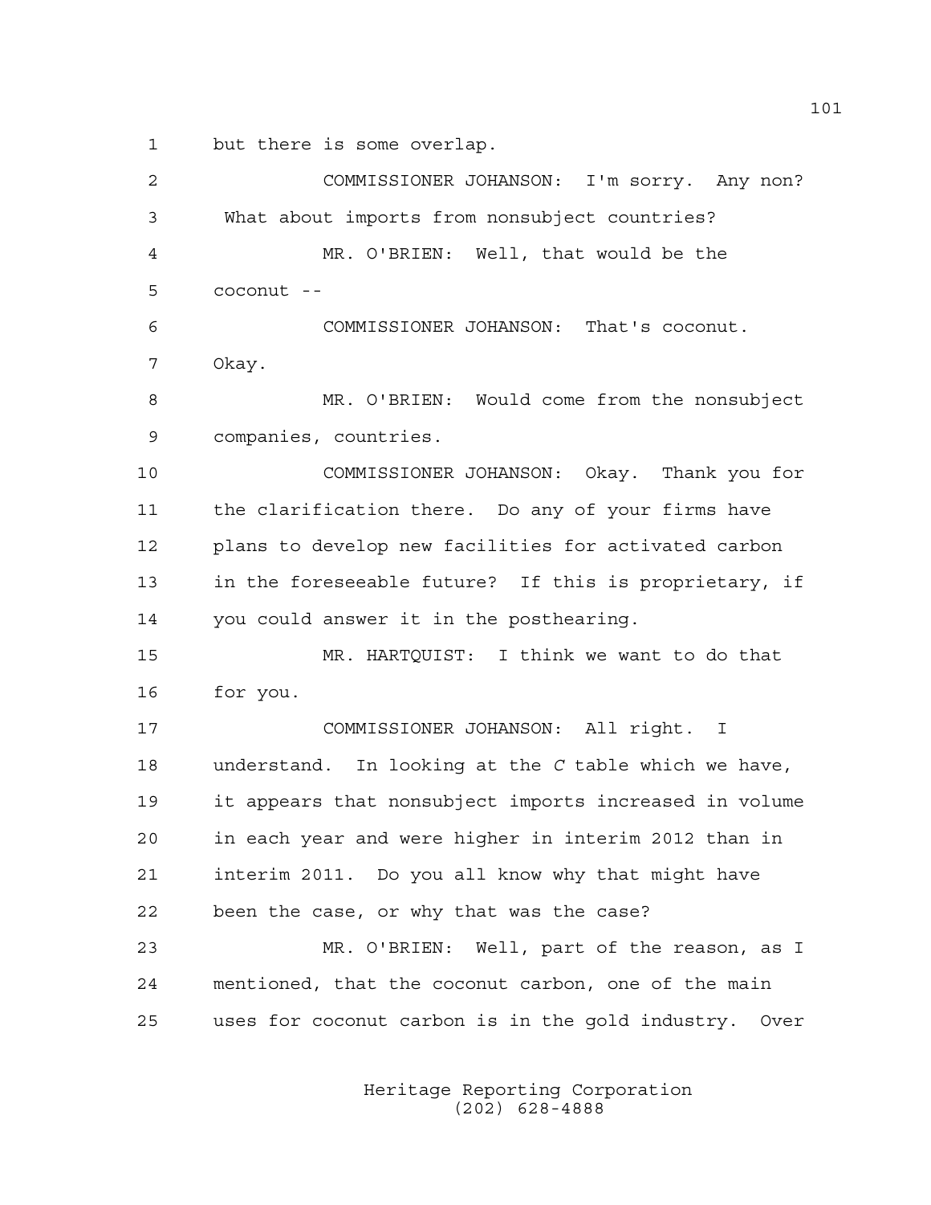1 but there is some overlap.

2 COMMISSIONER JOHANSON: I'm sorry. Any non?

3 What about imports from nonsubject countries?

4 MR. O'BRIEN: Well, that would be the

5 coconut --

6 COMMISSIONER JOHANSON: That's coconut.

7 Okay.

8 MR. O'BRIEN: Would come from the nonsubject

9 companies, countries.

10 COMMISSIONER JOHANSON: Okay. Thank you for

11 the clarification there. Do any of your firms have

12 plans to develop new facilities for activated carbon

13 in the foreseeable future? If this is proprietary, if

14 you could answer it in the posthearing.

15 MR. HARTQUIST: I think we want to do that

16 for you.

17 COMMISSIONER JOHANSON: All right. I

18 understand. In looking at the *C* table which we have,

19 it appears that nonsubject imports increased in volume

20 in each year and were higher in interim 2012 than in

21 interim 2011. Do you all know why that might have

22 been the case, or why that was the case?

23 MR. O'BRIEN: Well, part of the reason, as I

24 mentioned, that the coconut carbon, one of the main

25 uses for coconut carbon is in the gold industry. Over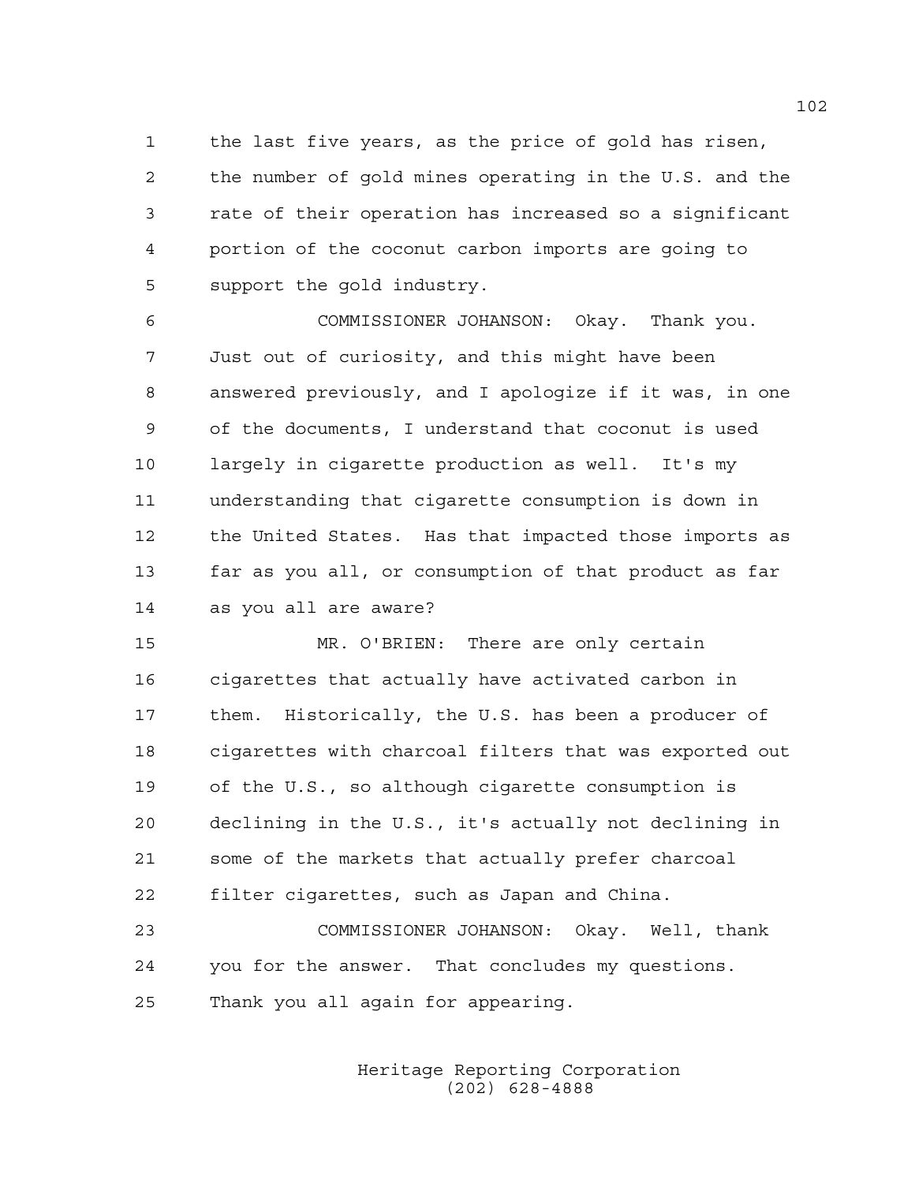the last five years, as the price of gold has risen, the number of gold mines operating in the U.S. and the rate of their operation has increased so a significant portion of the coconut carbon imports are going to support the gold industry.

COMMISSIONER JOHANSON: Okay. Thank you. Just out of curiosity, and this might have been answered previously, and I apologize if it was, in one of the documents, I understand that coconut is used largely in cigarette production as well. It's my understanding that cigarette consumption is down in the United States. Has that impacted those imports as far as you all, or consumption of that product as far as you all are aware?

MR. O'BRIEN: There are only certain cigarettes that actually have activated carbon in them. Historically, the U.S. has been a producer of cigarettes with charcoal filters that was exported out of the U.S., so although cigarette consumption is declining in the U.S., it's actually not declining in some of the markets that actually prefer charcoal filter cigarettes, such as Japan and China.

COMMISSIONER JOHANSON: Okay. Well, thank you for the answer. That concludes my questions. Thank you all again for appearing.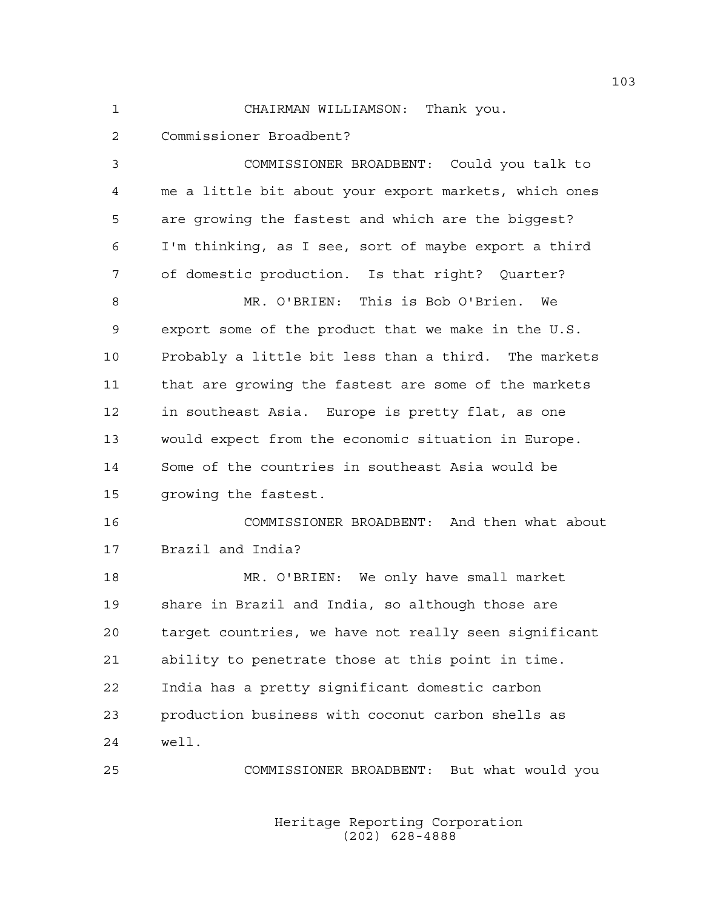CHAIRMAN WILLIAMSON: Thank you.

Commissioner Broadbent?

COMMISSIONER BROADBENT: Could you talk to me a little bit about your export markets, which ones are growing the fastest and which are the biggest? I'm thinking, as I see, sort of maybe export a third of domestic production. Is that right? Quarter?

MR. O'BRIEN: This is Bob O'Brien. We export some of the product that we make in the U.S. Probably a little bit less than a third. The markets that are growing the fastest are some of the markets in southeast Asia. Europe is pretty flat, as one would expect from the economic situation in Europe. Some of the countries in southeast Asia would be growing the fastest.

COMMISSIONER BROADBENT: And then what about Brazil and India?

MR. O'BRIEN: We only have small market share in Brazil and India, so although those are target countries, we have not really seen significant ability to penetrate those at this point in time. India has a pretty significant domestic carbon production business with coconut carbon shells as well.

COMMISSIONER BROADBENT: But what would you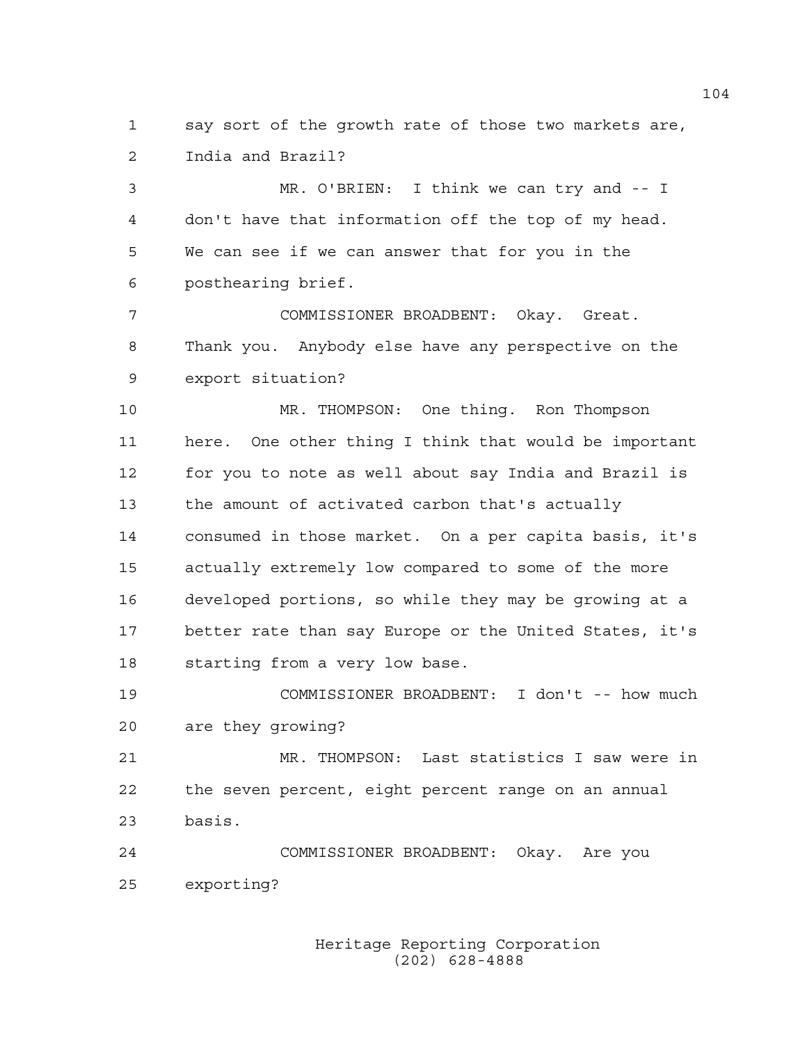say sort of the growth rate of those two markets are, India and Brazil?

MR. O'BRIEN: I think we can try and -- I don't have that information off the top of my head. We can see if we can answer that for you in the posthearing brief.

COMMISSIONER BROADBENT: Okay. Great. Thank you. Anybody else have any perspective on the export situation?

MR. THOMPSON: One thing. Ron Thompson here. One other thing I think that would be important for you to note as well about say India and Brazil is the amount of activated carbon that's actually consumed in those market. On a per capita basis, it's actually extremely low compared to some of the more developed portions, so while they may be growing at a better rate than say Europe or the United States, it's starting from a very low base.

COMMISSIONER BROADBENT: I don't -- how much are they growing?

MR. THOMPSON: Last statistics I saw were in the seven percent, eight percent range on an annual basis.

COMMISSIONER BROADBENT: Okay. Are you exporting?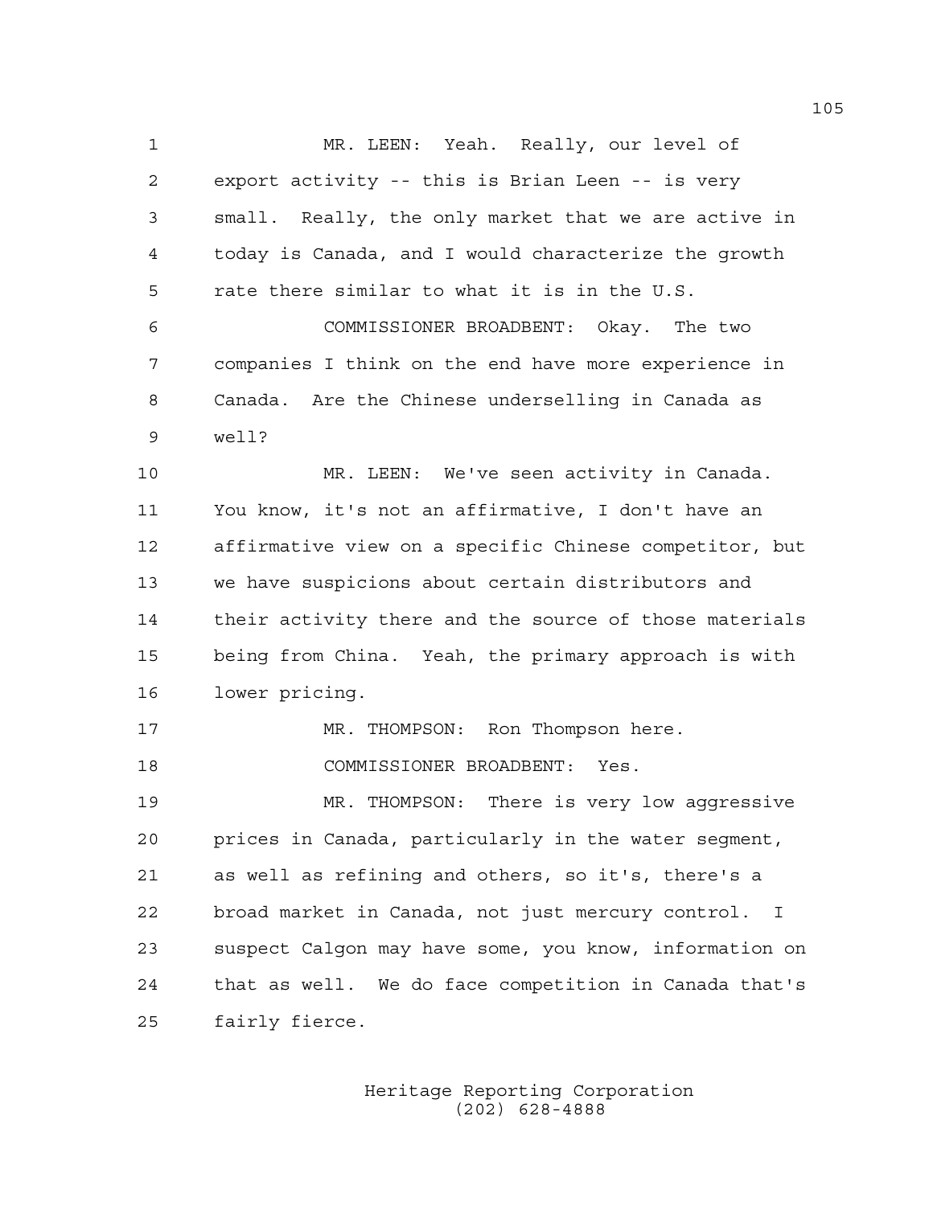MR. LEEN: Yeah. Really, our level of export activity -- this is Brian Leen -- is very small. Really, the only market that we are active in today is Canada, and I would characterize the growth rate there similar to what it is in the U.S.

COMMISSIONER BROADBENT: Okay. The two companies I think on the end have more experience in Canada. Are the Chinese underselling in Canada as well?

MR. LEEN: We've seen activity in Canada. You know, it's not an affirmative, I don't have an affirmative view on a specific Chinese competitor, but we have suspicions about certain distributors and their activity there and the source of those materials being from China. Yeah, the primary approach is with lower pricing.

MR. THOMPSON: Ron Thompson here.

COMMISSIONER BROADBENT: Yes.

MR. THOMPSON: There is very low aggressive prices in Canada, particularly in the water segment, as well as refining and others, so it's, there's a broad market in Canada, not just mercury control. I suspect Calgon may have some, you know, information on that as well. We do face competition in Canada that's fairly fierce.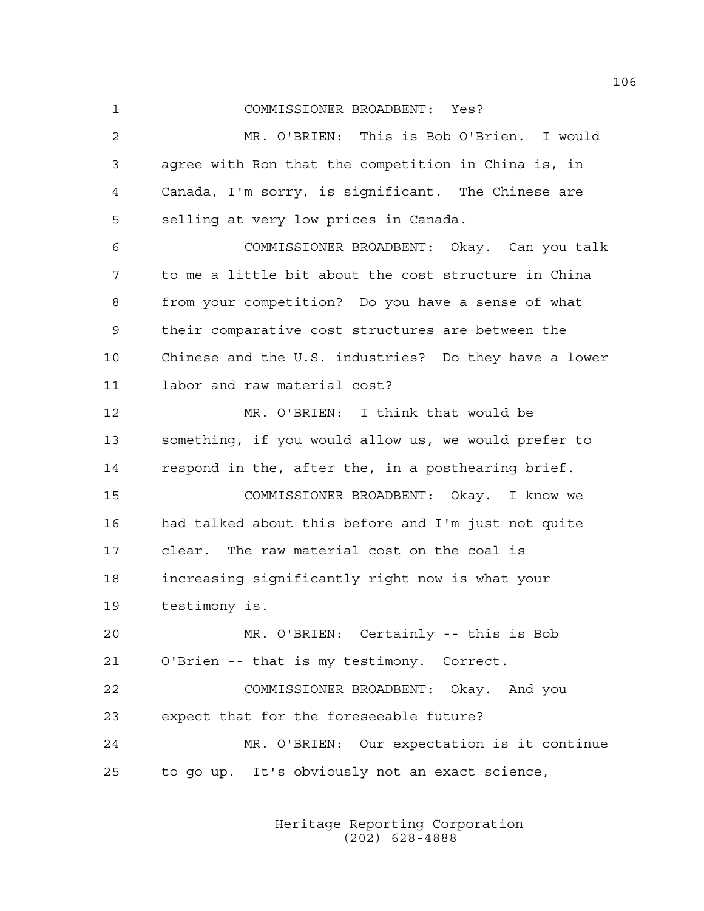1 COMMISSIONER BROADBENT: Yes?

2 MR. O'BRIEN: This is Bob O'Brien. I would

3 agree with Ron that the competition in China is, in

4 Canada, I'm sorry, is significant. The Chinese are

5 selling at very low prices in Canada.

6 COMMISSIONER BROADBENT: Okay. Can you talk

7 to me a little bit about the cost structure in China

8 from your competition? Do you have a sense of what

9 their comparative cost structures are between the

10 Chinese and the U.S. industries? Do they have a lower

11 labor and raw material cost?

12 MR. O'BRIEN: I think that would be

13 something, if you would allow us, we would prefer to

14 respond in the, after the, in a posthearing brief.

15 COMMISSIONER BROADBENT: Okay. I know we

16 had talked about this before and I'm just not quite

17 clear. The raw material cost on the coal is

18 increasing significantly right now is what your

19 testimony is.

20 MR. O'BRIEN: Certainly -- this is Bob

21 O'Brien -- that is my testimony. Correct.

22 COMMISSIONER BROADBENT: Okay. And you

23 expect that for the foreseeable future?

24 MR. O'BRIEN: Our expectation is it continue

25 to go up. It's obviously not an exact science,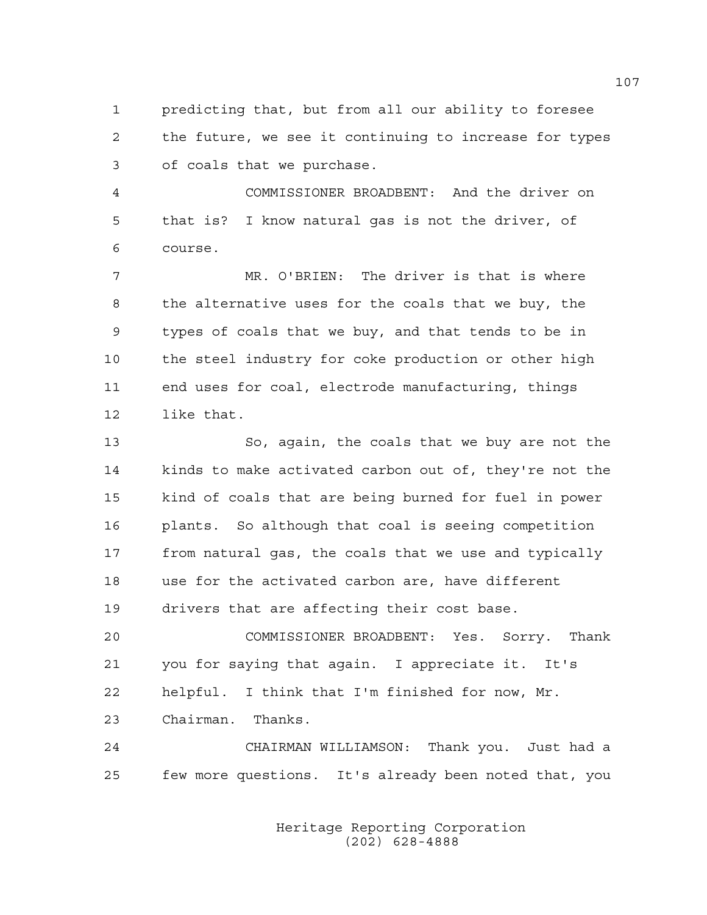predicting that, but from all our ability to foresee the future, we see it continuing to increase for types of coals that we purchase.

COMMISSIONER BROADBENT: And the driver on that is? I know natural gas is not the driver, of course.

MR. O'BRIEN: The driver is that is where the alternative uses for the coals that we buy, the types of coals that we buy, and that tends to be in the steel industry for coke production or other high end uses for coal, electrode manufacturing, things like that.

So, again, the coals that we buy are not the kinds to make activated carbon out of, they're not the kind of coals that are being burned for fuel in power plants. So although that coal is seeing competition from natural gas, the coals that we use and typically use for the activated carbon are, have different drivers that are affecting their cost base.

COMMISSIONER BROADBENT: Yes. Sorry. Thank you for saying that again. I appreciate it. It's helpful. I think that I'm finished for now, Mr. Chairman. Thanks.

CHAIRMAN WILLIAMSON: Thank you. Just had a few more questions. It's already been noted that, you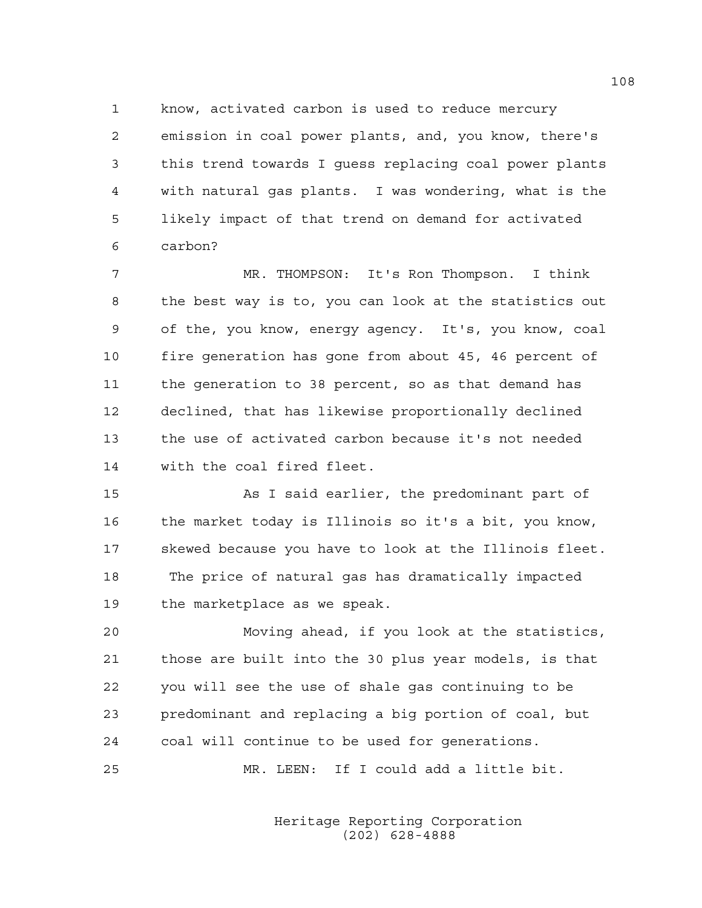know, activated carbon is used to reduce mercury emission in coal power plants, and, you know, there's this trend towards I guess replacing coal power plants with natural gas plants. I was wondering, what is the likely impact of that trend on demand for activated carbon?

MR. THOMPSON: It's Ron Thompson. I think the best way is to, you can look at the statistics out of the, you know, energy agency. It's, you know, coal fire generation has gone from about 45, 46 percent of the generation to 38 percent, so as that demand has declined, that has likewise proportionally declined the use of activated carbon because it's not needed with the coal fired fleet.

As I said earlier, the predominant part of the market today is Illinois so it's a bit, you know, skewed because you have to look at the Illinois fleet. The price of natural gas has dramatically impacted the marketplace as we speak.

Moving ahead, if you look at the statistics, those are built into the 30 plus year models, is that you will see the use of shale gas continuing to be predominant and replacing a big portion of coal, but coal will continue to be used for generations.

MR. LEEN: If I could add a little bit.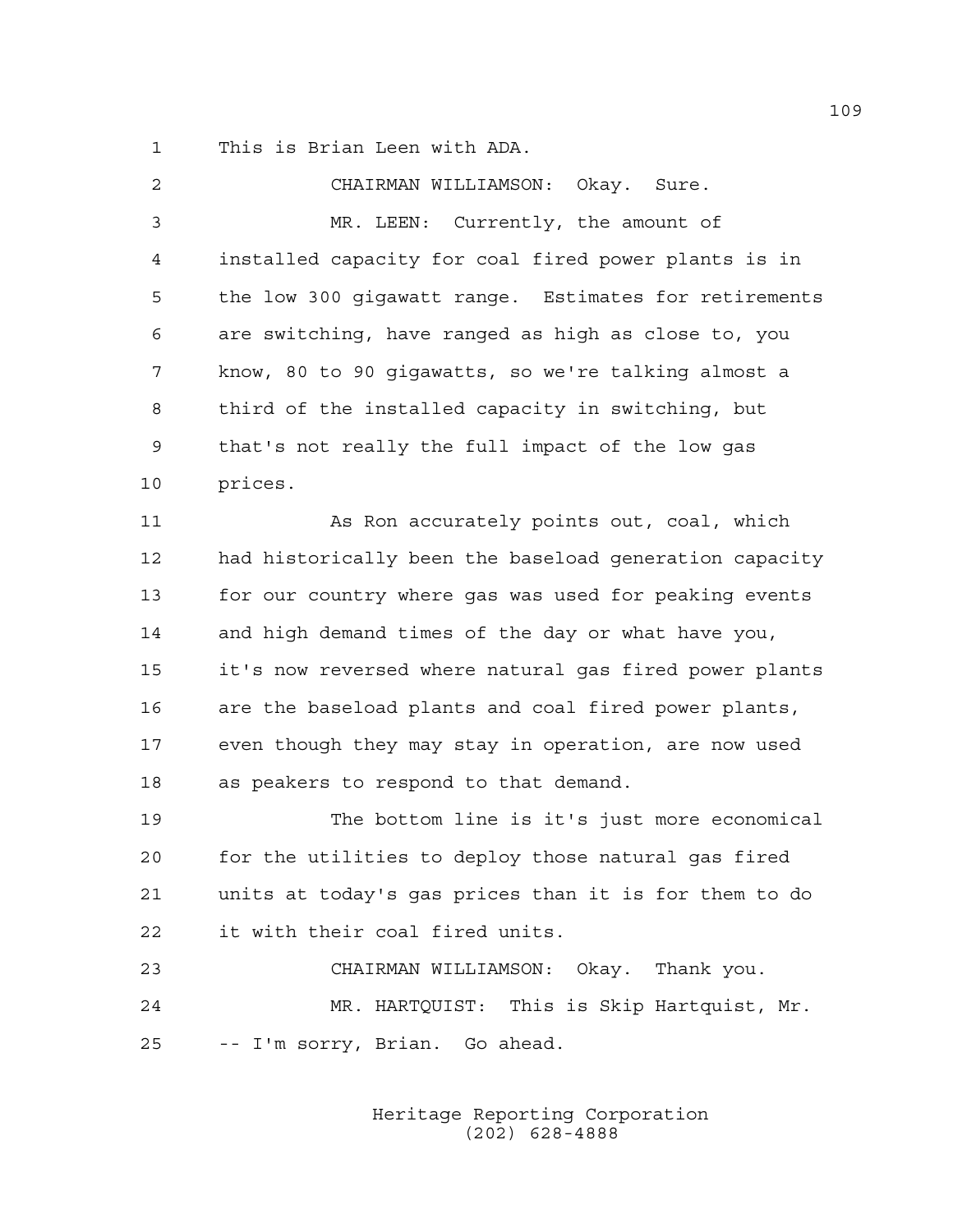1 This is Brian Leen with ADA.

2 CHAIRMAN WILLIAMSON: Okay. Sure.

3 MR. LEEN: Currently, the amount of
4 installed capacity for coal fired power plants is in
5 the low 300 gigawatt range. Estimates for retirements
6 are switching, have ranged as high as close to, you
7 know, 80 to 90 gigawatts, so we're talking almost a
8 third of the installed capacity in switching, but
9 that's not really the full impact of the low gas
10 prices.

11 As Ron accurately points out, coal, which
12 had historically been the baseload generation capacity
13 for our country where gas was used for peaking events
14 and high demand times of the day or what have you,
15 it's now reversed where natural gas fired power plants
16 are the baseload plants and coal fired power plants,
17 even though they may stay in operation, are now used
18 as peakers to respond to that demand.

19 The bottom line is it's just more economical
20 for the utilities to deploy those natural gas fired
21 units at today's gas prices than it is for them to do
22 it with their coal fired units.

23 CHAIRMAN WILLIAMSON: Okay. Thank you.

24 MR. HARTQUIST: This is Skip Hartquist, Mr.
25 -- I'm sorry, Brian. Go ahead.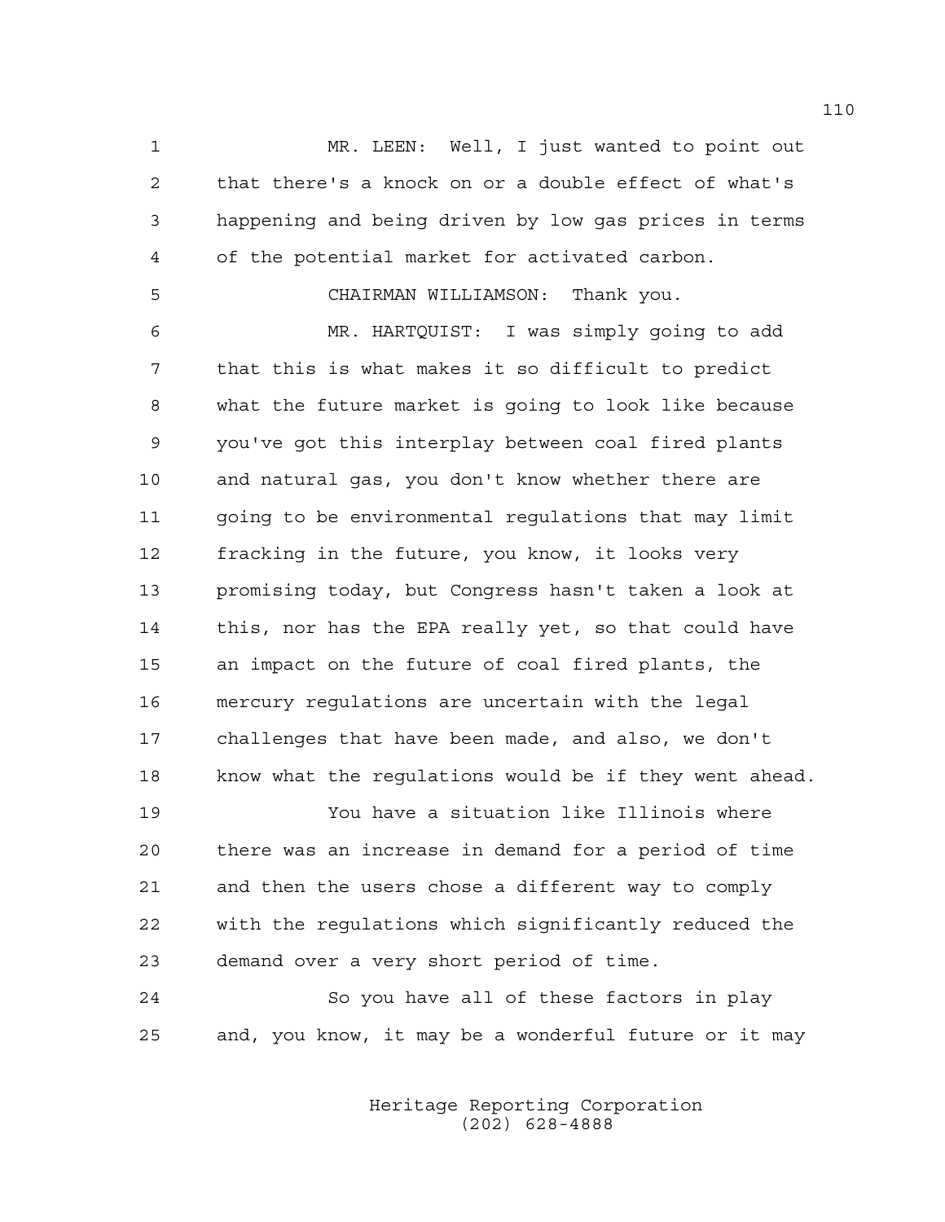MR. LEEN: Well, I just wanted to point out that there's a knock on or a double effect of what's happening and being driven by low gas prices in terms of the potential market for activated carbon.

CHAIRMAN WILLIAMSON: Thank you.

MR. HARTQUIST: I was simply going to add that this is what makes it so difficult to predict what the future market is going to look like because you've got this interplay between coal fired plants and natural gas, you don't know whether there are going to be environmental regulations that may limit fracking in the future, you know, it looks very promising today, but Congress hasn't taken a look at this, nor has the EPA really yet, so that could have an impact on the future of coal fired plants, the mercury regulations are uncertain with the legal challenges that have been made, and also, we don't know what the regulations would be if they went ahead.

You have a situation like Illinois where there was an increase in demand for a period of time and then the users chose a different way to comply with the regulations which significantly reduced the demand over a very short period of time.

So you have all of these factors in play and, you know, it may be a wonderful future or it may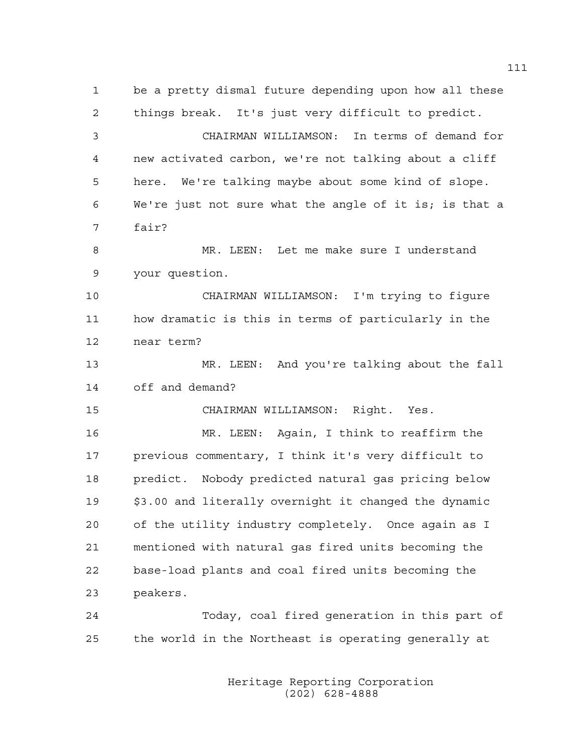be a pretty dismal future depending upon how all these things break. It's just very difficult to predict.

CHAIRMAN WILLIAMSON: In terms of demand for new activated carbon, we're not talking about a cliff here. We're talking maybe about some kind of slope. We're just not sure what the angle of it is; is that a fair?

MR. LEEN: Let me make sure I understand your question.

CHAIRMAN WILLIAMSON: I'm trying to figure how dramatic is this in terms of particularly in the near term?

MR. LEEN: And you're talking about the fall off and demand?

CHAIRMAN WILLIAMSON: Right. Yes.

MR. LEEN: Again, I think to reaffirm the previous commentary, I think it's very difficult to predict. Nobody predicted natural gas pricing below $3.00 and literally overnight it changed the dynamic of the utility industry completely. Once again as I mentioned with natural gas fired units becoming the base-load plants and coal fired units becoming the peakers.

Today, coal fired generation in this part of the world in the Northeast is operating generally at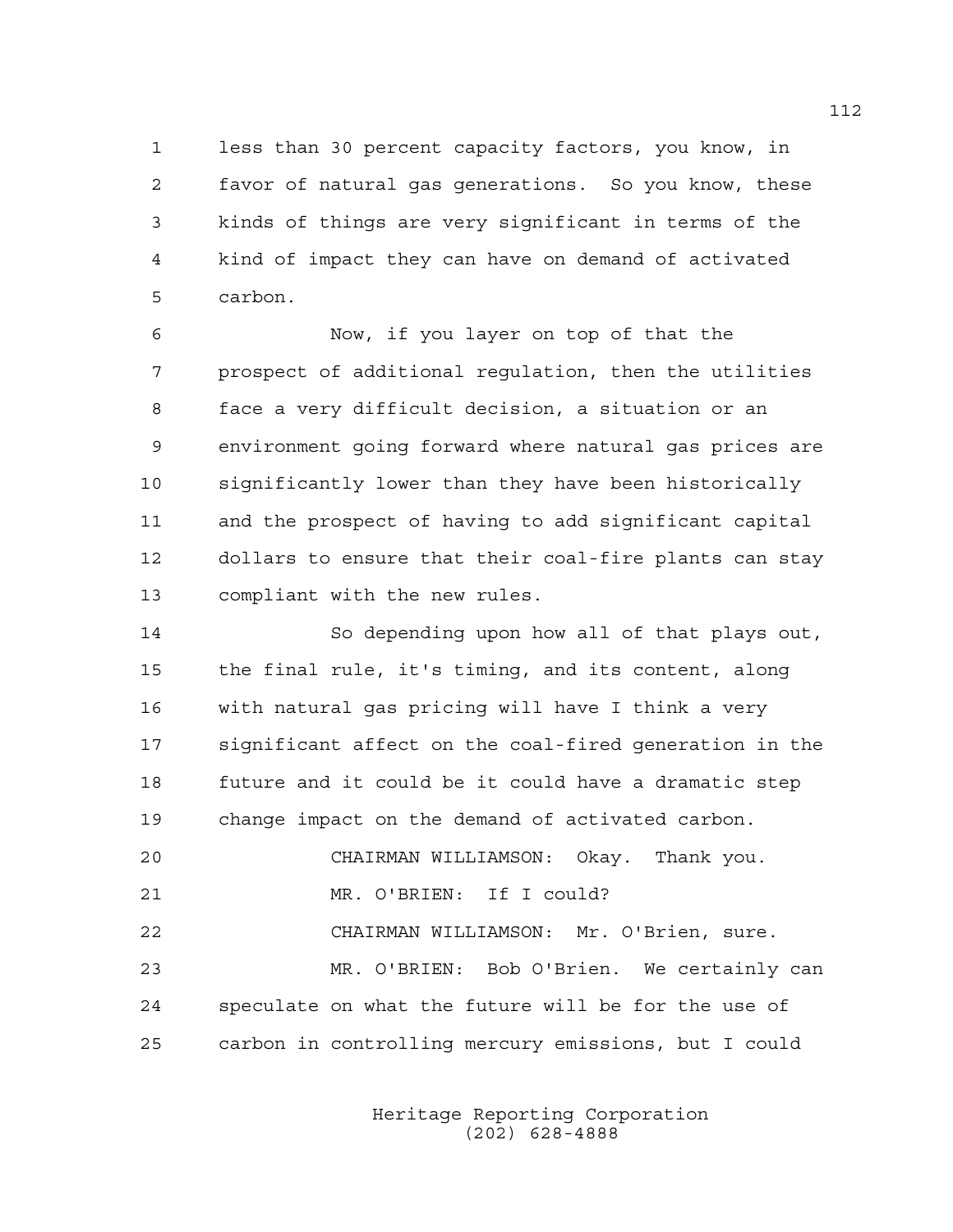less than 30 percent capacity factors, you know, in favor of natural gas generations. So you know, these kinds of things are very significant in terms of the kind of impact they can have on demand of activated carbon.

Now, if you layer on top of that the prospect of additional regulation, then the utilities face a very difficult decision, a situation or an environment going forward where natural gas prices are significantly lower than they have been historically and the prospect of having to add significant capital dollars to ensure that their coal-fire plants can stay compliant with the new rules.

So depending upon how all of that plays out, the final rule, it's timing, and its content, along with natural gas pricing will have I think a very significant affect on the coal-fired generation in the future and it could be it could have a dramatic step change impact on the demand of activated carbon.

CHAIRMAN WILLIAMSON: Okay. Thank you.

MR. O'BRIEN: If I could?

CHAIRMAN WILLIAMSON: Mr. O'Brien, sure.

MR. O'BRIEN: Bob O'Brien. We certainly can speculate on what the future will be for the use of carbon in controlling mercury emissions, but I could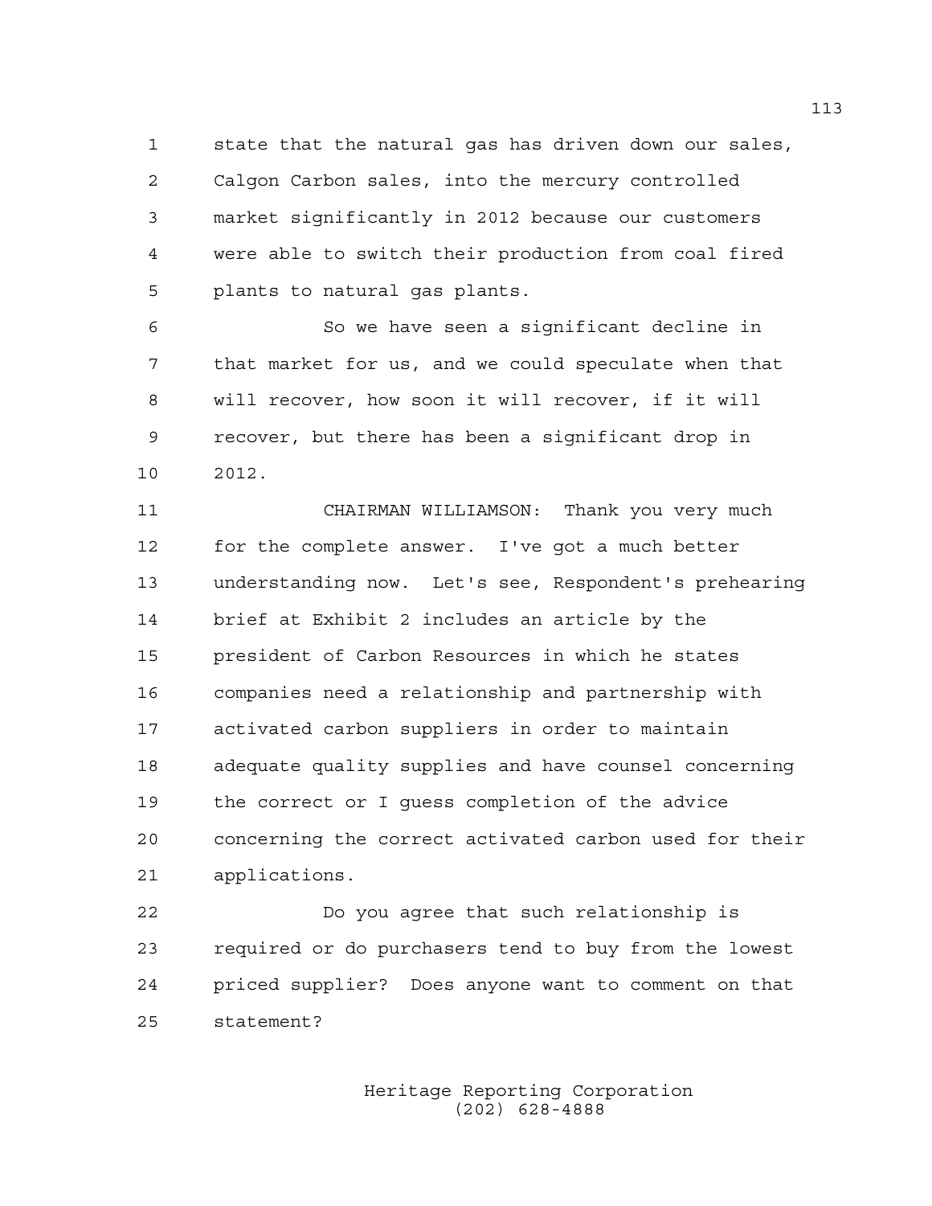state that the natural gas has driven down our sales, Calgon Carbon sales, into the mercury controlled market significantly in 2012 because our customers were able to switch their production from coal fired plants to natural gas plants.

So we have seen a significant decline in that market for us, and we could speculate when that will recover, how soon it will recover, if it will recover, but there has been a significant drop in 2012.

CHAIRMAN WILLIAMSON: Thank you very much for the complete answer. I've got a much better understanding now. Let's see, Respondent's prehearing brief at Exhibit 2 includes an article by the president of Carbon Resources in which he states companies need a relationship and partnership with activated carbon suppliers in order to maintain adequate quality supplies and have counsel concerning the correct or I guess completion of the advice concerning the correct activated carbon used for their applications.

Do you agree that such relationship is required or do purchasers tend to buy from the lowest priced supplier? Does anyone want to comment on that statement?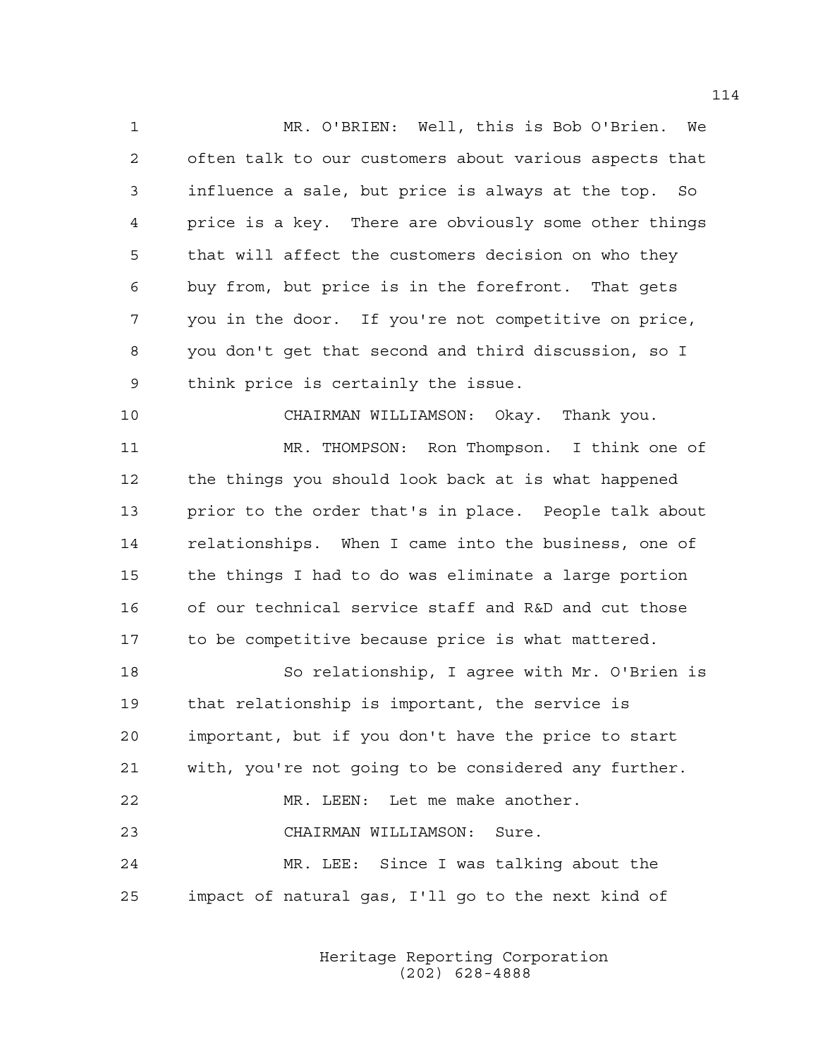MR. O'BRIEN: Well, this is Bob O'Brien. We often talk to our customers about various aspects that influence a sale, but price is always at the top. So price is a key. There are obviously some other things that will affect the customers decision on who they buy from, but price is in the forefront. That gets you in the door. If you're not competitive on price, you don't get that second and third discussion, so I think price is certainly the issue.

CHAIRMAN WILLIAMSON: Okay. Thank you.

MR. THOMPSON: Ron Thompson. I think one of the things you should look back at is what happened prior to the order that's in place. People talk about relationships. When I came into the business, one of the things I had to do was eliminate a large portion of our technical service staff and R&D and cut those to be competitive because price is what mattered.

So relationship, I agree with Mr. O'Brien is that relationship is important, the service is important, but if you don't have the price to start with, you're not going to be considered any further.

MR. LEEN: Let me make another.

CHAIRMAN WILLIAMSON: Sure.

MR. LEE: Since I was talking about the impact of natural gas, I'll go to the next kind of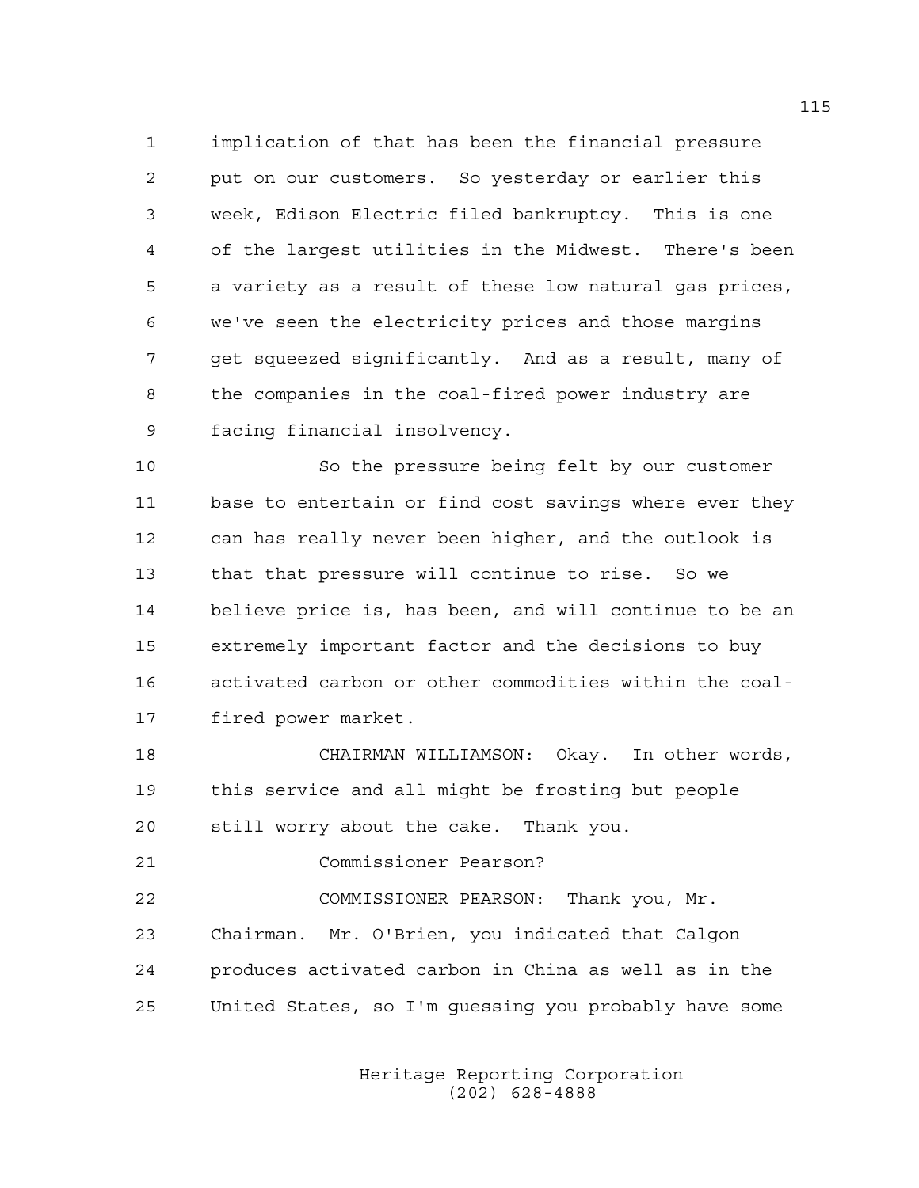1 implication of that has been the financial pressure
2 put on our customers. So yesterday or earlier this
3 week, Edison Electric filed bankruptcy. This is one
4 of the largest utilities in the Midwest. There's been
5 a variety as a result of these low natural gas prices,
6 we've seen the electricity prices and those margins
7 get squeezed significantly. And as a result, many of
8 the companies in the coal-fired power industry are
9 facing financial insolvency.

10 So the pressure being felt by our customer
11 base to entertain or find cost savings where ever they
12 can has really never been higher, and the outlook is
13 that that pressure will continue to rise. So we
14 believe price is, has been, and will continue to be an
15 extremely important factor and the decisions to buy
16 activated carbon or other commodities within the coal-
17 fired power market.

18 CHAIRMAN WILLIAMSON: Okay. In other words,
19 this service and all might be frosting but people
20 still worry about the cake. Thank you.

21 Commissioner Pearson?

22 COMMISSIONER PEARSON: Thank you, Mr.
23 Chairman. Mr. O'Brien, you indicated that Calgon
24 produces activated carbon in China as well as in the
25 United States, so I'm guessing you probably have some

Heritage Reporting Corporation
(202) 628-4888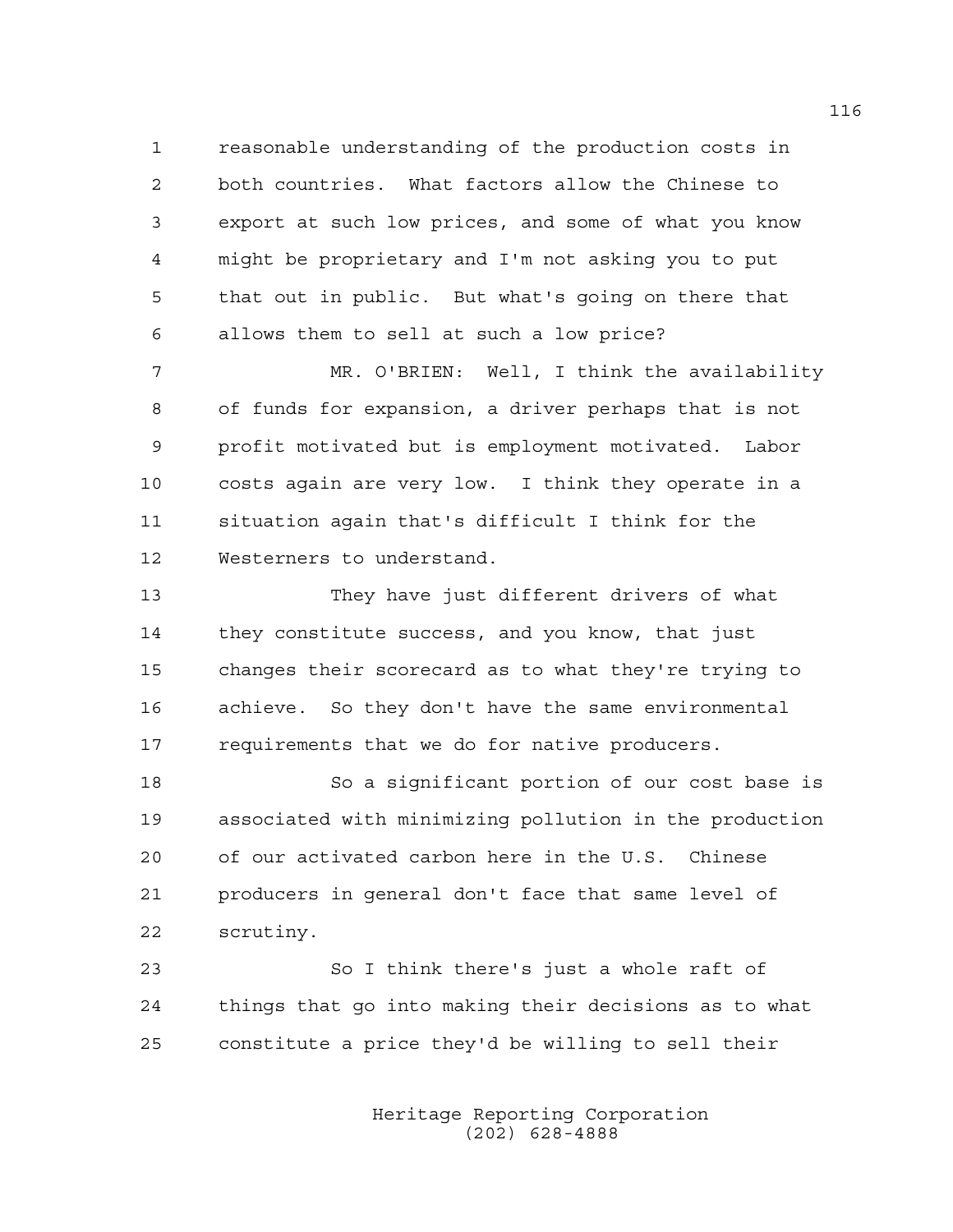reasonable understanding of the production costs in both countries. What factors allow the Chinese to export at such low prices, and some of what you know might be proprietary and I'm not asking you to put that out in public. But what's going on there that allows them to sell at such a low price?

MR. O'BRIEN: Well, I think the availability of funds for expansion, a driver perhaps that is not profit motivated but is employment motivated. Labor costs again are very low. I think they operate in a situation again that's difficult I think for the Westerners to understand.

They have just different drivers of what they constitute success, and you know, that just changes their scorecard as to what they're trying to achieve. So they don't have the same environmental requirements that we do for native producers.

So a significant portion of our cost base is associated with minimizing pollution in the production of our activated carbon here in the U.S. Chinese producers in general don't face that same level of scrutiny.

So I think there's just a whole raft of things that go into making their decisions as to what constitute a price they'd be willing to sell their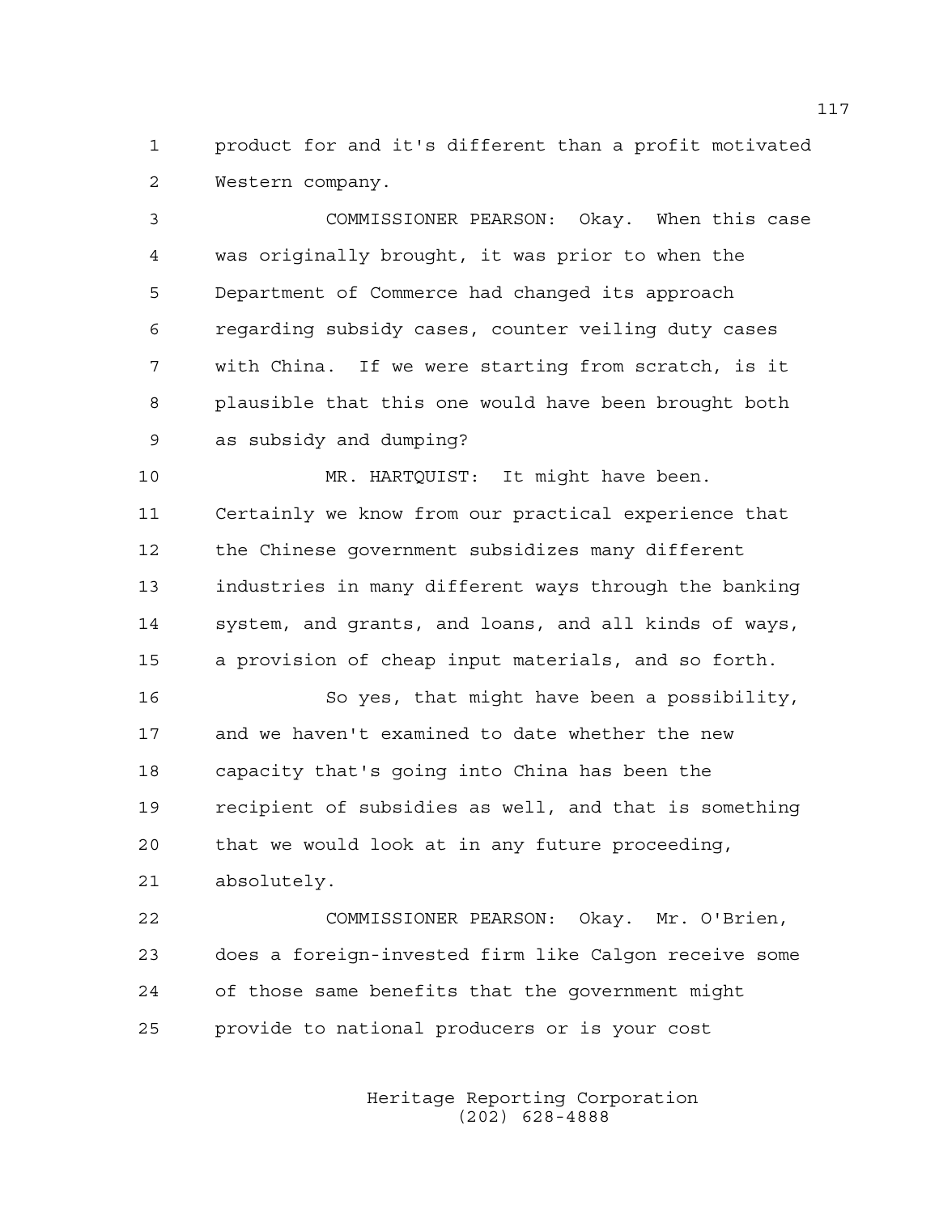product for and it's different than a profit motivated Western company.

COMMISSIONER PEARSON: Okay. When this case was originally brought, it was prior to when the Department of Commerce had changed its approach regarding subsidy cases, counter veiling duty cases with China. If we were starting from scratch, is it plausible that this one would have been brought both as subsidy and dumping?

MR. HARTQUIST: It might have been. Certainly we know from our practical experience that the Chinese government subsidizes many different industries in many different ways through the banking system, and grants, and loans, and all kinds of ways, a provision of cheap input materials, and so forth.

So yes, that might have been a possibility, and we haven't examined to date whether the new capacity that's going into China has been the recipient of subsidies as well, and that is something that we would look at in any future proceeding, absolutely.

COMMISSIONER PEARSON: Okay. Mr. O'Brien, does a foreign-invested firm like Calgon receive some of those same benefits that the government might provide to national producers or is your cost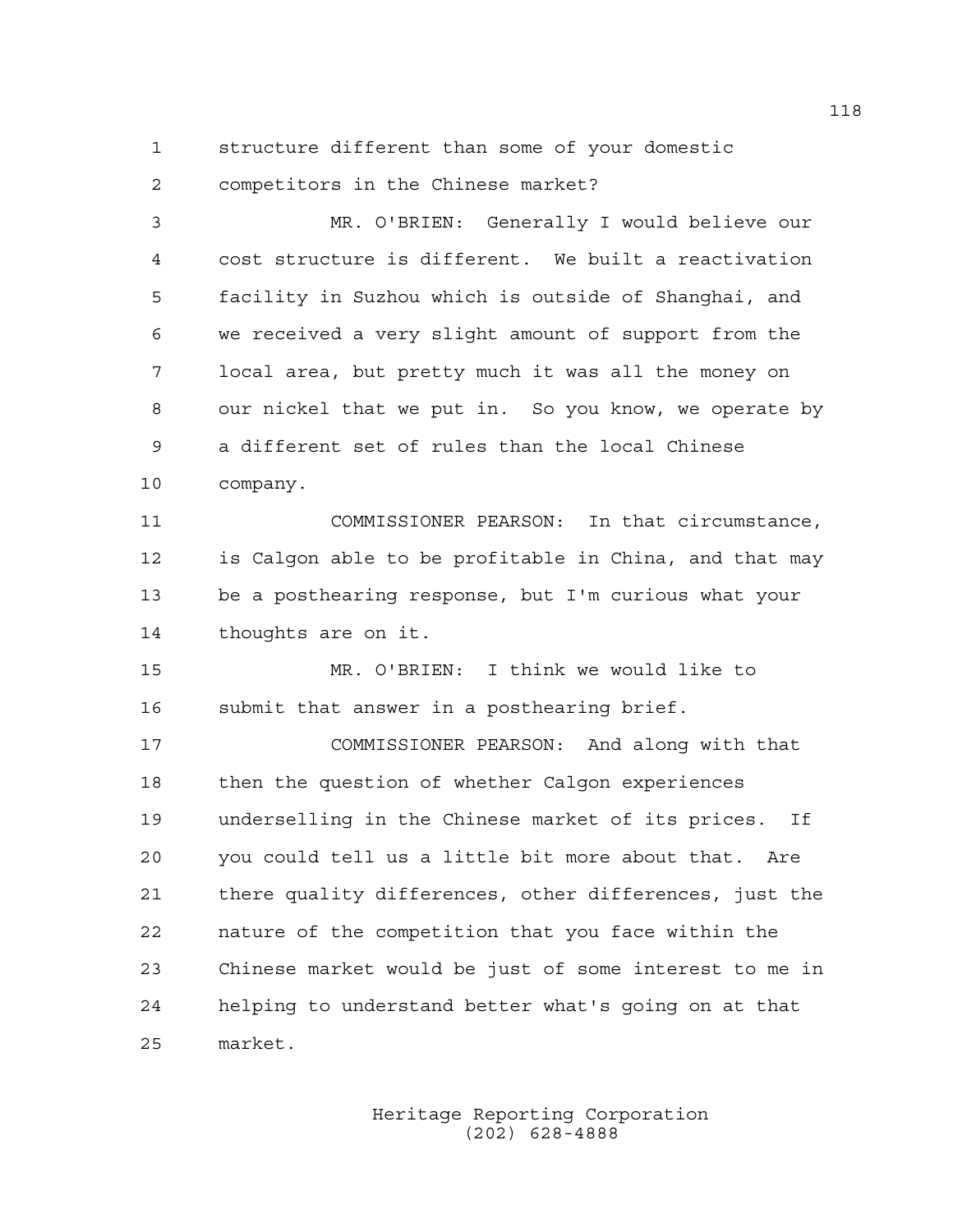structure different than some of your domestic competitors in the Chinese market?

MR. O'BRIEN: Generally I would believe our cost structure is different. We built a reactivation facility in Suzhou which is outside of Shanghai, and we received a very slight amount of support from the local area, but pretty much it was all the money on our nickel that we put in. So you know, we operate by a different set of rules than the local Chinese company.

COMMISSIONER PEARSON: In that circumstance, is Calgon able to be profitable in China, and that may be a posthearing response, but I'm curious what your thoughts are on it.

MR. O'BRIEN: I think we would like to submit that answer in a posthearing brief.

COMMISSIONER PEARSON: And along with that then the question of whether Calgon experiences underselling in the Chinese market of its prices. If you could tell us a little bit more about that. Are there quality differences, other differences, just the nature of the competition that you face within the Chinese market would be just of some interest to me in helping to understand better what's going on at that market.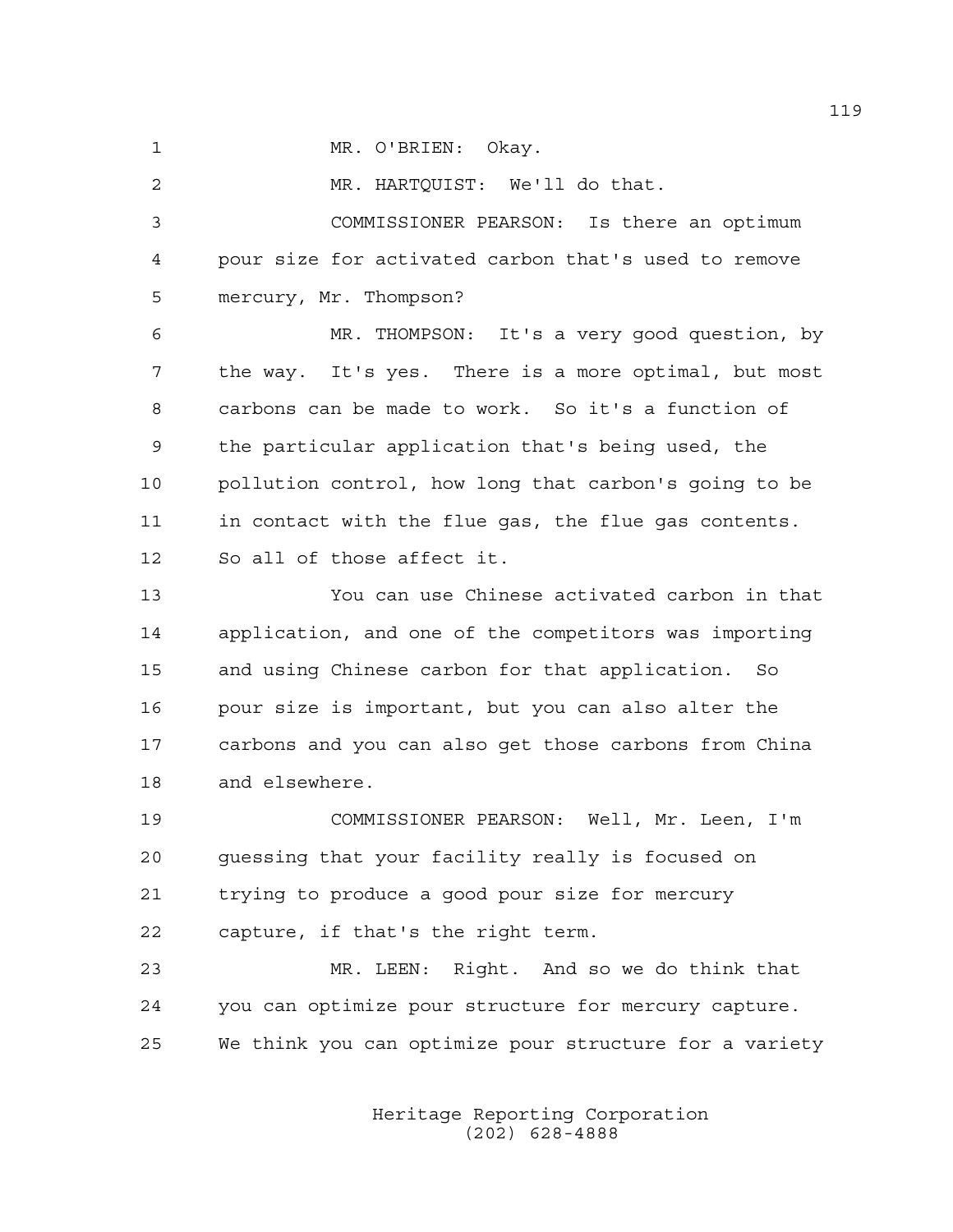MR. O'BRIEN: Okay.

MR. HARTQUIST: We'll do that.

COMMISSIONER PEARSON: Is there an optimum pour size for activated carbon that's used to remove mercury, Mr. Thompson?

MR. THOMPSON: It's a very good question, by the way. It's yes. There is a more optimal, but most carbons can be made to work. So it's a function of the particular application that's being used, the pollution control, how long that carbon's going to be in contact with the flue gas, the flue gas contents. So all of those affect it.

You can use Chinese activated carbon in that application, and one of the competitors was importing and using Chinese carbon for that application. So pour size is important, but you can also alter the carbons and you can also get those carbons from China and elsewhere.

COMMISSIONER PEARSON: Well, Mr. Leen, I'm guessing that your facility really is focused on trying to produce a good pour size for mercury capture, if that's the right term.

MR. LEEN: Right. And so we do think that you can optimize pour structure for mercury capture. We think you can optimize pour structure for a variety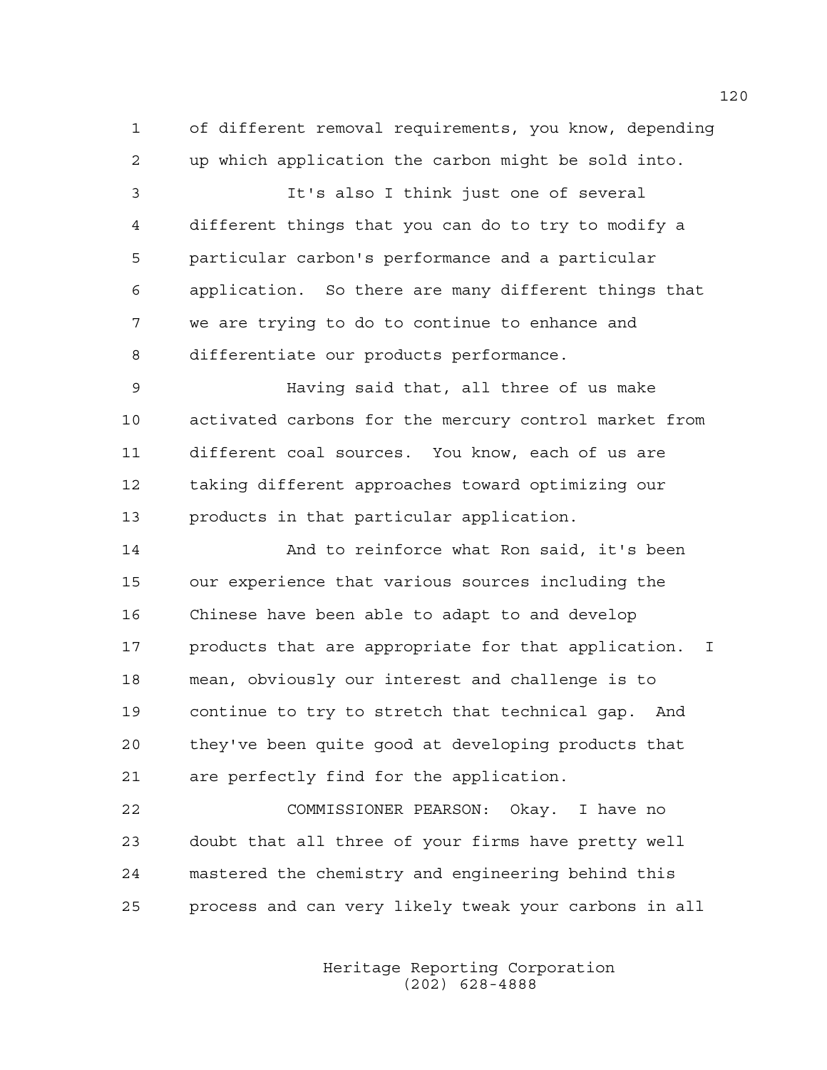of different removal requirements, you know, depending up which application the carbon might be sold into.

It's also I think just one of several different things that you can do to try to modify a particular carbon's performance and a particular application. So there are many different things that we are trying to do to continue to enhance and differentiate our products performance.

Having said that, all three of us make activated carbons for the mercury control market from different coal sources. You know, each of us are taking different approaches toward optimizing our products in that particular application.

And to reinforce what Ron said, it's been our experience that various sources including the Chinese have been able to adapt to and develop products that are appropriate for that application. I mean, obviously our interest and challenge is to continue to try to stretch that technical gap. And they've been quite good at developing products that are perfectly find for the application.

COMMISSIONER PEARSON: Okay. I have no doubt that all three of your firms have pretty well mastered the chemistry and engineering behind this process and can very likely tweak your carbons in all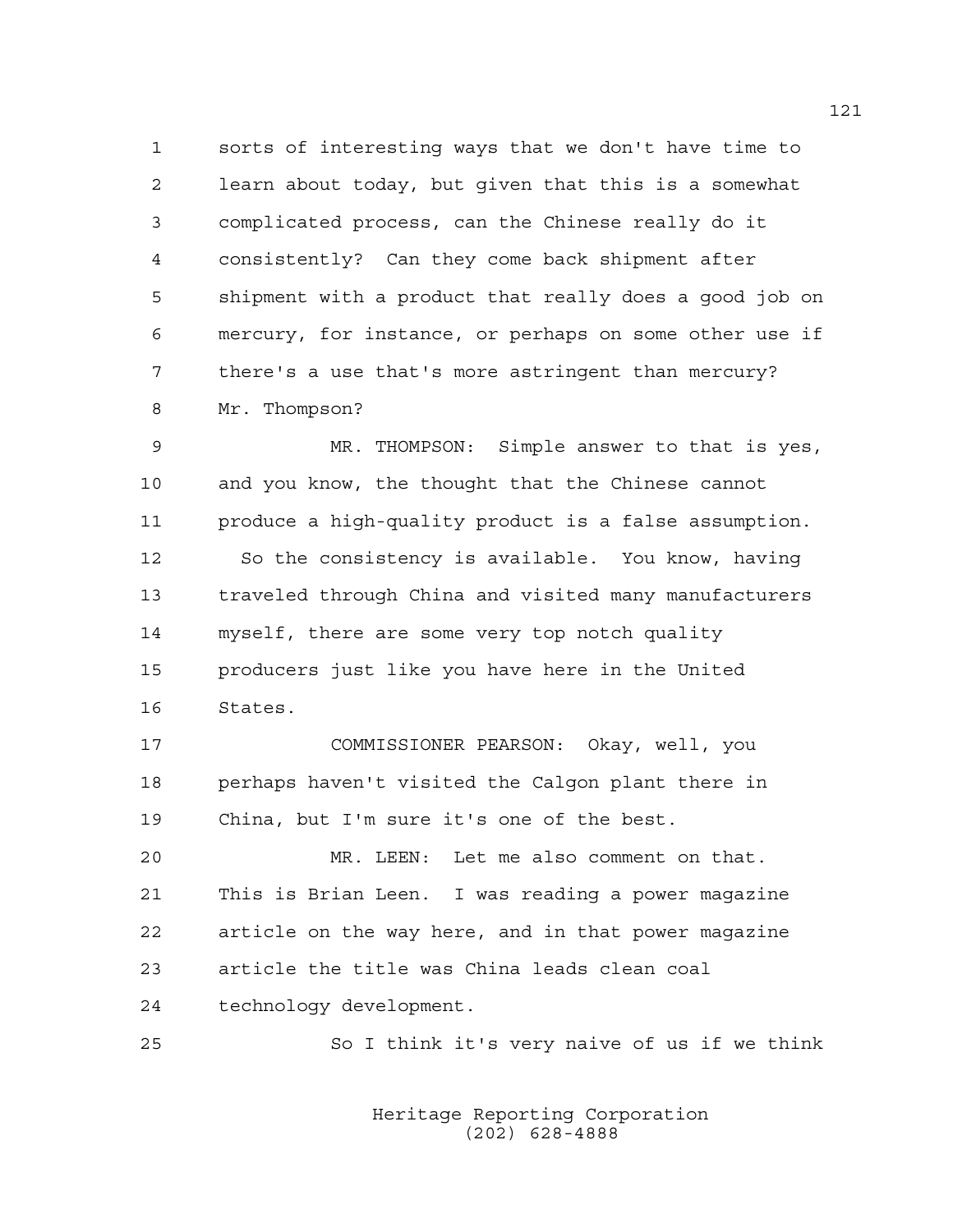sorts of interesting ways that we don't have time to learn about today, but given that this is a somewhat complicated process, can the Chinese really do it consistently? Can they come back shipment after shipment with a product that really does a good job on mercury, for instance, or perhaps on some other use if there's a use that's more astringent than mercury? Mr. Thompson?

MR. THOMPSON: Simple answer to that is yes, and you know, the thought that the Chinese cannot produce a high-quality product is a false assumption. So the consistency is available. You know, having traveled through China and visited many manufacturers myself, there are some very top notch quality producers just like you have here in the United States.

COMMISSIONER PEARSON: Okay, well, you perhaps haven't visited the Calgon plant there in China, but I'm sure it's one of the best.

MR. LEEN: Let me also comment on that. This is Brian Leen. I was reading a power magazine article on the way here, and in that power magazine article the title was China leads clean coal technology development.

So I think it's very naive of us if we think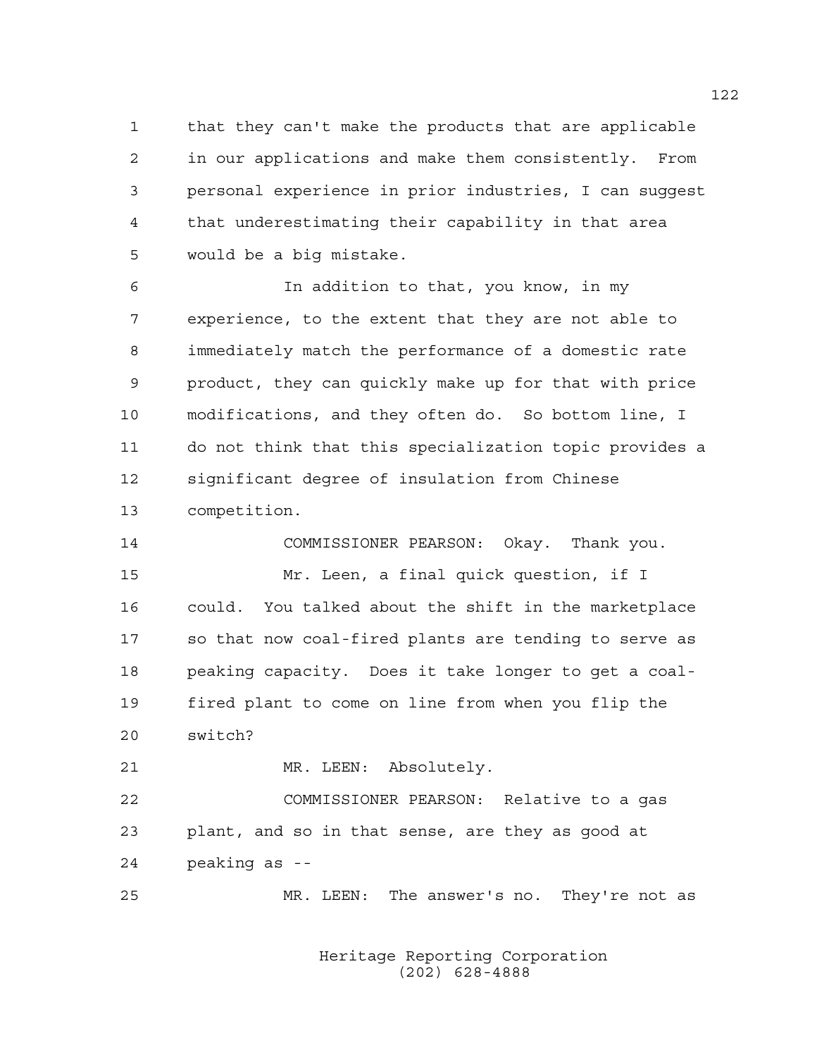that they can't make the products that are applicable in our applications and make them consistently. From personal experience in prior industries, I can suggest that underestimating their capability in that area would be a big mistake.

In addition to that, you know, in my experience, to the extent that they are not able to immediately match the performance of a domestic rate product, they can quickly make up for that with price modifications, and they often do. So bottom line, I do not think that this specialization topic provides a significant degree of insulation from Chinese competition.

COMMISSIONER PEARSON: Okay. Thank you.

Mr. Leen, a final quick question, if I could. You talked about the shift in the marketplace so that now coal-fired plants are tending to serve as peaking capacity. Does it take longer to get a coal-fired plant to come on line from when you flip the switch?

MR. LEEN: Absolutely.

COMMISSIONER PEARSON: Relative to a gas plant, and so in that sense, are they as good at peaking as --

MR. LEEN: The answer's no. They're not as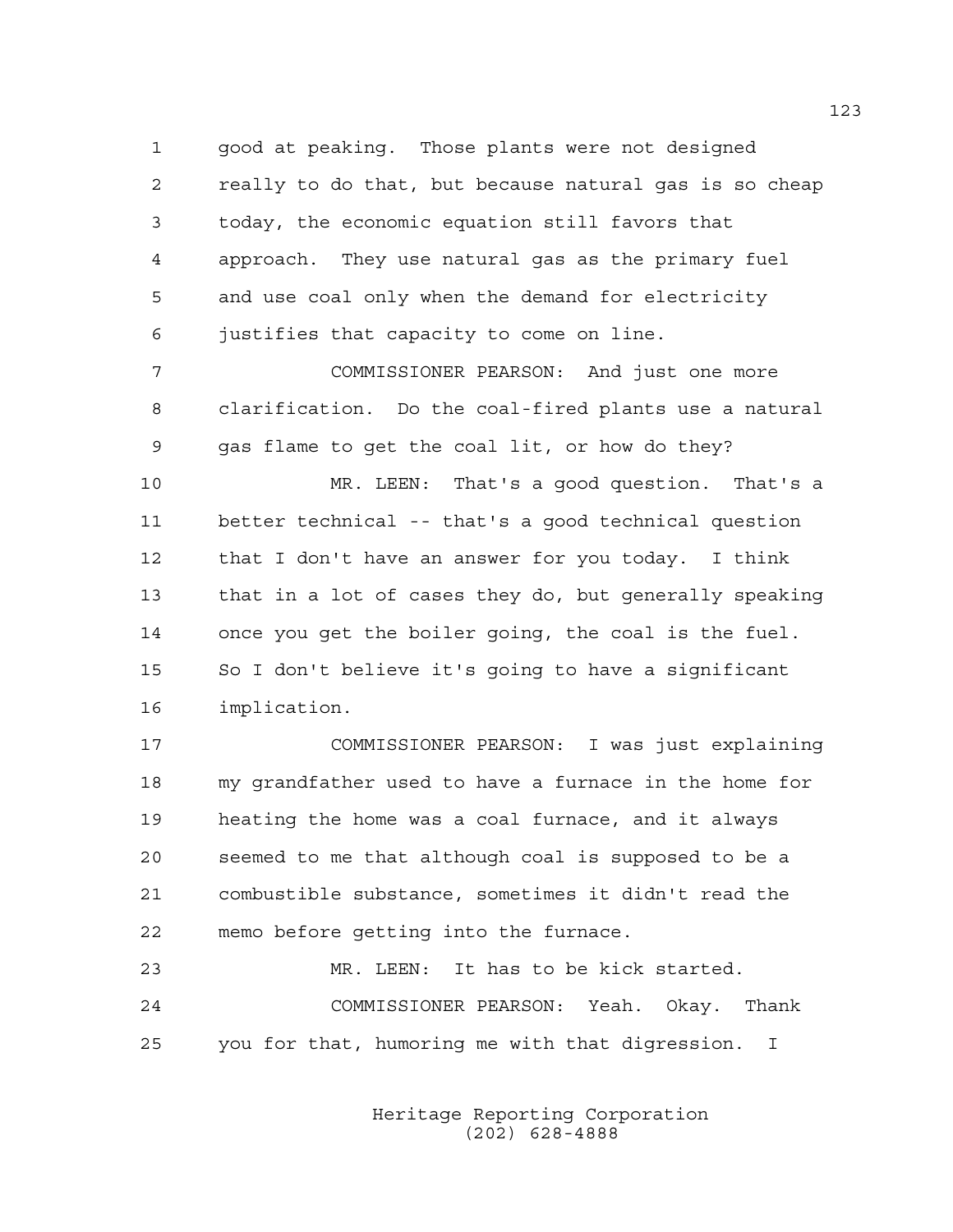good at peaking. Those plants were not designed really to do that, but because natural gas is so cheap today, the economic equation still favors that approach. They use natural gas as the primary fuel and use coal only when the demand for electricity justifies that capacity to come on line.

COMMISSIONER PEARSON: And just one more clarification. Do the coal-fired plants use a natural gas flame to get the coal lit, or how do they?

MR. LEEN: That's a good question. That's a better technical -- that's a good technical question that I don't have an answer for you today. I think that in a lot of cases they do, but generally speaking once you get the boiler going, the coal is the fuel. So I don't believe it's going to have a significant implication.

COMMISSIONER PEARSON: I was just explaining my grandfather used to have a furnace in the home for heating the home was a coal furnace, and it always seemed to me that although coal is supposed to be a combustible substance, sometimes it didn't read the memo before getting into the furnace.

MR. LEEN: It has to be kick started.

COMMISSIONER PEARSON: Yeah. Okay. Thank you for that, humoring me with that digression. I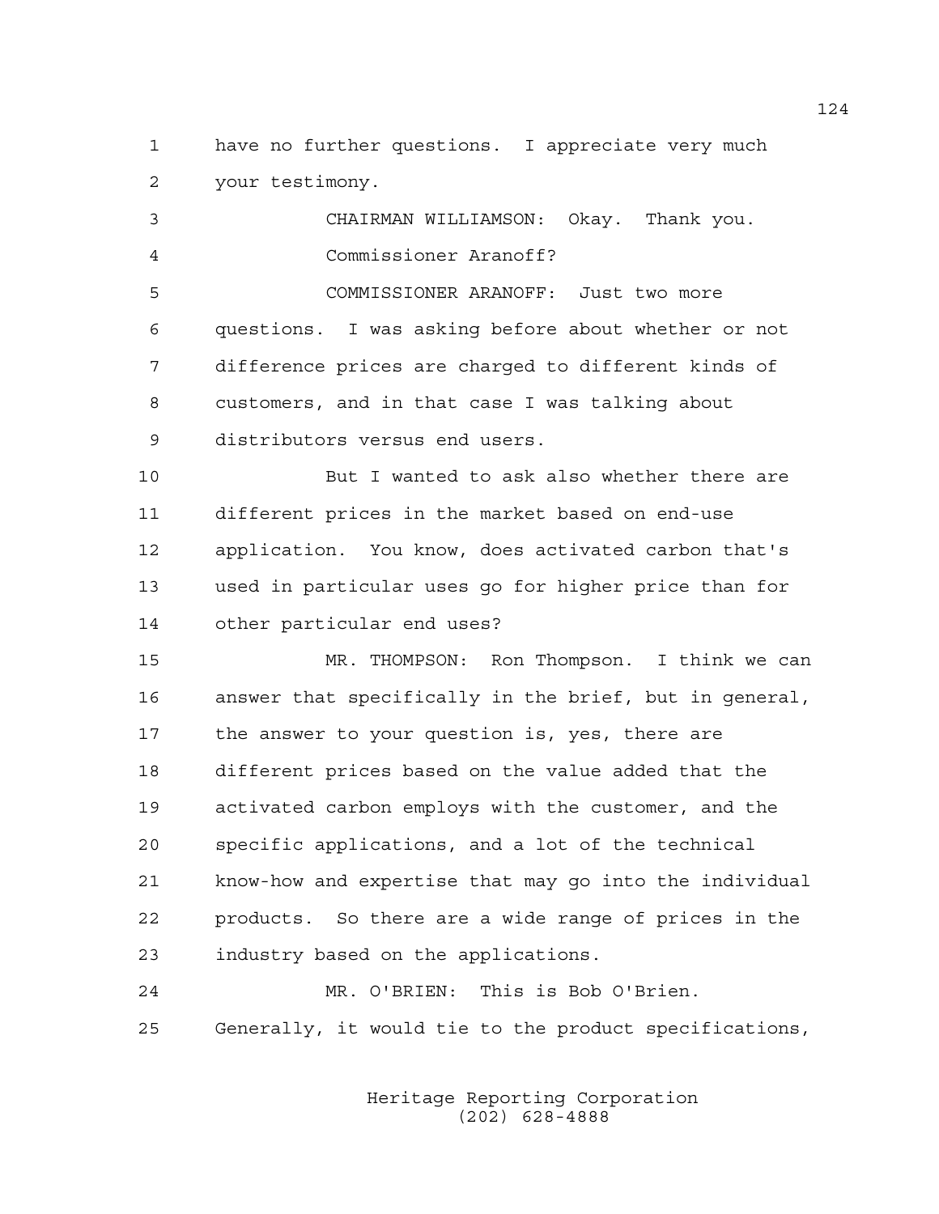have no further questions. I appreciate very much your testimony.

CHAIRMAN WILLIAMSON: Okay. Thank you.

Commissioner Aranoff?

COMMISSIONER ARANOFF: Just two more questions. I was asking before about whether or not difference prices are charged to different kinds of customers, and in that case I was talking about distributors versus end users.

But I wanted to ask also whether there are different prices in the market based on end-use application. You know, does activated carbon that's used in particular uses go for higher price than for other particular end uses?

MR. THOMPSON: Ron Thompson. I think we can answer that specifically in the brief, but in general, the answer to your question is, yes, there are different prices based on the value added that the activated carbon employs with the customer, and the specific applications, and a lot of the technical know-how and expertise that may go into the individual products. So there are a wide range of prices in the industry based on the applications.

MR. O'BRIEN: This is Bob O'Brien. Generally, it would tie to the product specifications,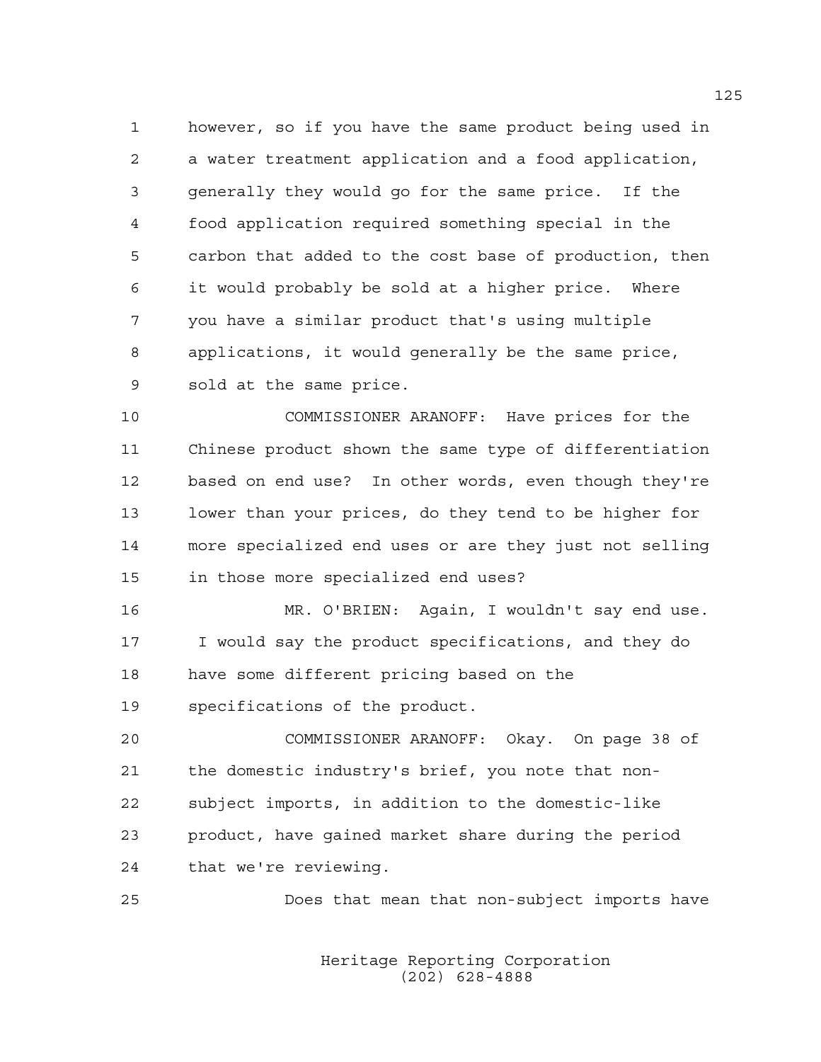however, so if you have the same product being used in a water treatment application and a food application, generally they would go for the same price. If the food application required something special in the carbon that added to the cost base of production, then it would probably be sold at a higher price. Where you have a similar product that's using multiple applications, it would generally be the same price, sold at the same price.

COMMISSIONER ARANOFF: Have prices for the Chinese product shown the same type of differentiation based on end use? In other words, even though they're lower than your prices, do they tend to be higher for more specialized end uses or are they just not selling in those more specialized end uses?

MR. O'BRIEN: Again, I wouldn't say end use. I would say the product specifications, and they do have some different pricing based on the specifications of the product.

COMMISSIONER ARANOFF: Okay. On page 38 of the domestic industry's brief, you note that non-subject imports, in addition to the domestic-like product, have gained market share during the period that we're reviewing.

Does that mean that non-subject imports have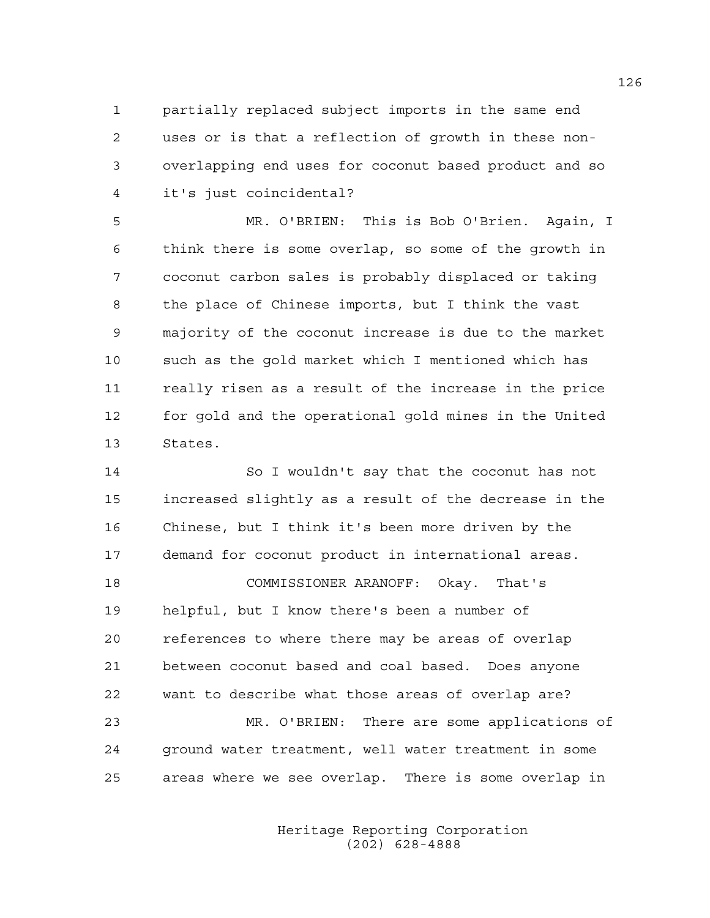partially replaced subject imports in the same end uses or is that a reflection of growth in these non-overlapping end uses for coconut based product and so it's just coincidental?

MR. O'BRIEN: This is Bob O'Brien. Again, I think there is some overlap, so some of the growth in coconut carbon sales is probably displaced or taking the place of Chinese imports, but I think the vast majority of the coconut increase is due to the market such as the gold market which I mentioned which has really risen as a result of the increase in the price for gold and the operational gold mines in the United States.

So I wouldn't say that the coconut has not increased slightly as a result of the decrease in the Chinese, but I think it's been more driven by the demand for coconut product in international areas.

COMMISSIONER ARANOFF: Okay. That's helpful, but I know there's been a number of references to where there may be areas of overlap between coconut based and coal based. Does anyone want to describe what those areas of overlap are?

MR. O'BRIEN: There are some applications of ground water treatment, well water treatment in some areas where we see overlap. There is some overlap in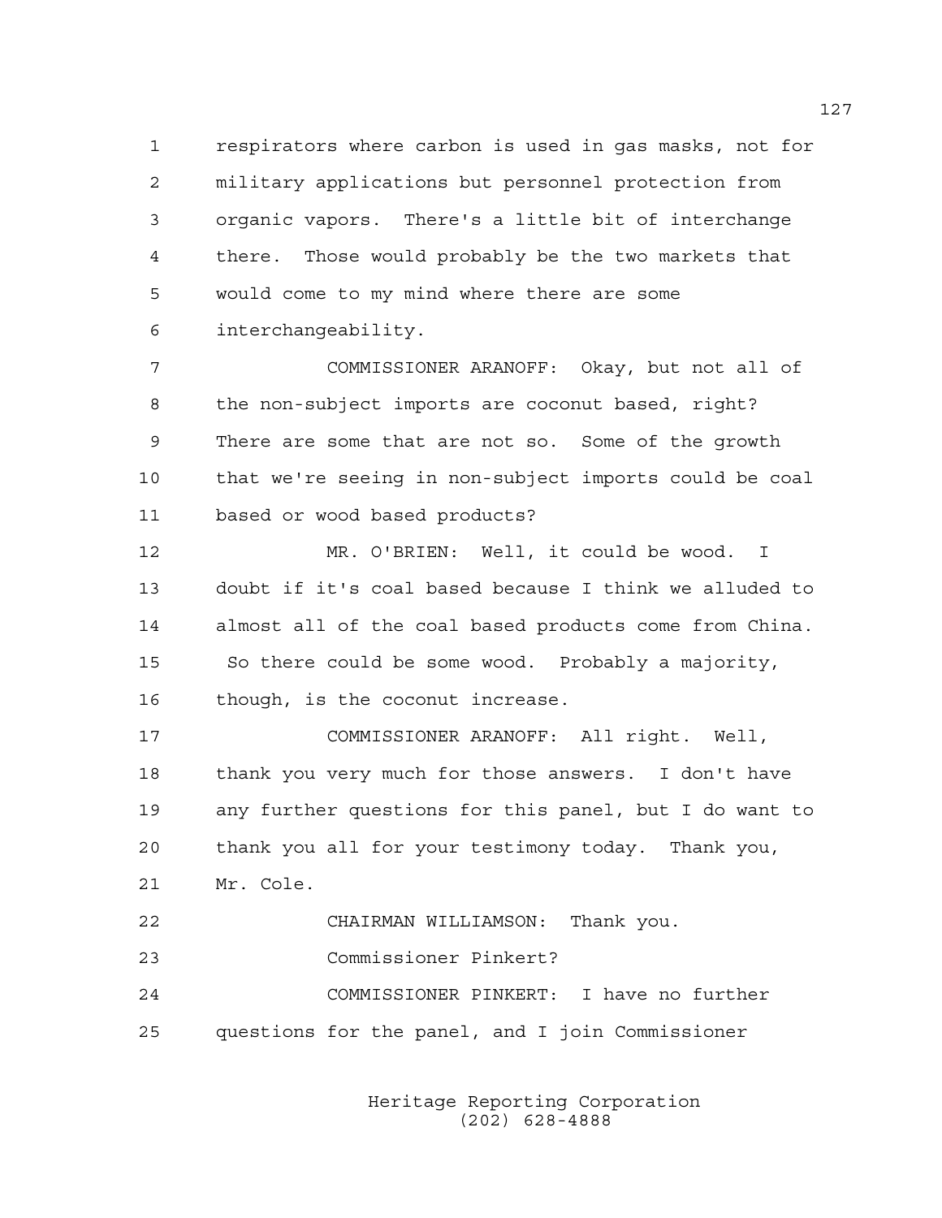respirators where carbon is used in gas masks, not for military applications but personnel protection from organic vapors. There's a little bit of interchange there. Those would probably be the two markets that would come to my mind where there are some interchangeability.

COMMISSIONER ARANOFF: Okay, but not all of the non-subject imports are coconut based, right? There are some that are not so. Some of the growth that we're seeing in non-subject imports could be coal based or wood based products?

MR. O'BRIEN: Well, it could be wood. I doubt if it's coal based because I think we alluded to almost all of the coal based products come from China. So there could be some wood. Probably a majority, though, is the coconut increase.

COMMISSIONER ARANOFF: All right. Well, thank you very much for those answers. I don't have any further questions for this panel, but I do want to thank you all for your testimony today. Thank you, Mr. Cole.

CHAIRMAN WILLIAMSON: Thank you.

Commissioner Pinkert?

COMMISSIONER PINKERT: I have no further questions for the panel, and I join Commissioner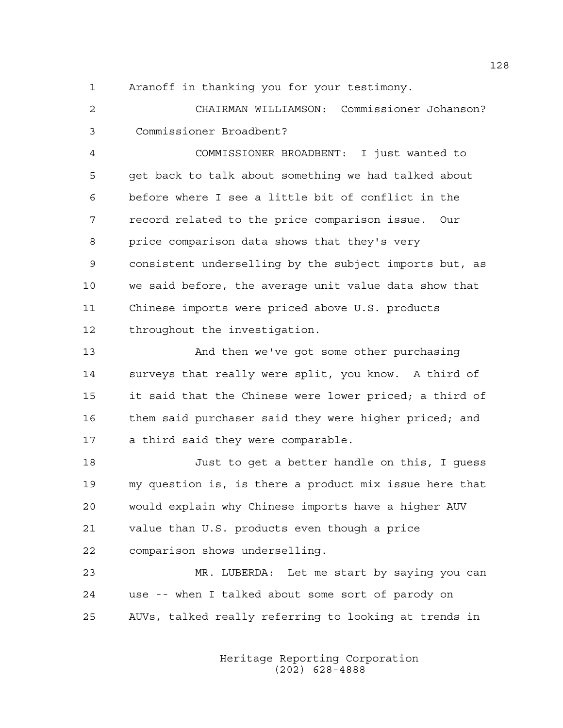Aranoff in thanking you for your testimony.

CHAIRMAN WILLIAMSON: Commissioner Johanson? Commissioner Broadbent?

COMMISSIONER BROADBENT: I just wanted to get back to talk about something we had talked about before where I see a little bit of conflict in the record related to the price comparison issue. Our price comparison data shows that they's very consistent underselling by the subject imports but, as we said before, the average unit value data show that Chinese imports were priced above U.S. products throughout the investigation.

And then we've got some other purchasing surveys that really were split, you know. A third of it said that the Chinese were lower priced; a third of them said purchaser said they were higher priced; and a third said they were comparable.

Just to get a better handle on this, I guess my question is, is there a product mix issue here that would explain why Chinese imports have a higher AUV value than U.S. products even though a price comparison shows underselling.

MR. LUBERDA: Let me start by saying you can use -- when I talked about some sort of parody on AUVs, talked really referring to looking at trends in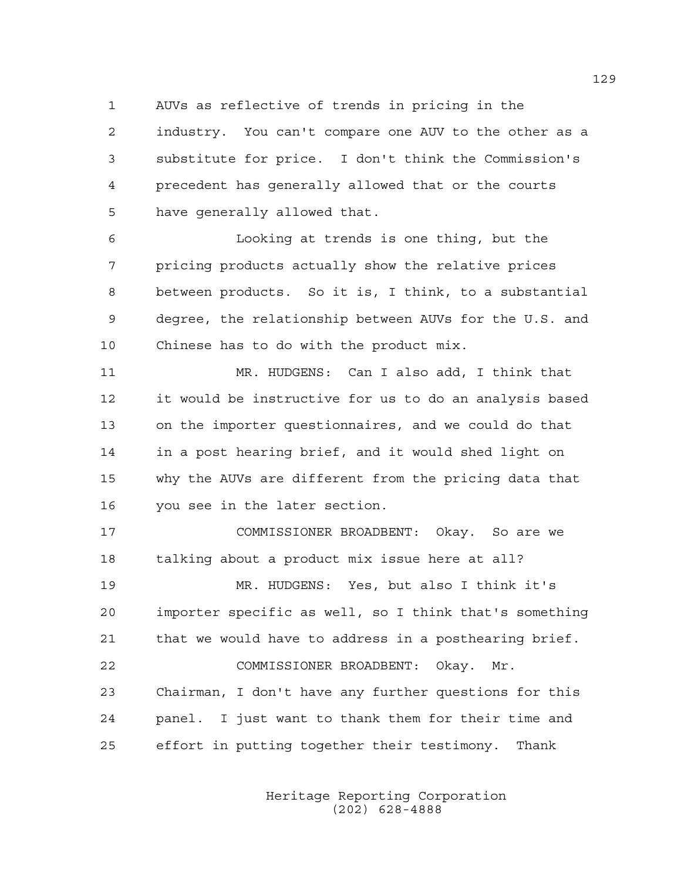AUVs as reflective of trends in pricing in the industry. You can't compare one AUV to the other as a substitute for price. I don't think the Commission's precedent has generally allowed that or the courts have generally allowed that.

Looking at trends is one thing, but the pricing products actually show the relative prices between products. So it is, I think, to a substantial degree, the relationship between AUVs for the U.S. and Chinese has to do with the product mix.

MR. HUDGENS: Can I also add, I think that it would be instructive for us to do an analysis based on the importer questionnaires, and we could do that in a post hearing brief, and it would shed light on why the AUVs are different from the pricing data that you see in the later section.

COMMISSIONER BROADBENT: Okay. So are we talking about a product mix issue here at all?

MR. HUDGENS: Yes, but also I think it's importer specific as well, so I think that's something that we would have to address in a posthearing brief.

COMMISSIONER BROADBENT: Okay. Mr. Chairman, I don't have any further questions for this panel. I just want to thank them for their time and effort in putting together their testimony. Thank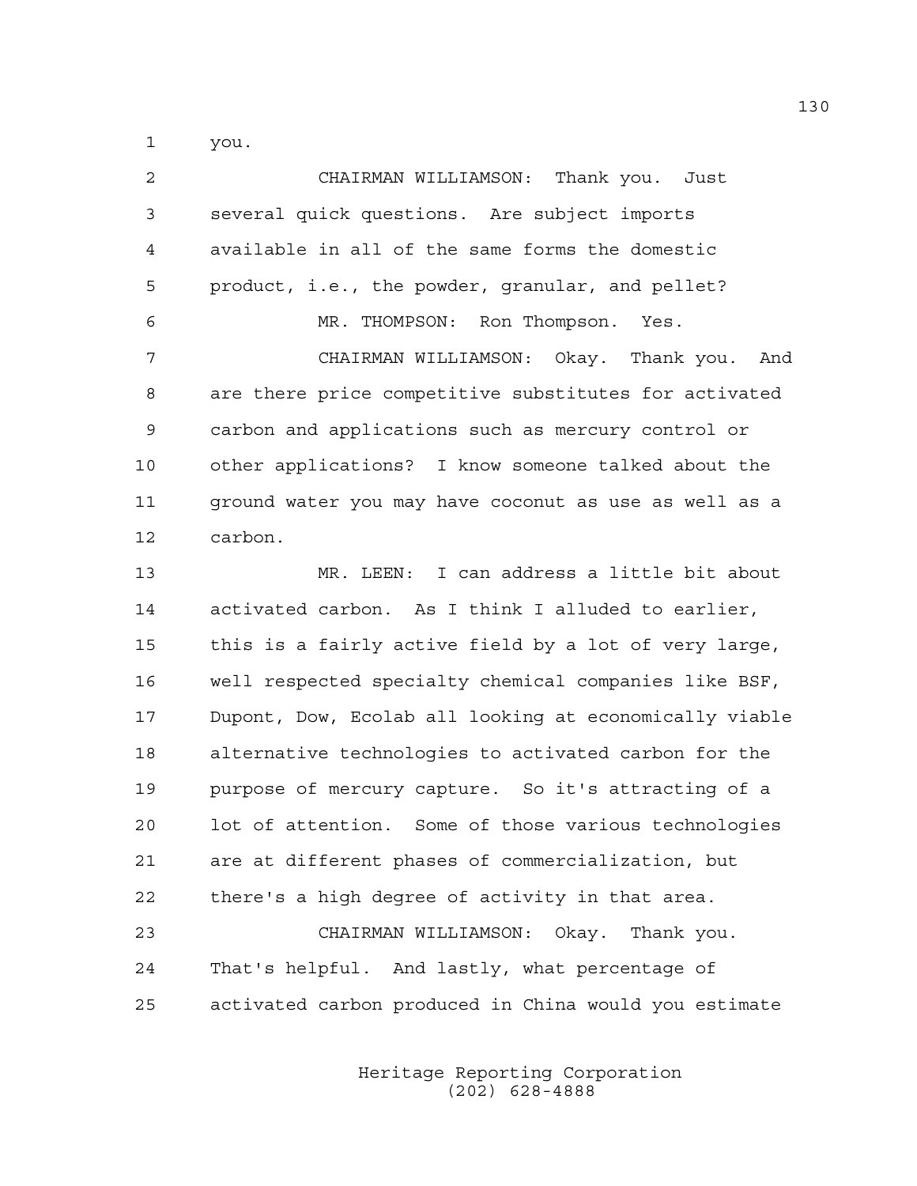1 you.

2 CHAIRMAN WILLIAMSON: Thank you. Just
3 several quick questions. Are subject imports
4 available in all of the same forms the domestic
5 product, i.e., the powder, granular, and pellet?

6 MR. THOMPSON: Ron Thompson. Yes.

7 CHAIRMAN WILLIAMSON: Okay. Thank you. And
8 are there price competitive substitutes for activated
9 carbon and applications such as mercury control or
10 other applications? I know someone talked about the
11 ground water you may have coconut as use as well as a
12 carbon.

13 MR. LEEN: I can address a little bit about
14 activated carbon. As I think I alluded to earlier,
15 this is a fairly active field by a lot of very large,
16 well respected specialty chemical companies like BSF,
17 Dupont, Dow, Ecolab all looking at economically viable
18 alternative technologies to activated carbon for the
19 purpose of mercury capture. So it's attracting of a
20 lot of attention. Some of those various technologies
21 are at different phases of commercialization, but
22 there's a high degree of activity in that area.

23 CHAIRMAN WILLIAMSON: Okay. Thank you.
24 That's helpful. And lastly, what percentage of
25 activated carbon produced in China would you estimate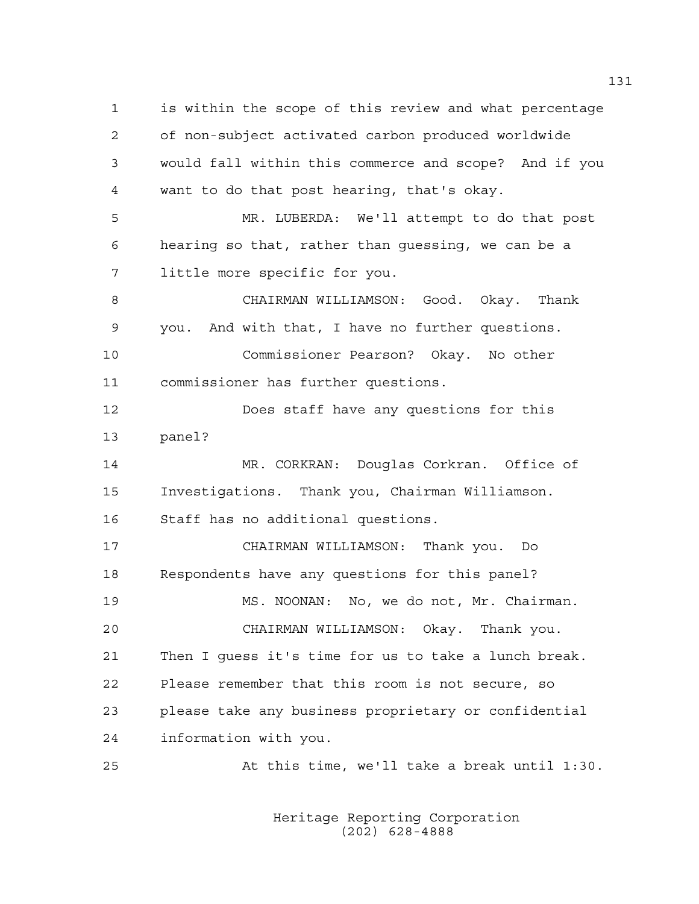is within the scope of this review and what percentage of non-subject activated carbon produced worldwide would fall within this commerce and scope? And if you want to do that post hearing, that's okay.

MR. LUBERDA: We'll attempt to do that post hearing so that, rather than guessing, we can be a little more specific for you.

CHAIRMAN WILLIAMSON: Good. Okay. Thank you. And with that, I have no further questions.

Commissioner Pearson? Okay. No other commissioner has further questions.

Does staff have any questions for this panel?

MR. CORKRAN: Douglas Corkran. Office of Investigations. Thank you, Chairman Williamson. Staff has no additional questions.

CHAIRMAN WILLIAMSON: Thank you. Do Respondents have any questions for this panel?

MS. NOONAN: No, we do not, Mr. Chairman.

CHAIRMAN WILLIAMSON: Okay. Thank you. Then I guess it's time for us to take a lunch break. Please remember that this room is not secure, so please take any business proprietary or confidential information with you.

At this time, we'll take a break until 1:30.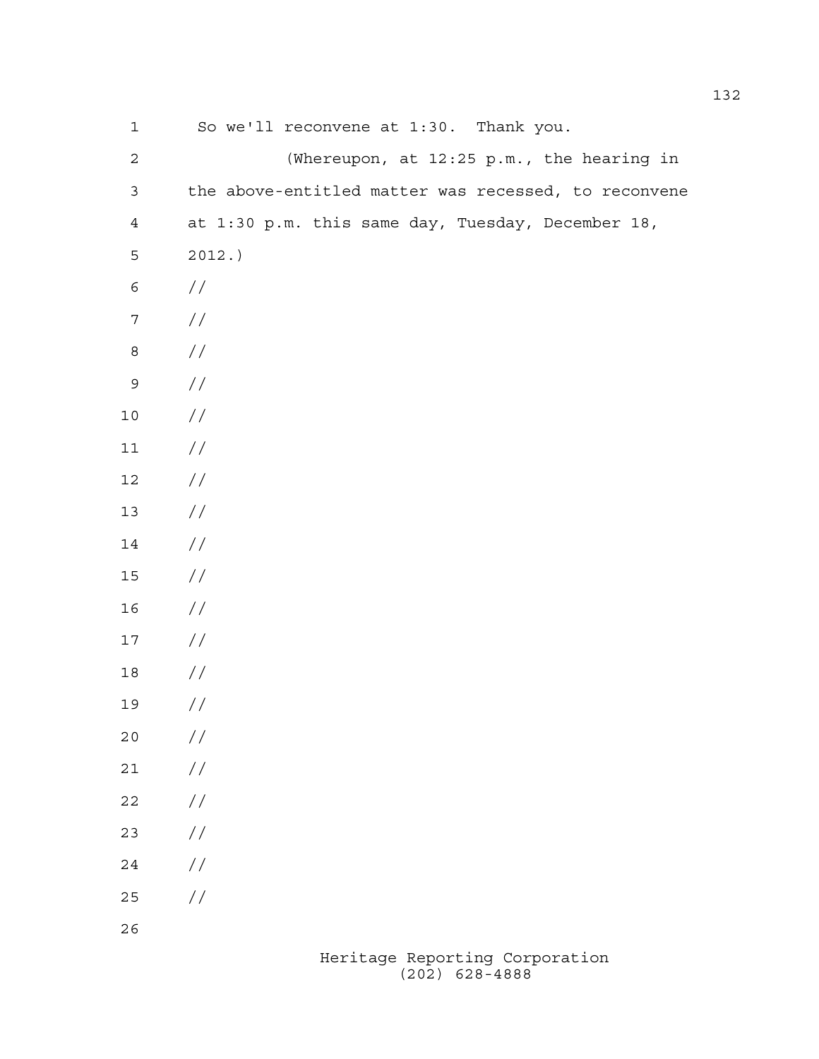So we'll reconvene at 1:30. Thank you.

(Whereupon, at 12:25 p.m., the hearing in the above-entitled matter was recessed, to reconvene at 1:30 p.m. this same day, Tuesday, December 18, 2012.)

//

//

//

//

//

//

//

//

//

//

//

//

//

//

//

//

//

//

//

//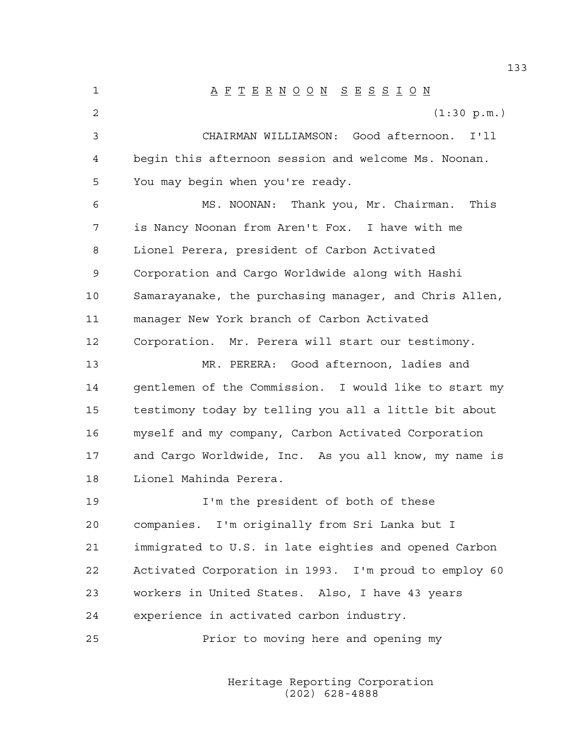# AFTERNOON SESSION

(1:30 p.m.)

CHAIRMAN WILLIAMSON: Good afternoon. I'll begin this afternoon session and welcome Ms. Noonan. You may begin when you're ready.

MS. NOONAN: Thank you, Mr. Chairman. This is Nancy Noonan from Aren't Fox. I have with me Lionel Perera, president of Carbon Activated Corporation and Cargo Worldwide along with Hashi Samarayanake, the purchasing manager, and Chris Allen, manager New York branch of Carbon Activated Corporation. Mr. Perera will start our testimony.

MR. PERERA: Good afternoon, ladies and gentlemen of the Commission. I would like to start my testimony today by telling you all a little bit about myself and my company, Carbon Activated Corporation and Cargo Worldwide, Inc. As you all know, my name is Lionel Mahinda Perera.

I'm the president of both of these companies. I'm originally from Sri Lanka but I immigrated to U.S. in late eighties and opened Carbon Activated Corporation in 1993. I'm proud to employ 60 workers in United States. Also, I have 43 years experience in activated carbon industry.

Prior to moving here and opening my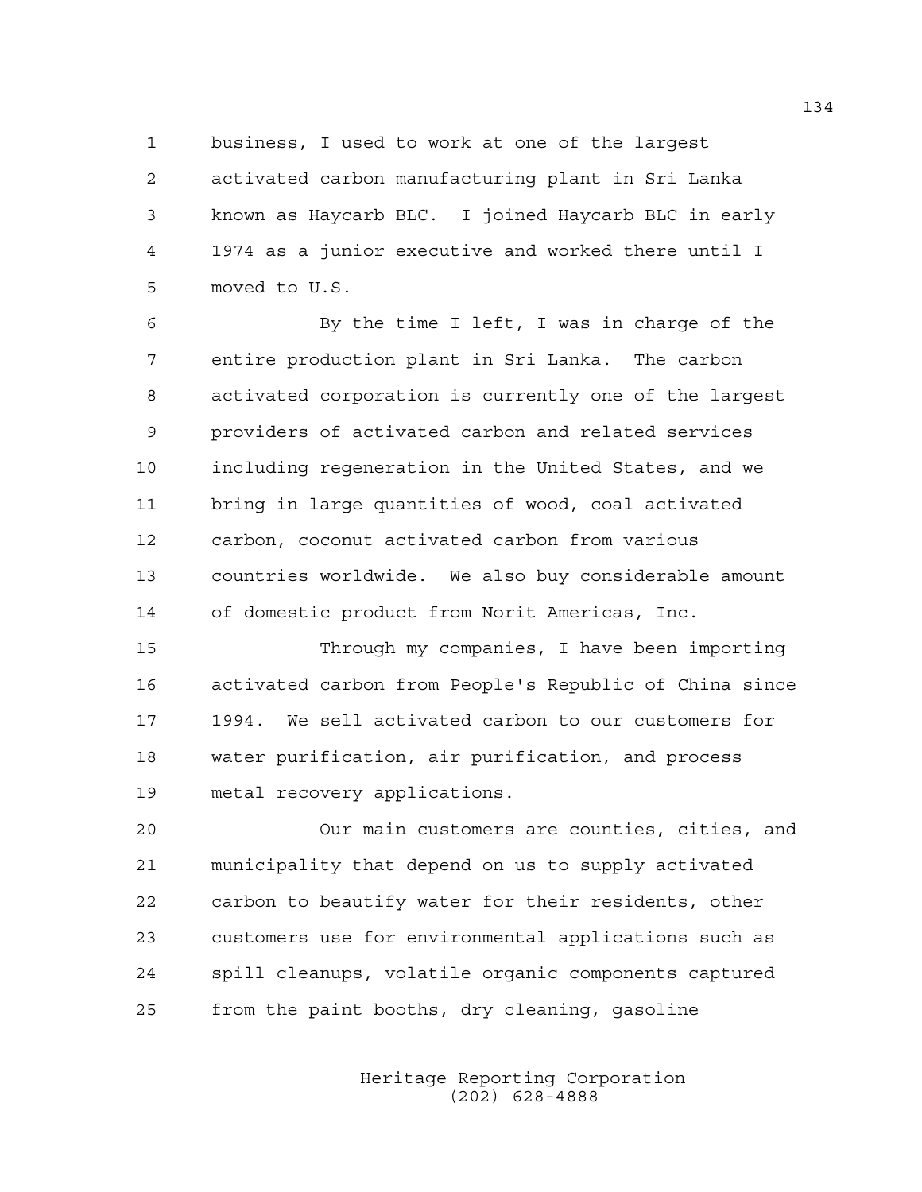business, I used to work at one of the largest activated carbon manufacturing plant in Sri Lanka known as Haycarb BLC. I joined Haycarb BLC in early 1974 as a junior executive and worked there until I moved to U.S.

By the time I left, I was in charge of the entire production plant in Sri Lanka. The carbon activated corporation is currently one of the largest providers of activated carbon and related services including regeneration in the United States, and we bring in large quantities of wood, coal activated carbon, coconut activated carbon from various countries worldwide. We also buy considerable amount of domestic product from Norit Americas, Inc.

Through my companies, I have been importing activated carbon from People's Republic of China since 1994. We sell activated carbon to our customers for water purification, air purification, and process metal recovery applications.

Our main customers are counties, cities, and municipality that depend on us to supply activated carbon to beautify water for their residents, other customers use for environmental applications such as spill cleanups, volatile organic components captured from the paint booths, dry cleaning, gasoline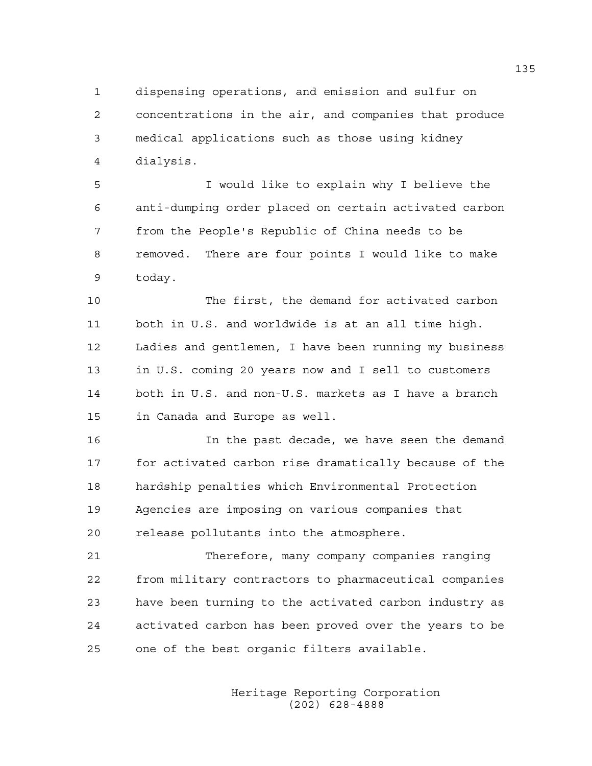dispensing operations, and emission and sulfur on concentrations in the air, and companies that produce medical applications such as those using kidney dialysis.

I would like to explain why I believe the anti-dumping order placed on certain activated carbon from the People's Republic of China needs to be removed. There are four points I would like to make today.

The first, the demand for activated carbon both in U.S. and worldwide is at an all time high. Ladies and gentlemen, I have been running my business in U.S. coming 20 years now and I sell to customers both in U.S. and non-U.S. markets as I have a branch in Canada and Europe as well.

In the past decade, we have seen the demand for activated carbon rise dramatically because of the hardship penalties which Environmental Protection Agencies are imposing on various companies that release pollutants into the atmosphere.

Therefore, many company companies ranging from military contractors to pharmaceutical companies have been turning to the activated carbon industry as activated carbon has been proved over the years to be one of the best organic filters available.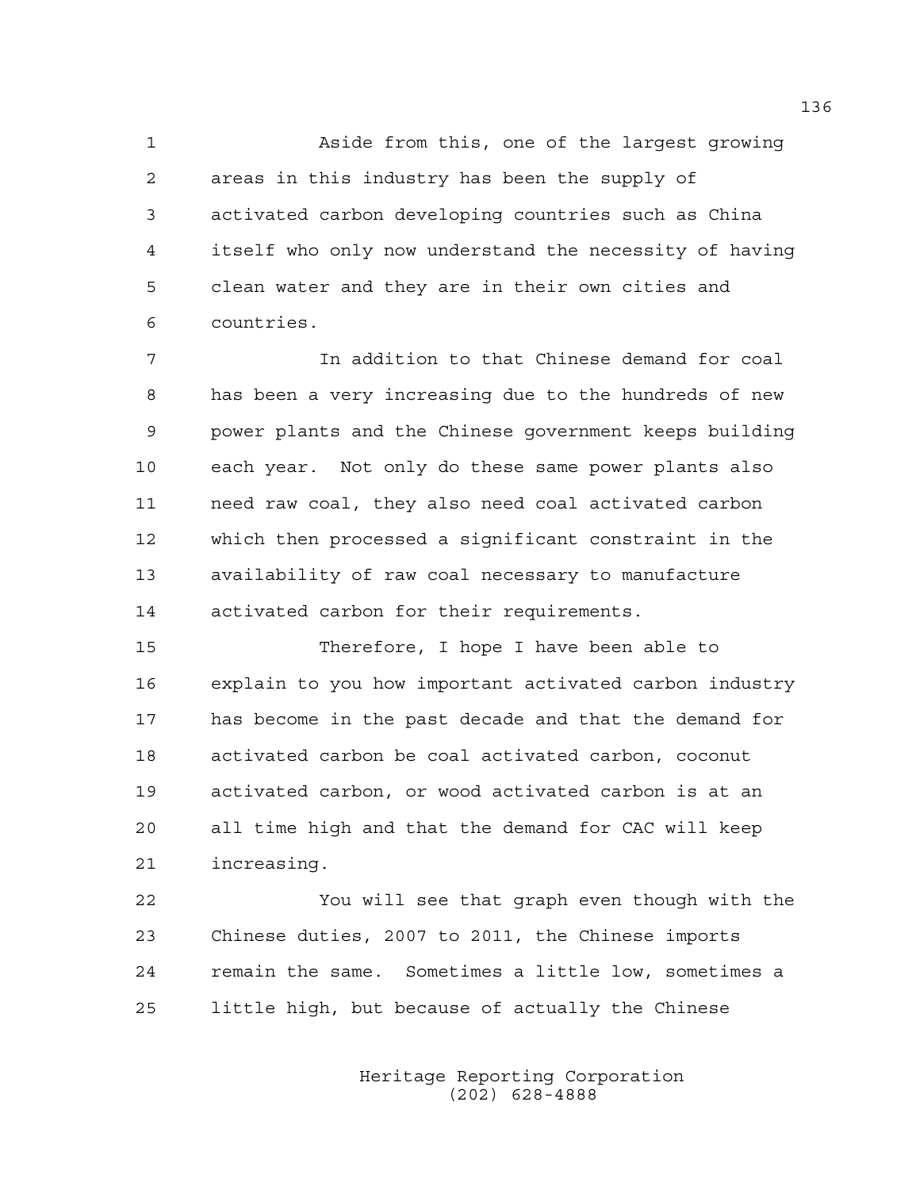Aside from this, one of the largest growing areas in this industry has been the supply of activated carbon developing countries such as China itself who only now understand the necessity of having clean water and they are in their own cities and countries.

In addition to that Chinese demand for coal has been a very increasing due to the hundreds of new power plants and the Chinese government keeps building each year. Not only do these same power plants also need raw coal, they also need coal activated carbon which then processed a significant constraint in the availability of raw coal necessary to manufacture activated carbon for their requirements.

Therefore, I hope I have been able to explain to you how important activated carbon industry has become in the past decade and that the demand for activated carbon be coal activated carbon, coconut activated carbon, or wood activated carbon is at an all time high and that the demand for CAC will keep increasing.

You will see that graph even though with the Chinese duties, 2007 to 2011, the Chinese imports remain the same. Sometimes a little low, sometimes a little high, but because of actually the Chinese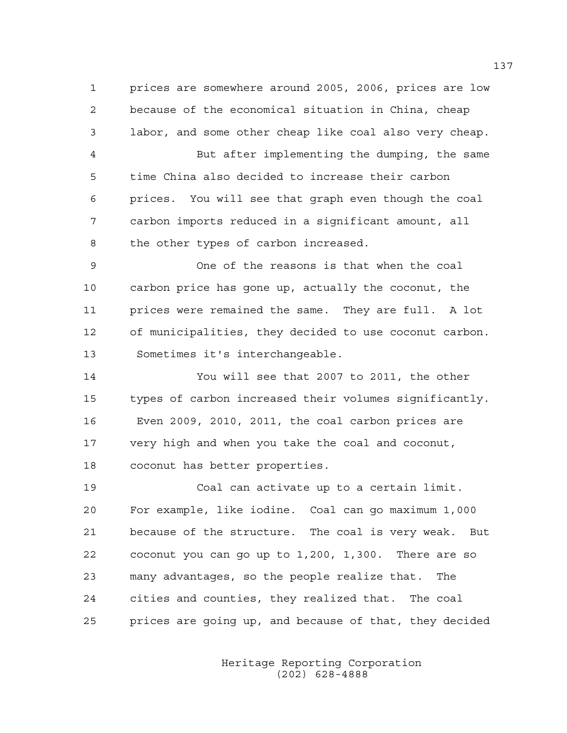prices are somewhere around 2005, 2006, prices are low because of the economical situation in China, cheap labor, and some other cheap like coal also very cheap.

But after implementing the dumping, the same time China also decided to increase their carbon prices. You will see that graph even though the coal carbon imports reduced in a significant amount, all the other types of carbon increased.

One of the reasons is that when the coal carbon price has gone up, actually the coconut, the prices were remained the same. They are full. A lot of municipalities, they decided to use coconut carbon. Sometimes it's interchangeable.

You will see that 2007 to 2011, the other types of carbon increased their volumes significantly. Even 2009, 2010, 2011, the coal carbon prices are very high and when you take the coal and coconut, coconut has better properties.

Coal can activate up to a certain limit. For example, like iodine. Coal can go maximum 1,000 because of the structure. The coal is very weak. But coconut you can go up to 1,200, 1,300. There are so many advantages, so the people realize that. The cities and counties, they realized that. The coal prices are going up, and because of that, they decided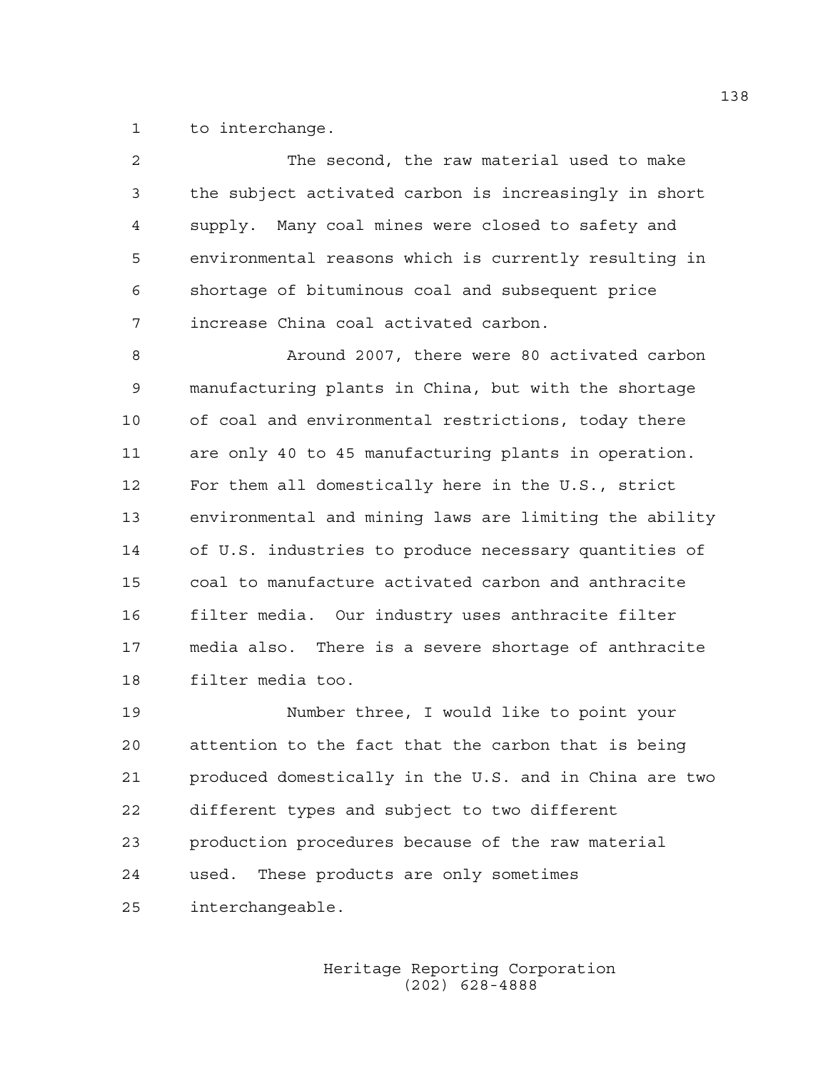to interchange.

The second, the raw material used to make the subject activated carbon is increasingly in short supply. Many coal mines were closed to safety and environmental reasons which is currently resulting in shortage of bituminous coal and subsequent price increase China coal activated carbon.

Around 2007, there were 80 activated carbon manufacturing plants in China, but with the shortage of coal and environmental restrictions, today there are only 40 to 45 manufacturing plants in operation. For them all domestically here in the U.S., strict environmental and mining laws are limiting the ability of U.S. industries to produce necessary quantities of coal to manufacture activated carbon and anthracite filter media. Our industry uses anthracite filter media also. There is a severe shortage of anthracite filter media too.

Number three, I would like to point your attention to the fact that the carbon that is being produced domestically in the U.S. and in China are two different types and subject to two different production procedures because of the raw material used. These products are only sometimes interchangeable.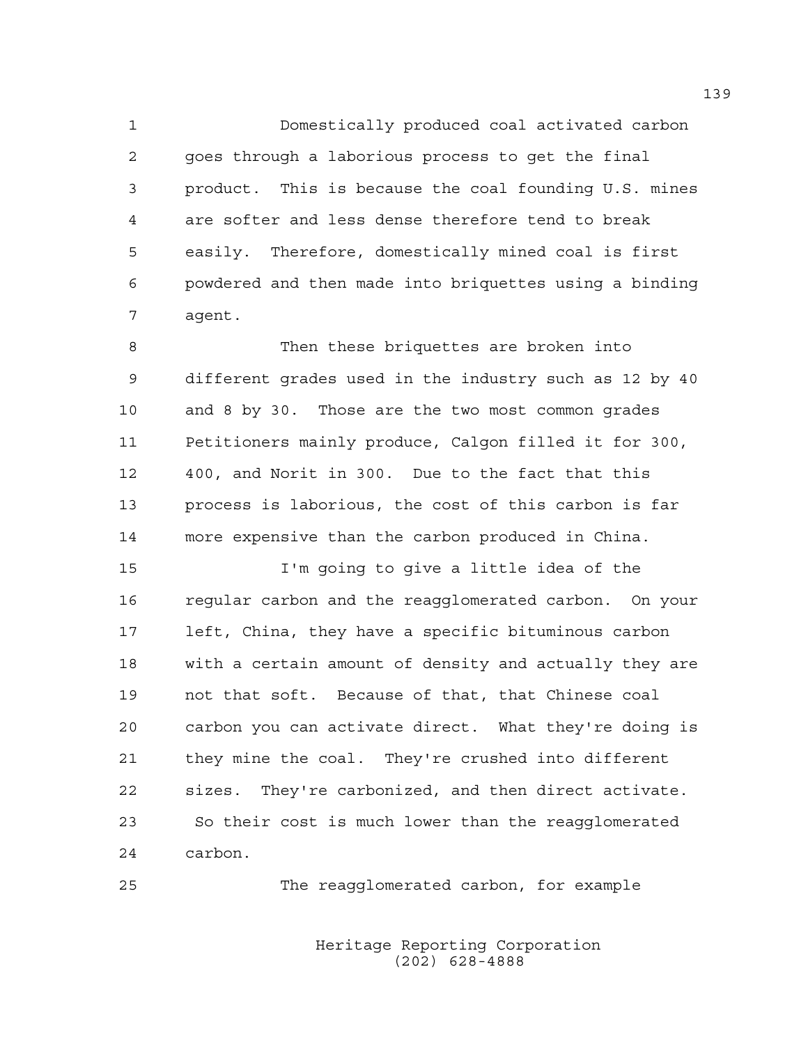Domestically produced coal activated carbon goes through a laborious process to get the final product. This is because the coal founding U.S. mines are softer and less dense therefore tend to break easily. Therefore, domestically mined coal is first powdered and then made into briquettes using a binding agent.

Then these briquettes are broken into different grades used in the industry such as 12 by 40 and 8 by 30. Those are the two most common grades Petitioners mainly produce, Calgon filled it for 300, 400, and Norit in 300. Due to the fact that this process is laborious, the cost of this carbon is far more expensive than the carbon produced in China.

I'm going to give a little idea of the regular carbon and the reagglomerated carbon. On your left, China, they have a specific bituminous carbon with a certain amount of density and actually they are not that soft. Because of that, that Chinese coal carbon you can activate direct. What they're doing is they mine the coal. They're crushed into different sizes. They're carbonized, and then direct activate. So their cost is much lower than the reagglomerated carbon.

The reagglomerated carbon, for example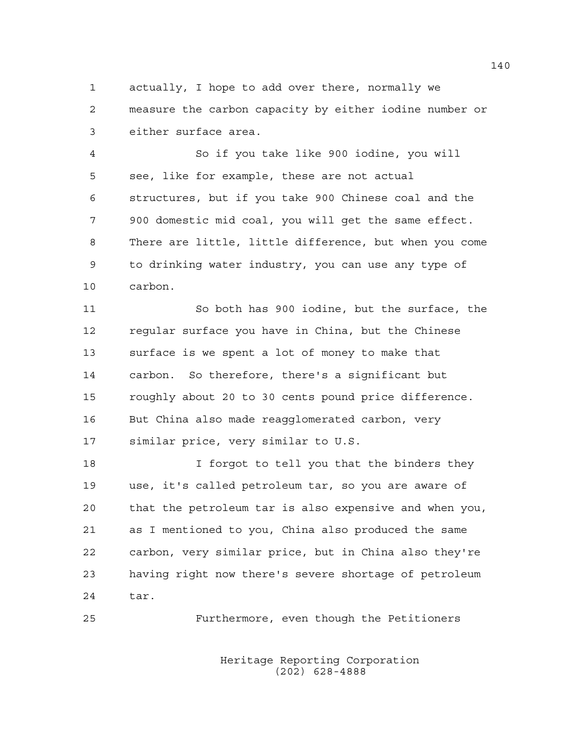actually, I hope to add over there, normally we measure the carbon capacity by either iodine number or either surface area.

So if you take like 900 iodine, you will see, like for example, these are not actual structures, but if you take 900 Chinese coal and the 900 domestic mid coal, you will get the same effect. There are little, little difference, but when you come to drinking water industry, you can use any type of carbon.

So both has 900 iodine, but the surface, the regular surface you have in China, but the Chinese surface is we spent a lot of money to make that carbon. So therefore, there's a significant but roughly about 20 to 30 cents pound price difference. But China also made reagglomerated carbon, very similar price, very similar to U.S.

I forgot to tell you that the binders they use, it's called petroleum tar, so you are aware of that the petroleum tar is also expensive and when you, as I mentioned to you, China also produced the same carbon, very similar price, but in China also they're having right now there's severe shortage of petroleum tar.

Furthermore, even though the Petitioners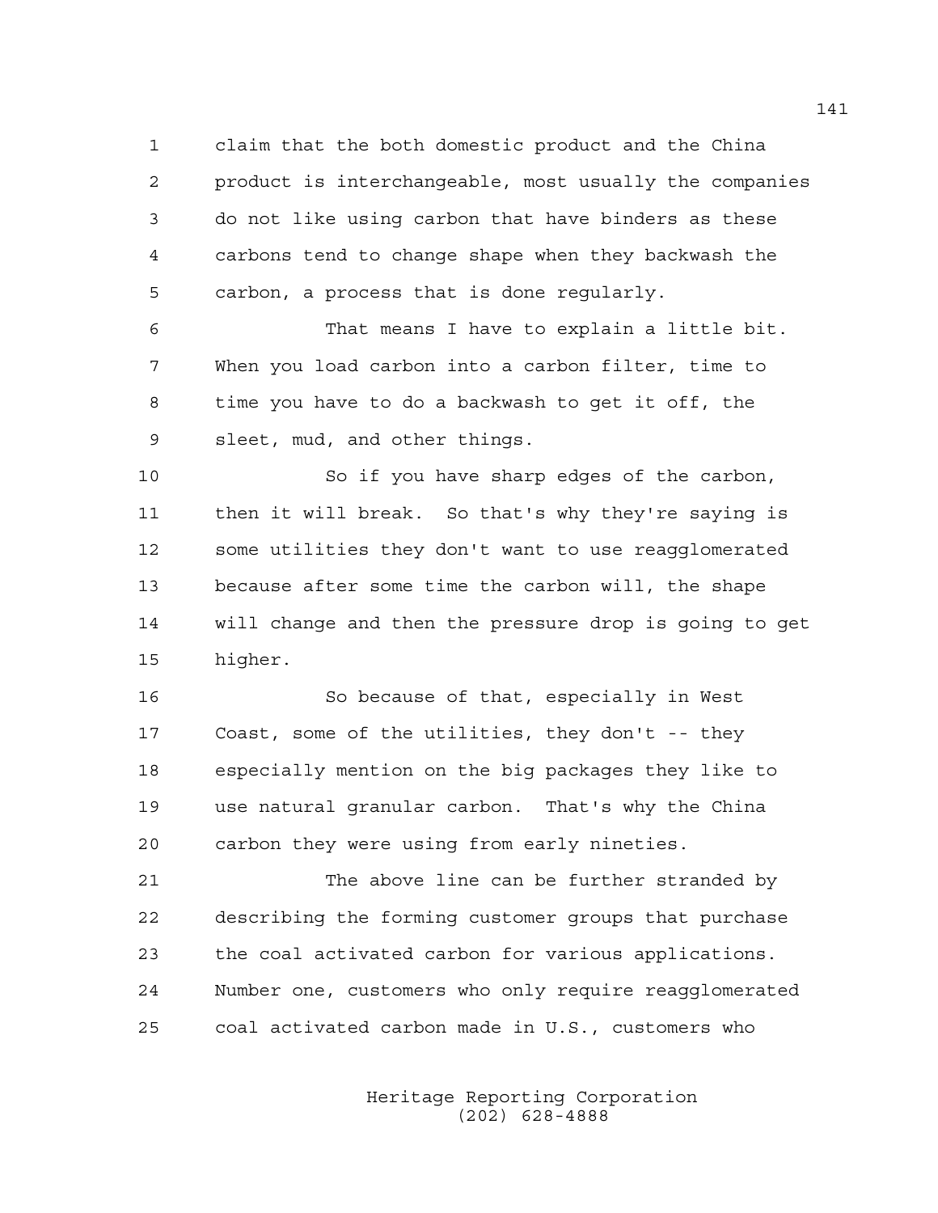claim that the both domestic product and the China product is interchangeable, most usually the companies do not like using carbon that have binders as these carbons tend to change shape when they backwash the carbon, a process that is done regularly.

That means I have to explain a little bit. When you load carbon into a carbon filter, time to time you have to do a backwash to get it off, the sleet, mud, and other things.

So if you have sharp edges of the carbon, then it will break. So that's why they're saying is some utilities they don't want to use reagglomerated because after some time the carbon will, the shape will change and then the pressure drop is going to get higher.

So because of that, especially in West Coast, some of the utilities, they don't -- they especially mention on the big packages they like to use natural granular carbon. That's why the China carbon they were using from early nineties.

The above line can be further stranded by describing the forming customer groups that purchase the coal activated carbon for various applications. Number one, customers who only require reagglomerated coal activated carbon made in U.S., customers who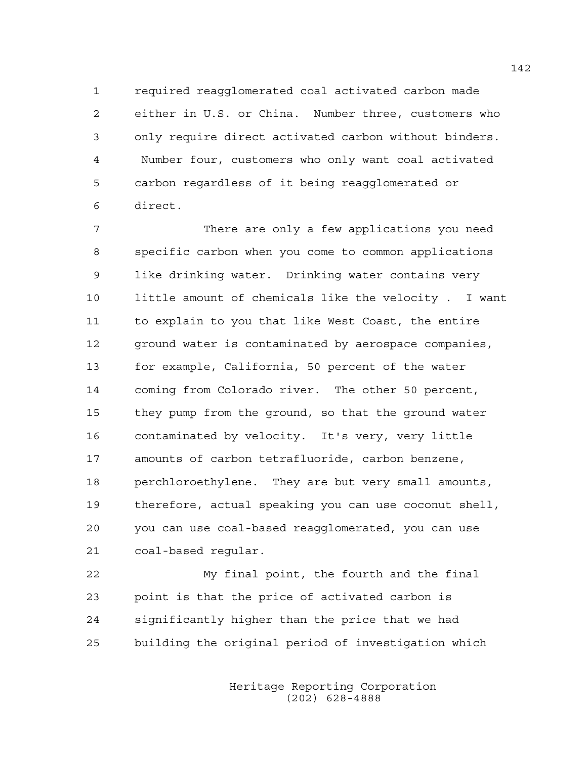required reagglomerated coal activated carbon made either in U.S. or China. Number three, customers who only require direct activated carbon without binders. Number four, customers who only want coal activated carbon regardless of it being reagglomerated or direct.

There are only a few applications you need specific carbon when you come to common applications like drinking water. Drinking water contains very little amount of chemicals like the velocity . I want to explain to you that like West Coast, the entire ground water is contaminated by aerospace companies, for example, California, 50 percent of the water coming from Colorado river. The other 50 percent, they pump from the ground, so that the ground water contaminated by velocity. It's very, very little amounts of carbon tetrafluoride, carbon benzene, perchloroethylene. They are but very small amounts, therefore, actual speaking you can use coconut shell, you can use coal-based reagglomerated, you can use coal-based regular.

My final point, the fourth and the final point is that the price of activated carbon is significantly higher than the price that we had building the original period of investigation which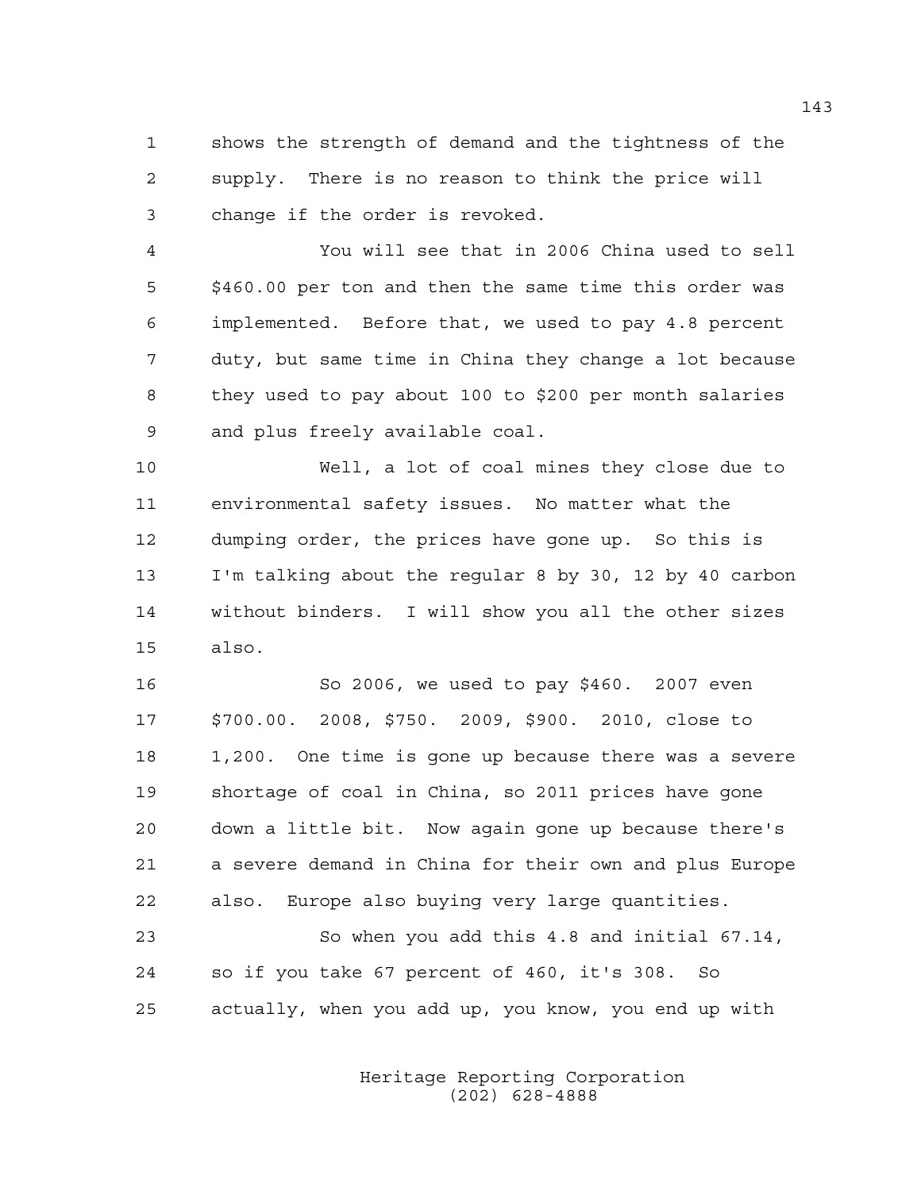shows the strength of demand and the tightness of the supply. There is no reason to think the price will change if the order is revoked.

You will see that in 2006 China used to sell \$460.00 per ton and then the same time this order was implemented. Before that, we used to pay 4.8 percent duty, but same time in China they change a lot because they used to pay about 100 to \$200 per month salaries and plus freely available coal.

Well, a lot of coal mines they close due to environmental safety issues. No matter what the dumping order, the prices have gone up. So this is I'm talking about the regular 8 by 30, 12 by 40 carbon without binders. I will show you all the other sizes also.

So 2006, we used to pay \$460. 2007 even \$700.00. 2008, \$750. 2009, \$900. 2010, close to 1,200. One time is gone up because there was a severe shortage of coal in China, so 2011 prices have gone down a little bit. Now again gone up because there's a severe demand in China for their own and plus Europe also. Europe also buying very large quantities.

So when you add this 4.8 and initial 67.14, so if you take 67 percent of 460, it's 308. So actually, when you add up, you know, you end up with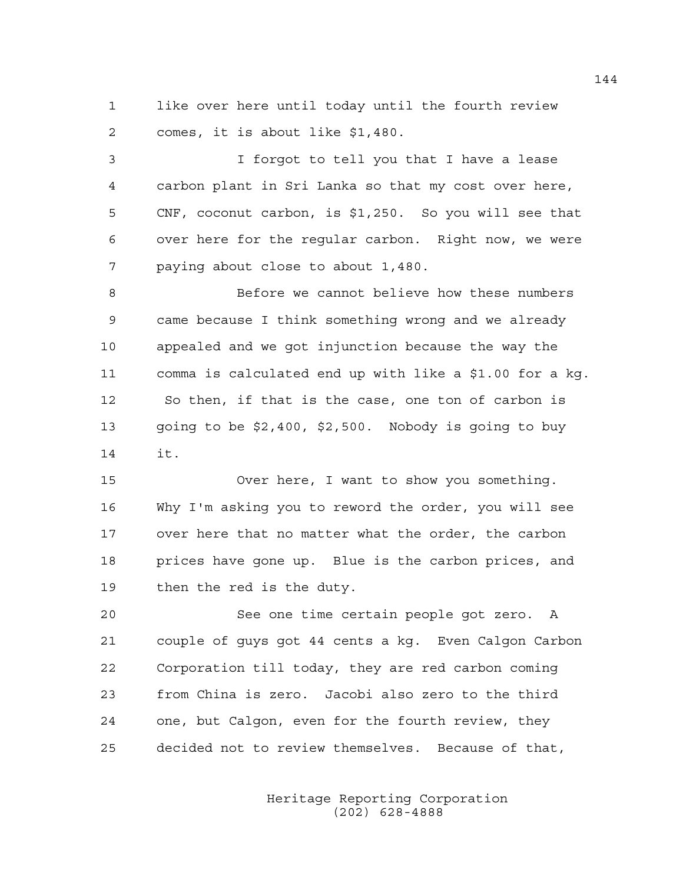like over here until today until the fourth review comes, it is about like $1,480.

I forgot to tell you that I have a lease carbon plant in Sri Lanka so that my cost over here, CNF, coconut carbon, is $1,250. So you will see that over here for the regular carbon. Right now, we were paying about close to about 1,480.

Before we cannot believe how these numbers came because I think something wrong and we already appealed and we got injunction because the way the comma is calculated end up with like a $1.00 for a kg. So then, if that is the case, one ton of carbon is going to be $2,400, $2,500. Nobody is going to buy it.

Over here, I want to show you something. Why I'm asking you to reword the order, you will see over here that no matter what the order, the carbon prices have gone up. Blue is the carbon prices, and then the red is the duty.

See one time certain people got zero. A couple of guys got 44 cents a kg. Even Calgon Carbon Corporation till today, they are red carbon coming from China is zero. Jacobi also zero to the third one, but Calgon, even for the fourth review, they decided not to review themselves. Because of that,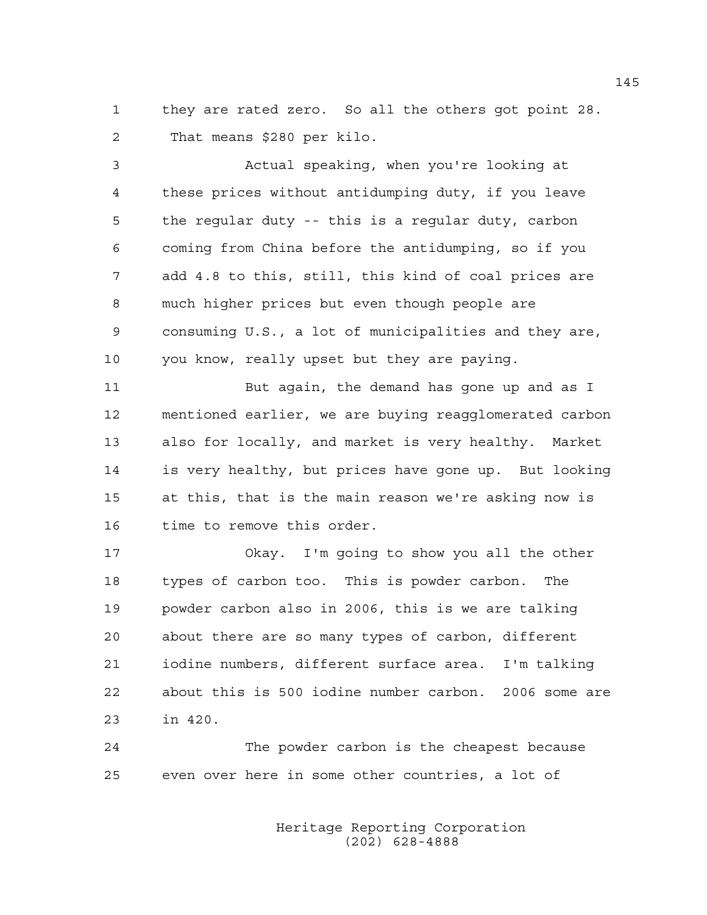1 they are rated zero. So all the others got point 28.
2 That means $280 per kilo.

3 Actual speaking, when you're looking at
4 these prices without antidumping duty, if you leave
5 the regular duty -- this is a regular duty, carbon
6 coming from China before the antidumping, so if you
7 add 4.8 to this, still, this kind of coal prices are
8 much higher prices but even though people are
9 consuming U.S., a lot of municipalities and they are,
10 you know, really upset but they are paying.

11 But again, the demand has gone up and as I
12 mentioned earlier, we are buying reagglomerated carbon
13 also for locally, and market is very healthy. Market
14 is very healthy, but prices have gone up. But looking
15 at this, that is the main reason we're asking now is
16 time to remove this order.

17 Okay. I'm going to show you all the other
18 types of carbon too. This is powder carbon. The
19 powder carbon also in 2006, this is we are talking
20 about there are so many types of carbon, different
21 iodine numbers, different surface area. I'm talking
22 about this is 500 iodine number carbon. 2006 some are
23 in 420.

24 The powder carbon is the cheapest because
25 even over here in some other countries, a lot of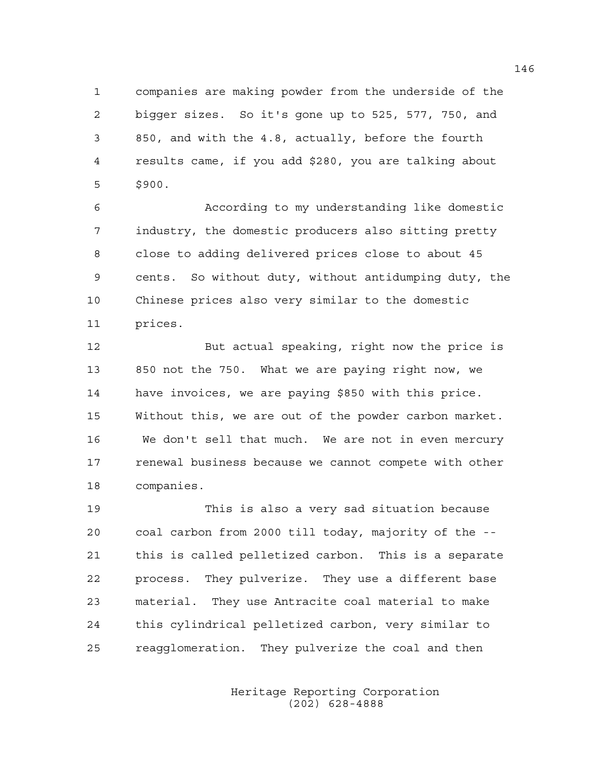companies are making powder from the underside of the bigger sizes. So it's gone up to 525, 577, 750, and 850, and with the 4.8, actually, before the fourth results came, if you add $280, you are talking about $900.

According to my understanding like domestic industry, the domestic producers also sitting pretty close to adding delivered prices close to about 45 cents. So without duty, without antidumping duty, the Chinese prices also very similar to the domestic prices.

But actual speaking, right now the price is 850 not the 750. What we are paying right now, we have invoices, we are paying $850 with this price. Without this, we are out of the powder carbon market. We don't sell that much. We are not in even mercury renewal business because we cannot compete with other companies.

This is also a very sad situation because coal carbon from 2000 till today, majority of the -- this is called pelletized carbon. This is a separate process. They pulverize. They use a different base material. They use Antracite coal material to make this cylindrical pelletized carbon, very similar to reagglomeration. They pulverize the coal and then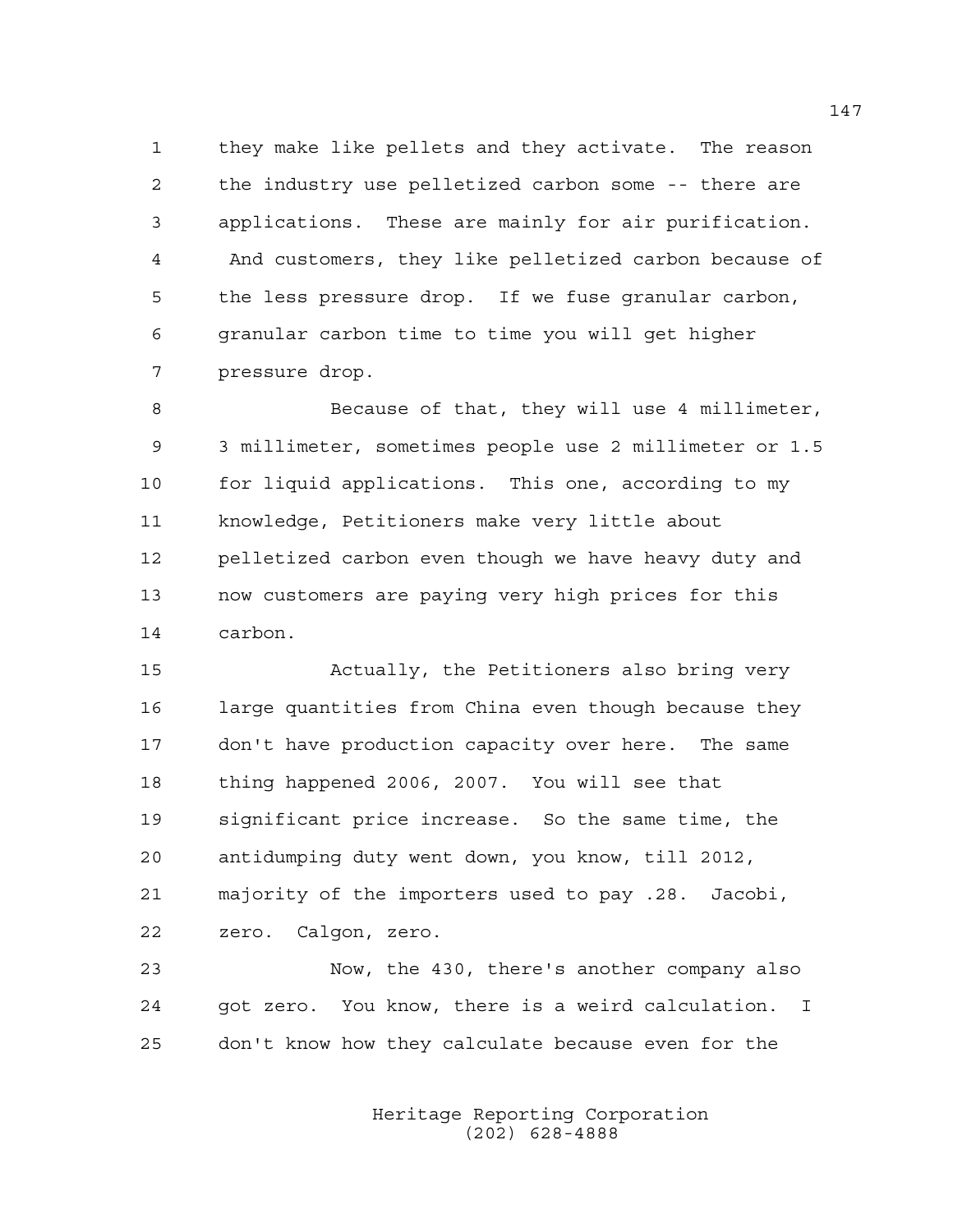they make like pellets and they activate. The reason the industry use pelletized carbon some -- there are applications. These are mainly for air purification. And customers, they like pelletized carbon because of the less pressure drop. If we fuse granular carbon, granular carbon time to time you will get higher pressure drop.

Because of that, they will use 4 millimeter, 3 millimeter, sometimes people use 2 millimeter or 1.5 for liquid applications. This one, according to my knowledge, Petitioners make very little about pelletized carbon even though we have heavy duty and now customers are paying very high prices for this carbon.

Actually, the Petitioners also bring very large quantities from China even though because they don't have production capacity over here. The same thing happened 2006, 2007. You will see that significant price increase. So the same time, the antidumping duty went down, you know, till 2012, majority of the importers used to pay .28. Jacobi, zero. Calgon, zero.

Now, the 430, there's another company also got zero. You know, there is a weird calculation. I don't know how they calculate because even for the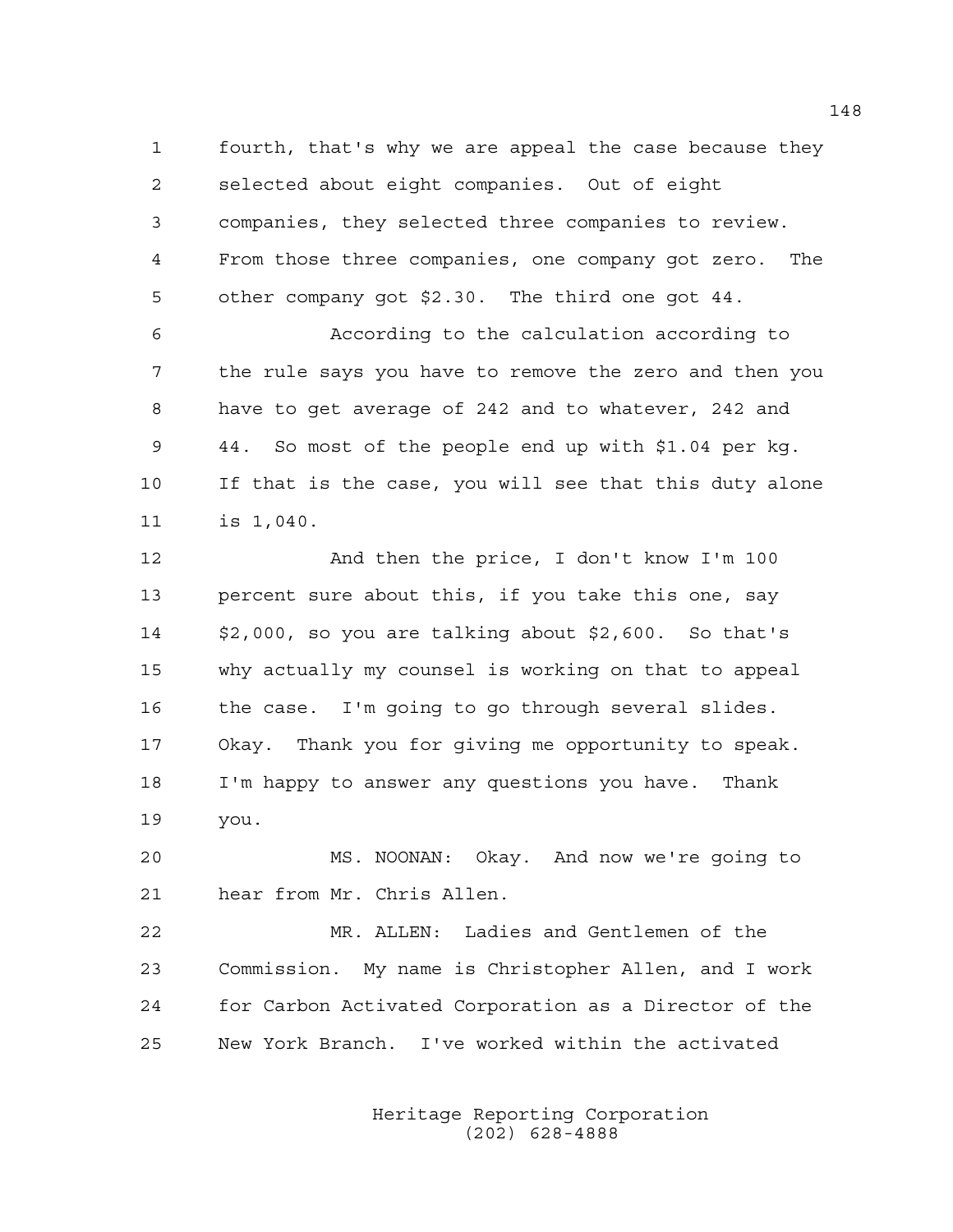fourth, that's why we are appeal the case because they selected about eight companies. Out of eight companies, they selected three companies to review. From those three companies, one company got zero. The other company got $2.30. The third one got 44.

According to the calculation according to the rule says you have to remove the zero and then you have to get average of 242 and to whatever, 242 and 44. So most of the people end up with $1.04 per kg. If that is the case, you will see that this duty alone is 1,040.

And then the price, I don't know I'm 100 percent sure about this, if you take this one, say $2,000, so you are talking about $2,600. So that's why actually my counsel is working on that to appeal the case. I'm going to go through several slides. Okay. Thank you for giving me opportunity to speak. I'm happy to answer any questions you have. Thank you.

MS. NOONAN: Okay. And now we're going to hear from Mr. Chris Allen.

MR. ALLEN: Ladies and Gentlemen of the Commission. My name is Christopher Allen, and I work for Carbon Activated Corporation as a Director of the New York Branch. I've worked within the activated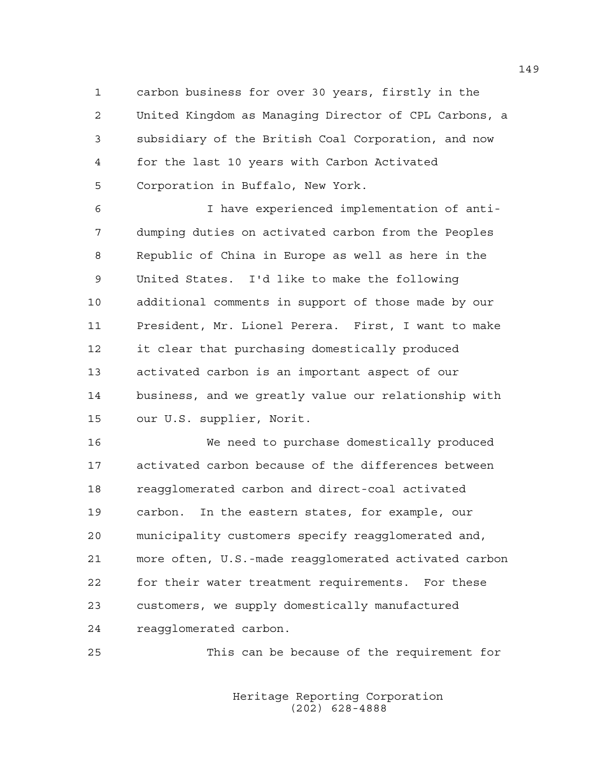carbon business for over 30 years, firstly in the United Kingdom as Managing Director of CPL Carbons, a subsidiary of the British Coal Corporation, and now for the last 10 years with Carbon Activated Corporation in Buffalo, New York.

I have experienced implementation of anti-dumping duties on activated carbon from the Peoples Republic of China in Europe as well as here in the United States. I'd like to make the following additional comments in support of those made by our President, Mr. Lionel Perera. First, I want to make it clear that purchasing domestically produced activated carbon is an important aspect of our business, and we greatly value our relationship with our U.S. supplier, Norit.

We need to purchase domestically produced activated carbon because of the differences between reagglomerated carbon and direct-coal activated carbon. In the eastern states, for example, our municipality customers specify reagglomerated and, more often, U.S.-made reagglomerated activated carbon for their water treatment requirements. For these customers, we supply domestically manufactured reagglomerated carbon.

This can be because of the requirement for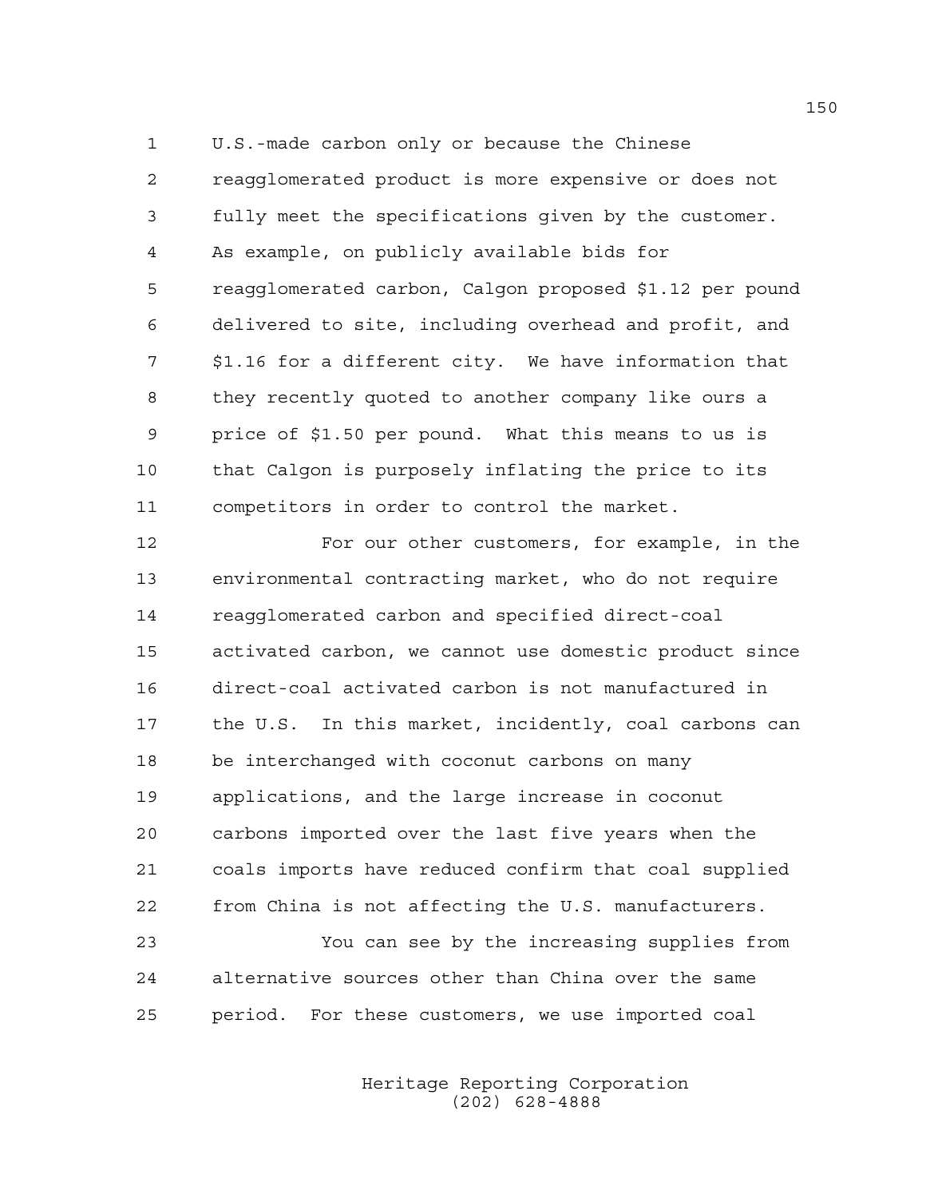U.S.-made carbon only or because the Chinese reagglomerated product is more expensive or does not fully meet the specifications given by the customer. As example, on publicly available bids for reagglomerated carbon, Calgon proposed $1.12 per pound delivered to site, including overhead and profit, and $1.16 for a different city. We have information that they recently quoted to another company like ours a price of $1.50 per pound. What this means to us is that Calgon is purposely inflating the price to its competitors in order to control the market.

For our other customers, for example, in the environmental contracting market, who do not require reagglomerated carbon and specified direct-coal activated carbon, we cannot use domestic product since direct-coal activated carbon is not manufactured in the U.S. In this market, incidently, coal carbons can be interchanged with coconut carbons on many applications, and the large increase in coconut carbons imported over the last five years when the coals imports have reduced confirm that coal supplied from China is not affecting the U.S. manufacturers.

You can see by the increasing supplies from alternative sources other than China over the same period. For these customers, we use imported coal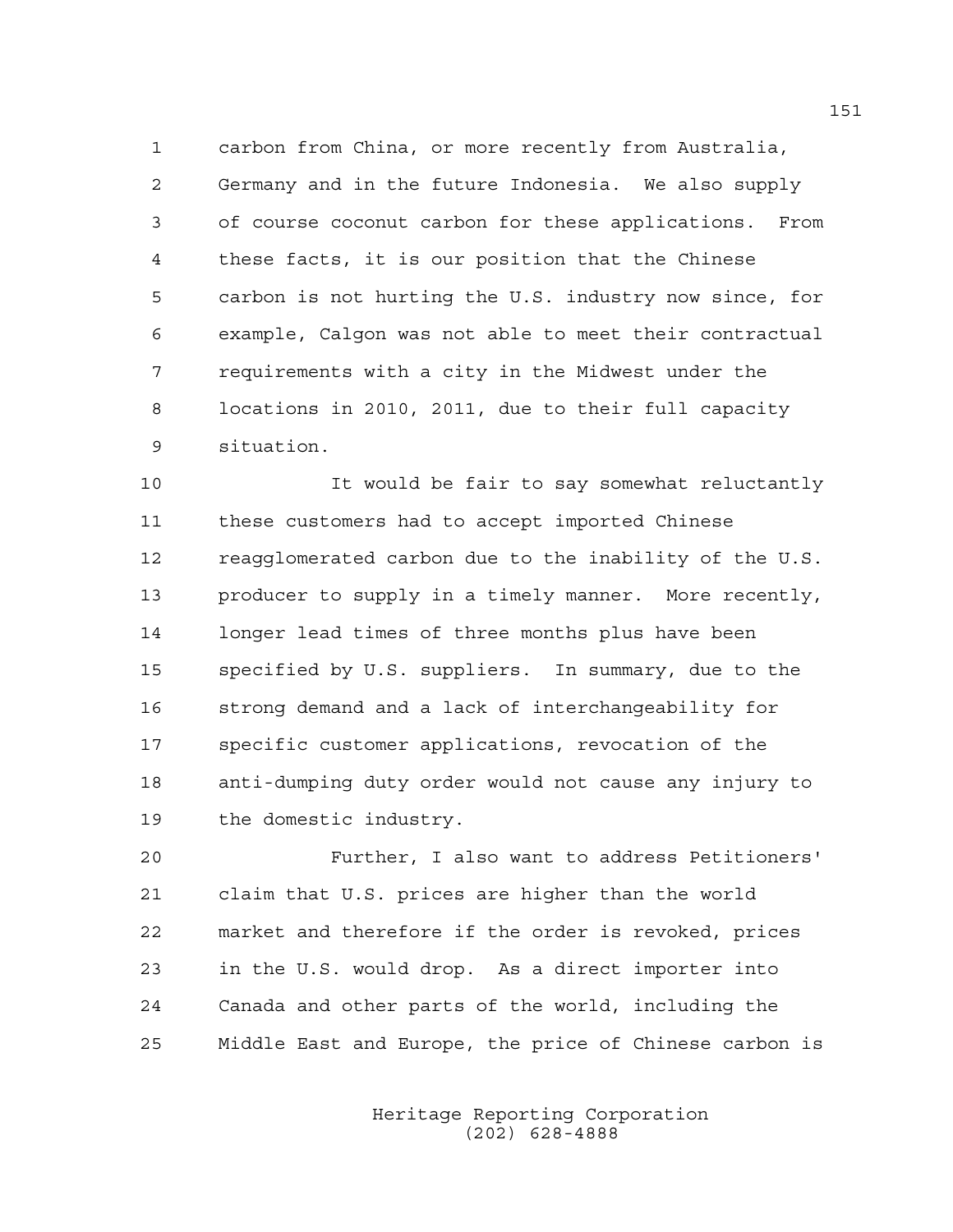carbon from China, or more recently from Australia, Germany and in the future Indonesia. We also supply of course coconut carbon for these applications. From these facts, it is our position that the Chinese carbon is not hurting the U.S. industry now since, for example, Calgon was not able to meet their contractual requirements with a city in the Midwest under the locations in 2010, 2011, due to their full capacity situation.

It would be fair to say somewhat reluctantly these customers had to accept imported Chinese reagglomerated carbon due to the inability of the U.S. producer to supply in a timely manner. More recently, longer lead times of three months plus have been specified by U.S. suppliers. In summary, due to the strong demand and a lack of interchangeability for specific customer applications, revocation of the anti-dumping duty order would not cause any injury to the domestic industry.

Further, I also want to address Petitioners' claim that U.S. prices are higher than the world market and therefore if the order is revoked, prices in the U.S. would drop. As a direct importer into Canada and other parts of the world, including the Middle East and Europe, the price of Chinese carbon is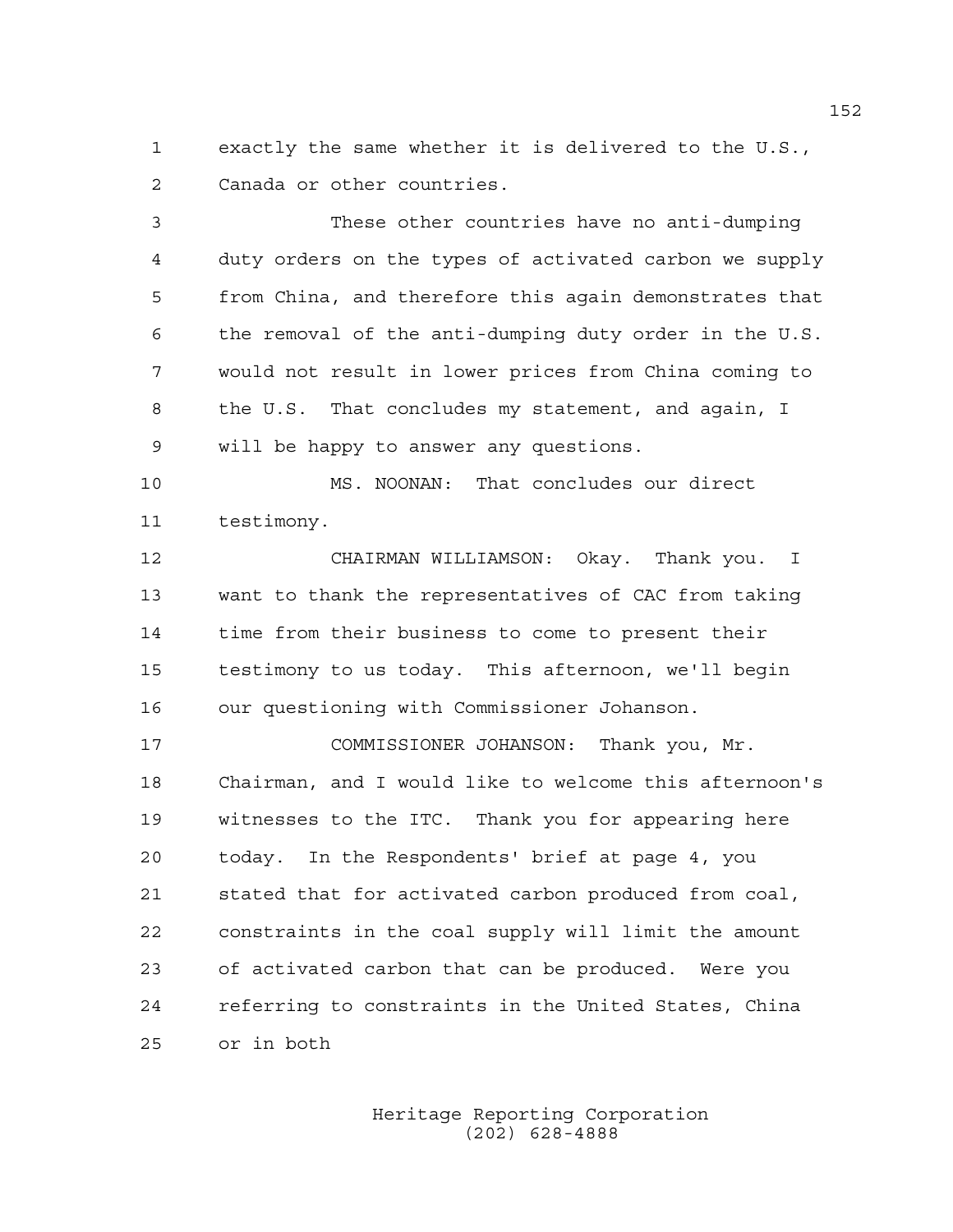exactly the same whether it is delivered to the U.S., Canada or other countries.

These other countries have no anti-dumping duty orders on the types of activated carbon we supply from China, and therefore this again demonstrates that the removal of the anti-dumping duty order in the U.S. would not result in lower prices from China coming to the U.S. That concludes my statement, and again, I will be happy to answer any questions.

MS. NOONAN: That concludes our direct testimony.

CHAIRMAN WILLIAMSON: Okay. Thank you. I want to thank the representatives of CAC from taking time from their business to come to present their testimony to us today. This afternoon, we'll begin our questioning with Commissioner Johanson.

COMMISSIONER JOHANSON: Thank you, Mr. Chairman, and I would like to welcome this afternoon's witnesses to the ITC. Thank you for appearing here today. In the Respondents' brief at page 4, you stated that for activated carbon produced from coal, constraints in the coal supply will limit the amount of activated carbon that can be produced. Were you referring to constraints in the United States, China or in both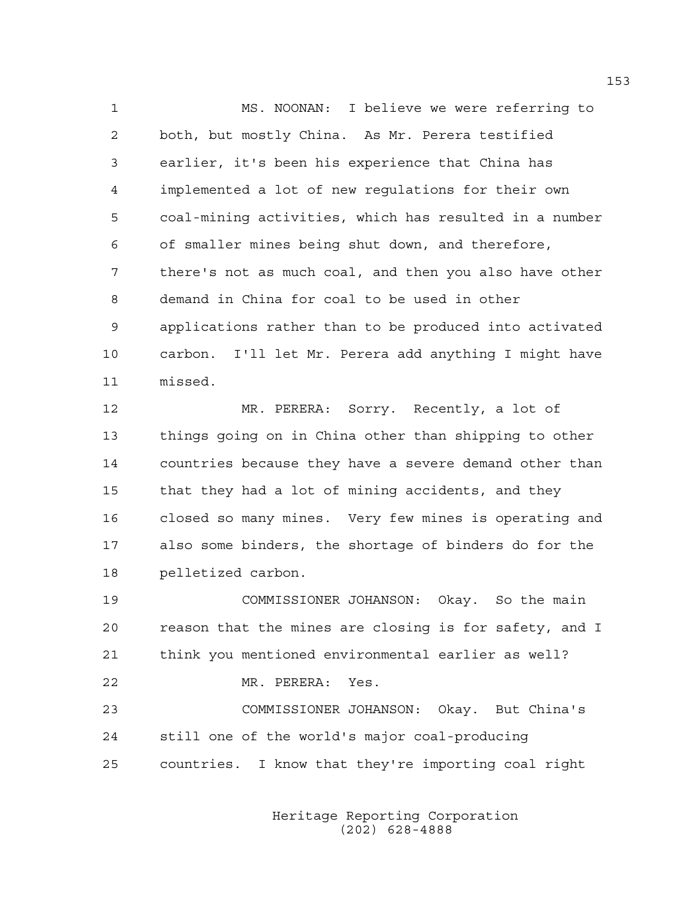MS. NOONAN: I believe we were referring to both, but mostly China. As Mr. Perera testified earlier, it's been his experience that China has implemented a lot of new regulations for their own coal-mining activities, which has resulted in a number of smaller mines being shut down, and therefore, there's not as much coal, and then you also have other demand in China for coal to be used in other applications rather than to be produced into activated carbon. I'll let Mr. Perera add anything I might have missed.

MR. PERERA: Sorry. Recently, a lot of things going on in China other than shipping to other countries because they have a severe demand other than that they had a lot of mining accidents, and they closed so many mines. Very few mines is operating and also some binders, the shortage of binders do for the pelletized carbon.

COMMISSIONER JOHANSON: Okay. So the main reason that the mines are closing is for safety, and I think you mentioned environmental earlier as well?

MR. PERERA: Yes.

COMMISSIONER JOHANSON: Okay. But China's still one of the world's major coal-producing countries. I know that they're importing coal right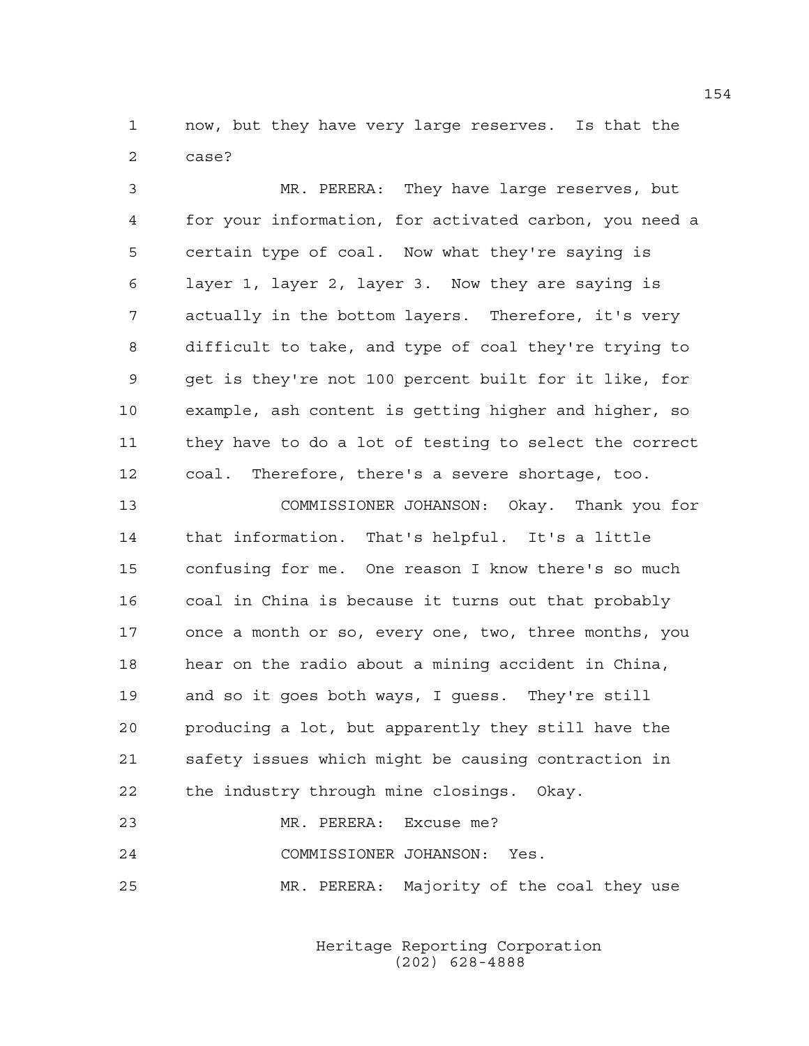now, but they have very large reserves. Is that the case?

MR. PERERA: They have large reserves, but for your information, for activated carbon, you need a certain type of coal. Now what they're saying is layer 1, layer 2, layer 3. Now they are saying is actually in the bottom layers. Therefore, it's very difficult to take, and type of coal they're trying to get is they're not 100 percent built for it like, for example, ash content is getting higher and higher, so they have to do a lot of testing to select the correct coal. Therefore, there's a severe shortage, too.

COMMISSIONER JOHANSON: Okay. Thank you for that information. That's helpful. It's a little confusing for me. One reason I know there's so much coal in China is because it turns out that probably once a month or so, every one, two, three months, you hear on the radio about a mining accident in China, and so it goes both ways, I guess. They're still producing a lot, but apparently they still have the safety issues which might be causing contraction in the industry through mine closings. Okay.

MR. PERERA: Excuse me?

COMMISSIONER JOHANSON: Yes.

MR. PERERA: Majority of the coal they use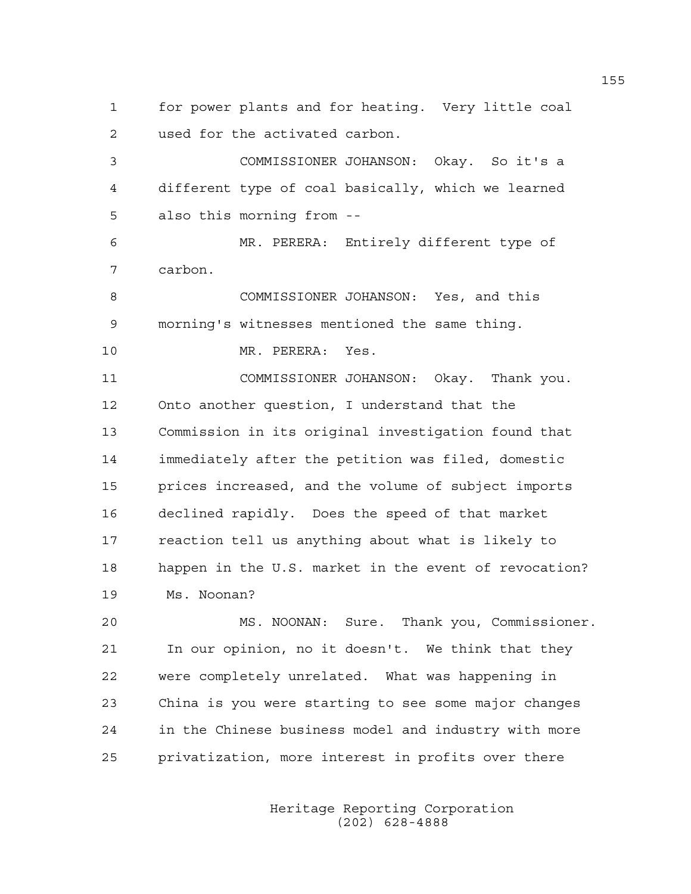1 for power plants and for heating. Very little coal
2 used for the activated carbon.

3 COMMISSIONER JOHANSON: Okay. So it's a
4 different type of coal basically, which we learned
5 also this morning from --

6 MR. PERERA: Entirely different type of
7 carbon.

8 COMMISSIONER JOHANSON: Yes, and this
9 morning's witnesses mentioned the same thing.

10 MR. PERERA: Yes.

11 COMMISSIONER JOHANSON: Okay. Thank you.
12 Onto another question, I understand that the
13 Commission in its original investigation found that
14 immediately after the petition was filed, domestic
15 prices increased, and the volume of subject imports
16 declined rapidly. Does the speed of that market
17 reaction tell us anything about what is likely to
18 happen in the U.S. market in the event of revocation?
19 Ms. Noonan?

20 MS. NOONAN: Sure. Thank you, Commissioner.
21 In our opinion, no it doesn't. We think that they
22 were completely unrelated. What was happening in
23 China is you were starting to see some major changes
24 in the Chinese business model and industry with more
25 privatization, more interest in profits over there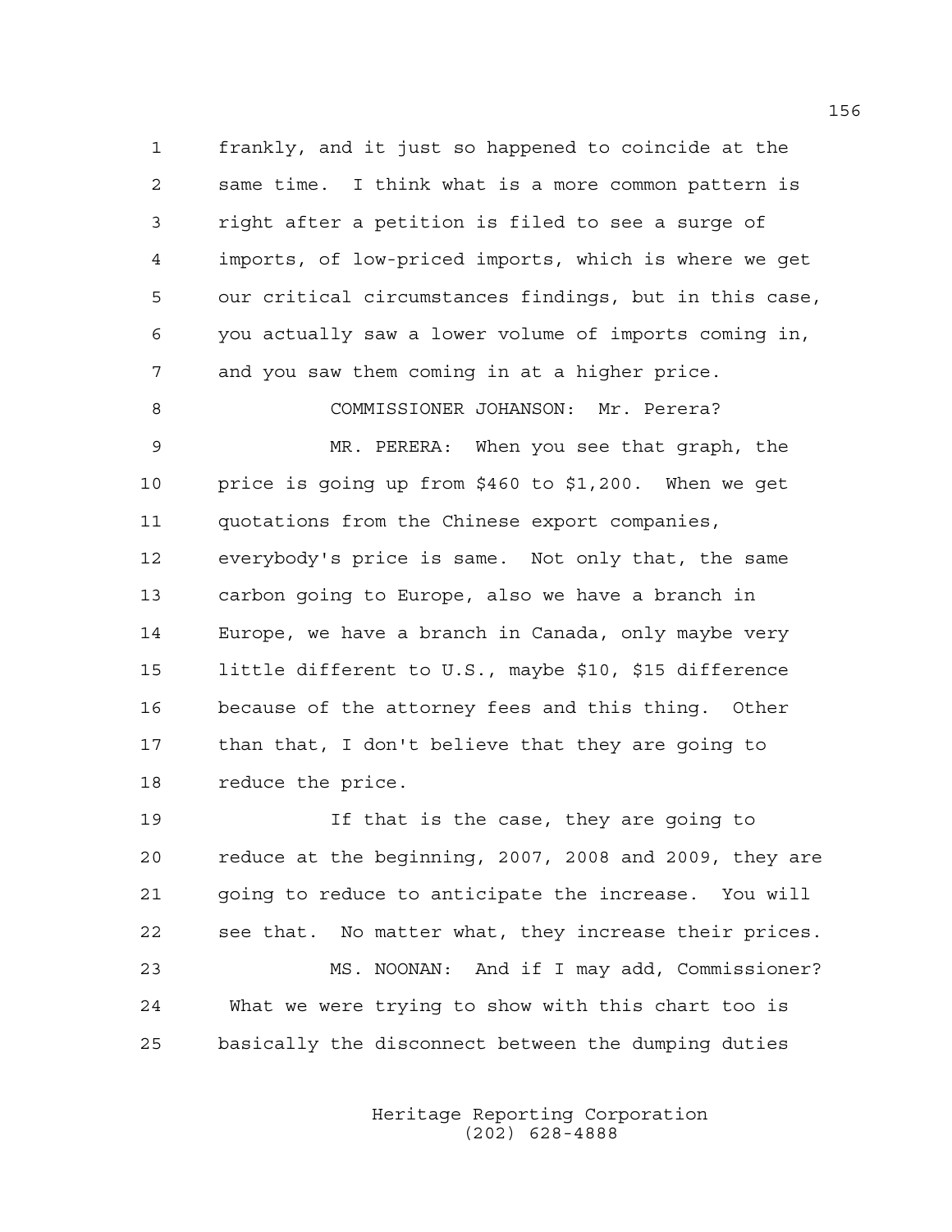frankly, and it just so happened to coincide at the same time. I think what is a more common pattern is right after a petition is filed to see a surge of imports, of low-priced imports, which is where we get our critical circumstances findings, but in this case, you actually saw a lower volume of imports coming in, and you saw them coming in at a higher price.

COMMISSIONER JOHANSON: Mr. Perera?

MR. PERERA: When you see that graph, the price is going up from $460 to $1,200. When we get quotations from the Chinese export companies, everybody's price is same. Not only that, the same carbon going to Europe, also we have a branch in Europe, we have a branch in Canada, only maybe very little different to U.S., maybe $10, $15 difference because of the attorney fees and this thing. Other than that, I don't believe that they are going to reduce the price.

If that is the case, they are going to reduce at the beginning, 2007, 2008 and 2009, they are going to reduce to anticipate the increase. You will see that. No matter what, they increase their prices.

MS. NOONAN: And if I may add, Commissioner? What we were trying to show with this chart too is basically the disconnect between the dumping duties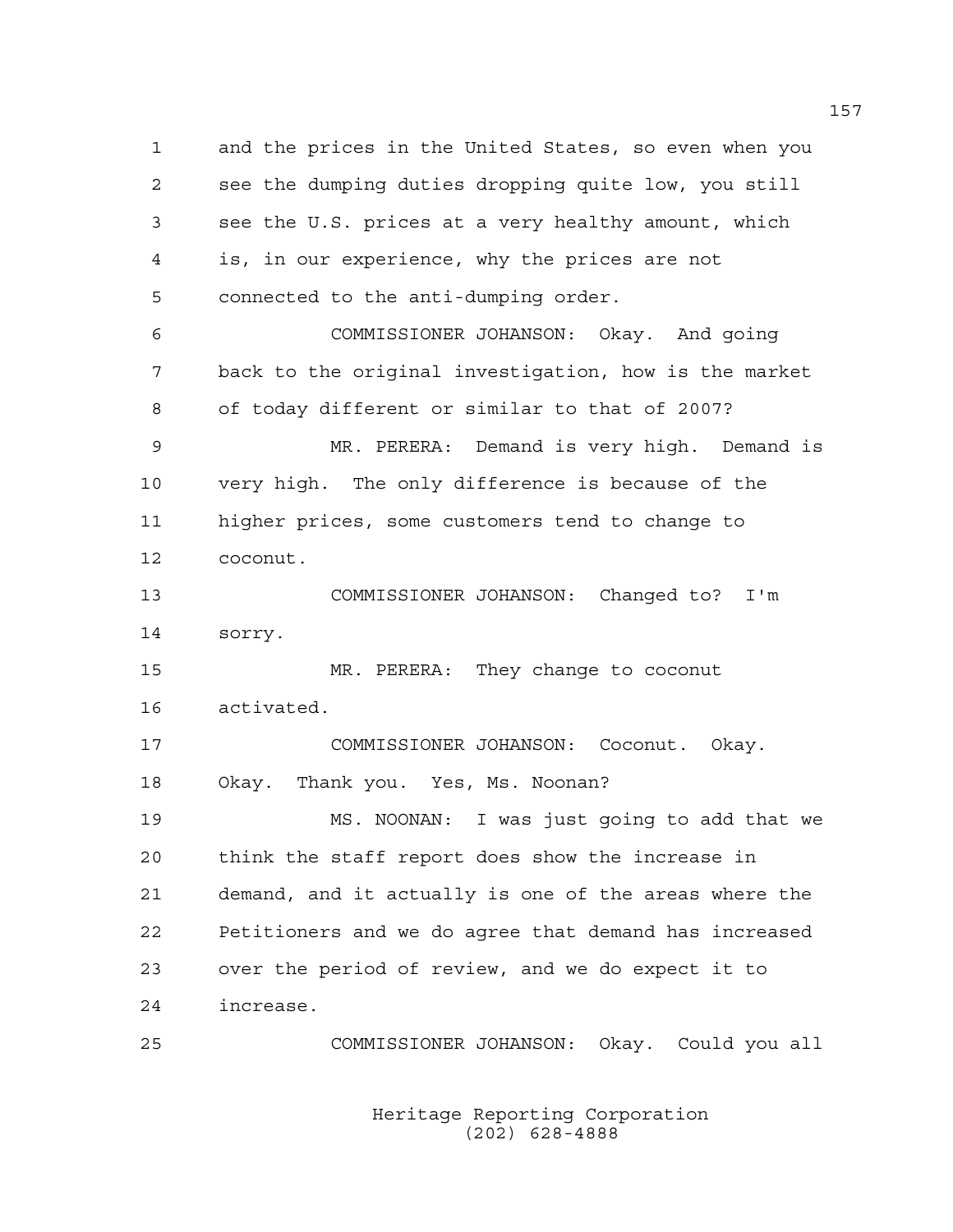and the prices in the United States, so even when you see the dumping duties dropping quite low, you still see the U.S. prices at a very healthy amount, which is, in our experience, why the prices are not connected to the anti-dumping order.

COMMISSIONER JOHANSON: Okay. And going back to the original investigation, how is the market of today different or similar to that of 2007?

MR. PERERA: Demand is very high. Demand is very high. The only difference is because of the higher prices, some customers tend to change to coconut.

COMMISSIONER JOHANSON: Changed to? I'm sorry.

MR. PERERA: They change to coconut activated.

COMMISSIONER JOHANSON: Coconut. Okay. Okay. Thank you. Yes, Ms. Noonan?

MS. NOONAN: I was just going to add that we think the staff report does show the increase in demand, and it actually is one of the areas where the Petitioners and we do agree that demand has increased over the period of review, and we do expect it to increase.

COMMISSIONER JOHANSON: Okay. Could you all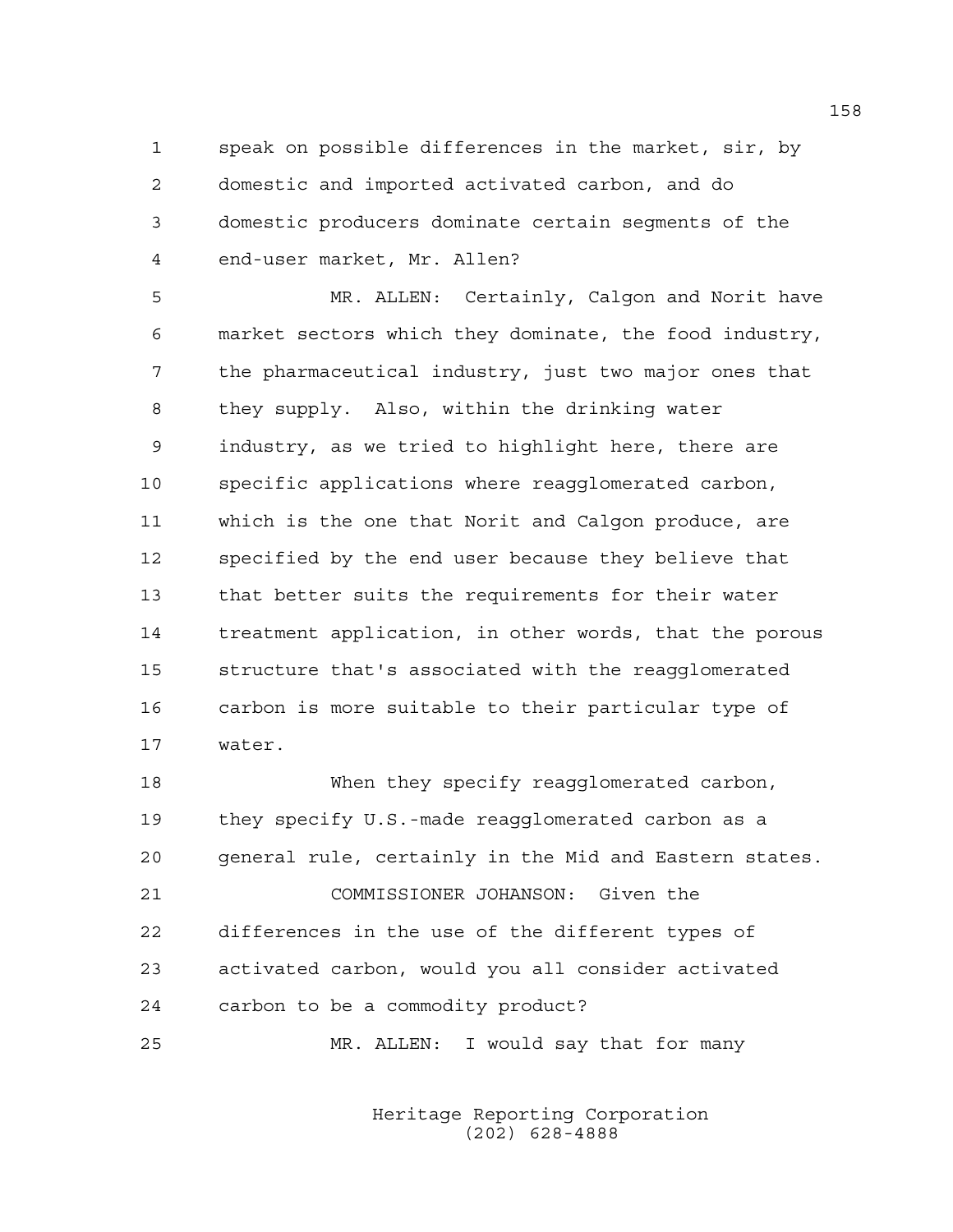speak on possible differences in the market, sir, by domestic and imported activated carbon, and do domestic producers dominate certain segments of the end-user market, Mr. Allen?

MR. ALLEN: Certainly, Calgon and Norit have market sectors which they dominate, the food industry, the pharmaceutical industry, just two major ones that they supply. Also, within the drinking water industry, as we tried to highlight here, there are specific applications where reagglomerated carbon, which is the one that Norit and Calgon produce, are specified by the end user because they believe that that better suits the requirements for their water treatment application, in other words, that the porous structure that's associated with the reagglomerated carbon is more suitable to their particular type of water.

When they specify reagglomerated carbon, they specify U.S.-made reagglomerated carbon as a general rule, certainly in the Mid and Eastern states.

COMMISSIONER JOHANSON: Given the differences in the use of the different types of activated carbon, would you all consider activated carbon to be a commodity product?

MR. ALLEN: I would say that for many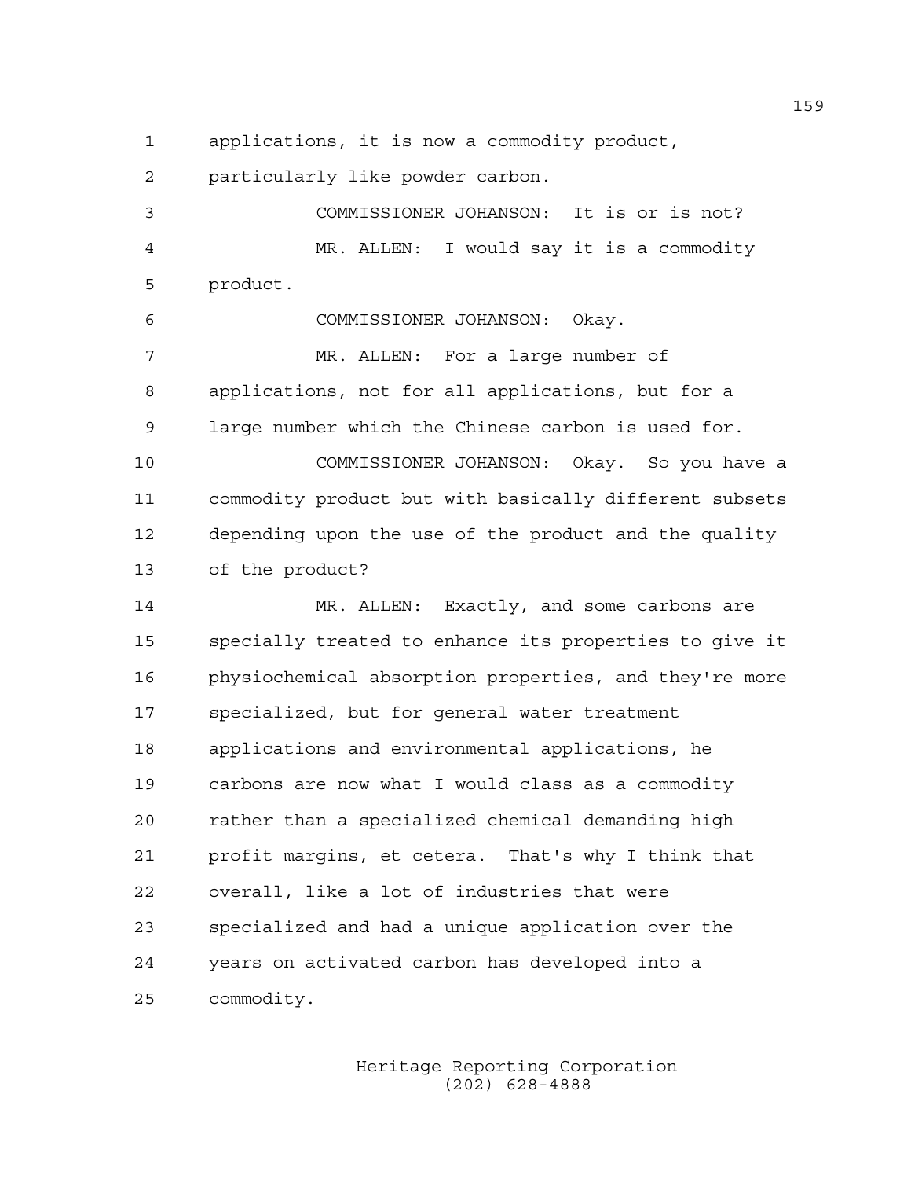applications, it is now a commodity product, particularly like powder carbon.

COMMISSIONER JOHANSON: It is or is not?

MR. ALLEN: I would say it is a commodity product.

COMMISSIONER JOHANSON: Okay.

MR. ALLEN: For a large number of applications, not for all applications, but for a large number which the Chinese carbon is used for.

COMMISSIONER JOHANSON: Okay. So you have a commodity product but with basically different subsets depending upon the use of the product and the quality of the product?

MR. ALLEN: Exactly, and some carbons are specially treated to enhance its properties to give it physiochemical absorption properties, and they're more specialized, but for general water treatment applications and environmental applications, he carbons are now what I would class as a commodity rather than a specialized chemical demanding high profit margins, et cetera. That's why I think that overall, like a lot of industries that were specialized and had a unique application over the years on activated carbon has developed into a commodity.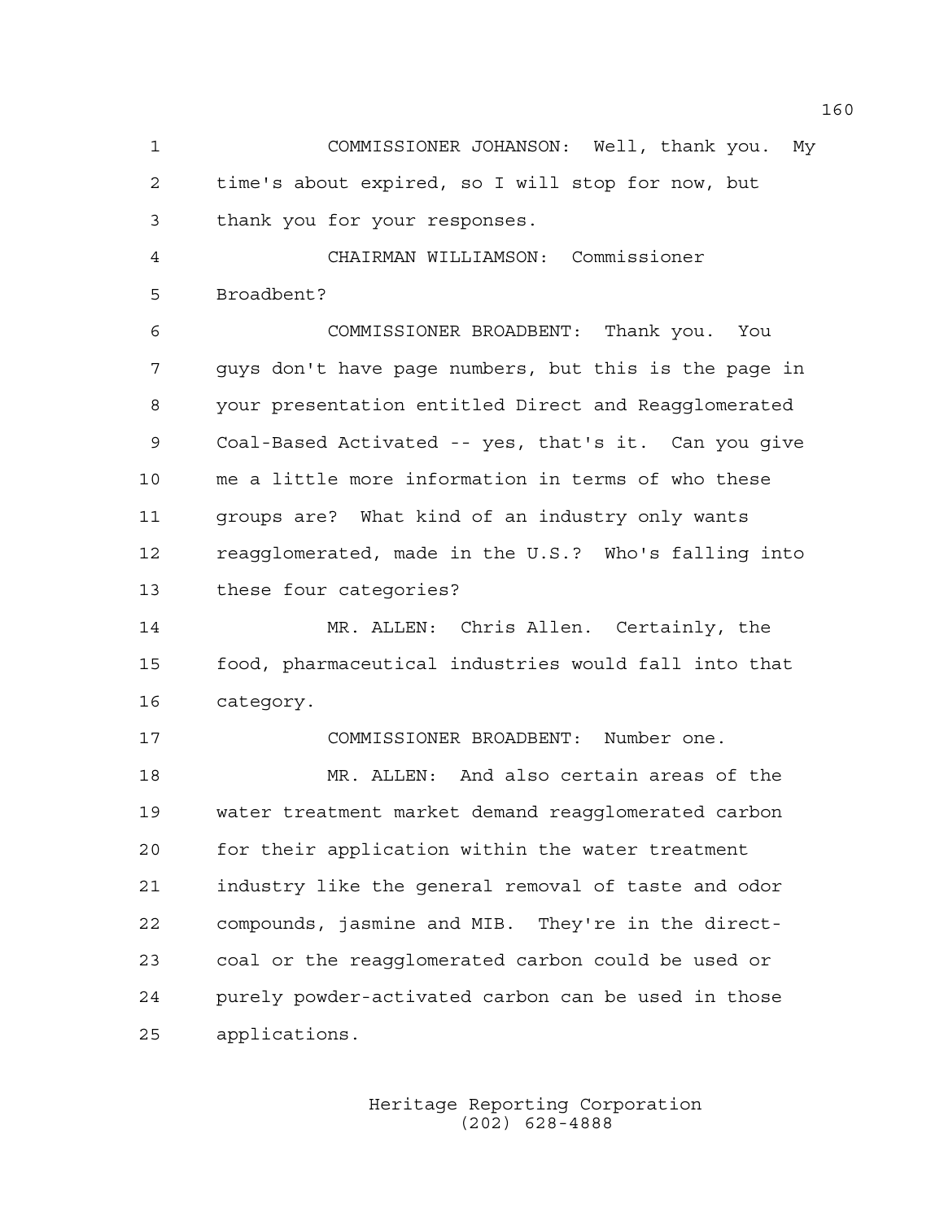COMMISSIONER JOHANSON: Well, thank you. My time's about expired, so I will stop for now, but thank you for your responses.

CHAIRMAN WILLIAMSON: Commissioner Broadbent?

COMMISSIONER BROADBENT: Thank you. You guys don't have page numbers, but this is the page in your presentation entitled Direct and Reagglomerated Coal-Based Activated -- yes, that's it. Can you give me a little more information in terms of who these groups are? What kind of an industry only wants reagglomerated, made in the U.S.? Who's falling into these four categories?

MR. ALLEN: Chris Allen. Certainly, the food, pharmaceutical industries would fall into that category.

COMMISSIONER BROADBENT: Number one.

MR. ALLEN: And also certain areas of the water treatment market demand reagglomerated carbon for their application within the water treatment industry like the general removal of taste and odor compounds, jasmine and MIB. They're in the direct-coal or the reagglomerated carbon could be used or purely powder-activated carbon can be used in those applications.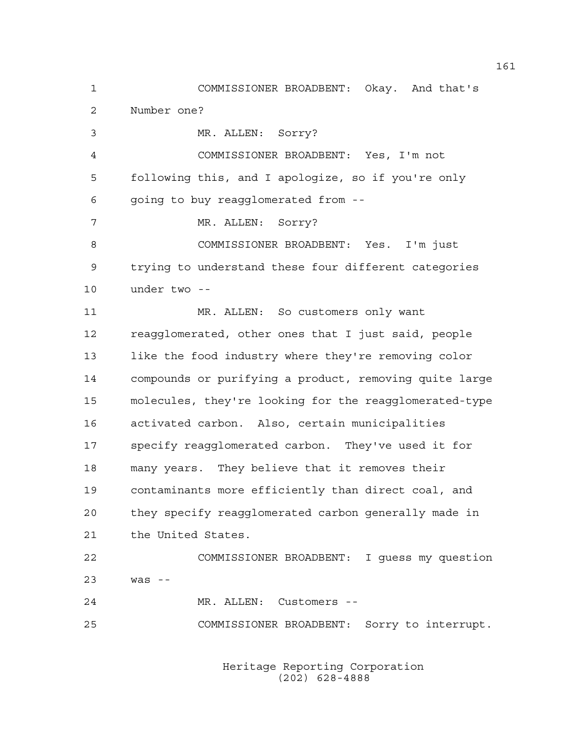COMMISSIONER BROADBENT: Okay. And that's Number one?

MR. ALLEN: Sorry?

COMMISSIONER BROADBENT: Yes, I'm not following this, and I apologize, so if you're only going to buy reagglomerated from --

MR. ALLEN: Sorry?

COMMISSIONER BROADBENT: Yes. I'm just trying to understand these four different categories under two --

MR. ALLEN: So customers only want reagglomerated, other ones that I just said, people like the food industry where they're removing color compounds or purifying a product, removing quite large molecules, they're looking for the reagglomerated-type activated carbon. Also, certain municipalities specify reagglomerated carbon. They've used it for many years. They believe that it removes their contaminants more efficiently than direct coal, and they specify reagglomerated carbon generally made in the United States.

COMMISSIONER BROADBENT: I guess my question was --

MR. ALLEN: Customers --

COMMISSIONER BROADBENT: Sorry to interrupt.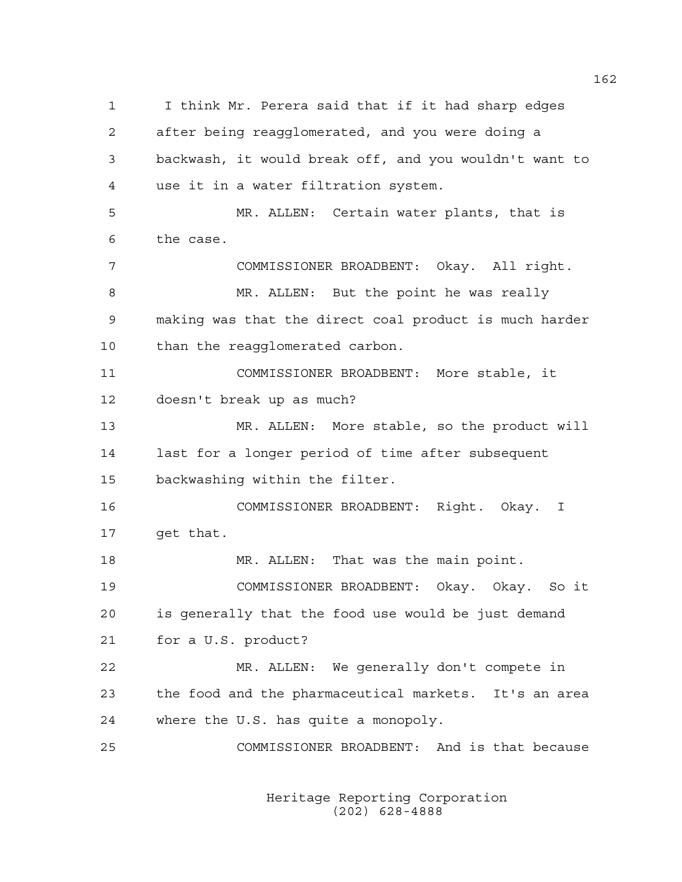1 I think Mr. Perera said that if it had sharp edges
2 after being reagglomerated, and you were doing a
3 backwash, it would break off, and you wouldn't want to
4 use it in a water filtration system.

5 MR. ALLEN: Certain water plants, that is
6 the case.

7 COMMISSIONER BROADBENT: Okay. All right.

8 MR. ALLEN: But the point he was really
9 making was that the direct coal product is much harder
10 than the reagglomerated carbon.

11 COMMISSIONER BROADBENT: More stable, it
12 doesn't break up as much?

13 MR. ALLEN: More stable, so the product will
14 last for a longer period of time after subsequent
15 backwashing within the filter.

16 COMMISSIONER BROADBENT: Right. Okay. I
17 get that.

18 MR. ALLEN: That was the main point.

19 COMMISSIONER BROADBENT: Okay. Okay. So it
20 is generally that the food use would be just demand
21 for a U.S. product?

22 MR. ALLEN: We generally don't compete in
23 the food and the pharmaceutical markets. It's an area
24 where the U.S. has quite a monopoly.

25 COMMISSIONER BROADBENT: And is that because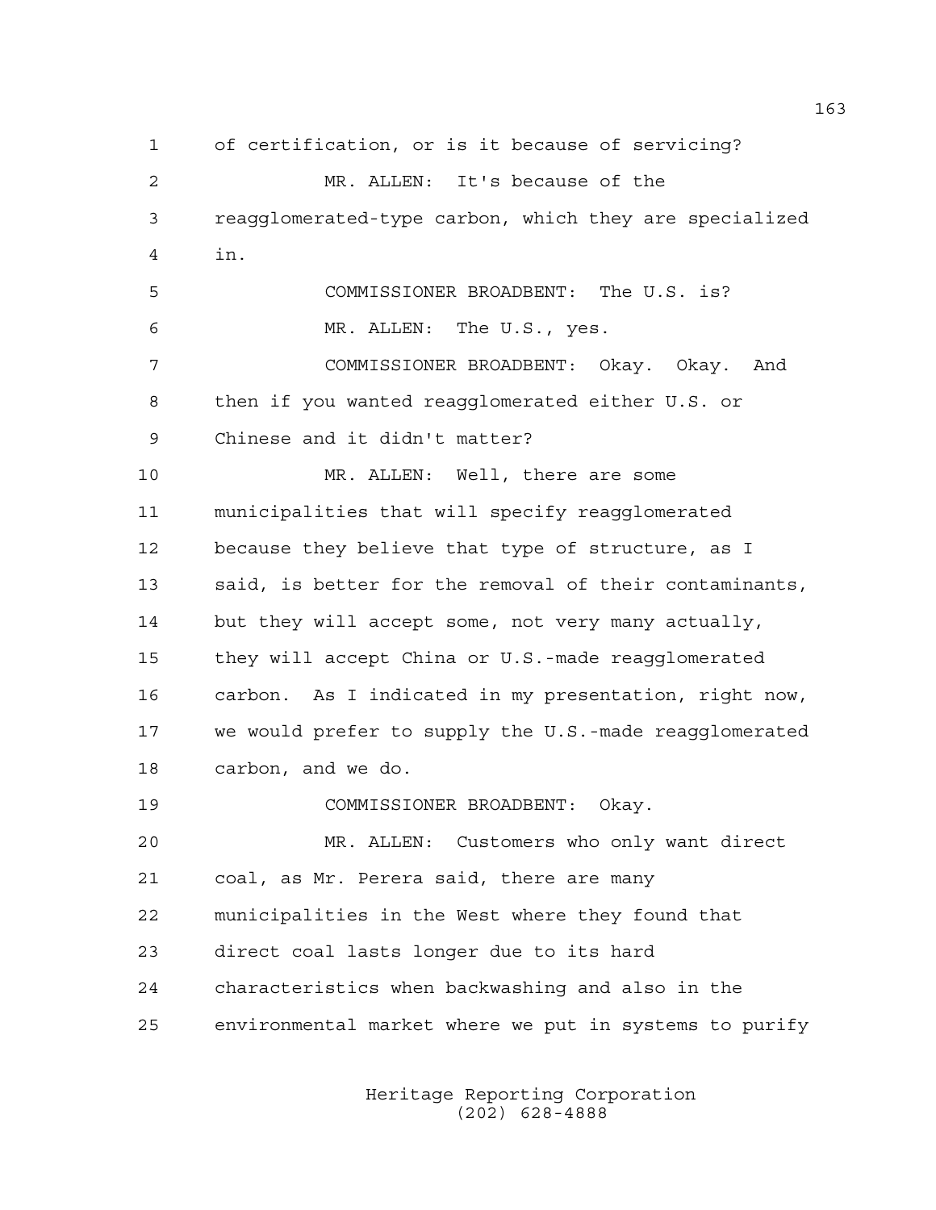of certification, or is it because of servicing?

MR. ALLEN: It's because of the reagglomerated-type carbon, which they are specialized in.

COMMISSIONER BROADBENT: The U.S. is?

MR. ALLEN: The U.S., yes.

COMMISSIONER BROADBENT: Okay. Okay. And then if you wanted reagglomerated either U.S. or Chinese and it didn't matter?

MR. ALLEN: Well, there are some municipalities that will specify reagglomerated because they believe that type of structure, as I said, is better for the removal of their contaminants, but they will accept some, not very many actually, they will accept China or U.S.-made reagglomerated carbon. As I indicated in my presentation, right now, we would prefer to supply the U.S.-made reagglomerated carbon, and we do.

COMMISSIONER BROADBENT: Okay.

MR. ALLEN: Customers who only want direct coal, as Mr. Perera said, there are many municipalities in the West where they found that direct coal lasts longer due to its hard characteristics when backwashing and also in the environmental market where we put in systems to purify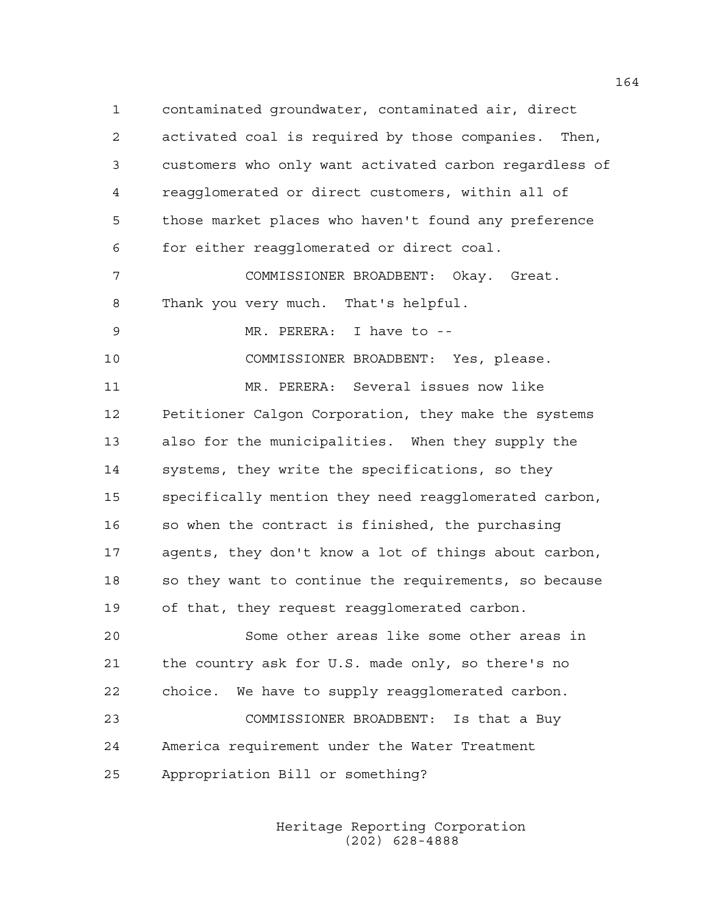contaminated groundwater, contaminated air, direct activated coal is required by those companies. Then, customers who only want activated carbon regardless of reagglomerated or direct customers, within all of those market places who haven't found any preference for either reagglomerated or direct coal.

COMMISSIONER BROADBENT: Okay. Great. Thank you very much. That's helpful.

MR. PERERA: I have to --

COMMISSIONER BROADBENT: Yes, please.

MR. PERERA: Several issues now like Petitioner Calgon Corporation, they make the systems also for the municipalities. When they supply the systems, they write the specifications, so they specifically mention they need reagglomerated carbon, so when the contract is finished, the purchasing agents, they don't know a lot of things about carbon, so they want to continue the requirements, so because of that, they request reagglomerated carbon.

Some other areas like some other areas in the country ask for U.S. made only, so there's no choice. We have to supply reagglomerated carbon.

COMMISSIONER BROADBENT: Is that a Buy America requirement under the Water Treatment Appropriation Bill or something?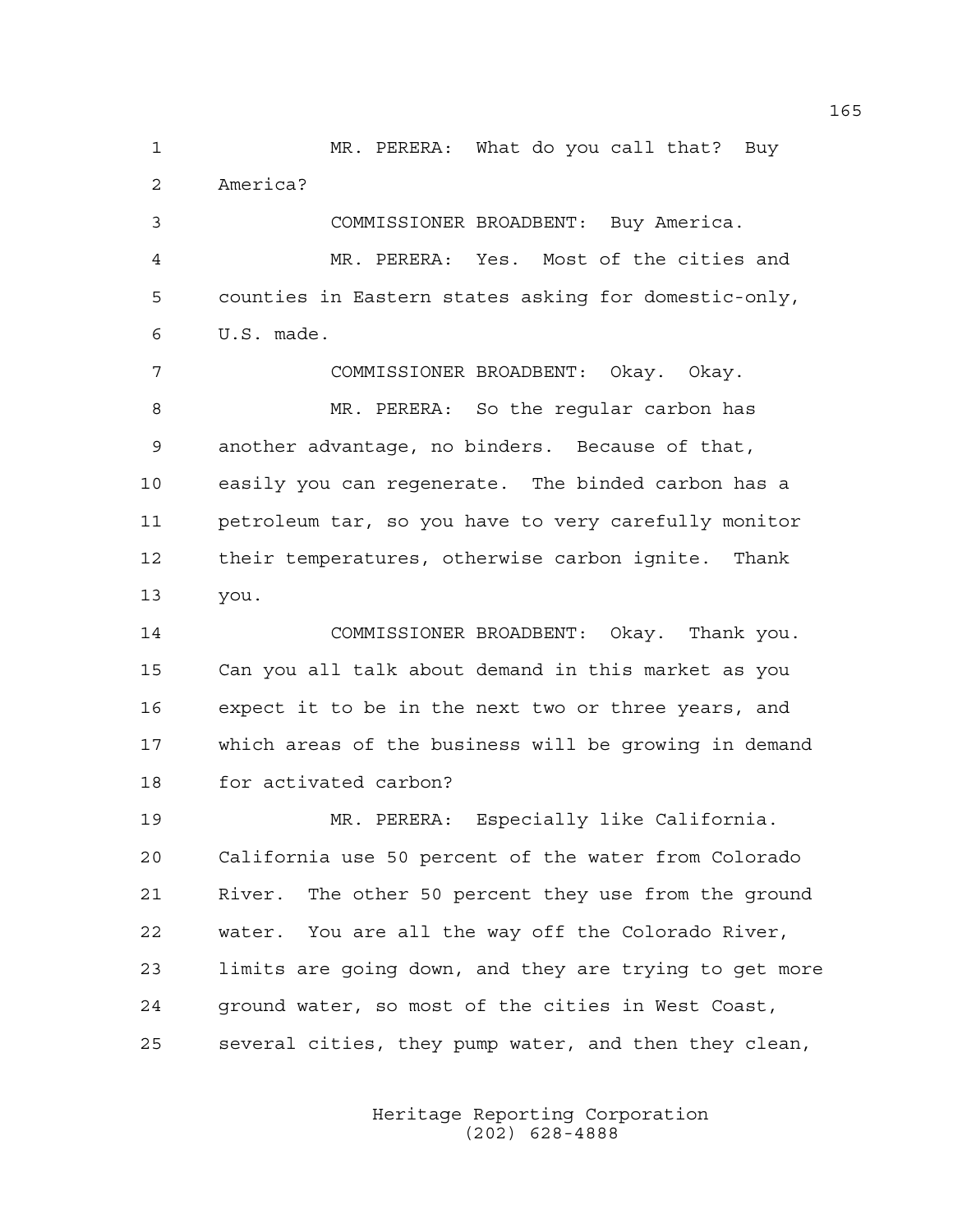MR. PERERA: What do you call that? Buy America?

COMMISSIONER BROADBENT: Buy America.

MR. PERERA: Yes. Most of the cities and counties in Eastern states asking for domestic-only, U.S. made.

COMMISSIONER BROADBENT: Okay. Okay.

MR. PERERA: So the regular carbon has another advantage, no binders. Because of that, easily you can regenerate. The binded carbon has a petroleum tar, so you have to very carefully monitor their temperatures, otherwise carbon ignite. Thank you.

COMMISSIONER BROADBENT: Okay. Thank you. Can you all talk about demand in this market as you expect it to be in the next two or three years, and which areas of the business will be growing in demand for activated carbon?

MR. PERERA: Especially like California. California use 50 percent of the water from Colorado River. The other 50 percent they use from the ground water. You are all the way off the Colorado River, limits are going down, and they are trying to get more ground water, so most of the cities in West Coast, several cities, they pump water, and then they clean,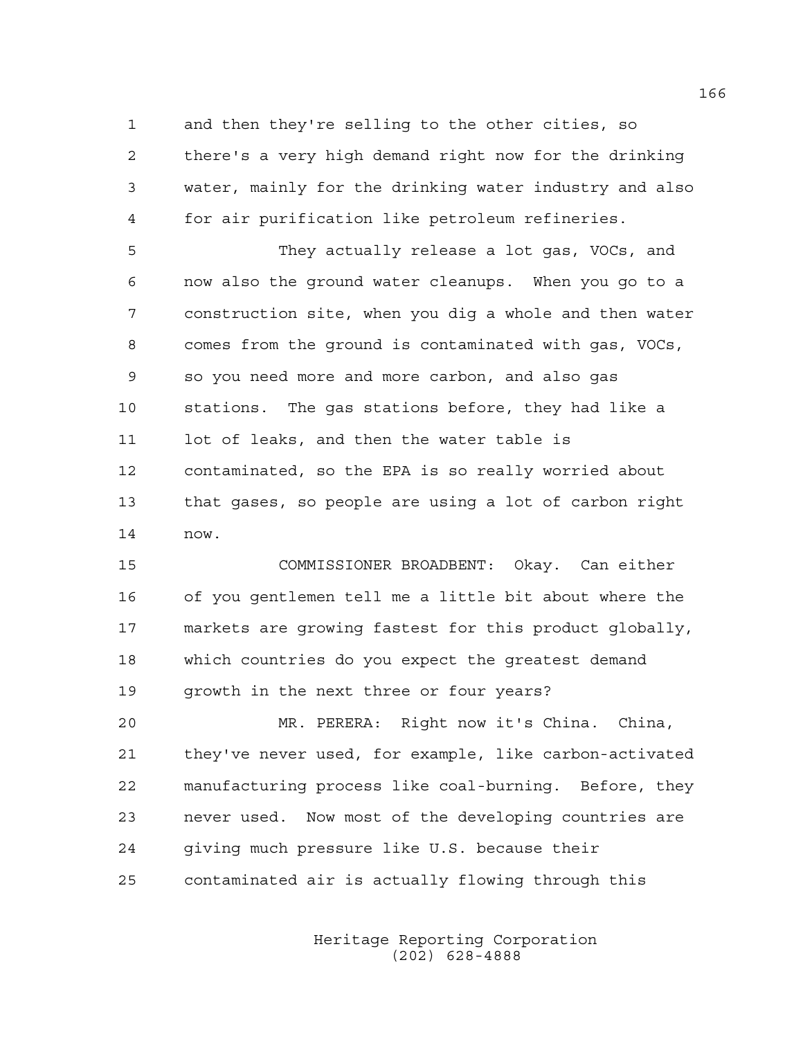and then they're selling to the other cities, so there's a very high demand right now for the drinking water, mainly for the drinking water industry and also for air purification like petroleum refineries.

They actually release a lot gas, VOCs, and now also the ground water cleanups. When you go to a construction site, when you dig a whole and then water comes from the ground is contaminated with gas, VOCs, so you need more and more carbon, and also gas stations. The gas stations before, they had like a lot of leaks, and then the water table is contaminated, so the EPA is so really worried about that gases, so people are using a lot of carbon right now.

COMMISSIONER BROADBENT: Okay. Can either of you gentlemen tell me a little bit about where the markets are growing fastest for this product globally, which countries do you expect the greatest demand growth in the next three or four years?

MR. PERERA: Right now it's China. China, they've never used, for example, like carbon-activated manufacturing process like coal-burning. Before, they never used. Now most of the developing countries are giving much pressure like U.S. because their contaminated air is actually flowing through this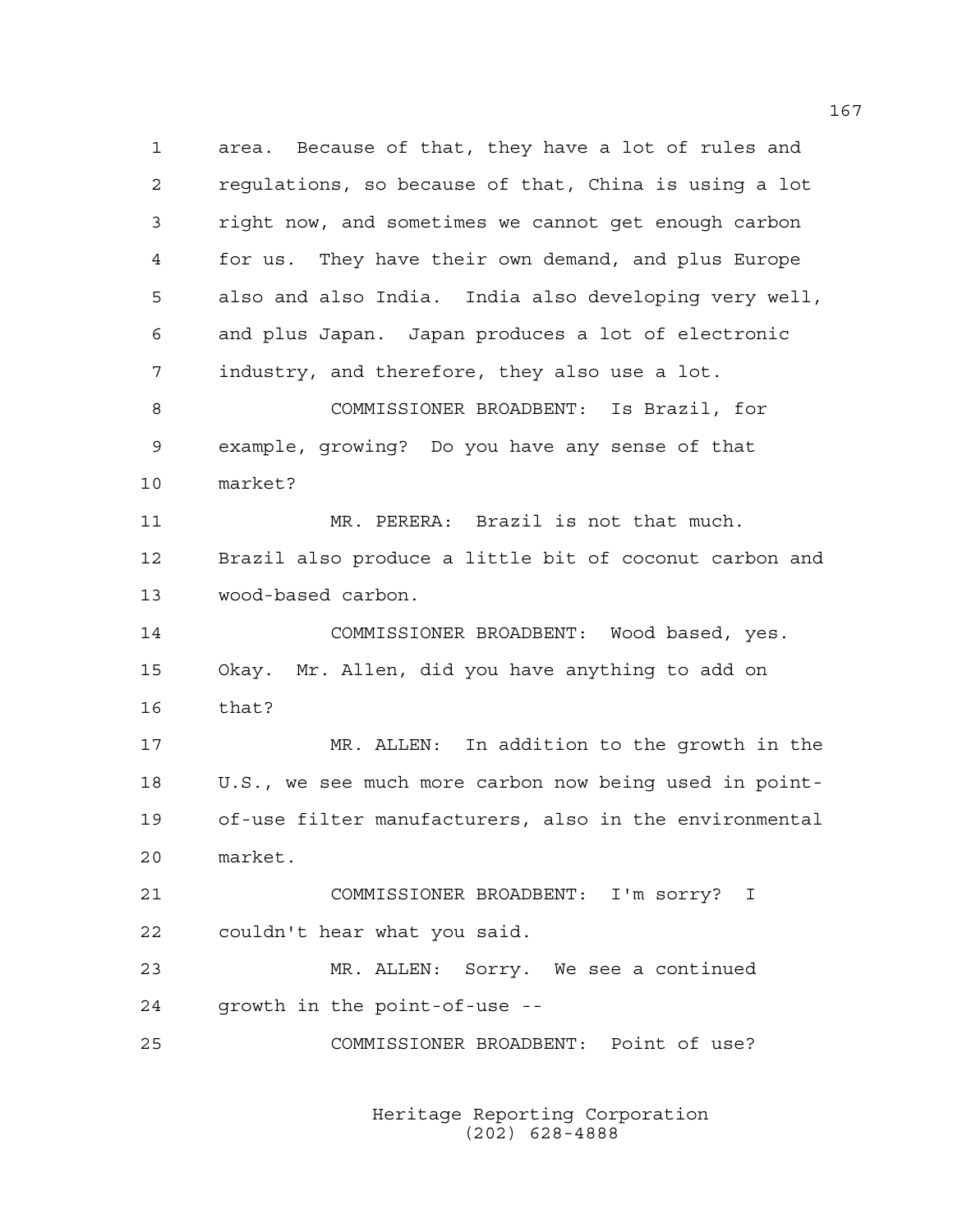area. Because of that, they have a lot of rules and regulations, so because of that, China is using a lot right now, and sometimes we cannot get enough carbon for us. They have their own demand, and plus Europe also and also India. India also developing very well, and plus Japan. Japan produces a lot of electronic industry, and therefore, they also use a lot.

COMMISSIONER BROADBENT: Is Brazil, for example, growing? Do you have any sense of that market?

MR. PERERA: Brazil is not that much. Brazil also produce a little bit of coconut carbon and wood-based carbon.

COMMISSIONER BROADBENT: Wood based, yes. Okay. Mr. Allen, did you have anything to add on that?

MR. ALLEN: In addition to the growth in the U.S., we see much more carbon now being used in point-of-use filter manufacturers, also in the environmental market.

COMMISSIONER BROADBENT: I'm sorry? I couldn't hear what you said.

MR. ALLEN: Sorry. We see a continued growth in the point-of-use --

COMMISSIONER BROADBENT: Point of use?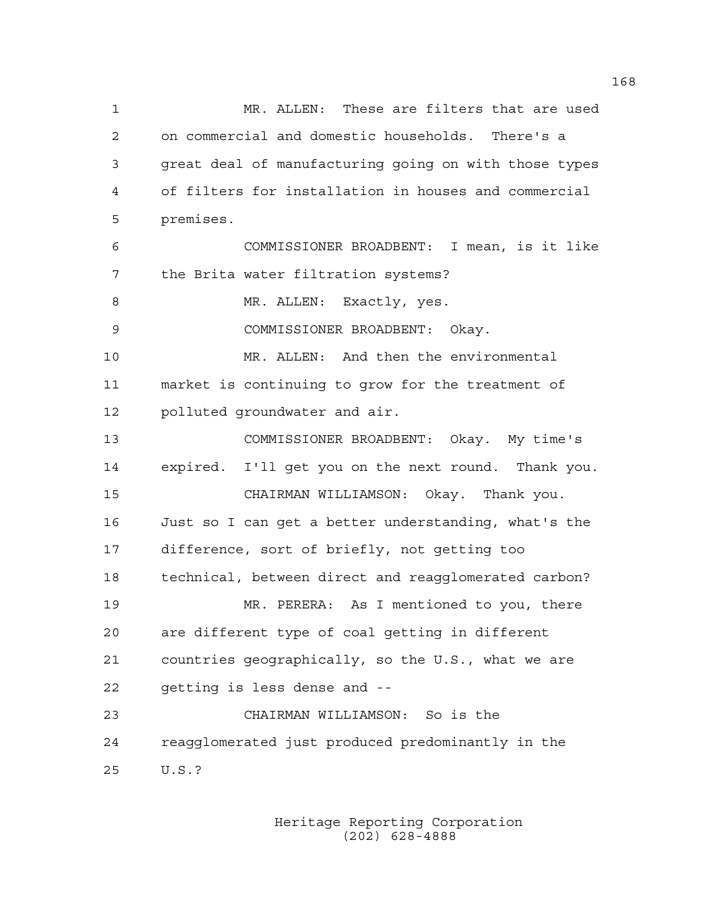MR. ALLEN: These are filters that are used on commercial and domestic households. There's a great deal of manufacturing going on with those types of filters for installation in houses and commercial premises.

COMMISSIONER BROADBENT: I mean, is it like the Brita water filtration systems?

MR. ALLEN: Exactly, yes.

COMMISSIONER BROADBENT: Okay.

MR. ALLEN: And then the environmental market is continuing to grow for the treatment of polluted groundwater and air.

COMMISSIONER BROADBENT: Okay. My time's expired. I'll get you on the next round. Thank you.

CHAIRMAN WILLIAMSON: Okay. Thank you. Just so I can get a better understanding, what's the difference, sort of briefly, not getting too technical, between direct and reagglomerated carbon?

MR. PERERA: As I mentioned to you, there are different type of coal getting in different countries geographically, so the U.S., what we are getting is less dense and --

CHAIRMAN WILLIAMSON: So is the reagglomerated just produced predominantly in the U.S.?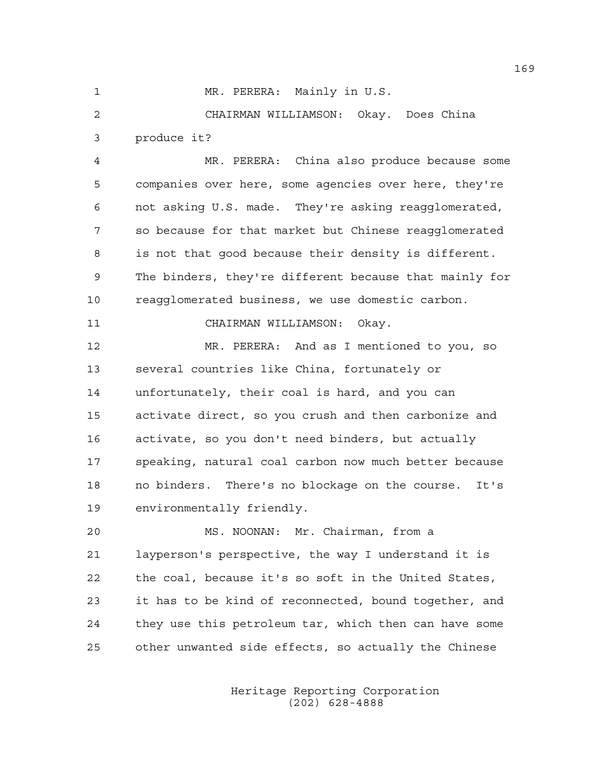MR. PERERA: Mainly in U.S.

CHAIRMAN WILLIAMSON: Okay. Does China produce it?

MR. PERERA: China also produce because some companies over here, some agencies over here, they're not asking U.S. made. They're asking reagglomerated, so because for that market but Chinese reagglomerated is not that good because their density is different. The binders, they're different because that mainly for reagglomerated business, we use domestic carbon.

CHAIRMAN WILLIAMSON: Okay.

MR. PERERA: And as I mentioned to you, so several countries like China, fortunately or unfortunately, their coal is hard, and you can activate direct, so you crush and then carbonize and activate, so you don't need binders, but actually speaking, natural coal carbon now much better because no binders. There's no blockage on the course. It's environmentally friendly.

MS. NOONAN: Mr. Chairman, from a layperson's perspective, the way I understand it is the coal, because it's so soft in the United States, it has to be kind of reconnected, bound together, and they use this petroleum tar, which then can have some other unwanted side effects, so actually the Chinese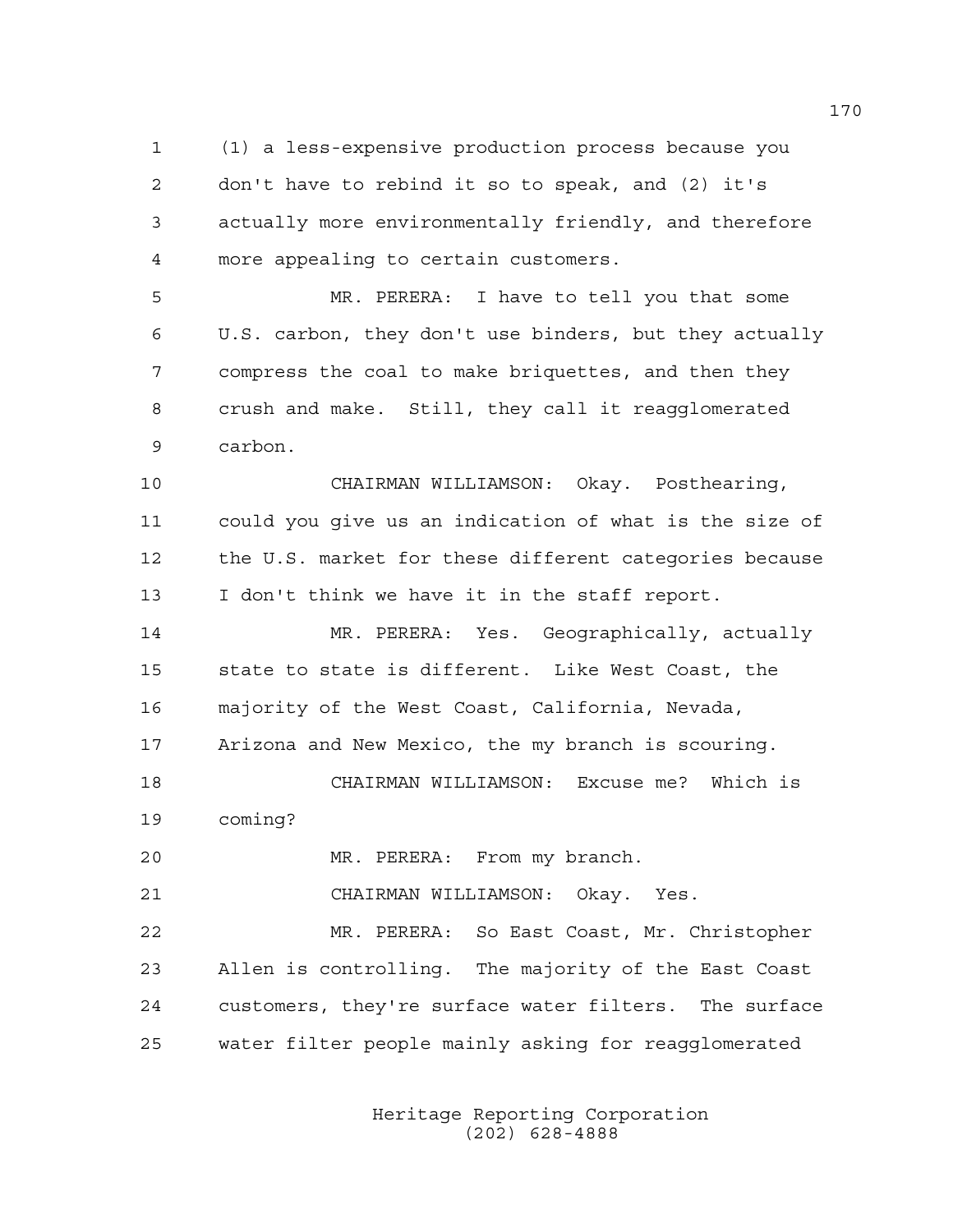(1) a less-expensive production process because you don't have to rebind it so to speak, and (2) it's actually more environmentally friendly, and therefore more appealing to certain customers.

MR. PERERA: I have to tell you that some U.S. carbon, they don't use binders, but they actually compress the coal to make briquettes, and then they crush and make. Still, they call it reagglomerated carbon.

CHAIRMAN WILLIAMSON: Okay. Posthearing, could you give us an indication of what is the size of the U.S. market for these different categories because I don't think we have it in the staff report.

MR. PERERA: Yes. Geographically, actually state to state is different. Like West Coast, the majority of the West Coast, California, Nevada, Arizona and New Mexico, the my branch is scouring.

CHAIRMAN WILLIAMSON: Excuse me? Which is coming?

MR. PERERA: From my branch.

CHAIRMAN WILLIAMSON: Okay. Yes.

MR. PERERA: So East Coast, Mr. Christopher Allen is controlling. The majority of the East Coast customers, they're surface water filters. The surface water filter people mainly asking for reagglomerated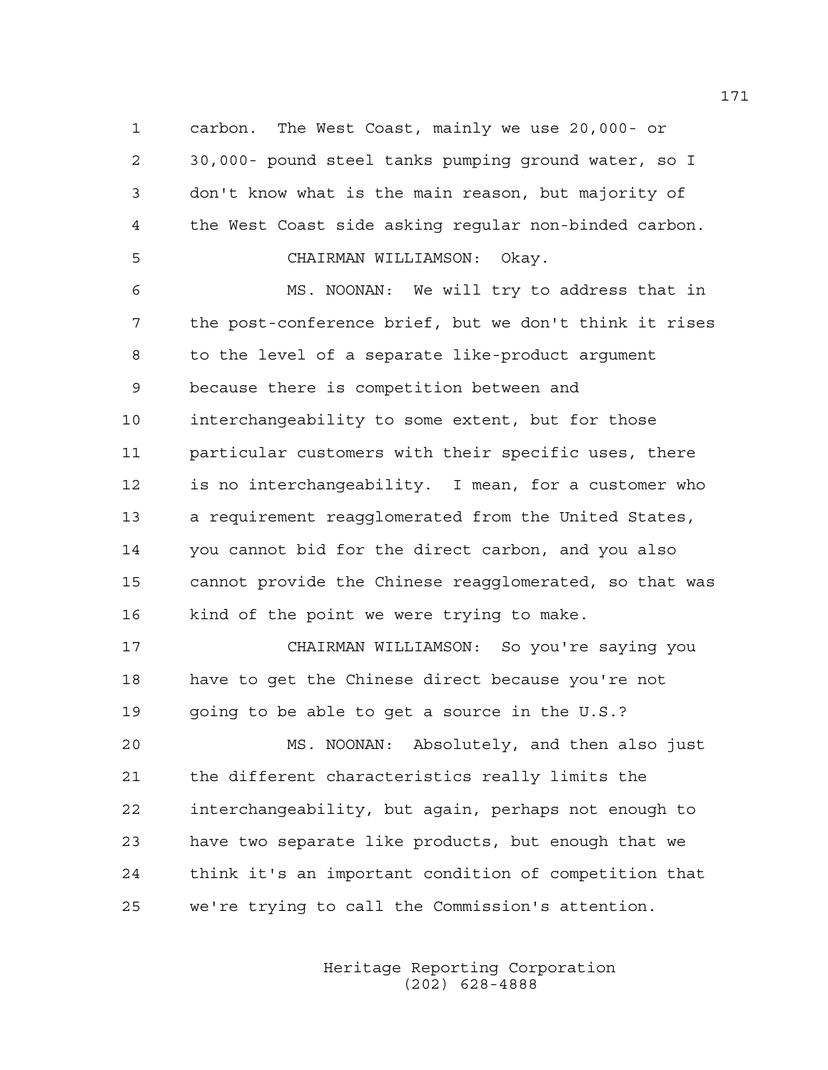carbon. The West Coast, mainly we use 20,000- or 30,000- pound steel tanks pumping ground water, so I don't know what is the main reason, but majority of the West Coast side asking regular non-binded carbon.

CHAIRMAN WILLIAMSON: Okay.

MS. NOONAN: We will try to address that in the post-conference brief, but we don't think it rises to the level of a separate like-product argument because there is competition between and interchangeability to some extent, but for those particular customers with their specific uses, there is no interchangeability. I mean, for a customer who a requirement reagglomerated from the United States, you cannot bid for the direct carbon, and you also cannot provide the Chinese reagglomerated, so that was kind of the point we were trying to make.

CHAIRMAN WILLIAMSON: So you're saying you have to get the Chinese direct because you're not going to be able to get a source in the U.S.?

MS. NOONAN: Absolutely, and then also just the different characteristics really limits the interchangeability, but again, perhaps not enough to have two separate like products, but enough that we think it's an important condition of competition that we're trying to call the Commission's attention.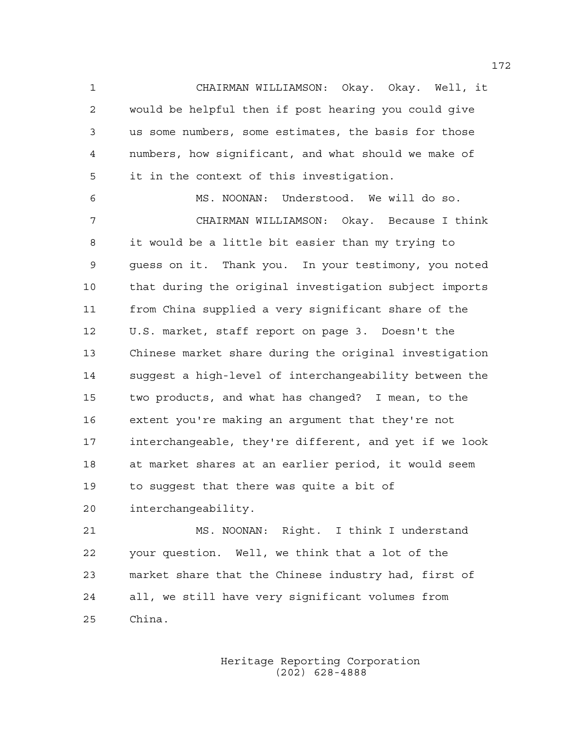CHAIRMAN WILLIAMSON: Okay. Okay. Well, it would be helpful then if post hearing you could give us some numbers, some estimates, the basis for those numbers, how significant, and what should we make of it in the context of this investigation.

MS. NOONAN: Understood. We will do so.

CHAIRMAN WILLIAMSON: Okay. Because I think it would be a little bit easier than my trying to guess on it. Thank you. In your testimony, you noted that during the original investigation subject imports from China supplied a very significant share of the U.S. market, staff report on page 3. Doesn't the Chinese market share during the original investigation suggest a high-level of interchangeability between the two products, and what has changed? I mean, to the extent you're making an argument that they're not interchangeable, they're different, and yet if we look at market shares at an earlier period, it would seem to suggest that there was quite a bit of interchangeability.

MS. NOONAN: Right. I think I understand your question. Well, we think that a lot of the market share that the Chinese industry had, first of all, we still have very significant volumes from China.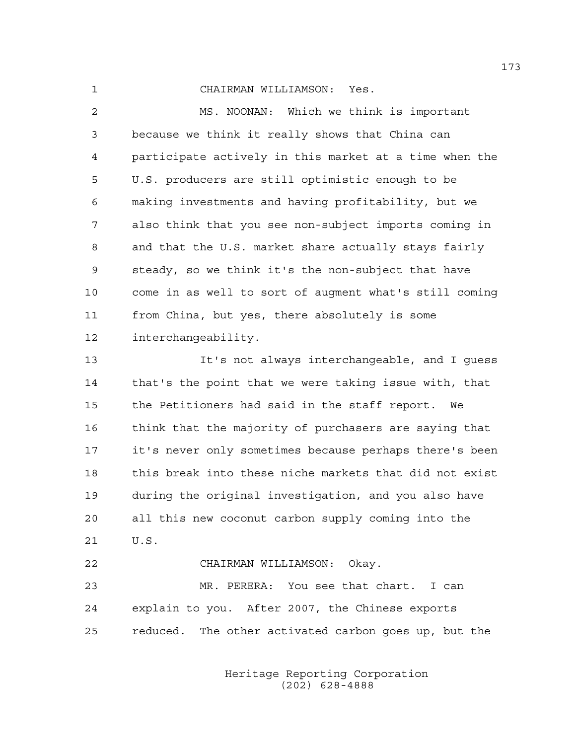CHAIRMAN WILLIAMSON: Yes.

MS. NOONAN: Which we think is important because we think it really shows that China can participate actively in this market at a time when the U.S. producers are still optimistic enough to be making investments and having profitability, but we also think that you see non-subject imports coming in and that the U.S. market share actually stays fairly steady, so we think it's the non-subject that have come in as well to sort of augment what's still coming from China, but yes, there absolutely is some interchangeability.

It's not always interchangeable, and I guess that's the point that we were taking issue with, that the Petitioners had said in the staff report. We think that the majority of purchasers are saying that it's never only sometimes because perhaps there's been this break into these niche markets that did not exist during the original investigation, and you also have all this new coconut carbon supply coming into the U.S.

CHAIRMAN WILLIAMSON: Okay.

MR. PERERA: You see that chart. I can explain to you. After 2007, the Chinese exports reduced. The other activated carbon goes up, but the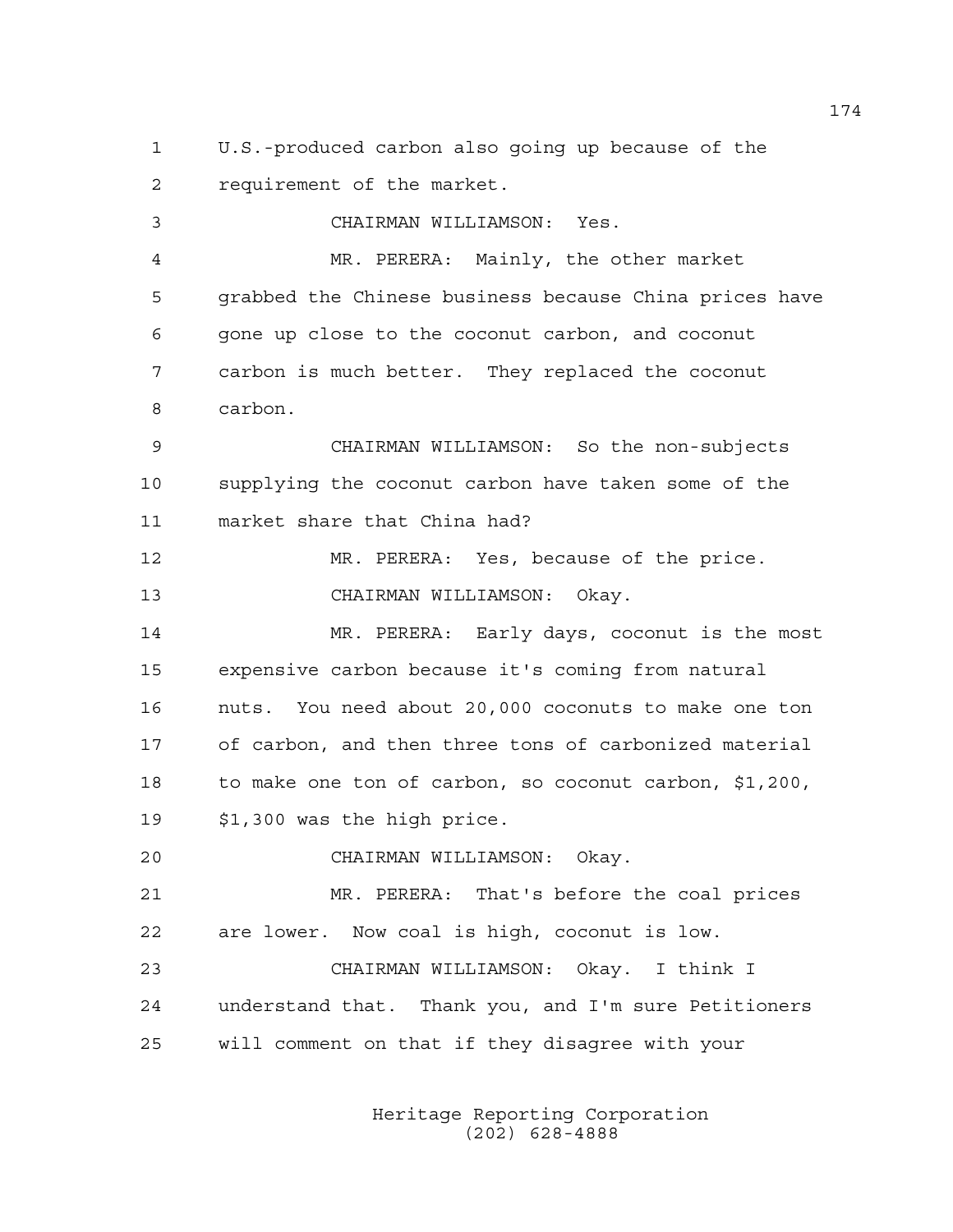1 U.S.-produced carbon also going up because of the
2 requirement of the market.

3 CHAIRMAN WILLIAMSON: Yes.

4 MR. PERERA: Mainly, the other market
5 grabbed the Chinese business because China prices have
6 gone up close to the coconut carbon, and coconut
7 carbon is much better. They replaced the coconut
8 carbon.

9 CHAIRMAN WILLIAMSON: So the non-subjects
10 supplying the coconut carbon have taken some of the
11 market share that China had?

12 MR. PERERA: Yes, because of the price.

13 CHAIRMAN WILLIAMSON: Okay.

14 MR. PERERA: Early days, coconut is the most
15 expensive carbon because it's coming from natural
16 nuts. You need about 20,000 coconuts to make one ton
17 of carbon, and then three tons of carbonized material
18 to make one ton of carbon, so coconut carbon, $1,200,
19 $1,300 was the high price.

20 CHAIRMAN WILLIAMSON: Okay.

21 MR. PERERA: That's before the coal prices
22 are lower. Now coal is high, coconut is low.

23 CHAIRMAN WILLIAMSON: Okay. I think I
24 understand that. Thank you, and I'm sure Petitioners
25 will comment on that if they disagree with your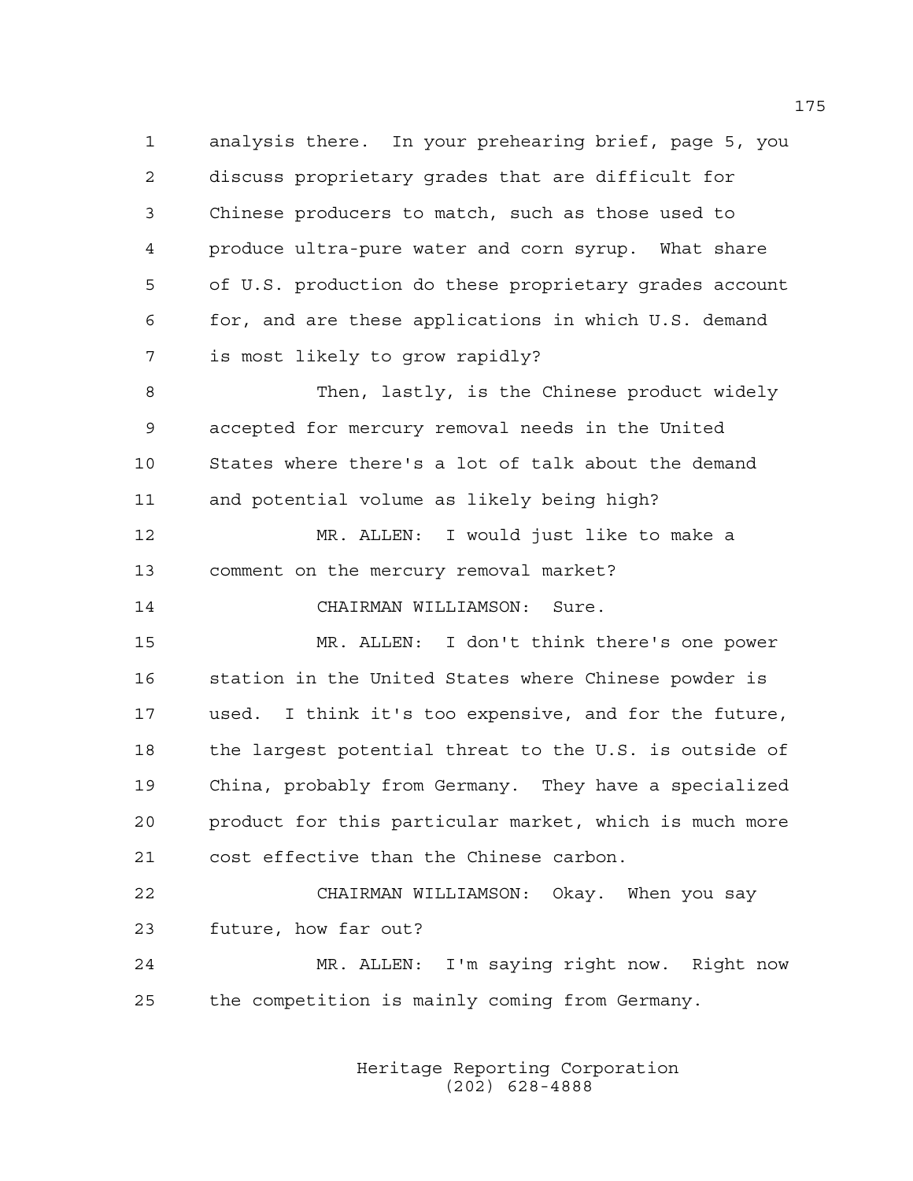analysis there. In your prehearing brief, page 5, you discuss proprietary grades that are difficult for Chinese producers to match, such as those used to produce ultra-pure water and corn syrup. What share of U.S. production do these proprietary grades account for, and are these applications in which U.S. demand is most likely to grow rapidly?

Then, lastly, is the Chinese product widely accepted for mercury removal needs in the United States where there's a lot of talk about the demand and potential volume as likely being high?

MR. ALLEN: I would just like to make a comment on the mercury removal market?

CHAIRMAN WILLIAMSON: Sure.

MR. ALLEN: I don't think there's one power station in the United States where Chinese powder is used. I think it's too expensive, and for the future, the largest potential threat to the U.S. is outside of China, probably from Germany. They have a specialized product for this particular market, which is much more cost effective than the Chinese carbon.

CHAIRMAN WILLIAMSON: Okay. When you say future, how far out?

MR. ALLEN: I'm saying right now. Right now the competition is mainly coming from Germany.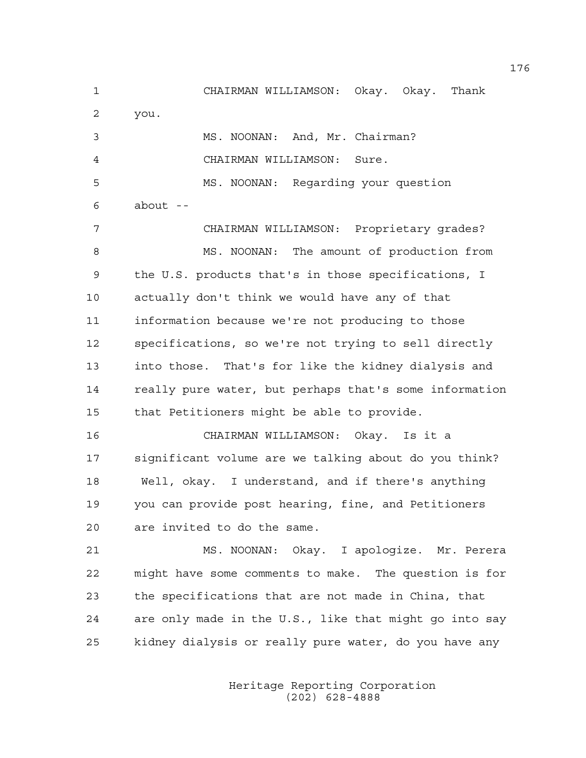CHAIRMAN WILLIAMSON: Okay. Okay. Thank you.

MS. NOONAN: And, Mr. Chairman?

CHAIRMAN WILLIAMSON: Sure.

MS. NOONAN: Regarding your question about --

CHAIRMAN WILLIAMSON: Proprietary grades?

MS. NOONAN: The amount of production from the U.S. products that's in those specifications, I actually don't think we would have any of that information because we're not producing to those specifications, so we're not trying to sell directly into those. That's for like the kidney dialysis and really pure water, but perhaps that's some information that Petitioners might be able to provide.

CHAIRMAN WILLIAMSON: Okay. Is it a significant volume are we talking about do you think? Well, okay. I understand, and if there's anything you can provide post hearing, fine, and Petitioners are invited to do the same.

MS. NOONAN: Okay. I apologize. Mr. Perera might have some comments to make. The question is for the specifications that are not made in China, that are only made in the U.S., like that might go into say kidney dialysis or really pure water, do you have any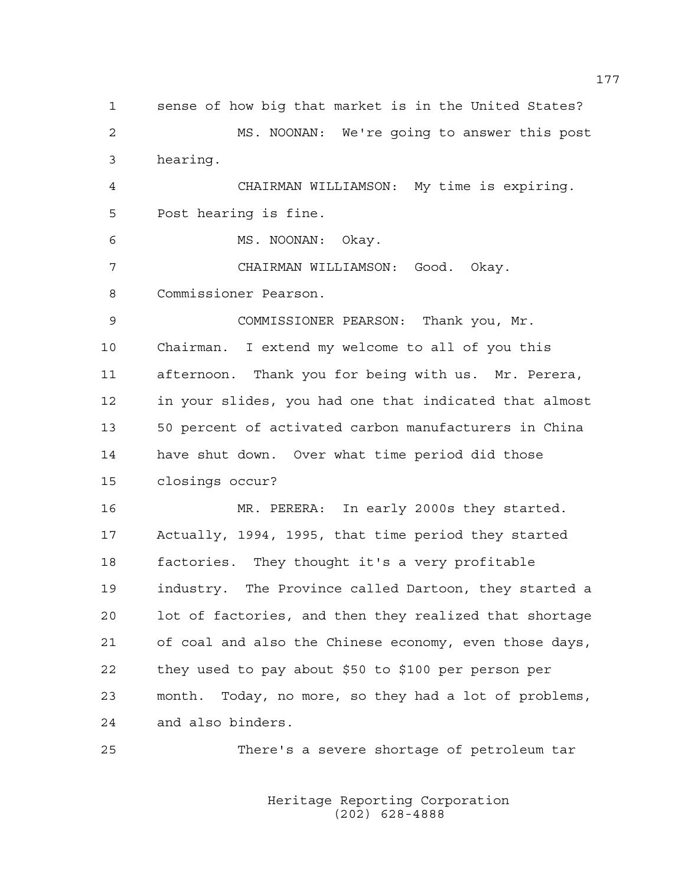1 sense of how big that market is in the United States?

2 MS. NOONAN: We're going to answer this post

3 hearing.

4 CHAIRMAN WILLIAMSON: My time is expiring.

5 Post hearing is fine.

6 MS. NOONAN: Okay.

7 CHAIRMAN WILLIAMSON: Good. Okay.

8 Commissioner Pearson.

9 COMMISSIONER PEARSON: Thank you, Mr.

10 Chairman. I extend my welcome to all of you this

11 afternoon. Thank you for being with us. Mr. Perera,

12 in your slides, you had one that indicated that almost

13 50 percent of activated carbon manufacturers in China

14 have shut down. Over what time period did those

15 closings occur?

16 MR. PERERA: In early 2000s they started.

17 Actually, 1994, 1995, that time period they started

18 factories. They thought it's a very profitable

19 industry. The Province called Dartoon, they started a

20 lot of factories, and then they realized that shortage

21 of coal and also the Chinese economy, even those days,

22 they used to pay about $50 to $100 per person per

23 month. Today, no more, so they had a lot of problems,

24 and also binders.

25 There's a severe shortage of petroleum tar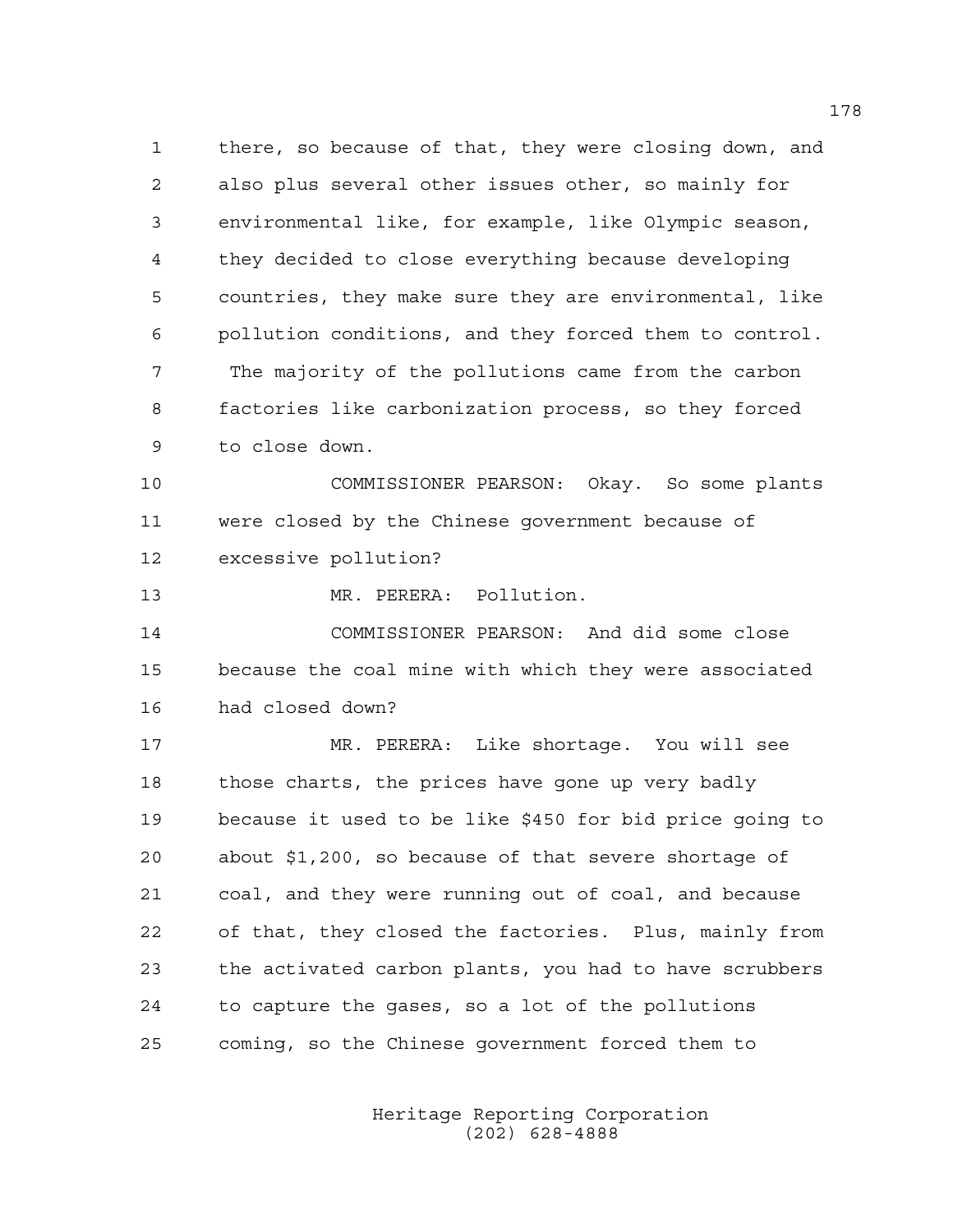there, so because of that, they were closing down, and also plus several other issues other, so mainly for environmental like, for example, like Olympic season, they decided to close everything because developing countries, they make sure they are environmental, like pollution conditions, and they forced them to control. The majority of the pollutions came from the carbon factories like carbonization process, so they forced to close down.

COMMISSIONER PEARSON: Okay. So some plants were closed by the Chinese government because of excessive pollution?

MR. PERERA: Pollution.

COMMISSIONER PEARSON: And did some close because the coal mine with which they were associated had closed down?

MR. PERERA: Like shortage. You will see those charts, the prices have gone up very badly because it used to be like $450 for bid price going to about $1,200, so because of that severe shortage of coal, and they were running out of coal, and because of that, they closed the factories. Plus, mainly from the activated carbon plants, you had to have scrubbers to capture the gases, so a lot of the pollutions coming, so the Chinese government forced them to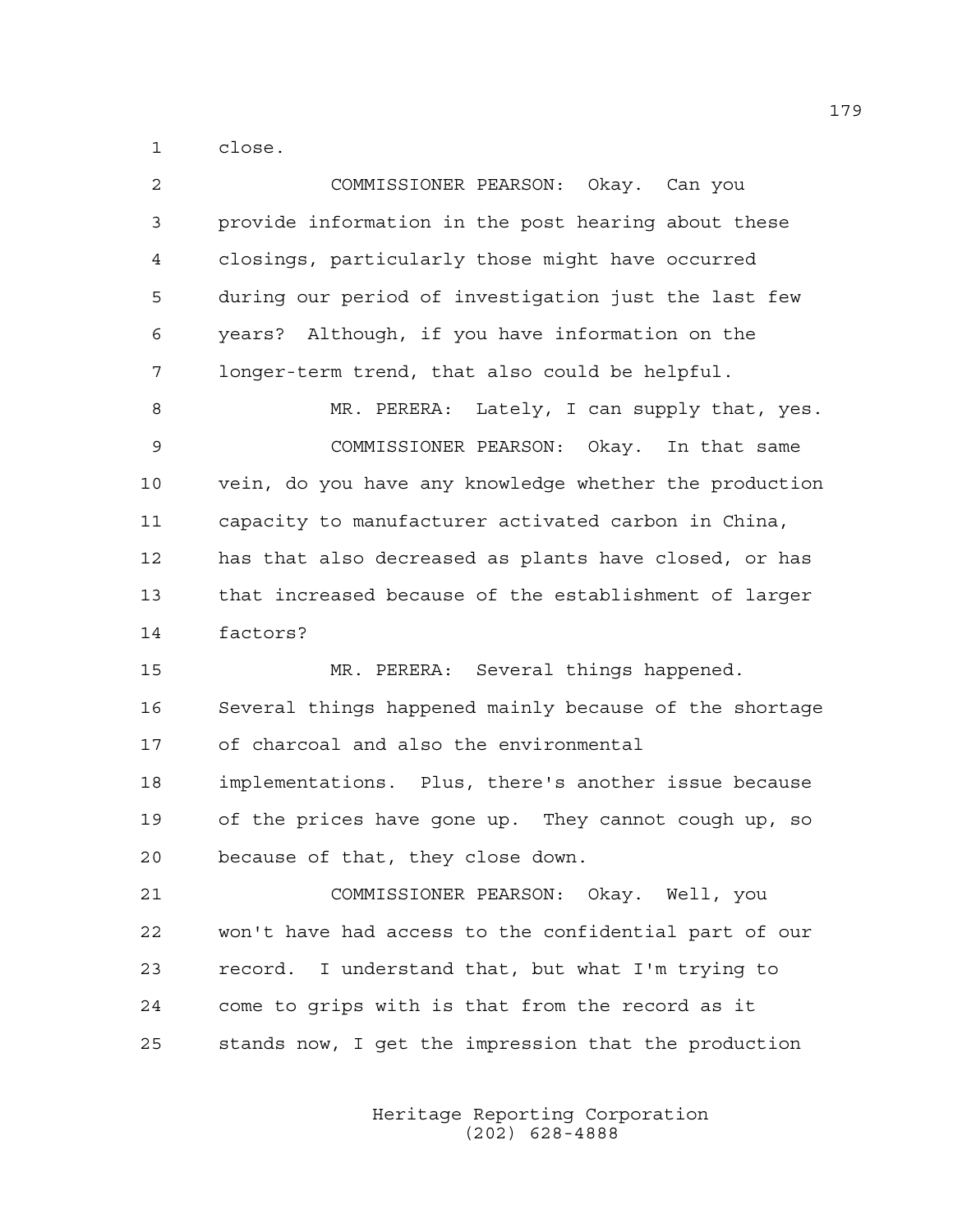1 close.

2 COMMISSIONER PEARSON: Okay. Can you
3 provide information in the post hearing about these
4 closings, particularly those might have occurred
5 during our period of investigation just the last few
6 years? Although, if you have information on the
7 longer-term trend, that also could be helpful.

8 MR. PERERA: Lately, I can supply that, yes.

9 COMMISSIONER PEARSON: Okay. In that same
10 vein, do you have any knowledge whether the production
11 capacity to manufacturer activated carbon in China,
12 has that also decreased as plants have closed, or has
13 that increased because of the establishment of larger
14 factors?

15 MR. PERERA: Several things happened.
16 Several things happened mainly because of the shortage
17 of charcoal and also the environmental
18 implementations. Plus, there's another issue because
19 of the prices have gone up. They cannot cough up, so
20 because of that, they close down.

21 COMMISSIONER PEARSON: Okay. Well, you
22 won't have had access to the confidential part of our
23 record. I understand that, but what I'm trying to
24 come to grips with is that from the record as it
25 stands now, I get the impression that the production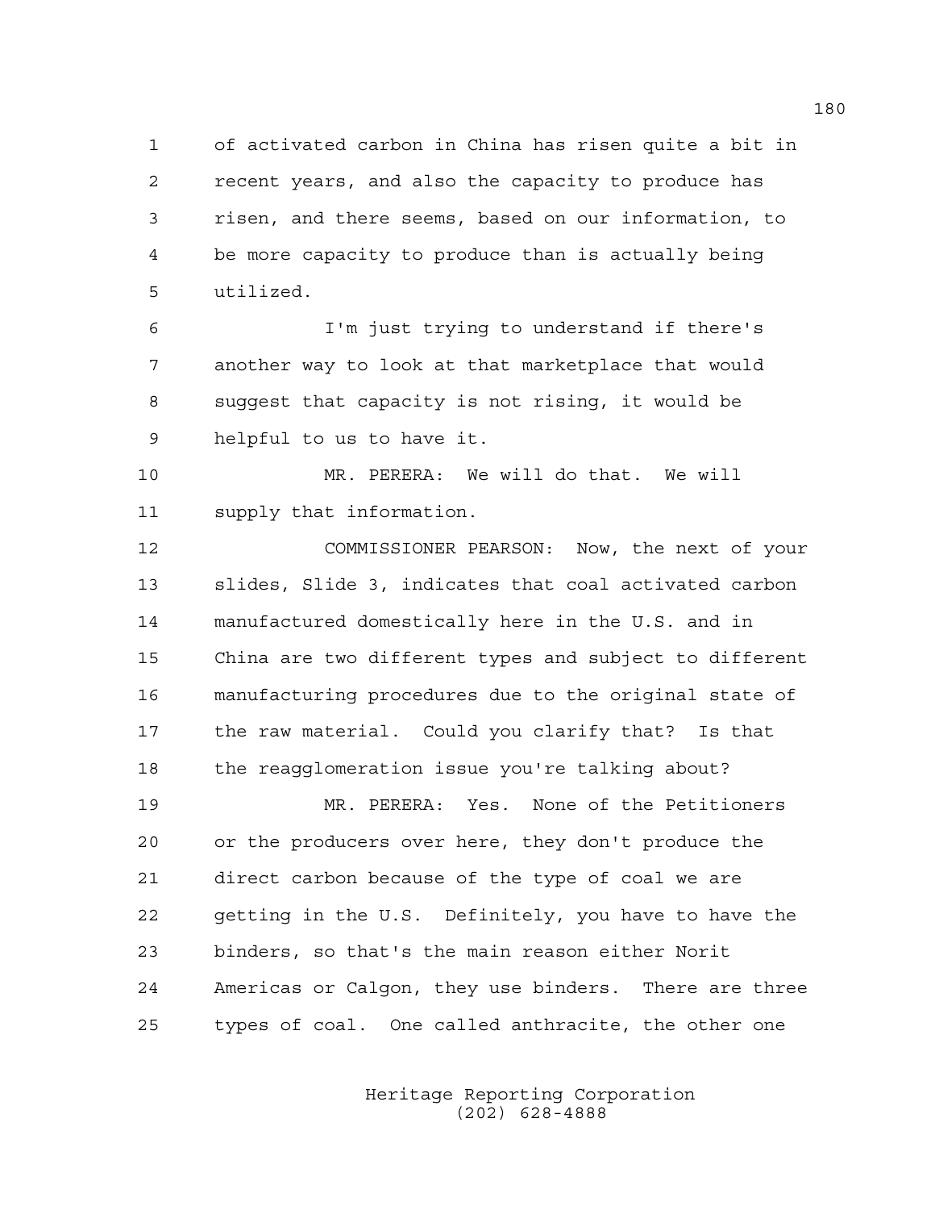of activated carbon in China has risen quite a bit in recent years, and also the capacity to produce has risen, and there seems, based on our information, to be more capacity to produce than is actually being utilized.

I'm just trying to understand if there's another way to look at that marketplace that would suggest that capacity is not rising, it would be helpful to us to have it.

MR. PERERA: We will do that. We will supply that information.

COMMISSIONER PEARSON: Now, the next of your slides, Slide 3, indicates that coal activated carbon manufactured domestically here in the U.S. and in China are two different types and subject to different manufacturing procedures due to the original state of the raw material. Could you clarify that? Is that the reagglomeration issue you're talking about?

MR. PERERA: Yes. None of the Petitioners or the producers over here, they don't produce the direct carbon because of the type of coal we are getting in the U.S. Definitely, you have to have the binders, so that's the main reason either Norit Americas or Calgon, they use binders. There are three types of coal. One called anthracite, the other one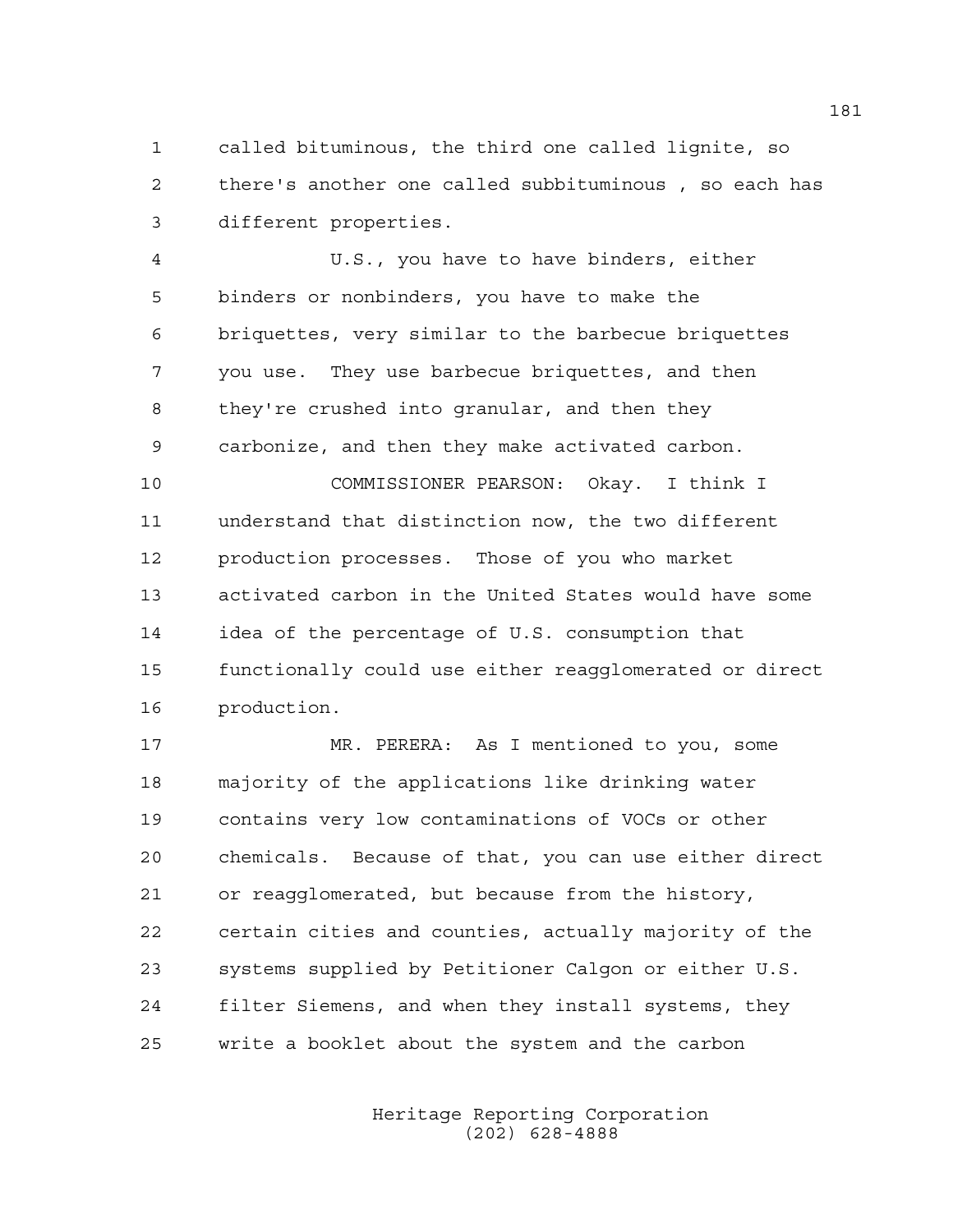called bituminous, the third one called lignite, so there's another one called subbituminous , so each has different properties.

U.S., you have to have binders, either binders or nonbinders, you have to make the briquettes, very similar to the barbecue briquettes you use. They use barbecue briquettes, and then they're crushed into granular, and then they carbonize, and then they make activated carbon.

COMMISSIONER PEARSON: Okay. I think I understand that distinction now, the two different production processes. Those of you who market activated carbon in the United States would have some idea of the percentage of U.S. consumption that functionally could use either reagglomerated or direct production.

MR. PERERA: As I mentioned to you, some majority of the applications like drinking water contains very low contaminations of VOCs or other chemicals. Because of that, you can use either direct or reagglomerated, but because from the history, certain cities and counties, actually majority of the systems supplied by Petitioner Calgon or either U.S. filter Siemens, and when they install systems, they write a booklet about the system and the carbon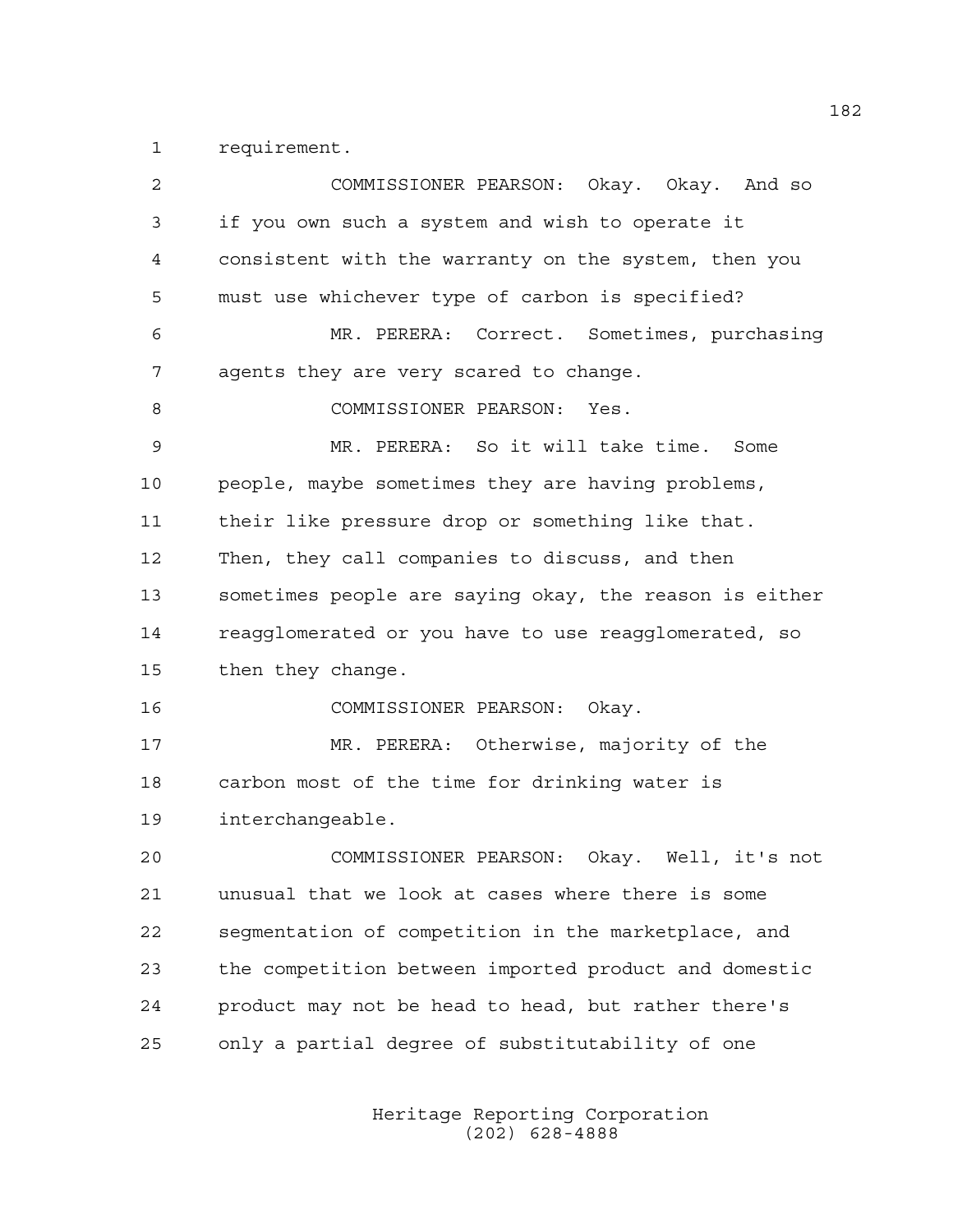requirement.

COMMISSIONER PEARSON: Okay. Okay. And so if you own such a system and wish to operate it consistent with the warranty on the system, then you must use whichever type of carbon is specified?

MR. PERERA: Correct. Sometimes, purchasing agents they are very scared to change.

COMMISSIONER PEARSON: Yes.

MR. PERERA: So it will take time. Some people, maybe sometimes they are having problems, their like pressure drop or something like that. Then, they call companies to discuss, and then sometimes people are saying okay, the reason is either reagglomerated or you have to use reagglomerated, so then they change.

COMMISSIONER PEARSON: Okay.

MR. PERERA: Otherwise, majority of the carbon most of the time for drinking water is interchangeable.

COMMISSIONER PEARSON: Okay. Well, it's not unusual that we look at cases where there is some segmentation of competition in the marketplace, and the competition between imported product and domestic product may not be head to head, but rather there's only a partial degree of substitutability of one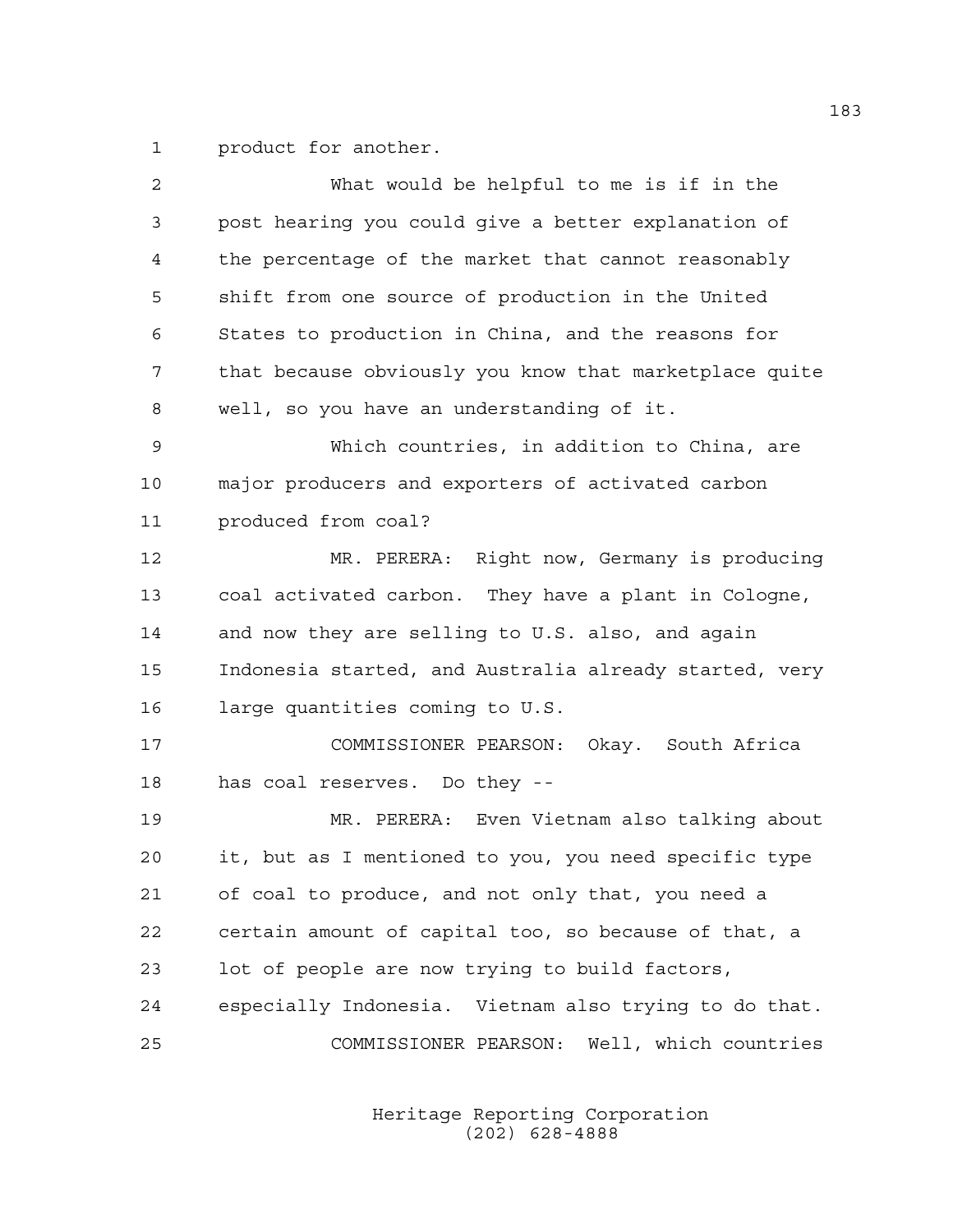product for another.

What would be helpful to me is if in the post hearing you could give a better explanation of the percentage of the market that cannot reasonably shift from one source of production in the United States to production in China, and the reasons for that because obviously you know that marketplace quite well, so you have an understanding of it.

Which countries, in addition to China, are major producers and exporters of activated carbon produced from coal?

MR. PERERA: Right now, Germany is producing coal activated carbon. They have a plant in Cologne, and now they are selling to U.S. also, and again Indonesia started, and Australia already started, very large quantities coming to U.S.

COMMISSIONER PEARSON: Okay. South Africa has coal reserves. Do they --

MR. PERERA: Even Vietnam also talking about it, but as I mentioned to you, you need specific type of coal to produce, and not only that, you need a certain amount of capital too, so because of that, a lot of people are now trying to build factors, especially Indonesia. Vietnam also trying to do that.

COMMISSIONER PEARSON: Well, which countries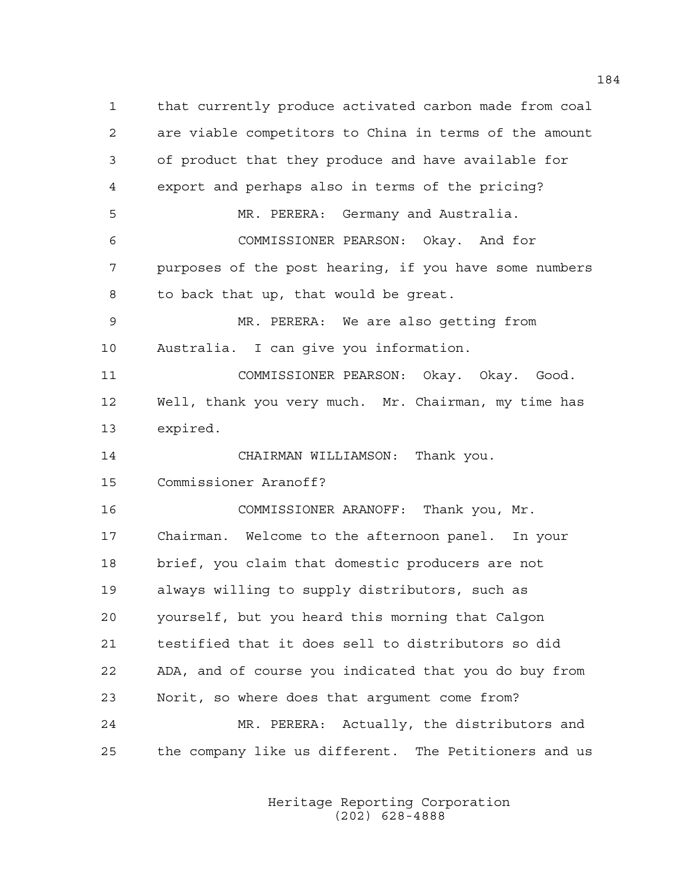1 that currently produce activated carbon made from coal
2 are viable competitors to China in terms of the amount
3 of product that they produce and have available for
4 export and perhaps also in terms of the pricing?

5 MR. PERERA: Germany and Australia.

6 COMMISSIONER PEARSON: Okay. And for
7 purposes of the post hearing, if you have some numbers
8 to back that up, that would be great.

9 MR. PERERA: We are also getting from
10 Australia. I can give you information.

11 COMMISSIONER PEARSON: Okay. Okay. Good.
12 Well, thank you very much. Mr. Chairman, my time has
13 expired.

14 CHAIRMAN WILLIAMSON: Thank you.
15 Commissioner Aranoff?

16 COMMISSIONER ARANOFF: Thank you, Mr.
17 Chairman. Welcome to the afternoon panel. In your
18 brief, you claim that domestic producers are not
19 always willing to supply distributors, such as
20 yourself, but you heard this morning that Calgon
21 testified that it does sell to distributors so did
22 ADA, and of course you indicated that you do buy from
23 Norit, so where does that argument come from?

24 MR. PERERA: Actually, the distributors and
25 the company like us different. The Petitioners and us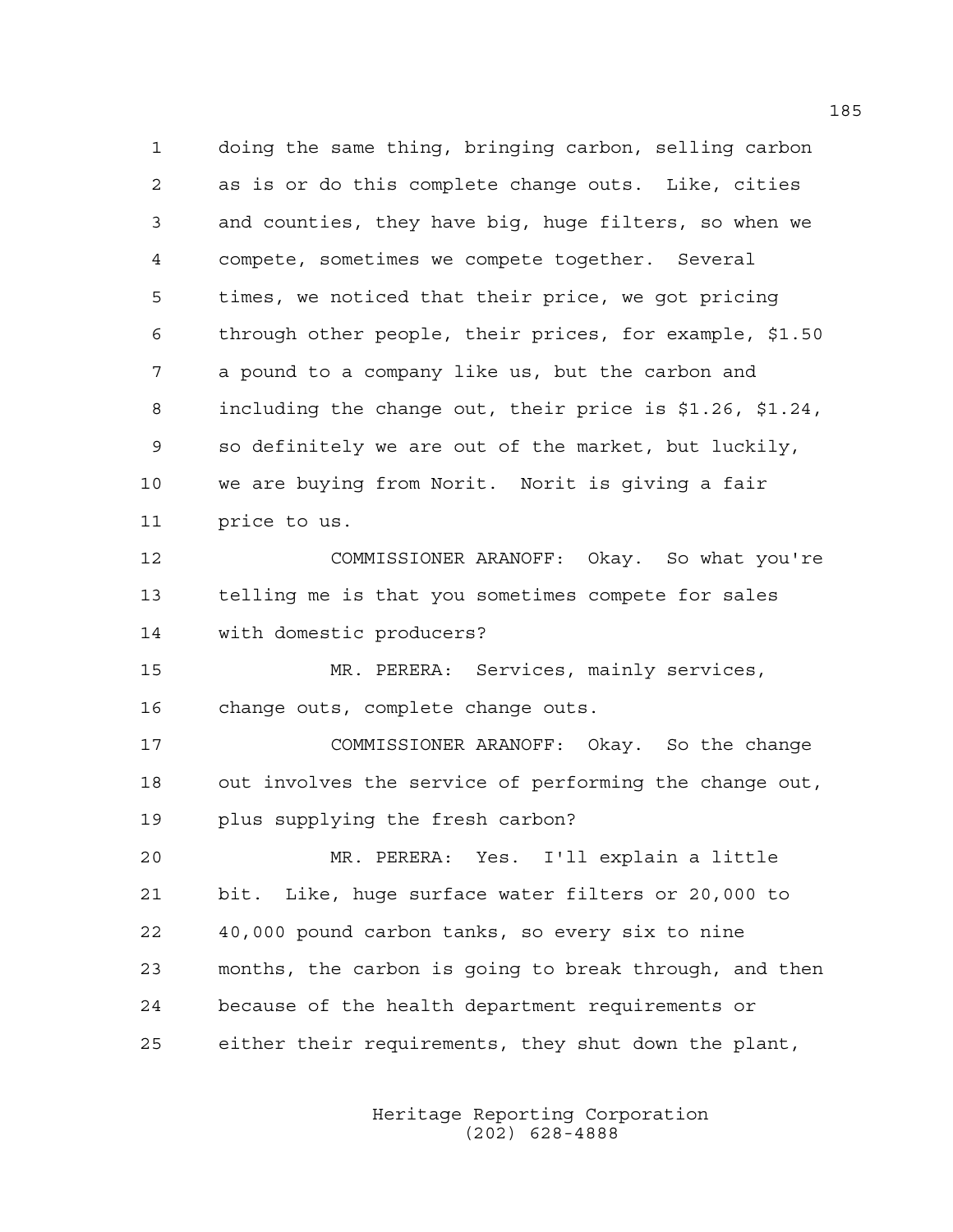doing the same thing, bringing carbon, selling carbon as is or do this complete change outs. Like, cities and counties, they have big, huge filters, so when we compete, sometimes we compete together. Several times, we noticed that their price, we got pricing through other people, their prices, for example, $1.50 a pound to a company like us, but the carbon and including the change out, their price is $1.26, $1.24, so definitely we are out of the market, but luckily, we are buying from Norit. Norit is giving a fair price to us.

COMMISSIONER ARANOFF: Okay. So what you're telling me is that you sometimes compete for sales with domestic producers?

MR. PERERA: Services, mainly services, change outs, complete change outs.

COMMISSIONER ARANOFF: Okay. So the change out involves the service of performing the change out, plus supplying the fresh carbon?

MR. PERERA: Yes. I'll explain a little bit. Like, huge surface water filters or 20,000 to 40,000 pound carbon tanks, so every six to nine months, the carbon is going to break through, and then because of the health department requirements or either their requirements, they shut down the plant,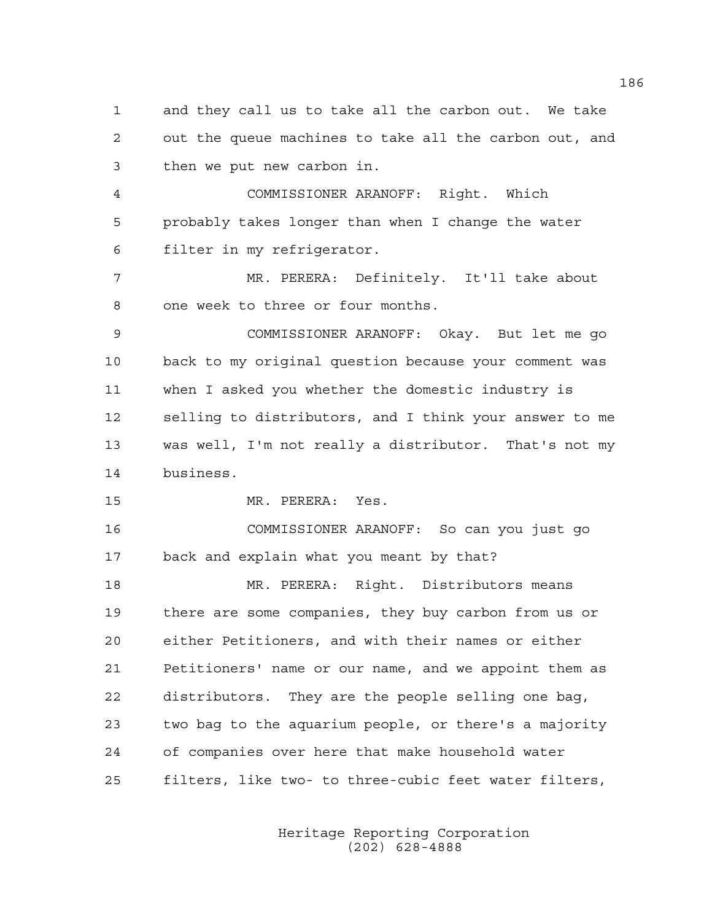and they call us to take all the carbon out. We take out the queue machines to take all the carbon out, and then we put new carbon in.

COMMISSIONER ARANOFF: Right. Which probably takes longer than when I change the water filter in my refrigerator.

MR. PERERA: Definitely. It'll take about one week to three or four months.

COMMISSIONER ARANOFF: Okay. But let me go back to my original question because your comment was when I asked you whether the domestic industry is selling to distributors, and I think your answer to me was well, I'm not really a distributor. That's not my business.

MR. PERERA: Yes.

COMMISSIONER ARANOFF: So can you just go back and explain what you meant by that?

MR. PERERA: Right. Distributors means there are some companies, they buy carbon from us or either Petitioners, and with their names or either Petitioners' name or our name, and we appoint them as distributors. They are the people selling one bag, two bag to the aquarium people, or there's a majority of companies over here that make household water filters, like two- to three-cubic feet water filters,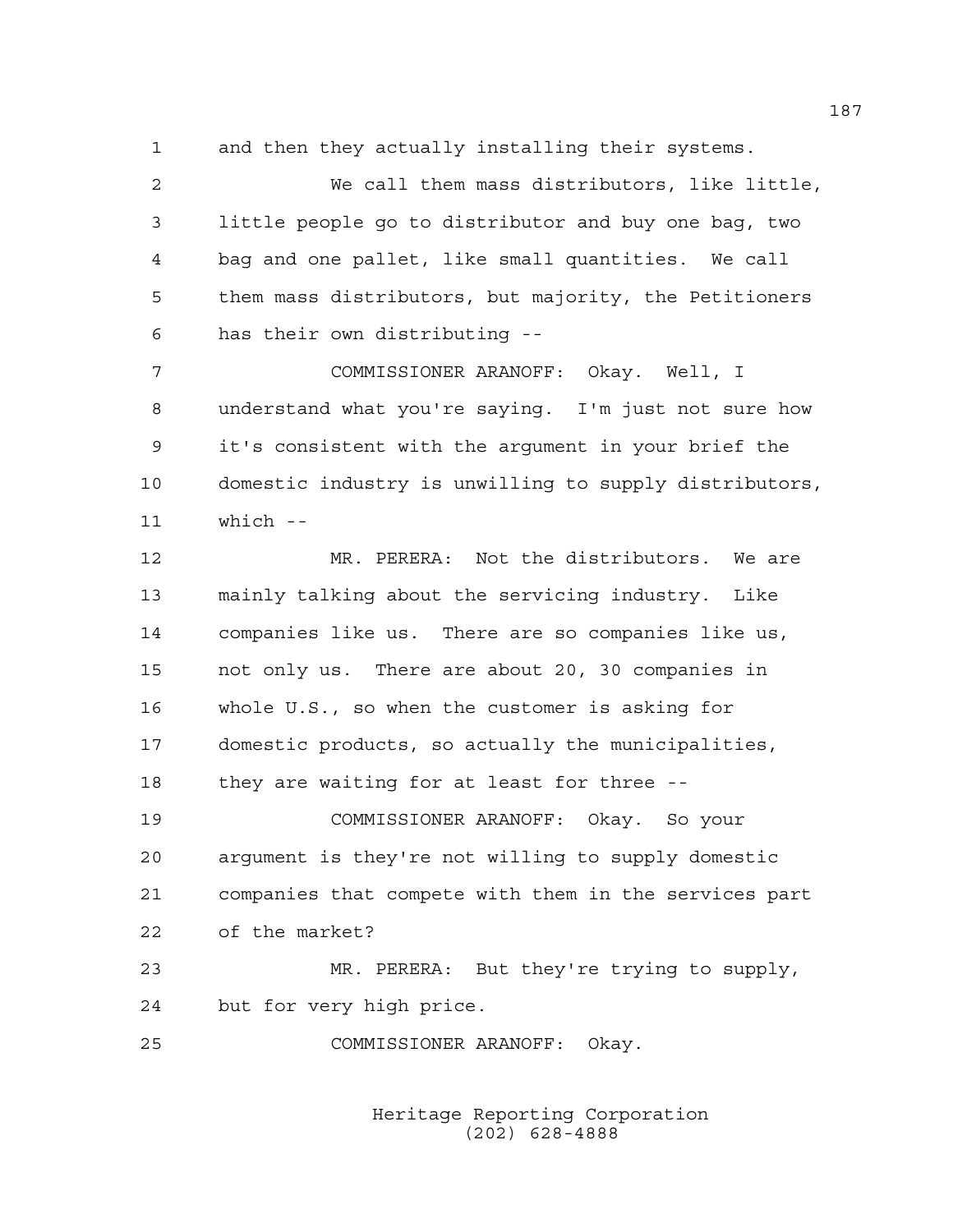1 and then they actually installing their systems.

2 We call them mass distributors, like little,
3 little people go to distributor and buy one bag, two
4 bag and one pallet, like small quantities. We call
5 them mass distributors, but majority, the Petitioners
6 has their own distributing --

7 COMMISSIONER ARANOFF: Okay. Well, I
8 understand what you're saying. I'm just not sure how
9 it's consistent with the argument in your brief the
10 domestic industry is unwilling to supply distributors,
11 which --

12 MR. PERERA: Not the distributors. We are
13 mainly talking about the servicing industry. Like
14 companies like us. There are so companies like us,
15 not only us. There are about 20, 30 companies in
16 whole U.S., so when the customer is asking for
17 domestic products, so actually the municipalities,
18 they are waiting for at least for three --

19 COMMISSIONER ARANOFF: Okay. So your
20 argument is they're not willing to supply domestic
21 companies that compete with them in the services part
22 of the market?

23 MR. PERERA: But they're trying to supply,
24 but for very high price.

25 COMMISSIONER ARANOFF: Okay.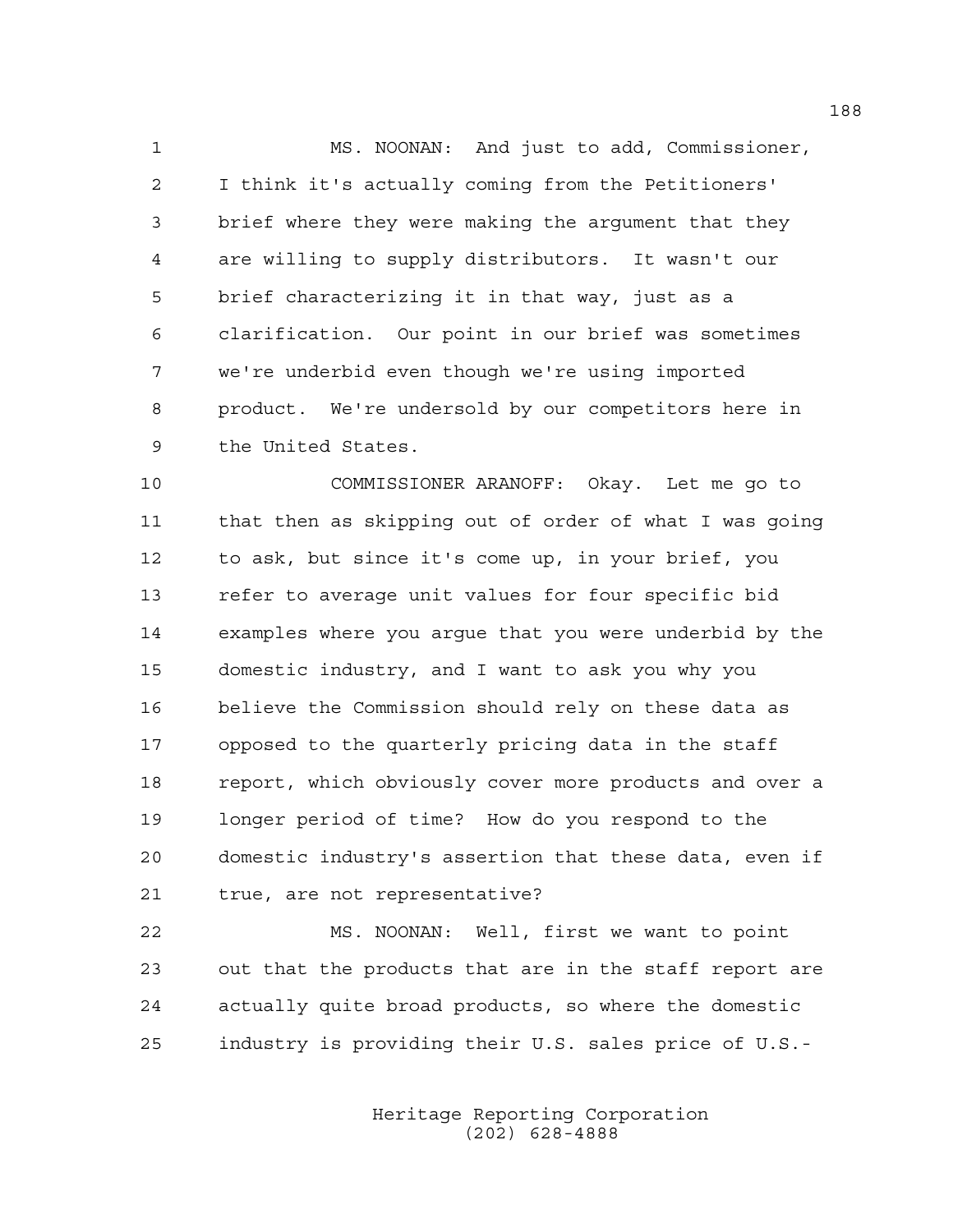MS. NOONAN: And just to add, Commissioner, I think it's actually coming from the Petitioners' brief where they were making the argument that they are willing to supply distributors. It wasn't our brief characterizing it in that way, just as a clarification. Our point in our brief was sometimes we're underbid even though we're using imported product. We're undersold by our competitors here in the United States.

COMMISSIONER ARANOFF: Okay. Let me go to that then as skipping out of order of what I was going to ask, but since it's come up, in your brief, you refer to average unit values for four specific bid examples where you argue that you were underbid by the domestic industry, and I want to ask you why you believe the Commission should rely on these data as opposed to the quarterly pricing data in the staff report, which obviously cover more products and over a longer period of time? How do you respond to the domestic industry's assertion that these data, even if true, are not representative?

MS. NOONAN: Well, first we want to point out that the products that are in the staff report are actually quite broad products, so where the domestic industry is providing their U.S. sales price of U.S.-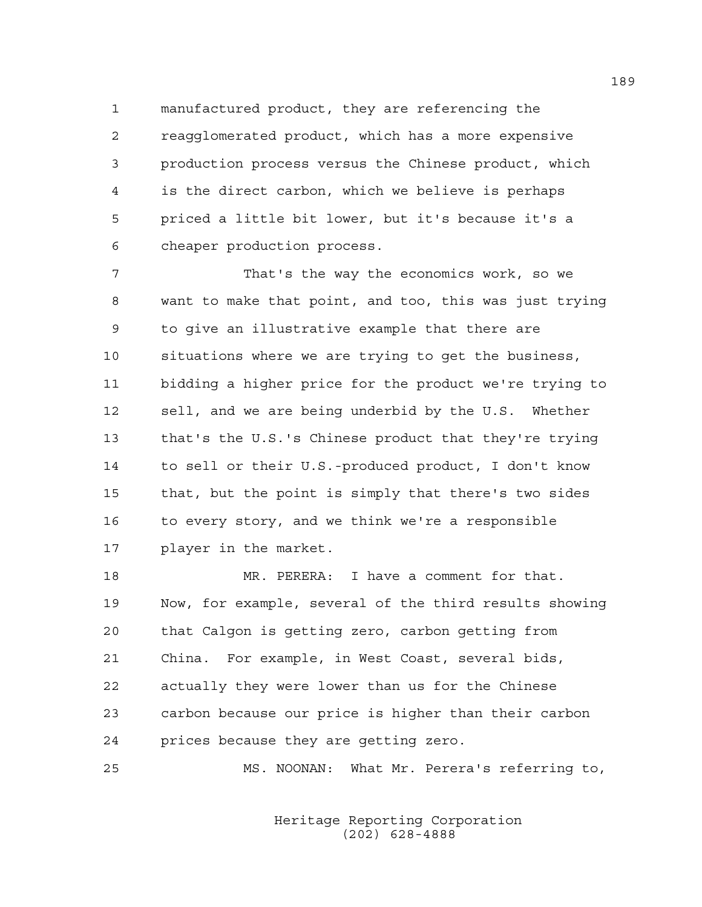manufactured product, they are referencing the reagglomerated product, which has a more expensive production process versus the Chinese product, which is the direct carbon, which we believe is perhaps priced a little bit lower, but it's because it's a cheaper production process.

That's the way the economics work, so we want to make that point, and too, this was just trying to give an illustrative example that there are situations where we are trying to get the business, bidding a higher price for the product we're trying to sell, and we are being underbid by the U.S. Whether that's the U.S.'s Chinese product that they're trying to sell or their U.S.-produced product, I don't know that, but the point is simply that there's two sides to every story, and we think we're a responsible player in the market.

MR. PERERA: I have a comment for that. Now, for example, several of the third results showing that Calgon is getting zero, carbon getting from China. For example, in West Coast, several bids, actually they were lower than us for the Chinese carbon because our price is higher than their carbon prices because they are getting zero.

MS. NOONAN: What Mr. Perera's referring to,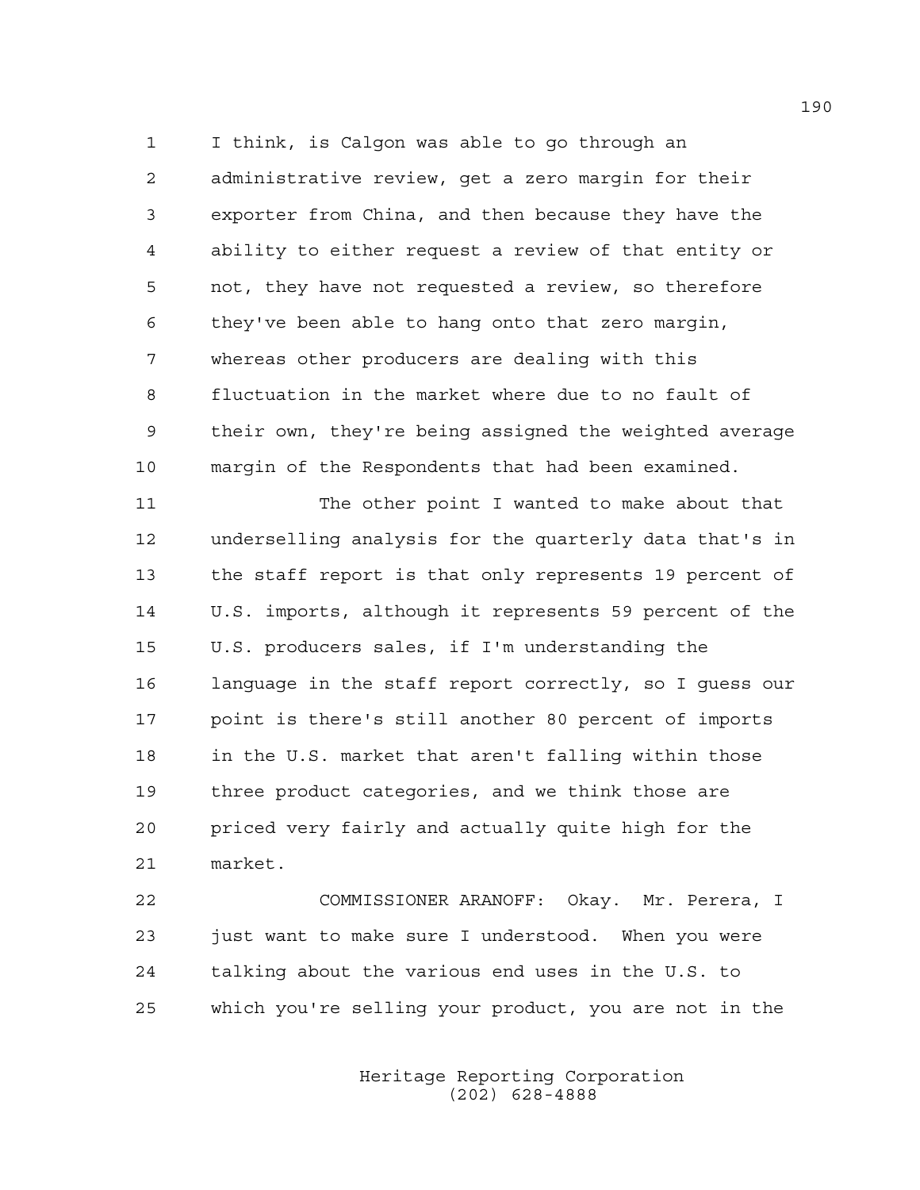I think, is Calgon was able to go through an administrative review, get a zero margin for their exporter from China, and then because they have the ability to either request a review of that entity or not, they have not requested a review, so therefore they've been able to hang onto that zero margin, whereas other producers are dealing with this fluctuation in the market where due to no fault of their own, they're being assigned the weighted average margin of the Respondents that had been examined.

The other point I wanted to make about that underselling analysis for the quarterly data that's in the staff report is that only represents 19 percent of U.S. imports, although it represents 59 percent of the U.S. producers sales, if I'm understanding the language in the staff report correctly, so I guess our point is there's still another 80 percent of imports in the U.S. market that aren't falling within those three product categories, and we think those are priced very fairly and actually quite high for the market.

COMMISSIONER ARANOFF: Okay. Mr. Perera, I just want to make sure I understood. When you were talking about the various end uses in the U.S. to which you're selling your product, you are not in the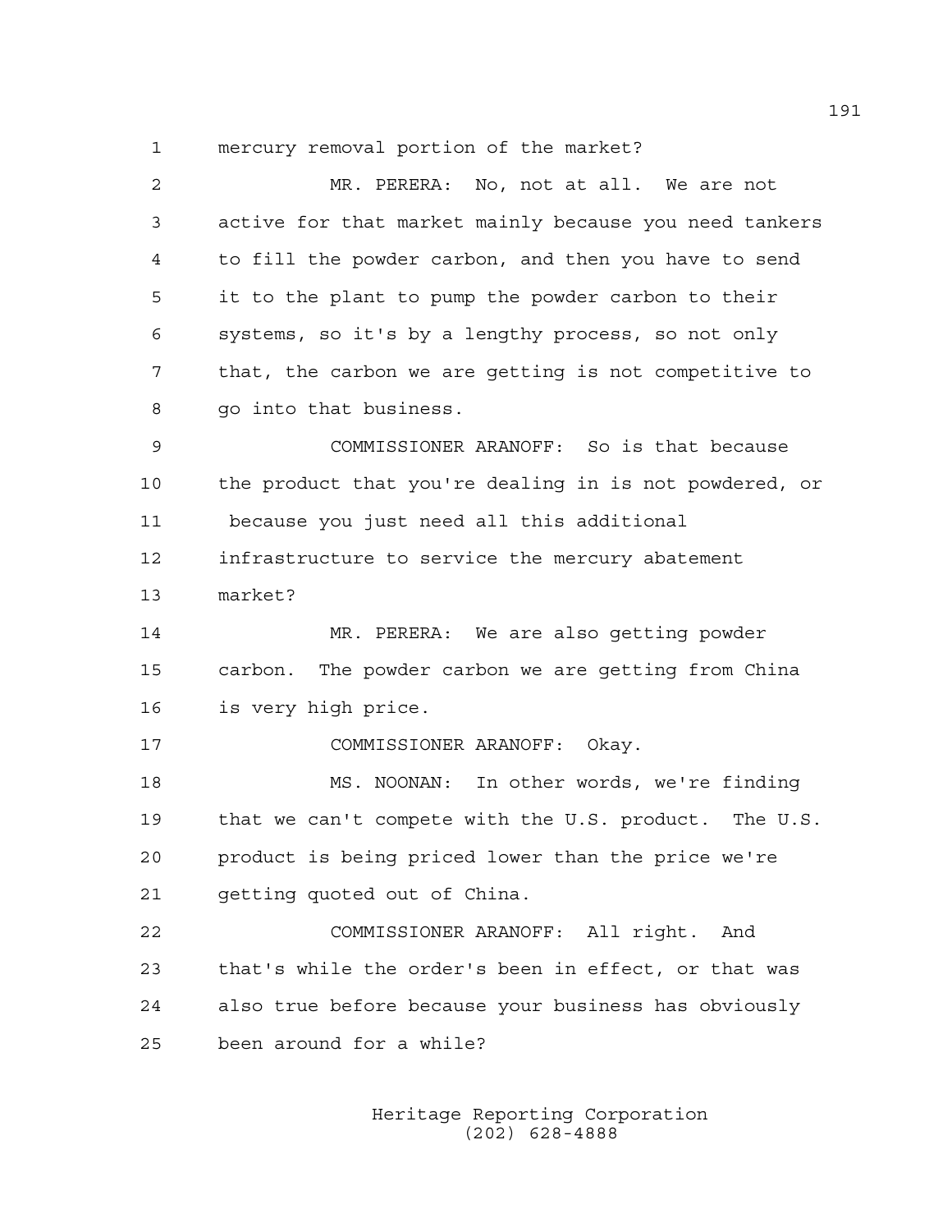1 mercury removal portion of the market?

2 MR. PERERA: No, not at all. We are not
3 active for that market mainly because you need tankers
4 to fill the powder carbon, and then you have to send
5 it to the plant to pump the powder carbon to their
6 systems, so it's by a lengthy process, so not only
7 that, the carbon we are getting is not competitive to
8 go into that business.

9 COMMISSIONER ARANOFF: So is that because
10 the product that you're dealing in is not powdered, or
11 because you just need all this additional
12 infrastructure to service the mercury abatement
13 market?

14 MR. PERERA: We are also getting powder
15 carbon. The powder carbon we are getting from China
16 is very high price.

17 COMMISSIONER ARANOFF: Okay.

18 MS. NOONAN: In other words, we're finding
19 that we can't compete with the U.S. product. The U.S.
20 product is being priced lower than the price we're
21 getting quoted out of China.

22 COMMISSIONER ARANOFF: All right. And
23 that's while the order's been in effect, or that was
24 also true before because your business has obviously
25 been around for a while?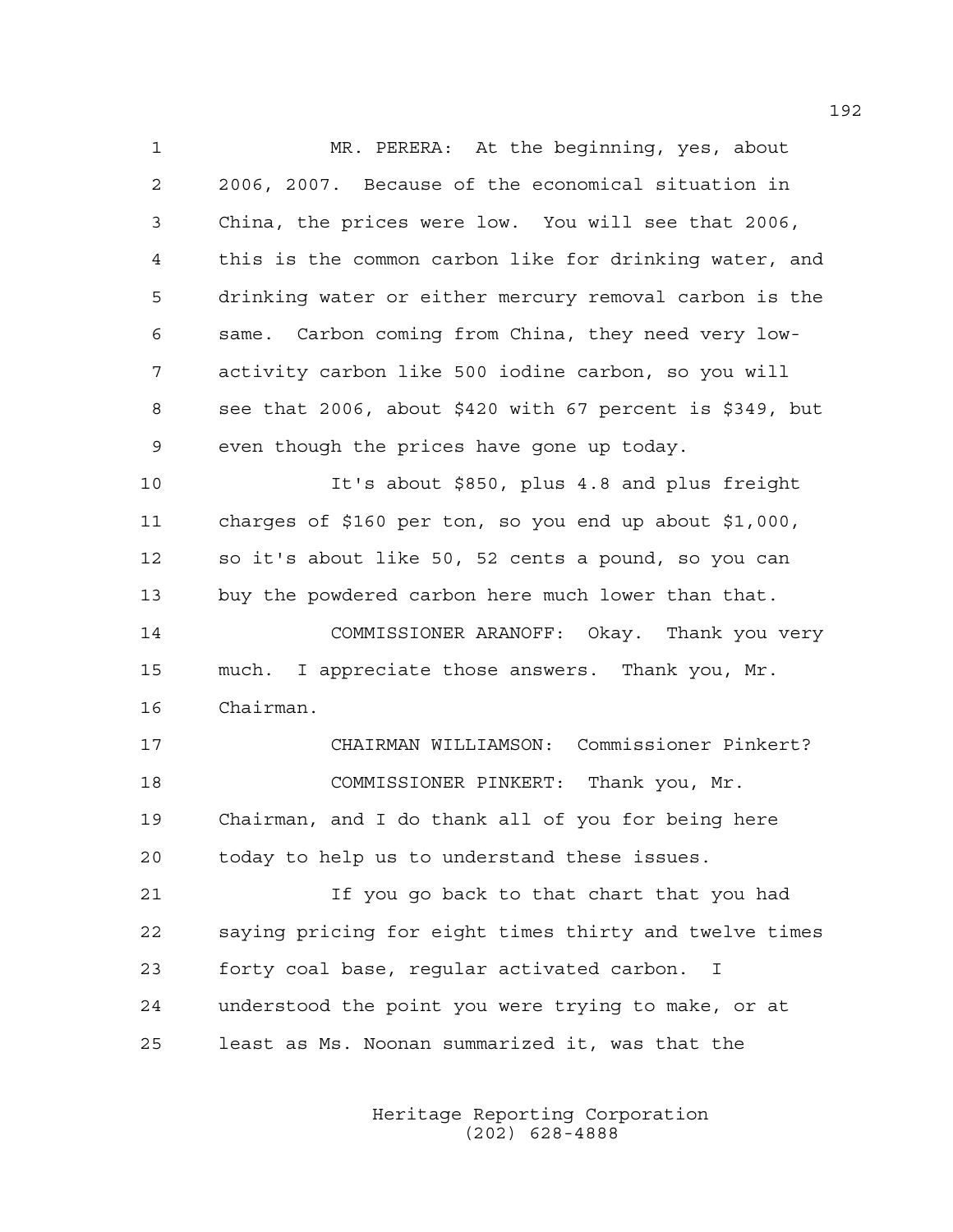MR. PERERA: At the beginning, yes, about 2006, 2007. Because of the economical situation in China, the prices were low. You will see that 2006, this is the common carbon like for drinking water, and drinking water or either mercury removal carbon is the same. Carbon coming from China, they need very low-activity carbon like 500 iodine carbon, so you will see that 2006, about $420 with 67 percent is $349, but even though the prices have gone up today.

It's about $850, plus 4.8 and plus freight charges of $160 per ton, so you end up about $1,000, so it's about like 50, 52 cents a pound, so you can buy the powdered carbon here much lower than that.

COMMISSIONER ARANOFF: Okay. Thank you very much. I appreciate those answers. Thank you, Mr. Chairman.

CHAIRMAN WILLIAMSON: Commissioner Pinkert?

COMMISSIONER PINKERT: Thank you, Mr. Chairman, and I do thank all of you for being here today to help us to understand these issues.

If you go back to that chart that you had saying pricing for eight times thirty and twelve times forty coal base, regular activated carbon. I understood the point you were trying to make, or at least as Ms. Noonan summarized it, was that the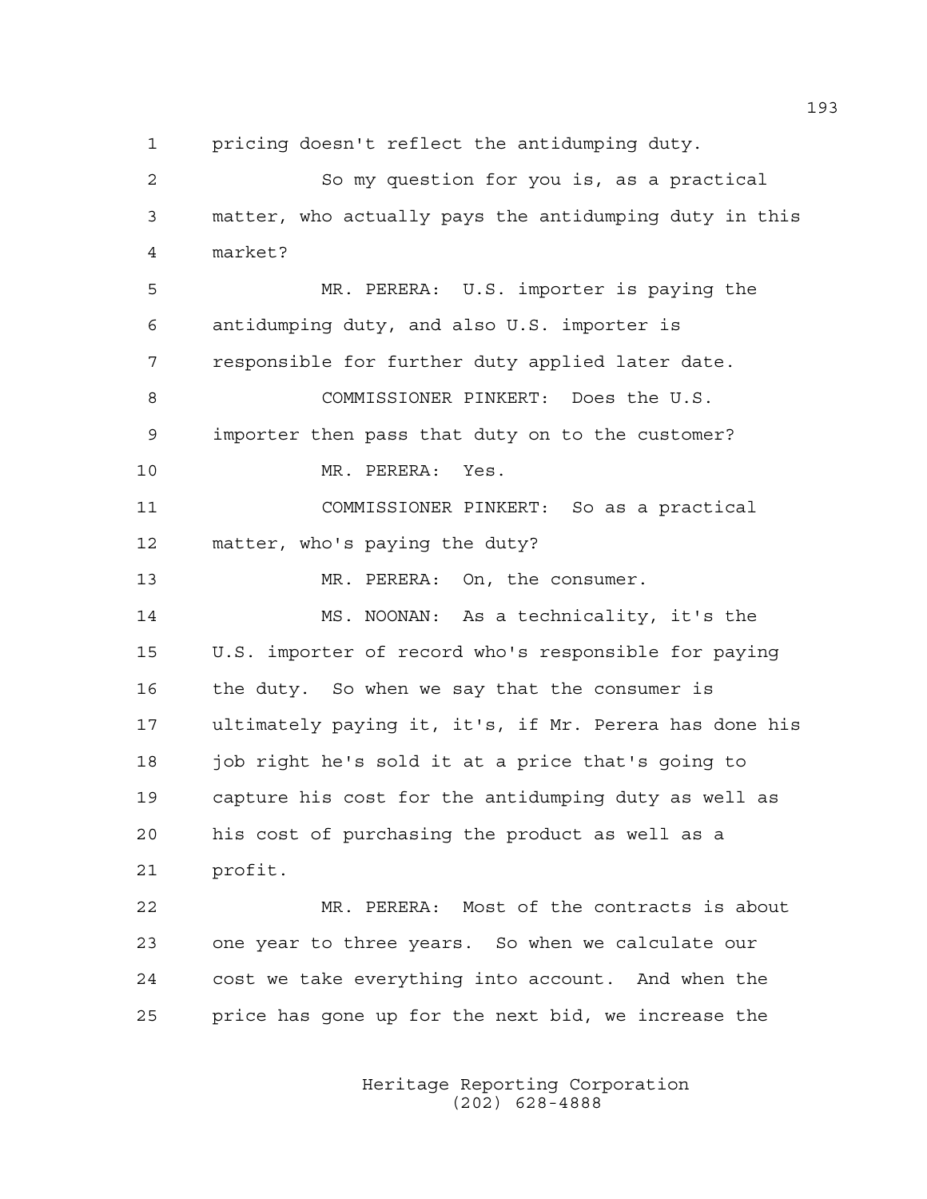1 pricing doesn't reflect the antidumping duty.

2 So my question for you is, as a practical

3 matter, who actually pays the antidumping duty in this

4 market?

5 MR. PERERA: U.S. importer is paying the

6 antidumping duty, and also U.S. importer is

7 responsible for further duty applied later date.

8 COMMISSIONER PINKERT: Does the U.S.

9 importer then pass that duty on to the customer?

10 MR. PERERA: Yes.

11 COMMISSIONER PINKERT: So as a practical

12 matter, who's paying the duty?

13 MR. PERERA: On, the consumer.

14 MS. NOONAN: As a technicality, it's the

15 U.S. importer of record who's responsible for paying

16 the duty. So when we say that the consumer is

17 ultimately paying it, it's, if Mr. Perera has done his

18 job right he's sold it at a price that's going to

19 capture his cost for the antidumping duty as well as

20 his cost of purchasing the product as well as a

21 profit.

22 MR. PERERA: Most of the contracts is about

23 one year to three years. So when we calculate our

24 cost we take everything into account. And when the

25 price has gone up for the next bid, we increase the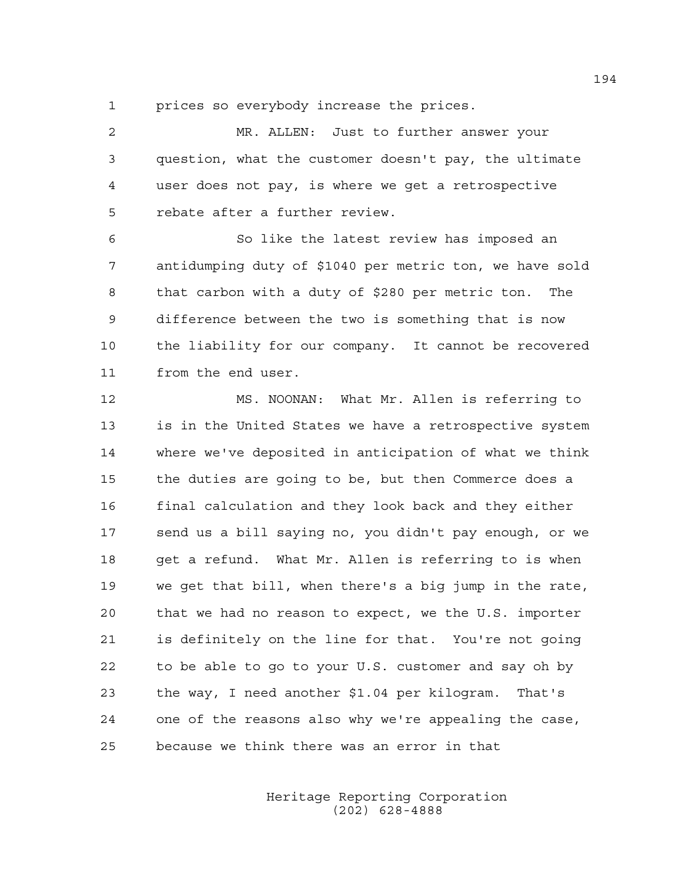prices so everybody increase the prices.

MR. ALLEN: Just to further answer your question, what the customer doesn't pay, the ultimate user does not pay, is where we get a retrospective rebate after a further review.

So like the latest review has imposed an antidumping duty of $1040 per metric ton, we have sold that carbon with a duty of $280 per metric ton. The difference between the two is something that is now the liability for our company. It cannot be recovered from the end user.

MS. NOONAN: What Mr. Allen is referring to is in the United States we have a retrospective system where we've deposited in anticipation of what we think the duties are going to be, but then Commerce does a final calculation and they look back and they either send us a bill saying no, you didn't pay enough, or we get a refund. What Mr. Allen is referring to is when we get that bill, when there's a big jump in the rate, that we had no reason to expect, we the U.S. importer is definitely on the line for that. You're not going to be able to go to your U.S. customer and say oh by the way, I need another $1.04 per kilogram. That's one of the reasons also why we're appealing the case, because we think there was an error in that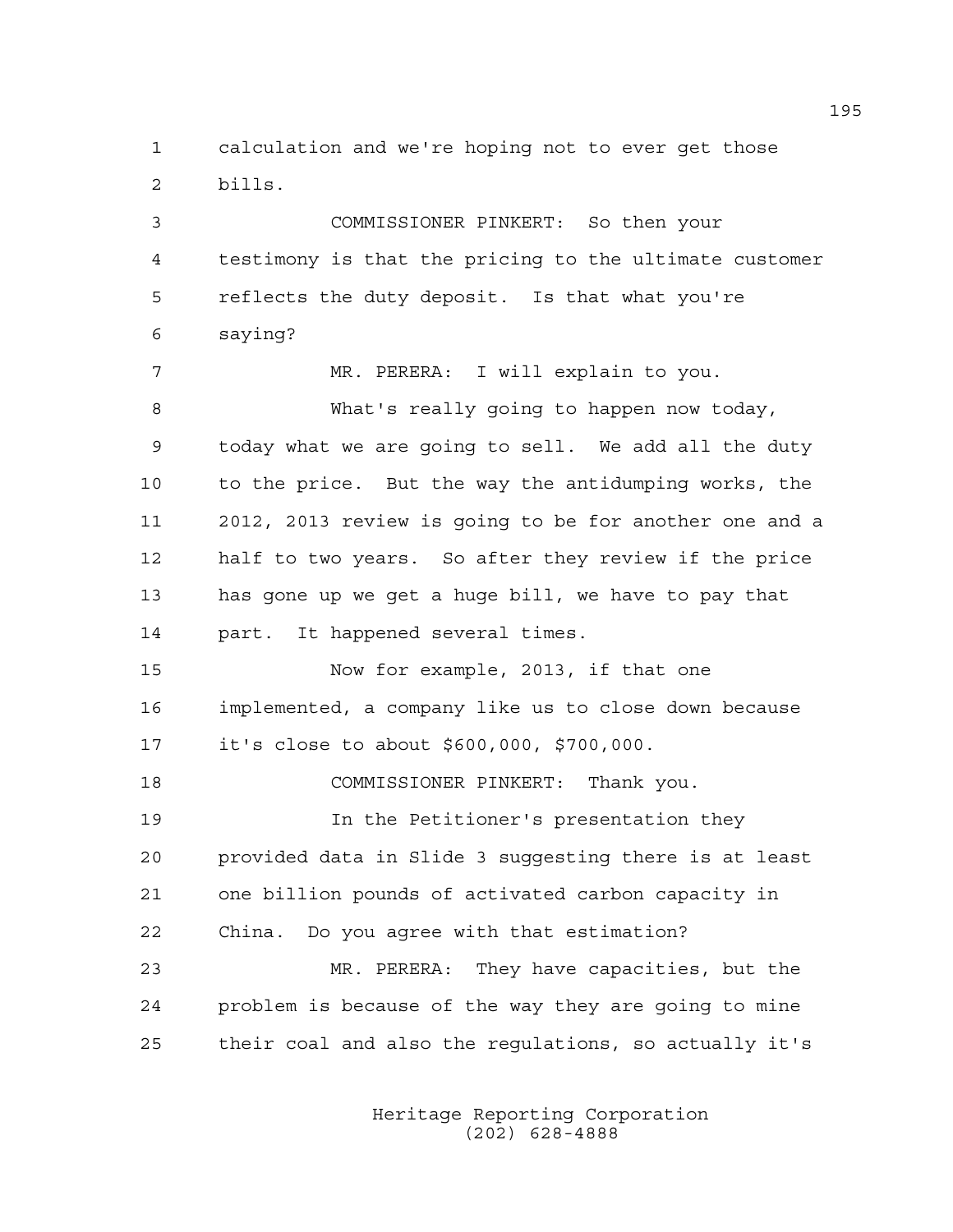calculation and we're hoping not to ever get those bills.

COMMISSIONER PINKERT: So then your testimony is that the pricing to the ultimate customer reflects the duty deposit. Is that what you're saying?

MR. PERERA: I will explain to you.

What's really going to happen now today, today what we are going to sell. We add all the duty to the price. But the way the antidumping works, the 2012, 2013 review is going to be for another one and a half to two years. So after they review if the price has gone up we get a huge bill, we have to pay that part. It happened several times.

Now for example, 2013, if that one implemented, a company like us to close down because it's close to about $600,000, $700,000.

COMMISSIONER PINKERT: Thank you.

In the Petitioner's presentation they provided data in Slide 3 suggesting there is at least one billion pounds of activated carbon capacity in China. Do you agree with that estimation?

MR. PERERA: They have capacities, but the problem is because of the way they are going to mine their coal and also the regulations, so actually it's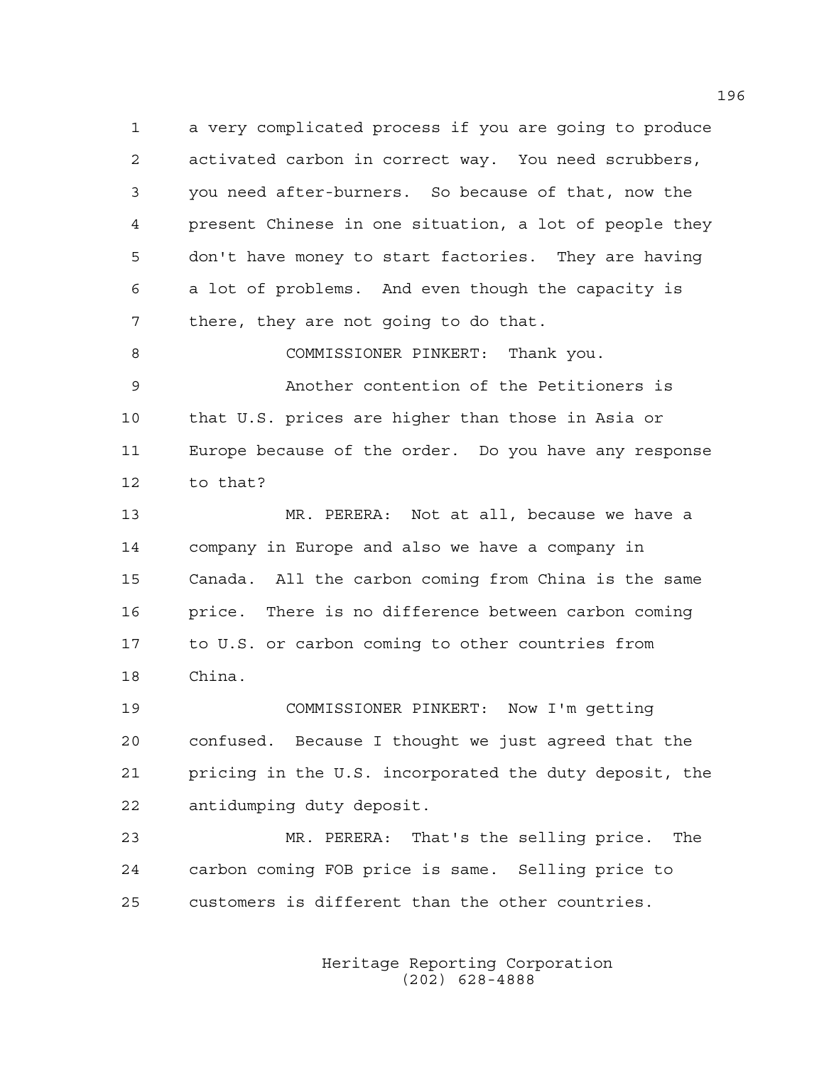a very complicated process if you are going to produce activated carbon in correct way. You need scrubbers, you need after-burners. So because of that, now the present Chinese in one situation, a lot of people they don't have money to start factories. They are having a lot of problems. And even though the capacity is there, they are not going to do that.

COMMISSIONER PINKERT: Thank you.

Another contention of the Petitioners is that U.S. prices are higher than those in Asia or Europe because of the order. Do you have any response to that?

MR. PERERA: Not at all, because we have a company in Europe and also we have a company in Canada. All the carbon coming from China is the same price. There is no difference between carbon coming to U.S. or carbon coming to other countries from China.

COMMISSIONER PINKERT: Now I'm getting confused. Because I thought we just agreed that the pricing in the U.S. incorporated the duty deposit, the antidumping duty deposit.

MR. PERERA: That's the selling price. The carbon coming FOB price is same. Selling price to customers is different than the other countries.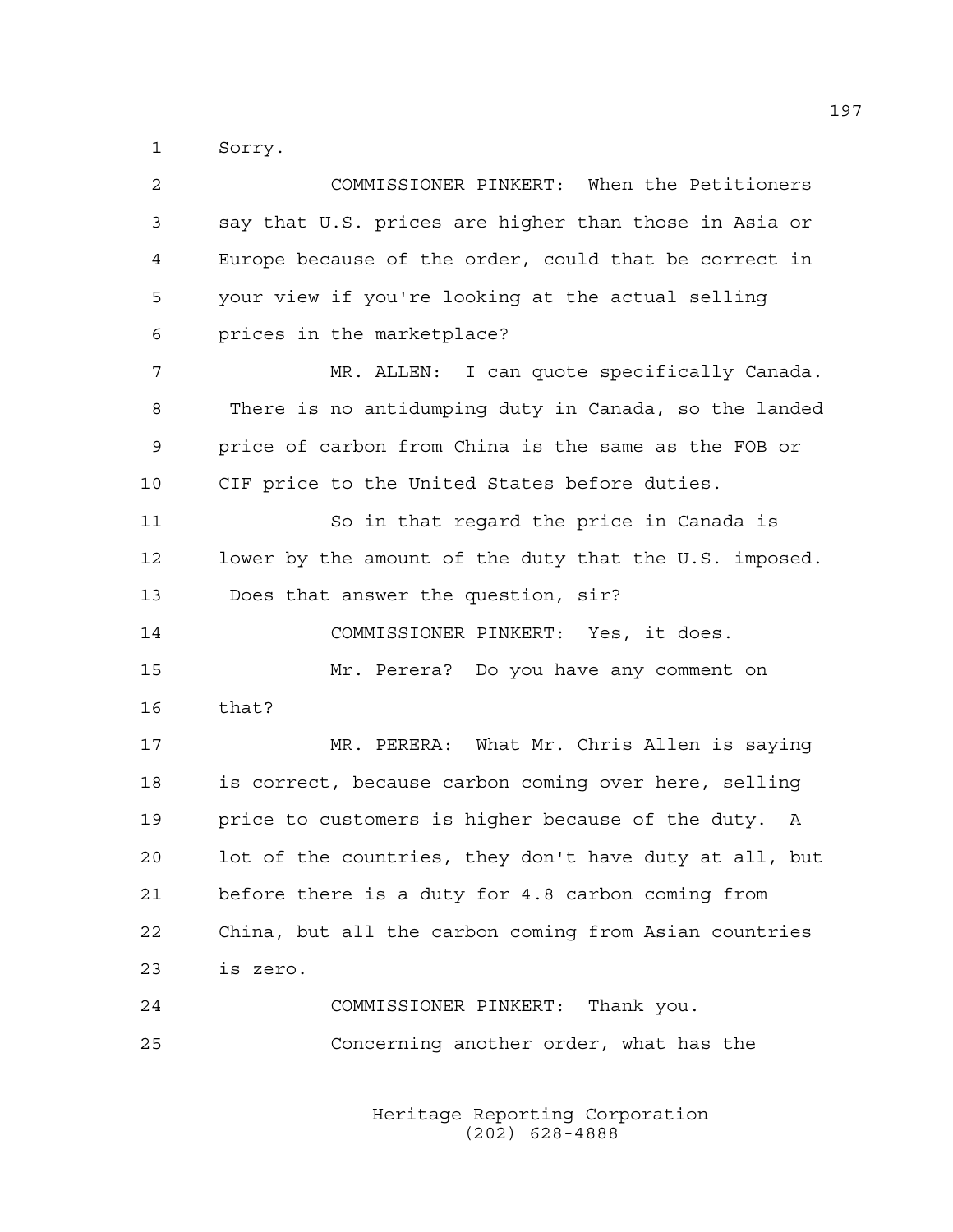Sorry.

COMMISSIONER PINKERT: When the Petitioners say that U.S. prices are higher than those in Asia or Europe because of the order, could that be correct in your view if you're looking at the actual selling prices in the marketplace?

MR. ALLEN: I can quote specifically Canada. There is no antidumping duty in Canada, so the landed price of carbon from China is the same as the FOB or CIF price to the United States before duties.

So in that regard the price in Canada is lower by the amount of the duty that the U.S. imposed. Does that answer the question, sir?

COMMISSIONER PINKERT: Yes, it does.

Mr. Perera? Do you have any comment on that?

MR. PERERA: What Mr. Chris Allen is saying is correct, because carbon coming over here, selling price to customers is higher because of the duty. A lot of the countries, they don't have duty at all, but before there is a duty for 4.8 carbon coming from China, but all the carbon coming from Asian countries is zero.

COMMISSIONER PINKERT: Thank you.

Concerning another order, what has the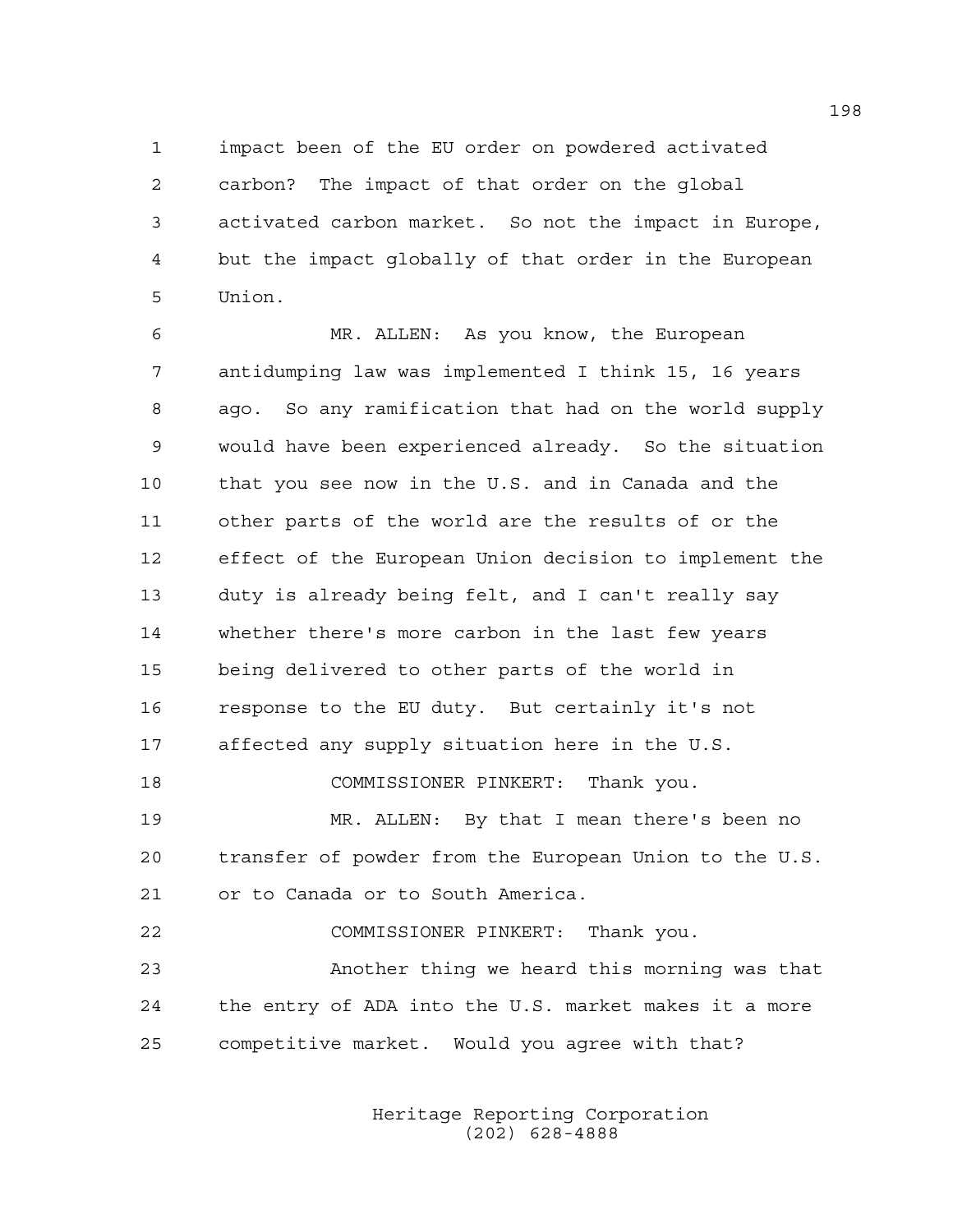1 impact been of the EU order on powdered activated
2 carbon? The impact of that order on the global
3 activated carbon market. So not the impact in Europe,
4 but the impact globally of that order in the European
5 Union.

6 MR. ALLEN: As you know, the European
7 antidumping law was implemented I think 15, 16 years
8 ago. So any ramification that had on the world supply
9 would have been experienced already. So the situation
10 that you see now in the U.S. and in Canada and the
11 other parts of the world are the results of or the
12 effect of the European Union decision to implement the
13 duty is already being felt, and I can't really say
14 whether there's more carbon in the last few years
15 being delivered to other parts of the world in
16 response to the EU duty. But certainly it's not
17 affected any supply situation here in the U.S.

18 COMMISSIONER PINKERT: Thank you.

19 MR. ALLEN: By that I mean there's been no
20 transfer of powder from the European Union to the U.S.
21 or to Canada or to South America.

22 COMMISSIONER PINKERT: Thank you.

23 Another thing we heard this morning was that
24 the entry of ADA into the U.S. market makes it a more
25 competitive market. Would you agree with that?

Heritage Reporting Corporation
(202) 628-4888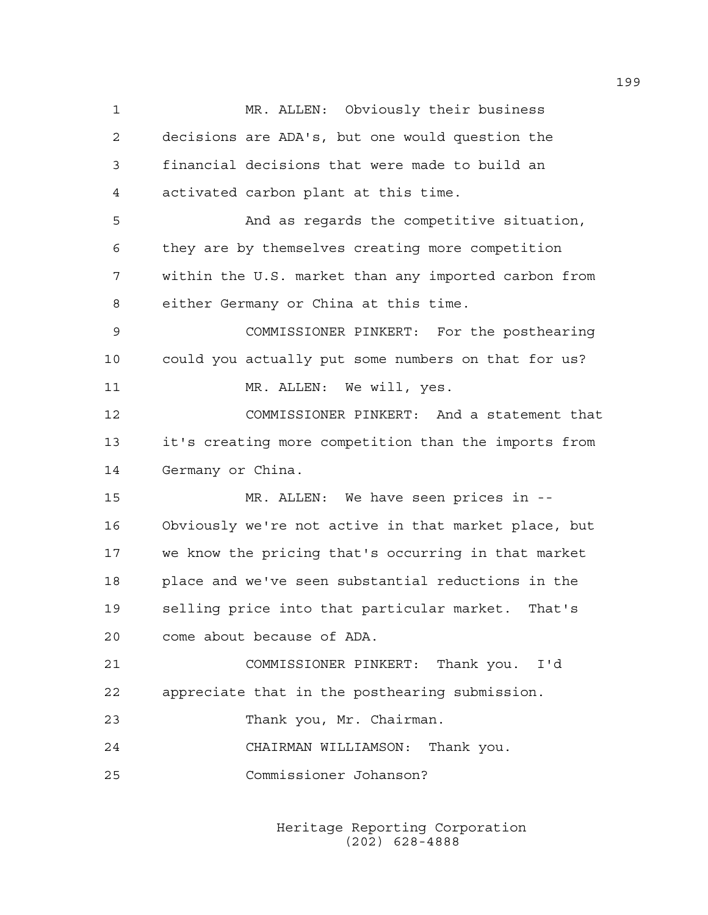MR. ALLEN: Obviously their business decisions are ADA's, but one would question the financial decisions that were made to build an activated carbon plant at this time.

And as regards the competitive situation, they are by themselves creating more competition within the U.S. market than any imported carbon from either Germany or China at this time.

COMMISSIONER PINKERT: For the posthearing could you actually put some numbers on that for us?

MR. ALLEN: We will, yes.

COMMISSIONER PINKERT: And a statement that it's creating more competition than the imports from Germany or China.

MR. ALLEN: We have seen prices in -- Obviously we're not active in that market place, but we know the pricing that's occurring in that market place and we've seen substantial reductions in the selling price into that particular market. That's come about because of ADA.

COMMISSIONER PINKERT: Thank you. I'd appreciate that in the posthearing submission.

Thank you, Mr. Chairman.

CHAIRMAN WILLIAMSON: Thank you.

Commissioner Johanson?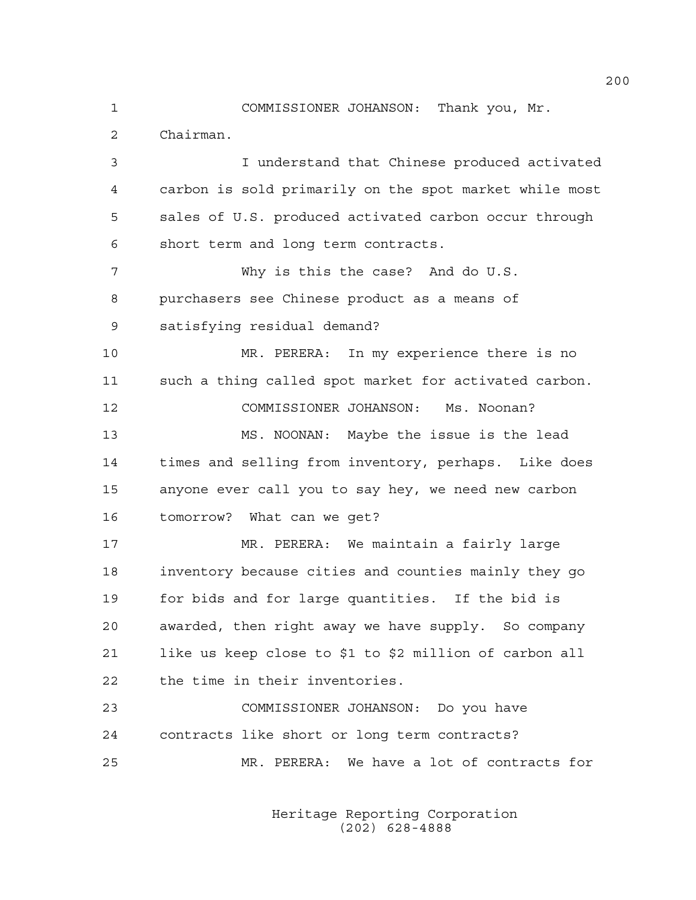COMMISSIONER JOHANSON: Thank you, Mr. Chairman.

I understand that Chinese produced activated carbon is sold primarily on the spot market while most sales of U.S. produced activated carbon occur through short term and long term contracts.

Why is this the case? And do U.S. purchasers see Chinese product as a means of satisfying residual demand?

MR. PERERA: In my experience there is no such a thing called spot market for activated carbon.

COMMISSIONER JOHANSON: Ms. Noonan?

MS. NOONAN: Maybe the issue is the lead times and selling from inventory, perhaps. Like does anyone ever call you to say hey, we need new carbon tomorrow? What can we get?

MR. PERERA: We maintain a fairly large inventory because cities and counties mainly they go for bids and for large quantities. If the bid is awarded, then right away we have supply. So company like us keep close to $1 to $2 million of carbon all the time in their inventories.

COMMISSIONER JOHANSON: Do you have contracts like short or long term contracts?

MR. PERERA: We have a lot of contracts for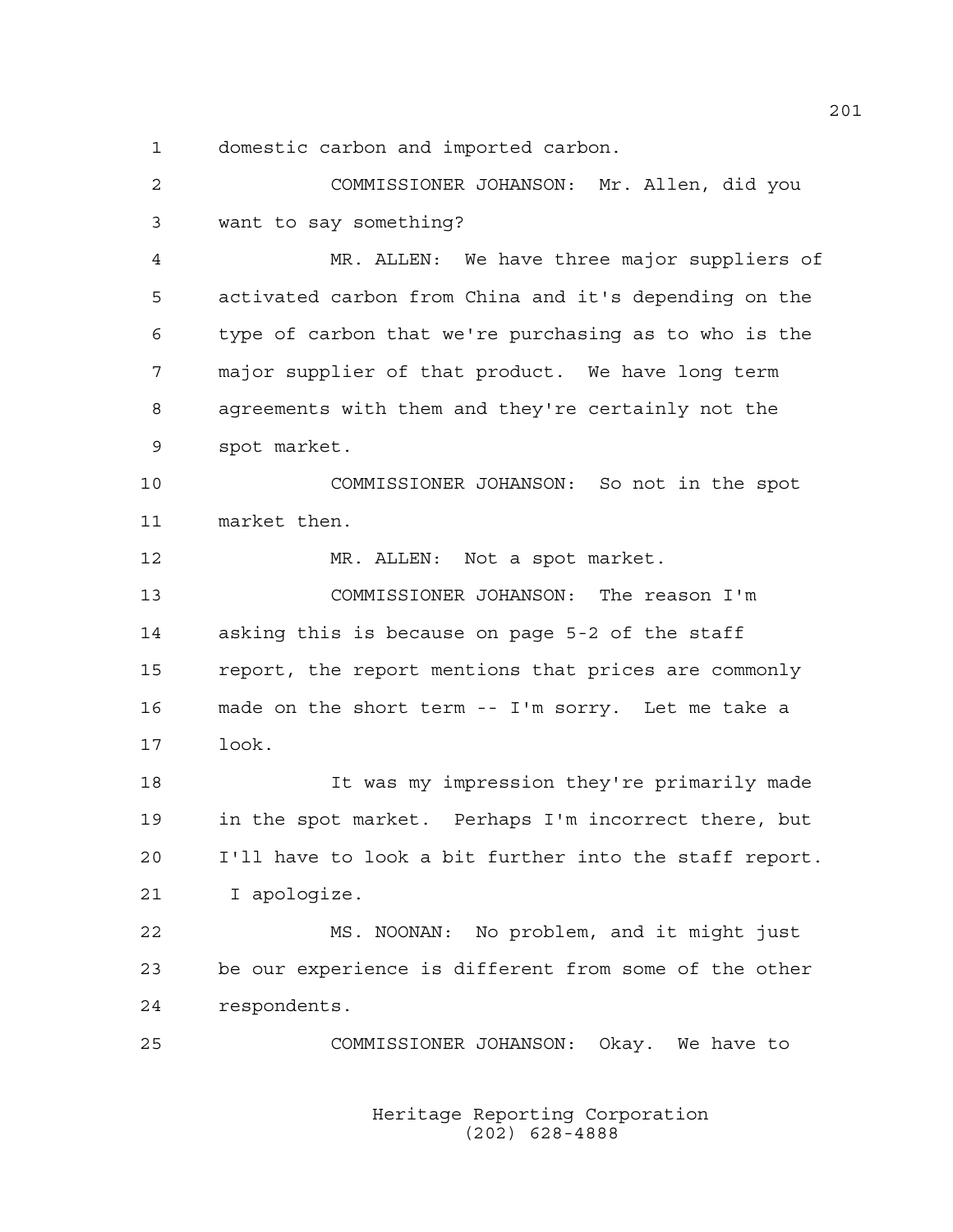1 domestic carbon and imported carbon.

2 COMMISSIONER JOHANSON: Mr. Allen, did you

3 want to say something?

4 MR. ALLEN: We have three major suppliers of

5 activated carbon from China and it's depending on the

6 type of carbon that we're purchasing as to who is the

7 major supplier of that product. We have long term

8 agreements with them and they're certainly not the

9 spot market.

10 COMMISSIONER JOHANSON: So not in the spot

11 market then.

12 MR. ALLEN: Not a spot market.

13 COMMISSIONER JOHANSON: The reason I'm

14 asking this is because on page 5-2 of the staff

15 report, the report mentions that prices are commonly

16 made on the short term -- I'm sorry. Let me take a

17 look.

18 It was my impression they're primarily made

19 in the spot market. Perhaps I'm incorrect there, but

20 I'll have to look a bit further into the staff report.

21 I apologize.

22 MS. NOONAN: No problem, and it might just

23 be our experience is different from some of the other

24 respondents.

25 COMMISSIONER JOHANSON: Okay. We have to

Heritage Reporting Corporation
(202) 628-4888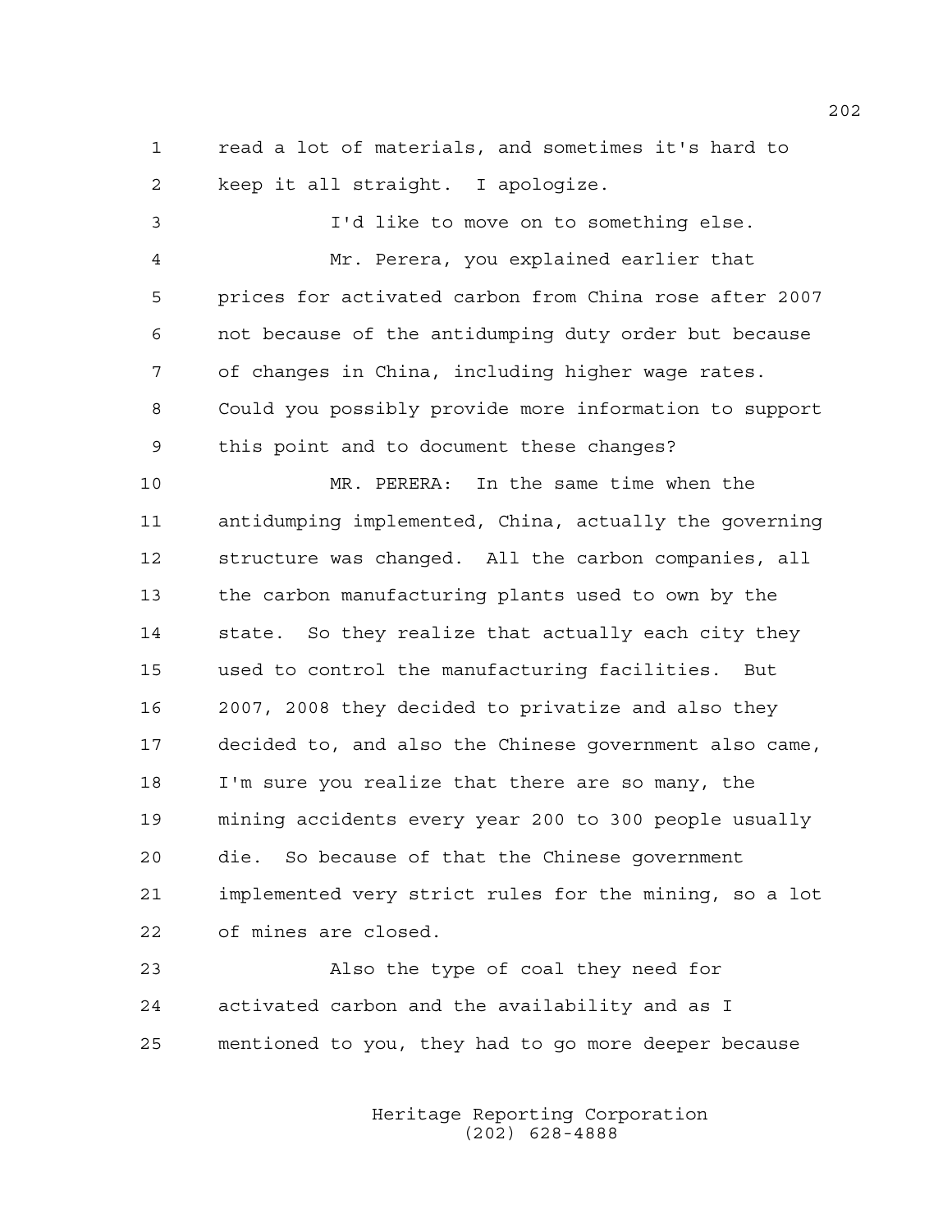read a lot of materials, and sometimes it's hard to keep it all straight. I apologize.

I'd like to move on to something else.

Mr. Perera, you explained earlier that prices for activated carbon from China rose after 2007 not because of the antidumping duty order but because of changes in China, including higher wage rates. Could you possibly provide more information to support this point and to document these changes?

MR. PERERA: In the same time when the antidumping implemented, China, actually the governing structure was changed. All the carbon companies, all the carbon manufacturing plants used to own by the state. So they realize that actually each city they used to control the manufacturing facilities. But 2007, 2008 they decided to privatize and also they decided to, and also the Chinese government also came, I'm sure you realize that there are so many, the mining accidents every year 200 to 300 people usually die. So because of that the Chinese government implemented very strict rules for the mining, so a lot of mines are closed.

Also the type of coal they need for activated carbon and the availability and as I mentioned to you, they had to go more deeper because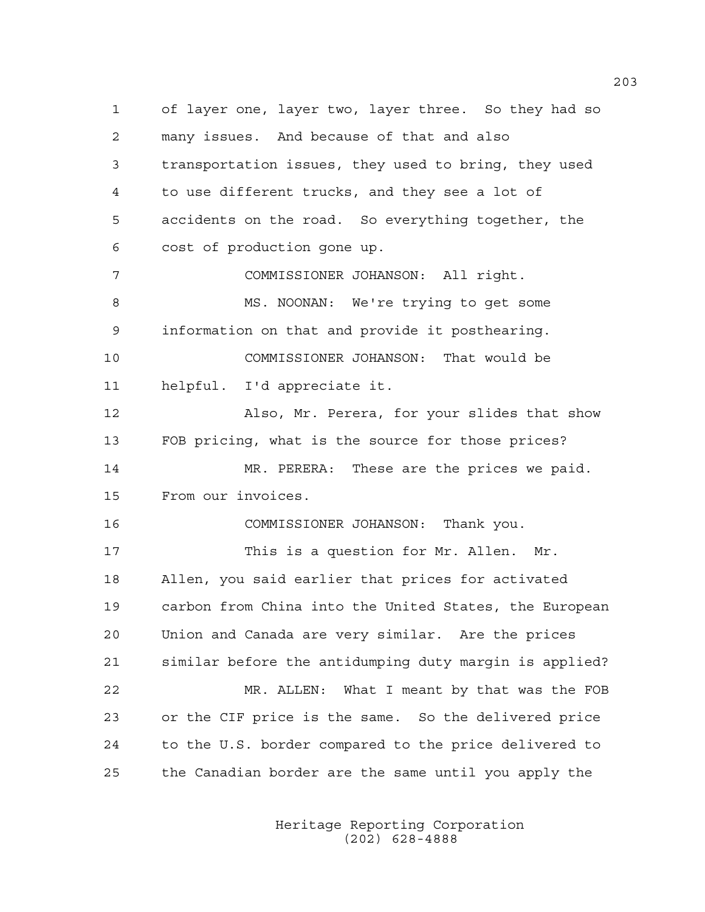of layer one, layer two, layer three. So they had so many issues. And because of that and also transportation issues, they used to bring, they used to use different trucks, and they see a lot of accidents on the road. So everything together, the cost of production gone up.

COMMISSIONER JOHANSON: All right.

MS. NOONAN: We're trying to get some information on that and provide it posthearing.

COMMISSIONER JOHANSON: That would be helpful. I'd appreciate it.

Also, Mr. Perera, for your slides that show FOB pricing, what is the source for those prices?

MR. PERERA: These are the prices we paid. From our invoices.

COMMISSIONER JOHANSON: Thank you.

This is a question for Mr. Allen. Mr. Allen, you said earlier that prices for activated carbon from China into the United States, the European Union and Canada are very similar. Are the prices similar before the antidumping duty margin is applied?

MR. ALLEN: What I meant by that was the FOB or the CIF price is the same. So the delivered price to the U.S. border compared to the price delivered to the Canadian border are the same until you apply the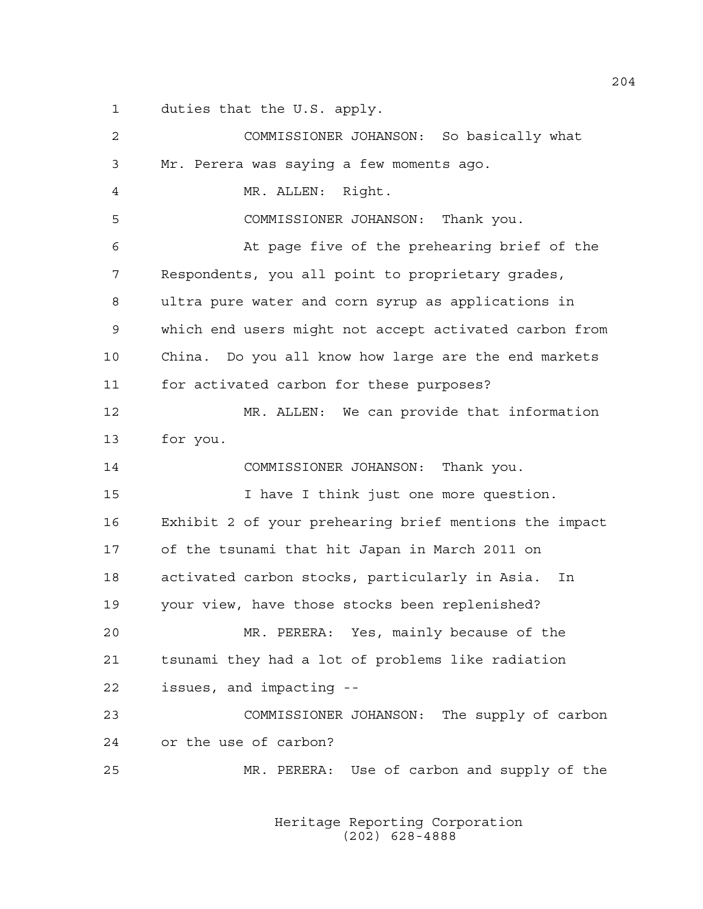1 duties that the U.S. apply.

2 COMMISSIONER JOHANSON: So basically what

3 Mr. Perera was saying a few moments ago.

4 MR. ALLEN: Right.

5 COMMISSIONER JOHANSON: Thank you.

6 At page five of the prehearing brief of the

7 Respondents, you all point to proprietary grades,

8 ultra pure water and corn syrup as applications in

9 which end users might not accept activated carbon from

10 China. Do you all know how large are the end markets

11 for activated carbon for these purposes?

12 MR. ALLEN: We can provide that information

13 for you.

14 COMMISSIONER JOHANSON: Thank you.

15 I have I think just one more question.

16 Exhibit 2 of your prehearing brief mentions the impact

17 of the tsunami that hit Japan in March 2011 on

18 activated carbon stocks, particularly in Asia. In

19 your view, have those stocks been replenished?

20 MR. PERERA: Yes, mainly because of the

21 tsunami they had a lot of problems like radiation

22 issues, and impacting --

23 COMMISSIONER JOHANSON: The supply of carbon

24 or the use of carbon?

25 MR. PERERA: Use of carbon and supply of the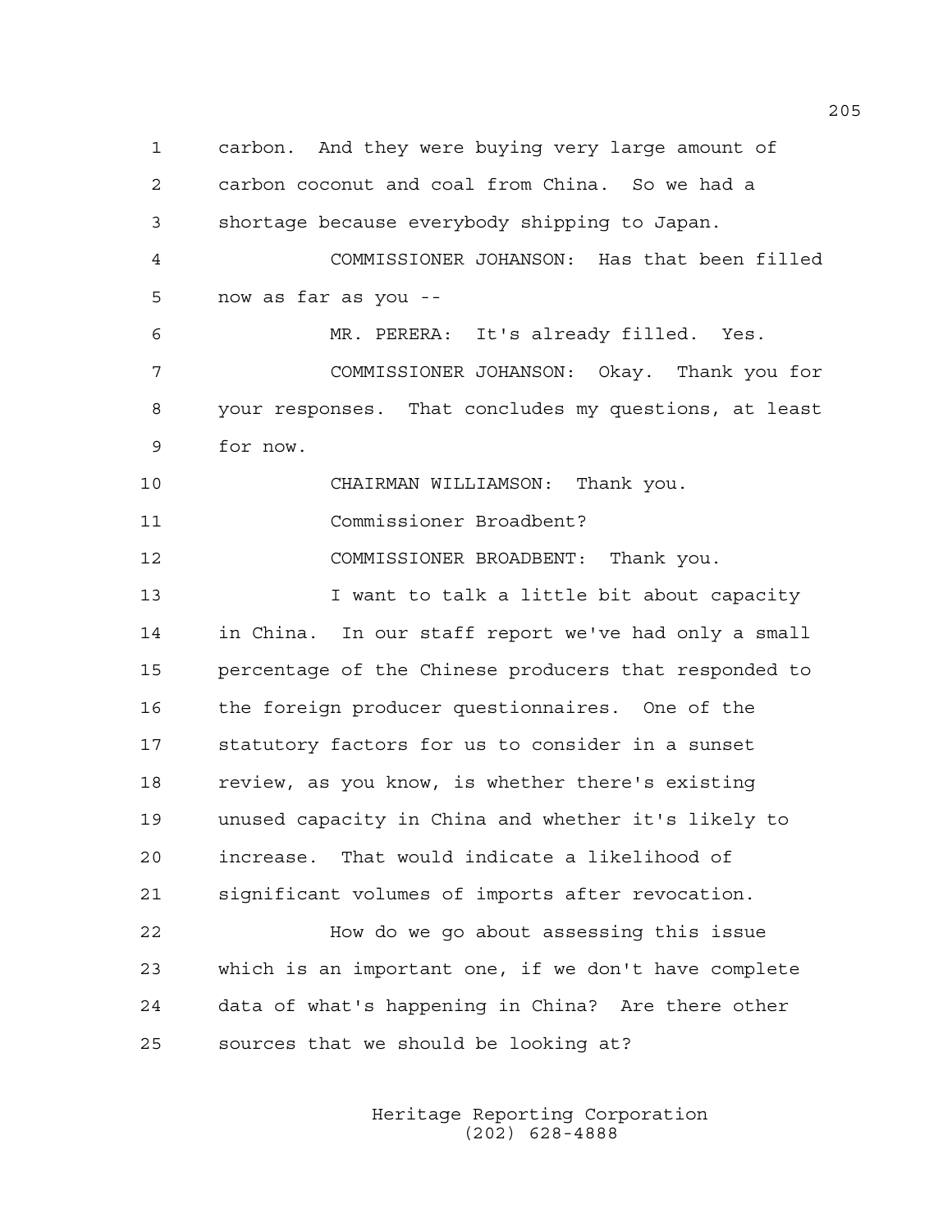carbon. And they were buying very large amount of carbon coconut and coal from China. So we had a shortage because everybody shipping to Japan.

COMMISSIONER JOHANSON: Has that been filled now as far as you --

MR. PERERA: It's already filled. Yes.

COMMISSIONER JOHANSON: Okay. Thank you for your responses. That concludes my questions, at least for now.

CHAIRMAN WILLIAMSON: Thank you.

Commissioner Broadbent?

COMMISSIONER BROADBENT: Thank you.

I want to talk a little bit about capacity in China. In our staff report we've had only a small percentage of the Chinese producers that responded to the foreign producer questionnaires. One of the statutory factors for us to consider in a sunset review, as you know, is whether there's existing unused capacity in China and whether it's likely to increase. That would indicate a likelihood of significant volumes of imports after revocation.

How do we go about assessing this issue which is an important one, if we don't have complete data of what's happening in China? Are there other sources that we should be looking at?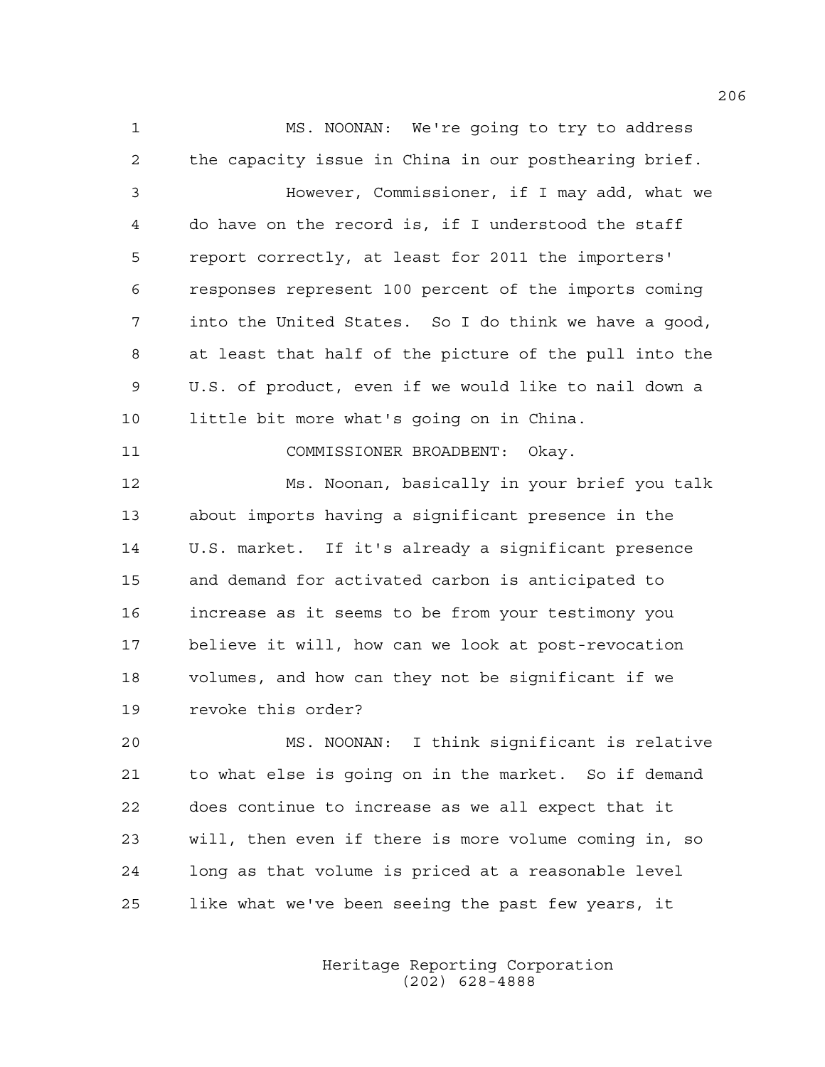MS. NOONAN: We're going to try to address the capacity issue in China in our posthearing brief.

However, Commissioner, if I may add, what we do have on the record is, if I understood the staff report correctly, at least for 2011 the importers' responses represent 100 percent of the imports coming into the United States. So I do think we have a good, at least that half of the picture of the pull into the U.S. of product, even if we would like to nail down a little bit more what's going on in China.

COMMISSIONER BROADBENT: Okay.

Ms. Noonan, basically in your brief you talk about imports having a significant presence in the U.S. market. If it's already a significant presence and demand for activated carbon is anticipated to increase as it seems to be from your testimony you believe it will, how can we look at post-revocation volumes, and how can they not be significant if we revoke this order?

MS. NOONAN: I think significant is relative to what else is going on in the market. So if demand does continue to increase as we all expect that it will, then even if there is more volume coming in, so long as that volume is priced at a reasonable level like what we've been seeing the past few years, it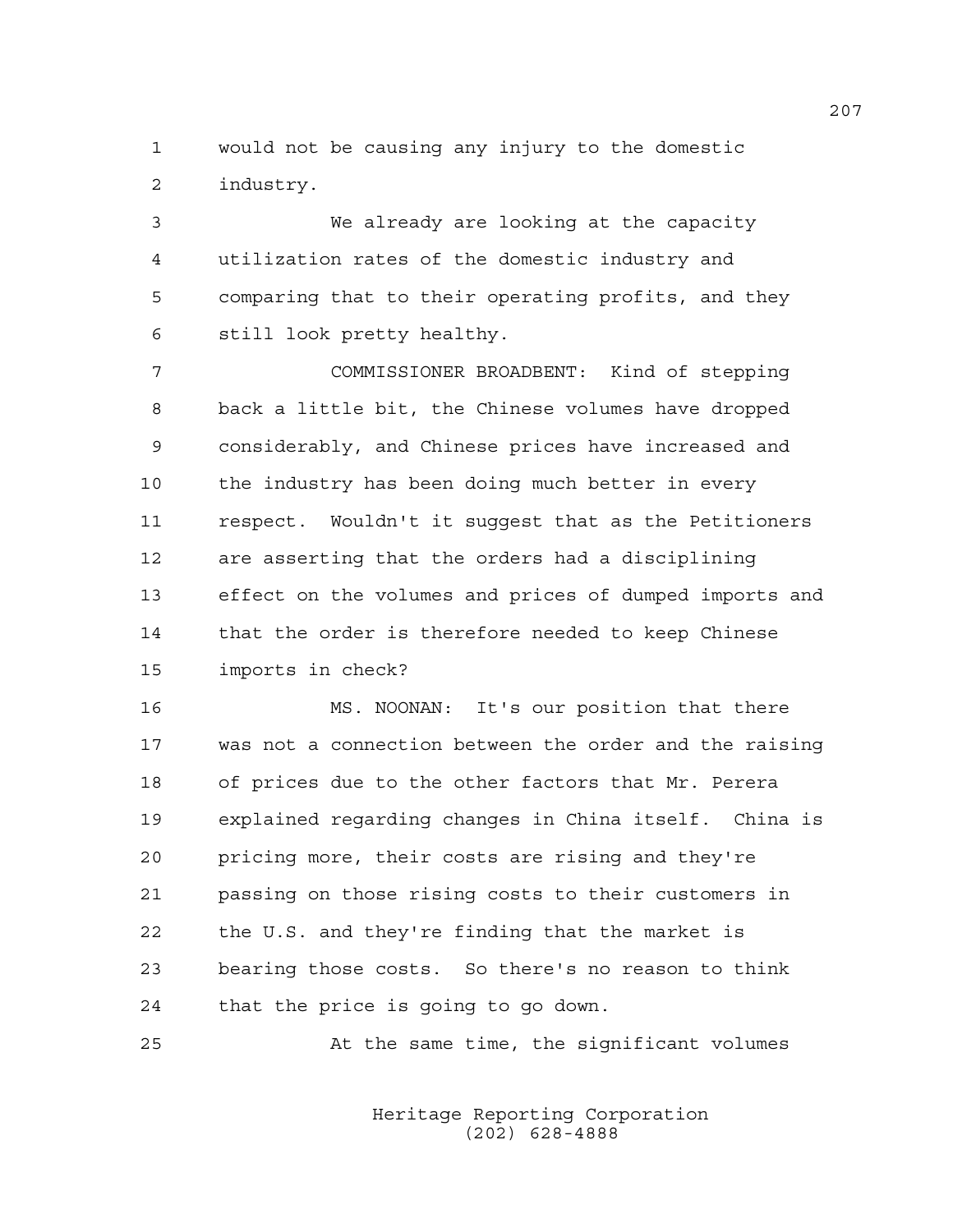would not be causing any injury to the domestic industry.

We already are looking at the capacity utilization rates of the domestic industry and comparing that to their operating profits, and they still look pretty healthy.

COMMISSIONER BROADBENT: Kind of stepping back a little bit, the Chinese volumes have dropped considerably, and Chinese prices have increased and the industry has been doing much better in every respect. Wouldn't it suggest that as the Petitioners are asserting that the orders had a disciplining effect on the volumes and prices of dumped imports and that the order is therefore needed to keep Chinese imports in check?

MS. NOONAN: It's our position that there was not a connection between the order and the raising of prices due to the other factors that Mr. Perera explained regarding changes in China itself. China is pricing more, their costs are rising and they're passing on those rising costs to their customers in the U.S. and they're finding that the market is bearing those costs. So there's no reason to think that the price is going to go down.

At the same time, the significant volumes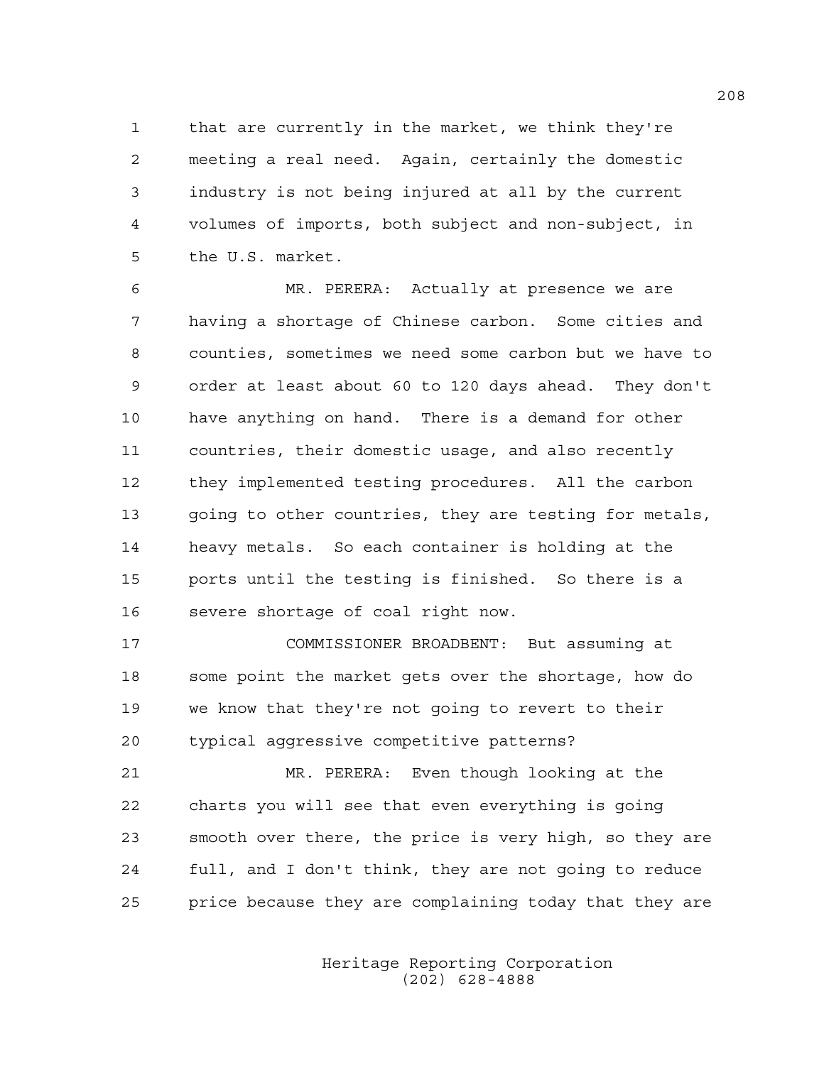that are currently in the market, we think they're meeting a real need. Again, certainly the domestic industry is not being injured at all by the current volumes of imports, both subject and non-subject, in the U.S. market.

MR. PERERA: Actually at presence we are having a shortage of Chinese carbon. Some cities and counties, sometimes we need some carbon but we have to order at least about 60 to 120 days ahead. They don't have anything on hand. There is a demand for other countries, their domestic usage, and also recently they implemented testing procedures. All the carbon going to other countries, they are testing for metals, heavy metals. So each container is holding at the ports until the testing is finished. So there is a severe shortage of coal right now.

COMMISSIONER BROADBENT: But assuming at some point the market gets over the shortage, how do we know that they're not going to revert to their typical aggressive competitive patterns?

MR. PERERA: Even though looking at the charts you will see that even everything is going smooth over there, the price is very high, so they are full, and I don't think, they are not going to reduce price because they are complaining today that they are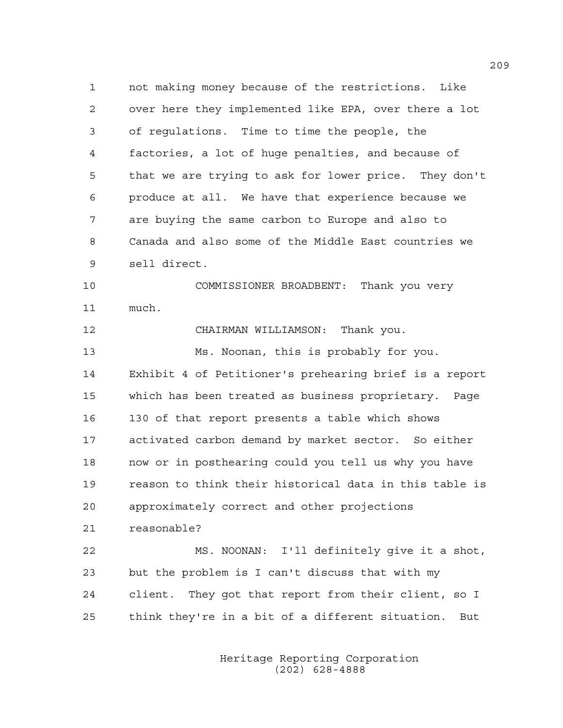not making money because of the restrictions. Like over here they implemented like EPA, over there a lot of regulations. Time to time the people, the factories, a lot of huge penalties, and because of that we are trying to ask for lower price. They don't produce at all. We have that experience because we are buying the same carbon to Europe and also to Canada and also some of the Middle East countries we sell direct.

COMMISSIONER BROADBENT: Thank you very much.

CHAIRMAN WILLIAMSON: Thank you.

Ms. Noonan, this is probably for you. Exhibit 4 of Petitioner's prehearing brief is a report which has been treated as business proprietary. Page 130 of that report presents a table which shows activated carbon demand by market sector. So either now or in posthearing could you tell us why you have reason to think their historical data in this table is approximately correct and other projections reasonable?

MS. NOONAN: I'll definitely give it a shot, but the problem is I can't discuss that with my client. They got that report from their client, so I think they're in a bit of a different situation. But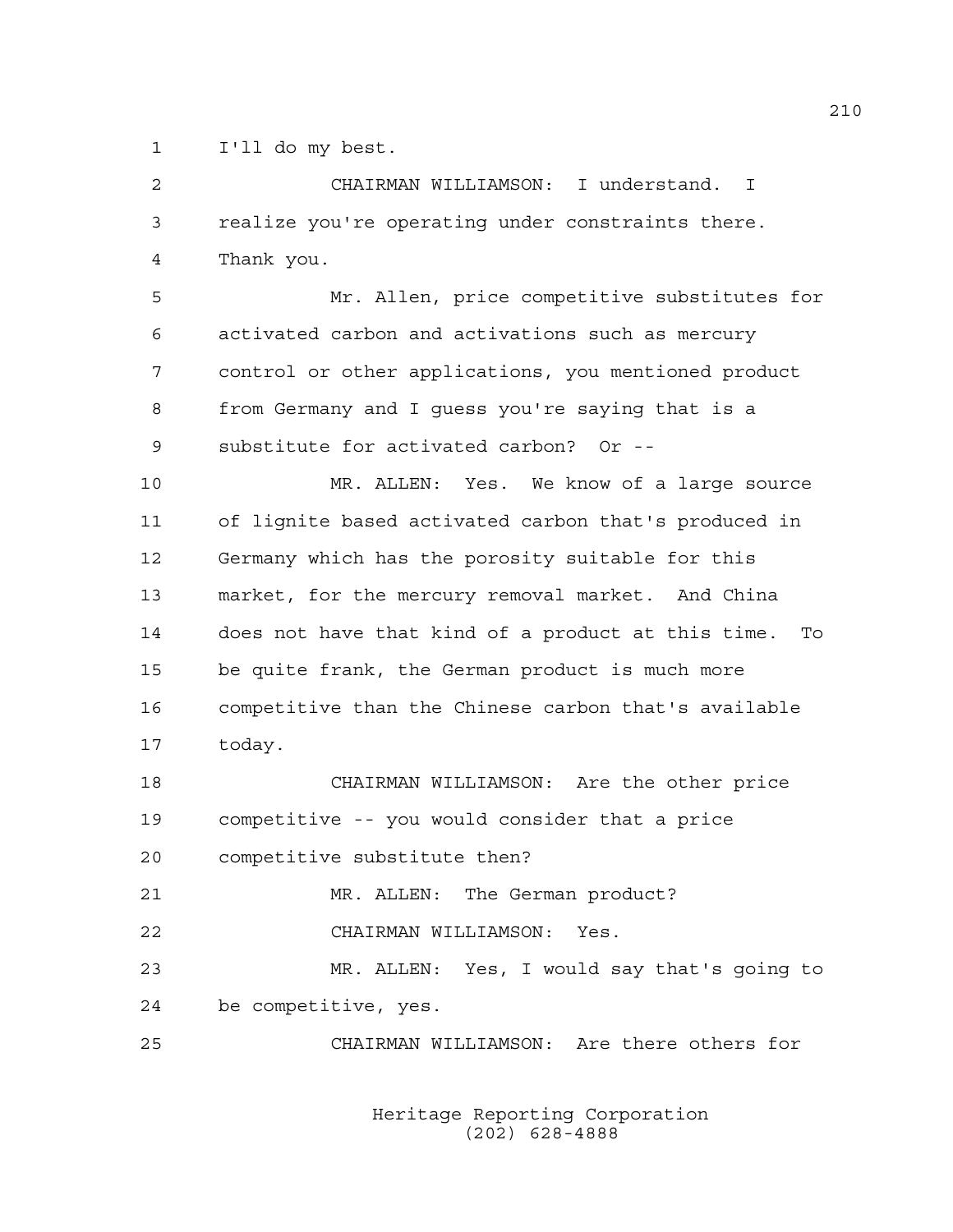1 I'll do my best.

2 CHAIRMAN WILLIAMSON: I understand. I
3 realize you're operating under constraints there.
4 Thank you.

5 Mr. Allen, price competitive substitutes for
6 activated carbon and activations such as mercury
7 control or other applications, you mentioned product
8 from Germany and I guess you're saying that is a
9 substitute for activated carbon? Or --

10 MR. ALLEN: Yes. We know of a large source
11 of lignite based activated carbon that's produced in
12 Germany which has the porosity suitable for this
13 market, for the mercury removal market. And China
14 does not have that kind of a product at this time. To
15 be quite frank, the German product is much more
16 competitive than the Chinese carbon that's available
17 today.

18 CHAIRMAN WILLIAMSON: Are the other price
19 competitive -- you would consider that a price
20 competitive substitute then?

21 MR. ALLEN: The German product?

22 CHAIRMAN WILLIAMSON: Yes.

23 MR. ALLEN: Yes, I would say that's going to
24 be competitive, yes.

25 CHAIRMAN WILLIAMSON: Are there others for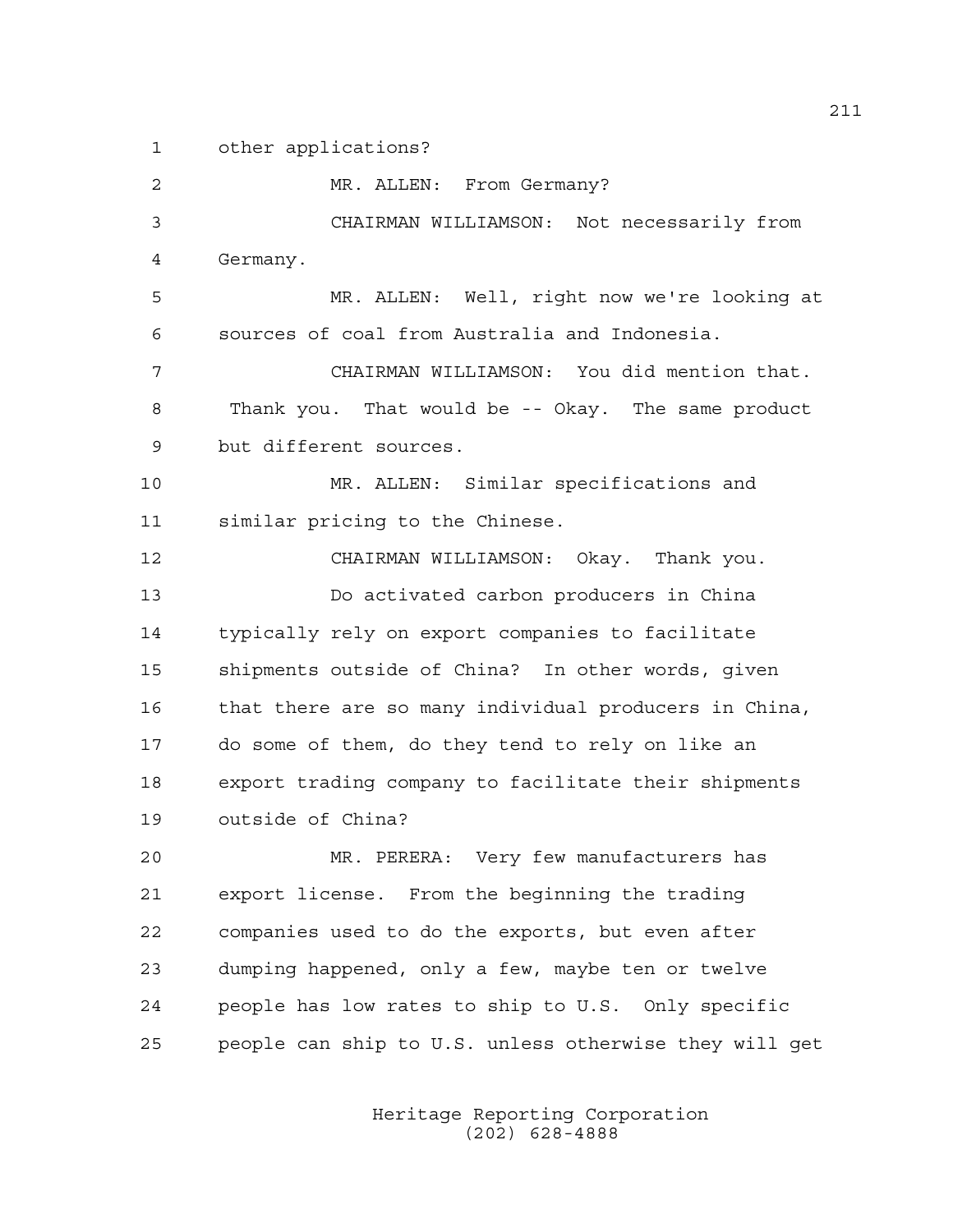other applications?

MR. ALLEN: From Germany?

CHAIRMAN WILLIAMSON: Not necessarily from Germany.

MR. ALLEN: Well, right now we're looking at sources of coal from Australia and Indonesia.

CHAIRMAN WILLIAMSON: You did mention that. Thank you. That would be -- Okay. The same product but different sources.

MR. ALLEN: Similar specifications and similar pricing to the Chinese.

CHAIRMAN WILLIAMSON: Okay. Thank you.

Do activated carbon producers in China typically rely on export companies to facilitate shipments outside of China? In other words, given that there are so many individual producers in China, do some of them, do they tend to rely on like an export trading company to facilitate their shipments outside of China?

MR. PERERA: Very few manufacturers has export license. From the beginning the trading companies used to do the exports, but even after dumping happened, only a few, maybe ten or twelve people has low rates to ship to U.S. Only specific people can ship to U.S. unless otherwise they will get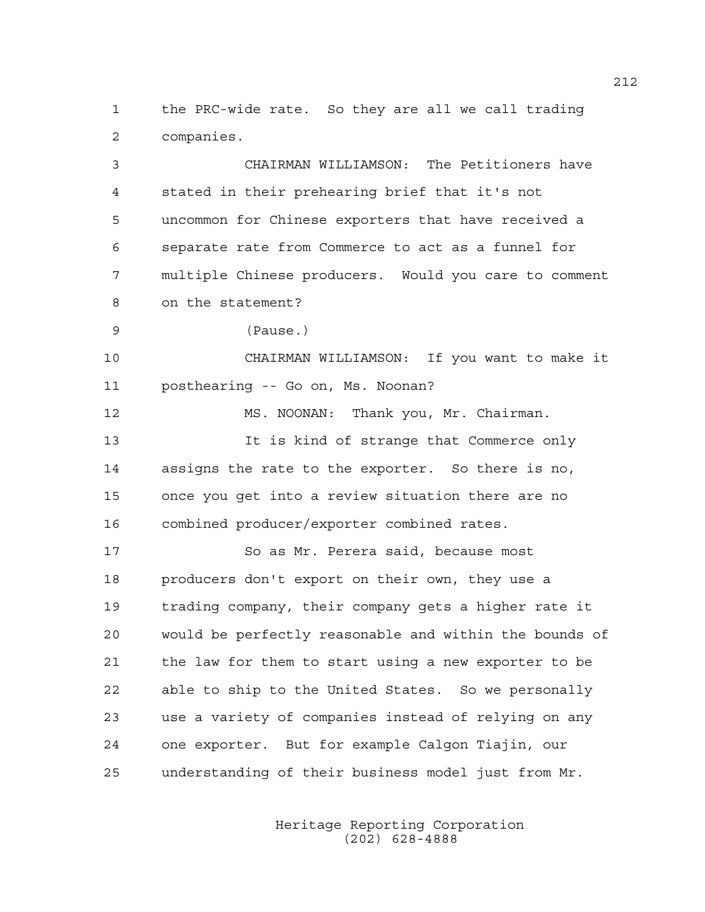1 the PRC-wide rate. So they are all we call trading
2 companies.

3 CHAIRMAN WILLIAMSON: The Petitioners have
4 stated in their prehearing brief that it's not
5 uncommon for Chinese exporters that have received a
6 separate rate from Commerce to act as a funnel for
7 multiple Chinese producers. Would you care to comment
8 on the statement?

9 (Pause.)

10 CHAIRMAN WILLIAMSON: If you want to make it
11 posthearing -- Go on, Ms. Noonan?

12 MS. NOONAN: Thank you, Mr. Chairman.

13 It is kind of strange that Commerce only
14 assigns the rate to the exporter. So there is no,
15 once you get into a review situation there are no
16 combined producer/exporter combined rates.

17 So as Mr. Perera said, because most
18 producers don't export on their own, they use a
19 trading company, their company gets a higher rate it
20 would be perfectly reasonable and within the bounds of
21 the law for them to start using a new exporter to be
22 able to ship to the United States. So we personally
23 use a variety of companies instead of relying on any
24 one exporter. But for example Calgon Tiajin, our
25 understanding of their business model just from Mr.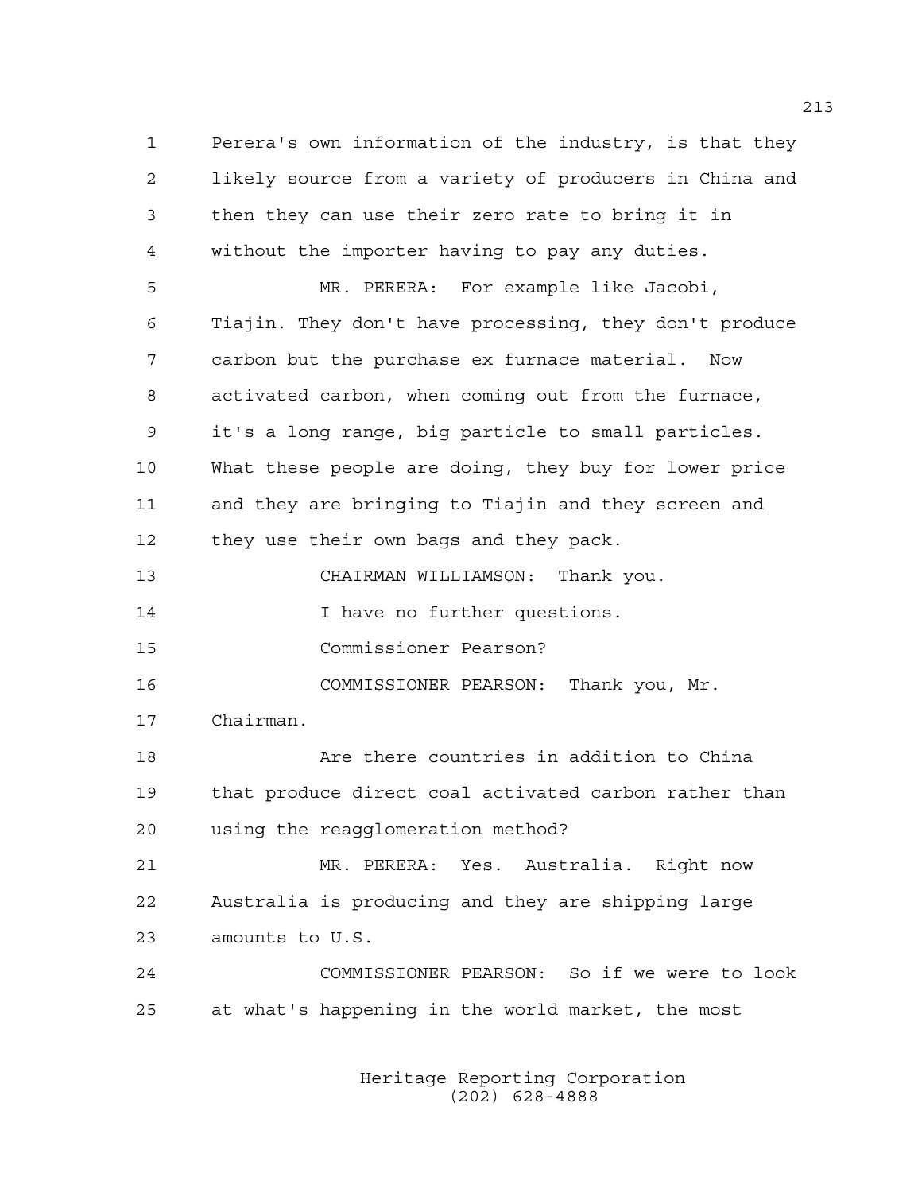1 Perera's own information of the industry, is that they
2 likely source from a variety of producers in China and
3 then they can use their zero rate to bring it in
4 without the importer having to pay any duties.

5 MR. PERERA: For example like Jacobi,
6 Tiajin. They don't have processing, they don't produce
7 carbon but the purchase ex furnace material. Now
8 activated carbon, when coming out from the furnace,
9 it's a long range, big particle to small particles.
10 What these people are doing, they buy for lower price
11 and they are bringing to Tiajin and they screen and
12 they use their own bags and they pack.

13 CHAIRMAN WILLIAMSON: Thank you.

14 I have no further questions.

15 Commissioner Pearson?

16 COMMISSIONER PEARSON: Thank you, Mr.
17 Chairman.

18 Are there countries in addition to China
19 that produce direct coal activated carbon rather than
20 using the reagglomeration method?

21 MR. PERERA: Yes. Australia. Right now
22 Australia is producing and they are shipping large
23 amounts to U.S.

24 COMMISSIONER PEARSON: So if we were to look
25 at what's happening in the world market, the most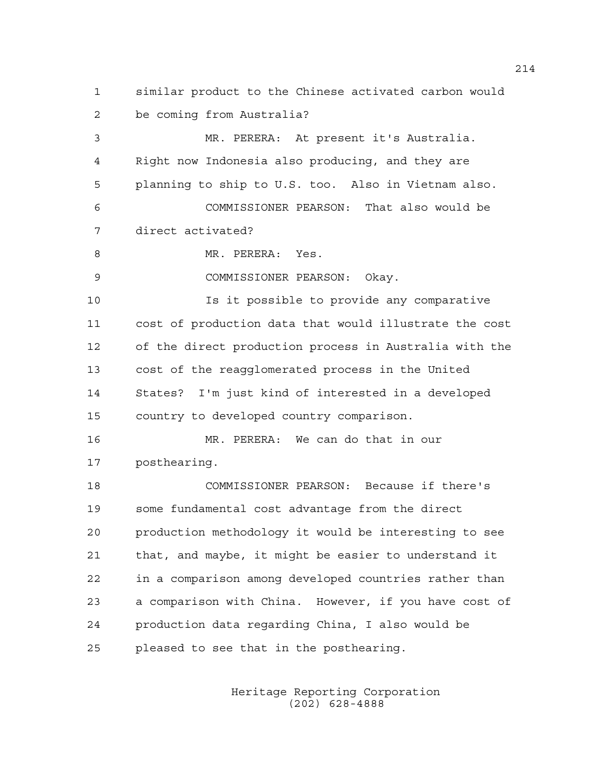similar product to the Chinese activated carbon would be coming from Australia?

MR. PERERA: At present it's Australia. Right now Indonesia also producing, and they are planning to ship to U.S. too. Also in Vietnam also.

COMMISSIONER PEARSON: That also would be direct activated?

MR. PERERA: Yes.

COMMISSIONER PEARSON: Okay.

Is it possible to provide any comparative cost of production data that would illustrate the cost of the direct production process in Australia with the cost of the reagglomerated process in the United States? I'm just kind of interested in a developed country to developed country comparison.

MR. PERERA: We can do that in our posthearing.

COMMISSIONER PEARSON: Because if there's some fundamental cost advantage from the direct production methodology it would be interesting to see that, and maybe, it might be easier to understand it in a comparison among developed countries rather than a comparison with China. However, if you have cost of production data regarding China, I also would be pleased to see that in the posthearing.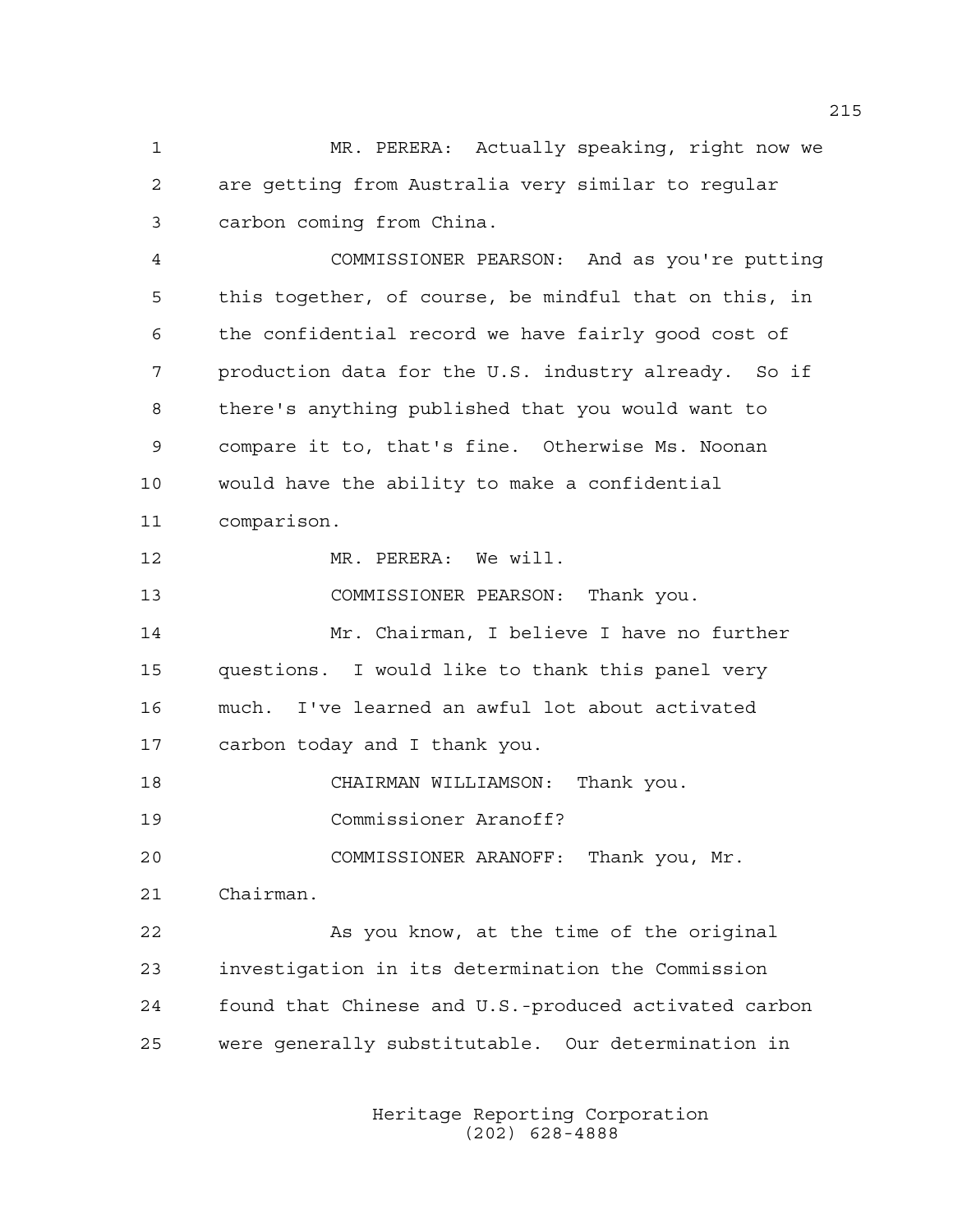MR. PERERA: Actually speaking, right now we are getting from Australia very similar to regular carbon coming from China.

COMMISSIONER PEARSON: And as you're putting this together, of course, be mindful that on this, in the confidential record we have fairly good cost of production data for the U.S. industry already. So if there's anything published that you would want to compare it to, that's fine. Otherwise Ms. Noonan would have the ability to make a confidential comparison.

MR. PERERA: We will.

COMMISSIONER PEARSON: Thank you.

Mr. Chairman, I believe I have no further questions. I would like to thank this panel very much. I've learned an awful lot about activated carbon today and I thank you.

CHAIRMAN WILLIAMSON: Thank you.

Commissioner Aranoff?

COMMISSIONER ARANOFF: Thank you, Mr. Chairman.

As you know, at the time of the original investigation in its determination the Commission found that Chinese and U.S.-produced activated carbon were generally substitutable. Our determination in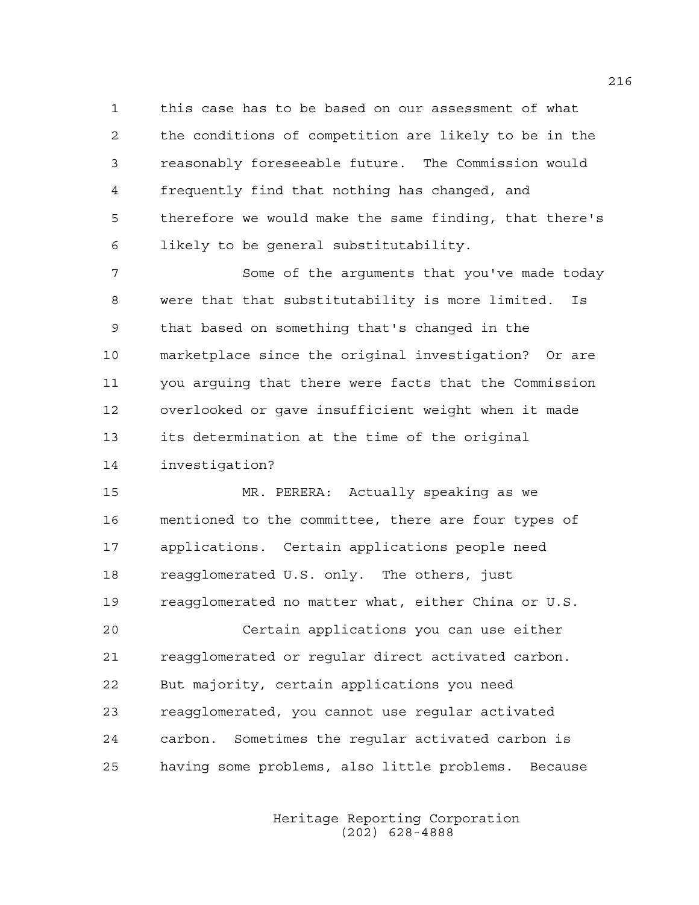this case has to be based on our assessment of what the conditions of competition are likely to be in the reasonably foreseeable future. The Commission would frequently find that nothing has changed, and therefore we would make the same finding, that there's likely to be general substitutability.

Some of the arguments that you've made today were that that substitutability is more limited. Is that based on something that's changed in the marketplace since the original investigation? Or are you arguing that there were facts that the Commission overlooked or gave insufficient weight when it made its determination at the time of the original investigation?

MR. PERERA: Actually speaking as we mentioned to the committee, there are four types of applications. Certain applications people need reagglomerated U.S. only. The others, just reagglomerated no matter what, either China or U.S.

Certain applications you can use either reagglomerated or regular direct activated carbon. But majority, certain applications you need reagglomerated, you cannot use regular activated carbon. Sometimes the regular activated carbon is having some problems, also little problems. Because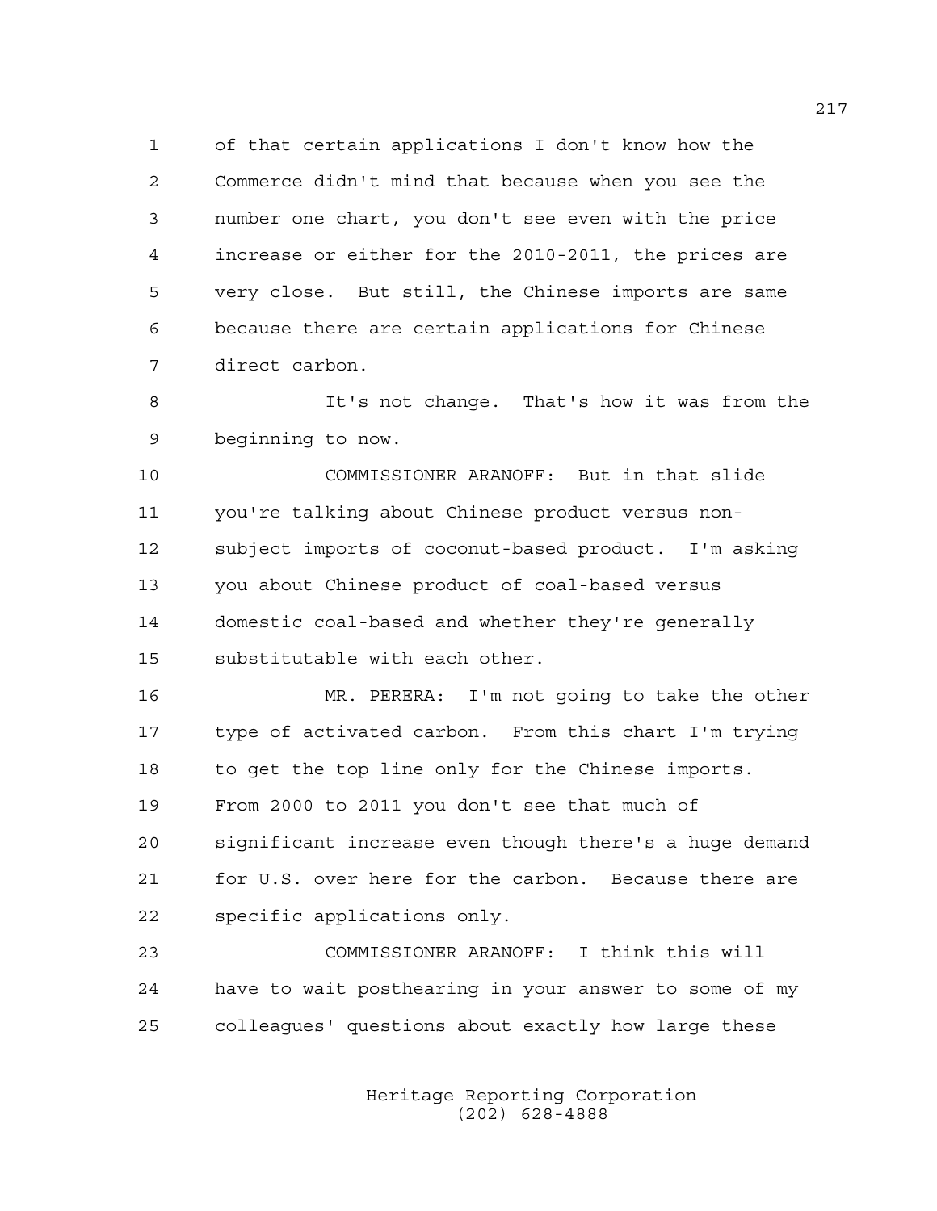of that certain applications I don't know how the Commerce didn't mind that because when you see the number one chart, you don't see even with the price increase or either for the 2010-2011, the prices are very close. But still, the Chinese imports are same because there are certain applications for Chinese direct carbon.

It's not change. That's how it was from the beginning to now.

COMMISSIONER ARANOFF: But in that slide you're talking about Chinese product versus non-subject imports of coconut-based product. I'm asking you about Chinese product of coal-based versus domestic coal-based and whether they're generally substitutable with each other.

MR. PERERA: I'm not going to take the other type of activated carbon. From this chart I'm trying to get the top line only for the Chinese imports. From 2000 to 2011 you don't see that much of significant increase even though there's a huge demand for U.S. over here for the carbon. Because there are specific applications only.

COMMISSIONER ARANOFF: I think this will have to wait posthearing in your answer to some of my colleagues' questions about exactly how large these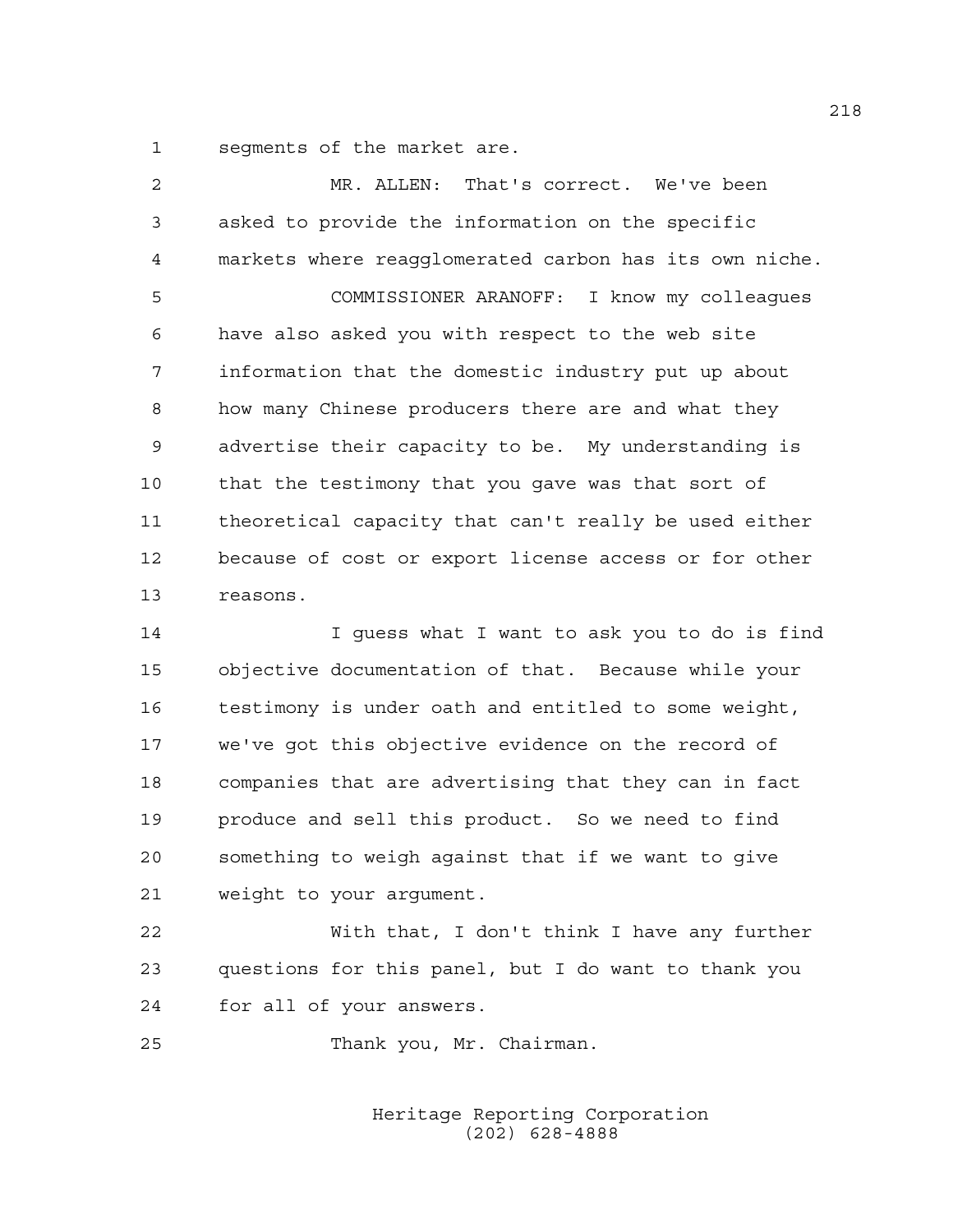segments of the market are.

MR. ALLEN: That's correct. We've been asked to provide the information on the specific markets where reagglomerated carbon has its own niche.

COMMISSIONER ARANOFF: I know my colleagues have also asked you with respect to the web site information that the domestic industry put up about how many Chinese producers there are and what they advertise their capacity to be. My understanding is that the testimony that you gave was that sort of theoretical capacity that can't really be used either because of cost or export license access or for other reasons.

I guess what I want to ask you to do is find objective documentation of that. Because while your testimony is under oath and entitled to some weight, we've got this objective evidence on the record of companies that are advertising that they can in fact produce and sell this product. So we need to find something to weigh against that if we want to give weight to your argument.

With that, I don't think I have any further questions for this panel, but I do want to thank you for all of your answers.

Thank you, Mr. Chairman.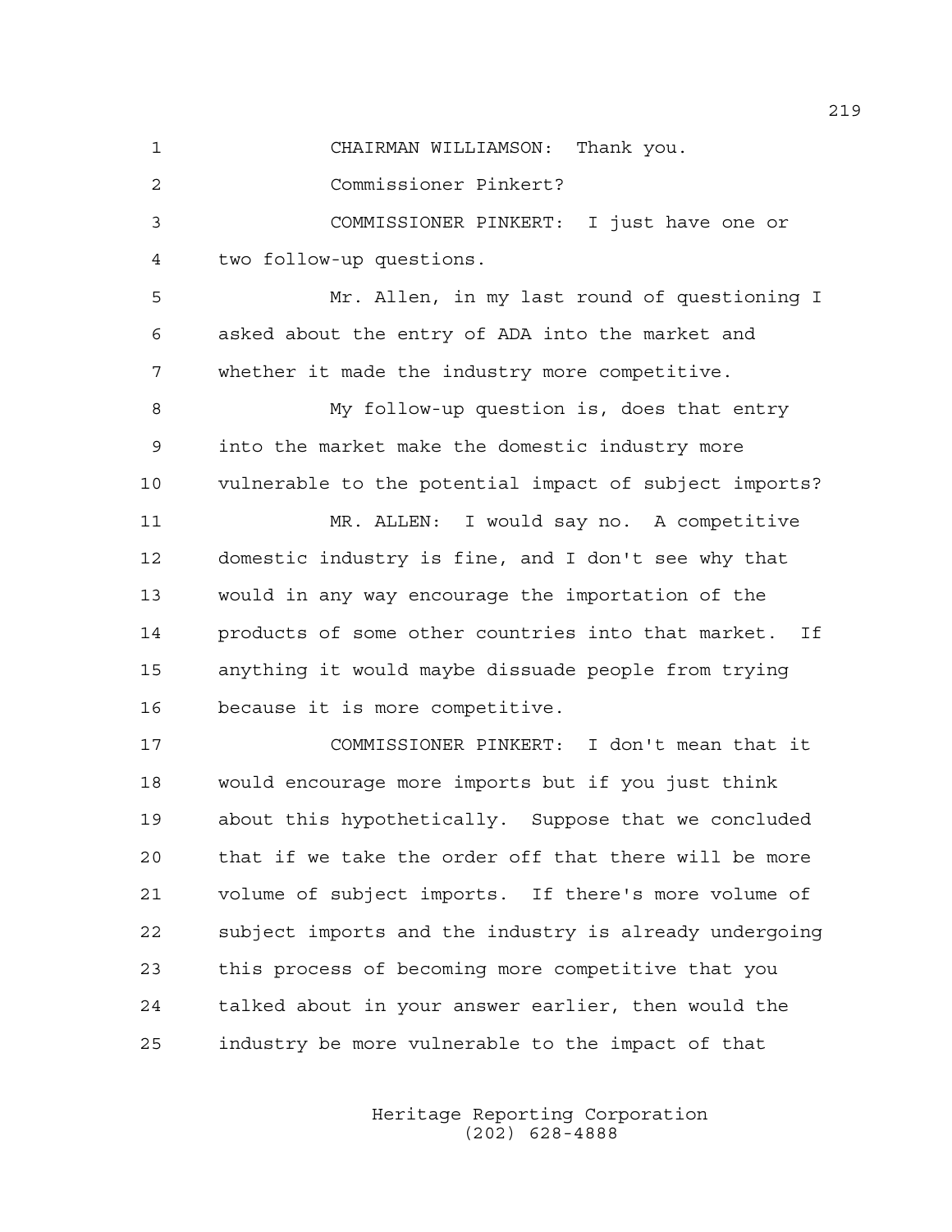CHAIRMAN WILLIAMSON: Thank you.

Commissioner Pinkert?

COMMISSIONER PINKERT: I just have one or two follow-up questions.

Mr. Allen, in my last round of questioning I asked about the entry of ADA into the market and whether it made the industry more competitive.

My follow-up question is, does that entry into the market make the domestic industry more vulnerable to the potential impact of subject imports?

MR. ALLEN: I would say no. A competitive domestic industry is fine, and I don't see why that would in any way encourage the importation of the products of some other countries into that market. If anything it would maybe dissuade people from trying because it is more competitive.

COMMISSIONER PINKERT: I don't mean that it would encourage more imports but if you just think about this hypothetically. Suppose that we concluded that if we take the order off that there will be more volume of subject imports. If there's more volume of subject imports and the industry is already undergoing this process of becoming more competitive that you talked about in your answer earlier, then would the industry be more vulnerable to the impact of that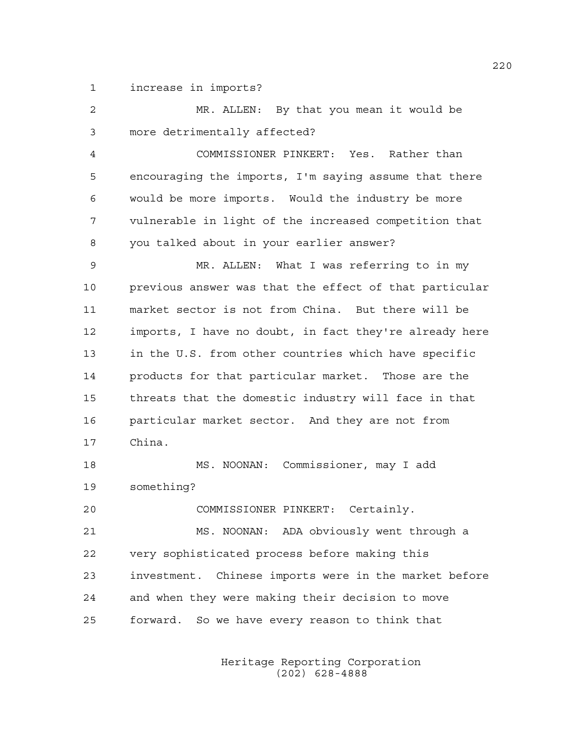increase in imports?

MR. ALLEN: By that you mean it would be more detrimentally affected?

COMMISSIONER PINKERT: Yes. Rather than encouraging the imports, I'm saying assume that there would be more imports. Would the industry be more vulnerable in light of the increased competition that you talked about in your earlier answer?

MR. ALLEN: What I was referring to in my previous answer was that the effect of that particular market sector is not from China. But there will be imports, I have no doubt, in fact they're already here in the U.S. from other countries which have specific products for that particular market. Those are the threats that the domestic industry will face in that particular market sector. And they are not from China.

MS. NOONAN: Commissioner, may I add something?

COMMISSIONER PINKERT: Certainly.

MS. NOONAN: ADA obviously went through a very sophisticated process before making this investment. Chinese imports were in the market before and when they were making their decision to move forward. So we have every reason to think that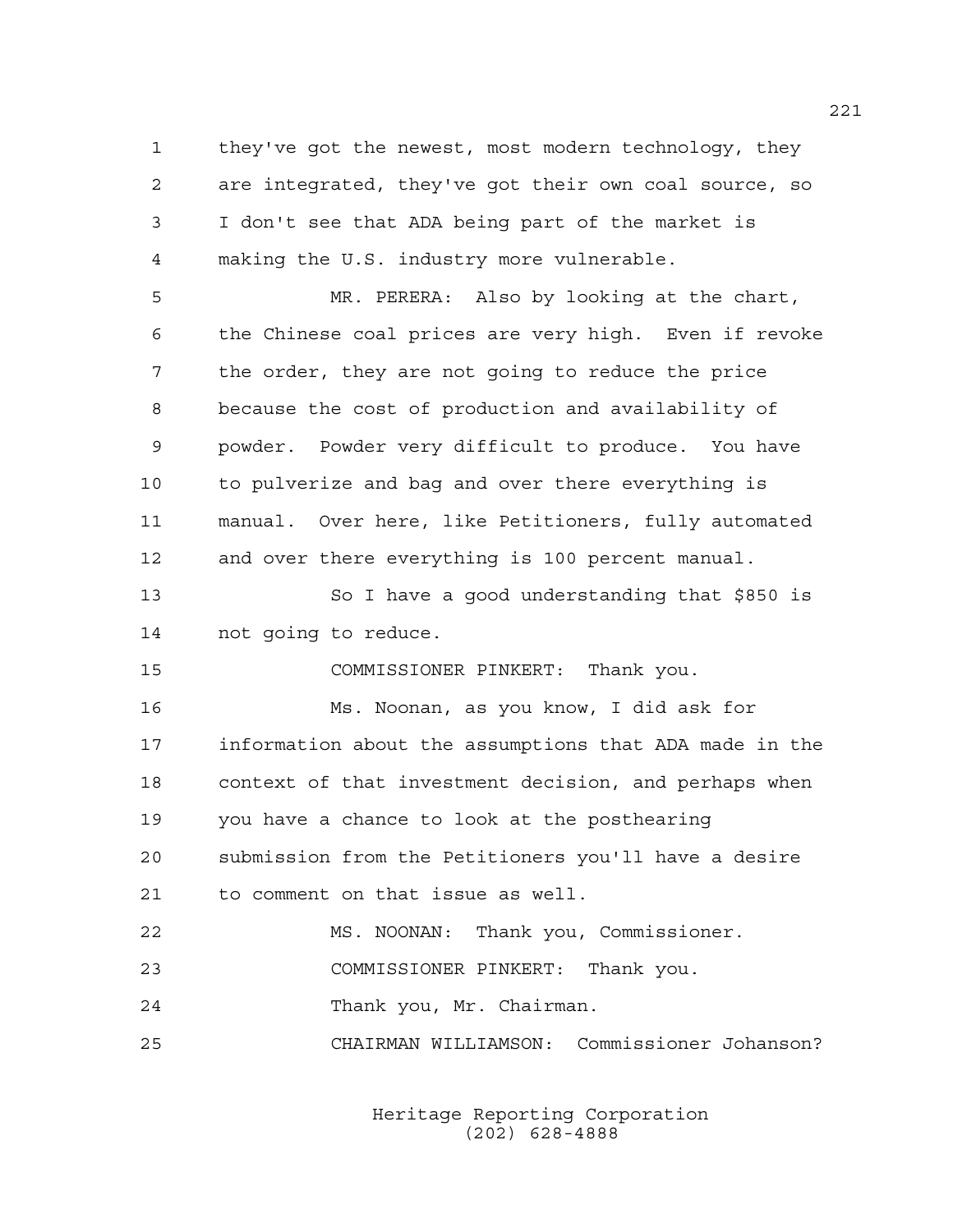they've got the newest, most modern technology, they are integrated, they've got their own coal source, so I don't see that ADA being part of the market is making the U.S. industry more vulnerable.

MR. PERERA: Also by looking at the chart, the Chinese coal prices are very high. Even if revoke the order, they are not going to reduce the price because the cost of production and availability of powder. Powder very difficult to produce. You have to pulverize and bag and over there everything is manual. Over here, like Petitioners, fully automated and over there everything is 100 percent manual.

So I have a good understanding that $850 is not going to reduce.

COMMISSIONER PINKERT: Thank you.

Ms. Noonan, as you know, I did ask for information about the assumptions that ADA made in the context of that investment decision, and perhaps when you have a chance to look at the posthearing submission from the Petitioners you'll have a desire to comment on that issue as well.

MS. NOONAN: Thank you, Commissioner.

COMMISSIONER PINKERT: Thank you.

Thank you, Mr. Chairman.

CHAIRMAN WILLIAMSON: Commissioner Johanson?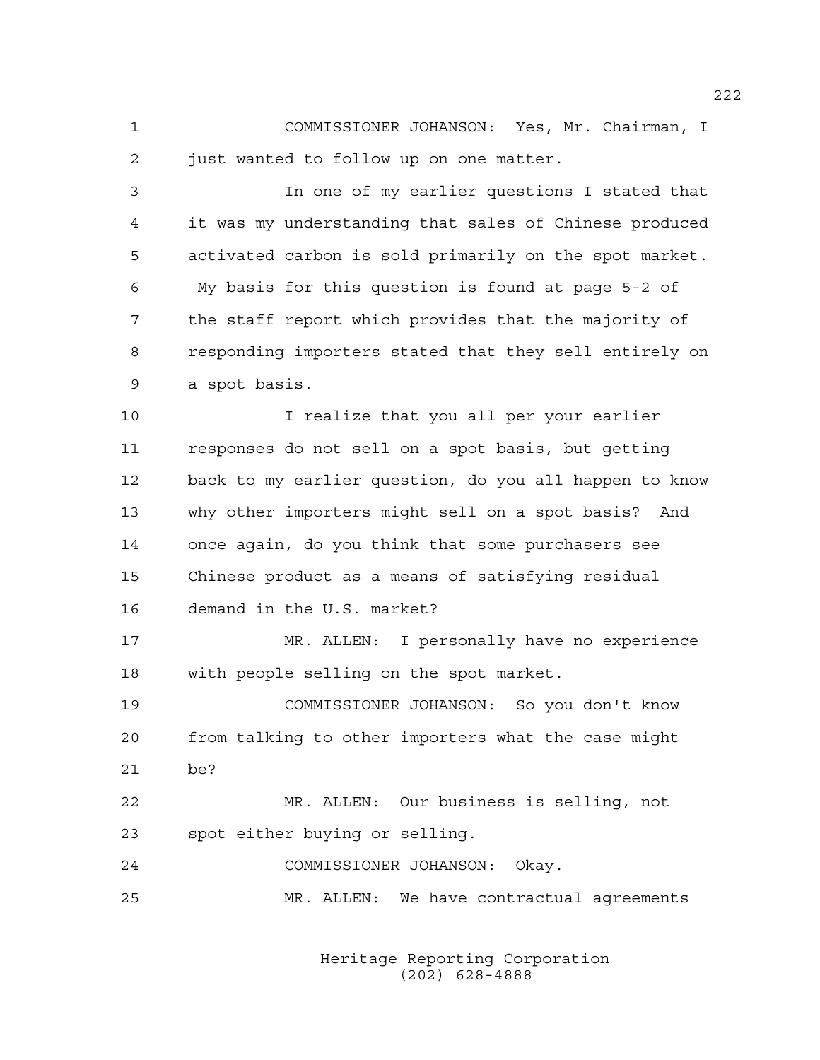1 COMMISSIONER JOHANSON: Yes, Mr. Chairman, I
2 just wanted to follow up on one matter.

3 In one of my earlier questions I stated that
4 it was my understanding that sales of Chinese produced
5 activated carbon is sold primarily on the spot market.
6 My basis for this question is found at page 5-2 of
7 the staff report which provides that the majority of
8 responding importers stated that they sell entirely on
9 a spot basis.

10 I realize that you all per your earlier
11 responses do not sell on a spot basis, but getting
12 back to my earlier question, do you all happen to know
13 why other importers might sell on a spot basis? And
14 once again, do you think that some purchasers see
15 Chinese product as a means of satisfying residual
16 demand in the U.S. market?

17 MR. ALLEN: I personally have no experience
18 with people selling on the spot market.

19 COMMISSIONER JOHANSON: So you don't know
20 from talking to other importers what the case might
21 be?

22 MR. ALLEN: Our business is selling, not
23 spot either buying or selling.

24 COMMISSIONER JOHANSON: Okay.

25 MR. ALLEN: We have contractual agreements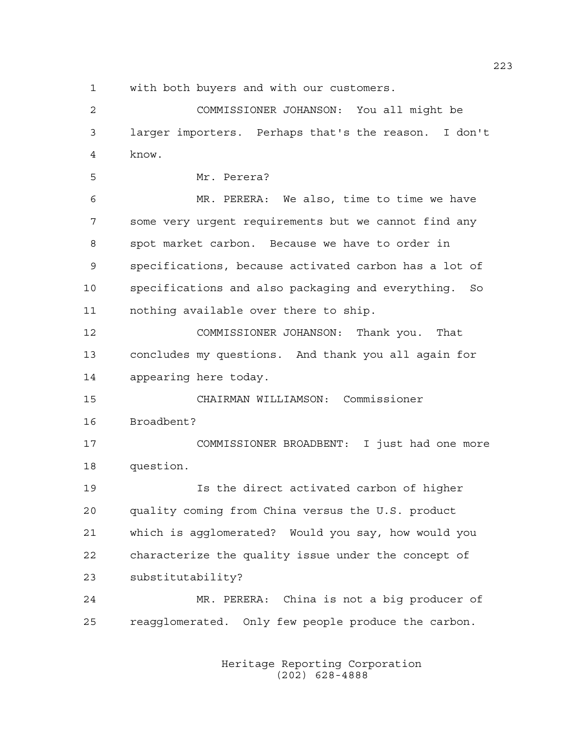with both buyers and with our customers.

COMMISSIONER JOHANSON: You all might be larger importers. Perhaps that's the reason. I don't know.

Mr. Perera?

MR. PERERA: We also, time to time we have some very urgent requirements but we cannot find any spot market carbon. Because we have to order in specifications, because activated carbon has a lot of specifications and also packaging and everything. So nothing available over there to ship.

COMMISSIONER JOHANSON: Thank you. That concludes my questions. And thank you all again for appearing here today.

CHAIRMAN WILLIAMSON: Commissioner Broadbent?

COMMISSIONER BROADBENT: I just had one more question.

Is the direct activated carbon of higher quality coming from China versus the U.S. product which is agglomerated? Would you say, how would you characterize the quality issue under the concept of substitutability?

MR. PERERA: China is not a big producer of reagglomerated. Only few people produce the carbon.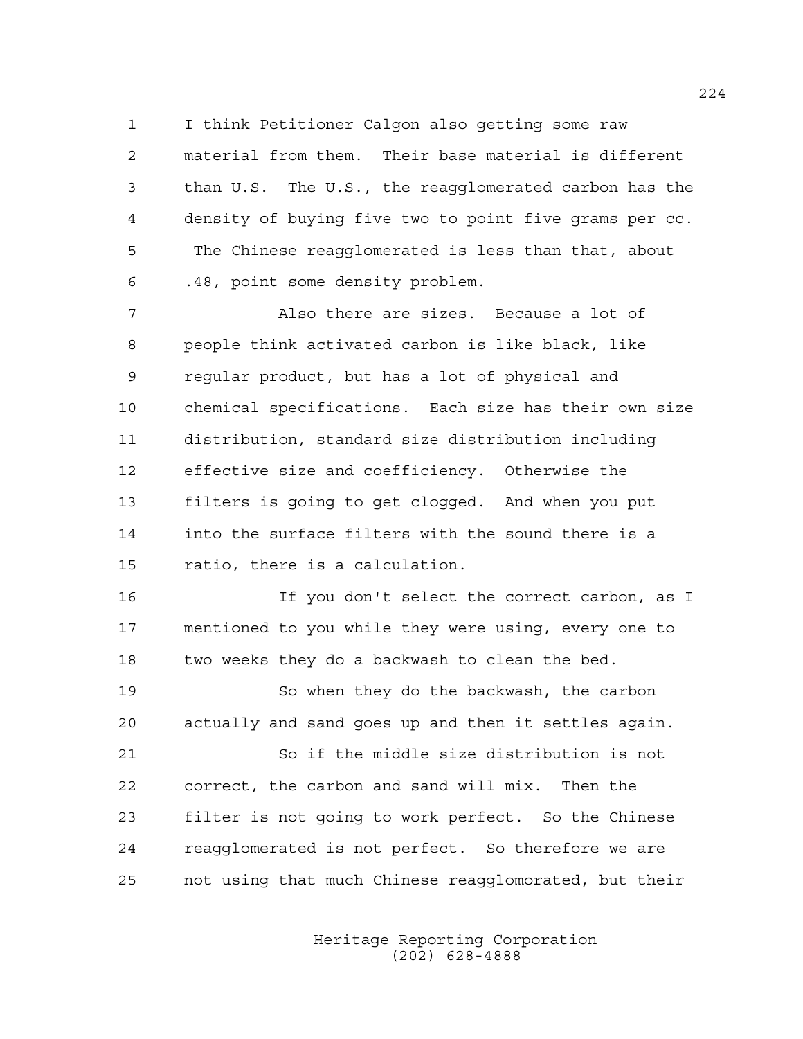I think Petitioner Calgon also getting some raw material from them. Their base material is different than U.S. The U.S., the reagglomerated carbon has the density of buying five two to point five grams per cc. The Chinese reagglomerated is less than that, about .48, point some density problem.

Also there are sizes. Because a lot of people think activated carbon is like black, like regular product, but has a lot of physical and chemical specifications. Each size has their own size distribution, standard size distribution including effective size and coefficiency. Otherwise the filters is going to get clogged. And when you put into the surface filters with the sound there is a ratio, there is a calculation.

If you don't select the correct carbon, as I mentioned to you while they were using, every one to two weeks they do a backwash to clean the bed.

So when they do the backwash, the carbon actually and sand goes up and then it settles again.

So if the middle size distribution is not correct, the carbon and sand will mix. Then the filter is not going to work perfect. So the Chinese reagglomerated is not perfect. So therefore we are not using that much Chinese reagglomorated, but their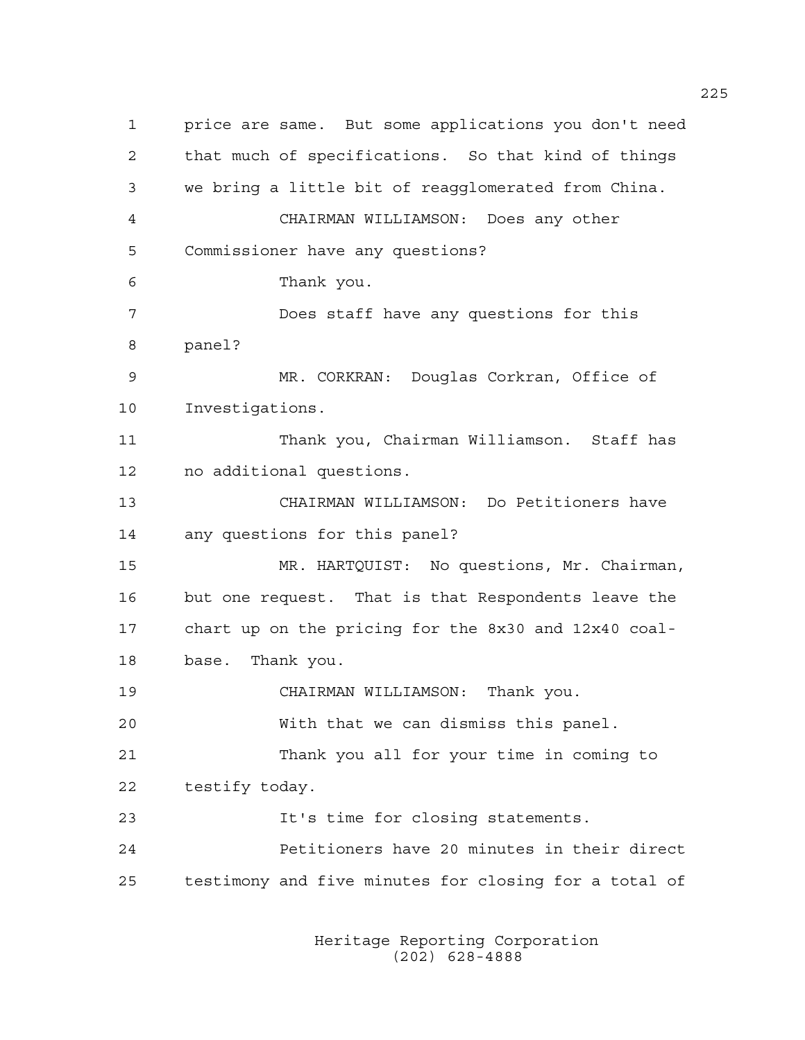price are same. But some applications you don't need that much of specifications. So that kind of things we bring a little bit of reagglomerated from China.

CHAIRMAN WILLIAMSON: Does any other Commissioner have any questions?

Thank you.

Does staff have any questions for this panel?

MR. CORKRAN: Douglas Corkran, Office of Investigations.

Thank you, Chairman Williamson. Staff has no additional questions.

CHAIRMAN WILLIAMSON: Do Petitioners have any questions for this panel?

MR. HARTQUIST: No questions, Mr. Chairman, but one request. That is that Respondents leave the chart up on the pricing for the 8x30 and 12x40 coal-base. Thank you.

CHAIRMAN WILLIAMSON: Thank you.

With that we can dismiss this panel.

Thank you all for your time in coming to testify today.

It's time for closing statements.

Petitioners have 20 minutes in their direct testimony and five minutes for closing for a total of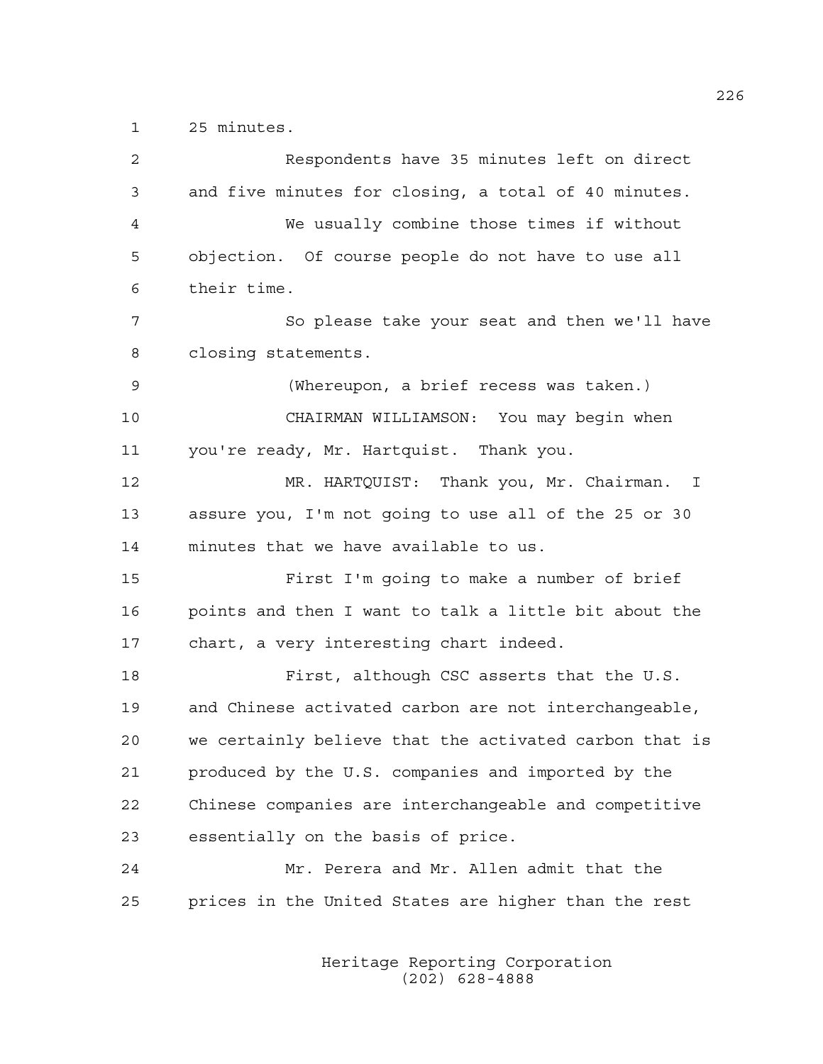1 25 minutes.

2 Respondents have 35 minutes left on direct

3 and five minutes for closing, a total of 40 minutes.

4 We usually combine those times if without

5 objection. Of course people do not have to use all

6 their time.

7 So please take your seat and then we'll have

8 closing statements.

9 (Whereupon, a brief recess was taken.)

10 CHAIRMAN WILLIAMSON: You may begin when

11 you're ready, Mr. Hartquist. Thank you.

12 MR. HARTQUIST: Thank you, Mr. Chairman. I

13 assure you, I'm not going to use all of the 25 or 30

14 minutes that we have available to us.

15 First I'm going to make a number of brief

16 points and then I want to talk a little bit about the

17 chart, a very interesting chart indeed.

18 First, although CSC asserts that the U.S.

19 and Chinese activated carbon are not interchangeable,

20 we certainly believe that the activated carbon that is

21 produced by the U.S. companies and imported by the

22 Chinese companies are interchangeable and competitive

23 essentially on the basis of price.

24 Mr. Perera and Mr. Allen admit that the

25 prices in the United States are higher than the rest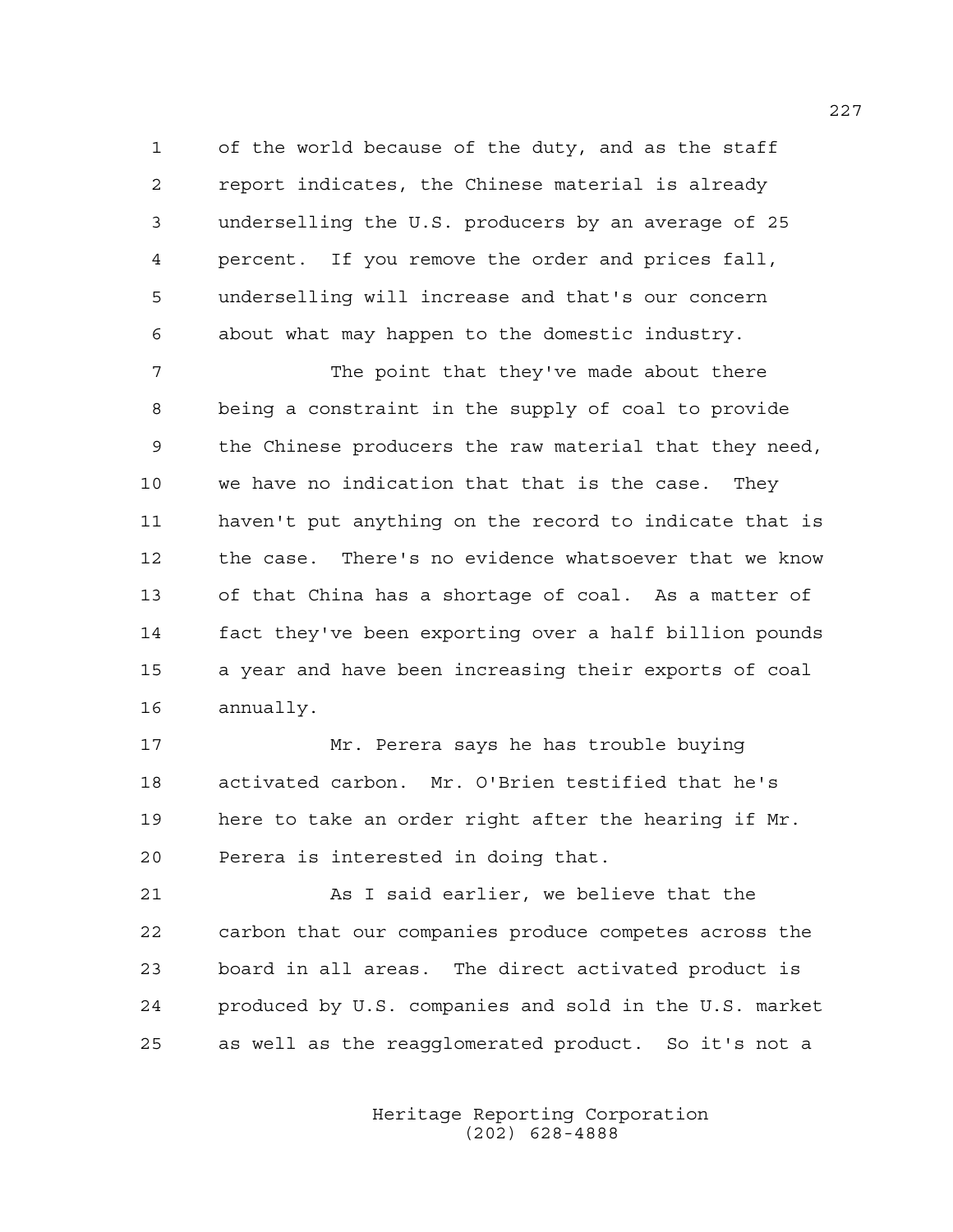of the world because of the duty, and as the staff report indicates, the Chinese material is already underselling the U.S. producers by an average of 25 percent. If you remove the order and prices fall, underselling will increase and that's our concern about what may happen to the domestic industry.

The point that they've made about there being a constraint in the supply of coal to provide the Chinese producers the raw material that they need, we have no indication that that is the case. They haven't put anything on the record to indicate that is the case. There's no evidence whatsoever that we know of that China has a shortage of coal. As a matter of fact they've been exporting over a half billion pounds a year and have been increasing their exports of coal annually.

Mr. Perera says he has trouble buying activated carbon. Mr. O'Brien testified that he's here to take an order right after the hearing if Mr. Perera is interested in doing that.

As I said earlier, we believe that the carbon that our companies produce competes across the board in all areas. The direct activated product is produced by U.S. companies and sold in the U.S. market as well as the reagglomerated product. So it's not a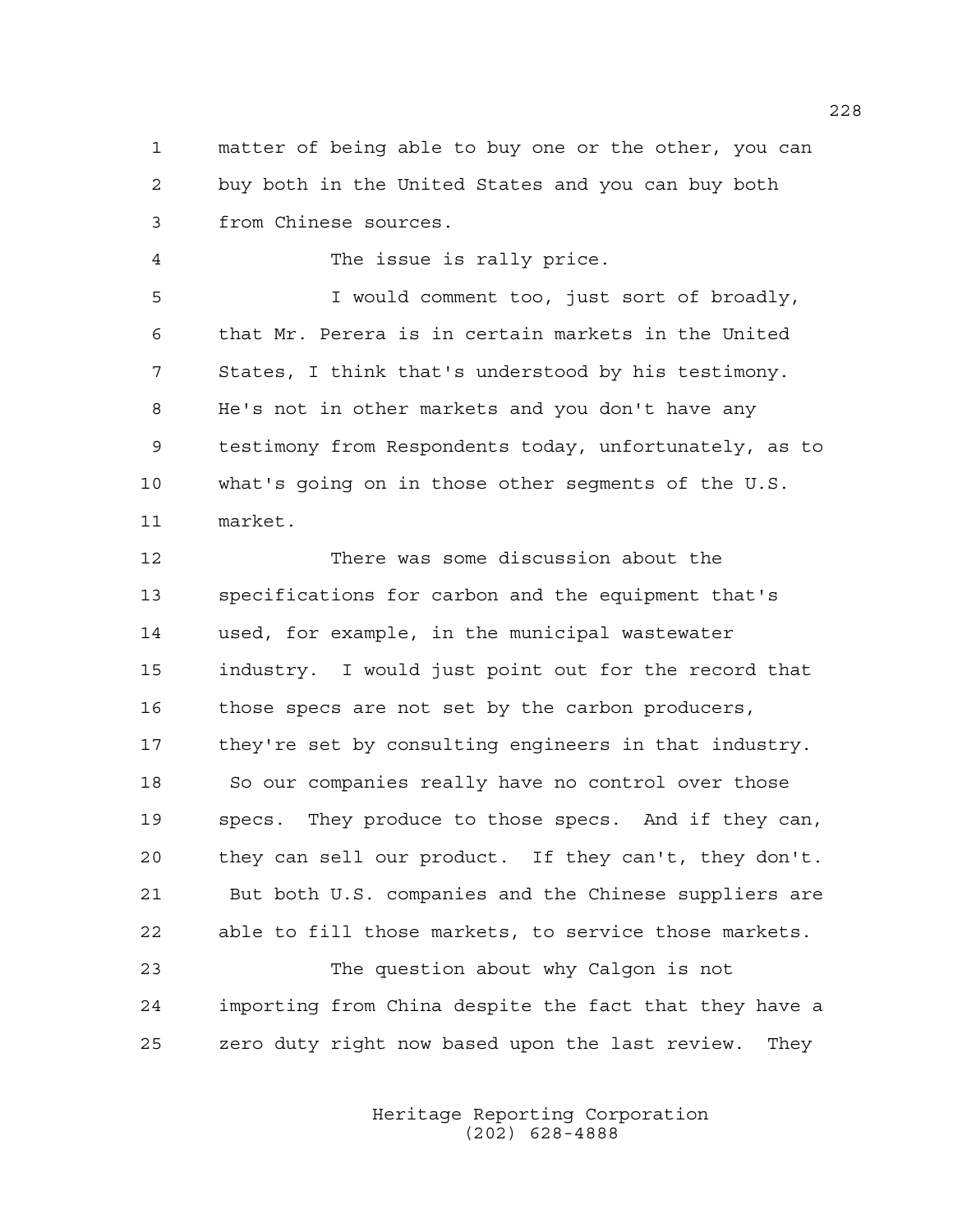1 matter of being able to buy one or the other, you can
2 buy both in the United States and you can buy both
3 from Chinese sources.

4 The issue is rally price.

5 I would comment too, just sort of broadly,
6 that Mr. Perera is in certain markets in the United
7 States, I think that's understood by his testimony.
8 He's not in other markets and you don't have any
9 testimony from Respondents today, unfortunately, as to
10 what's going on in those other segments of the U.S.
11 market.

12 There was some discussion about the
13 specifications for carbon and the equipment that's
14 used, for example, in the municipal wastewater
15 industry. I would just point out for the record that
16 those specs are not set by the carbon producers,
17 they're set by consulting engineers in that industry.
18 So our companies really have no control over those
19 specs. They produce to those specs. And if they can,
20 they can sell our product. If they can't, they don't.
21 But both U.S. companies and the Chinese suppliers are
22 able to fill those markets, to service those markets.

23 The question about why Calgon is not
24 importing from China despite the fact that they have a
25 zero duty right now based upon the last review. They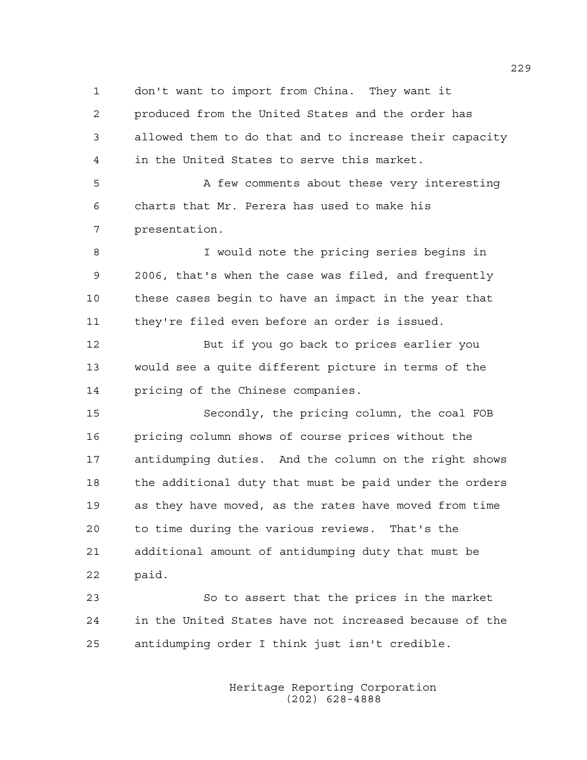don't want to import from China. They want it produced from the United States and the order has allowed them to do that and to increase their capacity in the United States to serve this market.

A few comments about these very interesting charts that Mr. Perera has used to make his presentation.

I would note the pricing series begins in 2006, that's when the case was filed, and frequently these cases begin to have an impact in the year that they're filed even before an order is issued.

But if you go back to prices earlier you would see a quite different picture in terms of the pricing of the Chinese companies.

Secondly, the pricing column, the coal FOB pricing column shows of course prices without the antidumping duties. And the column on the right shows the additional duty that must be paid under the orders as they have moved, as the rates have moved from time to time during the various reviews. That's the additional amount of antidumping duty that must be paid.

So to assert that the prices in the market in the United States have not increased because of the antidumping order I think just isn't credible.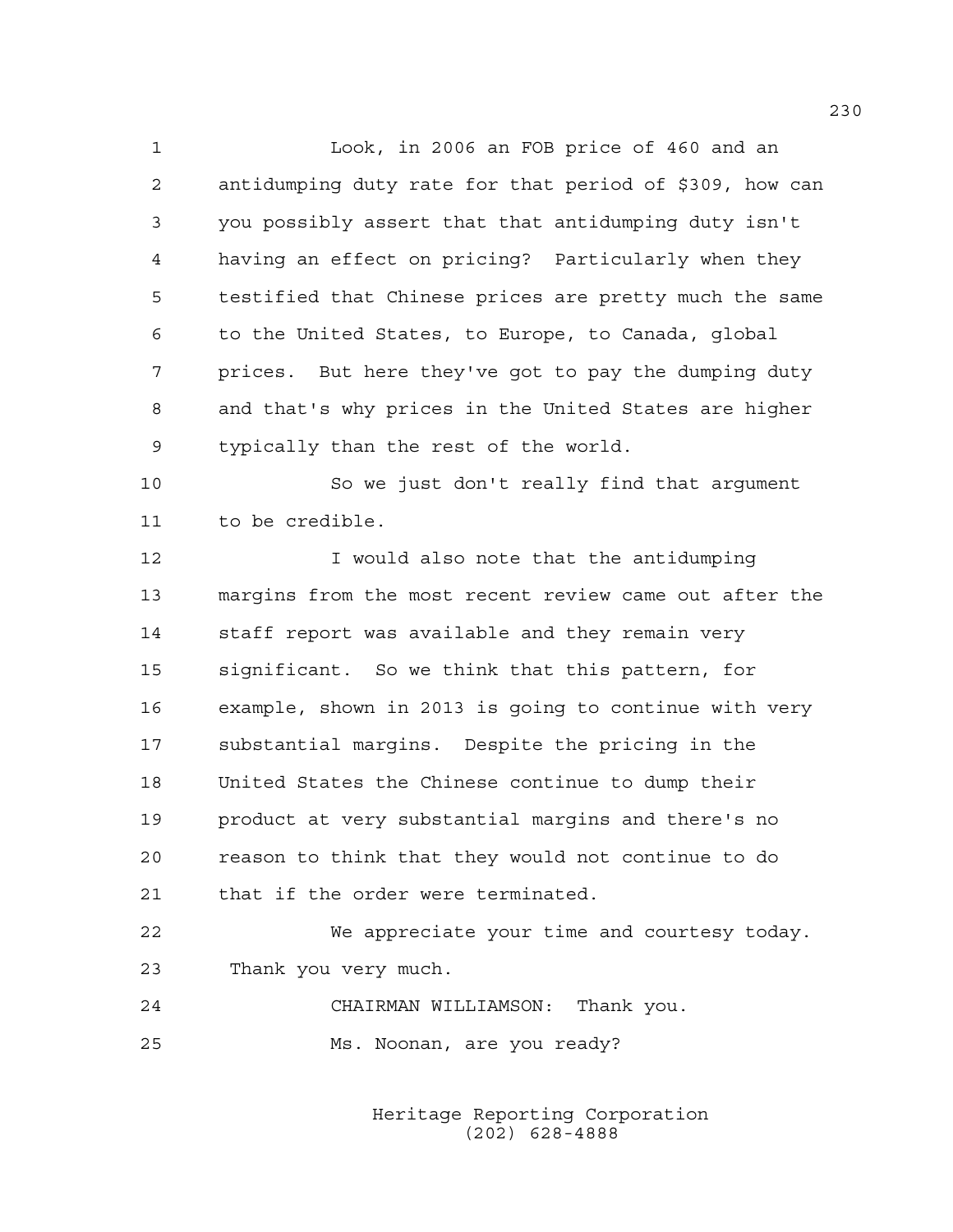Look, in 2006 an FOB price of 460 and an antidumping duty rate for that period of $309, how can you possibly assert that that antidumping duty isn't having an effect on pricing? Particularly when they testified that Chinese prices are pretty much the same to the United States, to Europe, to Canada, global prices. But here they've got to pay the dumping duty and that's why prices in the United States are higher typically than the rest of the world.

So we just don't really find that argument to be credible.

I would also note that the antidumping margins from the most recent review came out after the staff report was available and they remain very significant. So we think that this pattern, for example, shown in 2013 is going to continue with very substantial margins. Despite the pricing in the United States the Chinese continue to dump their product at very substantial margins and there's no reason to think that they would not continue to do that if the order were terminated.

We appreciate your time and courtesy today. Thank you very much.

CHAIRMAN WILLIAMSON: Thank you.

Ms. Noonan, are you ready?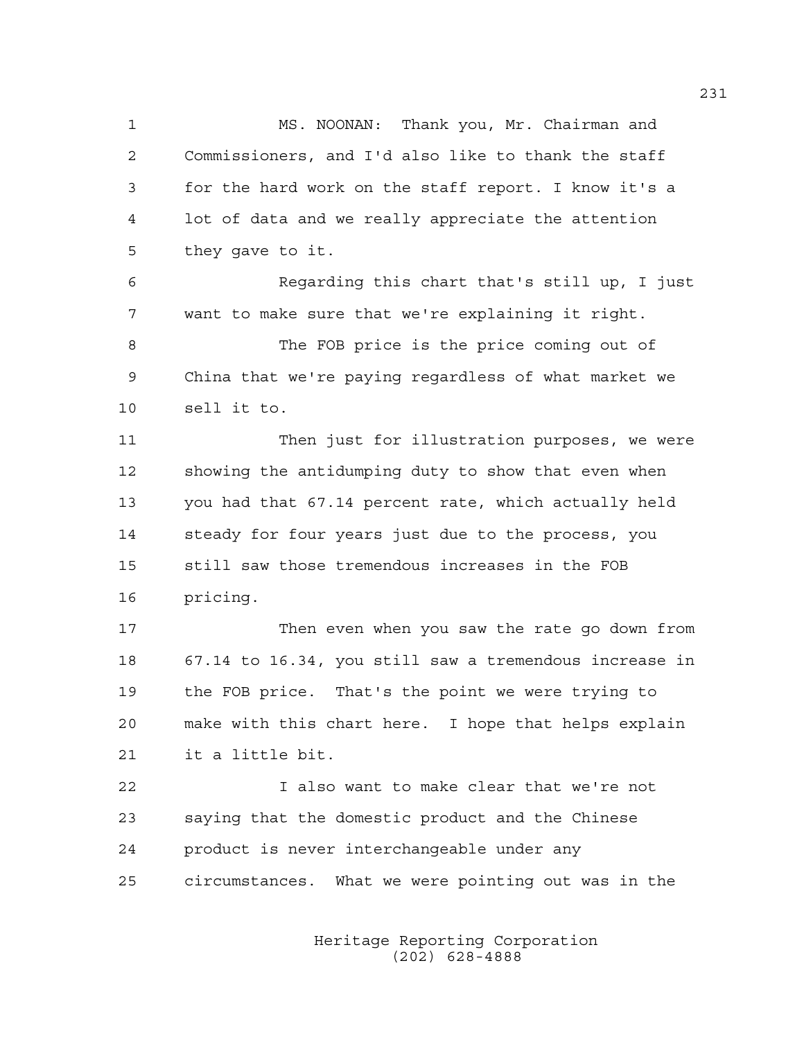MS. NOONAN: Thank you, Mr. Chairman and Commissioners, and I'd also like to thank the staff for the hard work on the staff report. I know it's a lot of data and we really appreciate the attention they gave to it.

Regarding this chart that's still up, I just want to make sure that we're explaining it right.

The FOB price is the price coming out of China that we're paying regardless of what market we sell it to.

Then just for illustration purposes, we were showing the antidumping duty to show that even when you had that 67.14 percent rate, which actually held steady for four years just due to the process, you still saw those tremendous increases in the FOB pricing.

Then even when you saw the rate go down from 67.14 to 16.34, you still saw a tremendous increase in the FOB price. That's the point we were trying to make with this chart here. I hope that helps explain it a little bit.

I also want to make clear that we're not saying that the domestic product and the Chinese product is never interchangeable under any circumstances. What we were pointing out was in the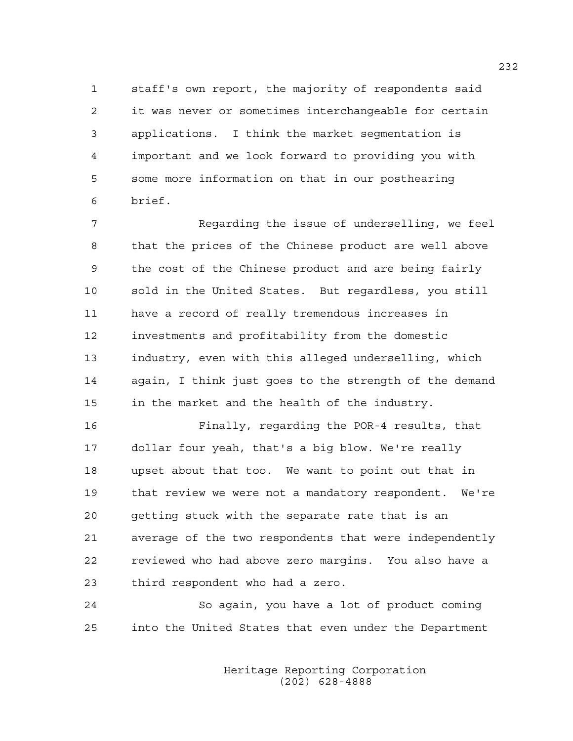staff's own report, the majority of respondents said it was never or sometimes interchangeable for certain applications. I think the market segmentation is important and we look forward to providing you with some more information on that in our posthearing brief.

Regarding the issue of underselling, we feel that the prices of the Chinese product are well above the cost of the Chinese product and are being fairly sold in the United States. But regardless, you still have a record of really tremendous increases in investments and profitability from the domestic industry, even with this alleged underselling, which again, I think just goes to the strength of the demand in the market and the health of the industry.

Finally, regarding the POR-4 results, that dollar four yeah, that's a big blow. We're really upset about that too. We want to point out that in that review we were not a mandatory respondent. We're getting stuck with the separate rate that is an average of the two respondents that were independently reviewed who had above zero margins. You also have a third respondent who had a zero.

So again, you have a lot of product coming into the United States that even under the Department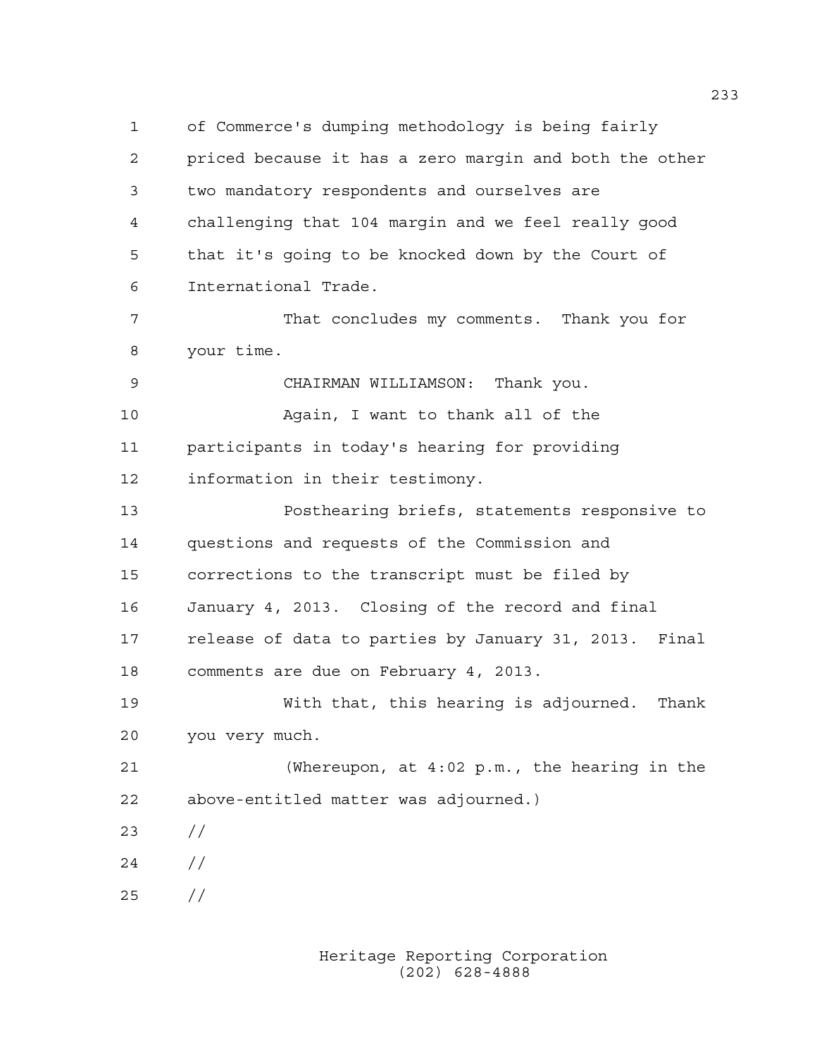of Commerce's dumping methodology is being fairly priced because it has a zero margin and both the other two mandatory respondents and ourselves are challenging that 104 margin and we feel really good that it's going to be knocked down by the Court of International Trade.

That concludes my comments. Thank you for your time.

CHAIRMAN WILLIAMSON: Thank you.

Again, I want to thank all of the participants in today's hearing for providing information in their testimony.

Posthearing briefs, statements responsive to questions and requests of the Commission and corrections to the transcript must be filed by January 4, 2013. Closing of the record and final release of data to parties by January 31, 2013. Final comments are due on February 4, 2013.

With that, this hearing is adjourned. Thank you very much.

(Whereupon, at 4:02 p.m., the hearing in the above-entitled matter was adjourned.)

//

//

//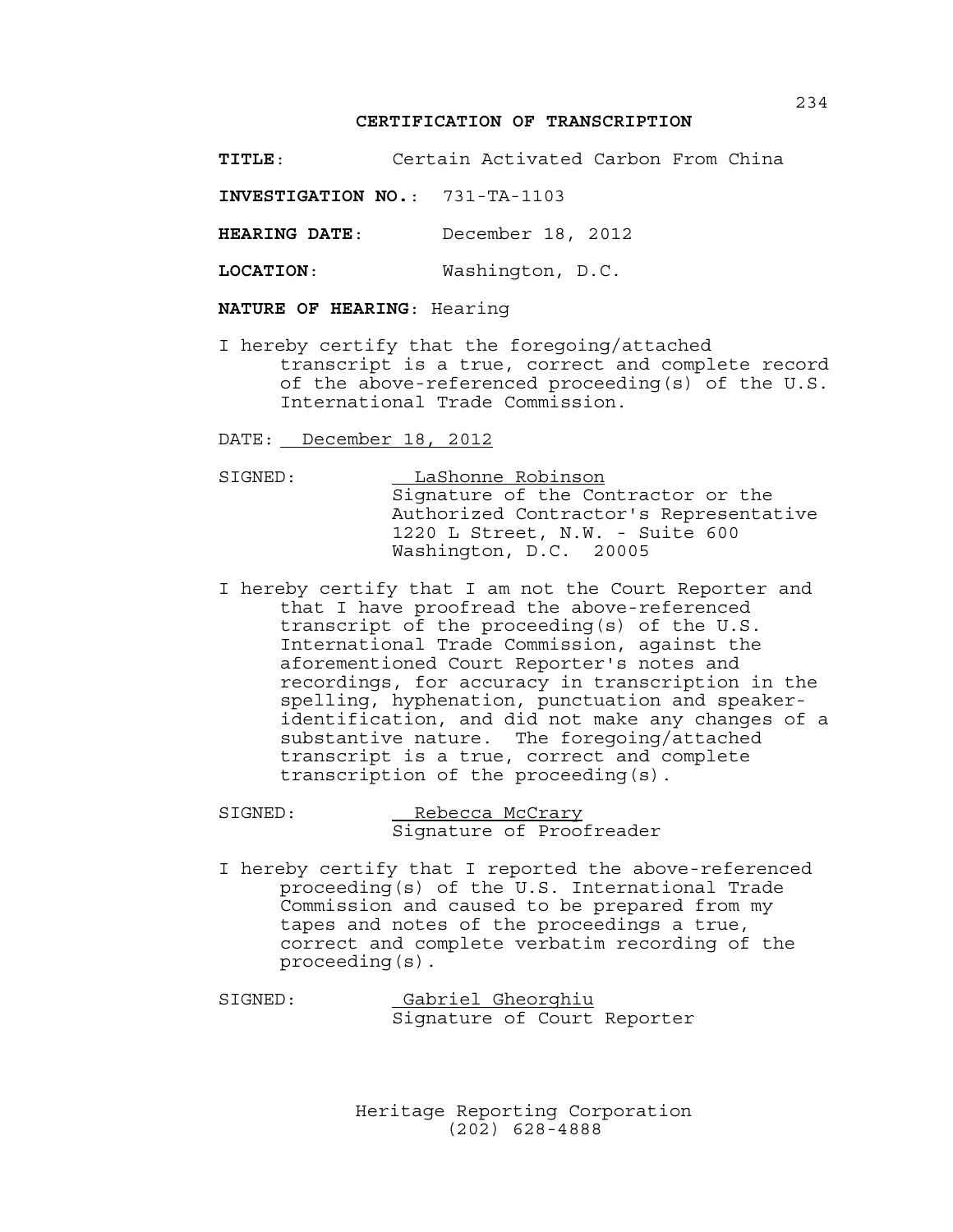## CERTIFICATION OF TRANSCRIPTION

**TITLE**: Certain Activated Carbon From China

**INVESTIGATION NO.**: 731-TA-1103

**HEARING DATE**: December 18, 2012

**LOCATION**: Washington, D.C.

**NATURE OF HEARING**: Hearing

I hereby certify that the foregoing/attached transcript is a true, correct and complete record of the above-referenced proceeding(s) of the U.S. International Trade Commission.

DATE: December 18, 2012

SIGNED: LaShonne Robinson
Signature of the Contractor or the Authorized Contractor's Representative
1220 L Street, N.W. - Suite 600
Washington, D.C. 20005

I hereby certify that I am not the Court Reporter and that I have proofread the above-referenced transcript of the proceeding(s) of the U.S. International Trade Commission, against the aforementioned Court Reporter's notes and recordings, for accuracy in transcription in the spelling, hyphenation, punctuation and speaker-identification, and did not make any changes of a substantive nature. The foregoing/attached transcript is a true, correct and complete transcription of the proceeding(s).

SIGNED: Rebecca McCrary
Signature of Proofreader

I hereby certify that I reported the above-referenced proceeding(s) of the U.S. International Trade Commission and caused to be prepared from my tapes and notes of the proceedings a true, correct and complete verbatim recording of the proceeding(s).

SIGNED: Gabriel Gheorghiu
Signature of Court Reporter